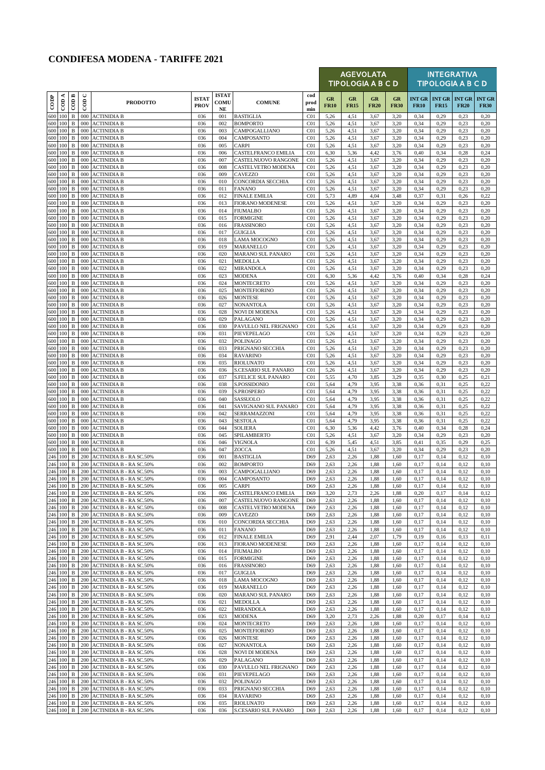# CONDIFESA MODENA - TARIFFE 2021

| CODP | COD A | COD B | COD C | PRODOTTO | ISTAT PROV | ISTAT COMU NE | COMUNE | cod prod min | AGEVOLATA TIPOLOGIA A B C D GR FR10 | GR FR15 | GR FR20 | GR FR30 | INTEGRATIVA TIPOLOGIA A B C D INT GR FR10 | INT GR FR15 | INT GR FR20 | INT GR FR30 |
|---|---|---|---|---|---|---|---|---|---|---|---|---|---|---|---|---|
| 600 | 100 | B | 000 | ACTINIDIA B | 036 | 001 | BASTIGLIA | C01 | 5,26 | 4,51 | 3,67 | 3,20 | 0,34 | 0,29 | 0,23 | 0,20 |
| 600 | 100 | B | 000 | ACTINIDIA B | 036 | 002 | BOMPORTO | C01 | 5,26 | 4,51 | 3,67 | 3,20 | 0,34 | 0,29 | 0,23 | 0,20 |
| 600 | 100 | B | 000 | ACTINIDIA B | 036 | 003 | CAMPOGALLIANO | C01 | 5,26 | 4,51 | 3,67 | 3,20 | 0,34 | 0,29 | 0,23 | 0,20 |
| 600 | 100 | B | 000 | ACTINIDIA B | 036 | 004 | CAMPOSANTO | C01 | 5,26 | 4,51 | 3,67 | 3,20 | 0,34 | 0,29 | 0,23 | 0,20 |
| 600 | 100 | B | 000 | ACTINIDIA B | 036 | 005 | CARPI | C01 | 5,26 | 4,51 | 3,67 | 3,20 | 0,34 | 0,29 | 0,23 | 0,20 |
| 600 | 100 | B | 000 | ACTINIDIA B | 036 | 006 | CASTELFRANCO EMILIA | C01 | 6,30 | 5,36 | 4,42 | 3,76 | 0,40 | 0,34 | 0,28 | 0,24 |
| 600 | 100 | B | 000 | ACTINIDIA B | 036 | 007 | CASTELNUOVO RANGONE | C01 | 5,26 | 4,51 | 3,67 | 3,20 | 0,34 | 0,29 | 0,23 | 0,20 |
| 600 | 100 | B | 000 | ACTINIDIA B | 036 | 008 | CASTELVETRO MODENA | C01 | 5,26 | 4,51 | 3,67 | 3,20 | 0,34 | 0,29 | 0,23 | 0,20 |
| 600 | 100 | B | 000 | ACTINIDIA B | 036 | 009 | CAVEZZO | C01 | 5,26 | 4,51 | 3,67 | 3,20 | 0,34 | 0,29 | 0,23 | 0,20 |
| 600 | 100 | B | 000 | ACTINIDIA B | 036 | 010 | CONCORDIA SECCHIA | C01 | 5,26 | 4,51 | 3,67 | 3,20 | 0,34 | 0,29 | 0,23 | 0,20 |
| 600 | 100 | B | 000 | ACTINIDIA B | 036 | 011 | FANANO | C01 | 5,26 | 4,51 | 3,67 | 3,20 | 0,34 | 0,29 | 0,23 | 0,20 |
| 600 | 100 | B | 000 | ACTINIDIA B | 036 | 012 | FINALE EMILIA | C01 | 5,73 | 4,89 | 4,04 | 3,48 | 0,37 | 0,31 | 0,26 | 0,22 |
| 600 | 100 | B | 000 | ACTINIDIA B | 036 | 013 | FIORANO MODENESE | C01 | 5,26 | 4,51 | 3,67 | 3,20 | 0,34 | 0,29 | 0,23 | 0,20 |
| 600 | 100 | B | 000 | ACTINIDIA B | 036 | 014 | FIUMALBO | C01 | 5,26 | 4,51 | 3,67 | 3,20 | 0,34 | 0,29 | 0,23 | 0,20 |
| 600 | 100 | B | 000 | ACTINIDIA B | 036 | 015 | FORMIGINE | C01 | 5,26 | 4,51 | 3,67 | 3,20 | 0,34 | 0,29 | 0,23 | 0,20 |
| 600 | 100 | B | 000 | ACTINIDIA B | 036 | 016 | FRASSINORO | C01 | 5,26 | 4,51 | 3,67 | 3,20 | 0,34 | 0,29 | 0,23 | 0,20 |
| 600 | 100 | B | 000 | ACTINIDIA B | 036 | 017 | GUIGLIA | C01 | 5,26 | 4,51 | 3,67 | 3,20 | 0,34 | 0,29 | 0,23 | 0,20 |
| 600 | 100 | B | 000 | ACTINIDIA B | 036 | 018 | LAMA MOCOGNO | C01 | 5,26 | 4,51 | 3,67 | 3,20 | 0,34 | 0,29 | 0,23 | 0,20 |
| 600 | 100 | B | 000 | ACTINIDIA B | 036 | 019 | MARANELLO | C01 | 5,26 | 4,51 | 3,67 | 3,20 | 0,34 | 0,29 | 0,23 | 0,20 |
| 600 | 100 | B | 000 | ACTINIDIA B | 036 | 020 | MARANO SUL PANARO | C01 | 5,26 | 4,51 | 3,67 | 3,20 | 0,34 | 0,29 | 0,23 | 0,20 |
| 600 | 100 | B | 000 | ACTINIDIA B | 036 | 021 | MEDOLLA | C01 | 5,26 | 4,51 | 3,67 | 3,20 | 0,34 | 0,29 | 0,23 | 0,20 |
| 600 | 100 | B | 000 | ACTINIDIA B | 036 | 022 | MIRANDOLA | C01 | 5,26 | 4,51 | 3,67 | 3,20 | 0,34 | 0,29 | 0,23 | 0,20 |
| 600 | 100 | B | 000 | ACTINIDIA B | 036 | 023 | MODENA | C01 | 6,30 | 5,36 | 4,42 | 3,76 | 0,40 | 0,34 | 0,28 | 0,24 |
| 600 | 100 | B | 000 | ACTINIDIA B | 036 | 024 | MONTECRETO | C01 | 5,26 | 4,51 | 3,67 | 3,20 | 0,34 | 0,29 | 0,23 | 0,20 |
| 600 | 100 | B | 000 | ACTINIDIA B | 036 | 025 | MONTEFIORINO | C01 | 5,26 | 4,51 | 3,67 | 3,20 | 0,34 | 0,29 | 0,23 | 0,20 |
| 600 | 100 | B | 000 | ACTINIDIA B | 036 | 026 | MONTESE | C01 | 5,26 | 4,51 | 3,67 | 3,20 | 0,34 | 0,29 | 0,23 | 0,20 |
| 600 | 100 | B | 000 | ACTINIDIA B | 036 | 027 | NONANTOLA | C01 | 5,26 | 4,51 | 3,67 | 3,20 | 0,34 | 0,29 | 0,23 | 0,20 |
| 600 | 100 | B | 000 | ACTINIDIA B | 036 | 028 | NOVI DI MODENA | C01 | 5,26 | 4,51 | 3,67 | 3,20 | 0,34 | 0,29 | 0,23 | 0,20 |
| 600 | 100 | B | 000 | ACTINIDIA B | 036 | 029 | PALAGANO | C01 | 5,26 | 4,51 | 3,67 | 3,20 | 0,34 | 0,29 | 0,23 | 0,20 |
| 600 | 100 | B | 000 | ACTINIDIA B | 036 | 030 | PAVULLO NEL FRIGNANO | C01 | 5,26 | 4,51 | 3,67 | 3,20 | 0,34 | 0,29 | 0,23 | 0,20 |
| 600 | 100 | B | 000 | ACTINIDIA B | 036 | 031 | PIEVEPELAGO | C01 | 5,26 | 4,51 | 3,67 | 3,20 | 0,34 | 0,29 | 0,23 | 0,20 |
| 600 | 100 | B | 000 | ACTINIDIA B | 036 | 032 | POLINAGO | C01 | 5,26 | 4,51 | 3,67 | 3,20 | 0,34 | 0,29 | 0,23 | 0,20 |
| 600 | 100 | B | 000 | ACTINIDIA B | 036 | 033 | PRIGNANO SECCHIA | C01 | 5,26 | 4,51 | 3,67 | 3,20 | 0,34 | 0,29 | 0,23 | 0,20 |
| 600 | 100 | B | 000 | ACTINIDIA B | 036 | 034 | RAVARINO | C01 | 5,26 | 4,51 | 3,67 | 3,20 | 0,34 | 0,29 | 0,23 | 0,20 |
| 600 | 100 | B | 000 | ACTINIDIA B | 036 | 035 | RIOLUNATO | C01 | 5,26 | 4,51 | 3,67 | 3,20 | 0,34 | 0,29 | 0,23 | 0,20 |
| 600 | 100 | B | 000 | ACTINIDIA B | 036 | 036 | S.CESARIO SUL PANARO | C01 | 5,26 | 4,51 | 3,67 | 3,20 | 0,34 | 0,29 | 0,23 | 0,20 |
| 600 | 100 | B | 000 | ACTINIDIA B | 036 | 037 | S.FELICE SUL PANARO | C01 | 5,55 | 4,70 | 3,85 | 3,29 | 0,35 | 0,30 | 0,25 | 0,21 |
| 600 | 100 | B | 000 | ACTINIDIA B | 036 | 038 | S.POSSIDONIO | C01 | 5,64 | 4,79 | 3,95 | 3,38 | 0,36 | 0,31 | 0,25 | 0,22 |
| 600 | 100 | B | 000 | ACTINIDIA B | 036 | 039 | S.PROSPERO | C01 | 5,64 | 4,79 | 3,95 | 3,38 | 0,36 | 0,31 | 0,25 | 0,22 |
| 600 | 100 | B | 000 | ACTINIDIA B | 036 | 040 | SASSUOLO | C01 | 5,64 | 4,79 | 3,95 | 3,38 | 0,36 | 0,31 | 0,25 | 0,22 |
| 600 | 100 | B | 000 | ACTINIDIA B | 036 | 041 | SAVIGNANO SUL PANARO | C01 | 5,64 | 4,79 | 3,95 | 3,38 | 0,36 | 0,31 | 0,25 | 0,22 |
| 600 | 100 | B | 000 | ACTINIDIA B | 036 | 042 | SERRAMAZZONI | C01 | 5,64 | 4,79 | 3,95 | 3,38 | 0,36 | 0,31 | 0,25 | 0,22 |
| 600 | 100 | B | 000 | ACTINIDIA B | 036 | 043 | SESTOLA | C01 | 5,64 | 4,79 | 3,95 | 3,38 | 0,36 | 0,31 | 0,25 | 0,22 |
| 600 | 100 | B | 000 | ACTINIDIA B | 036 | 044 | SOLIERA | C01 | 6,30 | 5,36 | 4,42 | 3,76 | 0,40 | 0,34 | 0,28 | 0,24 |
| 600 | 100 | B | 000 | ACTINIDIA B | 036 | 045 | SPILAMBERTO | C01 | 5,26 | 4,51 | 3,67 | 3,20 | 0,34 | 0,29 | 0,23 | 0,20 |
| 600 | 100 | B | 000 | ACTINIDIA B | 036 | 046 | VIGNOLA | C01 | 6,39 | 5,45 | 4,51 | 3,85 | 0,41 | 0,35 | 0,29 | 0,25 |
| 600 | 100 | B | 000 | ACTINIDIA B | 036 | 047 | ZOCCA | C01 | 5,26 | 4,51 | 3,67 | 3,20 | 0,34 | 0,29 | 0,23 | 0,20 |
| 246 | 100 | B | 200 | ACTINIDIA B - RA SC.50% | 036 | 001 | BASTIGLIA | D69 | 2,63 | 2,26 | 1,88 | 1,60 | 0,17 | 0,14 | 0,12 | 0,10 |
| 246 | 100 | B | 200 | ACTINIDIA B - RA SC.50% | 036 | 002 | BOMPORTO | D69 | 2,63 | 2,26 | 1,88 | 1,60 | 0,17 | 0,14 | 0,12 | 0,10 |
| 246 | 100 | B | 200 | ACTINIDIA B - RA SC.50% | 036 | 003 | CAMPOGALLIANO | D69 | 2,63 | 2,26 | 1,88 | 1,60 | 0,17 | 0,14 | 0,12 | 0,10 |
| 246 | 100 | B | 200 | ACTINIDIA B - RA SC.50% | 036 | 004 | CAMPOSANTO | D69 | 2,63 | 2,26 | 1,88 | 1,60 | 0,17 | 0,14 | 0,12 | 0,10 |
| 246 | 100 | B | 200 | ACTINIDIA B - RA SC.50% | 036 | 005 | CARPI | D69 | 2,63 | 2,26 | 1,88 | 1,60 | 0,17 | 0,14 | 0,12 | 0,10 |
| 246 | 100 | B | 200 | ACTINIDIA B - RA SC.50% | 036 | 006 | CASTELFRANCO EMILIA | D69 | 3,20 | 2,73 | 2,26 | 1,88 | 0,20 | 0,17 | 0,14 | 0,12 |
| 246 | 100 | B | 200 | ACTINIDIA B - RA SC.50% | 036 | 007 | CASTELNUOVO RANGONE | D69 | 2,63 | 2,26 | 1,88 | 1,60 | 0,17 | 0,14 | 0,12 | 0,10 |
| 246 | 100 | B | 200 | ACTINIDIA B - RA SC.50% | 036 | 008 | CASTELVETRO MODENA | D69 | 2,63 | 2,26 | 1,88 | 1,60 | 0,17 | 0,14 | 0,12 | 0,10 |
| 246 | 100 | B | 200 | ACTINIDIA B - RA SC.50% | 036 | 009 | CAVEZZO | D69 | 2,63 | 2,26 | 1,88 | 1,60 | 0,17 | 0,14 | 0,12 | 0,10 |
| 246 | 100 | B | 200 | ACTINIDIA B - RA SC.50% | 036 | 010 | CONCORDIA SECCHIA | D69 | 2,63 | 2,26 | 1,88 | 1,60 | 0,17 | 0,14 | 0,12 | 0,10 |
| 246 | 100 | B | 200 | ACTINIDIA B - RA SC.50% | 036 | 011 | FANANO | D69 | 2,63 | 2,26 | 1,88 | 1,60 | 0,17 | 0,14 | 0,12 | 0,10 |
| 246 | 100 | B | 200 | ACTINIDIA B - RA SC.50% | 036 | 012 | FINALE EMILIA | D69 | 2,91 | 2,44 | 2,07 | 1,79 | 0,19 | 0,16 | 0,13 | 0,11 |
| 246 | 100 | B | 200 | ACTINIDIA B - RA SC.50% | 036 | 013 | FIORANO MODENESE | D69 | 2,63 | 2,26 | 1,88 | 1,60 | 0,17 | 0,14 | 0,12 | 0,10 |
| 246 | 100 | B | 200 | ACTINIDIA B - RA SC.50% | 036 | 014 | FIUMALBO | D69 | 2,63 | 2,26 | 1,88 | 1,60 | 0,17 | 0,14 | 0,12 | 0,10 |
| 246 | 100 | B | 200 | ACTINIDIA B - RA SC.50% | 036 | 015 | FORMIGINE | D69 | 2,63 | 2,26 | 1,88 | 1,60 | 0,17 | 0,14 | 0,12 | 0,10 |
| 246 | 100 | B | 200 | ACTINIDIA B - RA SC.50% | 036 | 016 | FRASSINORO | D69 | 2,63 | 2,26 | 1,88 | 1,60 | 0,17 | 0,14 | 0,12 | 0,10 |
| 246 | 100 | B | 200 | ACTINIDIA B - RA SC.50% | 036 | 017 | GUIGLIA | D69 | 2,63 | 2,26 | 1,88 | 1,60 | 0,17 | 0,14 | 0,12 | 0,10 |
| 246 | 100 | B | 200 | ACTINIDIA B - RA SC.50% | 036 | 018 | LAMA MOCOGNO | D69 | 2,63 | 2,26 | 1,88 | 1,60 | 0,17 | 0,14 | 0,12 | 0,10 |
| 246 | 100 | B | 200 | ACTINIDIA B - RA SC.50% | 036 | 019 | MARANELLO | D69 | 2,63 | 2,26 | 1,88 | 1,60 | 0,17 | 0,14 | 0,12 | 0,10 |
| 246 | 100 | B | 200 | ACTINIDIA B - RA SC.50% | 036 | 020 | MARANO SUL PANARO | D69 | 2,63 | 2,26 | 1,88 | 1,60 | 0,17 | 0,14 | 0,12 | 0,10 |
| 246 | 100 | B | 200 | ACTINIDIA B - RA SC.50% | 036 | 021 | MEDOLLA | D69 | 2,63 | 2,26 | 1,88 | 1,60 | 0,17 | 0,14 | 0,12 | 0,10 |
| 246 | 100 | B | 200 | ACTINIDIA B - RA SC.50% | 036 | 022 | MIRANDOLA | D69 | 2,63 | 2,26 | 1,88 | 1,60 | 0,17 | 0,14 | 0,12 | 0,10 |
| 246 | 100 | B | 200 | ACTINIDIA B - RA SC.50% | 036 | 023 | MODENA | D69 | 3,20 | 2,73 | 2,26 | 1,88 | 0,20 | 0,17 | 0,14 | 0,12 |
| 246 | 100 | B | 200 | ACTINIDIA B - RA SC.50% | 036 | 024 | MONTECRETO | D69 | 2,63 | 2,26 | 1,88 | 1,60 | 0,17 | 0,14 | 0,12 | 0,10 |
| 246 | 100 | B | 200 | ACTINIDIA B - RA SC.50% | 036 | 025 | MONTEFIORINO | D69 | 2,63 | 2,26 | 1,88 | 1,60 | 0,17 | 0,14 | 0,12 | 0,10 |
| 246 | 100 | B | 200 | ACTINIDIA B - RA SC.50% | 036 | 026 | MONTESE | D69 | 2,63 | 2,26 | 1,88 | 1,60 | 0,17 | 0,14 | 0,12 | 0,10 |
| 246 | 100 | B | 200 | ACTINIDIA B - RA SC.50% | 036 | 027 | NONANTOLA | D69 | 2,63 | 2,26 | 1,88 | 1,60 | 0,17 | 0,14 | 0,12 | 0,10 |
| 246 | 100 | B | 200 | ACTINIDIA B - RA SC.50% | 036 | 028 | NOVI DI MODENA | D69 | 2,63 | 2,26 | 1,88 | 1,60 | 0,17 | 0,14 | 0,12 | 0,10 |
| 246 | 100 | B | 200 | ACTINIDIA B - RA SC.50% | 036 | 029 | PALAGANO | D69 | 2,63 | 2,26 | 1,88 | 1,60 | 0,17 | 0,14 | 0,12 | 0,10 |
| 246 | 100 | B | 200 | ACTINIDIA B - RA SC.50% | 036 | 030 | PAVULLO NEL FRIGNANO | D69 | 2,63 | 2,26 | 1,88 | 1,60 | 0,17 | 0,14 | 0,12 | 0,10 |
| 246 | 100 | B | 200 | ACTINIDIA B - RA SC.50% | 036 | 031 | PIEVEPELAGO | D69 | 2,63 | 2,26 | 1,88 | 1,60 | 0,17 | 0,14 | 0,12 | 0,10 |
| 246 | 100 | B | 200 | ACTINIDIA B - RA SC.50% | 036 | 032 | POLINAGO | D69 | 2,63 | 2,26 | 1,88 | 1,60 | 0,17 | 0,14 | 0,12 | 0,10 |
| 246 | 100 | B | 200 | ACTINIDIA B - RA SC.50% | 036 | 033 | PRIGNANO SECCHIA | D69 | 2,63 | 2,26 | 1,88 | 1,60 | 0,17 | 0,14 | 0,12 | 0,10 |
| 246 | 100 | B | 200 | ACTINIDIA B - RA SC.50% | 036 | 034 | RAVARINO | D69 | 2,63 | 2,26 | 1,88 | 1,60 | 0,17 | 0,14 | 0,12 | 0,10 |
| 246 | 100 | B | 200 | ACTINIDIA B - RA SC.50% | 036 | 035 | RIOLUNATO | D69 | 2,63 | 2,26 | 1,88 | 1,60 | 0,17 | 0,14 | 0,12 | 0,10 |
| 246 | 100 | B | 200 | ACTINIDIA B - RA SC.50% | 036 | 036 | S.CESARIO SUL PANARO | D69 | 2,63 | 2,26 | 1,88 | 1,60 | 0,17 | 0,14 | 0,12 | 0,10 |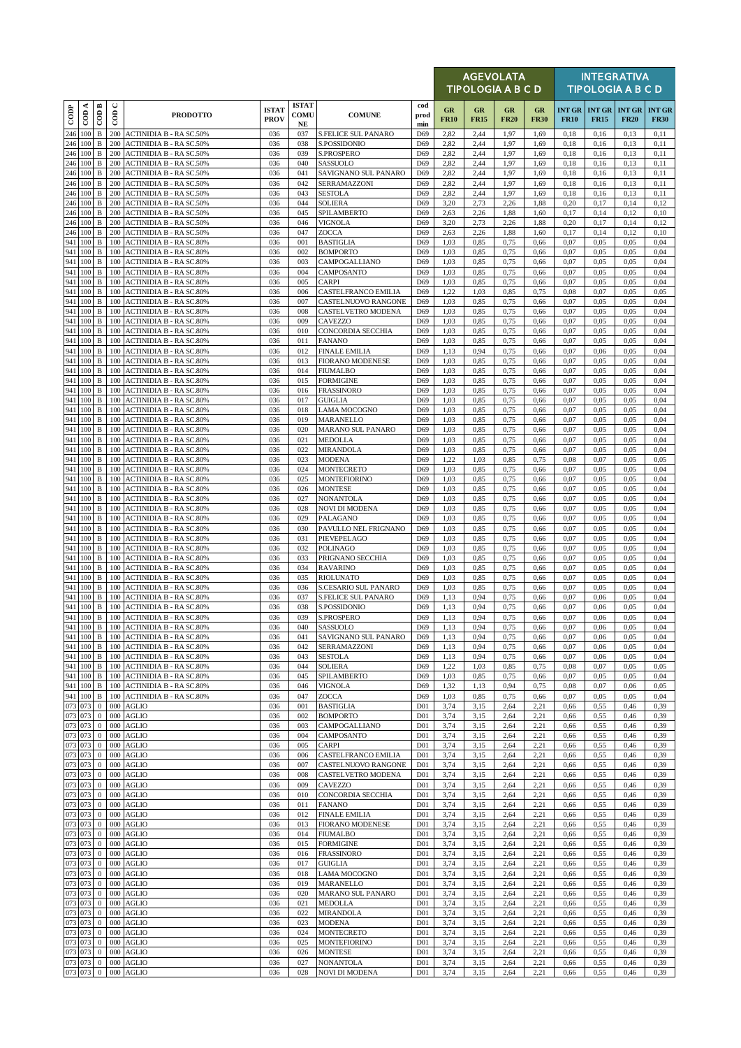| CODP | COD A | COD B | COD C | PRODOTTO | ISTAT PROV | ISTAT COMU NE | COMUNE | cod prod min | AGEVOLATA TIPOLOGIA A B C D | | | | INTEGRATIVA TIPOLOGIA A B C D | | | |
|---|---|---|---|---|---|---|---|---|---|---|---|---|---|---|---|---|
| | | | | | | | | | GR FR10 | GR FR15 | GR FR20 | GR FR30 | INT GR FR10 | INT GR FR15 | INT GR FR20 | INT GR FR30 |
| 246 | 100 | B | 200 | ACTINIDIA B - RA SC.50% | 036 | 037 | S.FELICE SUL PANARO | D69 | 2,82 | 2,44 | 1,97 | 1,69 | 0,18 | 0,16 | 0,13 | 0,11 |
| 246 | 100 | B | 200 | ACTINIDIA B - RA SC.50% | 036 | 038 | S.POSSIDONIO | D69 | 2,82 | 2,44 | 1,97 | 1,69 | 0,18 | 0,16 | 0,13 | 0,11 |
| 246 | 100 | B | 200 | ACTINIDIA B - RA SC.50% | 036 | 039 | S.PROSPERO | D69 | 2,82 | 2,44 | 1,97 | 1,69 | 0,18 | 0,16 | 0,13 | 0,11 |
| 246 | 100 | B | 200 | ACTINIDIA B - RA SC.50% | 036 | 040 | SASSUOLO | D69 | 2,82 | 2,44 | 1,97 | 1,69 | 0,18 | 0,16 | 0,13 | 0,11 |
| 246 | 100 | B | 200 | ACTINIDIA B - RA SC.50% | 036 | 041 | SAVIGNANO SUL PANARO | D69 | 2,82 | 2,44 | 1,97 | 1,69 | 0,18 | 0,16 | 0,13 | 0,11 |
| 246 | 100 | B | 200 | ACTINIDIA B - RA SC.50% | 036 | 042 | SERRAMAZZONI | D69 | 2,82 | 2,44 | 1,97 | 1,69 | 0,18 | 0,16 | 0,13 | 0,11 |
| 246 | 100 | B | 200 | ACTINIDIA B - RA SC.50% | 036 | 043 | SESTOLA | D69 | 2,82 | 2,44 | 1,97 | 1,69 | 0,18 | 0,16 | 0,13 | 0,11 |
| 246 | 100 | B | 200 | ACTINIDIA B - RA SC.50% | 036 | 044 | SOLIERA | D69 | 3,20 | 2,73 | 2,26 | 1,88 | 0,20 | 0,17 | 0,14 | 0,12 |
| 246 | 100 | B | 200 | ACTINIDIA B - RA SC.50% | 036 | 045 | SPILAMBERTO | D69 | 2,63 | 2,26 | 1,88 | 1,60 | 0,17 | 0,14 | 0,12 | 0,10 |
| 246 | 100 | B | 200 | ACTINIDIA B - RA SC.50% | 036 | 046 | VIGNOLA | D69 | 3,20 | 2,73 | 2,26 | 1,88 | 0,20 | 0,17 | 0,14 | 0,12 |
| 246 | 100 | B | 200 | ACTINIDIA B - RA SC.50% | 036 | 047 | ZOCCA | D69 | 2,63 | 2,26 | 1,88 | 1,60 | 0,17 | 0,14 | 0,12 | 0,10 |
| 941 | 100 | B | 100 | ACTINIDIA B - RA SC.80% | 036 | 001 | BASTIGLIA | D69 | 1,03 | 0,85 | 0,75 | 0,66 | 0,07 | 0,05 | 0,05 | 0,04 |
| 941 | 100 | B | 100 | ACTINIDIA B - RA SC.80% | 036 | 002 | BOMPORTO | D69 | 1,03 | 0,85 | 0,75 | 0,66 | 0,07 | 0,05 | 0,05 | 0,04 |
| 941 | 100 | B | 100 | ACTINIDIA B - RA SC.80% | 036 | 003 | CAMPOGALLIANO | D69 | 1,03 | 0,85 | 0,75 | 0,66 | 0,07 | 0,05 | 0,05 | 0,04 |
| 941 | 100 | B | 100 | ACTINIDIA B - RA SC.80% | 036 | 004 | CAMPOSANTO | D69 | 1,03 | 0,85 | 0,75 | 0,66 | 0,07 | 0,05 | 0,05 | 0,04 |
| 941 | 100 | B | 100 | ACTINIDIA B - RA SC.80% | 036 | 005 | CARPI | D69 | 1,03 | 0,85 | 0,75 | 0,66 | 0,07 | 0,05 | 0,05 | 0,04 |
| 941 | 100 | B | 100 | ACTINIDIA B - RA SC.80% | 036 | 006 | CASTELFRANCO EMILIA | D69 | 1,22 | 1,03 | 0,85 | 0,75 | 0,08 | 0,07 | 0,05 | 0,05 |
| 941 | 100 | B | 100 | ACTINIDIA B - RA SC.80% | 036 | 007 | CASTELNUOVO RANGONE | D69 | 1,03 | 0,85 | 0,75 | 0,66 | 0,07 | 0,05 | 0,05 | 0,04 |
| 941 | 100 | B | 100 | ACTINIDIA B - RA SC.80% | 036 | 008 | CASTELVETRO MODENA | D69 | 1,03 | 0,85 | 0,75 | 0,66 | 0,07 | 0,05 | 0,05 | 0,04 |
| 941 | 100 | B | 100 | ACTINIDIA B - RA SC.80% | 036 | 009 | CAVEZZO | D69 | 1,03 | 0,85 | 0,75 | 0,66 | 0,07 | 0,05 | 0,05 | 0,04 |
| 941 | 100 | B | 100 | ACTINIDIA B - RA SC.80% | 036 | 010 | CONCORDIA SECCHIA | D69 | 1,03 | 0,85 | 0,75 | 0,66 | 0,07 | 0,05 | 0,05 | 0,04 |
| 941 | 100 | B | 100 | ACTINIDIA B - RA SC.80% | 036 | 011 | FANANO | D69 | 1,03 | 0,85 | 0,75 | 0,66 | 0,07 | 0,05 | 0,05 | 0,04 |
| 941 | 100 | B | 100 | ACTINIDIA B - RA SC.80% | 036 | 012 | FINALE EMILIA | D69 | 1,13 | 0,94 | 0,75 | 0,66 | 0,07 | 0,06 | 0,05 | 0,04 |
| 941 | 100 | B | 100 | ACTINIDIA B - RA SC.80% | 036 | 013 | FIORANO MODENESE | D69 | 1,03 | 0,85 | 0,75 | 0,66 | 0,07 | 0,05 | 0,05 | 0,04 |
| 941 | 100 | B | 100 | ACTINIDIA B - RA SC.80% | 036 | 014 | FIUMALBO | D69 | 1,03 | 0,85 | 0,75 | 0,66 | 0,07 | 0,05 | 0,05 | 0,04 |
| 941 | 100 | B | 100 | ACTINIDIA B - RA SC.80% | 036 | 015 | FORMIGINE | D69 | 1,03 | 0,85 | 0,75 | 0,66 | 0,07 | 0,05 | 0,05 | 0,04 |
| 941 | 100 | B | 100 | ACTINIDIA B - RA SC.80% | 036 | 016 | FRASSINORO | D69 | 1,03 | 0,85 | 0,75 | 0,66 | 0,07 | 0,05 | 0,05 | 0,04 |
| 941 | 100 | B | 100 | ACTINIDIA B - RA SC.80% | 036 | 017 | GUIGLIA | D69 | 1,03 | 0,85 | 0,75 | 0,66 | 0,07 | 0,05 | 0,05 | 0,04 |
| 941 | 100 | B | 100 | ACTINIDIA B - RA SC.80% | 036 | 018 | LAMA MOCOGNO | D69 | 1,03 | 0,85 | 0,75 | 0,66 | 0,07 | 0,05 | 0,05 | 0,04 |
| 941 | 100 | B | 100 | ACTINIDIA B - RA SC.80% | 036 | 019 | MARANELLO | D69 | 1,03 | 0,85 | 0,75 | 0,66 | 0,07 | 0,05 | 0,05 | 0,04 |
| 941 | 100 | B | 100 | ACTINIDIA B - RA SC.80% | 036 | 020 | MARANO SUL PANARO | D69 | 1,03 | 0,85 | 0,75 | 0,66 | 0,07 | 0,05 | 0,05 | 0,04 |
| 941 | 100 | B | 100 | ACTINIDIA B - RA SC.80% | 036 | 021 | MEDOLLA | D69 | 1,03 | 0,85 | 0,75 | 0,66 | 0,07 | 0,05 | 0,05 | 0,04 |
| 941 | 100 | B | 100 | ACTINIDIA B - RA SC.80% | 036 | 022 | MIRANDOLA | D69 | 1,03 | 0,85 | 0,75 | 0,66 | 0,07 | 0,05 | 0,05 | 0,04 |
| 941 | 100 | B | 100 | ACTINIDIA B - RA SC.80% | 036 | 023 | MODENA | D69 | 1,22 | 1,03 | 0,85 | 0,75 | 0,08 | 0,07 | 0,05 | 0,05 |
| 941 | 100 | B | 100 | ACTINIDIA B - RA SC.80% | 036 | 024 | MONTECRETO | D69 | 1,03 | 0,85 | 0,75 | 0,66 | 0,07 | 0,05 | 0,05 | 0,04 |
| 941 | 100 | B | 100 | ACTINIDIA B - RA SC.80% | 036 | 025 | MONTEFIORINO | D69 | 1,03 | 0,85 | 0,75 | 0,66 | 0,07 | 0,05 | 0,05 | 0,04 |
| 941 | 100 | B | 100 | ACTINIDIA B - RA SC.80% | 036 | 026 | MONTESE | D69 | 1,03 | 0,85 | 0,75 | 0,66 | 0,07 | 0,05 | 0,05 | 0,04 |
| 941 | 100 | B | 100 | ACTINIDIA B - RA SC.80% | 036 | 027 | NONANTOLA | D69 | 1,03 | 0,85 | 0,75 | 0,66 | 0,07 | 0,05 | 0,05 | 0,04 |
| 941 | 100 | B | 100 | ACTINIDIA B - RA SC.80% | 036 | 028 | NOVI DI MODENA | D69 | 1,03 | 0,85 | 0,75 | 0,66 | 0,07 | 0,05 | 0,05 | 0,04 |
| 941 | 100 | B | 100 | ACTINIDIA B - RA SC.80% | 036 | 029 | PALAGANO | D69 | 1,03 | 0,85 | 0,75 | 0,66 | 0,07 | 0,05 | 0,05 | 0,04 |
| 941 | 100 | B | 100 | ACTINIDIA B - RA SC.80% | 036 | 030 | PAVULLO NEL FRIGNANO | D69 | 1,03 | 0,85 | 0,75 | 0,66 | 0,07 | 0,05 | 0,05 | 0,04 |
| 941 | 100 | B | 100 | ACTINIDIA B - RA SC.80% | 036 | 031 | PIEVEPELAGO | D69 | 1,03 | 0,85 | 0,75 | 0,66 | 0,07 | 0,05 | 0,05 | 0,04 |
| 941 | 100 | B | 100 | ACTINIDIA B - RA SC.80% | 036 | 032 | POLINAGO | D69 | 1,03 | 0,85 | 0,75 | 0,66 | 0,07 | 0,05 | 0,05 | 0,04 |
| 941 | 100 | B | 100 | ACTINIDIA B - RA SC.80% | 036 | 033 | PRIGNANO SECCHIA | D69 | 1,03 | 0,85 | 0,75 | 0,66 | 0,07 | 0,05 | 0,05 | 0,04 |
| 941 | 100 | B | 100 | ACTINIDIA B - RA SC.80% | 036 | 034 | RAVARINO | D69 | 1,03 | 0,85 | 0,75 | 0,66 | 0,07 | 0,05 | 0,05 | 0,04 |
| 941 | 100 | B | 100 | ACTINIDIA B - RA SC.80% | 036 | 035 | RIOLUNATO | D69 | 1,03 | 0,85 | 0,75 | 0,66 | 0,07 | 0,05 | 0,05 | 0,04 |
| 941 | 100 | B | 100 | ACTINIDIA B - RA SC.80% | 036 | 036 | S.CESARIO SUL PANARO | D69 | 1,03 | 0,85 | 0,75 | 0,66 | 0,07 | 0,05 | 0,05 | 0,04 |
| 941 | 100 | B | 100 | ACTINIDIA B - RA SC.80% | 036 | 037 | S.FELICE SUL PANARO | D69 | 1,13 | 0,94 | 0,75 | 0,66 | 0,07 | 0,06 | 0,05 | 0,04 |
| 941 | 100 | B | 100 | ACTINIDIA B - RA SC.80% | 036 | 038 | S.POSSIDONIO | D69 | 1,13 | 0,94 | 0,75 | 0,66 | 0,07 | 0,06 | 0,05 | 0,04 |
| 941 | 100 | B | 100 | ACTINIDIA B - RA SC.80% | 036 | 039 | S.PROSPERO | D69 | 1,13 | 0,94 | 0,75 | 0,66 | 0,07 | 0,06 | 0,05 | 0,04 |
| 941 | 100 | B | 100 | ACTINIDIA B - RA SC.80% | 036 | 040 | SASSUOLO | D69 | 1,13 | 0,94 | 0,75 | 0,66 | 0,07 | 0,06 | 0,05 | 0,04 |
| 941 | 100 | B | 100 | ACTINIDIA B - RA SC.80% | 036 | 041 | SAVIGNANO SUL PANARO | D69 | 1,13 | 0,94 | 0,75 | 0,66 | 0,07 | 0,06 | 0,05 | 0,04 |
| 941 | 100 | B | 100 | ACTINIDIA B - RA SC.80% | 036 | 042 | SERRAMAZZONI | D69 | 1,13 | 0,94 | 0,75 | 0,66 | 0,07 | 0,06 | 0,05 | 0,04 |
| 941 | 100 | B | 100 | ACTINIDIA B - RA SC.80% | 036 | 043 | SESTOLA | D69 | 1,13 | 0,94 | 0,75 | 0,66 | 0,07 | 0,06 | 0,05 | 0,04 |
| 941 | 100 | B | 100 | ACTINIDIA B - RA SC.80% | 036 | 044 | SOLIERA | D69 | 1,22 | 1,03 | 0,85 | 0,75 | 0,08 | 0,07 | 0,05 | 0,05 |
| 941 | 100 | B | 100 | ACTINIDIA B - RA SC.80% | 036 | 045 | SPILAMBERTO | D69 | 1,03 | 0,85 | 0,75 | 0,66 | 0,07 | 0,05 | 0,05 | 0,04 |
| 941 | 100 | B | 100 | ACTINIDIA B - RA SC.80% | 036 | 046 | VIGNOLA | D69 | 1,32 | 1,13 | 0,94 | 0,75 | 0,08 | 0,07 | 0,06 | 0,05 |
| 941 | 100 | B | 100 | ACTINIDIA B - RA SC.80% | 036 | 047 | ZOCCA | D69 | 1,03 | 0,85 | 0,75 | 0,66 | 0,07 | 0,05 | 0,05 | 0,04 |
| 073 | 073 | 0 | 000 | AGLIO | 036 | 001 | BASTIGLIA | D01 | 3,74 | 3,15 | 2,64 | 2,21 | 0,66 | 0,55 | 0,46 | 0,39 |
| 073 | 073 | 0 | 000 | AGLIO | 036 | 002 | BOMPORTO | D01 | 3,74 | 3,15 | 2,64 | 2,21 | 0,66 | 0,55 | 0,46 | 0,39 |
| 073 | 073 | 0 | 000 | AGLIO | 036 | 003 | CAMPOGALLIANO | D01 | 3,74 | 3,15 | 2,64 | 2,21 | 0,66 | 0,55 | 0,46 | 0,39 |
| 073 | 073 | 0 | 000 | AGLIO | 036 | 004 | CAMPOSANTO | D01 | 3,74 | 3,15 | 2,64 | 2,21 | 0,66 | 0,55 | 0,46 | 0,39 |
| 073 | 073 | 0 | 000 | AGLIO | 036 | 005 | CARPI | D01 | 3,74 | 3,15 | 2,64 | 2,21 | 0,66 | 0,55 | 0,46 | 0,39 |
| 073 | 073 | 0 | 000 | AGLIO | 036 | 006 | CASTELFRANCO EMILIA | D01 | 3,74 | 3,15 | 2,64 | 2,21 | 0,66 | 0,55 | 0,46 | 0,39 |
| 073 | 073 | 0 | 000 | AGLIO | 036 | 007 | CASTELNUOVO RANGONE | D01 | 3,74 | 3,15 | 2,64 | 2,21 | 0,66 | 0,55 | 0,46 | 0,39 |
| 073 | 073 | 0 | 000 | AGLIO | 036 | 008 | CASTELVETRO MODENA | D01 | 3,74 | 3,15 | 2,64 | 2,21 | 0,66 | 0,55 | 0,46 | 0,39 |
| 073 | 073 | 0 | 000 | AGLIO | 036 | 009 | CAVEZZO | D01 | 3,74 | 3,15 | 2,64 | 2,21 | 0,66 | 0,55 | 0,46 | 0,39 |
| 073 | 073 | 0 | 000 | AGLIO | 036 | 010 | CONCORDIA SECCHIA | D01 | 3,74 | 3,15 | 2,64 | 2,21 | 0,66 | 0,55 | 0,46 | 0,39 |
| 073 | 073 | 0 | 000 | AGLIO | 036 | 011 | FANANO | D01 | 3,74 | 3,15 | 2,64 | 2,21 | 0,66 | 0,55 | 0,46 | 0,39 |
| 073 | 073 | 0 | 000 | AGLIO | 036 | 012 | FINALE EMILIA | D01 | 3,74 | 3,15 | 2,64 | 2,21 | 0,66 | 0,55 | 0,46 | 0,39 |
| 073 | 073 | 0 | 000 | AGLIO | 036 | 013 | FIORANO MODENESE | D01 | 3,74 | 3,15 | 2,64 | 2,21 | 0,66 | 0,55 | 0,46 | 0,39 |
| 073 | 073 | 0 | 000 | AGLIO | 036 | 014 | FIUMALBO | D01 | 3,74 | 3,15 | 2,64 | 2,21 | 0,66 | 0,55 | 0,46 | 0,39 |
| 073 | 073 | 0 | 000 | AGLIO | 036 | 015 | FORMIGINE | D01 | 3,74 | 3,15 | 2,64 | 2,21 | 0,66 | 0,55 | 0,46 | 0,39 |
| 073 | 073 | 0 | 000 | AGLIO | 036 | 016 | FRASSINORO | D01 | 3,74 | 3,15 | 2,64 | 2,21 | 0,66 | 0,55 | 0,46 | 0,39 |
| 073 | 073 | 0 | 000 | AGLIO | 036 | 017 | GUIGLIA | D01 | 3,74 | 3,15 | 2,64 | 2,21 | 0,66 | 0,55 | 0,46 | 0,39 |
| 073 | 073 | 0 | 000 | AGLIO | 036 | 018 | LAMA MOCOGNO | D01 | 3,74 | 3,15 | 2,64 | 2,21 | 0,66 | 0,55 | 0,46 | 0,39 |
| 073 | 073 | 0 | 000 | AGLIO | 036 | 019 | MARANELLO | D01 | 3,74 | 3,15 | 2,64 | 2,21 | 0,66 | 0,55 | 0,46 | 0,39 |
| 073 | 073 | 0 | 000 | AGLIO | 036 | 020 | MARANO SUL PANARO | D01 | 3,74 | 3,15 | 2,64 | 2,21 | 0,66 | 0,55 | 0,46 | 0,39 |
| 073 | 073 | 0 | 000 | AGLIO | 036 | 021 | MEDOLLA | D01 | 3,74 | 3,15 | 2,64 | 2,21 | 0,66 | 0,55 | 0,46 | 0,39 |
| 073 | 073 | 0 | 000 | AGLIO | 036 | 022 | MIRANDOLA | D01 | 3,74 | 3,15 | 2,64 | 2,21 | 0,66 | 0,55 | 0,46 | 0,39 |
| 073 | 073 | 0 | 000 | AGLIO | 036 | 023 | MODENA | D01 | 3,74 | 3,15 | 2,64 | 2,21 | 0,66 | 0,55 | 0,46 | 0,39 |
| 073 | 073 | 0 | 000 | AGLIO | 036 | 024 | MONTECRETO | D01 | 3,74 | 3,15 | 2,64 | 2,21 | 0,66 | 0,55 | 0,46 | 0,39 |
| 073 | 073 | 0 | 000 | AGLIO | 036 | 025 | MONTEFIORINO | D01 | 3,74 | 3,15 | 2,64 | 2,21 | 0,66 | 0,55 | 0,46 | 0,39 |
| 073 | 073 | 0 | 000 | AGLIO | 036 | 026 | MONTESE | D01 | 3,74 | 3,15 | 2,64 | 2,21 | 0,66 | 0,55 | 0,46 | 0,39 |
| 073 | 073 | 0 | 000 | AGLIO | 036 | 027 | NONANTOLA | D01 | 3,74 | 3,15 | 2,64 | 2,21 | 0,66 | 0,55 | 0,46 | 0,39 |
| 073 | 073 | 0 | 000 | AGLIO | 036 | 028 | NOVI DI MODENA | D01 | 3,74 | 3,15 | 2,64 | 2,21 | 0,66 | 0,55 | 0,46 | 0,39 |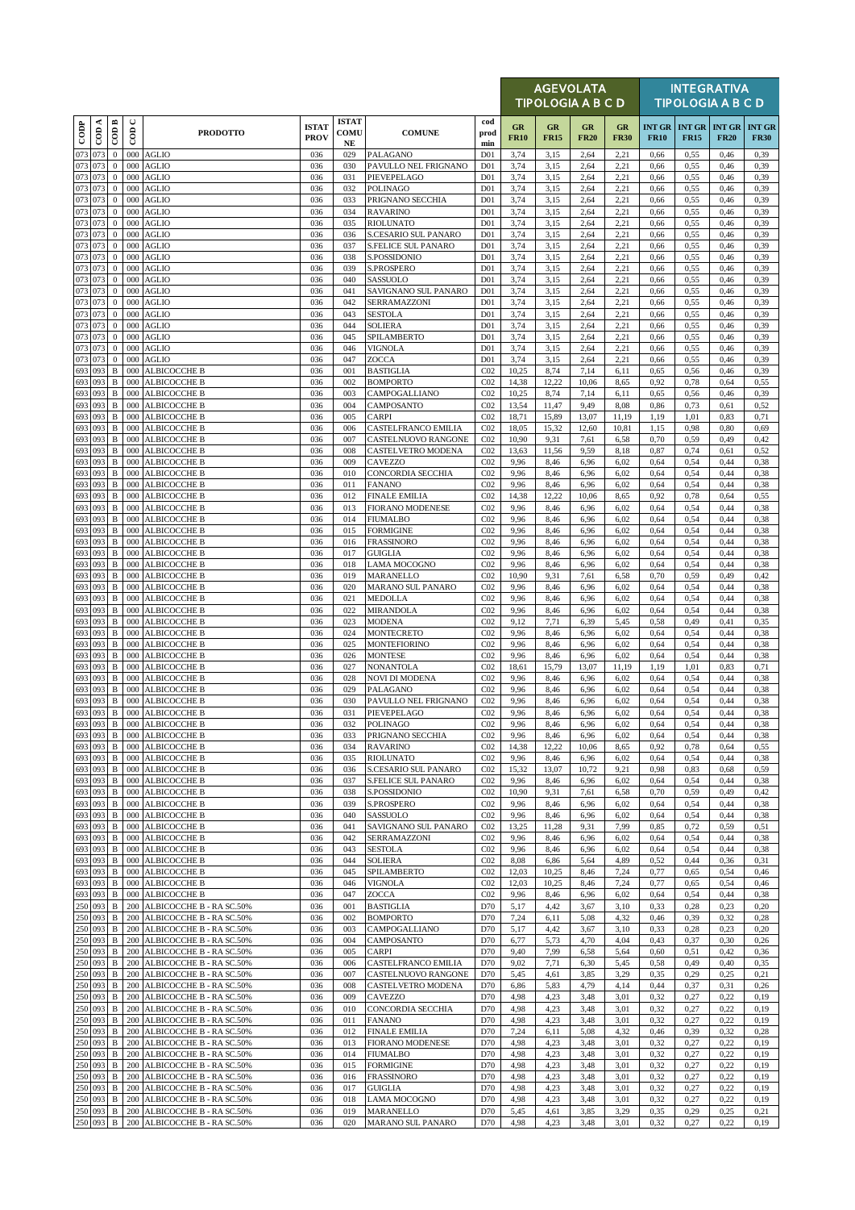| CODP | COD A | COD B | COD C | PRODOTTO | ISTAT PROV | ISTAT COMUNE | COMUNE | cod prod min | AGEVOLATA TIPOLOGIA A B C D | | | | INTEGRATIVA TIPOLOGIA A B C D | | | |
|---|---|---|---|---|---|---|---|---|---|---|---|---|---|---|---|---|
| | | | | | | | | | GR FR10 | GR FR15 | GR FR20 | GR FR30 | INT GR FR10 | INT GR FR15 | INT GR FR20 | INT GR FR30 |
| 073 | 073 | 0 | 000 | AGLIO | 036 | 029 | PALAGANO | D01 | 3,74 | 3,15 | 2,64 | 2,21 | 0,66 | 0,55 | 0,46 | 0,39 |
| 073 | 073 | 0 | 000 | AGLIO | 036 | 030 | PAVULLO NEL FRIGNANO | D01 | 3,74 | 3,15 | 2,64 | 2,21 | 0,66 | 0,55 | 0,46 | 0,39 |
| 073 | 073 | 0 | 000 | AGLIO | 036 | 031 | PIEVEPELAGO | D01 | 3,74 | 3,15 | 2,64 | 2,21 | 0,66 | 0,55 | 0,46 | 0,39 |
| 073 | 073 | 0 | 000 | AGLIO | 036 | 032 | POLINAGO | D01 | 3,74 | 3,15 | 2,64 | 2,21 | 0,66 | 0,55 | 0,46 | 0,39 |
| 073 | 073 | 0 | 000 | AGLIO | 036 | 033 | PRIGNANO SECCHIA | D01 | 3,74 | 3,15 | 2,64 | 2,21 | 0,66 | 0,55 | 0,46 | 0,39 |
| 073 | 073 | 0 | 000 | AGLIO | 036 | 034 | RAVARINO | D01 | 3,74 | 3,15 | 2,64 | 2,21 | 0,66 | 0,55 | 0,46 | 0,39 |
| 073 | 073 | 0 | 000 | AGLIO | 036 | 035 | RIOLUNATO | D01 | 3,74 | 3,15 | 2,64 | 2,21 | 0,66 | 0,55 | 0,46 | 0,39 |
| 073 | 073 | 0 | 000 | AGLIO | 036 | 036 | S.CESARIO SUL PANARO | D01 | 3,74 | 3,15 | 2,64 | 2,21 | 0,66 | 0,55 | 0,46 | 0,39 |
| 073 | 073 | 0 | 000 | AGLIO | 036 | 037 | S.FELICE SUL PANARO | D01 | 3,74 | 3,15 | 2,64 | 2,21 | 0,66 | 0,55 | 0,46 | 0,39 |
| 073 | 073 | 0 | 000 | AGLIO | 036 | 038 | S.POSSIDONIO | D01 | 3,74 | 3,15 | 2,64 | 2,21 | 0,66 | 0,55 | 0,46 | 0,39 |
| 073 | 073 | 0 | 000 | AGLIO | 036 | 039 | S.PROSPERO | D01 | 3,74 | 3,15 | 2,64 | 2,21 | 0,66 | 0,55 | 0,46 | 0,39 |
| 073 | 073 | 0 | 000 | AGLIO | 036 | 040 | SASSUOLO | D01 | 3,74 | 3,15 | 2,64 | 2,21 | 0,66 | 0,55 | 0,46 | 0,39 |
| 073 | 073 | 0 | 000 | AGLIO | 036 | 041 | SAVIGNANO SUL PANARO | D01 | 3,74 | 3,15 | 2,64 | 2,21 | 0,66 | 0,55 | 0,46 | 0,39 |
| 073 | 073 | 0 | 000 | AGLIO | 036 | 042 | SERRAMAZZONI | D01 | 3,74 | 3,15 | 2,64 | 2,21 | 0,66 | 0,55 | 0,46 | 0,39 |
| 073 | 073 | 0 | 000 | AGLIO | 036 | 043 | SESTOLA | D01 | 3,74 | 3,15 | 2,64 | 2,21 | 0,66 | 0,55 | 0,46 | 0,39 |
| 073 | 073 | 0 | 000 | AGLIO | 036 | 044 | SOLIERA | D01 | 3,74 | 3,15 | 2,64 | 2,21 | 0,66 | 0,55 | 0,46 | 0,39 |
| 073 | 073 | 0 | 000 | AGLIO | 036 | 045 | SPILAMBERTO | D01 | 3,74 | 3,15 | 2,64 | 2,21 | 0,66 | 0,55 | 0,46 | 0,39 |
| 073 | 073 | 0 | 000 | AGLIO | 036 | 046 | VIGNOLA | D01 | 3,74 | 3,15 | 2,64 | 2,21 | 0,66 | 0,55 | 0,46 | 0,39 |
| 073 | 073 | 0 | 000 | AGLIO | 036 | 047 | ZOCCA | D01 | 3,74 | 3,15 | 2,64 | 2,21 | 0,66 | 0,55 | 0,46 | 0,39 |
| 693 | 093 | B | 000 | ALBICOCCHE B | 036 | 001 | BASTIGLIA | C02 | 10,25 | 8,74 | 7,14 | 6,11 | 0,65 | 0,56 | 0,46 | 0,39 |
| 693 | 093 | B | 000 | ALBICOCCHE B | 036 | 002 | BOMPORTO | C02 | 14,38 | 12,22 | 10,06 | 8,65 | 0,92 | 0,78 | 0,64 | 0,55 |
| 693 | 093 | B | 000 | ALBICOCCHE B | 036 | 003 | CAMPOGALLIANO | C02 | 10,25 | 8,74 | 7,14 | 6,11 | 0,65 | 0,56 | 0,46 | 0,39 |
| 693 | 093 | B | 000 | ALBICOCCHE B | 036 | 004 | CAMPOSANTO | C02 | 13,54 | 11,47 | 9,49 | 8,08 | 0,86 | 0,73 | 0,61 | 0,52 |
| 693 | 093 | B | 000 | ALBICOCCHE B | 036 | 005 | CARPI | C02 | 18,71 | 15,89 | 13,07 | 11,19 | 1,19 | 1,01 | 0,83 | 0,71 |
| 693 | 093 | B | 000 | ALBICOCCHE B | 036 | 006 | CASTELFRANCO EMILIA | C02 | 18,05 | 15,32 | 12,60 | 10,81 | 1,15 | 0,98 | 0,80 | 0,69 |
| 693 | 093 | B | 000 | ALBICOCCHE B | 036 | 007 | CASTELNUOVO RANGONE | C02 | 10,90 | 9,31 | 7,61 | 6,58 | 0,70 | 0,59 | 0,49 | 0,42 |
| 693 | 093 | B | 000 | ALBICOCCHE B | 036 | 008 | CASTELVETRO MODENA | C02 | 13,63 | 11,56 | 9,59 | 8,18 | 0,87 | 0,74 | 0,61 | 0,52 |
| 693 | 093 | B | 000 | ALBICOCCHE B | 036 | 009 | CAVEZZO | C02 | 9,96 | 8,46 | 6,96 | 6,02 | 0,64 | 0,54 | 0,44 | 0,38 |
| 693 | 093 | B | 000 | ALBICOCCHE B | 036 | 010 | CONCORDIA SECCHIA | C02 | 9,96 | 8,46 | 6,96 | 6,02 | 0,64 | 0,54 | 0,44 | 0,38 |
| 693 | 093 | B | 000 | ALBICOCCHE B | 036 | 011 | FANANO | C02 | 9,96 | 8,46 | 6,96 | 6,02 | 0,64 | 0,54 | 0,44 | 0,38 |
| 693 | 093 | B | 000 | ALBICOCCHE B | 036 | 012 | FINALE EMILIA | C02 | 14,38 | 12,22 | 10,06 | 8,65 | 0,92 | 0,78 | 0,64 | 0,55 |
| 693 | 093 | B | 000 | ALBICOCCHE B | 036 | 013 | FIORANO MODENESE | C02 | 9,96 | 8,46 | 6,96 | 6,02 | 0,64 | 0,54 | 0,44 | 0,38 |
| 693 | 093 | B | 000 | ALBICOCCHE B | 036 | 014 | FIUMALBO | C02 | 9,96 | 8,46 | 6,96 | 6,02 | 0,64 | 0,54 | 0,44 | 0,38 |
| 693 | 093 | B | 000 | ALBICOCCHE B | 036 | 015 | FORMIGINE | C02 | 9,96 | 8,46 | 6,96 | 6,02 | 0,64 | 0,54 | 0,44 | 0,38 |
| 693 | 093 | B | 000 | ALBICOCCHE B | 036 | 016 | FRASSINORO | C02 | 9,96 | 8,46 | 6,96 | 6,02 | 0,64 | 0,54 | 0,44 | 0,38 |
| 693 | 093 | B | 000 | ALBICOCCHE B | 036 | 017 | GUIGLIA | C02 | 9,96 | 8,46 | 6,96 | 6,02 | 0,64 | 0,54 | 0,44 | 0,38 |
| 693 | 093 | B | 000 | ALBICOCCHE B | 036 | 018 | LAMA MOCOGNO | C02 | 9,96 | 8,46 | 6,96 | 6,02 | 0,64 | 0,54 | 0,44 | 0,38 |
| 693 | 093 | B | 000 | ALBICOCCHE B | 036 | 019 | MARANELLO | C02 | 10,90 | 9,31 | 7,61 | 6,58 | 0,70 | 0,59 | 0,49 | 0,42 |
| 693 | 093 | B | 000 | ALBICOCCHE B | 036 | 020 | MARANO SUL PANARO | C02 | 9,96 | 8,46 | 6,96 | 6,02 | 0,64 | 0,54 | 0,44 | 0,38 |
| 693 | 093 | B | 000 | ALBICOCCHE B | 036 | 021 | MEDOLLA | C02 | 9,96 | 8,46 | 6,96 | 6,02 | 0,64 | 0,54 | 0,44 | 0,38 |
| 693 | 093 | B | 000 | ALBICOCCHE B | 036 | 022 | MIRANDOLA | C02 | 9,96 | 8,46 | 6,96 | 6,02 | 0,64 | 0,54 | 0,44 | 0,38 |
| 693 | 093 | B | 000 | ALBICOCCHE B | 036 | 023 | MODENA | C02 | 9,12 | 7,71 | 6,39 | 5,45 | 0,58 | 0,49 | 0,41 | 0,35 |
| 693 | 093 | B | 000 | ALBICOCCHE B | 036 | 024 | MONTECRETO | C02 | 9,96 | 8,46 | 6,96 | 6,02 | 0,64 | 0,54 | 0,44 | 0,38 |
| 693 | 093 | B | 000 | ALBICOCCHE B | 036 | 025 | MONTEFIORINO | C02 | 9,96 | 8,46 | 6,96 | 6,02 | 0,64 | 0,54 | 0,44 | 0,38 |
| 693 | 093 | B | 000 | ALBICOCCHE B | 036 | 026 | MONTESE | C02 | 9,96 | 8,46 | 6,96 | 6,02 | 0,64 | 0,54 | 0,44 | 0,38 |
| 693 | 093 | B | 000 | ALBICOCCHE B | 036 | 027 | NONANTOLA | C02 | 18,61 | 15,79 | 13,07 | 11,19 | 1,19 | 1,01 | 0,83 | 0,71 |
| 693 | 093 | B | 000 | ALBICOCCHE B | 036 | 028 | NOVI DI MODENA | C02 | 9,96 | 8,46 | 6,96 | 6,02 | 0,64 | 0,54 | 0,44 | 0,38 |
| 693 | 093 | B | 000 | ALBICOCCHE B | 036 | 029 | PALAGANO | C02 | 9,96 | 8,46 | 6,96 | 6,02 | 0,64 | 0,54 | 0,44 | 0,38 |
| 693 | 093 | B | 000 | ALBICOCCHE B | 036 | 030 | PAVULLO NEL FRIGNANO | C02 | 9,96 | 8,46 | 6,96 | 6,02 | 0,64 | 0,54 | 0,44 | 0,38 |
| 693 | 093 | B | 000 | ALBICOCCHE B | 036 | 031 | PIEVEPELAGO | C02 | 9,96 | 8,46 | 6,96 | 6,02 | 0,64 | 0,54 | 0,44 | 0,38 |
| 693 | 093 | B | 000 | ALBICOCCHE B | 036 | 032 | POLINAGO | C02 | 9,96 | 8,46 | 6,96 | 6,02 | 0,64 | 0,54 | 0,44 | 0,38 |
| 693 | 093 | B | 000 | ALBICOCCHE B | 036 | 033 | PRIGNANO SECCHIA | C02 | 9,96 | 8,46 | 6,96 | 6,02 | 0,64 | 0,54 | 0,44 | 0,38 |
| 693 | 093 | B | 000 | ALBICOCCHE B | 036 | 034 | RAVARINO | C02 | 14,38 | 12,22 | 10,06 | 8,65 | 0,92 | 0,78 | 0,64 | 0,55 |
| 693 | 093 | B | 000 | ALBICOCCHE B | 036 | 035 | RIOLUNATO | C02 | 9,96 | 8,46 | 6,96 | 6,02 | 0,64 | 0,54 | 0,44 | 0,38 |
| 693 | 093 | B | 000 | ALBICOCCHE B | 036 | 036 | S.CESARIO SUL PANARO | C02 | 15,32 | 13,07 | 10,72 | 9,21 | 0,98 | 0,83 | 0,68 | 0,59 |
| 693 | 093 | B | 000 | ALBICOCCHE B | 036 | 037 | S.FELICE SUL PANARO | C02 | 9,96 | 8,46 | 6,96 | 6,02 | 0,64 | 0,54 | 0,44 | 0,38 |
| 693 | 093 | B | 000 | ALBICOCCHE B | 036 | 038 | S.POSSIDONIO | C02 | 10,90 | 9,31 | 7,61 | 6,58 | 0,70 | 0,59 | 0,49 | 0,42 |
| 693 | 093 | B | 000 | ALBICOCCHE B | 036 | 039 | S.PROSPERO | C02 | 9,96 | 8,46 | 6,96 | 6,02 | 0,64 | 0,54 | 0,44 | 0,38 |
| 693 | 093 | B | 000 | ALBICOCCHE B | 036 | 040 | SASSUOLO | C02 | 9,96 | 8,46 | 6,96 | 6,02 | 0,64 | 0,54 | 0,44 | 0,38 |
| 693 | 093 | B | 000 | ALBICOCCHE B | 036 | 041 | SAVIGNANO SUL PANARO | C02 | 13,25 | 11,28 | 9,31 | 7,99 | 0,85 | 0,72 | 0,59 | 0,51 |
| 693 | 093 | B | 000 | ALBICOCCHE B | 036 | 042 | SERRAMAZZONI | C02 | 9,96 | 8,46 | 6,96 | 6,02 | 0,64 | 0,54 | 0,44 | 0,38 |
| 693 | 093 | B | 000 | ALBICOCCHE B | 036 | 043 | SESTOLA | C02 | 9,96 | 8,46 | 6,96 | 6,02 | 0,64 | 0,54 | 0,44 | 0,38 |
| 693 | 093 | B | 000 | ALBICOCCHE B | 036 | 044 | SOLIERA | C02 | 8,08 | 6,86 | 5,64 | 4,89 | 0,52 | 0,44 | 0,36 | 0,31 |
| 693 | 093 | B | 000 | ALBICOCCHE B | 036 | 045 | SPILAMBERTO | C02 | 12,03 | 10,25 | 8,46 | 7,24 | 0,77 | 0,65 | 0,54 | 0,46 |
| 693 | 093 | B | 000 | ALBICOCCHE B | 036 | 046 | VIGNOLA | C02 | 12,03 | 10,25 | 8,46 | 7,24 | 0,77 | 0,65 | 0,54 | 0,46 |
| 693 | 093 | B | 000 | ALBICOCCHE B | 036 | 047 | ZOCCA | C02 | 9,96 | 8,46 | 6,96 | 6,02 | 0,64 | 0,54 | 0,44 | 0,38 |
| 250 | 093 | B | 200 | ALBICOCCHE B - RA SC.50% | 036 | 001 | BASTIGLIA | D70 | 5,17 | 4,42 | 3,67 | 3,10 | 0,33 | 0,28 | 0,23 | 0,20 |
| 250 | 093 | B | 200 | ALBICOCCHE B - RA SC.50% | 036 | 002 | BOMPORTO | D70 | 7,24 | 6,11 | 5,08 | 4,32 | 0,46 | 0,39 | 0,32 | 0,28 |
| 250 | 093 | B | 200 | ALBICOCCHE B - RA SC.50% | 036 | 003 | CAMPOGALLIANO | D70 | 5,17 | 4,42 | 3,67 | 3,10 | 0,33 | 0,28 | 0,23 | 0,20 |
| 250 | 093 | B | 200 | ALBICOCCHE B - RA SC.50% | 036 | 004 | CAMPOSANTO | D70 | 6,77 | 5,73 | 4,70 | 4,04 | 0,43 | 0,37 | 0,30 | 0,26 |
| 250 | 093 | B | 200 | ALBICOCCHE B - RA SC.50% | 036 | 005 | CARPI | D70 | 9,40 | 7,99 | 6,58 | 5,64 | 0,60 | 0,51 | 0,42 | 0,36 |
| 250 | 093 | B | 200 | ALBICOCCHE B - RA SC.50% | 036 | 006 | CASTELFRANCO EMILIA | D70 | 9,02 | 7,71 | 6,30 | 5,45 | 0,58 | 0,49 | 0,40 | 0,35 |
| 250 | 093 | B | 200 | ALBICOCCHE B - RA SC.50% | 036 | 007 | CASTELNUOVO RANGONE | D70 | 5,45 | 4,61 | 3,85 | 3,29 | 0,35 | 0,29 | 0,25 | 0,21 |
| 250 | 093 | B | 200 | ALBICOCCHE B - RA SC.50% | 036 | 008 | CASTELVETRO MODENA | D70 | 6,86 | 5,83 | 4,79 | 4,14 | 0,44 | 0,37 | 0,31 | 0,26 |
| 250 | 093 | B | 200 | ALBICOCCHE B - RA SC.50% | 036 | 009 | CAVEZZO | D70 | 4,98 | 4,23 | 3,48 | 3,01 | 0,32 | 0,27 | 0,22 | 0,19 |
| 250 | 093 | B | 200 | ALBICOCCHE B - RA SC.50% | 036 | 010 | CONCORDIA SECCHIA | D70 | 4,98 | 4,23 | 3,48 | 3,01 | 0,32 | 0,27 | 0,22 | 0,19 |
| 250 | 093 | B | 200 | ALBICOCCHE B - RA SC.50% | 036 | 011 | FANANO | D70 | 4,98 | 4,23 | 3,48 | 3,01 | 0,32 | 0,27 | 0,22 | 0,19 |
| 250 | 093 | B | 200 | ALBICOCCHE B - RA SC.50% | 036 | 012 | FINALE EMILIA | D70 | 7,24 | 6,11 | 5,08 | 4,32 | 0,46 | 0,39 | 0,32 | 0,28 |
| 250 | 093 | B | 200 | ALBICOCCHE B - RA SC.50% | 036 | 013 | FIORANO MODENESE | D70 | 4,98 | 4,23 | 3,48 | 3,01 | 0,32 | 0,27 | 0,22 | 0,19 |
| 250 | 093 | B | 200 | ALBICOCCHE B - RA SC.50% | 036 | 014 | FIUMALBO | D70 | 4,98 | 4,23 | 3,48 | 3,01 | 0,32 | 0,27 | 0,22 | 0,19 |
| 250 | 093 | B | 200 | ALBICOCCHE B - RA SC.50% | 036 | 015 | FORMIGINE | D70 | 4,98 | 4,23 | 3,48 | 3,01 | 0,32 | 0,27 | 0,22 | 0,19 |
| 250 | 093 | B | 200 | ALBICOCCHE B - RA SC.50% | 036 | 016 | FRASSINORO | D70 | 4,98 | 4,23 | 3,48 | 3,01 | 0,32 | 0,27 | 0,22 | 0,19 |
| 250 | 093 | B | 200 | ALBICOCCHE B - RA SC.50% | 036 | 017 | GUIGLIA | D70 | 4,98 | 4,23 | 3,48 | 3,01 | 0,32 | 0,27 | 0,22 | 0,19 |
| 250 | 093 | B | 200 | ALBICOCCHE B - RA SC.50% | 036 | 018 | LAMA MOCOGNO | D70 | 4,98 | 4,23 | 3,48 | 3,01 | 0,32 | 0,27 | 0,22 | 0,19 |
| 250 | 093 | B | 200 | ALBICOCCHE B - RA SC.50% | 036 | 019 | MARANELLO | D70 | 5,45 | 4,61 | 3,85 | 3,29 | 0,35 | 0,29 | 0,25 | 0,21 |
| 250 | 093 | B | 200 | ALBICOCCHE B - RA SC.50% | 036 | 020 | MARANO SUL PANARO | D70 | 4,98 | 4,23 | 3,48 | 3,01 | 0,32 | 0,27 | 0,22 | 0,19 |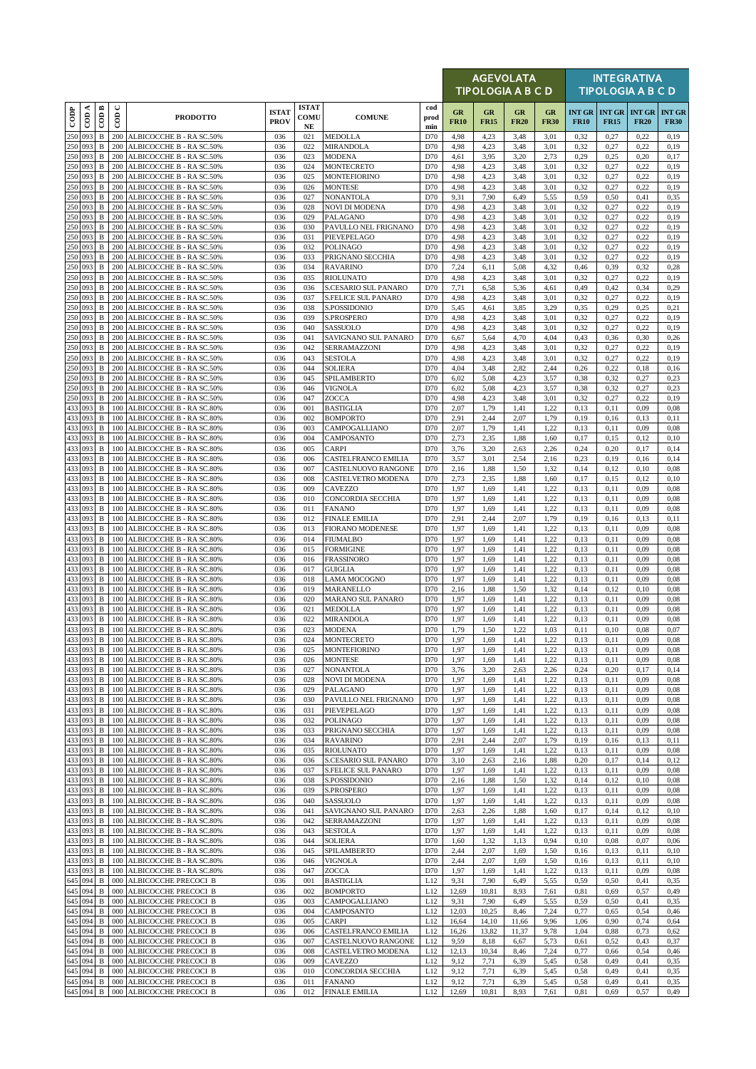| CODP | COD A | COD B | COD C | PRODOTTO | ISTAT PROV | ISTAT COMU NE | COMUNE | cod prod min | AGEVOLATA TIPOLOGIA A B C D | | | | INTEGRATIVA TIPOLOGIA A B C D | | | |
|---|---|---|---|---|---|---|---|---|---|---|---|---|---|---|---|---|
| | | | | | | | | | GR FR10 | GR FR15 | GR FR20 | GR FR30 | INT GR FR10 | INT GR FR15 | INT GR FR20 | INT GR FR30 |
| 250 | 093 | B | 200 | ALBICOCCHE B - RA SC.50% | 036 | 021 | MEDOLLA | D70 | 4,98 | 4,23 | 3,48 | 3,01 | 0,32 | 0,27 | 0,22 | 0,19 |
| 250 | 093 | B | 200 | ALBICOCCHE B - RA SC.50% | 036 | 022 | MIRANDOLA | D70 | 4,98 | 4,23 | 3,48 | 3,01 | 0,32 | 0,27 | 0,22 | 0,19 |
| 250 | 093 | B | 200 | ALBICOCCHE B - RA SC.50% | 036 | 023 | MODENA | D70 | 4,61 | 3,95 | 3,20 | 2,73 | 0,29 | 0,25 | 0,20 | 0,17 |
| 250 | 093 | B | 200 | ALBICOCCHE B - RA SC.50% | 036 | 024 | MONTECRETO | D70 | 4,98 | 4,23 | 3,48 | 3,01 | 0,32 | 0,27 | 0,22 | 0,19 |
| 250 | 093 | B | 200 | ALBICOCCHE B - RA SC.50% | 036 | 025 | MONTEFIORINO | D70 | 4,98 | 4,23 | 3,48 | 3,01 | 0,32 | 0,27 | 0,22 | 0,19 |
| 250 | 093 | B | 200 | ALBICOCCHE B - RA SC.50% | 036 | 026 | MONTESE | D70 | 4,98 | 4,23 | 3,48 | 3,01 | 0,32 | 0,27 | 0,22 | 0,19 |
| 250 | 093 | B | 200 | ALBICOCCHE B - RA SC.50% | 036 | 027 | NONANTOLA | D70 | 9,31 | 7,90 | 6,49 | 5,55 | 0,59 | 0,50 | 0,41 | 0,35 |
| 250 | 093 | B | 200 | ALBICOCCHE B - RA SC.50% | 036 | 028 | NOVI DI MODENA | D70 | 4,98 | 4,23 | 3,48 | 3,01 | 0,32 | 0,27 | 0,22 | 0,19 |
| 250 | 093 | B | 200 | ALBICOCCHE B - RA SC.50% | 036 | 029 | PALAGANO | D70 | 4,98 | 4,23 | 3,48 | 3,01 | 0,32 | 0,27 | 0,22 | 0,19 |
| 250 | 093 | B | 200 | ALBICOCCHE B - RA SC.50% | 036 | 030 | PAVULLO NEL FRIGNANO | D70 | 4,98 | 4,23 | 3,48 | 3,01 | 0,32 | 0,27 | 0,22 | 0,19 |
| 250 | 093 | B | 200 | ALBICOCCHE B - RA SC.50% | 036 | 031 | PIEVEPELAGO | D70 | 4,98 | 4,23 | 3,48 | 3,01 | 0,32 | 0,27 | 0,22 | 0,19 |
| 250 | 093 | B | 200 | ALBICOCCHE B - RA SC.50% | 036 | 032 | POLINAGO | D70 | 4,98 | 4,23 | 3,48 | 3,01 | 0,32 | 0,27 | 0,22 | 0,19 |
| 250 | 093 | B | 200 | ALBICOCCHE B - RA SC.50% | 036 | 033 | PRIGNANO SECCHIA | D70 | 4,98 | 4,23 | 3,48 | 3,01 | 0,32 | 0,27 | 0,22 | 0,19 |
| 250 | 093 | B | 200 | ALBICOCCHE B - RA SC.50% | 036 | 034 | RAVARINO | D70 | 7,24 | 6,11 | 5,08 | 4,32 | 0,46 | 0,39 | 0,32 | 0,28 |
| 250 | 093 | B | 200 | ALBICOCCHE B - RA SC.50% | 036 | 035 | RIOLUNATO | D70 | 4,98 | 4,23 | 3,48 | 3,01 | 0,32 | 0,27 | 0,22 | 0,19 |
| 250 | 093 | B | 200 | ALBICOCCHE B - RA SC.50% | 036 | 036 | S.CESARIO SUL PANARO | D70 | 7,71 | 6,58 | 5,36 | 4,61 | 0,49 | 0,42 | 0,34 | 0,29 |
| 250 | 093 | B | 200 | ALBICOCCHE B - RA SC.50% | 036 | 037 | S.FELICE SUL PANARO | D70 | 4,98 | 4,23 | 3,48 | 3,01 | 0,32 | 0,27 | 0,22 | 0,19 |
| 250 | 093 | B | 200 | ALBICOCCHE B - RA SC.50% | 036 | 038 | S.POSSIDONIO | D70 | 5,45 | 4,61 | 3,85 | 3,29 | 0,35 | 0,29 | 0,25 | 0,21 |
| 250 | 093 | B | 200 | ALBICOCCHE B - RA SC.50% | 036 | 039 | S.PROSPERO | D70 | 4,98 | 4,23 | 3,48 | 3,01 | 0,32 | 0,27 | 0,22 | 0,19 |
| 250 | 093 | B | 200 | ALBICOCCHE B - RA SC.50% | 036 | 040 | SASSUOLO | D70 | 4,98 | 4,23 | 3,48 | 3,01 | 0,32 | 0,27 | 0,22 | 0,19 |
| 250 | 093 | B | 200 | ALBICOCCHE B - RA SC.50% | 036 | 041 | SAVIGNANO SUL PANARO | D70 | 6,67 | 5,64 | 4,70 | 4,04 | 0,43 | 0,36 | 0,30 | 0,26 |
| 250 | 093 | B | 200 | ALBICOCCHE B - RA SC.50% | 036 | 042 | SERRAMAZZONI | D70 | 4,98 | 4,23 | 3,48 | 3,01 | 0,32 | 0,27 | 0,22 | 0,19 |
| 250 | 093 | B | 200 | ALBICOCCHE B - RA SC.50% | 036 | 043 | SESTOLA | D70 | 4,98 | 4,23 | 3,48 | 3,01 | 0,32 | 0,27 | 0,22 | 0,19 |
| 250 | 093 | B | 200 | ALBICOCCHE B - RA SC.50% | 036 | 044 | SOLIERA | D70 | 4,04 | 3,48 | 2,82 | 2,44 | 0,26 | 0,22 | 0,18 | 0,16 |
| 250 | 093 | B | 200 | ALBICOCCHE B - RA SC.50% | 036 | 045 | SPILAMBERTO | D70 | 6,02 | 5,08 | 4,23 | 3,57 | 0,38 | 0,32 | 0,27 | 0,23 |
| 250 | 093 | B | 200 | ALBICOCCHE B - RA SC.50% | 036 | 046 | VIGNOLA | D70 | 6,02 | 5,08 | 4,23 | 3,57 | 0,38 | 0,32 | 0,27 | 0,23 |
| 250 | 093 | B | 200 | ALBICOCCHE B - RA SC.50% | 036 | 047 | ZOCCA | D70 | 4,98 | 4,23 | 3,48 | 3,01 | 0,32 | 0,27 | 0,22 | 0,19 |
| 433 | 093 | B | 100 | ALBICOCCHE B - RA SC.80% | 036 | 001 | BASTIGLIA | D70 | 2,07 | 1,79 | 1,41 | 1,22 | 0,13 | 0,11 | 0,09 | 0,08 |
| 433 | 093 | B | 100 | ALBICOCCHE B - RA SC.80% | 036 | 002 | BOMPORTO | D70 | 2,91 | 2,44 | 2,07 | 1,79 | 0,19 | 0,16 | 0,13 | 0,11 |
| 433 | 093 | B | 100 | ALBICOCCHE B - RA SC.80% | 036 | 003 | CAMPOGALLIANO | D70 | 2,07 | 1,79 | 1,41 | 1,22 | 0,13 | 0,11 | 0,09 | 0,08 |
| 433 | 093 | B | 100 | ALBICOCCHE B - RA SC.80% | 036 | 004 | CAMPOSANTO | D70 | 2,73 | 2,35 | 1,88 | 1,60 | 0,17 | 0,15 | 0,12 | 0,10 |
| 433 | 093 | B | 100 | ALBICOCCHE B - RA SC.80% | 036 | 005 | CARPI | D70 | 3,76 | 3,20 | 2,63 | 2,26 | 0,24 | 0,20 | 0,17 | 0,14 |
| 433 | 093 | B | 100 | ALBICOCCHE B - RA SC.80% | 036 | 006 | CASTELFRANCO EMILIA | D70 | 3,57 | 3,01 | 2,54 | 2,16 | 0,23 | 0,19 | 0,16 | 0,14 |
| 433 | 093 | B | 100 | ALBICOCCHE B - RA SC.80% | 036 | 007 | CASTELNUOVO RANGONE | D70 | 2,16 | 1,88 | 1,50 | 1,32 | 0,14 | 0,12 | 0,10 | 0,08 |
| 433 | 093 | B | 100 | ALBICOCCHE B - RA SC.80% | 036 | 008 | CASTELVETRO MODENA | D70 | 2,73 | 2,35 | 1,88 | 1,60 | 0,17 | 0,15 | 0,12 | 0,10 |
| 433 | 093 | B | 100 | ALBICOCCHE B - RA SC.80% | 036 | 009 | CAVEZZO | D70 | 1,97 | 1,69 | 1,41 | 1,22 | 0,13 | 0,11 | 0,09 | 0,08 |
| 433 | 093 | B | 100 | ALBICOCCHE B - RA SC.80% | 036 | 010 | CONCORDIA SECCHIA | D70 | 1,97 | 1,69 | 1,41 | 1,22 | 0,13 | 0,11 | 0,09 | 0,08 |
| 433 | 093 | B | 100 | ALBICOCCHE B - RA SC.80% | 036 | 011 | FANANO | D70 | 1,97 | 1,69 | 1,41 | 1,22 | 0,13 | 0,11 | 0,09 | 0,08 |
| 433 | 093 | B | 100 | ALBICOCCHE B - RA SC.80% | 036 | 012 | FINALE EMILIA | D70 | 2,91 | 2,44 | 2,07 | 1,79 | 0,19 | 0,16 | 0,13 | 0,11 |
| 433 | 093 | B | 100 | ALBICOCCHE B - RA SC.80% | 036 | 013 | FIORANO MODENESE | D70 | 1,97 | 1,69 | 1,41 | 1,22 | 0,13 | 0,11 | 0,09 | 0,08 |
| 433 | 093 | B | 100 | ALBICOCCHE B - RA SC.80% | 036 | 014 | FIUMALBO | D70 | 1,97 | 1,69 | 1,41 | 1,22 | 0,13 | 0,11 | 0,09 | 0,08 |
| 433 | 093 | B | 100 | ALBICOCCHE B - RA SC.80% | 036 | 015 | FORMIGINE | D70 | 1,97 | 1,69 | 1,41 | 1,22 | 0,13 | 0,11 | 0,09 | 0,08 |
| 433 | 093 | B | 100 | ALBICOCCHE B - RA SC.80% | 036 | 016 | FRASSINORO | D70 | 1,97 | 1,69 | 1,41 | 1,22 | 0,13 | 0,11 | 0,09 | 0,08 |
| 433 | 093 | B | 100 | ALBICOCCHE B - RA SC.80% | 036 | 017 | GUIGLIA | D70 | 1,97 | 1,69 | 1,41 | 1,22 | 0,13 | 0,11 | 0,09 | 0,08 |
| 433 | 093 | B | 100 | ALBICOCCHE B - RA SC.80% | 036 | 018 | LAMA MOCOGNO | D70 | 1,97 | 1,69 | 1,41 | 1,22 | 0,13 | 0,11 | 0,09 | 0,08 |
| 433 | 093 | B | 100 | ALBICOCCHE B - RA SC.80% | 036 | 019 | MARANELLO | D70 | 2,16 | 1,88 | 1,50 | 1,32 | 0,14 | 0,12 | 0,10 | 0,08 |
| 433 | 093 | B | 100 | ALBICOCCHE B - RA SC.80% | 036 | 020 | MARANO SUL PANARO | D70 | 1,97 | 1,69 | 1,41 | 1,22 | 0,13 | 0,11 | 0,09 | 0,08 |
| 433 | 093 | B | 100 | ALBICOCCHE B - RA SC.80% | 036 | 021 | MEDOLLA | D70 | 1,97 | 1,69 | 1,41 | 1,22 | 0,13 | 0,11 | 0,09 | 0,08 |
| 433 | 093 | B | 100 | ALBICOCCHE B - RA SC.80% | 036 | 022 | MIRANDOLA | D70 | 1,97 | 1,69 | 1,41 | 1,22 | 0,13 | 0,11 | 0,09 | 0,08 |
| 433 | 093 | B | 100 | ALBICOCCHE B - RA SC.80% | 036 | 023 | MODENA | D70 | 1,79 | 1,50 | 1,22 | 1,03 | 0,11 | 0,10 | 0,08 | 0,07 |
| 433 | 093 | B | 100 | ALBICOCCHE B - RA SC.80% | 036 | 024 | MONTECRETO | D70 | 1,97 | 1,69 | 1,41 | 1,22 | 0,13 | 0,11 | 0,09 | 0,08 |
| 433 | 093 | B | 100 | ALBICOCCHE B - RA SC.80% | 036 | 025 | MONTEFIORINO | D70 | 1,97 | 1,69 | 1,41 | 1,22 | 0,13 | 0,11 | 0,09 | 0,08 |
| 433 | 093 | B | 100 | ALBICOCCHE B - RA SC.80% | 036 | 026 | MONTESE | D70 | 1,97 | 1,69 | 1,41 | 1,22 | 0,13 | 0,11 | 0,09 | 0,08 |
| 433 | 093 | B | 100 | ALBICOCCHE B - RA SC.80% | 036 | 027 | NONANTOLA | D70 | 3,76 | 3,20 | 2,63 | 2,26 | 0,24 | 0,20 | 0,17 | 0,14 |
| 433 | 093 | B | 100 | ALBICOCCHE B - RA SC.80% | 036 | 028 | NOVI DI MODENA | D70 | 1,97 | 1,69 | 1,41 | 1,22 | 0,13 | 0,11 | 0,09 | 0,08 |
| 433 | 093 | B | 100 | ALBICOCCHE B - RA SC.80% | 036 | 029 | PALAGANO | D70 | 1,97 | 1,69 | 1,41 | 1,22 | 0,13 | 0,11 | 0,09 | 0,08 |
| 433 | 093 | B | 100 | ALBICOCCHE B - RA SC.80% | 036 | 030 | PAVULLO NEL FRIGNANO | D70 | 1,97 | 1,69 | 1,41 | 1,22 | 0,13 | 0,11 | 0,09 | 0,08 |
| 433 | 093 | B | 100 | ALBICOCCHE B - RA SC.80% | 036 | 031 | PIEVEPELAGO | D70 | 1,97 | 1,69 | 1,41 | 1,22 | 0,13 | 0,11 | 0,09 | 0,08 |
| 433 | 093 | B | 100 | ALBICOCCHE B - RA SC.80% | 036 | 032 | POLINAGO | D70 | 1,97 | 1,69 | 1,41 | 1,22 | 0,13 | 0,11 | 0,09 | 0,08 |
| 433 | 093 | B | 100 | ALBICOCCHE B - RA SC.80% | 036 | 033 | PRIGNANO SECCHIA | D70 | 1,97 | 1,69 | 1,41 | 1,22 | 0,13 | 0,11 | 0,09 | 0,08 |
| 433 | 093 | B | 100 | ALBICOCCHE B - RA SC.80% | 036 | 034 | RAVARINO | D70 | 2,91 | 2,44 | 2,07 | 1,79 | 0,19 | 0,16 | 0,13 | 0,11 |
| 433 | 093 | B | 100 | ALBICOCCHE B - RA SC.80% | 036 | 035 | RIOLUNATO | D70 | 1,97 | 1,69 | 1,41 | 1,22 | 0,13 | 0,11 | 0,09 | 0,08 |
| 433 | 093 | B | 100 | ALBICOCCHE B - RA SC.80% | 036 | 036 | S.CESARIO SUL PANARO | D70 | 3,10 | 2,63 | 2,16 | 1,88 | 0,20 | 0,17 | 0,14 | 0,12 |
| 433 | 093 | B | 100 | ALBICOCCHE B - RA SC.80% | 036 | 037 | S.FELICE SUL PANARO | D70 | 1,97 | 1,69 | 1,41 | 1,22 | 0,13 | 0,11 | 0,09 | 0,08 |
| 433 | 093 | B | 100 | ALBICOCCHE B - RA SC.80% | 036 | 038 | S.POSSIDONIO | D70 | 2,16 | 1,88 | 1,50 | 1,32 | 0,14 | 0,12 | 0,10 | 0,08 |
| 433 | 093 | B | 100 | ALBICOCCHE B - RA SC.80% | 036 | 039 | S.PROSPERO | D70 | 1,97 | 1,69 | 1,41 | 1,22 | 0,13 | 0,11 | 0,09 | 0,08 |
| 433 | 093 | B | 100 | ALBICOCCHE B - RA SC.80% | 036 | 040 | SASSUOLO | D70 | 1,97 | 1,69 | 1,41 | 1,22 | 0,13 | 0,11 | 0,09 | 0,08 |
| 433 | 093 | B | 100 | ALBICOCCHE B - RA SC.80% | 036 | 041 | SAVIGNANO SUL PANARO | D70 | 2,63 | 2,26 | 1,88 | 1,60 | 0,17 | 0,14 | 0,12 | 0,10 |
| 433 | 093 | B | 100 | ALBICOCCHE B - RA SC.80% | 036 | 042 | SERRAMAZZONI | D70 | 1,97 | 1,69 | 1,41 | 1,22 | 0,13 | 0,11 | 0,09 | 0,08 |
| 433 | 093 | B | 100 | ALBICOCCHE B - RA SC.80% | 036 | 043 | SESTOLA | D70 | 1,97 | 1,69 | 1,41 | 1,22 | 0,13 | 0,11 | 0,09 | 0,08 |
| 433 | 093 | B | 100 | ALBICOCCHE B - RA SC.80% | 036 | 044 | SOLIERA | D70 | 1,60 | 1,32 | 1,13 | 0,94 | 0,10 | 0,08 | 0,07 | 0,06 |
| 433 | 093 | B | 100 | ALBICOCCHE B - RA SC.80% | 036 | 045 | SPILAMBERTO | D70 | 2,44 | 2,07 | 1,69 | 1,50 | 0,16 | 0,13 | 0,11 | 0,10 |
| 433 | 093 | B | 100 | ALBICOCCHE B - RA SC.80% | 036 | 046 | VIGNOLA | D70 | 2,44 | 2,07 | 1,69 | 1,50 | 0,16 | 0,13 | 0,11 | 0,10 |
| 433 | 093 | B | 100 | ALBICOCCHE B - RA SC.80% | 036 | 047 | ZOCCA | D70 | 1,97 | 1,69 | 1,41 | 1,22 | 0,13 | 0,11 | 0,09 | 0,08 |
| 645 | 094 | B | 000 | ALBICOCCHE PRECOCI B | 036 | 001 | BASTIGLIA | L12 | 9,31 | 7,90 | 6,49 | 5,55 | 0,59 | 0,50 | 0,41 | 0,35 |
| 645 | 094 | B | 000 | ALBICOCCHE PRECOCI B | 036 | 002 | BOMPORTO | L12 | 12,69 | 10,81 | 8,93 | 7,61 | 0,81 | 0,69 | 0,57 | 0,49 |
| 645 | 094 | B | 000 | ALBICOCCHE PRECOCI B | 036 | 003 | CAMPOGALLIANO | L12 | 9,31 | 7,90 | 6,49 | 5,55 | 0,59 | 0,50 | 0,41 | 0,35 |
| 645 | 094 | B | 000 | ALBICOCCHE PRECOCI B | 036 | 004 | CAMPOSANTO | L12 | 12,03 | 10,25 | 8,46 | 7,24 | 0,77 | 0,65 | 0,54 | 0,46 |
| 645 | 094 | B | 000 | ALBICOCCHE PRECOCI B | 036 | 005 | CARPI | L12 | 16,64 | 14,10 | 11,66 | 9,96 | 1,06 | 0,90 | 0,74 | 0,64 |
| 645 | 094 | B | 000 | ALBICOCCHE PRECOCI B | 036 | 006 | CASTELFRANCO EMILIA | L12 | 16,26 | 13,82 | 11,37 | 9,78 | 1,04 | 0,88 | 0,73 | 0,62 |
| 645 | 094 | B | 000 | ALBICOCCHE PRECOCI B | 036 | 007 | CASTELNUOVO RANGONE | L12 | 9,59 | 8,18 | 6,67 | 5,73 | 0,61 | 0,52 | 0,43 | 0,37 |
| 645 | 094 | B | 000 | ALBICOCCHE PRECOCI B | 036 | 008 | CASTELVETRO MODENA | L12 | 12,13 | 10,34 | 8,46 | 7,24 | 0,77 | 0,66 | 0,54 | 0,46 |
| 645 | 094 | B | 000 | ALBICOCCHE PRECOCI B | 036 | 009 | CAVEZZO | L12 | 9,12 | 7,71 | 6,39 | 5,45 | 0,58 | 0,49 | 0,41 | 0,35 |
| 645 | 094 | B | 000 | ALBICOCCHE PRECOCI B | 036 | 010 | CONCORDIA SECCHIA | L12 | 9,12 | 7,71 | 6,39 | 5,45 | 0,58 | 0,49 | 0,41 | 0,35 |
| 645 | 094 | B | 000 | ALBICOCCHE PRECOCI B | 036 | 011 | FANANO | L12 | 9,12 | 7,71 | 6,39 | 5,45 | 0,58 | 0,49 | 0,41 | 0,35 |
| 645 | 094 | B | 000 | ALBICOCCHE PRECOCI B | 036 | 012 | FINALE EMILIA | L12 | 12,69 | 10,81 | 8,93 | 7,61 | 0,81 | 0,69 | 0,57 | 0,49 |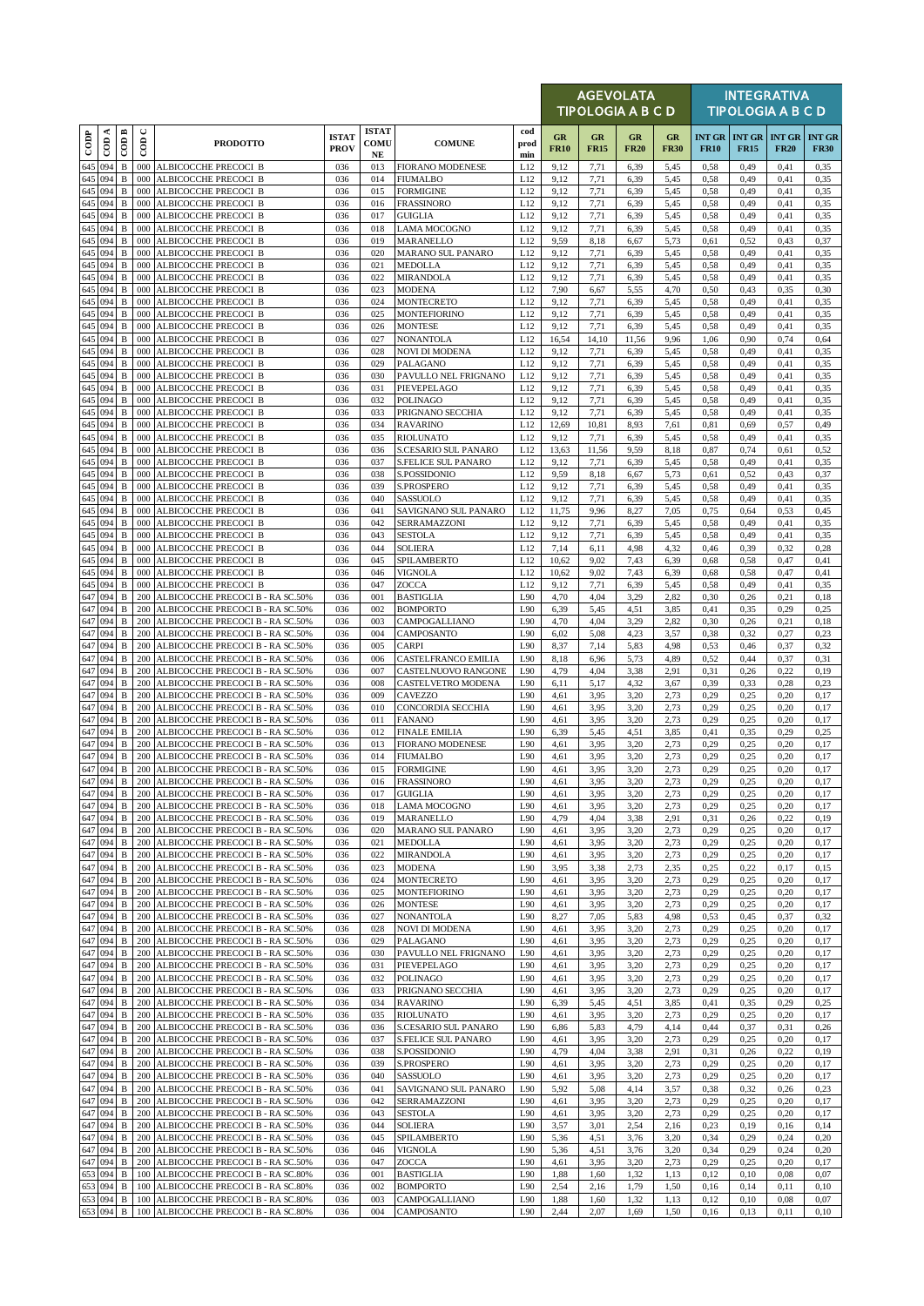| CODP | COD A | COD B | COD C | PRODOTTO | ISTAT PROV | ISTAT COMU NE | COMUNE | cod prod min | AGEVOLATA TIPOLOGIA A B C D | | | | INTEGRATIVA TIPOLOGIA A B C D | | | |
|---|---|---|---|---|---|---|---|---|---|---|---|---|---|---|---|---|
| | | | | | | | | | GR FR10 | GR FR15 | GR FR20 | GR FR30 | INT GR FR10 | INT GR FR15 | INT GR FR20 | INT GR FR30 |
| 645 | 094 | B | 000 | ALBICOCCHE PRECOCI B | 036 | 013 | FIORANO MODENESE | L12 | 9,12 | 7,71 | 6,39 | 5,45 | 0,58 | 0,49 | 0,41 | 0,35 |
| 645 | 094 | B | 000 | ALBICOCCHE PRECOCI B | 036 | 014 | FIUMALBO | L12 | 9,12 | 7,71 | 6,39 | 5,45 | 0,58 | 0,49 | 0,41 | 0,35 |
| 645 | 094 | B | 000 | ALBICOCCHE PRECOCI B | 036 | 015 | FORMIGINE | L12 | 9,12 | 7,71 | 6,39 | 5,45 | 0,58 | 0,49 | 0,41 | 0,35 |
| 645 | 094 | B | 000 | ALBICOCCHE PRECOCI B | 036 | 016 | FRASSINORO | L12 | 9,12 | 7,71 | 6,39 | 5,45 | 0,58 | 0,49 | 0,41 | 0,35 |
| 645 | 094 | B | 000 | ALBICOCCHE PRECOCI B | 036 | 017 | GUIGLIA | L12 | 9,12 | 7,71 | 6,39 | 5,45 | 0,58 | 0,49 | 0,41 | 0,35 |
| 645 | 094 | B | 000 | ALBICOCCHE PRECOCI B | 036 | 018 | LAMA MOCOGNO | L12 | 9,12 | 7,71 | 6,39 | 5,45 | 0,58 | 0,49 | 0,41 | 0,35 |
| 645 | 094 | B | 000 | ALBICOCCHE PRECOCI B | 036 | 019 | MARANELLO | L12 | 9,59 | 8,18 | 6,67 | 5,73 | 0,61 | 0,52 | 0,43 | 0,37 |
| 645 | 094 | B | 000 | ALBICOCCHE PRECOCI B | 036 | 020 | MARANO SUL PANARO | L12 | 9,12 | 7,71 | 6,39 | 5,45 | 0,58 | 0,49 | 0,41 | 0,35 |
| 645 | 094 | B | 000 | ALBICOCCHE PRECOCI B | 036 | 021 | MEDOLLA | L12 | 9,12 | 7,71 | 6,39 | 5,45 | 0,58 | 0,49 | 0,41 | 0,35 |
| 645 | 094 | B | 000 | ALBICOCCHE PRECOCI B | 036 | 022 | MIRANDOLA | L12 | 9,12 | 7,71 | 6,39 | 5,45 | 0,58 | 0,49 | 0,41 | 0,35 |
| 645 | 094 | B | 000 | ALBICOCCHE PRECOCI B | 036 | 023 | MODENA | L12 | 7,90 | 6,67 | 5,55 | 4,70 | 0,50 | 0,43 | 0,35 | 0,30 |
| 645 | 094 | B | 000 | ALBICOCCHE PRECOCI B | 036 | 024 | MONTECRETO | L12 | 9,12 | 7,71 | 6,39 | 5,45 | 0,58 | 0,49 | 0,41 | 0,35 |
| 645 | 094 | B | 000 | ALBICOCCHE PRECOCI B | 036 | 025 | MONTEFIORINO | L12 | 9,12 | 7,71 | 6,39 | 5,45 | 0,58 | 0,49 | 0,41 | 0,35 |
| 645 | 094 | B | 000 | ALBICOCCHE PRECOCI B | 036 | 026 | MONTESE | L12 | 9,12 | 7,71 | 6,39 | 5,45 | 0,58 | 0,49 | 0,41 | 0,35 |
| 645 | 094 | B | 000 | ALBICOCCHE PRECOCI B | 036 | 027 | NONANTOLA | L12 | 16,54 | 14,10 | 11,56 | 9,96 | 1,06 | 0,90 | 0,74 | 0,64 |
| 645 | 094 | B | 000 | ALBICOCCHE PRECOCI B | 036 | 028 | NOVI DI MODENA | L12 | 9,12 | 7,71 | 6,39 | 5,45 | 0,58 | 0,49 | 0,41 | 0,35 |
| 645 | 094 | B | 000 | ALBICOCCHE PRECOCI B | 036 | 029 | PALAGANO | L12 | 9,12 | 7,71 | 6,39 | 5,45 | 0,58 | 0,49 | 0,41 | 0,35 |
| 645 | 094 | B | 000 | ALBICOCCHE PRECOCI B | 036 | 030 | PAVULLO NEL FRIGNANO | L12 | 9,12 | 7,71 | 6,39 | 5,45 | 0,58 | 0,49 | 0,41 | 0,35 |
| 645 | 094 | B | 000 | ALBICOCCHE PRECOCI B | 036 | 031 | PIEVEPELAGO | L12 | 9,12 | 7,71 | 6,39 | 5,45 | 0,58 | 0,49 | 0,41 | 0,35 |
| 645 | 094 | B | 000 | ALBICOCCHE PRECOCI B | 036 | 032 | POLINAGO | L12 | 9,12 | 7,71 | 6,39 | 5,45 | 0,58 | 0,49 | 0,41 | 0,35 |
| 645 | 094 | B | 000 | ALBICOCCHE PRECOCI B | 036 | 033 | PRIGNANO SECCHIA | L12 | 9,12 | 7,71 | 6,39 | 5,45 | 0,58 | 0,49 | 0,41 | 0,35 |
| 645 | 094 | B | 000 | ALBICOCCHE PRECOCI B | 036 | 034 | RAVARINO | L12 | 12,69 | 10,81 | 8,93 | 7,61 | 0,81 | 0,69 | 0,57 | 0,49 |
| 645 | 094 | B | 000 | ALBICOCCHE PRECOCI B | 036 | 035 | RIOLUNATO | L12 | 9,12 | 7,71 | 6,39 | 5,45 | 0,58 | 0,49 | 0,41 | 0,35 |
| 645 | 094 | B | 000 | ALBICOCCHE PRECOCI B | 036 | 036 | S.CESARIO SUL PANARO | L12 | 13,63 | 11,56 | 9,59 | 8,18 | 0,87 | 0,74 | 0,61 | 0,52 |
| 645 | 094 | B | 000 | ALBICOCCHE PRECOCI B | 036 | 037 | S.FELICE SUL PANARO | L12 | 9,12 | 7,71 | 6,39 | 5,45 | 0,58 | 0,49 | 0,41 | 0,35 |
| 645 | 094 | B | 000 | ALBICOCCHE PRECOCI B | 036 | 038 | S.POSSIDONIO | L12 | 9,59 | 8,18 | 6,67 | 5,73 | 0,61 | 0,52 | 0,43 | 0,37 |
| 645 | 094 | B | 000 | ALBICOCCHE PRECOCI B | 036 | 039 | S.PROSPERO | L12 | 9,12 | 7,71 | 6,39 | 5,45 | 0,58 | 0,49 | 0,41 | 0,35 |
| 645 | 094 | B | 000 | ALBICOCCHE PRECOCI B | 036 | 040 | SASSUOLO | L12 | 9,12 | 7,71 | 6,39 | 5,45 | 0,58 | 0,49 | 0,41 | 0,35 |
| 645 | 094 | B | 000 | ALBICOCCHE PRECOCI B | 036 | 041 | SAVIGNANO SUL PANARO | L12 | 11,75 | 9,96 | 8,27 | 7,05 | 0,75 | 0,64 | 0,53 | 0,45 |
| 645 | 094 | B | 000 | ALBICOCCHE PRECOCI B | 036 | 042 | SERRAMAZZONI | L12 | 9,12 | 7,71 | 6,39 | 5,45 | 0,58 | 0,49 | 0,41 | 0,35 |
| 645 | 094 | B | 000 | ALBICOCCHE PRECOCI B | 036 | 043 | SESTOLA | L12 | 9,12 | 7,71 | 6,39 | 5,45 | 0,58 | 0,49 | 0,41 | 0,35 |
| 645 | 094 | B | 000 | ALBICOCCHE PRECOCI B | 036 | 044 | SOLIERA | L12 | 7,14 | 6,11 | 4,98 | 4,32 | 0,46 | 0,39 | 0,32 | 0,28 |
| 645 | 094 | B | 000 | ALBICOCCHE PRECOCI B | 036 | 045 | SPILAMBERTO | L12 | 10,62 | 9,02 | 7,43 | 6,39 | 0,68 | 0,58 | 0,47 | 0,41 |
| 645 | 094 | B | 000 | ALBICOCCHE PRECOCI B | 036 | 046 | VIGNOLA | L12 | 10,62 | 9,02 | 7,43 | 6,39 | 0,68 | 0,58 | 0,47 | 0,41 |
| 645 | 094 | B | 000 | ALBICOCCHE PRECOCI B | 036 | 047 | ZOCCA | L12 | 9,12 | 7,71 | 6,39 | 5,45 | 0,58 | 0,49 | 0,41 | 0,35 |
| 647 | 094 | B | 200 | ALBICOCCHE PRECOCI B - RA SC.50% | 036 | 001 | BASTIGLIA | L90 | 4,70 | 4,04 | 3,29 | 2,82 | 0,30 | 0,26 | 0,21 | 0,18 |
| 647 | 094 | B | 200 | ALBICOCCHE PRECOCI B - RA SC.50% | 036 | 002 | BOMPORTO | L90 | 6,39 | 5,45 | 4,51 | 3,85 | 0,41 | 0,35 | 0,29 | 0,25 |
| 647 | 094 | B | 200 | ALBICOCCHE PRECOCI B - RA SC.50% | 036 | 003 | CAMPOGALLIANO | L90 | 4,70 | 4,04 | 3,29 | 2,82 | 0,30 | 0,26 | 0,21 | 0,18 |
| 647 | 094 | B | 200 | ALBICOCCHE PRECOCI B - RA SC.50% | 036 | 004 | CAMPOSANTO | L90 | 6,02 | 5,08 | 4,23 | 3,57 | 0,38 | 0,32 | 0,27 | 0,23 |
| 647 | 094 | B | 200 | ALBICOCCHE PRECOCI B - RA SC.50% | 036 | 005 | CARPI | L90 | 8,37 | 7,14 | 5,83 | 4,98 | 0,53 | 0,46 | 0,37 | 0,32 |
| 647 | 094 | B | 200 | ALBICOCCHE PRECOCI B - RA SC.50% | 036 | 006 | CASTELFRANCO EMILIA | L90 | 8,18 | 6,96 | 5,73 | 4,89 | 0,52 | 0,44 | 0,37 | 0,31 |
| 647 | 094 | B | 200 | ALBICOCCHE PRECOCI B - RA SC.50% | 036 | 007 | CASTELNUOVO RANGONE | L90 | 4,79 | 4,04 | 3,38 | 2,91 | 0,31 | 0,26 | 0,22 | 0,19 |
| 647 | 094 | B | 200 | ALBICOCCHE PRECOCI B - RA SC.50% | 036 | 008 | CASTELVETRO MODENA | L90 | 6,11 | 5,17 | 4,32 | 3,67 | 0,39 | 0,33 | 0,28 | 0,23 |
| 647 | 094 | B | 200 | ALBICOCCHE PRECOCI B - RA SC.50% | 036 | 009 | CAVEZZO | L90 | 4,61 | 3,95 | 3,20 | 2,73 | 0,29 | 0,25 | 0,20 | 0,17 |
| 647 | 094 | B | 200 | ALBICOCCHE PRECOCI B - RA SC.50% | 036 | 010 | CONCORDIA SECCHIA | L90 | 4,61 | 3,95 | 3,20 | 2,73 | 0,29 | 0,25 | 0,20 | 0,17 |
| 647 | 094 | B | 200 | ALBICOCCHE PRECOCI B - RA SC.50% | 036 | 011 | FANANO | L90 | 4,61 | 3,95 | 3,20 | 2,73 | 0,29 | 0,25 | 0,20 | 0,17 |
| 647 | 094 | B | 200 | ALBICOCCHE PRECOCI B - RA SC.50% | 036 | 012 | FINALE EMILIA | L90 | 6,39 | 5,45 | 4,51 | 3,85 | 0,41 | 0,35 | 0,29 | 0,25 |
| 647 | 094 | B | 200 | ALBICOCCHE PRECOCI B - RA SC.50% | 036 | 013 | FIORANO MODENESE | L90 | 4,61 | 3,95 | 3,20 | 2,73 | 0,29 | 0,25 | 0,20 | 0,17 |
| 647 | 094 | B | 200 | ALBICOCCHE PRECOCI B - RA SC.50% | 036 | 014 | FIUMALBO | L90 | 4,61 | 3,95 | 3,20 | 2,73 | 0,29 | 0,25 | 0,20 | 0,17 |
| 647 | 094 | B | 200 | ALBICOCCHE PRECOCI B - RA SC.50% | 036 | 015 | FORMIGINE | L90 | 4,61 | 3,95 | 3,20 | 2,73 | 0,29 | 0,25 | 0,20 | 0,17 |
| 647 | 094 | B | 200 | ALBICOCCHE PRECOCI B - RA SC.50% | 036 | 016 | FRASSINORO | L90 | 4,61 | 3,95 | 3,20 | 2,73 | 0,29 | 0,25 | 0,20 | 0,17 |
| 647 | 094 | B | 200 | ALBICOCCHE PRECOCI B - RA SC.50% | 036 | 017 | GUIGLIA | L90 | 4,61 | 3,95 | 3,20 | 2,73 | 0,29 | 0,25 | 0,20 | 0,17 |
| 647 | 094 | B | 200 | ALBICOCCHE PRECOCI B - RA SC.50% | 036 | 018 | LAMA MOCOGNO | L90 | 4,61 | 3,95 | 3,20 | 2,73 | 0,29 | 0,25 | 0,20 | 0,17 |
| 647 | 094 | B | 200 | ALBICOCCHE PRECOCI B - RA SC.50% | 036 | 019 | MARANELLO | L90 | 4,79 | 4,04 | 3,38 | 2,91 | 0,31 | 0,26 | 0,22 | 0,19 |
| 647 | 094 | B | 200 | ALBICOCCHE PRECOCI B - RA SC.50% | 036 | 020 | MARANO SUL PANARO | L90 | 4,61 | 3,95 | 3,20 | 2,73 | 0,29 | 0,25 | 0,20 | 0,17 |
| 647 | 094 | B | 200 | ALBICOCCHE PRECOCI B - RA SC.50% | 036 | 021 | MEDOLLA | L90 | 4,61 | 3,95 | 3,20 | 2,73 | 0,29 | 0,25 | 0,20 | 0,17 |
| 647 | 094 | B | 200 | ALBICOCCHE PRECOCI B - RA SC.50% | 036 | 022 | MIRANDOLA | L90 | 4,61 | 3,95 | 3,20 | 2,73 | 0,29 | 0,25 | 0,20 | 0,17 |
| 647 | 094 | B | 200 | ALBICOCCHE PRECOCI B - RA SC.50% | 036 | 023 | MODENA | L90 | 3,95 | 3,38 | 2,73 | 2,35 | 0,25 | 0,22 | 0,17 | 0,15 |
| 647 | 094 | B | 200 | ALBICOCCHE PRECOCI B - RA SC.50% | 036 | 024 | MONTECRETO | L90 | 4,61 | 3,95 | 3,20 | 2,73 | 0,29 | 0,25 | 0,20 | 0,17 |
| 647 | 094 | B | 200 | ALBICOCCHE PRECOCI B - RA SC.50% | 036 | 025 | MONTEFIORINO | L90 | 4,61 | 3,95 | 3,20 | 2,73 | 0,29 | 0,25 | 0,20 | 0,17 |
| 647 | 094 | B | 200 | ALBICOCCHE PRECOCI B - RA SC.50% | 036 | 026 | MONTESE | L90 | 4,61 | 3,95 | 3,20 | 2,73 | 0,29 | 0,25 | 0,20 | 0,17 |
| 647 | 094 | B | 200 | ALBICOCCHE PRECOCI B - RA SC.50% | 036 | 027 | NONANTOLA | L90 | 8,27 | 7,05 | 5,83 | 4,98 | 0,53 | 0,45 | 0,37 | 0,32 |
| 647 | 094 | B | 200 | ALBICOCCHE PRECOCI B - RA SC.50% | 036 | 028 | NOVI DI MODENA | L90 | 4,61 | 3,95 | 3,20 | 2,73 | 0,29 | 0,25 | 0,20 | 0,17 |
| 647 | 094 | B | 200 | ALBICOCCHE PRECOCI B - RA SC.50% | 036 | 029 | PALAGANO | L90 | 4,61 | 3,95 | 3,20 | 2,73 | 0,29 | 0,25 | 0,20 | 0,17 |
| 647 | 094 | B | 200 | ALBICOCCHE PRECOCI B - RA SC.50% | 036 | 030 | PAVULLO NEL FRIGNANO | L90 | 4,61 | 3,95 | 3,20 | 2,73 | 0,29 | 0,25 | 0,20 | 0,17 |
| 647 | 094 | B | 200 | ALBICOCCHE PRECOCI B - RA SC.50% | 036 | 031 | PIEVEPELAGO | L90 | 4,61 | 3,95 | 3,20 | 2,73 | 0,29 | 0,25 | 0,20 | 0,17 |
| 647 | 094 | B | 200 | ALBICOCCHE PRECOCI B - RA SC.50% | 036 | 032 | POLINAGO | L90 | 4,61 | 3,95 | 3,20 | 2,73 | 0,29 | 0,25 | 0,20 | 0,17 |
| 647 | 094 | B | 200 | ALBICOCCHE PRECOCI B - RA SC.50% | 036 | 033 | PRIGNANO SECCHIA | L90 | 4,61 | 3,95 | 3,20 | 2,73 | 0,29 | 0,25 | 0,20 | 0,17 |
| 647 | 094 | B | 200 | ALBICOCCHE PRECOCI B - RA SC.50% | 036 | 034 | RAVARINO | L90 | 6,39 | 5,45 | 4,51 | 3,85 | 0,41 | 0,35 | 0,29 | 0,25 |
| 647 | 094 | B | 200 | ALBICOCCHE PRECOCI B - RA SC.50% | 036 | 035 | RIOLUNATO | L90 | 4,61 | 3,95 | 3,20 | 2,73 | 0,29 | 0,25 | 0,20 | 0,17 |
| 647 | 094 | B | 200 | ALBICOCCHE PRECOCI B - RA SC.50% | 036 | 036 | S.CESARIO SUL PANARO | L90 | 6,86 | 5,83 | 4,79 | 4,14 | 0,44 | 0,37 | 0,31 | 0,26 |
| 647 | 094 | B | 200 | ALBICOCCHE PRECOCI B - RA SC.50% | 036 | 037 | S.FELICE SUL PANARO | L90 | 4,61 | 3,95 | 3,20 | 2,73 | 0,29 | 0,25 | 0,20 | 0,17 |
| 647 | 094 | B | 200 | ALBICOCCHE PRECOCI B - RA SC.50% | 036 | 038 | S.POSSIDONIO | L90 | 4,79 | 4,04 | 3,38 | 2,91 | 0,31 | 0,26 | 0,22 | 0,19 |
| 647 | 094 | B | 200 | ALBICOCCHE PRECOCI B - RA SC.50% | 036 | 039 | S.PROSPERO | L90 | 4,61 | 3,95 | 3,20 | 2,73 | 0,29 | 0,25 | 0,20 | 0,17 |
| 647 | 094 | B | 200 | ALBICOCCHE PRECOCI B - RA SC.50% | 036 | 040 | SASSUOLO | L90 | 4,61 | 3,95 | 3,20 | 2,73 | 0,29 | 0,25 | 0,20 | 0,17 |
| 647 | 094 | B | 200 | ALBICOCCHE PRECOCI B - RA SC.50% | 036 | 041 | SAVIGNANO SUL PANARO | L90 | 5,92 | 5,08 | 4,14 | 3,57 | 0,38 | 0,32 | 0,26 | 0,23 |
| 647 | 094 | B | 200 | ALBICOCCHE PRECOCI B - RA SC.50% | 036 | 042 | SERRAMAZZONI | L90 | 4,61 | 3,95 | 3,20 | 2,73 | 0,29 | 0,25 | 0,20 | 0,17 |
| 647 | 094 | B | 200 | ALBICOCCHE PRECOCI B - RA SC.50% | 036 | 043 | SESTOLA | L90 | 4,61 | 3,95 | 3,20 | 2,73 | 0,29 | 0,25 | 0,20 | 0,17 |
| 647 | 094 | B | 200 | ALBICOCCHE PRECOCI B - RA SC.50% | 036 | 044 | SOLIERA | L90 | 3,57 | 3,01 | 2,54 | 2,16 | 0,23 | 0,19 | 0,16 | 0,14 |
| 647 | 094 | B | 200 | ALBICOCCHE PRECOCI B - RA SC.50% | 036 | 045 | SPILAMBERTO | L90 | 5,36 | 4,51 | 3,76 | 3,20 | 0,34 | 0,29 | 0,24 | 0,20 |
| 647 | 094 | B | 200 | ALBICOCCHE PRECOCI B - RA SC.50% | 036 | 046 | VIGNOLA | L90 | 5,36 | 4,51 | 3,76 | 3,20 | 0,34 | 0,29 | 0,24 | 0,20 |
| 647 | 094 | B | 200 | ALBICOCCHE PRECOCI B - RA SC.50% | 036 | 047 | ZOCCA | L90 | 4,61 | 3,95 | 3,20 | 2,73 | 0,29 | 0,25 | 0,20 | 0,17 |
| 653 | 094 | B | 100 | ALBICOCCHE PRECOCI B - RA SC.80% | 036 | 001 | BASTIGLIA | L90 | 1,88 | 1,60 | 1,32 | 1,13 | 0,12 | 0,10 | 0,08 | 0,07 |
| 653 | 094 | B | 100 | ALBICOCCHE PRECOCI B - RA SC.80% | 036 | 002 | BOMPORTO | L90 | 2,54 | 2,16 | 1,79 | 1,50 | 0,16 | 0,14 | 0,11 | 0,10 |
| 653 | 094 | B | 100 | ALBICOCCHE PRECOCI B - RA SC.80% | 036 | 003 | CAMPOGALLIANO | L90 | 1,88 | 1,60 | 1,32 | 1,13 | 0,12 | 0,10 | 0,08 | 0,07 |
| 653 | 094 | B | 100 | ALBICOCCHE PRECOCI B - RA SC.80% | 036 | 004 | CAMPOSANTO | L90 | 2,44 | 2,07 | 1,69 | 1,50 | 0,16 | 0,13 | 0,11 | 0,10 |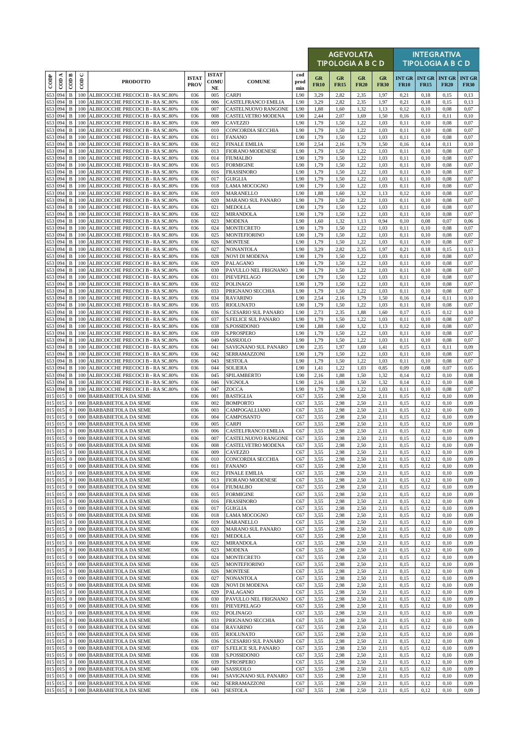| CODP | COD A | COD B | COD C | PRODOTTO | ISTAT PROV | ISTAT COMU NE | COMUNE | cod prod min | AGEVOLATA TIPOLOGIA A B C D | | | | INTEGRATIVA TIPOLOGIA A B C D | | | |
|---|---|---|---|---|---|---|---|---|---|---|---|---|---|---|---|---|
| | | | | | | | | | GR FR10 | GR FR15 | GR FR20 | GR FR30 | INT GR FR10 | INT GR FR15 | INT GR FR20 | INT GR FR30 |
| 653 | 094 | B | 100 | ALBICOCCHE PRECOCI B - RA SC.80% | 036 | 005 | CARPI | L90 | 3,29 | 2,82 | 2,35 | 1,97 | 0,21 | 0,18 | 0,15 | 0,13 |
| 653 | 094 | B | 100 | ALBICOCCHE PRECOCI B - RA SC.80% | 036 | 006 | CASTELFRANCO EMILIA | L90 | 3,29 | 2,82 | 2,35 | 1,97 | 0,21 | 0,18 | 0,15 | 0,13 |
| 653 | 094 | B | 100 | ALBICOCCHE PRECOCI B - RA SC.80% | 036 | 007 | CASTELNUOVO RANGONE | L90 | 1,88 | 1,60 | 1,32 | 1,13 | 0,12 | 0,10 | 0,08 | 0,07 |
| 653 | 094 | B | 100 | ALBICOCCHE PRECOCI B - RA SC.80% | 036 | 008 | CASTELVETRO MODENA | L90 | 2,44 | 2,07 | 1,69 | 1,50 | 0,16 | 0,13 | 0,11 | 0,10 |
| 653 | 094 | B | 100 | ALBICOCCHE PRECOCI B - RA SC.80% | 036 | 009 | CAVEZZO | L90 | 1,79 | 1,50 | 1,22 | 1,03 | 0,11 | 0,10 | 0,08 | 0,07 |
| 653 | 094 | B | 100 | ALBICOCCHE PRECOCI B - RA SC.80% | 036 | 010 | CONCORDIA SECCHIA | L90 | 1,79 | 1,50 | 1,22 | 1,03 | 0,11 | 0,10 | 0,08 | 0,07 |
| 653 | 094 | B | 100 | ALBICOCCHE PRECOCI B - RA SC.80% | 036 | 011 | FANANO | L90 | 1,79 | 1,50 | 1,22 | 1,03 | 0,11 | 0,10 | 0,08 | 0,07 |
| 653 | 094 | B | 100 | ALBICOCCHE PRECOCI B - RA SC.80% | 036 | 012 | FINALE EMILIA | L90 | 2,54 | 2,16 | 1,79 | 1,50 | 0,16 | 0,14 | 0,11 | 0,10 |
| 653 | 094 | B | 100 | ALBICOCCHE PRECOCI B - RA SC.80% | 036 | 013 | FIORANO MODENESE | L90 | 1,79 | 1,50 | 1,22 | 1,03 | 0,11 | 0,10 | 0,08 | 0,07 |
| 653 | 094 | B | 100 | ALBICOCCHE PRECOCI B - RA SC.80% | 036 | 014 | FIUMALBO | L90 | 1,79 | 1,50 | 1,22 | 1,03 | 0,11 | 0,10 | 0,08 | 0,07 |
| 653 | 094 | B | 100 | ALBICOCCHE PRECOCI B - RA SC.80% | 036 | 015 | FORMIGINE | L90 | 1,79 | 1,50 | 1,22 | 1,03 | 0,11 | 0,10 | 0,08 | 0,07 |
| 653 | 094 | B | 100 | ALBICOCCHE PRECOCI B - RA SC.80% | 036 | 016 | FRASSINORO | L90 | 1,79 | 1,50 | 1,22 | 1,03 | 0,11 | 0,10 | 0,08 | 0,07 |
| 653 | 094 | B | 100 | ALBICOCCHE PRECOCI B - RA SC.80% | 036 | 017 | GUIGLIA | L90 | 1,79 | 1,50 | 1,22 | 1,03 | 0,11 | 0,10 | 0,08 | 0,07 |
| 653 | 094 | B | 100 | ALBICOCCHE PRECOCI B - RA SC.80% | 036 | 018 | LAMA MOCOGNO | L90 | 1,79 | 1,50 | 1,22 | 1,03 | 0,11 | 0,10 | 0,08 | 0,07 |
| 653 | 094 | B | 100 | ALBICOCCHE PRECOCI B - RA SC.80% | 036 | 019 | MARANELLO | L90 | 1,88 | 1,60 | 1,32 | 1,13 | 0,12 | 0,10 | 0,08 | 0,07 |
| 653 | 094 | B | 100 | ALBICOCCHE PRECOCI B - RA SC.80% | 036 | 020 | MARANO SUL PANARO | L90 | 1,79 | 1,50 | 1,22 | 1,03 | 0,11 | 0,10 | 0,08 | 0,07 |
| 653 | 094 | B | 100 | ALBICOCCHE PRECOCI B - RA SC.80% | 036 | 021 | MEDOLLA | L90 | 1,79 | 1,50 | 1,22 | 1,03 | 0,11 | 0,10 | 0,08 | 0,07 |
| 653 | 094 | B | 100 | ALBICOCCHE PRECOCI B - RA SC.80% | 036 | 022 | MIRANDOLA | L90 | 1,79 | 1,50 | 1,22 | 1,03 | 0,11 | 0,10 | 0,08 | 0,07 |
| 653 | 094 | B | 100 | ALBICOCCHE PRECOCI B - RA SC.80% | 036 | 023 | MODENA | L90 | 1,60 | 1,32 | 1,13 | 0,94 | 0,10 | 0,08 | 0,07 | 0,06 |
| 653 | 094 | B | 100 | ALBICOCCHE PRECOCI B - RA SC.80% | 036 | 024 | MONTECRETO | L90 | 1,79 | 1,50 | 1,22 | 1,03 | 0,11 | 0,10 | 0,08 | 0,07 |
| 653 | 094 | B | 100 | ALBICOCCHE PRECOCI B - RA SC.80% | 036 | 025 | MONTEFIORINO | L90 | 1,79 | 1,50 | 1,22 | 1,03 | 0,11 | 0,10 | 0,08 | 0,07 |
| 653 | 094 | B | 100 | ALBICOCCHE PRECOCI B - RA SC.80% | 036 | 026 | MONTESE | L90 | 1,79 | 1,50 | 1,22 | 1,03 | 0,11 | 0,10 | 0,08 | 0,07 |
| 653 | 094 | B | 100 | ALBICOCCHE PRECOCI B - RA SC.80% | 036 | 027 | NONANTOLA | L90 | 3,29 | 2,82 | 2,35 | 1,97 | 0,21 | 0,18 | 0,15 | 0,13 |
| 653 | 094 | B | 100 | ALBICOCCHE PRECOCI B - RA SC.80% | 036 | 028 | NOVI DI MODENA | L90 | 1,79 | 1,50 | 1,22 | 1,03 | 0,11 | 0,10 | 0,08 | 0,07 |
| 653 | 094 | B | 100 | ALBICOCCHE PRECOCI B - RA SC.80% | 036 | 029 | PALAGANO | L90 | 1,79 | 1,50 | 1,22 | 1,03 | 0,11 | 0,10 | 0,08 | 0,07 |
| 653 | 094 | B | 100 | ALBICOCCHE PRECOCI B - RA SC.80% | 036 | 030 | PAVULLO NEL FRIGNANO | L90 | 1,79 | 1,50 | 1,22 | 1,03 | 0,11 | 0,10 | 0,08 | 0,07 |
| 653 | 094 | B | 100 | ALBICOCCHE PRECOCI B - RA SC.80% | 036 | 031 | PIEVEPELAGO | L90 | 1,79 | 1,50 | 1,22 | 1,03 | 0,11 | 0,10 | 0,08 | 0,07 |
| 653 | 094 | B | 100 | ALBICOCCHE PRECOCI B - RA SC.80% | 036 | 032 | POLINAGO | L90 | 1,79 | 1,50 | 1,22 | 1,03 | 0,11 | 0,10 | 0,08 | 0,07 |
| 653 | 094 | B | 100 | ALBICOCCHE PRECOCI B - RA SC.80% | 036 | 033 | PRIGNANO SECCHIA | L90 | 1,79 | 1,50 | 1,22 | 1,03 | 0,11 | 0,10 | 0,08 | 0,07 |
| 653 | 094 | B | 100 | ALBICOCCHE PRECOCI B - RA SC.80% | 036 | 034 | RAVARINO | L90 | 2,54 | 2,16 | 1,79 | 1,50 | 0,16 | 0,14 | 0,11 | 0,10 |
| 653 | 094 | B | 100 | ALBICOCCHE PRECOCI B - RA SC.80% | 036 | 035 | RIOLUNATO | L90 | 1,79 | 1,50 | 1,22 | 1,03 | 0,11 | 0,10 | 0,08 | 0,07 |
| 653 | 094 | B | 100 | ALBICOCCHE PRECOCI B - RA SC.80% | 036 | 036 | S.CESARIO SUL PANARO | L90 | 2,73 | 2,35 | 1,88 | 1,60 | 0,17 | 0,15 | 0,12 | 0,10 |
| 653 | 094 | B | 100 | ALBICOCCHE PRECOCI B - RA SC.80% | 036 | 037 | S.FELICE SUL PANARO | L90 | 1,79 | 1,50 | 1,22 | 1,03 | 0,11 | 0,10 | 0,08 | 0,07 |
| 653 | 094 | B | 100 | ALBICOCCHE PRECOCI B - RA SC.80% | 036 | 038 | S.POSSIDONIO | L90 | 1,88 | 1,60 | 1,32 | 1,13 | 0,12 | 0,10 | 0,08 | 0,07 |
| 653 | 094 | B | 100 | ALBICOCCHE PRECOCI B - RA SC.80% | 036 | 039 | S.PROSPERO | L90 | 1,79 | 1,50 | 1,22 | 1,03 | 0,11 | 0,10 | 0,08 | 0,07 |
| 653 | 094 | B | 100 | ALBICOCCHE PRECOCI B - RA SC.80% | 036 | 040 | SASSUOLO | L90 | 1,79 | 1,50 | 1,22 | 1,03 | 0,11 | 0,10 | 0,08 | 0,07 |
| 653 | 094 | B | 100 | ALBICOCCHE PRECOCI B - RA SC.80% | 036 | 041 | SAVIGNANO SUL PANARO | L90 | 2,35 | 1,97 | 1,69 | 1,41 | 0,15 | 0,13 | 0,11 | 0,09 |
| 653 | 094 | B | 100 | ALBICOCCHE PRECOCI B - RA SC.80% | 036 | 042 | SERRAMAZZONI | L90 | 1,79 | 1,50 | 1,22 | 1,03 | 0,11 | 0,10 | 0,08 | 0,07 |
| 653 | 094 | B | 100 | ALBICOCCHE PRECOCI B - RA SC.80% | 036 | 043 | SESTOLA | L90 | 1,79 | 1,50 | 1,22 | 1,03 | 0,11 | 0,10 | 0,08 | 0,07 |
| 653 | 094 | B | 100 | ALBICOCCHE PRECOCI B - RA SC.80% | 036 | 044 | SOLIERA | L90 | 1,41 | 1,22 | 1,03 | 0,85 | 0,09 | 0,08 | 0,07 | 0,05 |
| 653 | 094 | B | 100 | ALBICOCCHE PRECOCI B - RA SC.80% | 036 | 045 | SPILAMBERTO | L90 | 2,16 | 1,88 | 1,50 | 1,32 | 0,14 | 0,12 | 0,10 | 0,08 |
| 653 | 094 | B | 100 | ALBICOCCHE PRECOCI B - RA SC.80% | 036 | 046 | VIGNOLA | L90 | 2,16 | 1,88 | 1,50 | 1,32 | 0,14 | 0,12 | 0,10 | 0,08 |
| 653 | 094 | B | 100 | ALBICOCCHE PRECOCI B - RA SC.80% | 036 | 047 | ZOCCA | L90 | 1,79 | 1,50 | 1,22 | 1,03 | 0,11 | 0,10 | 0,08 | 0,07 |
| 015 | 015 | 0 | 000 | BARBABIETOLA DA SEME | 036 | 001 | BASTIGLIA | C67 | 3,55 | 2,98 | 2,50 | 2,11 | 0,15 | 0,12 | 0,10 | 0,09 |
| 015 | 015 | 0 | 000 | BARBABIETOLA DA SEME | 036 | 002 | BOMPORTO | C67 | 3,55 | 2,98 | 2,50 | 2,11 | 0,15 | 0,12 | 0,10 | 0,09 |
| 015 | 015 | 0 | 000 | BARBABIETOLA DA SEME | 036 | 003 | CAMPOGALLIANO | C67 | 3,55 | 2,98 | 2,50 | 2,11 | 0,15 | 0,12 | 0,10 | 0,09 |
| 015 | 015 | 0 | 000 | BARBABIETOLA DA SEME | 036 | 004 | CAMPOSANTO | C67 | 3,55 | 2,98 | 2,50 | 2,11 | 0,15 | 0,12 | 0,10 | 0,09 |
| 015 | 015 | 0 | 000 | BARBABIETOLA DA SEME | 036 | 005 | CARPI | C67 | 3,55 | 2,98 | 2,50 | 2,11 | 0,15 | 0,12 | 0,10 | 0,09 |
| 015 | 015 | 0 | 000 | BARBABIETOLA DA SEME | 036 | 006 | CASTELFRANCO EMILIA | C67 | 3,55 | 2,98 | 2,50 | 2,11 | 0,15 | 0,12 | 0,10 | 0,09 |
| 015 | 015 | 0 | 000 | BARBABIETOLA DA SEME | 036 | 007 | CASTELNUOVO RANGONE | C67 | 3,55 | 2,98 | 2,50 | 2,11 | 0,15 | 0,12 | 0,10 | 0,09 |
| 015 | 015 | 0 | 000 | BARBABIETOLA DA SEME | 036 | 008 | CASTELVETRO MODENA | C67 | 3,55 | 2,98 | 2,50 | 2,11 | 0,15 | 0,12 | 0,10 | 0,09 |
| 015 | 015 | 0 | 000 | BARBABIETOLA DA SEME | 036 | 009 | CAVEZZO | C67 | 3,55 | 2,98 | 2,50 | 2,11 | 0,15 | 0,12 | 0,10 | 0,09 |
| 015 | 015 | 0 | 000 | BARBABIETOLA DA SEME | 036 | 010 | CONCORDIA SECCHIA | C67 | 3,55 | 2,98 | 2,50 | 2,11 | 0,15 | 0,12 | 0,10 | 0,09 |
| 015 | 015 | 0 | 000 | BARBABIETOLA DA SEME | 036 | 011 | FANANO | C67 | 3,55 | 2,98 | 2,50 | 2,11 | 0,15 | 0,12 | 0,10 | 0,09 |
| 015 | 015 | 0 | 000 | BARBABIETOLA DA SEME | 036 | 012 | FINALE EMILIA | C67 | 3,55 | 2,98 | 2,50 | 2,11 | 0,15 | 0,12 | 0,10 | 0,09 |
| 015 | 015 | 0 | 000 | BARBABIETOLA DA SEME | 036 | 013 | FIORANO MODENESE | C67 | 3,55 | 2,98 | 2,50 | 2,11 | 0,15 | 0,12 | 0,10 | 0,09 |
| 015 | 015 | 0 | 000 | BARBABIETOLA DA SEME | 036 | 014 | FIUMALBO | C67 | 3,55 | 2,98 | 2,50 | 2,11 | 0,15 | 0,12 | 0,10 | 0,09 |
| 015 | 015 | 0 | 000 | BARBABIETOLA DA SEME | 036 | 015 | FORMIGINE | C67 | 3,55 | 2,98 | 2,50 | 2,11 | 0,15 | 0,12 | 0,10 | 0,09 |
| 015 | 015 | 0 | 000 | BARBABIETOLA DA SEME | 036 | 016 | FRASSINORO | C67 | 3,55 | 2,98 | 2,50 | 2,11 | 0,15 | 0,12 | 0,10 | 0,09 |
| 015 | 015 | 0 | 000 | BARBABIETOLA DA SEME | 036 | 017 | GUIGLIA | C67 | 3,55 | 2,98 | 2,50 | 2,11 | 0,15 | 0,12 | 0,10 | 0,09 |
| 015 | 015 | 0 | 000 | BARBABIETOLA DA SEME | 036 | 018 | LAMA MOCOGNO | C67 | 3,55 | 2,98 | 2,50 | 2,11 | 0,15 | 0,12 | 0,10 | 0,09 |
| 015 | 015 | 0 | 000 | BARBABIETOLA DA SEME | 036 | 019 | MARANELLO | C67 | 3,55 | 2,98 | 2,50 | 2,11 | 0,15 | 0,12 | 0,10 | 0,09 |
| 015 | 015 | 0 | 000 | BARBABIETOLA DA SEME | 036 | 020 | MARANO SUL PANARO | C67 | 3,55 | 2,98 | 2,50 | 2,11 | 0,15 | 0,12 | 0,10 | 0,09 |
| 015 | 015 | 0 | 000 | BARBABIETOLA DA SEME | 036 | 021 | MEDOLLA | C67 | 3,55 | 2,98 | 2,50 | 2,11 | 0,15 | 0,12 | 0,10 | 0,09 |
| 015 | 015 | 0 | 000 | BARBABIETOLA DA SEME | 036 | 022 | MIRANDOLA | C67 | 3,55 | 2,98 | 2,50 | 2,11 | 0,15 | 0,12 | 0,10 | 0,09 |
| 015 | 015 | 0 | 000 | BARBABIETOLA DA SEME | 036 | 023 | MODENA | C67 | 3,55 | 2,98 | 2,50 | 2,11 | 0,15 | 0,12 | 0,10 | 0,09 |
| 015 | 015 | 0 | 000 | BARBABIETOLA DA SEME | 036 | 024 | MONTECRETO | C67 | 3,55 | 2,98 | 2,50 | 2,11 | 0,15 | 0,12 | 0,10 | 0,09 |
| 015 | 015 | 0 | 000 | BARBABIETOLA DA SEME | 036 | 025 | MONTEFIORINO | C67 | 3,55 | 2,98 | 2,50 | 2,11 | 0,15 | 0,12 | 0,10 | 0,09 |
| 015 | 015 | 0 | 000 | BARBABIETOLA DA SEME | 036 | 026 | MONTESE | C67 | 3,55 | 2,98 | 2,50 | 2,11 | 0,15 | 0,12 | 0,10 | 0,09 |
| 015 | 015 | 0 | 000 | BARBABIETOLA DA SEME | 036 | 027 | NONANTOLA | C67 | 3,55 | 2,98 | 2,50 | 2,11 | 0,15 | 0,12 | 0,10 | 0,09 |
| 015 | 015 | 0 | 000 | BARBABIETOLA DA SEME | 036 | 028 | NOVI DI MODENA | C67 | 3,55 | 2,98 | 2,50 | 2,11 | 0,15 | 0,12 | 0,10 | 0,09 |
| 015 | 015 | 0 | 000 | BARBABIETOLA DA SEME | 036 | 029 | PALAGANO | C67 | 3,55 | 2,98 | 2,50 | 2,11 | 0,15 | 0,12 | 0,10 | 0,09 |
| 015 | 015 | 0 | 000 | BARBABIETOLA DA SEME | 036 | 030 | PAVULLO NEL FRIGNANO | C67 | 3,55 | 2,98 | 2,50 | 2,11 | 0,15 | 0,12 | 0,10 | 0,09 |
| 015 | 015 | 0 | 000 | BARBABIETOLA DA SEME | 036 | 031 | PIEVEPELAGO | C67 | 3,55 | 2,98 | 2,50 | 2,11 | 0,15 | 0,12 | 0,10 | 0,09 |
| 015 | 015 | 0 | 000 | BARBABIETOLA DA SEME | 036 | 032 | POLINAGO | C67 | 3,55 | 2,98 | 2,50 | 2,11 | 0,15 | 0,12 | 0,10 | 0,09 |
| 015 | 015 | 0 | 000 | BARBABIETOLA DA SEME | 036 | 033 | PRIGNANO SECCHIA | C67 | 3,55 | 2,98 | 2,50 | 2,11 | 0,15 | 0,12 | 0,10 | 0,09 |
| 015 | 015 | 0 | 000 | BARBABIETOLA DA SEME | 036 | 034 | RAVARINO | C67 | 3,55 | 2,98 | 2,50 | 2,11 | 0,15 | 0,12 | 0,10 | 0,09 |
| 015 | 015 | 0 | 000 | BARBABIETOLA DA SEME | 036 | 035 | RIOLUNATO | C67 | 3,55 | 2,98 | 2,50 | 2,11 | 0,15 | 0,12 | 0,10 | 0,09 |
| 015 | 015 | 0 | 000 | BARBABIETOLA DA SEME | 036 | 036 | S.CESARIO SUL PANARO | C67 | 3,55 | 2,98 | 2,50 | 2,11 | 0,15 | 0,12 | 0,10 | 0,09 |
| 015 | 015 | 0 | 000 | BARBABIETOLA DA SEME | 036 | 037 | S.FELICE SUL PANARO | C67 | 3,55 | 2,98 | 2,50 | 2,11 | 0,15 | 0,12 | 0,10 | 0,09 |
| 015 | 015 | 0 | 000 | BARBABIETOLA DA SEME | 036 | 038 | S.POSSIDONIO | C67 | 3,55 | 2,98 | 2,50 | 2,11 | 0,15 | 0,12 | 0,10 | 0,09 |
| 015 | 015 | 0 | 000 | BARBABIETOLA DA SEME | 036 | 039 | S.PROSPERO | C67 | 3,55 | 2,98 | 2,50 | 2,11 | 0,15 | 0,12 | 0,10 | 0,09 |
| 015 | 015 | 0 | 000 | BARBABIETOLA DA SEME | 036 | 040 | SASSUOLO | C67 | 3,55 | 2,98 | 2,50 | 2,11 | 0,15 | 0,12 | 0,10 | 0,09 |
| 015 | 015 | 0 | 000 | BARBABIETOLA DA SEME | 036 | 041 | SAVIGNANO SUL PANARO | C67 | 3,55 | 2,98 | 2,50 | 2,11 | 0,15 | 0,12 | 0,10 | 0,09 |
| 015 | 015 | 0 | 000 | BARBABIETOLA DA SEME | 036 | 042 | SERRAMAZZONI | C67 | 3,55 | 2,98 | 2,50 | 2,11 | 0,15 | 0,12 | 0,10 | 0,09 |
| 015 | 015 | 0 | 000 | BARBABIETOLA DA SEME | 036 | 043 | SESTOLA | C67 | 3,55 | 2,98 | 2,50 | 2,11 | 0,15 | 0,12 | 0,10 | 0,09 |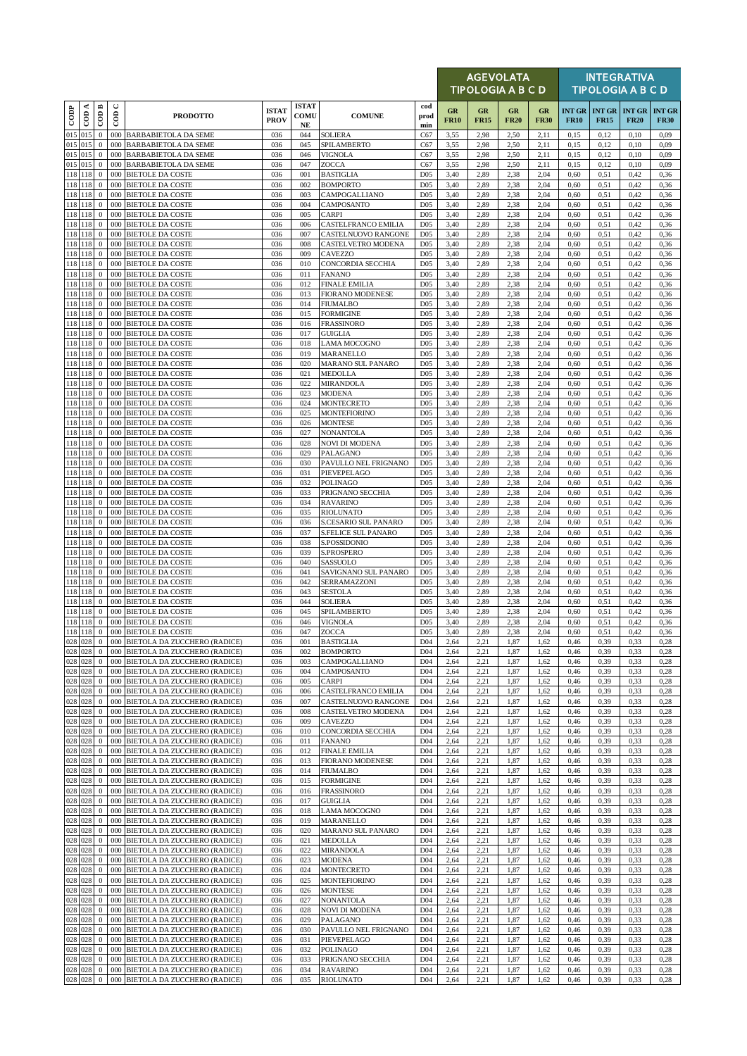| CODP | COD A | COD B | COD C | PRODOTTO | ISTAT PROV | ISTAT COMU NE | COMUNE | cod prod min | AGEVOLATA TIPOLOGIA A B C D | | | | INTEGRATIVA TIPOLOGIA A B C D | | | |
|---|---|---|---|---|---|---|---|---|---|---|---|---|---|---|---|---|
| | | | | | | | | | GR FR10 | GR FR15 | GR FR20 | GR FR30 | INT GR FR10 | INT GR FR15 | INT GR FR20 | INT GR FR30 |
| 015 | 015 | 0 | 000 | BARBABIETOLA DA SEME | 036 | 044 | SOLIERA | C67 | 3,55 | 2,98 | 2,50 | 2,11 | 0,15 | 0,12 | 0,10 | 0,09 |
| 015 | 015 | 0 | 000 | BARBABIETOLA DA SEME | 036 | 045 | SPILAMBERTO | C67 | 3,55 | 2,98 | 2,50 | 2,11 | 0,15 | 0,12 | 0,10 | 0,09 |
| 015 | 015 | 0 | 000 | BARBABIETOLA DA SEME | 036 | 046 | VIGNOLA | C67 | 3,55 | 2,98 | 2,50 | 2,11 | 0,15 | 0,12 | 0,10 | 0,09 |
| 015 | 015 | 0 | 000 | BARBABIETOLA DA SEME | 036 | 047 | ZOCCA | C67 | 3,55 | 2,98 | 2,50 | 2,11 | 0,15 | 0,12 | 0,10 | 0,09 |
| 118 | 118 | 0 | 000 | BIETOLE DA COSTE | 036 | 001 | BASTIGLIA | D05 | 3,40 | 2,89 | 2,38 | 2,04 | 0,60 | 0,51 | 0,42 | 0,36 |
| 118 | 118 | 0 | 000 | BIETOLE DA COSTE | 036 | 002 | BOMPORTO | D05 | 3,40 | 2,89 | 2,38 | 2,04 | 0,60 | 0,51 | 0,42 | 0,36 |
| 118 | 118 | 0 | 000 | BIETOLE DA COSTE | 036 | 003 | CAMPOGALLIANO | D05 | 3,40 | 2,89 | 2,38 | 2,04 | 0,60 | 0,51 | 0,42 | 0,36 |
| 118 | 118 | 0 | 000 | BIETOLE DA COSTE | 036 | 004 | CAMPOSANTO | D05 | 3,40 | 2,89 | 2,38 | 2,04 | 0,60 | 0,51 | 0,42 | 0,36 |
| 118 | 118 | 0 | 000 | BIETOLE DA COSTE | 036 | 005 | CARPI | D05 | 3,40 | 2,89 | 2,38 | 2,04 | 0,60 | 0,51 | 0,42 | 0,36 |
| 118 | 118 | 0 | 000 | BIETOLE DA COSTE | 036 | 006 | CASTELFRANCO EMILIA | D05 | 3,40 | 2,89 | 2,38 | 2,04 | 0,60 | 0,51 | 0,42 | 0,36 |
| 118 | 118 | 0 | 000 | BIETOLE DA COSTE | 036 | 007 | CASTELNUOVO RANGONE | D05 | 3,40 | 2,89 | 2,38 | 2,04 | 0,60 | 0,51 | 0,42 | 0,36 |
| 118 | 118 | 0 | 000 | BIETOLE DA COSTE | 036 | 008 | CASTELVETRO MODENA | D05 | 3,40 | 2,89 | 2,38 | 2,04 | 0,60 | 0,51 | 0,42 | 0,36 |
| 118 | 118 | 0 | 000 | BIETOLE DA COSTE | 036 | 009 | CAVEZZO | D05 | 3,40 | 2,89 | 2,38 | 2,04 | 0,60 | 0,51 | 0,42 | 0,36 |
| 118 | 118 | 0 | 000 | BIETOLE DA COSTE | 036 | 010 | CONCORDIA SECCHIA | D05 | 3,40 | 2,89 | 2,38 | 2,04 | 0,60 | 0,51 | 0,42 | 0,36 |
| 118 | 118 | 0 | 000 | BIETOLE DA COSTE | 036 | 011 | FANANO | D05 | 3,40 | 2,89 | 2,38 | 2,04 | 0,60 | 0,51 | 0,42 | 0,36 |
| 118 | 118 | 0 | 000 | BIETOLE DA COSTE | 036 | 012 | FINALE EMILIA | D05 | 3,40 | 2,89 | 2,38 | 2,04 | 0,60 | 0,51 | 0,42 | 0,36 |
| 118 | 118 | 0 | 000 | BIETOLE DA COSTE | 036 | 013 | FIORANO MODENESE | D05 | 3,40 | 2,89 | 2,38 | 2,04 | 0,60 | 0,51 | 0,42 | 0,36 |
| 118 | 118 | 0 | 000 | BIETOLE DA COSTE | 036 | 014 | FIUMALBO | D05 | 3,40 | 2,89 | 2,38 | 2,04 | 0,60 | 0,51 | 0,42 | 0,36 |
| 118 | 118 | 0 | 000 | BIETOLE DA COSTE | 036 | 015 | FORMIGINE | D05 | 3,40 | 2,89 | 2,38 | 2,04 | 0,60 | 0,51 | 0,42 | 0,36 |
| 118 | 118 | 0 | 000 | BIETOLE DA COSTE | 036 | 016 | FRASSINORO | D05 | 3,40 | 2,89 | 2,38 | 2,04 | 0,60 | 0,51 | 0,42 | 0,36 |
| 118 | 118 | 0 | 000 | BIETOLE DA COSTE | 036 | 017 | GUIGLIA | D05 | 3,40 | 2,89 | 2,38 | 2,04 | 0,60 | 0,51 | 0,42 | 0,36 |
| 118 | 118 | 0 | 000 | BIETOLE DA COSTE | 036 | 018 | LAMA MOCOGNO | D05 | 3,40 | 2,89 | 2,38 | 2,04 | 0,60 | 0,51 | 0,42 | 0,36 |
| 118 | 118 | 0 | 000 | BIETOLE DA COSTE | 036 | 019 | MARANELLO | D05 | 3,40 | 2,89 | 2,38 | 2,04 | 0,60 | 0,51 | 0,42 | 0,36 |
| 118 | 118 | 0 | 000 | BIETOLE DA COSTE | 036 | 020 | MARANO SUL PANARO | D05 | 3,40 | 2,89 | 2,38 | 2,04 | 0,60 | 0,51 | 0,42 | 0,36 |
| 118 | 118 | 0 | 000 | BIETOLE DA COSTE | 036 | 021 | MEDOLLA | D05 | 3,40 | 2,89 | 2,38 | 2,04 | 0,60 | 0,51 | 0,42 | 0,36 |
| 118 | 118 | 0 | 000 | BIETOLE DA COSTE | 036 | 022 | MIRANDOLA | D05 | 3,40 | 2,89 | 2,38 | 2,04 | 0,60 | 0,51 | 0,42 | 0,36 |
| 118 | 118 | 0 | 000 | BIETOLE DA COSTE | 036 | 023 | MODENA | D05 | 3,40 | 2,89 | 2,38 | 2,04 | 0,60 | 0,51 | 0,42 | 0,36 |
| 118 | 118 | 0 | 000 | BIETOLE DA COSTE | 036 | 024 | MONTECRETO | D05 | 3,40 | 2,89 | 2,38 | 2,04 | 0,60 | 0,51 | 0,42 | 0,36 |
| 118 | 118 | 0 | 000 | BIETOLE DA COSTE | 036 | 025 | MONTEFIORINO | D05 | 3,40 | 2,89 | 2,38 | 2,04 | 0,60 | 0,51 | 0,42 | 0,36 |
| 118 | 118 | 0 | 000 | BIETOLE DA COSTE | 036 | 026 | MONTESE | D05 | 3,40 | 2,89 | 2,38 | 2,04 | 0,60 | 0,51 | 0,42 | 0,36 |
| 118 | 118 | 0 | 000 | BIETOLE DA COSTE | 036 | 027 | NONANTOLA | D05 | 3,40 | 2,89 | 2,38 | 2,04 | 0,60 | 0,51 | 0,42 | 0,36 |
| 118 | 118 | 0 | 000 | BIETOLE DA COSTE | 036 | 028 | NOVI DI MODENA | D05 | 3,40 | 2,89 | 2,38 | 2,04 | 0,60 | 0,51 | 0,42 | 0,36 |
| 118 | 118 | 0 | 000 | BIETOLE DA COSTE | 036 | 029 | PALAGANO | D05 | 3,40 | 2,89 | 2,38 | 2,04 | 0,60 | 0,51 | 0,42 | 0,36 |
| 118 | 118 | 0 | 000 | BIETOLE DA COSTE | 036 | 030 | PAVULLO NEL FRIGNANO | D05 | 3,40 | 2,89 | 2,38 | 2,04 | 0,60 | 0,51 | 0,42 | 0,36 |
| 118 | 118 | 0 | 000 | BIETOLE DA COSTE | 036 | 031 | PIEVEPELAGO | D05 | 3,40 | 2,89 | 2,38 | 2,04 | 0,60 | 0,51 | 0,42 | 0,36 |
| 118 | 118 | 0 | 000 | BIETOLE DA COSTE | 036 | 032 | POLINAGO | D05 | 3,40 | 2,89 | 2,38 | 2,04 | 0,60 | 0,51 | 0,42 | 0,36 |
| 118 | 118 | 0 | 000 | BIETOLE DA COSTE | 036 | 033 | PRIGNANO SECCHIA | D05 | 3,40 | 2,89 | 2,38 | 2,04 | 0,60 | 0,51 | 0,42 | 0,36 |
| 118 | 118 | 0 | 000 | BIETOLE DA COSTE | 036 | 034 | RAVARINO | D05 | 3,40 | 2,89 | 2,38 | 2,04 | 0,60 | 0,51 | 0,42 | 0,36 |
| 118 | 118 | 0 | 000 | BIETOLE DA COSTE | 036 | 035 | RIOLUNATO | D05 | 3,40 | 2,89 | 2,38 | 2,04 | 0,60 | 0,51 | 0,42 | 0,36 |
| 118 | 118 | 0 | 000 | BIETOLE DA COSTE | 036 | 036 | S.CESARIO SUL PANARO | D05 | 3,40 | 2,89 | 2,38 | 2,04 | 0,60 | 0,51 | 0,42 | 0,36 |
| 118 | 118 | 0 | 000 | BIETOLE DA COSTE | 036 | 037 | S.FELICE SUL PANARO | D05 | 3,40 | 2,89 | 2,38 | 2,04 | 0,60 | 0,51 | 0,42 | 0,36 |
| 118 | 118 | 0 | 000 | BIETOLE DA COSTE | 036 | 038 | S.POSSIDONIO | D05 | 3,40 | 2,89 | 2,38 | 2,04 | 0,60 | 0,51 | 0,42 | 0,36 |
| 118 | 118 | 0 | 000 | BIETOLE DA COSTE | 036 | 039 | S.PROSPERO | D05 | 3,40 | 2,89 | 2,38 | 2,04 | 0,60 | 0,51 | 0,42 | 0,36 |
| 118 | 118 | 0 | 000 | BIETOLE DA COSTE | 036 | 040 | SASSUOLO | D05 | 3,40 | 2,89 | 2,38 | 2,04 | 0,60 | 0,51 | 0,42 | 0,36 |
| 118 | 118 | 0 | 000 | BIETOLE DA COSTE | 036 | 041 | SAVIGNANO SUL PANARO | D05 | 3,40 | 2,89 | 2,38 | 2,04 | 0,60 | 0,51 | 0,42 | 0,36 |
| 118 | 118 | 0 | 000 | BIETOLE DA COSTE | 036 | 042 | SERRAMAZZONI | D05 | 3,40 | 2,89 | 2,38 | 2,04 | 0,60 | 0,51 | 0,42 | 0,36 |
| 118 | 118 | 0 | 000 | BIETOLE DA COSTE | 036 | 043 | SESTOLA | D05 | 3,40 | 2,89 | 2,38 | 2,04 | 0,60 | 0,51 | 0,42 | 0,36 |
| 118 | 118 | 0 | 000 | BIETOLE DA COSTE | 036 | 044 | SOLIERA | D05 | 3,40 | 2,89 | 2,38 | 2,04 | 0,60 | 0,51 | 0,42 | 0,36 |
| 118 | 118 | 0 | 000 | BIETOLE DA COSTE | 036 | 045 | SPILAMBERTO | D05 | 3,40 | 2,89 | 2,38 | 2,04 | 0,60 | 0,51 | 0,42 | 0,36 |
| 118 | 118 | 0 | 000 | BIETOLE DA COSTE | 036 | 046 | VIGNOLA | D05 | 3,40 | 2,89 | 2,38 | 2,04 | 0,60 | 0,51 | 0,42 | 0,36 |
| 118 | 118 | 0 | 000 | BIETOLE DA COSTE | 036 | 047 | ZOCCA | D05 | 3,40 | 2,89 | 2,38 | 2,04 | 0,60 | 0,51 | 0,42 | 0,36 |
| 028 | 028 | 0 | 000 | BIETOLA DA ZUCCHERO (RADICE) | 036 | 001 | BASTIGLIA | D04 | 2,64 | 2,21 | 1,87 | 1,62 | 0,46 | 0,39 | 0,33 | 0,28 |
| 028 | 028 | 0 | 000 | BIETOLA DA ZUCCHERO (RADICE) | 036 | 002 | BOMPORTO | D04 | 2,64 | 2,21 | 1,87 | 1,62 | 0,46 | 0,39 | 0,33 | 0,28 |
| 028 | 028 | 0 | 000 | BIETOLA DA ZUCCHERO (RADICE) | 036 | 003 | CAMPOGALLIANO | D04 | 2,64 | 2,21 | 1,87 | 1,62 | 0,46 | 0,39 | 0,33 | 0,28 |
| 028 | 028 | 0 | 000 | BIETOLA DA ZUCCHERO (RADICE) | 036 | 004 | CAMPOSANTO | D04 | 2,64 | 2,21 | 1,87 | 1,62 | 0,46 | 0,39 | 0,33 | 0,28 |
| 028 | 028 | 0 | 000 | BIETOLA DA ZUCCHERO (RADICE) | 036 | 005 | CARPI | D04 | 2,64 | 2,21 | 1,87 | 1,62 | 0,46 | 0,39 | 0,33 | 0,28 |
| 028 | 028 | 0 | 000 | BIETOLA DA ZUCCHERO (RADICE) | 036 | 006 | CASTELFRANCO EMILIA | D04 | 2,64 | 2,21 | 1,87 | 1,62 | 0,46 | 0,39 | 0,33 | 0,28 |
| 028 | 028 | 0 | 000 | BIETOLA DA ZUCCHERO (RADICE) | 036 | 007 | CASTELNUOVO RANGONE | D04 | 2,64 | 2,21 | 1,87 | 1,62 | 0,46 | 0,39 | 0,33 | 0,28 |
| 028 | 028 | 0 | 000 | BIETOLA DA ZUCCHERO (RADICE) | 036 | 008 | CASTELVETRO MODENA | D04 | 2,64 | 2,21 | 1,87 | 1,62 | 0,46 | 0,39 | 0,33 | 0,28 |
| 028 | 028 | 0 | 000 | BIETOLA DA ZUCCHERO (RADICE) | 036 | 009 | CAVEZZO | D04 | 2,64 | 2,21 | 1,87 | 1,62 | 0,46 | 0,39 | 0,33 | 0,28 |
| 028 | 028 | 0 | 000 | BIETOLA DA ZUCCHERO (RADICE) | 036 | 010 | CONCORDIA SECCHIA | D04 | 2,64 | 2,21 | 1,87 | 1,62 | 0,46 | 0,39 | 0,33 | 0,28 |
| 028 | 028 | 0 | 000 | BIETOLA DA ZUCCHERO (RADICE) | 036 | 011 | FANANO | D04 | 2,64 | 2,21 | 1,87 | 1,62 | 0,46 | 0,39 | 0,33 | 0,28 |
| 028 | 028 | 0 | 000 | BIETOLA DA ZUCCHERO (RADICE) | 036 | 012 | FINALE EMILIA | D04 | 2,64 | 2,21 | 1,87 | 1,62 | 0,46 | 0,39 | 0,33 | 0,28 |
| 028 | 028 | 0 | 000 | BIETOLA DA ZUCCHERO (RADICE) | 036 | 013 | FIORANO MODENESE | D04 | 2,64 | 2,21 | 1,87 | 1,62 | 0,46 | 0,39 | 0,33 | 0,28 |
| 028 | 028 | 0 | 000 | BIETOLA DA ZUCCHERO (RADICE) | 036 | 014 | FIUMALBO | D04 | 2,64 | 2,21 | 1,87 | 1,62 | 0,46 | 0,39 | 0,33 | 0,28 |
| 028 | 028 | 0 | 000 | BIETOLA DA ZUCCHERO (RADICE) | 036 | 015 | FORMIGINE | D04 | 2,64 | 2,21 | 1,87 | 1,62 | 0,46 | 0,39 | 0,33 | 0,28 |
| 028 | 028 | 0 | 000 | BIETOLA DA ZUCCHERO (RADICE) | 036 | 016 | FRASSINORO | D04 | 2,64 | 2,21 | 1,87 | 1,62 | 0,46 | 0,39 | 0,33 | 0,28 |
| 028 | 028 | 0 | 000 | BIETOLA DA ZUCCHERO (RADICE) | 036 | 017 | GUIGLIA | D04 | 2,64 | 2,21 | 1,87 | 1,62 | 0,46 | 0,39 | 0,33 | 0,28 |
| 028 | 028 | 0 | 000 | BIETOLA DA ZUCCHERO (RADICE) | 036 | 018 | LAMA MOCOGNO | D04 | 2,64 | 2,21 | 1,87 | 1,62 | 0,46 | 0,39 | 0,33 | 0,28 |
| 028 | 028 | 0 | 000 | BIETOLA DA ZUCCHERO (RADICE) | 036 | 019 | MARANELLO | D04 | 2,64 | 2,21 | 1,87 | 1,62 | 0,46 | 0,39 | 0,33 | 0,28 |
| 028 | 028 | 0 | 000 | BIETOLA DA ZUCCHERO (RADICE) | 036 | 020 | MARANO SUL PANARO | D04 | 2,64 | 2,21 | 1,87 | 1,62 | 0,46 | 0,39 | 0,33 | 0,28 |
| 028 | 028 | 0 | 000 | BIETOLA DA ZUCCHERO (RADICE) | 036 | 021 | MEDOLLA | D04 | 2,64 | 2,21 | 1,87 | 1,62 | 0,46 | 0,39 | 0,33 | 0,28 |
| 028 | 028 | 0 | 000 | BIETOLA DA ZUCCHERO (RADICE) | 036 | 022 | MIRANDOLA | D04 | 2,64 | 2,21 | 1,87 | 1,62 | 0,46 | 0,39 | 0,33 | 0,28 |
| 028 | 028 | 0 | 000 | BIETOLA DA ZUCCHERO (RADICE) | 036 | 023 | MODENA | D04 | 2,64 | 2,21 | 1,87 | 1,62 | 0,46 | 0,39 | 0,33 | 0,28 |
| 028 | 028 | 0 | 000 | BIETOLA DA ZUCCHERO (RADICE) | 036 | 024 | MONTECRETO | D04 | 2,64 | 2,21 | 1,87 | 1,62 | 0,46 | 0,39 | 0,33 | 0,28 |
| 028 | 028 | 0 | 000 | BIETOLA DA ZUCCHERO (RADICE) | 036 | 025 | MONTEFIORINO | D04 | 2,64 | 2,21 | 1,87 | 1,62 | 0,46 | 0,39 | 0,33 | 0,28 |
| 028 | 028 | 0 | 000 | BIETOLA DA ZUCCHERO (RADICE) | 036 | 026 | MONTESE | D04 | 2,64 | 2,21 | 1,87 | 1,62 | 0,46 | 0,39 | 0,33 | 0,28 |
| 028 | 028 | 0 | 000 | BIETOLA DA ZUCCHERO (RADICE) | 036 | 027 | NONANTOLA | D04 | 2,64 | 2,21 | 1,87 | 1,62 | 0,46 | 0,39 | 0,33 | 0,28 |
| 028 | 028 | 0 | 000 | BIETOLA DA ZUCCHERO (RADICE) | 036 | 028 | NOVI DI MODENA | D04 | 2,64 | 2,21 | 1,87 | 1,62 | 0,46 | 0,39 | 0,33 | 0,28 |
| 028 | 028 | 0 | 000 | BIETOLA DA ZUCCHERO (RADICE) | 036 | 029 | PALAGANO | D04 | 2,64 | 2,21 | 1,87 | 1,62 | 0,46 | 0,39 | 0,33 | 0,28 |
| 028 | 028 | 0 | 000 | BIETOLA DA ZUCCHERO (RADICE) | 036 | 030 | PAVULLO NEL FRIGNANO | D04 | 2,64 | 2,21 | 1,87 | 1,62 | 0,46 | 0,39 | 0,33 | 0,28 |
| 028 | 028 | 0 | 000 | BIETOLA DA ZUCCHERO (RADICE) | 036 | 031 | PIEVEPELAGO | D04 | 2,64 | 2,21 | 1,87 | 1,62 | 0,46 | 0,39 | 0,33 | 0,28 |
| 028 | 028 | 0 | 000 | BIETOLA DA ZUCCHERO (RADICE) | 036 | 032 | POLINAGO | D04 | 2,64 | 2,21 | 1,87 | 1,62 | 0,46 | 0,39 | 0,33 | 0,28 |
| 028 | 028 | 0 | 000 | BIETOLA DA ZUCCHERO (RADICE) | 036 | 033 | PRIGNANO SECCHIA | D04 | 2,64 | 2,21 | 1,87 | 1,62 | 0,46 | 0,39 | 0,33 | 0,28 |
| 028 | 028 | 0 | 000 | BIETOLA DA ZUCCHERO (RADICE) | 036 | 034 | RAVARINO | D04 | 2,64 | 2,21 | 1,87 | 1,62 | 0,46 | 0,39 | 0,33 | 0,28 |
| 028 | 028 | 0 | 000 | BIETOLA DA ZUCCHERO (RADICE) | 036 | 035 | RIOLUNATO | D04 | 2,64 | 2,21 | 1,87 | 1,62 | 0,46 | 0,39 | 0,33 | 0,28 |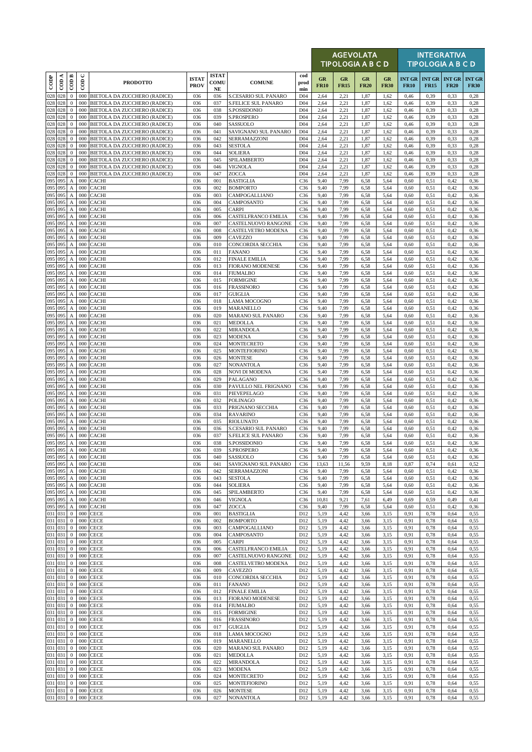| CODP | COD A | COD B | COD C | PRODOTTO | ISTAT PROV | ISTAT COMU NE | COMUNE | cod prod min | AGEVOLATA TIPOLOGIA A B C D | | | | INTEGRATIVA TIPOLOGIA A B C D | | | |
|---|---|---|---|---|---|---|---|---|---|---|---|---|---|---|---|---|
| | | | | | | | | | GR FR10 | GR FR15 | GR FR20 | GR FR30 | INT GR FR10 | INT GR FR15 | INT GR FR20 | INT GR FR30 |
| 028 | 028 | 0 | 000 | BIETOLA DA ZUCCHERO (RADICE) | 036 | 036 | S.CESARIO SUL PANARO | D04 | 2,64 | 2,21 | 1,87 | 1,62 | 0,46 | 0,39 | 0,33 | 0,28 |
| 028 | 028 | 0 | 000 | BIETOLA DA ZUCCHERO (RADICE) | 036 | 037 | S.FELICE SUL PANARO | D04 | 2,64 | 2,21 | 1,87 | 1,62 | 0,46 | 0,39 | 0,33 | 0,28 |
| 028 | 028 | 0 | 000 | BIETOLA DA ZUCCHERO (RADICE) | 036 | 038 | S.POSSIDONIO | D04 | 2,64 | 2,21 | 1,87 | 1,62 | 0,46 | 0,39 | 0,33 | 0,28 |
| 028 | 028 | 0 | 000 | BIETOLA DA ZUCCHERO (RADICE) | 036 | 039 | S.PROSPERO | D04 | 2,64 | 2,21 | 1,87 | 1,62 | 0,46 | 0,39 | 0,33 | 0,28 |
| 028 | 028 | 0 | 000 | BIETOLA DA ZUCCHERO (RADICE) | 036 | 040 | SASSUOLO | D04 | 2,64 | 2,21 | 1,87 | 1,62 | 0,46 | 0,39 | 0,33 | 0,28 |
| 028 | 028 | 0 | 000 | BIETOLA DA ZUCCHERO (RADICE) | 036 | 041 | SAVIGNANO SUL PANARO | D04 | 2,64 | 2,21 | 1,87 | 1,62 | 0,46 | 0,39 | 0,33 | 0,28 |
| 028 | 028 | 0 | 000 | BIETOLA DA ZUCCHERO (RADICE) | 036 | 042 | SERRAMAZZONI | D04 | 2,64 | 2,21 | 1,87 | 1,62 | 0,46 | 0,39 | 0,33 | 0,28 |
| 028 | 028 | 0 | 000 | BIETOLA DA ZUCCHERO (RADICE) | 036 | 043 | SESTOLA | D04 | 2,64 | 2,21 | 1,87 | 1,62 | 0,46 | 0,39 | 0,33 | 0,28 |
| 028 | 028 | 0 | 000 | BIETOLA DA ZUCCHERO (RADICE) | 036 | 044 | SOLIERA | D04 | 2,64 | 2,21 | 1,87 | 1,62 | 0,46 | 0,39 | 0,33 | 0,28 |
| 028 | 028 | 0 | 000 | BIETOLA DA ZUCCHERO (RADICE) | 036 | 045 | SPILAMBERTO | D04 | 2,64 | 2,21 | 1,87 | 1,62 | 0,46 | 0,39 | 0,33 | 0,28 |
| 028 | 028 | 0 | 000 | BIETOLA DA ZUCCHERO (RADICE) | 036 | 046 | VIGNOLA | D04 | 2,64 | 2,21 | 1,87 | 1,62 | 0,46 | 0,39 | 0,33 | 0,28 |
| 028 | 028 | 0 | 000 | BIETOLA DA ZUCCHERO (RADICE) | 036 | 047 | ZOCCA | D04 | 2,64 | 2,21 | 1,87 | 1,62 | 0,46 | 0,39 | 0,33 | 0,28 |
| 095 | 095 | A | 000 | CACHI | 036 | 001 | BASTIGLIA | C36 | 9,40 | 7,99 | 6,58 | 5,64 | 0,60 | 0,51 | 0,42 | 0,36 |
| 095 | 095 | A | 000 | CACHI | 036 | 002 | BOMPORTO | C36 | 9,40 | 7,99 | 6,58 | 5,64 | 0,60 | 0,51 | 0,42 | 0,36 |
| 095 | 095 | A | 000 | CACHI | 036 | 003 | CAMPOGALLIANO | C36 | 9,40 | 7,99 | 6,58 | 5,64 | 0,60 | 0,51 | 0,42 | 0,36 |
| 095 | 095 | A | 000 | CACHI | 036 | 004 | CAMPOSANTO | C36 | 9,40 | 7,99 | 6,58 | 5,64 | 0,60 | 0,51 | 0,42 | 0,36 |
| 095 | 095 | A | 000 | CACHI | 036 | 005 | CARPI | C36 | 9,40 | 7,99 | 6,58 | 5,64 | 0,60 | 0,51 | 0,42 | 0,36 |
| 095 | 095 | A | 000 | CACHI | 036 | 006 | CASTELFRANCO EMILIA | C36 | 9,40 | 7,99 | 6,58 | 5,64 | 0,60 | 0,51 | 0,42 | 0,36 |
| 095 | 095 | A | 000 | CACHI | 036 | 007 | CASTELNUOVO RANGONE | C36 | 9,40 | 7,99 | 6,58 | 5,64 | 0,60 | 0,51 | 0,42 | 0,36 |
| 095 | 095 | A | 000 | CACHI | 036 | 008 | CASTELVETRO MODENA | C36 | 9,40 | 7,99 | 6,58 | 5,64 | 0,60 | 0,51 | 0,42 | 0,36 |
| 095 | 095 | A | 000 | CACHI | 036 | 009 | CAVEZZO | C36 | 9,40 | 7,99 | 6,58 | 5,64 | 0,60 | 0,51 | 0,42 | 0,36 |
| 095 | 095 | A | 000 | CACHI | 036 | 010 | CONCORDIA SECCHIA | C36 | 9,40 | 7,99 | 6,58 | 5,64 | 0,60 | 0,51 | 0,42 | 0,36 |
| 095 | 095 | A | 000 | CACHI | 036 | 011 | FANANO | C36 | 9,40 | 7,99 | 6,58 | 5,64 | 0,60 | 0,51 | 0,42 | 0,36 |
| 095 | 095 | A | 000 | CACHI | 036 | 012 | FINALE EMILIA | C36 | 9,40 | 7,99 | 6,58 | 5,64 | 0,60 | 0,51 | 0,42 | 0,36 |
| 095 | 095 | A | 000 | CACHI | 036 | 013 | FIORANO MODENESE | C36 | 9,40 | 7,99 | 6,58 | 5,64 | 0,60 | 0,51 | 0,42 | 0,36 |
| 095 | 095 | A | 000 | CACHI | 036 | 014 | FIUMALBO | C36 | 9,40 | 7,99 | 6,58 | 5,64 | 0,60 | 0,51 | 0,42 | 0,36 |
| 095 | 095 | A | 000 | CACHI | 036 | 015 | FORMIGINE | C36 | 9,40 | 7,99 | 6,58 | 5,64 | 0,60 | 0,51 | 0,42 | 0,36 |
| 095 | 095 | A | 000 | CACHI | 036 | 016 | FRASSINORO | C36 | 9,40 | 7,99 | 6,58 | 5,64 | 0,60 | 0,51 | 0,42 | 0,36 |
| 095 | 095 | A | 000 | CACHI | 036 | 017 | GUIGLIA | C36 | 9,40 | 7,99 | 6,58 | 5,64 | 0,60 | 0,51 | 0,42 | 0,36 |
| 095 | 095 | A | 000 | CACHI | 036 | 018 | LAMA MOCOGNO | C36 | 9,40 | 7,99 | 6,58 | 5,64 | 0,60 | 0,51 | 0,42 | 0,36 |
| 095 | 095 | A | 000 | CACHI | 036 | 019 | MARANELLO | C36 | 9,40 | 7,99 | 6,58 | 5,64 | 0,60 | 0,51 | 0,42 | 0,36 |
| 095 | 095 | A | 000 | CACHI | 036 | 020 | MARANO SUL PANARO | C36 | 9,40 | 7,99 | 6,58 | 5,64 | 0,60 | 0,51 | 0,42 | 0,36 |
| 095 | 095 | A | 000 | CACHI | 036 | 021 | MEDOLLA | C36 | 9,40 | 7,99 | 6,58 | 5,64 | 0,60 | 0,51 | 0,42 | 0,36 |
| 095 | 095 | A | 000 | CACHI | 036 | 022 | MIRANDOLA | C36 | 9,40 | 7,99 | 6,58 | 5,64 | 0,60 | 0,51 | 0,42 | 0,36 |
| 095 | 095 | A | 000 | CACHI | 036 | 023 | MODENA | C36 | 9,40 | 7,99 | 6,58 | 5,64 | 0,60 | 0,51 | 0,42 | 0,36 |
| 095 | 095 | A | 000 | CACHI | 036 | 024 | MONTECRETO | C36 | 9,40 | 7,99 | 6,58 | 5,64 | 0,60 | 0,51 | 0,42 | 0,36 |
| 095 | 095 | A | 000 | CACHI | 036 | 025 | MONTEFIORINO | C36 | 9,40 | 7,99 | 6,58 | 5,64 | 0,60 | 0,51 | 0,42 | 0,36 |
| 095 | 095 | A | 000 | CACHI | 036 | 026 | MONTESE | C36 | 9,40 | 7,99 | 6,58 | 5,64 | 0,60 | 0,51 | 0,42 | 0,36 |
| 095 | 095 | A | 000 | CACHI | 036 | 027 | NONANTOLA | C36 | 9,40 | 7,99 | 6,58 | 5,64 | 0,60 | 0,51 | 0,42 | 0,36 |
| 095 | 095 | A | 000 | CACHI | 036 | 028 | NOVI DI MODENA | C36 | 9,40 | 7,99 | 6,58 | 5,64 | 0,60 | 0,51 | 0,42 | 0,36 |
| 095 | 095 | A | 000 | CACHI | 036 | 029 | PALAGANO | C36 | 9,40 | 7,99 | 6,58 | 5,64 | 0,60 | 0,51 | 0,42 | 0,36 |
| 095 | 095 | A | 000 | CACHI | 036 | 030 | PAVULLO NEL FRIGNANO | C36 | 9,40 | 7,99 | 6,58 | 5,64 | 0,60 | 0,51 | 0,42 | 0,36 |
| 095 | 095 | A | 000 | CACHI | 036 | 031 | PIEVEPELAGO | C36 | 9,40 | 7,99 | 6,58 | 5,64 | 0,60 | 0,51 | 0,42 | 0,36 |
| 095 | 095 | A | 000 | CACHI | 036 | 032 | POLINAGO | C36 | 9,40 | 7,99 | 6,58 | 5,64 | 0,60 | 0,51 | 0,42 | 0,36 |
| 095 | 095 | A | 000 | CACHI | 036 | 033 | PRIGNANO SECCHIA | C36 | 9,40 | 7,99 | 6,58 | 5,64 | 0,60 | 0,51 | 0,42 | 0,36 |
| 095 | 095 | A | 000 | CACHI | 036 | 034 | RAVARINO | C36 | 9,40 | 7,99 | 6,58 | 5,64 | 0,60 | 0,51 | 0,42 | 0,36 |
| 095 | 095 | A | 000 | CACHI | 036 | 035 | RIOLUNATO | C36 | 9,40 | 7,99 | 6,58 | 5,64 | 0,60 | 0,51 | 0,42 | 0,36 |
| 095 | 095 | A | 000 | CACHI | 036 | 036 | S.CESARIO SUL PANARO | C36 | 9,40 | 7,99 | 6,58 | 5,64 | 0,60 | 0,51 | 0,42 | 0,36 |
| 095 | 095 | A | 000 | CACHI | 036 | 037 | S.FELICE SUL PANARO | C36 | 9,40 | 7,99 | 6,58 | 5,64 | 0,60 | 0,51 | 0,42 | 0,36 |
| 095 | 095 | A | 000 | CACHI | 036 | 038 | S.POSSIDONIO | C36 | 9,40 | 7,99 | 6,58 | 5,64 | 0,60 | 0,51 | 0,42 | 0,36 |
| 095 | 095 | A | 000 | CACHI | 036 | 039 | S.PROSPERO | C36 | 9,40 | 7,99 | 6,58 | 5,64 | 0,60 | 0,51 | 0,42 | 0,36 |
| 095 | 095 | A | 000 | CACHI | 036 | 040 | SASSUOLO | C36 | 9,40 | 7,99 | 6,58 | 5,64 | 0,60 | 0,51 | 0,42 | 0,36 |
| 095 | 095 | A | 000 | CACHI | 036 | 041 | SAVIGNANO SUL PANARO | C36 | 13,63 | 11,56 | 9,59 | 8,18 | 0,87 | 0,74 | 0,61 | 0,52 |
| 095 | 095 | A | 000 | CACHI | 036 | 042 | SERRAMAZZONI | C36 | 9,40 | 7,99 | 6,58 | 5,64 | 0,60 | 0,51 | 0,42 | 0,36 |
| 095 | 095 | A | 000 | CACHI | 036 | 043 | SESTOLA | C36 | 9,40 | 7,99 | 6,58 | 5,64 | 0,60 | 0,51 | 0,42 | 0,36 |
| 095 | 095 | A | 000 | CACHI | 036 | 044 | SOLIERA | C36 | 9,40 | 7,99 | 6,58 | 5,64 | 0,60 | 0,51 | 0,42 | 0,36 |
| 095 | 095 | A | 000 | CACHI | 036 | 045 | SPILAMBERTO | C36 | 9,40 | 7,99 | 6,58 | 5,64 | 0,60 | 0,51 | 0,42 | 0,36 |
| 095 | 095 | A | 000 | CACHI | 036 | 046 | VIGNOLA | C36 | 10,81 | 9,21 | 7,61 | 6,49 | 0,69 | 0,59 | 0,49 | 0,41 |
| 095 | 095 | A | 000 | CACHI | 036 | 047 | ZOCCA | C36 | 9,40 | 7,99 | 6,58 | 5,64 | 0,60 | 0,51 | 0,42 | 0,36 |
| 031 | 031 | 0 | 000 | CECE | 036 | 001 | BASTIGLIA | D12 | 5,19 | 4,42 | 3,66 | 3,15 | 0,91 | 0,78 | 0,64 | 0,55 |
| 031 | 031 | 0 | 000 | CECE | 036 | 002 | BOMPORTO | D12 | 5,19 | 4,42 | 3,66 | 3,15 | 0,91 | 0,78 | 0,64 | 0,55 |
| 031 | 031 | 0 | 000 | CECE | 036 | 003 | CAMPOGALLIANO | D12 | 5,19 | 4,42 | 3,66 | 3,15 | 0,91 | 0,78 | 0,64 | 0,55 |
| 031 | 031 | 0 | 000 | CECE | 036 | 004 | CAMPOSANTO | D12 | 5,19 | 4,42 | 3,66 | 3,15 | 0,91 | 0,78 | 0,64 | 0,55 |
| 031 | 031 | 0 | 000 | CECE | 036 | 005 | CARPI | D12 | 5,19 | 4,42 | 3,66 | 3,15 | 0,91 | 0,78 | 0,64 | 0,55 |
| 031 | 031 | 0 | 000 | CECE | 036 | 006 | CASTELFRANCO EMILIA | D12 | 5,19 | 4,42 | 3,66 | 3,15 | 0,91 | 0,78 | 0,64 | 0,55 |
| 031 | 031 | 0 | 000 | CECE | 036 | 007 | CASTELNUOVO RANGONE | D12 | 5,19 | 4,42 | 3,66 | 3,15 | 0,91 | 0,78 | 0,64 | 0,55 |
| 031 | 031 | 0 | 000 | CECE | 036 | 008 | CASTELVETRO MODENA | D12 | 5,19 | 4,42 | 3,66 | 3,15 | 0,91 | 0,78 | 0,64 | 0,55 |
| 031 | 031 | 0 | 000 | CECE | 036 | 009 | CAVEZZO | D12 | 5,19 | 4,42 | 3,66 | 3,15 | 0,91 | 0,78 | 0,64 | 0,55 |
| 031 | 031 | 0 | 000 | CECE | 036 | 010 | CONCORDIA SECCHIA | D12 | 5,19 | 4,42 | 3,66 | 3,15 | 0,91 | 0,78 | 0,64 | 0,55 |
| 031 | 031 | 0 | 000 | CECE | 036 | 011 | FANANO | D12 | 5,19 | 4,42 | 3,66 | 3,15 | 0,91 | 0,78 | 0,64 | 0,55 |
| 031 | 031 | 0 | 000 | CECE | 036 | 012 | FINALE EMILIA | D12 | 5,19 | 4,42 | 3,66 | 3,15 | 0,91 | 0,78 | 0,64 | 0,55 |
| 031 | 031 | 0 | 000 | CECE | 036 | 013 | FIORANO MODENESE | D12 | 5,19 | 4,42 | 3,66 | 3,15 | 0,91 | 0,78 | 0,64 | 0,55 |
| 031 | 031 | 0 | 000 | CECE | 036 | 014 | FIUMALBO | D12 | 5,19 | 4,42 | 3,66 | 3,15 | 0,91 | 0,78 | 0,64 | 0,55 |
| 031 | 031 | 0 | 000 | CECE | 036 | 015 | FORMIGINE | D12 | 5,19 | 4,42 | 3,66 | 3,15 | 0,91 | 0,78 | 0,64 | 0,55 |
| 031 | 031 | 0 | 000 | CECE | 036 | 016 | FRASSINORO | D12 | 5,19 | 4,42 | 3,66 | 3,15 | 0,91 | 0,78 | 0,64 | 0,55 |
| 031 | 031 | 0 | 000 | CECE | 036 | 017 | GUIGLIA | D12 | 5,19 | 4,42 | 3,66 | 3,15 | 0,91 | 0,78 | 0,64 | 0,55 |
| 031 | 031 | 0 | 000 | CECE | 036 | 018 | LAMA MOCOGNO | D12 | 5,19 | 4,42 | 3,66 | 3,15 | 0,91 | 0,78 | 0,64 | 0,55 |
| 031 | 031 | 0 | 000 | CECE | 036 | 019 | MARANELLO | D12 | 5,19 | 4,42 | 3,66 | 3,15 | 0,91 | 0,78 | 0,64 | 0,55 |
| 031 | 031 | 0 | 000 | CECE | 036 | 020 | MARANO SUL PANARO | D12 | 5,19 | 4,42 | 3,66 | 3,15 | 0,91 | 0,78 | 0,64 | 0,55 |
| 031 | 031 | 0 | 000 | CECE | 036 | 021 | MEDOLLA | D12 | 5,19 | 4,42 | 3,66 | 3,15 | 0,91 | 0,78 | 0,64 | 0,55 |
| 031 | 031 | 0 | 000 | CECE | 036 | 022 | MIRANDOLA | D12 | 5,19 | 4,42 | 3,66 | 3,15 | 0,91 | 0,78 | 0,64 | 0,55 |
| 031 | 031 | 0 | 000 | CECE | 036 | 023 | MODENA | D12 | 5,19 | 4,42 | 3,66 | 3,15 | 0,91 | 0,78 | 0,64 | 0,55 |
| 031 | 031 | 0 | 000 | CECE | 036 | 024 | MONTECRETO | D12 | 5,19 | 4,42 | 3,66 | 3,15 | 0,91 | 0,78 | 0,64 | 0,55 |
| 031 | 031 | 0 | 000 | CECE | 036 | 025 | MONTEFIORINO | D12 | 5,19 | 4,42 | 3,66 | 3,15 | 0,91 | 0,78 | 0,64 | 0,55 |
| 031 | 031 | 0 | 000 | CECE | 036 | 026 | MONTESE | D12 | 5,19 | 4,42 | 3,66 | 3,15 | 0,91 | 0,78 | 0,64 | 0,55 |
| 031 | 031 | 0 | 000 | CECE | 036 | 027 | NONANTOLA | D12 | 5,19 | 4,42 | 3,66 | 3,15 | 0,91 | 0,78 | 0,64 | 0,55 |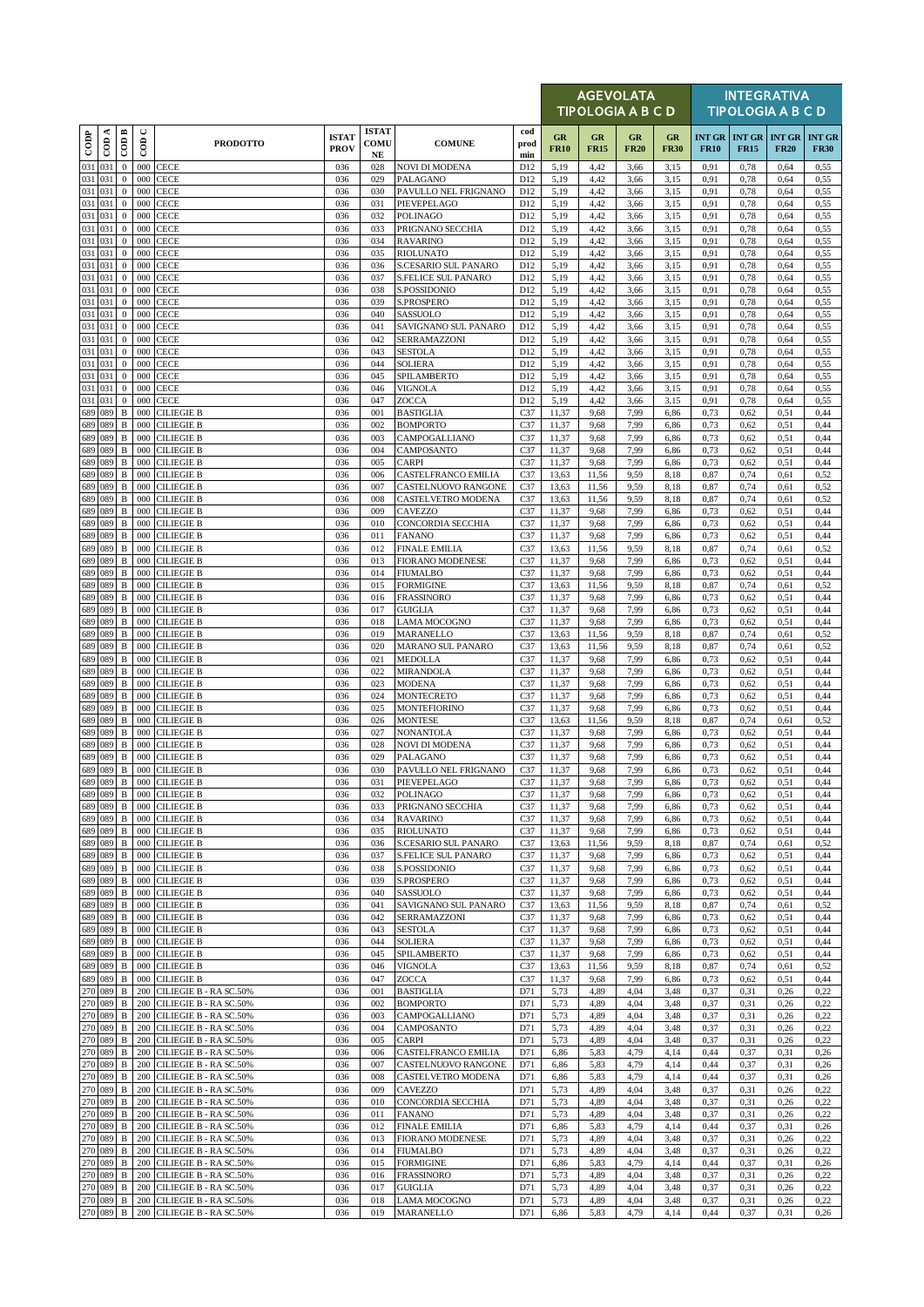| CODP | COD A | COD B | COD C | PRODOTTO | ISTAT PROV | ISTAT COMU NE | COMUNE | cod prod min | AGEVOLATA TIPOLOGIA A B C D | | | | INTEGRATIVA TIPOLOGIA A B C D | | | |
|---|---|---|---|---|---|---|---|---|---|---|---|---|---|---|---|---|
| | | | | | | | | | GR FR10 | GR FR15 | GR FR20 | GR FR30 | INT GR FR10 | INT GR FR15 | INT GR FR20 | INT GR FR30 |
| 031 | 031 | 0 | 000 | CECE | 036 | 028 | NOVI DI MODENA | D12 | 5,19 | 4,42 | 3,66 | 3,15 | 0,91 | 0,78 | 0,64 | 0,55 |
| 031 | 031 | 0 | 000 | CECE | 036 | 029 | PALAGANO | D12 | 5,19 | 4,42 | 3,66 | 3,15 | 0,91 | 0,78 | 0,64 | 0,55 |
| 031 | 031 | 0 | 000 | CECE | 036 | 030 | PAVULLO NEL FRIGNANO | D12 | 5,19 | 4,42 | 3,66 | 3,15 | 0,91 | 0,78 | 0,64 | 0,55 |
| 031 | 031 | 0 | 000 | CECE | 036 | 031 | PIEVEPELAGO | D12 | 5,19 | 4,42 | 3,66 | 3,15 | 0,91 | 0,78 | 0,64 | 0,55 |
| 031 | 031 | 0 | 000 | CECE | 036 | 032 | POLINAGO | D12 | 5,19 | 4,42 | 3,66 | 3,15 | 0,91 | 0,78 | 0,64 | 0,55 |
| 031 | 031 | 0 | 000 | CECE | 036 | 033 | PRIGNANO SECCHIA | D12 | 5,19 | 4,42 | 3,66 | 3,15 | 0,91 | 0,78 | 0,64 | 0,55 |
| 031 | 031 | 0 | 000 | CECE | 036 | 034 | RAVARINO | D12 | 5,19 | 4,42 | 3,66 | 3,15 | 0,91 | 0,78 | 0,64 | 0,55 |
| 031 | 031 | 0 | 000 | CECE | 036 | 035 | RIOLUNATO | D12 | 5,19 | 4,42 | 3,66 | 3,15 | 0,91 | 0,78 | 0,64 | 0,55 |
| 031 | 031 | 0 | 000 | CECE | 036 | 036 | S.CESARIO SUL PANARO | D12 | 5,19 | 4,42 | 3,66 | 3,15 | 0,91 | 0,78 | 0,64 | 0,55 |
| 031 | 031 | 0 | 000 | CECE | 036 | 037 | S.FELICE SUL PANARO | D12 | 5,19 | 4,42 | 3,66 | 3,15 | 0,91 | 0,78 | 0,64 | 0,55 |
| 031 | 031 | 0 | 000 | CECE | 036 | 038 | S.POSSIDONIO | D12 | 5,19 | 4,42 | 3,66 | 3,15 | 0,91 | 0,78 | 0,64 | 0,55 |
| 031 | 031 | 0 | 000 | CECE | 036 | 039 | S.PROSPERO | D12 | 5,19 | 4,42 | 3,66 | 3,15 | 0,91 | 0,78 | 0,64 | 0,55 |
| 031 | 031 | 0 | 000 | CECE | 036 | 040 | SASSUOLO | D12 | 5,19 | 4,42 | 3,66 | 3,15 | 0,91 | 0,78 | 0,64 | 0,55 |
| 031 | 031 | 0 | 000 | CECE | 036 | 041 | SAVIGNANO SUL PANARO | D12 | 5,19 | 4,42 | 3,66 | 3,15 | 0,91 | 0,78 | 0,64 | 0,55 |
| 031 | 031 | 0 | 000 | CECE | 036 | 042 | SERRAMAZZONI | D12 | 5,19 | 4,42 | 3,66 | 3,15 | 0,91 | 0,78 | 0,64 | 0,55 |
| 031 | 031 | 0 | 000 | CECE | 036 | 043 | SESTOLA | D12 | 5,19 | 4,42 | 3,66 | 3,15 | 0,91 | 0,78 | 0,64 | 0,55 |
| 031 | 031 | 0 | 000 | CECE | 036 | 044 | SOLIERA | D12 | 5,19 | 4,42 | 3,66 | 3,15 | 0,91 | 0,78 | 0,64 | 0,55 |
| 031 | 031 | 0 | 000 | CECE | 036 | 045 | SPILAMBERTO | D12 | 5,19 | 4,42 | 3,66 | 3,15 | 0,91 | 0,78 | 0,64 | 0,55 |
| 031 | 031 | 0 | 000 | CECE | 036 | 046 | VIGNOLA | D12 | 5,19 | 4,42 | 3,66 | 3,15 | 0,91 | 0,78 | 0,64 | 0,55 |
| 031 | 031 | 0 | 000 | CECE | 036 | 047 | ZOCCA | D12 | 5,19 | 4,42 | 3,66 | 3,15 | 0,91 | 0,78 | 0,64 | 0,55 |
| 689 | 089 | B | 000 | CILIEGIE B | 036 | 001 | BASTIGLIA | C37 | 11,37 | 9,68 | 7,99 | 6,86 | 0,73 | 0,62 | 0,51 | 0,44 |
| 689 | 089 | B | 000 | CILIEGIE B | 036 | 002 | BOMPORTO | C37 | 11,37 | 9,68 | 7,99 | 6,86 | 0,73 | 0,62 | 0,51 | 0,44 |
| 689 | 089 | B | 000 | CILIEGIE B | 036 | 003 | CAMPOGALLIANO | C37 | 11,37 | 9,68 | 7,99 | 6,86 | 0,73 | 0,62 | 0,51 | 0,44 |
| 689 | 089 | B | 000 | CILIEGIE B | 036 | 004 | CAMPOSANTO | C37 | 11,37 | 9,68 | 7,99 | 6,86 | 0,73 | 0,62 | 0,51 | 0,44 |
| 689 | 089 | B | 000 | CILIEGIE B | 036 | 005 | CARPI | C37 | 11,37 | 9,68 | 7,99 | 6,86 | 0,73 | 0,62 | 0,51 | 0,44 |
| 689 | 089 | B | 000 | CILIEGIE B | 036 | 006 | CASTELFRANCO EMILIA | C37 | 13,63 | 11,56 | 9,59 | 8,18 | 0,87 | 0,74 | 0,61 | 0,52 |
| 689 | 089 | B | 000 | CILIEGIE B | 036 | 007 | CASTELNUOVO RANGONE | C37 | 13,63 | 11,56 | 9,59 | 8,18 | 0,87 | 0,74 | 0,61 | 0,52 |
| 689 | 089 | B | 000 | CILIEGIE B | 036 | 008 | CASTELVETRO MODENA | C37 | 13,63 | 11,56 | 9,59 | 8,18 | 0,87 | 0,74 | 0,61 | 0,52 |
| 689 | 089 | B | 000 | CILIEGIE B | 036 | 009 | CAVEZZO | C37 | 11,37 | 9,68 | 7,99 | 6,86 | 0,73 | 0,62 | 0,51 | 0,44 |
| 689 | 089 | B | 000 | CILIEGIE B | 036 | 010 | CONCORDIA SECCHIA | C37 | 11,37 | 9,68 | 7,99 | 6,86 | 0,73 | 0,62 | 0,51 | 0,44 |
| 689 | 089 | B | 000 | CILIEGIE B | 036 | 011 | FANANO | C37 | 11,37 | 9,68 | 7,99 | 6,86 | 0,73 | 0,62 | 0,51 | 0,44 |
| 689 | 089 | B | 000 | CILIEGIE B | 036 | 012 | FINALE EMILIA | C37 | 13,63 | 11,56 | 9,59 | 8,18 | 0,87 | 0,74 | 0,61 | 0,52 |
| 689 | 089 | B | 000 | CILIEGIE B | 036 | 013 | FIORANO MODENESE | C37 | 11,37 | 9,68 | 7,99 | 6,86 | 0,73 | 0,62 | 0,51 | 0,44 |
| 689 | 089 | B | 000 | CILIEGIE B | 036 | 014 | FIUMALBO | C37 | 11,37 | 9,68 | 7,99 | 6,86 | 0,73 | 0,62 | 0,51 | 0,44 |
| 689 | 089 | B | 000 | CILIEGIE B | 036 | 015 | FORMIGINE | C37 | 13,63 | 11,56 | 9,59 | 8,18 | 0,87 | 0,74 | 0,61 | 0,52 |
| 689 | 089 | B | 000 | CILIEGIE B | 036 | 016 | FRASSINORO | C37 | 11,37 | 9,68 | 7,99 | 6,86 | 0,73 | 0,62 | 0,51 | 0,44 |
| 689 | 089 | B | 000 | CILIEGIE B | 036 | 017 | GUIGLIA | C37 | 11,37 | 9,68 | 7,99 | 6,86 | 0,73 | 0,62 | 0,51 | 0,44 |
| 689 | 089 | B | 000 | CILIEGIE B | 036 | 018 | LAMA MOCOGNO | C37 | 11,37 | 9,68 | 7,99 | 6,86 | 0,73 | 0,62 | 0,51 | 0,44 |
| 689 | 089 | B | 000 | CILIEGIE B | 036 | 019 | MARANELLO | C37 | 13,63 | 11,56 | 9,59 | 8,18 | 0,87 | 0,74 | 0,61 | 0,52 |
| 689 | 089 | B | 000 | CILIEGIE B | 036 | 020 | MARANO SUL PANARO | C37 | 13,63 | 11,56 | 9,59 | 8,18 | 0,87 | 0,74 | 0,61 | 0,52 |
| 689 | 089 | B | 000 | CILIEGIE B | 036 | 021 | MEDOLLA | C37 | 11,37 | 9,68 | 7,99 | 6,86 | 0,73 | 0,62 | 0,51 | 0,44 |
| 689 | 089 | B | 000 | CILIEGIE B | 036 | 022 | MIRANDOLA | C37 | 11,37 | 9,68 | 7,99 | 6,86 | 0,73 | 0,62 | 0,51 | 0,44 |
| 689 | 089 | B | 000 | CILIEGIE B | 036 | 023 | MODENA | C37 | 11,37 | 9,68 | 7,99 | 6,86 | 0,73 | 0,62 | 0,51 | 0,44 |
| 689 | 089 | B | 000 | CILIEGIE B | 036 | 024 | MONTECRETO | C37 | 11,37 | 9,68 | 7,99 | 6,86 | 0,73 | 0,62 | 0,51 | 0,44 |
| 689 | 089 | B | 000 | CILIEGIE B | 036 | 025 | MONTEFIORINO | C37 | 11,37 | 9,68 | 7,99 | 6,86 | 0,73 | 0,62 | 0,51 | 0,44 |
| 689 | 089 | B | 000 | CILIEGIE B | 036 | 026 | MONTESE | C37 | 13,63 | 11,56 | 9,59 | 8,18 | 0,87 | 0,74 | 0,61 | 0,52 |
| 689 | 089 | B | 000 | CILIEGIE B | 036 | 027 | NONANTOLA | C37 | 11,37 | 9,68 | 7,99 | 6,86 | 0,73 | 0,62 | 0,51 | 0,44 |
| 689 | 089 | B | 000 | CILIEGIE B | 036 | 028 | NOVI DI MODENA | C37 | 11,37 | 9,68 | 7,99 | 6,86 | 0,73 | 0,62 | 0,51 | 0,44 |
| 689 | 089 | B | 000 | CILIEGIE B | 036 | 029 | PALAGANO | C37 | 11,37 | 9,68 | 7,99 | 6,86 | 0,73 | 0,62 | 0,51 | 0,44 |
| 689 | 089 | B | 000 | CILIEGIE B | 036 | 030 | PAVULLO NEL FRIGNANO | C37 | 11,37 | 9,68 | 7,99 | 6,86 | 0,73 | 0,62 | 0,51 | 0,44 |
| 689 | 089 | B | 000 | CILIEGIE B | 036 | 031 | PIEVEPELAGO | C37 | 11,37 | 9,68 | 7,99 | 6,86 | 0,73 | 0,62 | 0,51 | 0,44 |
| 689 | 089 | B | 000 | CILIEGIE B | 036 | 032 | POLINAGO | C37 | 11,37 | 9,68 | 7,99 | 6,86 | 0,73 | 0,62 | 0,51 | 0,44 |
| 689 | 089 | B | 000 | CILIEGIE B | 036 | 033 | PRIGNANO SECCHIA | C37 | 11,37 | 9,68 | 7,99 | 6,86 | 0,73 | 0,62 | 0,51 | 0,44 |
| 689 | 089 | B | 000 | CILIEGIE B | 036 | 034 | RAVARINO | C37 | 11,37 | 9,68 | 7,99 | 6,86 | 0,73 | 0,62 | 0,51 | 0,44 |
| 689 | 089 | B | 000 | CILIEGIE B | 036 | 035 | RIOLUNATO | C37 | 11,37 | 9,68 | 7,99 | 6,86 | 0,73 | 0,62 | 0,51 | 0,44 |
| 689 | 089 | B | 000 | CILIEGIE B | 036 | 036 | S.CESARIO SUL PANARO | C37 | 13,63 | 11,56 | 9,59 | 8,18 | 0,87 | 0,74 | 0,61 | 0,52 |
| 689 | 089 | B | 000 | CILIEGIE B | 036 | 037 | S.FELICE SUL PANARO | C37 | 11,37 | 9,68 | 7,99 | 6,86 | 0,73 | 0,62 | 0,51 | 0,44 |
| 689 | 089 | B | 000 | CILIEGIE B | 036 | 038 | S.POSSIDONIO | C37 | 11,37 | 9,68 | 7,99 | 6,86 | 0,73 | 0,62 | 0,51 | 0,44 |
| 689 | 089 | B | 000 | CILIEGIE B | 036 | 039 | S.PROSPERO | C37 | 11,37 | 9,68 | 7,99 | 6,86 | 0,73 | 0,62 | 0,51 | 0,44 |
| 689 | 089 | B | 000 | CILIEGIE B | 036 | 040 | SASSUOLO | C37 | 11,37 | 9,68 | 7,99 | 6,86 | 0,73 | 0,62 | 0,51 | 0,44 |
| 689 | 089 | B | 000 | CILIEGIE B | 036 | 041 | SAVIGNANO SUL PANARO | C37 | 13,63 | 11,56 | 9,59 | 8,18 | 0,87 | 0,74 | 0,61 | 0,52 |
| 689 | 089 | B | 000 | CILIEGIE B | 036 | 042 | SERRAMAZZONI | C37 | 11,37 | 9,68 | 7,99 | 6,86 | 0,73 | 0,62 | 0,51 | 0,44 |
| 689 | 089 | B | 000 | CILIEGIE B | 036 | 043 | SESTOLA | C37 | 11,37 | 9,68 | 7,99 | 6,86 | 0,73 | 0,62 | 0,51 | 0,44 |
| 689 | 089 | B | 000 | CILIEGIE B | 036 | 044 | SOLIERA | C37 | 11,37 | 9,68 | 7,99 | 6,86 | 0,73 | 0,62 | 0,51 | 0,44 |
| 689 | 089 | B | 000 | CILIEGIE B | 036 | 045 | SPILAMBERTO | C37 | 11,37 | 9,68 | 7,99 | 6,86 | 0,73 | 0,62 | 0,51 | 0,44 |
| 689 | 089 | B | 000 | CILIEGIE B | 036 | 046 | VIGNOLA | C37 | 13,63 | 11,56 | 9,59 | 8,18 | 0,87 | 0,74 | 0,61 | 0,52 |
| 689 | 089 | B | 000 | CILIEGIE B | 036 | 047 | ZOCCA | C37 | 11,37 | 9,68 | 7,99 | 6,86 | 0,73 | 0,62 | 0,51 | 0,44 |
| 270 | 089 | B | 200 | CILIEGIE B - RA SC.50% | 036 | 001 | BASTIGLIA | D71 | 5,73 | 4,89 | 4,04 | 3,48 | 0,37 | 0,31 | 0,26 | 0,22 |
| 270 | 089 | B | 200 | CILIEGIE B - RA SC.50% | 036 | 002 | BOMPORTO | D71 | 5,73 | 4,89 | 4,04 | 3,48 | 0,37 | 0,31 | 0,26 | 0,22 |
| 270 | 089 | B | 200 | CILIEGIE B - RA SC.50% | 036 | 003 | CAMPOGALLIANO | D71 | 5,73 | 4,89 | 4,04 | 3,48 | 0,37 | 0,31 | 0,26 | 0,22 |
| 270 | 089 | B | 200 | CILIEGIE B - RA SC.50% | 036 | 004 | CAMPOSANTO | D71 | 5,73 | 4,89 | 4,04 | 3,48 | 0,37 | 0,31 | 0,26 | 0,22 |
| 270 | 089 | B | 200 | CILIEGIE B - RA SC.50% | 036 | 005 | CARPI | D71 | 5,73 | 4,89 | 4,04 | 3,48 | 0,37 | 0,31 | 0,26 | 0,22 |
| 270 | 089 | B | 200 | CILIEGIE B - RA SC.50% | 036 | 006 | CASTELFRANCO EMILIA | D71 | 6,86 | 5,83 | 4,79 | 4,14 | 0,44 | 0,37 | 0,31 | 0,26 |
| 270 | 089 | B | 200 | CILIEGIE B - RA SC.50% | 036 | 007 | CASTELNUOVO RANGONE | D71 | 6,86 | 5,83 | 4,79 | 4,14 | 0,44 | 0,37 | 0,31 | 0,26 |
| 270 | 089 | B | 200 | CILIEGIE B - RA SC.50% | 036 | 008 | CASTELVETRO MODENA | D71 | 6,86 | 5,83 | 4,79 | 4,14 | 0,44 | 0,37 | 0,31 | 0,26 |
| 270 | 089 | B | 200 | CILIEGIE B - RA SC.50% | 036 | 009 | CAVEZZO | D71 | 5,73 | 4,89 | 4,04 | 3,48 | 0,37 | 0,31 | 0,26 | 0,22 |
| 270 | 089 | B | 200 | CILIEGIE B - RA SC.50% | 036 | 010 | CONCORDIA SECCHIA | D71 | 5,73 | 4,89 | 4,04 | 3,48 | 0,37 | 0,31 | 0,26 | 0,22 |
| 270 | 089 | B | 200 | CILIEGIE B - RA SC.50% | 036 | 011 | FANANO | D71 | 5,73 | 4,89 | 4,04 | 3,48 | 0,37 | 0,31 | 0,26 | 0,22 |
| 270 | 089 | B | 200 | CILIEGIE B - RA SC.50% | 036 | 012 | FINALE EMILIA | D71 | 6,86 | 5,83 | 4,79 | 4,14 | 0,44 | 0,37 | 0,31 | 0,26 |
| 270 | 089 | B | 200 | CILIEGIE B - RA SC.50% | 036 | 013 | FIORANO MODENESE | D71 | 5,73 | 4,89 | 4,04 | 3,48 | 0,37 | 0,31 | 0,26 | 0,22 |
| 270 | 089 | B | 200 | CILIEGIE B - RA SC.50% | 036 | 014 | FIUMALBO | D71 | 5,73 | 4,89 | 4,04 | 3,48 | 0,37 | 0,31 | 0,26 | 0,22 |
| 270 | 089 | B | 200 | CILIEGIE B - RA SC.50% | 036 | 015 | FORMIGINE | D71 | 6,86 | 5,83 | 4,79 | 4,14 | 0,44 | 0,37 | 0,31 | 0,26 |
| 270 | 089 | B | 200 | CILIEGIE B - RA SC.50% | 036 | 016 | FRASSINORO | D71 | 5,73 | 4,89 | 4,04 | 3,48 | 0,37 | 0,31 | 0,26 | 0,22 |
| 270 | 089 | B | 200 | CILIEGIE B - RA SC.50% | 036 | 017 | GUIGLIA | D71 | 5,73 | 4,89 | 4,04 | 3,48 | 0,37 | 0,31 | 0,26 | 0,22 |
| 270 | 089 | B | 200 | CILIEGIE B - RA SC.50% | 036 | 018 | LAMA MOCOGNO | D71 | 5,73 | 4,89 | 4,04 | 3,48 | 0,37 | 0,31 | 0,26 | 0,22 |
| 270 | 089 | B | 200 | CILIEGIE B - RA SC.50% | 036 | 019 | MARANELLO | D71 | 6,86 | 5,83 | 4,79 | 4,14 | 0,44 | 0,37 | 0,31 | 0,26 |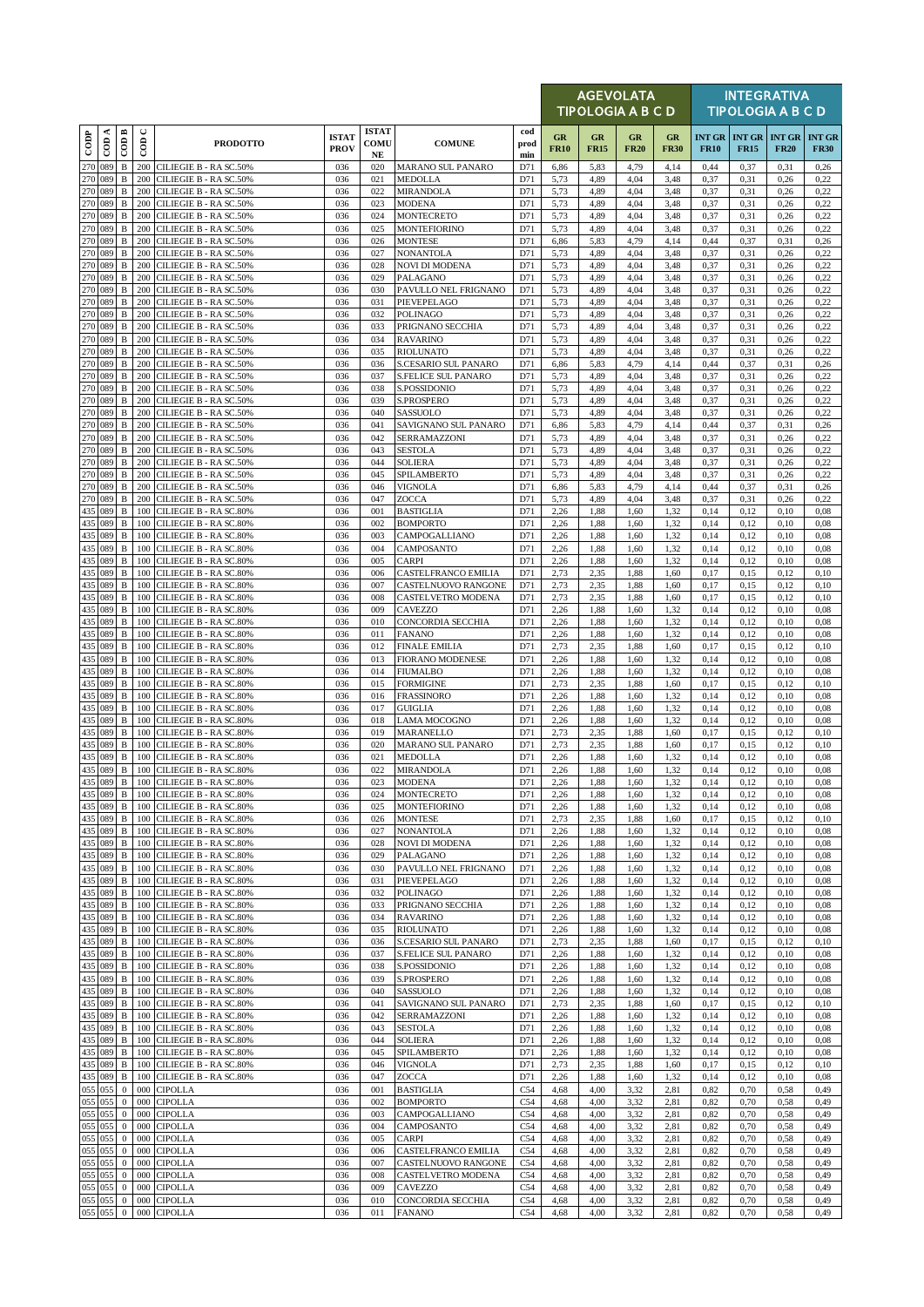| CODP | COD A | COD B | COD C | PRODOTTO | ISTAT PROV | ISTAT COMU NE | COMUNE | cod prod min | AGEVOLATA TIPOLOGIA A B C D | | | | INTEGRATIVA TIPOLOGIA A B C D | | | |
|---|---|---|---|---|---|---|---|---|---|---|---|---|---|---|---|---|
| | | | | | | | | | GR FR10 | GR FR15 | GR FR20 | GR FR30 | INT GR FR10 | INT GR FR15 | INT GR FR20 | INT GR FR30 |
| 270 | 089 | B | 200 | CILIEGIE B - RA SC.50% | 036 | 020 | MARANO SUL PANARO | D71 | 6,86 | 5,83 | 4,79 | 4,14 | 0,44 | 0,37 | 0,31 | 0,26 |
| 270 | 089 | B | 200 | CILIEGIE B - RA SC.50% | 036 | 021 | MEDOLLA | D71 | 5,73 | 4,89 | 4,04 | 3,48 | 0,37 | 0,31 | 0,26 | 0,22 |
| 270 | 089 | B | 200 | CILIEGIE B - RA SC.50% | 036 | 022 | MIRANDOLA | D71 | 5,73 | 4,89 | 4,04 | 3,48 | 0,37 | 0,31 | 0,26 | 0,22 |
| 270 | 089 | B | 200 | CILIEGIE B - RA SC.50% | 036 | 023 | MODENA | D71 | 5,73 | 4,89 | 4,04 | 3,48 | 0,37 | 0,31 | 0,26 | 0,22 |
| 270 | 089 | B | 200 | CILIEGIE B - RA SC.50% | 036 | 024 | MONTECRETO | D71 | 5,73 | 4,89 | 4,04 | 3,48 | 0,37 | 0,31 | 0,26 | 0,22 |
| 270 | 089 | B | 200 | CILIEGIE B - RA SC.50% | 036 | 025 | MONTEFIORINO | D71 | 5,73 | 4,89 | 4,04 | 3,48 | 0,37 | 0,31 | 0,26 | 0,22 |
| 270 | 089 | B | 200 | CILIEGIE B - RA SC.50% | 036 | 026 | MONTESE | D71 | 6,86 | 5,83 | 4,79 | 4,14 | 0,44 | 0,37 | 0,31 | 0,26 |
| 270 | 089 | B | 200 | CILIEGIE B - RA SC.50% | 036 | 027 | NONANTOLA | D71 | 5,73 | 4,89 | 4,04 | 3,48 | 0,37 | 0,31 | 0,26 | 0,22 |
| 270 | 089 | B | 200 | CILIEGIE B - RA SC.50% | 036 | 028 | NOVI DI MODENA | D71 | 5,73 | 4,89 | 4,04 | 3,48 | 0,37 | 0,31 | 0,26 | 0,22 |
| 270 | 089 | B | 200 | CILIEGIE B - RA SC.50% | 036 | 029 | PALAGANO | D71 | 5,73 | 4,89 | 4,04 | 3,48 | 0,37 | 0,31 | 0,26 | 0,22 |
| 270 | 089 | B | 200 | CILIEGIE B - RA SC.50% | 036 | 030 | PAVULLO NEL FRIGNANO | D71 | 5,73 | 4,89 | 4,04 | 3,48 | 0,37 | 0,31 | 0,26 | 0,22 |
| 270 | 089 | B | 200 | CILIEGIE B - RA SC.50% | 036 | 031 | PIEVEPELAGO | D71 | 5,73 | 4,89 | 4,04 | 3,48 | 0,37 | 0,31 | 0,26 | 0,22 |
| 270 | 089 | B | 200 | CILIEGIE B - RA SC.50% | 036 | 032 | POLINAGO | D71 | 5,73 | 4,89 | 4,04 | 3,48 | 0,37 | 0,31 | 0,26 | 0,22 |
| 270 | 089 | B | 200 | CILIEGIE B - RA SC.50% | 036 | 033 | PRIGNANO SECCHIA | D71 | 5,73 | 4,89 | 4,04 | 3,48 | 0,37 | 0,31 | 0,26 | 0,22 |
| 270 | 089 | B | 200 | CILIEGIE B - RA SC.50% | 036 | 034 | RAVARINO | D71 | 5,73 | 4,89 | 4,04 | 3,48 | 0,37 | 0,31 | 0,26 | 0,22 |
| 270 | 089 | B | 200 | CILIEGIE B - RA SC.50% | 036 | 035 | RIOLUNATO | D71 | 5,73 | 4,89 | 4,04 | 3,48 | 0,37 | 0,31 | 0,26 | 0,22 |
| 270 | 089 | B | 200 | CILIEGIE B - RA SC.50% | 036 | 036 | S.CESARIO SUL PANARO | D71 | 6,86 | 5,83 | 4,79 | 4,14 | 0,44 | 0,37 | 0,31 | 0,26 |
| 270 | 089 | B | 200 | CILIEGIE B - RA SC.50% | 036 | 037 | S.FELICE SUL PANARO | D71 | 5,73 | 4,89 | 4,04 | 3,48 | 0,37 | 0,31 | 0,26 | 0,22 |
| 270 | 089 | B | 200 | CILIEGIE B - RA SC.50% | 036 | 038 | S.POSSIDONIO | D71 | 5,73 | 4,89 | 4,04 | 3,48 | 0,37 | 0,31 | 0,26 | 0,22 |
| 270 | 089 | B | 200 | CILIEGIE B - RA SC.50% | 036 | 039 | S.PROSPERO | D71 | 5,73 | 4,89 | 4,04 | 3,48 | 0,37 | 0,31 | 0,26 | 0,22 |
| 270 | 089 | B | 200 | CILIEGIE B - RA SC.50% | 036 | 040 | SASSUOLO | D71 | 5,73 | 4,89 | 4,04 | 3,48 | 0,37 | 0,31 | 0,26 | 0,22 |
| 270 | 089 | B | 200 | CILIEGIE B - RA SC.50% | 036 | 041 | SAVIGNANO SUL PANARO | D71 | 6,86 | 5,83 | 4,79 | 4,14 | 0,44 | 0,37 | 0,31 | 0,26 |
| 270 | 089 | B | 200 | CILIEGIE B - RA SC.50% | 036 | 042 | SERRAMAZZONI | D71 | 5,73 | 4,89 | 4,04 | 3,48 | 0,37 | 0,31 | 0,26 | 0,22 |
| 270 | 089 | B | 200 | CILIEGIE B - RA SC.50% | 036 | 043 | SESTOLA | D71 | 5,73 | 4,89 | 4,04 | 3,48 | 0,37 | 0,31 | 0,26 | 0,22 |
| 270 | 089 | B | 200 | CILIEGIE B - RA SC.50% | 036 | 044 | SOLIERA | D71 | 5,73 | 4,89 | 4,04 | 3,48 | 0,37 | 0,31 | 0,26 | 0,22 |
| 270 | 089 | B | 200 | CILIEGIE B - RA SC.50% | 036 | 045 | SPILAMBERTO | D71 | 5,73 | 4,89 | 4,04 | 3,48 | 0,37 | 0,31 | 0,26 | 0,22 |
| 270 | 089 | B | 200 | CILIEGIE B - RA SC.50% | 036 | 046 | VIGNOLA | D71 | 6,86 | 5,83 | 4,79 | 4,14 | 0,44 | 0,37 | 0,31 | 0,26 |
| 270 | 089 | B | 200 | CILIEGIE B - RA SC.50% | 036 | 047 | ZOCCA | D71 | 5,73 | 4,89 | 4,04 | 3,48 | 0,37 | 0,31 | 0,26 | 0,22 |
| 435 | 089 | B | 100 | CILIEGIE B - RA SC.80% | 036 | 001 | BASTIGLIA | D71 | 2,26 | 1,88 | 1,60 | 1,32 | 0,14 | 0,12 | 0,10 | 0,08 |
| 435 | 089 | B | 100 | CILIEGIE B - RA SC.80% | 036 | 002 | BOMPORTO | D71 | 2,26 | 1,88 | 1,60 | 1,32 | 0,14 | 0,12 | 0,10 | 0,08 |
| 435 | 089 | B | 100 | CILIEGIE B - RA SC.80% | 036 | 003 | CAMPOGALLIANO | D71 | 2,26 | 1,88 | 1,60 | 1,32 | 0,14 | 0,12 | 0,10 | 0,08 |
| 435 | 089 | B | 100 | CILIEGIE B - RA SC.80% | 036 | 004 | CAMPOSANTO | D71 | 2,26 | 1,88 | 1,60 | 1,32 | 0,14 | 0,12 | 0,10 | 0,08 |
| 435 | 089 | B | 100 | CILIEGIE B - RA SC.80% | 036 | 005 | CARPI | D71 | 2,26 | 1,88 | 1,60 | 1,32 | 0,14 | 0,12 | 0,10 | 0,08 |
| 435 | 089 | B | 100 | CILIEGIE B - RA SC.80% | 036 | 006 | CASTELFRANCO EMILIA | D71 | 2,73 | 2,35 | 1,88 | 1,60 | 0,17 | 0,15 | 0,12 | 0,10 |
| 435 | 089 | B | 100 | CILIEGIE B - RA SC.80% | 036 | 007 | CASTELNUOVO RANGONE | D71 | 2,73 | 2,35 | 1,88 | 1,60 | 0,17 | 0,15 | 0,12 | 0,10 |
| 435 | 089 | B | 100 | CILIEGIE B - RA SC.80% | 036 | 008 | CASTELVETRO MODENA | D71 | 2,73 | 2,35 | 1,88 | 1,60 | 0,17 | 0,15 | 0,12 | 0,10 |
| 435 | 089 | B | 100 | CILIEGIE B - RA SC.80% | 036 | 009 | CAVEZZO | D71 | 2,26 | 1,88 | 1,60 | 1,32 | 0,14 | 0,12 | 0,10 | 0,08 |
| 435 | 089 | B | 100 | CILIEGIE B - RA SC.80% | 036 | 010 | CONCORDIA SECCHIA | D71 | 2,26 | 1,88 | 1,60 | 1,32 | 0,14 | 0,12 | 0,10 | 0,08 |
| 435 | 089 | B | 100 | CILIEGIE B - RA SC.80% | 036 | 011 | FANANO | D71 | 2,26 | 1,88 | 1,60 | 1,32 | 0,14 | 0,12 | 0,10 | 0,08 |
| 435 | 089 | B | 100 | CILIEGIE B - RA SC.80% | 036 | 012 | FINALE EMILIA | D71 | 2,73 | 2,35 | 1,88 | 1,60 | 0,17 | 0,15 | 0,12 | 0,10 |
| 435 | 089 | B | 100 | CILIEGIE B - RA SC.80% | 036 | 013 | FIORANO MODENESE | D71 | 2,26 | 1,88 | 1,60 | 1,32 | 0,14 | 0,12 | 0,10 | 0,08 |
| 435 | 089 | B | 100 | CILIEGIE B - RA SC.80% | 036 | 014 | FIUMALBO | D71 | 2,26 | 1,88 | 1,60 | 1,32 | 0,14 | 0,12 | 0,10 | 0,08 |
| 435 | 089 | B | 100 | CILIEGIE B - RA SC.80% | 036 | 015 | FORMIGINE | D71 | 2,73 | 2,35 | 1,88 | 1,60 | 0,17 | 0,15 | 0,12 | 0,10 |
| 435 | 089 | B | 100 | CILIEGIE B - RA SC.80% | 036 | 016 | FRASSINORO | D71 | 2,26 | 1,88 | 1,60 | 1,32 | 0,14 | 0,12 | 0,10 | 0,08 |
| 435 | 089 | B | 100 | CILIEGIE B - RA SC.80% | 036 | 017 | GUIGLIA | D71 | 2,26 | 1,88 | 1,60 | 1,32 | 0,14 | 0,12 | 0,10 | 0,08 |
| 435 | 089 | B | 100 | CILIEGIE B - RA SC.80% | 036 | 018 | LAMA MOCOGNO | D71 | 2,26 | 1,88 | 1,60 | 1,32 | 0,14 | 0,12 | 0,10 | 0,08 |
| 435 | 089 | B | 100 | CILIEGIE B - RA SC.80% | 036 | 019 | MARANELLO | D71 | 2,73 | 2,35 | 1,88 | 1,60 | 0,17 | 0,15 | 0,12 | 0,10 |
| 435 | 089 | B | 100 | CILIEGIE B - RA SC.80% | 036 | 020 | MARANO SUL PANARO | D71 | 2,73 | 2,35 | 1,88 | 1,60 | 0,17 | 0,15 | 0,12 | 0,10 |
| 435 | 089 | B | 100 | CILIEGIE B - RA SC.80% | 036 | 021 | MEDOLLA | D71 | 2,26 | 1,88 | 1,60 | 1,32 | 0,14 | 0,12 | 0,10 | 0,08 |
| 435 | 089 | B | 100 | CILIEGIE B - RA SC.80% | 036 | 022 | MIRANDOLA | D71 | 2,26 | 1,88 | 1,60 | 1,32 | 0,14 | 0,12 | 0,10 | 0,08 |
| 435 | 089 | B | 100 | CILIEGIE B - RA SC.80% | 036 | 023 | MODENA | D71 | 2,26 | 1,88 | 1,60 | 1,32 | 0,14 | 0,12 | 0,10 | 0,08 |
| 435 | 089 | B | 100 | CILIEGIE B - RA SC.80% | 036 | 024 | MONTECRETO | D71 | 2,26 | 1,88 | 1,60 | 1,32 | 0,14 | 0,12 | 0,10 | 0,08 |
| 435 | 089 | B | 100 | CILIEGIE B - RA SC.80% | 036 | 025 | MONTEFIORINO | D71 | 2,26 | 1,88 | 1,60 | 1,32 | 0,14 | 0,12 | 0,10 | 0,08 |
| 435 | 089 | B | 100 | CILIEGIE B - RA SC.80% | 036 | 026 | MONTESE | D71 | 2,73 | 2,35 | 1,88 | 1,60 | 0,17 | 0,15 | 0,12 | 0,10 |
| 435 | 089 | B | 100 | CILIEGIE B - RA SC.80% | 036 | 027 | NONANTOLA | D71 | 2,26 | 1,88 | 1,60 | 1,32 | 0,14 | 0,12 | 0,10 | 0,08 |
| 435 | 089 | B | 100 | CILIEGIE B - RA SC.80% | 036 | 028 | NOVI DI MODENA | D71 | 2,26 | 1,88 | 1,60 | 1,32 | 0,14 | 0,12 | 0,10 | 0,08 |
| 435 | 089 | B | 100 | CILIEGIE B - RA SC.80% | 036 | 029 | PALAGANO | D71 | 2,26 | 1,88 | 1,60 | 1,32 | 0,14 | 0,12 | 0,10 | 0,08 |
| 435 | 089 | B | 100 | CILIEGIE B - RA SC.80% | 036 | 030 | PAVULLO NEL FRIGNANO | D71 | 2,26 | 1,88 | 1,60 | 1,32 | 0,14 | 0,12 | 0,10 | 0,08 |
| 435 | 089 | B | 100 | CILIEGIE B - RA SC.80% | 036 | 031 | PIEVEPELAGO | D71 | 2,26 | 1,88 | 1,60 | 1,32 | 0,14 | 0,12 | 0,10 | 0,08 |
| 435 | 089 | B | 100 | CILIEGIE B - RA SC.80% | 036 | 032 | POLINAGO | D71 | 2,26 | 1,88 | 1,60 | 1,32 | 0,14 | 0,12 | 0,10 | 0,08 |
| 435 | 089 | B | 100 | CILIEGIE B - RA SC.80% | 036 | 033 | PRIGNANO SECCHIA | D71 | 2,26 | 1,88 | 1,60 | 1,32 | 0,14 | 0,12 | 0,10 | 0,08 |
| 435 | 089 | B | 100 | CILIEGIE B - RA SC.80% | 036 | 034 | RAVARINO | D71 | 2,26 | 1,88 | 1,60 | 1,32 | 0,14 | 0,12 | 0,10 | 0,08 |
| 435 | 089 | B | 100 | CILIEGIE B - RA SC.80% | 036 | 035 | RIOLUNATO | D71 | 2,26 | 1,88 | 1,60 | 1,32 | 0,14 | 0,12 | 0,10 | 0,08 |
| 435 | 089 | B | 100 | CILIEGIE B - RA SC.80% | 036 | 036 | S.CESARIO SUL PANARO | D71 | 2,73 | 2,35 | 1,88 | 1,60 | 0,17 | 0,15 | 0,12 | 0,10 |
| 435 | 089 | B | 100 | CILIEGIE B - RA SC.80% | 036 | 037 | S.FELICE SUL PANARO | D71 | 2,26 | 1,88 | 1,60 | 1,32 | 0,14 | 0,12 | 0,10 | 0,08 |
| 435 | 089 | B | 100 | CILIEGIE B - RA SC.80% | 036 | 038 | S.POSSIDONIO | D71 | 2,26 | 1,88 | 1,60 | 1,32 | 0,14 | 0,12 | 0,10 | 0,08 |
| 435 | 089 | B | 100 | CILIEGIE B - RA SC.80% | 036 | 039 | S.PROSPERO | D71 | 2,26 | 1,88 | 1,60 | 1,32 | 0,14 | 0,12 | 0,10 | 0,08 |
| 435 | 089 | B | 100 | CILIEGIE B - RA SC.80% | 036 | 040 | SASSUOLO | D71 | 2,26 | 1,88 | 1,60 | 1,32 | 0,14 | 0,12 | 0,10 | 0,08 |
| 435 | 089 | B | 100 | CILIEGIE B - RA SC.80% | 036 | 041 | SAVIGNANO SUL PANARO | D71 | 2,73 | 2,35 | 1,88 | 1,60 | 0,17 | 0,15 | 0,12 | 0,10 |
| 435 | 089 | B | 100 | CILIEGIE B - RA SC.80% | 036 | 042 | SERRAMAZZONI | D71 | 2,26 | 1,88 | 1,60 | 1,32 | 0,14 | 0,12 | 0,10 | 0,08 |
| 435 | 089 | B | 100 | CILIEGIE B - RA SC.80% | 036 | 043 | SESTOLA | D71 | 2,26 | 1,88 | 1,60 | 1,32 | 0,14 | 0,12 | 0,10 | 0,08 |
| 435 | 089 | B | 100 | CILIEGIE B - RA SC.80% | 036 | 044 | SOLIERA | D71 | 2,26 | 1,88 | 1,60 | 1,32 | 0,14 | 0,12 | 0,10 | 0,08 |
| 435 | 089 | B | 100 | CILIEGIE B - RA SC.80% | 036 | 045 | SPILAMBERTO | D71 | 2,26 | 1,88 | 1,60 | 1,32 | 0,14 | 0,12 | 0,10 | 0,08 |
| 435 | 089 | B | 100 | CILIEGIE B - RA SC.80% | 036 | 046 | VIGNOLA | D71 | 2,73 | 2,35 | 1,88 | 1,60 | 0,17 | 0,15 | 0,12 | 0,10 |
| 435 | 089 | B | 100 | CILIEGIE B - RA SC.80% | 036 | 047 | ZOCCA | D71 | 2,26 | 1,88 | 1,60 | 1,32 | 0,14 | 0,12 | 0,10 | 0,08 |
| 055 | 055 | 0 | 000 | CIPOLLA | 036 | 001 | BASTIGLIA | C54 | 4,68 | 4,00 | 3,32 | 2,81 | 0,82 | 0,70 | 0,58 | 0,49 |
| 055 | 055 | 0 | 000 | CIPOLLA | 036 | 002 | BOMPORTO | C54 | 4,68 | 4,00 | 3,32 | 2,81 | 0,82 | 0,70 | 0,58 | 0,49 |
| 055 | 055 | 0 | 000 | CIPOLLA | 036 | 003 | CAMPOGALLIANO | C54 | 4,68 | 4,00 | 3,32 | 2,81 | 0,82 | 0,70 | 0,58 | 0,49 |
| 055 | 055 | 0 | 000 | CIPOLLA | 036 | 004 | CAMPOSANTO | C54 | 4,68 | 4,00 | 3,32 | 2,81 | 0,82 | 0,70 | 0,58 | 0,49 |
| 055 | 055 | 0 | 000 | CIPOLLA | 036 | 005 | CARPI | C54 | 4,68 | 4,00 | 3,32 | 2,81 | 0,82 | 0,70 | 0,58 | 0,49 |
| 055 | 055 | 0 | 000 | CIPOLLA | 036 | 006 | CASTELFRANCO EMILIA | C54 | 4,68 | 4,00 | 3,32 | 2,81 | 0,82 | 0,70 | 0,58 | 0,49 |
| 055 | 055 | 0 | 000 | CIPOLLA | 036 | 007 | CASTELNUOVO RANGONE | C54 | 4,68 | 4,00 | 3,32 | 2,81 | 0,82 | 0,70 | 0,58 | 0,49 |
| 055 | 055 | 0 | 000 | CIPOLLA | 036 | 008 | CASTELVETRO MODENA | C54 | 4,68 | 4,00 | 3,32 | 2,81 | 0,82 | 0,70 | 0,58 | 0,49 |
| 055 | 055 | 0 | 000 | CIPOLLA | 036 | 009 | CAVEZZO | C54 | 4,68 | 4,00 | 3,32 | 2,81 | 0,82 | 0,70 | 0,58 | 0,49 |
| 055 | 055 | 0 | 000 | CIPOLLA | 036 | 010 | CONCORDIA SECCHIA | C54 | 4,68 | 4,00 | 3,32 | 2,81 | 0,82 | 0,70 | 0,58 | 0,49 |
| 055 | 055 | 0 | 000 | CIPOLLA | 036 | 011 | FANANO | C54 | 4,68 | 4,00 | 3,32 | 2,81 | 0,82 | 0,70 | 0,58 | 0,49 |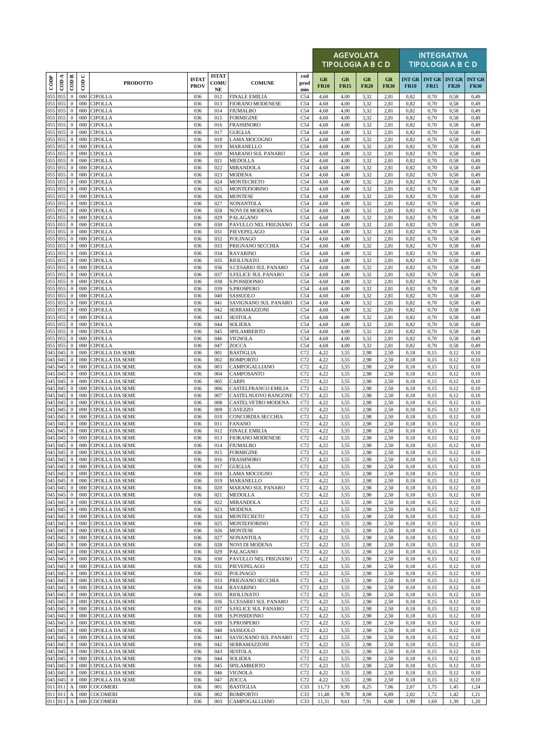| CODP | COD A | COD B | COD C | PRODOTTO | ISTAT PROV | ISTAT COMU NE | COMUNE | cod prod min | AGEVOLATA TIPOLOGIA A B C D | | | | INTEGRATIVA TIPOLOGIA A B C D | | | |
|---|---|---|---|---|---|---|---|---|---|---|---|---|---|---|---|---|
| | | | | | | | | | GR FR10 | GR FR15 | GR FR20 | GR FR30 | INT GR FR10 | INT GR FR15 | INT GR FR20 | INT GR FR30 |
| 055 | 055 | 0 | 000 | CIPOLLA | 036 | 012 | FINALE EMILIA | C54 | 4,68 | 4,00 | 3,32 | 2,81 | 0,82 | 0,70 | 0,58 | 0,49 |
| 055 | 055 | 0 | 000 | CIPOLLA | 036 | 013 | FIORANO MODENESE | C54 | 4,68 | 4,00 | 3,32 | 2,81 | 0,82 | 0,70 | 0,58 | 0,49 |
| 055 | 055 | 0 | 000 | CIPOLLA | 036 | 014 | FIUMALBO | C54 | 4,68 | 4,00 | 3,32 | 2,81 | 0,82 | 0,70 | 0,58 | 0,49 |
| 055 | 055 | 0 | 000 | CIPOLLA | 036 | 015 | FORMIGINE | C54 | 4,68 | 4,00 | 3,32 | 2,81 | 0,82 | 0,70 | 0,58 | 0,49 |
| 055 | 055 | 0 | 000 | CIPOLLA | 036 | 016 | FRASSINORO | C54 | 4,68 | 4,00 | 3,32 | 2,81 | 0,82 | 0,70 | 0,58 | 0,49 |
| 055 | 055 | 0 | 000 | CIPOLLA | 036 | 017 | GUIGLIA | C54 | 4,68 | 4,00 | 3,32 | 2,81 | 0,82 | 0,70 | 0,58 | 0,49 |
| 055 | 055 | 0 | 000 | CIPOLLA | 036 | 018 | LAMA MOCOGNO | C54 | 4,68 | 4,00 | 3,32 | 2,81 | 0,82 | 0,70 | 0,58 | 0,49 |
| 055 | 055 | 0 | 000 | CIPOLLA | 036 | 019 | MARANELLO | C54 | 4,68 | 4,00 | 3,32 | 2,81 | 0,82 | 0,70 | 0,58 | 0,49 |
| 055 | 055 | 0 | 000 | CIPOLLA | 036 | 020 | MARANO SUL PANARO | C54 | 4,68 | 4,00 | 3,32 | 2,81 | 0,82 | 0,70 | 0,58 | 0,49 |
| 055 | 055 | 0 | 000 | CIPOLLA | 036 | 021 | MEDOLLA | C54 | 4,68 | 4,00 | 3,32 | 2,81 | 0,82 | 0,70 | 0,58 | 0,49 |
| 055 | 055 | 0 | 000 | CIPOLLA | 036 | 022 | MIRANDOLA | C54 | 4,68 | 4,00 | 3,32 | 2,81 | 0,82 | 0,70 | 0,58 | 0,49 |
| 055 | 055 | 0 | 000 | CIPOLLA | 036 | 023 | MODENA | C54 | 4,68 | 4,00 | 3,32 | 2,81 | 0,82 | 0,70 | 0,58 | 0,49 |
| 055 | 055 | 0 | 000 | CIPOLLA | 036 | 024 | MONTECRETO | C54 | 4,68 | 4,00 | 3,32 | 2,81 | 0,82 | 0,70 | 0,58 | 0,49 |
| 055 | 055 | 0 | 000 | CIPOLLA | 036 | 025 | MONTEFIORINO | C54 | 4,68 | 4,00 | 3,32 | 2,81 | 0,82 | 0,70 | 0,58 | 0,49 |
| 055 | 055 | 0 | 000 | CIPOLLA | 036 | 026 | MONTESE | C54 | 4,68 | 4,00 | 3,32 | 2,81 | 0,82 | 0,70 | 0,58 | 0,49 |
| 055 | 055 | 0 | 000 | CIPOLLA | 036 | 027 | NONANTOLA | C54 | 4,68 | 4,00 | 3,32 | 2,81 | 0,82 | 0,70 | 0,58 | 0,49 |
| 055 | 055 | 0 | 000 | CIPOLLA | 036 | 028 | NOVI DI MODENA | C54 | 4,68 | 4,00 | 3,32 | 2,81 | 0,82 | 0,70 | 0,58 | 0,49 |
| 055 | 055 | 0 | 000 | CIPOLLA | 036 | 029 | PALAGANO | C54 | 4,68 | 4,00 | 3,32 | 2,81 | 0,82 | 0,70 | 0,58 | 0,49 |
| 055 | 055 | 0 | 000 | CIPOLLA | 036 | 030 | PAVULLO NEL FRIGNANO | C54 | 4,68 | 4,00 | 3,32 | 2,81 | 0,82 | 0,70 | 0,58 | 0,49 |
| 055 | 055 | 0 | 000 | CIPOLLA | 036 | 031 | PIEVEPELAGO | C54 | 4,68 | 4,00 | 3,32 | 2,81 | 0,82 | 0,70 | 0,58 | 0,49 |
| 055 | 055 | 0 | 000 | CIPOLLA | 036 | 032 | POLINAGO | C54 | 4,68 | 4,00 | 3,32 | 2,81 | 0,82 | 0,70 | 0,58 | 0,49 |
| 055 | 055 | 0 | 000 | CIPOLLA | 036 | 033 | PRIGNANO SECCHIA | C54 | 4,68 | 4,00 | 3,32 | 2,81 | 0,82 | 0,70 | 0,58 | 0,49 |
| 055 | 055 | 0 | 000 | CIPOLLA | 036 | 034 | RAVARINO | C54 | 4,68 | 4,00 | 3,32 | 2,81 | 0,82 | 0,70 | 0,58 | 0,49 |
| 055 | 055 | 0 | 000 | CIPOLLA | 036 | 035 | RIOLUNATO | C54 | 4,68 | 4,00 | 3,32 | 2,81 | 0,82 | 0,70 | 0,58 | 0,49 |
| 055 | 055 | 0 | 000 | CIPOLLA | 036 | 036 | S.CESARIO SUL PANARO | C54 | 4,68 | 4,00 | 3,32 | 2,81 | 0,82 | 0,70 | 0,58 | 0,49 |
| 055 | 055 | 0 | 000 | CIPOLLA | 036 | 037 | S.FELICE SUL PANARO | C54 | 4,68 | 4,00 | 3,32 | 2,81 | 0,82 | 0,70 | 0,58 | 0,49 |
| 055 | 055 | 0 | 000 | CIPOLLA | 036 | 038 | S.POSSIDONIO | C54 | 4,68 | 4,00 | 3,32 | 2,81 | 0,82 | 0,70 | 0,58 | 0,49 |
| 055 | 055 | 0 | 000 | CIPOLLA | 036 | 039 | S.PROSPERO | C54 | 4,68 | 4,00 | 3,32 | 2,81 | 0,82 | 0,70 | 0,58 | 0,49 |
| 055 | 055 | 0 | 000 | CIPOLLA | 036 | 040 | SASSUOLO | C54 | 4,68 | 4,00 | 3,32 | 2,81 | 0,82 | 0,70 | 0,58 | 0,49 |
| 055 | 055 | 0 | 000 | CIPOLLA | 036 | 041 | SAVIGNANO SUL PANARO | C54 | 4,68 | 4,00 | 3,32 | 2,81 | 0,82 | 0,70 | 0,58 | 0,49 |
| 055 | 055 | 0 | 000 | CIPOLLA | 036 | 042 | SERRAMAZZONI | C54 | 4,68 | 4,00 | 3,32 | 2,81 | 0,82 | 0,70 | 0,58 | 0,49 |
| 055 | 055 | 0 | 000 | CIPOLLA | 036 | 043 | SESTOLA | C54 | 4,68 | 4,00 | 3,32 | 2,81 | 0,82 | 0,70 | 0,58 | 0,49 |
| 055 | 055 | 0 | 000 | CIPOLLA | 036 | 044 | SOLIERA | C54 | 4,68 | 4,00 | 3,32 | 2,81 | 0,82 | 0,70 | 0,58 | 0,49 |
| 055 | 055 | 0 | 000 | CIPOLLA | 036 | 045 | SPILAMBERTO | C54 | 4,68 | 4,00 | 3,32 | 2,81 | 0,82 | 0,70 | 0,58 | 0,49 |
| 055 | 055 | 0 | 000 | CIPOLLA | 036 | 046 | VIGNOLA | C54 | 4,68 | 4,00 | 3,32 | 2,81 | 0,82 | 0,70 | 0,58 | 0,49 |
| 055 | 055 | 0 | 000 | CIPOLLA | 036 | 047 | ZOCCA | C54 | 4,68 | 4,00 | 3,32 | 2,81 | 0,82 | 0,70 | 0,58 | 0,49 |
| 045 | 045 | 0 | 000 | CIPOLLA DA SEME | 036 | 001 | BASTIGLIA | C72 | 4,22 | 3,55 | 2,98 | 2,50 | 0,18 | 0,15 | 0,12 | 0,10 |
| 045 | 045 | 0 | 000 | CIPOLLA DA SEME | 036 | 002 | BOMPORTO | C72 | 4,22 | 3,55 | 2,98 | 2,50 | 0,18 | 0,15 | 0,12 | 0,10 |
| 045 | 045 | 0 | 000 | CIPOLLA DA SEME | 036 | 003 | CAMPOGALLIANO | C72 | 4,22 | 3,55 | 2,98 | 2,50 | 0,18 | 0,15 | 0,12 | 0,10 |
| 045 | 045 | 0 | 000 | CIPOLLA DA SEME | 036 | 004 | CAMPOSANTO | C72 | 4,22 | 3,55 | 2,98 | 2,50 | 0,18 | 0,15 | 0,12 | 0,10 |
| 045 | 045 | 0 | 000 | CIPOLLA DA SEME | 036 | 005 | CARPI | C72 | 4,22 | 3,55 | 2,98 | 2,50 | 0,18 | 0,15 | 0,12 | 0,10 |
| 045 | 045 | 0 | 000 | CIPOLLA DA SEME | 036 | 006 | CASTELFRANCO EMILIA | C72 | 4,22 | 3,55 | 2,98 | 2,50 | 0,18 | 0,15 | 0,12 | 0,10 |
| 045 | 045 | 0 | 000 | CIPOLLA DA SEME | 036 | 007 | CASTELNUOVO RANGONE | C72 | 4,22 | 3,55 | 2,98 | 2,50 | 0,18 | 0,15 | 0,12 | 0,10 |
| 045 | 045 | 0 | 000 | CIPOLLA DA SEME | 036 | 008 | CASTELVETRO MODENA | C72 | 4,22 | 3,55 | 2,98 | 2,50 | 0,18 | 0,15 | 0,12 | 0,10 |
| 045 | 045 | 0 | 000 | CIPOLLA DA SEME | 036 | 009 | CAVEZZO | C72 | 4,22 | 3,55 | 2,98 | 2,50 | 0,18 | 0,15 | 0,12 | 0,10 |
| 045 | 045 | 0 | 000 | CIPOLLA DA SEME | 036 | 010 | CONCORDIA SECCHIA | C72 | 4,22 | 3,55 | 2,98 | 2,50 | 0,18 | 0,15 | 0,12 | 0,10 |
| 045 | 045 | 0 | 000 | CIPOLLA DA SEME | 036 | 011 | FANANO | C72 | 4,22 | 3,55 | 2,98 | 2,50 | 0,18 | 0,15 | 0,12 | 0,10 |
| 045 | 045 | 0 | 000 | CIPOLLA DA SEME | 036 | 012 | FINALE EMILIA | C72 | 4,22 | 3,55 | 2,98 | 2,50 | 0,18 | 0,15 | 0,12 | 0,10 |
| 045 | 045 | 0 | 000 | CIPOLLA DA SEME | 036 | 013 | FIORANO MODENESE | C72 | 4,22 | 3,55 | 2,98 | 2,50 | 0,18 | 0,15 | 0,12 | 0,10 |
| 045 | 045 | 0 | 000 | CIPOLLA DA SEME | 036 | 014 | FIUMALBO | C72 | 4,22 | 3,55 | 2,98 | 2,50 | 0,18 | 0,15 | 0,12 | 0,10 |
| 045 | 045 | 0 | 000 | CIPOLLA DA SEME | 036 | 015 | FORMIGINE | C72 | 4,22 | 3,55 | 2,98 | 2,50 | 0,18 | 0,15 | 0,12 | 0,10 |
| 045 | 045 | 0 | 000 | CIPOLLA DA SEME | 036 | 016 | FRASSINORO | C72 | 4,22 | 3,55 | 2,98 | 2,50 | 0,18 | 0,15 | 0,12 | 0,10 |
| 045 | 045 | 0 | 000 | CIPOLLA DA SEME | 036 | 017 | GUIGLIA | C72 | 4,22 | 3,55 | 2,98 | 2,50 | 0,18 | 0,15 | 0,12 | 0,10 |
| 045 | 045 | 0 | 000 | CIPOLLA DA SEME | 036 | 018 | LAMA MOCOGNO | C72 | 4,22 | 3,55 | 2,98 | 2,50 | 0,18 | 0,15 | 0,12 | 0,10 |
| 045 | 045 | 0 | 000 | CIPOLLA DA SEME | 036 | 019 | MARANELLO | C72 | 4,22 | 3,55 | 2,98 | 2,50 | 0,18 | 0,15 | 0,12 | 0,10 |
| 045 | 045 | 0 | 000 | CIPOLLA DA SEME | 036 | 020 | MARANO SUL PANARO | C72 | 4,22 | 3,55 | 2,98 | 2,50 | 0,18 | 0,15 | 0,12 | 0,10 |
| 045 | 045 | 0 | 000 | CIPOLLA DA SEME | 036 | 021 | MEDOLLA | C72 | 4,22 | 3,55 | 2,98 | 2,50 | 0,18 | 0,15 | 0,12 | 0,10 |
| 045 | 045 | 0 | 000 | CIPOLLA DA SEME | 036 | 022 | MIRANDOLA | C72 | 4,22 | 3,55 | 2,98 | 2,50 | 0,18 | 0,15 | 0,12 | 0,10 |
| 045 | 045 | 0 | 000 | CIPOLLA DA SEME | 036 | 023 | MODENA | C72 | 4,22 | 3,55 | 2,98 | 2,50 | 0,18 | 0,15 | 0,12 | 0,10 |
| 045 | 045 | 0 | 000 | CIPOLLA DA SEME | 036 | 024 | MONTECRETO | C72 | 4,22 | 3,55 | 2,98 | 2,50 | 0,18 | 0,15 | 0,12 | 0,10 |
| 045 | 045 | 0 | 000 | CIPOLLA DA SEME | 036 | 025 | MONTEFIORINO | C72 | 4,22 | 3,55 | 2,98 | 2,50 | 0,18 | 0,15 | 0,12 | 0,10 |
| 045 | 045 | 0 | 000 | CIPOLLA DA SEME | 036 | 026 | MONTESE | C72 | 4,22 | 3,55 | 2,98 | 2,50 | 0,18 | 0,15 | 0,12 | 0,10 |
| 045 | 045 | 0 | 000 | CIPOLLA DA SEME | 036 | 027 | NONANTOLA | C72 | 4,22 | 3,55 | 2,98 | 2,50 | 0,18 | 0,15 | 0,12 | 0,10 |
| 045 | 045 | 0 | 000 | CIPOLLA DA SEME | 036 | 028 | NOVI DI MODENA | C72 | 4,22 | 3,55 | 2,98 | 2,50 | 0,18 | 0,15 | 0,12 | 0,10 |
| 045 | 045 | 0 | 000 | CIPOLLA DA SEME | 036 | 029 | PALAGANO | C72 | 4,22 | 3,55 | 2,98 | 2,50 | 0,18 | 0,15 | 0,12 | 0,10 |
| 045 | 045 | 0 | 000 | CIPOLLA DA SEME | 036 | 030 | PAVULLO NEL FRIGNANO | C72 | 4,22 | 3,55 | 2,98 | 2,50 | 0,18 | 0,15 | 0,12 | 0,10 |
| 045 | 045 | 0 | 000 | CIPOLLA DA SEME | 036 | 031 | PIEVEPELAGO | C72 | 4,22 | 3,55 | 2,98 | 2,50 | 0,18 | 0,15 | 0,12 | 0,10 |
| 045 | 045 | 0 | 000 | CIPOLLA DA SEME | 036 | 032 | POLINAGO | C72 | 4,22 | 3,55 | 2,98 | 2,50 | 0,18 | 0,15 | 0,12 | 0,10 |
| 045 | 045 | 0 | 000 | CIPOLLA DA SEME | 036 | 033 | PRIGNANO SECCHIA | C72 | 4,22 | 3,55 | 2,98 | 2,50 | 0,18 | 0,15 | 0,12 | 0,10 |
| 045 | 045 | 0 | 000 | CIPOLLA DA SEME | 036 | 034 | RAVARINO | C72 | 4,22 | 3,55 | 2,98 | 2,50 | 0,18 | 0,15 | 0,12 | 0,10 |
| 045 | 045 | 0 | 000 | CIPOLLA DA SEME | 036 | 035 | RIOLUNATO | C72 | 4,22 | 3,55 | 2,98 | 2,50 | 0,18 | 0,15 | 0,12 | 0,10 |
| 045 | 045 | 0 | 000 | CIPOLLA DA SEME | 036 | 036 | S.CESARIO SUL PANARO | C72 | 4,22 | 3,55 | 2,98 | 2,50 | 0,18 | 0,15 | 0,12 | 0,10 |
| 045 | 045 | 0 | 000 | CIPOLLA DA SEME | 036 | 037 | S.FELICE SUL PANARO | C72 | 4,22 | 3,55 | 2,98 | 2,50 | 0,18 | 0,15 | 0,12 | 0,10 |
| 045 | 045 | 0 | 000 | CIPOLLA DA SEME | 036 | 038 | S.POSSIDONIO | C72 | 4,22 | 3,55 | 2,98 | 2,50 | 0,18 | 0,15 | 0,12 | 0,10 |
| 045 | 045 | 0 | 000 | CIPOLLA DA SEME | 036 | 039 | S.PROSPERO | C72 | 4,22 | 3,55 | 2,98 | 2,50 | 0,18 | 0,15 | 0,12 | 0,10 |
| 045 | 045 | 0 | 000 | CIPOLLA DA SEME | 036 | 040 | SASSUOLO | C72 | 4,22 | 3,55 | 2,98 | 2,50 | 0,18 | 0,15 | 0,12 | 0,10 |
| 045 | 045 | 0 | 000 | CIPOLLA DA SEME | 036 | 041 | SAVIGNANO SUL PANARO | C72 | 4,22 | 3,55 | 2,98 | 2,50 | 0,18 | 0,15 | 0,12 | 0,10 |
| 045 | 045 | 0 | 000 | CIPOLLA DA SEME | 036 | 042 | SERRAMAZZONI | C72 | 4,22 | 3,55 | 2,98 | 2,50 | 0,18 | 0,15 | 0,12 | 0,10 |
| 045 | 045 | 0 | 000 | CIPOLLA DA SEME | 036 | 043 | SESTOLA | C72 | 4,22 | 3,55 | 2,98 | 2,50 | 0,18 | 0,15 | 0,12 | 0,10 |
| 045 | 045 | 0 | 000 | CIPOLLA DA SEME | 036 | 044 | SOLIERA | C72 | 4,22 | 3,55 | 2,98 | 2,50 | 0,18 | 0,15 | 0,12 | 0,10 |
| 045 | 045 | 0 | 000 | CIPOLLA DA SEME | 036 | 045 | SPILAMBERTO | C72 | 4,22 | 3,55 | 2,98 | 2,50 | 0,18 | 0,15 | 0,12 | 0,10 |
| 045 | 045 | 0 | 000 | CIPOLLA DA SEME | 036 | 046 | VIGNOLA | C72 | 4,22 | 3,55 | 2,98 | 2,50 | 0,18 | 0,15 | 0,12 | 0,10 |
| 045 | 045 | 0 | 000 | CIPOLLA DA SEME | 036 | 047 | ZOCCA | C72 | 4,22 | 3,55 | 2,98 | 2,50 | 0,18 | 0,15 | 0,12 | 0,10 |
| 011 | 011 | A | 000 | COCOMERI | 036 | 001 | BASTIGLIA | C33 | 11,73 | 9,95 | 8,25 | 7,06 | 2,07 | 1,75 | 1,45 | 1,24 |
| 011 | 011 | A | 000 | COCOMERI | 036 | 002 | BOMPORTO | C33 | 11,48 | 9,78 | 8,08 | 6,89 | 2,02 | 1,72 | 1,42 | 1,21 |
| 011 | 011 | A | 000 | COCOMERI | 036 | 003 | CAMPOGALLIANO | C33 | 11,31 | 9,61 | 7,91 | 6,80 | 1,99 | 1,69 | 1,39 | 1,20 |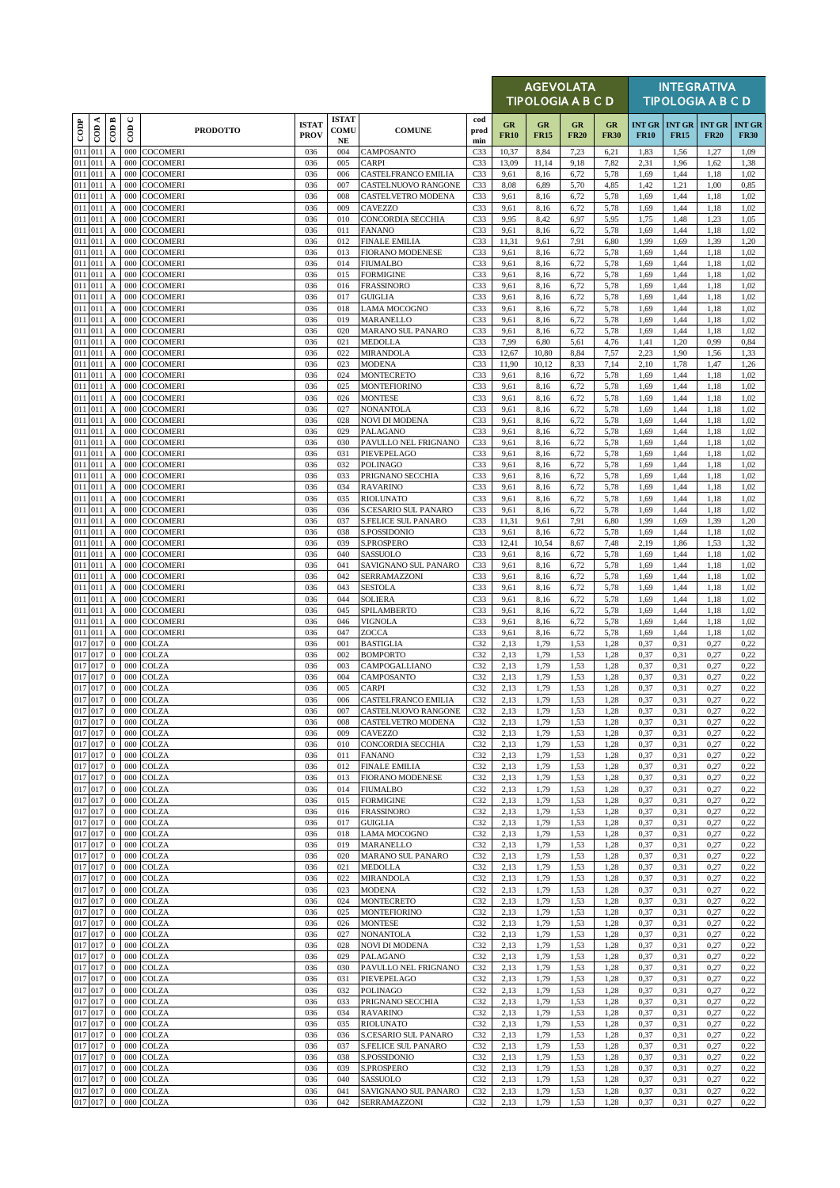| CODP | COD A | COD B | COD C | PRODOTTO | ISTAT PROV | ISTAT COMU NE | COMUNE | cod prod min | AGEVOLATA TIPOLOGIA A B C D | | | | INTEGRATIVA TIPOLOGIA A B C D | | | |
|---|---|---|---|---|---|---|---|---|---|---|---|---|---|---|---|---|
| | | | | | | | | | GR FR10 | GR FR15 | GR FR20 | GR FR30 | INT GR FR10 | INT GR FR15 | INT GR FR20 | INT GR FR30 |
| 011 | 011 | A | 000 | COCOMERI | 036 | 004 | CAMPOSANTO | C33 | 10,37 | 8,84 | 7,23 | 6,21 | 1,83 | 1,56 | 1,27 | 1,09 |
| 011 | 011 | A | 000 | COCOMERI | 036 | 005 | CARPI | C33 | 13,09 | 11,14 | 9,18 | 7,82 | 2,31 | 1,96 | 1,62 | 1,38 |
| 011 | 011 | A | 000 | COCOMERI | 036 | 006 | CASTELFRANCO EMILIA | C33 | 9,61 | 8,16 | 6,72 | 5,78 | 1,69 | 1,44 | 1,18 | 1,02 |
| 011 | 011 | A | 000 | COCOMERI | 036 | 007 | CASTELNUOVO RANGONE | C33 | 8,08 | 6,89 | 5,70 | 4,85 | 1,42 | 1,21 | 1,00 | 0,85 |
| 011 | 011 | A | 000 | COCOMERI | 036 | 008 | CASTELVETRO MODENA | C33 | 9,61 | 8,16 | 6,72 | 5,78 | 1,69 | 1,44 | 1,18 | 1,02 |
| 011 | 011 | A | 000 | COCOMERI | 036 | 009 | CAVEZZO | C33 | 9,61 | 8,16 | 6,72 | 5,78 | 1,69 | 1,44 | 1,18 | 1,02 |
| 011 | 011 | A | 000 | COCOMERI | 036 | 010 | CONCORDIA SECCHIA | C33 | 9,95 | 8,42 | 6,97 | 5,95 | 1,75 | 1,48 | 1,23 | 1,05 |
| 011 | 011 | A | 000 | COCOMERI | 036 | 011 | FANANO | C33 | 9,61 | 8,16 | 6,72 | 5,78 | 1,69 | 1,44 | 1,18 | 1,02 |
| 011 | 011 | A | 000 | COCOMERI | 036 | 012 | FINALE EMILIA | C33 | 11,31 | 9,61 | 7,91 | 6,80 | 1,99 | 1,69 | 1,39 | 1,20 |
| 011 | 011 | A | 000 | COCOMERI | 036 | 013 | FIORANO MODENESE | C33 | 9,61 | 8,16 | 6,72 | 5,78 | 1,69 | 1,44 | 1,18 | 1,02 |
| 011 | 011 | A | 000 | COCOMERI | 036 | 014 | FIUMALBO | C33 | 9,61 | 8,16 | 6,72 | 5,78 | 1,69 | 1,44 | 1,18 | 1,02 |
| 011 | 011 | A | 000 | COCOMERI | 036 | 015 | FORMIGINE | C33 | 9,61 | 8,16 | 6,72 | 5,78 | 1,69 | 1,44 | 1,18 | 1,02 |
| 011 | 011 | A | 000 | COCOMERI | 036 | 016 | FRASSINORO | C33 | 9,61 | 8,16 | 6,72 | 5,78 | 1,69 | 1,44 | 1,18 | 1,02 |
| 011 | 011 | A | 000 | COCOMERI | 036 | 017 | GUIGLIA | C33 | 9,61 | 8,16 | 6,72 | 5,78 | 1,69 | 1,44 | 1,18 | 1,02 |
| 011 | 011 | A | 000 | COCOMERI | 036 | 018 | LAMA MOCOGNO | C33 | 9,61 | 8,16 | 6,72 | 5,78 | 1,69 | 1,44 | 1,18 | 1,02 |
| 011 | 011 | A | 000 | COCOMERI | 036 | 019 | MARANELLO | C33 | 9,61 | 8,16 | 6,72 | 5,78 | 1,69 | 1,44 | 1,18 | 1,02 |
| 011 | 011 | A | 000 | COCOMERI | 036 | 020 | MARANO SUL PANARO | C33 | 9,61 | 8,16 | 6,72 | 5,78 | 1,69 | 1,44 | 1,18 | 1,02 |
| 011 | 011 | A | 000 | COCOMERI | 036 | 021 | MEDOLLA | C33 | 7,99 | 6,80 | 5,61 | 4,76 | 1,41 | 1,20 | 0,99 | 0,84 |
| 011 | 011 | A | 000 | COCOMERI | 036 | 022 | MIRANDOLA | C33 | 12,67 | 10,80 | 8,84 | 7,57 | 2,23 | 1,90 | 1,56 | 1,33 |
| 011 | 011 | A | 000 | COCOMERI | 036 | 023 | MODENA | C33 | 11,90 | 10,12 | 8,33 | 7,14 | 2,10 | 1,78 | 1,47 | 1,26 |
| 011 | 011 | A | 000 | COCOMERI | 036 | 024 | MONTECRETO | C33 | 9,61 | 8,16 | 6,72 | 5,78 | 1,69 | 1,44 | 1,18 | 1,02 |
| 011 | 011 | A | 000 | COCOMERI | 036 | 025 | MONTEFIORINO | C33 | 9,61 | 8,16 | 6,72 | 5,78 | 1,69 | 1,44 | 1,18 | 1,02 |
| 011 | 011 | A | 000 | COCOMERI | 036 | 026 | MONTESE | C33 | 9,61 | 8,16 | 6,72 | 5,78 | 1,69 | 1,44 | 1,18 | 1,02 |
| 011 | 011 | A | 000 | COCOMERI | 036 | 027 | NONANTOLA | C33 | 9,61 | 8,16 | 6,72 | 5,78 | 1,69 | 1,44 | 1,18 | 1,02 |
| 011 | 011 | A | 000 | COCOMERI | 036 | 028 | NOVI DI MODENA | C33 | 9,61 | 8,16 | 6,72 | 5,78 | 1,69 | 1,44 | 1,18 | 1,02 |
| 011 | 011 | A | 000 | COCOMERI | 036 | 029 | PALAGANO | C33 | 9,61 | 8,16 | 6,72 | 5,78 | 1,69 | 1,44 | 1,18 | 1,02 |
| 011 | 011 | A | 000 | COCOMERI | 036 | 030 | PAVULLO NEL FRIGNANO | C33 | 9,61 | 8,16 | 6,72 | 5,78 | 1,69 | 1,44 | 1,18 | 1,02 |
| 011 | 011 | A | 000 | COCOMERI | 036 | 031 | PIEVEPELAGO | C33 | 9,61 | 8,16 | 6,72 | 5,78 | 1,69 | 1,44 | 1,18 | 1,02 |
| 011 | 011 | A | 000 | COCOMERI | 036 | 032 | POLINAGO | C33 | 9,61 | 8,16 | 6,72 | 5,78 | 1,69 | 1,44 | 1,18 | 1,02 |
| 011 | 011 | A | 000 | COCOMERI | 036 | 033 | PRIGNANO SECCHIA | C33 | 9,61 | 8,16 | 6,72 | 5,78 | 1,69 | 1,44 | 1,18 | 1,02 |
| 011 | 011 | A | 000 | COCOMERI | 036 | 034 | RAVARINO | C33 | 9,61 | 8,16 | 6,72 | 5,78 | 1,69 | 1,44 | 1,18 | 1,02 |
| 011 | 011 | A | 000 | COCOMERI | 036 | 035 | RIOLUNATO | C33 | 9,61 | 8,16 | 6,72 | 5,78 | 1,69 | 1,44 | 1,18 | 1,02 |
| 011 | 011 | A | 000 | COCOMERI | 036 | 036 | S.CESARIO SUL PANARO | C33 | 9,61 | 8,16 | 6,72 | 5,78 | 1,69 | 1,44 | 1,18 | 1,02 |
| 011 | 011 | A | 000 | COCOMERI | 036 | 037 | S.FELICE SUL PANARO | C33 | 11,31 | 9,61 | 7,91 | 6,80 | 1,99 | 1,69 | 1,39 | 1,20 |
| 011 | 011 | A | 000 | COCOMERI | 036 | 038 | S.POSSIDONIO | C33 | 9,61 | 8,16 | 6,72 | 5,78 | 1,69 | 1,44 | 1,18 | 1,02 |
| 011 | 011 | A | 000 | COCOMERI | 036 | 039 | S.PROSPERO | C33 | 12,41 | 10,54 | 8,67 | 7,48 | 2,19 | 1,86 | 1,53 | 1,32 |
| 011 | 011 | A | 000 | COCOMERI | 036 | 040 | SASSUOLO | C33 | 9,61 | 8,16 | 6,72 | 5,78 | 1,69 | 1,44 | 1,18 | 1,02 |
| 011 | 011 | A | 000 | COCOMERI | 036 | 041 | SAVIGNANO SUL PANARO | C33 | 9,61 | 8,16 | 6,72 | 5,78 | 1,69 | 1,44 | 1,18 | 1,02 |
| 011 | 011 | A | 000 | COCOMERI | 036 | 042 | SERRAMAZZONI | C33 | 9,61 | 8,16 | 6,72 | 5,78 | 1,69 | 1,44 | 1,18 | 1,02 |
| 011 | 011 | A | 000 | COCOMERI | 036 | 043 | SESTOLA | C33 | 9,61 | 8,16 | 6,72 | 5,78 | 1,69 | 1,44 | 1,18 | 1,02 |
| 011 | 011 | A | 000 | COCOMERI | 036 | 044 | SOLIERA | C33 | 9,61 | 8,16 | 6,72 | 5,78 | 1,69 | 1,44 | 1,18 | 1,02 |
| 011 | 011 | A | 000 | COCOMERI | 036 | 045 | SPILAMBERTO | C33 | 9,61 | 8,16 | 6,72 | 5,78 | 1,69 | 1,44 | 1,18 | 1,02 |
| 011 | 011 | A | 000 | COCOMERI | 036 | 046 | VIGNOLA | C33 | 9,61 | 8,16 | 6,72 | 5,78 | 1,69 | 1,44 | 1,18 | 1,02 |
| 011 | 011 | A | 000 | COCOMERI | 036 | 047 | ZOCCA | C33 | 9,61 | 8,16 | 6,72 | 5,78 | 1,69 | 1,44 | 1,18 | 1,02 |
| 017 | 017 | 0 | 000 | COLZA | 036 | 001 | BASTIGLIA | C32 | 2,13 | 1,79 | 1,53 | 1,28 | 0,37 | 0,31 | 0,27 | 0,22 |
| 017 | 017 | 0 | 000 | COLZA | 036 | 002 | BOMPORTO | C32 | 2,13 | 1,79 | 1,53 | 1,28 | 0,37 | 0,31 | 0,27 | 0,22 |
| 017 | 017 | 0 | 000 | COLZA | 036 | 003 | CAMPOGALLIANO | C32 | 2,13 | 1,79 | 1,53 | 1,28 | 0,37 | 0,31 | 0,27 | 0,22 |
| 017 | 017 | 0 | 000 | COLZA | 036 | 004 | CAMPOSANTO | C32 | 2,13 | 1,79 | 1,53 | 1,28 | 0,37 | 0,31 | 0,27 | 0,22 |
| 017 | 017 | 0 | 000 | COLZA | 036 | 005 | CARPI | C32 | 2,13 | 1,79 | 1,53 | 1,28 | 0,37 | 0,31 | 0,27 | 0,22 |
| 017 | 017 | 0 | 000 | COLZA | 036 | 006 | CASTELFRANCO EMILIA | C32 | 2,13 | 1,79 | 1,53 | 1,28 | 0,37 | 0,31 | 0,27 | 0,22 |
| 017 | 017 | 0 | 000 | COLZA | 036 | 007 | CASTELNUOVO RANGONE | C32 | 2,13 | 1,79 | 1,53 | 1,28 | 0,37 | 0,31 | 0,27 | 0,22 |
| 017 | 017 | 0 | 000 | COLZA | 036 | 008 | CASTELVETRO MODENA | C32 | 2,13 | 1,79 | 1,53 | 1,28 | 0,37 | 0,31 | 0,27 | 0,22 |
| 017 | 017 | 0 | 000 | COLZA | 036 | 009 | CAVEZZO | C32 | 2,13 | 1,79 | 1,53 | 1,28 | 0,37 | 0,31 | 0,27 | 0,22 |
| 017 | 017 | 0 | 000 | COLZA | 036 | 010 | CONCORDIA SECCHIA | C32 | 2,13 | 1,79 | 1,53 | 1,28 | 0,37 | 0,31 | 0,27 | 0,22 |
| 017 | 017 | 0 | 000 | COLZA | 036 | 011 | FANANO | C32 | 2,13 | 1,79 | 1,53 | 1,28 | 0,37 | 0,31 | 0,27 | 0,22 |
| 017 | 017 | 0 | 000 | COLZA | 036 | 012 | FINALE EMILIA | C32 | 2,13 | 1,79 | 1,53 | 1,28 | 0,37 | 0,31 | 0,27 | 0,22 |
| 017 | 017 | 0 | 000 | COLZA | 036 | 013 | FIORANO MODENESE | C32 | 2,13 | 1,79 | 1,53 | 1,28 | 0,37 | 0,31 | 0,27 | 0,22 |
| 017 | 017 | 0 | 000 | COLZA | 036 | 014 | FIUMALBO | C32 | 2,13 | 1,79 | 1,53 | 1,28 | 0,37 | 0,31 | 0,27 | 0,22 |
| 017 | 017 | 0 | 000 | COLZA | 036 | 015 | FORMIGINE | C32 | 2,13 | 1,79 | 1,53 | 1,28 | 0,37 | 0,31 | 0,27 | 0,22 |
| 017 | 017 | 0 | 000 | COLZA | 036 | 016 | FRASSINORO | C32 | 2,13 | 1,79 | 1,53 | 1,28 | 0,37 | 0,31 | 0,27 | 0,22 |
| 017 | 017 | 0 | 000 | COLZA | 036 | 017 | GUIGLIA | C32 | 2,13 | 1,79 | 1,53 | 1,28 | 0,37 | 0,31 | 0,27 | 0,22 |
| 017 | 017 | 0 | 000 | COLZA | 036 | 018 | LAMA MOCOGNO | C32 | 2,13 | 1,79 | 1,53 | 1,28 | 0,37 | 0,31 | 0,27 | 0,22 |
| 017 | 017 | 0 | 000 | COLZA | 036 | 019 | MARANELLO | C32 | 2,13 | 1,79 | 1,53 | 1,28 | 0,37 | 0,31 | 0,27 | 0,22 |
| 017 | 017 | 0 | 000 | COLZA | 036 | 020 | MARANO SUL PANARO | C32 | 2,13 | 1,79 | 1,53 | 1,28 | 0,37 | 0,31 | 0,27 | 0,22 |
| 017 | 017 | 0 | 000 | COLZA | 036 | 021 | MEDOLLA | C32 | 2,13 | 1,79 | 1,53 | 1,28 | 0,37 | 0,31 | 0,27 | 0,22 |
| 017 | 017 | 0 | 000 | COLZA | 036 | 022 | MIRANDOLA | C32 | 2,13 | 1,79 | 1,53 | 1,28 | 0,37 | 0,31 | 0,27 | 0,22 |
| 017 | 017 | 0 | 000 | COLZA | 036 | 023 | MODENA | C32 | 2,13 | 1,79 | 1,53 | 1,28 | 0,37 | 0,31 | 0,27 | 0,22 |
| 017 | 017 | 0 | 000 | COLZA | 036 | 024 | MONTECRETO | C32 | 2,13 | 1,79 | 1,53 | 1,28 | 0,37 | 0,31 | 0,27 | 0,22 |
| 017 | 017 | 0 | 000 | COLZA | 036 | 025 | MONTEFIORINO | C32 | 2,13 | 1,79 | 1,53 | 1,28 | 0,37 | 0,31 | 0,27 | 0,22 |
| 017 | 017 | 0 | 000 | COLZA | 036 | 026 | MONTESE | C32 | 2,13 | 1,79 | 1,53 | 1,28 | 0,37 | 0,31 | 0,27 | 0,22 |
| 017 | 017 | 0 | 000 | COLZA | 036 | 027 | NONANTOLA | C32 | 2,13 | 1,79 | 1,53 | 1,28 | 0,37 | 0,31 | 0,27 | 0,22 |
| 017 | 017 | 0 | 000 | COLZA | 036 | 028 | NOVI DI MODENA | C32 | 2,13 | 1,79 | 1,53 | 1,28 | 0,37 | 0,31 | 0,27 | 0,22 |
| 017 | 017 | 0 | 000 | COLZA | 036 | 029 | PALAGANO | C32 | 2,13 | 1,79 | 1,53 | 1,28 | 0,37 | 0,31 | 0,27 | 0,22 |
| 017 | 017 | 0 | 000 | COLZA | 036 | 030 | PAVULLO NEL FRIGNANO | C32 | 2,13 | 1,79 | 1,53 | 1,28 | 0,37 | 0,31 | 0,27 | 0,22 |
| 017 | 017 | 0 | 000 | COLZA | 036 | 031 | PIEVEPELAGO | C32 | 2,13 | 1,79 | 1,53 | 1,28 | 0,37 | 0,31 | 0,27 | 0,22 |
| 017 | 017 | 0 | 000 | COLZA | 036 | 032 | POLINAGO | C32 | 2,13 | 1,79 | 1,53 | 1,28 | 0,37 | 0,31 | 0,27 | 0,22 |
| 017 | 017 | 0 | 000 | COLZA | 036 | 033 | PRIGNANO SECCHIA | C32 | 2,13 | 1,79 | 1,53 | 1,28 | 0,37 | 0,31 | 0,27 | 0,22 |
| 017 | 017 | 0 | 000 | COLZA | 036 | 034 | RAVARINO | C32 | 2,13 | 1,79 | 1,53 | 1,28 | 0,37 | 0,31 | 0,27 | 0,22 |
| 017 | 017 | 0 | 000 | COLZA | 036 | 035 | RIOLUNATO | C32 | 2,13 | 1,79 | 1,53 | 1,28 | 0,37 | 0,31 | 0,27 | 0,22 |
| 017 | 017 | 0 | 000 | COLZA | 036 | 036 | S.CESARIO SUL PANARO | C32 | 2,13 | 1,79 | 1,53 | 1,28 | 0,37 | 0,31 | 0,27 | 0,22 |
| 017 | 017 | 0 | 000 | COLZA | 036 | 037 | S.FELICE SUL PANARO | C32 | 2,13 | 1,79 | 1,53 | 1,28 | 0,37 | 0,31 | 0,27 | 0,22 |
| 017 | 017 | 0 | 000 | COLZA | 036 | 038 | S.POSSIDONIO | C32 | 2,13 | 1,79 | 1,53 | 1,28 | 0,37 | 0,31 | 0,27 | 0,22 |
| 017 | 017 | 0 | 000 | COLZA | 036 | 039 | S.PROSPERO | C32 | 2,13 | 1,79 | 1,53 | 1,28 | 0,37 | 0,31 | 0,27 | 0,22 |
| 017 | 017 | 0 | 000 | COLZA | 036 | 040 | SASSUOLO | C32 | 2,13 | 1,79 | 1,53 | 1,28 | 0,37 | 0,31 | 0,27 | 0,22 |
| 017 | 017 | 0 | 000 | COLZA | 036 | 041 | SAVIGNANO SUL PANARO | C32 | 2,13 | 1,79 | 1,53 | 1,28 | 0,37 | 0,31 | 0,27 | 0,22 |
| 017 | 017 | 0 | 000 | COLZA | 036 | 042 | SERRAMAZZONI | C32 | 2,13 | 1,79 | 1,53 | 1,28 | 0,37 | 0,31 | 0,27 | 0,22 |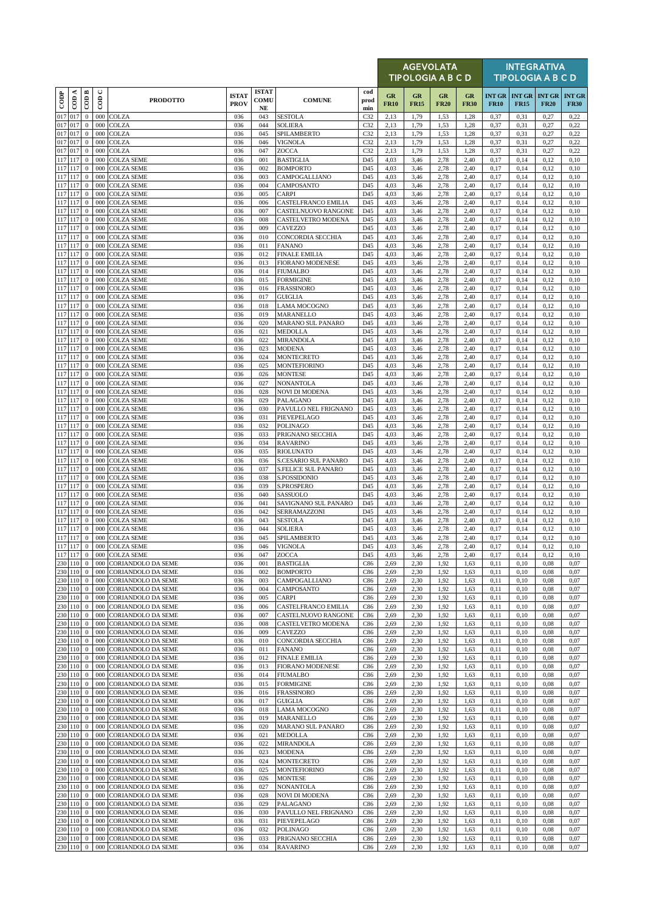| CODP | COD A | COD B | COD C | PRODOTTO | ISTAT PROV | ISTAT COMUNE | COMUNE | cod prod min | AGEVOLATA TIPOLOGIA A B C D | | | | INTEGRATIVA TIPOLOGIA A B C D | | | |
|---|---|---|---|---|---|---|---|---|---|---|---|---|---|---|---|---|
| | | | | | | | | | GR FR10 | GR FR15 | GR FR20 | GR FR30 | INT GR FR10 | INT GR FR15 | INT GR FR20 | INT GR FR30 |
| 017 | 017 | 0 | 000 | COLZA | 036 | 043 | SESTOLA | C32 | 2,13 | 1,79 | 1,53 | 1,28 | 0,37 | 0,31 | 0,27 | 0,22 |
| 017 | 017 | 0 | 000 | COLZA | 036 | 044 | SOLIERA | C32 | 2,13 | 1,79 | 1,53 | 1,28 | 0,37 | 0,31 | 0,27 | 0,22 |
| 017 | 017 | 0 | 000 | COLZA | 036 | 045 | SPILAMBERTO | C32 | 2,13 | 1,79 | 1,53 | 1,28 | 0,37 | 0,31 | 0,27 | 0,22 |
| 017 | 017 | 0 | 000 | COLZA | 036 | 046 | VIGNOLA | C32 | 2,13 | 1,79 | 1,53 | 1,28 | 0,37 | 0,31 | 0,27 | 0,22 |
| 017 | 017 | 0 | 000 | COLZA | 036 | 047 | ZOCCA | C32 | 2,13 | 1,79 | 1,53 | 1,28 | 0,37 | 0,31 | 0,27 | 0,22 |
| 117 | 117 | 0 | 000 | COLZA SEME | 036 | 001 | BASTIGLIA | D45 | 4,03 | 3,46 | 2,78 | 2,40 | 0,17 | 0,14 | 0,12 | 0,10 |
| 117 | 117 | 0 | 000 | COLZA SEME | 036 | 002 | BOMPORTO | D45 | 4,03 | 3,46 | 2,78 | 2,40 | 0,17 | 0,14 | 0,12 | 0,10 |
| 117 | 117 | 0 | 000 | COLZA SEME | 036 | 003 | CAMPOGALLIANO | D45 | 4,03 | 3,46 | 2,78 | 2,40 | 0,17 | 0,14 | 0,12 | 0,10 |
| 117 | 117 | 0 | 000 | COLZA SEME | 036 | 004 | CAMPOSANTO | D45 | 4,03 | 3,46 | 2,78 | 2,40 | 0,17 | 0,14 | 0,12 | 0,10 |
| 117 | 117 | 0 | 000 | COLZA SEME | 036 | 005 | CARPI | D45 | 4,03 | 3,46 | 2,78 | 2,40 | 0,17 | 0,14 | 0,12 | 0,10 |
| 117 | 117 | 0 | 000 | COLZA SEME | 036 | 006 | CASTELFRANCO EMILIA | D45 | 4,03 | 3,46 | 2,78 | 2,40 | 0,17 | 0,14 | 0,12 | 0,10 |
| 117 | 117 | 0 | 000 | COLZA SEME | 036 | 007 | CASTELNUOVO RANGONE | D45 | 4,03 | 3,46 | 2,78 | 2,40 | 0,17 | 0,14 | 0,12 | 0,10 |
| 117 | 117 | 0 | 000 | COLZA SEME | 036 | 008 | CASTELVETRO MODENA | D45 | 4,03 | 3,46 | 2,78 | 2,40 | 0,17 | 0,14 | 0,12 | 0,10 |
| 117 | 117 | 0 | 000 | COLZA SEME | 036 | 009 | CAVEZZO | D45 | 4,03 | 3,46 | 2,78 | 2,40 | 0,17 | 0,14 | 0,12 | 0,10 |
| 117 | 117 | 0 | 000 | COLZA SEME | 036 | 010 | CONCORDIA SECCHIA | D45 | 4,03 | 3,46 | 2,78 | 2,40 | 0,17 | 0,14 | 0,12 | 0,10 |
| 117 | 117 | 0 | 000 | COLZA SEME | 036 | 011 | FANANO | D45 | 4,03 | 3,46 | 2,78 | 2,40 | 0,17 | 0,14 | 0,12 | 0,10 |
| 117 | 117 | 0 | 000 | COLZA SEME | 036 | 012 | FINALE EMILIA | D45 | 4,03 | 3,46 | 2,78 | 2,40 | 0,17 | 0,14 | 0,12 | 0,10 |
| 117 | 117 | 0 | 000 | COLZA SEME | 036 | 013 | FIORANO MODENESE | D45 | 4,03 | 3,46 | 2,78 | 2,40 | 0,17 | 0,14 | 0,12 | 0,10 |
| 117 | 117 | 0 | 000 | COLZA SEME | 036 | 014 | FIUMALBO | D45 | 4,03 | 3,46 | 2,78 | 2,40 | 0,17 | 0,14 | 0,12 | 0,10 |
| 117 | 117 | 0 | 000 | COLZA SEME | 036 | 015 | FORMIGINE | D45 | 4,03 | 3,46 | 2,78 | 2,40 | 0,17 | 0,14 | 0,12 | 0,10 |
| 117 | 117 | 0 | 000 | COLZA SEME | 036 | 016 | FRASSINORO | D45 | 4,03 | 3,46 | 2,78 | 2,40 | 0,17 | 0,14 | 0,12 | 0,10 |
| 117 | 117 | 0 | 000 | COLZA SEME | 036 | 017 | GUIGLIA | D45 | 4,03 | 3,46 | 2,78 | 2,40 | 0,17 | 0,14 | 0,12 | 0,10 |
| 117 | 117 | 0 | 000 | COLZA SEME | 036 | 018 | LAMA MOCOGNO | D45 | 4,03 | 3,46 | 2,78 | 2,40 | 0,17 | 0,14 | 0,12 | 0,10 |
| 117 | 117 | 0 | 000 | COLZA SEME | 036 | 019 | MARANELLO | D45 | 4,03 | 3,46 | 2,78 | 2,40 | 0,17 | 0,14 | 0,12 | 0,10 |
| 117 | 117 | 0 | 000 | COLZA SEME | 036 | 020 | MARANO SUL PANARO | D45 | 4,03 | 3,46 | 2,78 | 2,40 | 0,17 | 0,14 | 0,12 | 0,10 |
| 117 | 117 | 0 | 000 | COLZA SEME | 036 | 021 | MEDOLLA | D45 | 4,03 | 3,46 | 2,78 | 2,40 | 0,17 | 0,14 | 0,12 | 0,10 |
| 117 | 117 | 0 | 000 | COLZA SEME | 036 | 022 | MIRANDOLA | D45 | 4,03 | 3,46 | 2,78 | 2,40 | 0,17 | 0,14 | 0,12 | 0,10 |
| 117 | 117 | 0 | 000 | COLZA SEME | 036 | 023 | MODENA | D45 | 4,03 | 3,46 | 2,78 | 2,40 | 0,17 | 0,14 | 0,12 | 0,10 |
| 117 | 117 | 0 | 000 | COLZA SEME | 036 | 024 | MONTECRETO | D45 | 4,03 | 3,46 | 2,78 | 2,40 | 0,17 | 0,14 | 0,12 | 0,10 |
| 117 | 117 | 0 | 000 | COLZA SEME | 036 | 025 | MONTEFIORINO | D45 | 4,03 | 3,46 | 2,78 | 2,40 | 0,17 | 0,14 | 0,12 | 0,10 |
| 117 | 117 | 0 | 000 | COLZA SEME | 036 | 026 | MONTESE | D45 | 4,03 | 3,46 | 2,78 | 2,40 | 0,17 | 0,14 | 0,12 | 0,10 |
| 117 | 117 | 0 | 000 | COLZA SEME | 036 | 027 | NONANTOLA | D45 | 4,03 | 3,46 | 2,78 | 2,40 | 0,17 | 0,14 | 0,12 | 0,10 |
| 117 | 117 | 0 | 000 | COLZA SEME | 036 | 028 | NOVI DI MODENA | D45 | 4,03 | 3,46 | 2,78 | 2,40 | 0,17 | 0,14 | 0,12 | 0,10 |
| 117 | 117 | 0 | 000 | COLZA SEME | 036 | 029 | PALAGANO | D45 | 4,03 | 3,46 | 2,78 | 2,40 | 0,17 | 0,14 | 0,12 | 0,10 |
| 117 | 117 | 0 | 000 | COLZA SEME | 036 | 030 | PAVULLO NEL FRIGNANO | D45 | 4,03 | 3,46 | 2,78 | 2,40 | 0,17 | 0,14 | 0,12 | 0,10 |
| 117 | 117 | 0 | 000 | COLZA SEME | 036 | 031 | PIEVEPELAGO | D45 | 4,03 | 3,46 | 2,78 | 2,40 | 0,17 | 0,14 | 0,12 | 0,10 |
| 117 | 117 | 0 | 000 | COLZA SEME | 036 | 032 | POLINAGO | D45 | 4,03 | 3,46 | 2,78 | 2,40 | 0,17 | 0,14 | 0,12 | 0,10 |
| 117 | 117 | 0 | 000 | COLZA SEME | 036 | 033 | PRIGNANO SECCHIA | D45 | 4,03 | 3,46 | 2,78 | 2,40 | 0,17 | 0,14 | 0,12 | 0,10 |
| 117 | 117 | 0 | 000 | COLZA SEME | 036 | 034 | RAVARINO | D45 | 4,03 | 3,46 | 2,78 | 2,40 | 0,17 | 0,14 | 0,12 | 0,10 |
| 117 | 117 | 0 | 000 | COLZA SEME | 036 | 035 | RIOLUNATO | D45 | 4,03 | 3,46 | 2,78 | 2,40 | 0,17 | 0,14 | 0,12 | 0,10 |
| 117 | 117 | 0 | 000 | COLZA SEME | 036 | 036 | S.CESARIO SUL PANARO | D45 | 4,03 | 3,46 | 2,78 | 2,40 | 0,17 | 0,14 | 0,12 | 0,10 |
| 117 | 117 | 0 | 000 | COLZA SEME | 036 | 037 | S.FELICE SUL PANARO | D45 | 4,03 | 3,46 | 2,78 | 2,40 | 0,17 | 0,14 | 0,12 | 0,10 |
| 117 | 117 | 0 | 000 | COLZA SEME | 036 | 038 | S.POSSIDONIO | D45 | 4,03 | 3,46 | 2,78 | 2,40 | 0,17 | 0,14 | 0,12 | 0,10 |
| 117 | 117 | 0 | 000 | COLZA SEME | 036 | 039 | S.PROSPERO | D45 | 4,03 | 3,46 | 2,78 | 2,40 | 0,17 | 0,14 | 0,12 | 0,10 |
| 117 | 117 | 0 | 000 | COLZA SEME | 036 | 040 | SASSUOLO | D45 | 4,03 | 3,46 | 2,78 | 2,40 | 0,17 | 0,14 | 0,12 | 0,10 |
| 117 | 117 | 0 | 000 | COLZA SEME | 036 | 041 | SAVIGNANO SUL PANARO | D45 | 4,03 | 3,46 | 2,78 | 2,40 | 0,17 | 0,14 | 0,12 | 0,10 |
| 117 | 117 | 0 | 000 | COLZA SEME | 036 | 042 | SERRAMAZZONI | D45 | 4,03 | 3,46 | 2,78 | 2,40 | 0,17 | 0,14 | 0,12 | 0,10 |
| 117 | 117 | 0 | 000 | COLZA SEME | 036 | 043 | SESTOLA | D45 | 4,03 | 3,46 | 2,78 | 2,40 | 0,17 | 0,14 | 0,12 | 0,10 |
| 117 | 117 | 0 | 000 | COLZA SEME | 036 | 044 | SOLIERA | D45 | 4,03 | 3,46 | 2,78 | 2,40 | 0,17 | 0,14 | 0,12 | 0,10 |
| 117 | 117 | 0 | 000 | COLZA SEME | 036 | 045 | SPILAMBERTO | D45 | 4,03 | 3,46 | 2,78 | 2,40 | 0,17 | 0,14 | 0,12 | 0,10 |
| 117 | 117 | 0 | 000 | COLZA SEME | 036 | 046 | VIGNOLA | D45 | 4,03 | 3,46 | 2,78 | 2,40 | 0,17 | 0,14 | 0,12 | 0,10 |
| 117 | 117 | 0 | 000 | COLZA SEME | 036 | 047 | ZOCCA | D45 | 4,03 | 3,46 | 2,78 | 2,40 | 0,17 | 0,14 | 0,12 | 0,10 |
| 230 | 110 | 0 | 000 | CORIANDOLO DA SEME | 036 | 001 | BASTIGLIA | C86 | 2,69 | 2,30 | 1,92 | 1,63 | 0,11 | 0,10 | 0,08 | 0,07 |
| 230 | 110 | 0 | 000 | CORIANDOLO DA SEME | 036 | 002 | BOMPORTO | C86 | 2,69 | 2,30 | 1,92 | 1,63 | 0,11 | 0,10 | 0,08 | 0,07 |
| 230 | 110 | 0 | 000 | CORIANDOLO DA SEME | 036 | 003 | CAMPOGALLIANO | C86 | 2,69 | 2,30 | 1,92 | 1,63 | 0,11 | 0,10 | 0,08 | 0,07 |
| 230 | 110 | 0 | 000 | CORIANDOLO DA SEME | 036 | 004 | CAMPOSANTO | C86 | 2,69 | 2,30 | 1,92 | 1,63 | 0,11 | 0,10 | 0,08 | 0,07 |
| 230 | 110 | 0 | 000 | CORIANDOLO DA SEME | 036 | 005 | CARPI | C86 | 2,69 | 2,30 | 1,92 | 1,63 | 0,11 | 0,10 | 0,08 | 0,07 |
| 230 | 110 | 0 | 000 | CORIANDOLO DA SEME | 036 | 006 | CASTELFRANCO EMILIA | C86 | 2,69 | 2,30 | 1,92 | 1,63 | 0,11 | 0,10 | 0,08 | 0,07 |
| 230 | 110 | 0 | 000 | CORIANDOLO DA SEME | 036 | 007 | CASTELNUOVO RANGONE | C86 | 2,69 | 2,30 | 1,92 | 1,63 | 0,11 | 0,10 | 0,08 | 0,07 |
| 230 | 110 | 0 | 000 | CORIANDOLO DA SEME | 036 | 008 | CASTELVETRO MODENA | C86 | 2,69 | 2,30 | 1,92 | 1,63 | 0,11 | 0,10 | 0,08 | 0,07 |
| 230 | 110 | 0 | 000 | CORIANDOLO DA SEME | 036 | 009 | CAVEZZO | C86 | 2,69 | 2,30 | 1,92 | 1,63 | 0,11 | 0,10 | 0,08 | 0,07 |
| 230 | 110 | 0 | 000 | CORIANDOLO DA SEME | 036 | 010 | CONCORDIA SECCHIA | C86 | 2,69 | 2,30 | 1,92 | 1,63 | 0,11 | 0,10 | 0,08 | 0,07 |
| 230 | 110 | 0 | 000 | CORIANDOLO DA SEME | 036 | 011 | FANANO | C86 | 2,69 | 2,30 | 1,92 | 1,63 | 0,11 | 0,10 | 0,08 | 0,07 |
| 230 | 110 | 0 | 000 | CORIANDOLO DA SEME | 036 | 012 | FINALE EMILIA | C86 | 2,69 | 2,30 | 1,92 | 1,63 | 0,11 | 0,10 | 0,08 | 0,07 |
| 230 | 110 | 0 | 000 | CORIANDOLO DA SEME | 036 | 013 | FIORANO MODENESE | C86 | 2,69 | 2,30 | 1,92 | 1,63 | 0,11 | 0,10 | 0,08 | 0,07 |
| 230 | 110 | 0 | 000 | CORIANDOLO DA SEME | 036 | 014 | FIUMALBO | C86 | 2,69 | 2,30 | 1,92 | 1,63 | 0,11 | 0,10 | 0,08 | 0,07 |
| 230 | 110 | 0 | 000 | CORIANDOLO DA SEME | 036 | 015 | FORMIGINE | C86 | 2,69 | 2,30 | 1,92 | 1,63 | 0,11 | 0,10 | 0,08 | 0,07 |
| 230 | 110 | 0 | 000 | CORIANDOLO DA SEME | 036 | 016 | FRASSINORO | C86 | 2,69 | 2,30 | 1,92 | 1,63 | 0,11 | 0,10 | 0,08 | 0,07 |
| 230 | 110 | 0 | 000 | CORIANDOLO DA SEME | 036 | 017 | GUIGLIA | C86 | 2,69 | 2,30 | 1,92 | 1,63 | 0,11 | 0,10 | 0,08 | 0,07 |
| 230 | 110 | 0 | 000 | CORIANDOLO DA SEME | 036 | 018 | LAMA MOCOGNO | C86 | 2,69 | 2,30 | 1,92 | 1,63 | 0,11 | 0,10 | 0,08 | 0,07 |
| 230 | 110 | 0 | 000 | CORIANDOLO DA SEME | 036 | 019 | MARANELLO | C86 | 2,69 | 2,30 | 1,92 | 1,63 | 0,11 | 0,10 | 0,08 | 0,07 |
| 230 | 110 | 0 | 000 | CORIANDOLO DA SEME | 036 | 020 | MARANO SUL PANARO | C86 | 2,69 | 2,30 | 1,92 | 1,63 | 0,11 | 0,10 | 0,08 | 0,07 |
| 230 | 110 | 0 | 000 | CORIANDOLO DA SEME | 036 | 021 | MEDOLLA | C86 | 2,69 | 2,30 | 1,92 | 1,63 | 0,11 | 0,10 | 0,08 | 0,07 |
| 230 | 110 | 0 | 000 | CORIANDOLO DA SEME | 036 | 022 | MIRANDOLA | C86 | 2,69 | 2,30 | 1,92 | 1,63 | 0,11 | 0,10 | 0,08 | 0,07 |
| 230 | 110 | 0 | 000 | CORIANDOLO DA SEME | 036 | 023 | MODENA | C86 | 2,69 | 2,30 | 1,92 | 1,63 | 0,11 | 0,10 | 0,08 | 0,07 |
| 230 | 110 | 0 | 000 | CORIANDOLO DA SEME | 036 | 024 | MONTECRETO | C86 | 2,69 | 2,30 | 1,92 | 1,63 | 0,11 | 0,10 | 0,08 | 0,07 |
| 230 | 110 | 0 | 000 | CORIANDOLO DA SEME | 036 | 025 | MONTEFIORINO | C86 | 2,69 | 2,30 | 1,92 | 1,63 | 0,11 | 0,10 | 0,08 | 0,07 |
| 230 | 110 | 0 | 000 | CORIANDOLO DA SEME | 036 | 026 | MONTESE | C86 | 2,69 | 2,30 | 1,92 | 1,63 | 0,11 | 0,10 | 0,08 | 0,07 |
| 230 | 110 | 0 | 000 | CORIANDOLO DA SEME | 036 | 027 | NONANTOLA | C86 | 2,69 | 2,30 | 1,92 | 1,63 | 0,11 | 0,10 | 0,08 | 0,07 |
| 230 | 110 | 0 | 000 | CORIANDOLO DA SEME | 036 | 028 | NOVI DI MODENA | C86 | 2,69 | 2,30 | 1,92 | 1,63 | 0,11 | 0,10 | 0,08 | 0,07 |
| 230 | 110 | 0 | 000 | CORIANDOLO DA SEME | 036 | 029 | PALAGANO | C86 | 2,69 | 2,30 | 1,92 | 1,63 | 0,11 | 0,10 | 0,08 | 0,07 |
| 230 | 110 | 0 | 000 | CORIANDOLO DA SEME | 036 | 030 | PAVULLO NEL FRIGNANO | C86 | 2,69 | 2,30 | 1,92 | 1,63 | 0,11 | 0,10 | 0,08 | 0,07 |
| 230 | 110 | 0 | 000 | CORIANDOLO DA SEME | 036 | 031 | PIEVEPELAGO | C86 | 2,69 | 2,30 | 1,92 | 1,63 | 0,11 | 0,10 | 0,08 | 0,07 |
| 230 | 110 | 0 | 000 | CORIANDOLO DA SEME | 036 | 032 | POLINAGO | C86 | 2,69 | 2,30 | 1,92 | 1,63 | 0,11 | 0,10 | 0,08 | 0,07 |
| 230 | 110 | 0 | 000 | CORIANDOLO DA SEME | 036 | 033 | PRIGNANO SECCHIA | C86 | 2,69 | 2,30 | 1,92 | 1,63 | 0,11 | 0,10 | 0,08 | 0,07 |
| 230 | 110 | 0 | 000 | CORIANDOLO DA SEME | 036 | 034 | RAVARINO | C86 | 2,69 | 2,30 | 1,92 | 1,63 | 0,11 | 0,10 | 0,08 | 0,07 |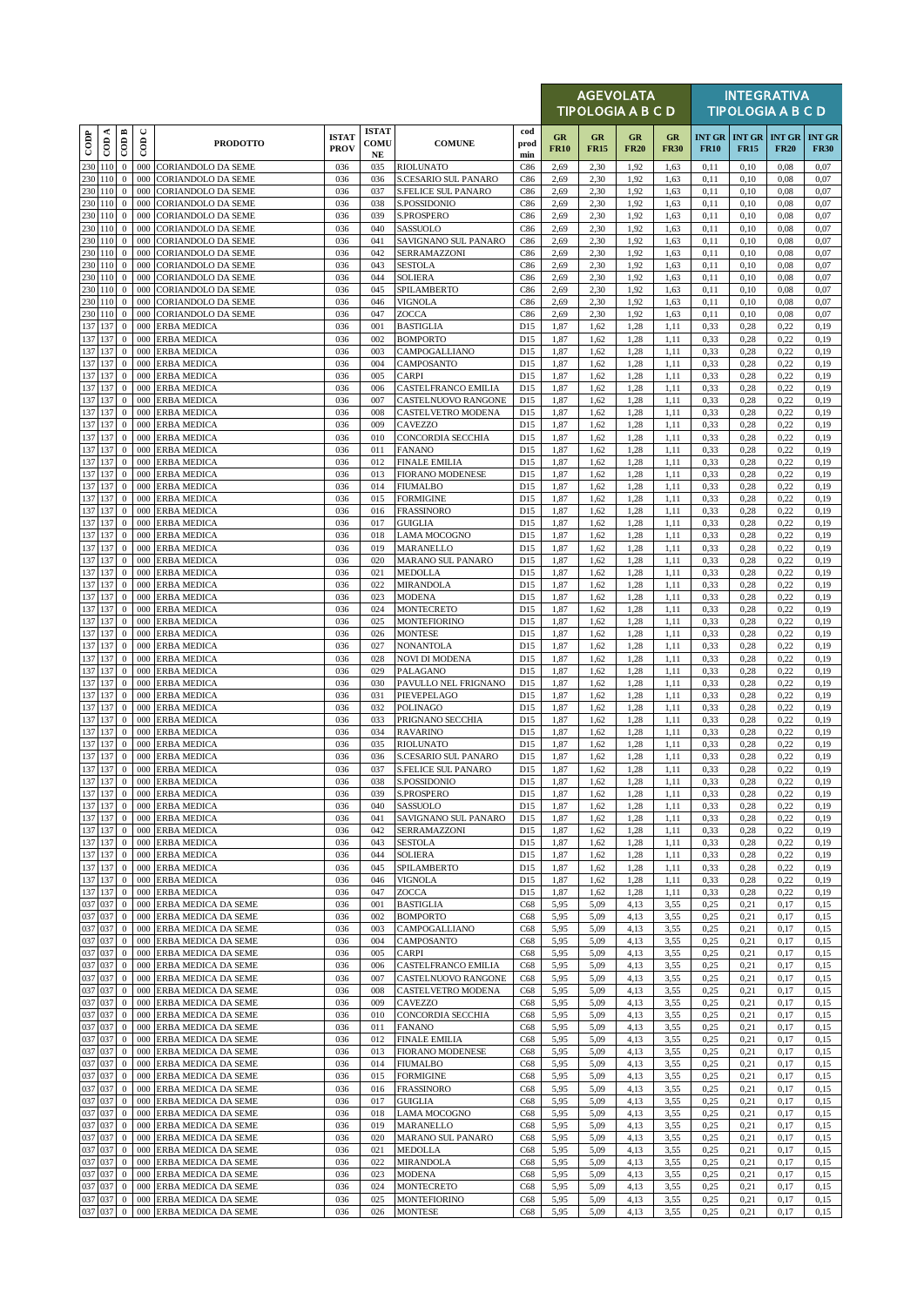| CODP | COD A | COD B | COD C | PRODOTTO | ISTAT PROV | ISTAT COMU NE | COMUNE | cod prod min | AGEVOLATA TIPOLOGIA A B C D | | | | INTEGRATIVA TIPOLOGIA A B C D | | | |
|---|---|---|---|---|---|---|---|---|---|---|---|---|---|---|---|---|
| | | | | | | | | | GR FR10 | GR FR15 | GR FR20 | GR FR30 | INT GR FR10 | INT GR FR15 | INT GR FR20 | INT GR FR30 |
| 230 | 110 | 0 | 000 | CORIANDOLO DA SEME | 036 | 035 | RIOLUNATO | C86 | 2,69 | 2,30 | 1,92 | 1,63 | 0,11 | 0,10 | 0,08 | 0,07 |
| 230 | 110 | 0 | 000 | CORIANDOLO DA SEME | 036 | 036 | S.CESARIO SUL PANARO | C86 | 2,69 | 2,30 | 1,92 | 1,63 | 0,11 | 0,10 | 0,08 | 0,07 |
| 230 | 110 | 0 | 000 | CORIANDOLO DA SEME | 036 | 037 | S.FELICE SUL PANARO | C86 | 2,69 | 2,30 | 1,92 | 1,63 | 0,11 | 0,10 | 0,08 | 0,07 |
| 230 | 110 | 0 | 000 | CORIANDOLO DA SEME | 036 | 038 | S.POSSIDONIO | C86 | 2,69 | 2,30 | 1,92 | 1,63 | 0,11 | 0,10 | 0,08 | 0,07 |
| 230 | 110 | 0 | 000 | CORIANDOLO DA SEME | 036 | 039 | S.PROSPERO | C86 | 2,69 | 2,30 | 1,92 | 1,63 | 0,11 | 0,10 | 0,08 | 0,07 |
| 230 | 110 | 0 | 000 | CORIANDOLO DA SEME | 036 | 040 | SASSUOLO | C86 | 2,69 | 2,30 | 1,92 | 1,63 | 0,11 | 0,10 | 0,08 | 0,07 |
| 230 | 110 | 0 | 000 | CORIANDOLO DA SEME | 036 | 041 | SAVIGNANO SUL PANARO | C86 | 2,69 | 2,30 | 1,92 | 1,63 | 0,11 | 0,10 | 0,08 | 0,07 |
| 230 | 110 | 0 | 000 | CORIANDOLO DA SEME | 036 | 042 | SERRAMAZZONI | C86 | 2,69 | 2,30 | 1,92 | 1,63 | 0,11 | 0,10 | 0,08 | 0,07 |
| 230 | 110 | 0 | 000 | CORIANDOLO DA SEME | 036 | 043 | SESTOLA | C86 | 2,69 | 2,30 | 1,92 | 1,63 | 0,11 | 0,10 | 0,08 | 0,07 |
| 230 | 110 | 0 | 000 | CORIANDOLO DA SEME | 036 | 044 | SOLIERA | C86 | 2,69 | 2,30 | 1,92 | 1,63 | 0,11 | 0,10 | 0,08 | 0,07 |
| 230 | 110 | 0 | 000 | CORIANDOLO DA SEME | 036 | 045 | SPILAMBERTO | C86 | 2,69 | 2,30 | 1,92 | 1,63 | 0,11 | 0,10 | 0,08 | 0,07 |
| 230 | 110 | 0 | 000 | CORIANDOLO DA SEME | 036 | 046 | VIGNOLA | C86 | 2,69 | 2,30 | 1,92 | 1,63 | 0,11 | 0,10 | 0,08 | 0,07 |
| 230 | 110 | 0 | 000 | CORIANDOLO DA SEME | 036 | 047 | ZOCCA | C86 | 2,69 | 2,30 | 1,92 | 1,63 | 0,11 | 0,10 | 0,08 | 0,07 |
| 137 | 137 | 0 | 000 | ERBA MEDICA | 036 | 001 | BASTIGLIA | D15 | 1,87 | 1,62 | 1,28 | 1,11 | 0,33 | 0,28 | 0,22 | 0,19 |
| 137 | 137 | 0 | 000 | ERBA MEDICA | 036 | 002 | BOMPORTO | D15 | 1,87 | 1,62 | 1,28 | 1,11 | 0,33 | 0,28 | 0,22 | 0,19 |
| 137 | 137 | 0 | 000 | ERBA MEDICA | 036 | 003 | CAMPOGALLIANO | D15 | 1,87 | 1,62 | 1,28 | 1,11 | 0,33 | 0,28 | 0,22 | 0,19 |
| 137 | 137 | 0 | 000 | ERBA MEDICA | 036 | 004 | CAMPOSANTO | D15 | 1,87 | 1,62 | 1,28 | 1,11 | 0,33 | 0,28 | 0,22 | 0,19 |
| 137 | 137 | 0 | 000 | ERBA MEDICA | 036 | 005 | CARPI | D15 | 1,87 | 1,62 | 1,28 | 1,11 | 0,33 | 0,28 | 0,22 | 0,19 |
| 137 | 137 | 0 | 000 | ERBA MEDICA | 036 | 006 | CASTELFRANCO EMILIA | D15 | 1,87 | 1,62 | 1,28 | 1,11 | 0,33 | 0,28 | 0,22 | 0,19 |
| 137 | 137 | 0 | 000 | ERBA MEDICA | 036 | 007 | CASTELNUOVO RANGONE | D15 | 1,87 | 1,62 | 1,28 | 1,11 | 0,33 | 0,28 | 0,22 | 0,19 |
| 137 | 137 | 0 | 000 | ERBA MEDICA | 036 | 008 | CASTELVETRO MODENA | D15 | 1,87 | 1,62 | 1,28 | 1,11 | 0,33 | 0,28 | 0,22 | 0,19 |
| 137 | 137 | 0 | 000 | ERBA MEDICA | 036 | 009 | CAVEZZO | D15 | 1,87 | 1,62 | 1,28 | 1,11 | 0,33 | 0,28 | 0,22 | 0,19 |
| 137 | 137 | 0 | 000 | ERBA MEDICA | 036 | 010 | CONCORDIA SECCHIA | D15 | 1,87 | 1,62 | 1,28 | 1,11 | 0,33 | 0,28 | 0,22 | 0,19 |
| 137 | 137 | 0 | 000 | ERBA MEDICA | 036 | 011 | FANANO | D15 | 1,87 | 1,62 | 1,28 | 1,11 | 0,33 | 0,28 | 0,22 | 0,19 |
| 137 | 137 | 0 | 000 | ERBA MEDICA | 036 | 012 | FINALE EMILIA | D15 | 1,87 | 1,62 | 1,28 | 1,11 | 0,33 | 0,28 | 0,22 | 0,19 |
| 137 | 137 | 0 | 000 | ERBA MEDICA | 036 | 013 | FIORANO MODENESE | D15 | 1,87 | 1,62 | 1,28 | 1,11 | 0,33 | 0,28 | 0,22 | 0,19 |
| 137 | 137 | 0 | 000 | ERBA MEDICA | 036 | 014 | FIUMALBO | D15 | 1,87 | 1,62 | 1,28 | 1,11 | 0,33 | 0,28 | 0,22 | 0,19 |
| 137 | 137 | 0 | 000 | ERBA MEDICA | 036 | 015 | FORMIGINE | D15 | 1,87 | 1,62 | 1,28 | 1,11 | 0,33 | 0,28 | 0,22 | 0,19 |
| 137 | 137 | 0 | 000 | ERBA MEDICA | 036 | 016 | FRASSINORO | D15 | 1,87 | 1,62 | 1,28 | 1,11 | 0,33 | 0,28 | 0,22 | 0,19 |
| 137 | 137 | 0 | 000 | ERBA MEDICA | 036 | 017 | GUIGLIA | D15 | 1,87 | 1,62 | 1,28 | 1,11 | 0,33 | 0,28 | 0,22 | 0,19 |
| 137 | 137 | 0 | 000 | ERBA MEDICA | 036 | 018 | LAMA MOCOGNO | D15 | 1,87 | 1,62 | 1,28 | 1,11 | 0,33 | 0,28 | 0,22 | 0,19 |
| 137 | 137 | 0 | 000 | ERBA MEDICA | 036 | 019 | MARANELLO | D15 | 1,87 | 1,62 | 1,28 | 1,11 | 0,33 | 0,28 | 0,22 | 0,19 |
| 137 | 137 | 0 | 000 | ERBA MEDICA | 036 | 020 | MARANO SUL PANARO | D15 | 1,87 | 1,62 | 1,28 | 1,11 | 0,33 | 0,28 | 0,22 | 0,19 |
| 137 | 137 | 0 | 000 | ERBA MEDICA | 036 | 021 | MEDOLLA | D15 | 1,87 | 1,62 | 1,28 | 1,11 | 0,33 | 0,28 | 0,22 | 0,19 |
| 137 | 137 | 0 | 000 | ERBA MEDICA | 036 | 022 | MIRANDOLA | D15 | 1,87 | 1,62 | 1,28 | 1,11 | 0,33 | 0,28 | 0,22 | 0,19 |
| 137 | 137 | 0 | 000 | ERBA MEDICA | 036 | 023 | MODENA | D15 | 1,87 | 1,62 | 1,28 | 1,11 | 0,33 | 0,28 | 0,22 | 0,19 |
| 137 | 137 | 0 | 000 | ERBA MEDICA | 036 | 024 | MONTECRETO | D15 | 1,87 | 1,62 | 1,28 | 1,11 | 0,33 | 0,28 | 0,22 | 0,19 |
| 137 | 137 | 0 | 000 | ERBA MEDICA | 036 | 025 | MONTEFIORINO | D15 | 1,87 | 1,62 | 1,28 | 1,11 | 0,33 | 0,28 | 0,22 | 0,19 |
| 137 | 137 | 0 | 000 | ERBA MEDICA | 036 | 026 | MONTESE | D15 | 1,87 | 1,62 | 1,28 | 1,11 | 0,33 | 0,28 | 0,22 | 0,19 |
| 137 | 137 | 0 | 000 | ERBA MEDICA | 036 | 027 | NONANTOLA | D15 | 1,87 | 1,62 | 1,28 | 1,11 | 0,33 | 0,28 | 0,22 | 0,19 |
| 137 | 137 | 0 | 000 | ERBA MEDICA | 036 | 028 | NOVI DI MODENA | D15 | 1,87 | 1,62 | 1,28 | 1,11 | 0,33 | 0,28 | 0,22 | 0,19 |
| 137 | 137 | 0 | 000 | ERBA MEDICA | 036 | 029 | PALAGANO | D15 | 1,87 | 1,62 | 1,28 | 1,11 | 0,33 | 0,28 | 0,22 | 0,19 |
| 137 | 137 | 0 | 000 | ERBA MEDICA | 036 | 030 | PAVULLO NEL FRIGNANO | D15 | 1,87 | 1,62 | 1,28 | 1,11 | 0,33 | 0,28 | 0,22 | 0,19 |
| 137 | 137 | 0 | 000 | ERBA MEDICA | 036 | 031 | PIEVEPELAGO | D15 | 1,87 | 1,62 | 1,28 | 1,11 | 0,33 | 0,28 | 0,22 | 0,19 |
| 137 | 137 | 0 | 000 | ERBA MEDICA | 036 | 032 | POLINAGO | D15 | 1,87 | 1,62 | 1,28 | 1,11 | 0,33 | 0,28 | 0,22 | 0,19 |
| 137 | 137 | 0 | 000 | ERBA MEDICA | 036 | 033 | PRIGNANO SECCHIA | D15 | 1,87 | 1,62 | 1,28 | 1,11 | 0,33 | 0,28 | 0,22 | 0,19 |
| 137 | 137 | 0 | 000 | ERBA MEDICA | 036 | 034 | RAVARINO | D15 | 1,87 | 1,62 | 1,28 | 1,11 | 0,33 | 0,28 | 0,22 | 0,19 |
| 137 | 137 | 0 | 000 | ERBA MEDICA | 036 | 035 | RIOLUNATO | D15 | 1,87 | 1,62 | 1,28 | 1,11 | 0,33 | 0,28 | 0,22 | 0,19 |
| 137 | 137 | 0 | 000 | ERBA MEDICA | 036 | 036 | S.CESARIO SUL PANARO | D15 | 1,87 | 1,62 | 1,28 | 1,11 | 0,33 | 0,28 | 0,22 | 0,19 |
| 137 | 137 | 0 | 000 | ERBA MEDICA | 036 | 037 | S.FELICE SUL PANARO | D15 | 1,87 | 1,62 | 1,28 | 1,11 | 0,33 | 0,28 | 0,22 | 0,19 |
| 137 | 137 | 0 | 000 | ERBA MEDICA | 036 | 038 | S.POSSIDONIO | D15 | 1,87 | 1,62 | 1,28 | 1,11 | 0,33 | 0,28 | 0,22 | 0,19 |
| 137 | 137 | 0 | 000 | ERBA MEDICA | 036 | 039 | S.PROSPERO | D15 | 1,87 | 1,62 | 1,28 | 1,11 | 0,33 | 0,28 | 0,22 | 0,19 |
| 137 | 137 | 0 | 000 | ERBA MEDICA | 036 | 040 | SASSUOLO | D15 | 1,87 | 1,62 | 1,28 | 1,11 | 0,33 | 0,28 | 0,22 | 0,19 |
| 137 | 137 | 0 | 000 | ERBA MEDICA | 036 | 041 | SAVIGNANO SUL PANARO | D15 | 1,87 | 1,62 | 1,28 | 1,11 | 0,33 | 0,28 | 0,22 | 0,19 |
| 137 | 137 | 0 | 000 | ERBA MEDICA | 036 | 042 | SERRAMAZZONI | D15 | 1,87 | 1,62 | 1,28 | 1,11 | 0,33 | 0,28 | 0,22 | 0,19 |
| 137 | 137 | 0 | 000 | ERBA MEDICA | 036 | 043 | SESTOLA | D15 | 1,87 | 1,62 | 1,28 | 1,11 | 0,33 | 0,28 | 0,22 | 0,19 |
| 137 | 137 | 0 | 000 | ERBA MEDICA | 036 | 044 | SOLIERA | D15 | 1,87 | 1,62 | 1,28 | 1,11 | 0,33 | 0,28 | 0,22 | 0,19 |
| 137 | 137 | 0 | 000 | ERBA MEDICA | 036 | 045 | SPILAMBERTO | D15 | 1,87 | 1,62 | 1,28 | 1,11 | 0,33 | 0,28 | 0,22 | 0,19 |
| 137 | 137 | 0 | 000 | ERBA MEDICA | 036 | 046 | VIGNOLA | D15 | 1,87 | 1,62 | 1,28 | 1,11 | 0,33 | 0,28 | 0,22 | 0,19 |
| 137 | 137 | 0 | 000 | ERBA MEDICA | 036 | 047 | ZOCCA | D15 | 1,87 | 1,62 | 1,28 | 1,11 | 0,33 | 0,28 | 0,22 | 0,19 |
| 037 | 037 | 0 | 000 | ERBA MEDICA DA SEME | 036 | 001 | BASTIGLIA | C68 | 5,95 | 5,09 | 4,13 | 3,55 | 0,25 | 0,21 | 0,17 | 0,15 |
| 037 | 037 | 0 | 000 | ERBA MEDICA DA SEME | 036 | 002 | BOMPORTO | C68 | 5,95 | 5,09 | 4,13 | 3,55 | 0,25 | 0,21 | 0,17 | 0,15 |
| 037 | 037 | 0 | 000 | ERBA MEDICA DA SEME | 036 | 003 | CAMPOGALLIANO | C68 | 5,95 | 5,09 | 4,13 | 3,55 | 0,25 | 0,21 | 0,17 | 0,15 |
| 037 | 037 | 0 | 000 | ERBA MEDICA DA SEME | 036 | 004 | CAMPOSANTO | C68 | 5,95 | 5,09 | 4,13 | 3,55 | 0,25 | 0,21 | 0,17 | 0,15 |
| 037 | 037 | 0 | 000 | ERBA MEDICA DA SEME | 036 | 005 | CARPI | C68 | 5,95 | 5,09 | 4,13 | 3,55 | 0,25 | 0,21 | 0,17 | 0,15 |
| 037 | 037 | 0 | 000 | ERBA MEDICA DA SEME | 036 | 006 | CASTELFRANCO EMILIA | C68 | 5,95 | 5,09 | 4,13 | 3,55 | 0,25 | 0,21 | 0,17 | 0,15 |
| 037 | 037 | 0 | 000 | ERBA MEDICA DA SEME | 036 | 007 | CASTELNUOVO RANGONE | C68 | 5,95 | 5,09 | 4,13 | 3,55 | 0,25 | 0,21 | 0,17 | 0,15 |
| 037 | 037 | 0 | 000 | ERBA MEDICA DA SEME | 036 | 008 | CASTELVETRO MODENA | C68 | 5,95 | 5,09 | 4,13 | 3,55 | 0,25 | 0,21 | 0,17 | 0,15 |
| 037 | 037 | 0 | 000 | ERBA MEDICA DA SEME | 036 | 009 | CAVEZZO | C68 | 5,95 | 5,09 | 4,13 | 3,55 | 0,25 | 0,21 | 0,17 | 0,15 |
| 037 | 037 | 0 | 000 | ERBA MEDICA DA SEME | 036 | 010 | CONCORDIA SECCHIA | C68 | 5,95 | 5,09 | 4,13 | 3,55 | 0,25 | 0,21 | 0,17 | 0,15 |
| 037 | 037 | 0 | 000 | ERBA MEDICA DA SEME | 036 | 011 | FANANO | C68 | 5,95 | 5,09 | 4,13 | 3,55 | 0,25 | 0,21 | 0,17 | 0,15 |
| 037 | 037 | 0 | 000 | ERBA MEDICA DA SEME | 036 | 012 | FINALE EMILIA | C68 | 5,95 | 5,09 | 4,13 | 3,55 | 0,25 | 0,21 | 0,17 | 0,15 |
| 037 | 037 | 0 | 000 | ERBA MEDICA DA SEME | 036 | 013 | FIORANO MODENESE | C68 | 5,95 | 5,09 | 4,13 | 3,55 | 0,25 | 0,21 | 0,17 | 0,15 |
| 037 | 037 | 0 | 000 | ERBA MEDICA DA SEME | 036 | 014 | FIUMALBO | C68 | 5,95 | 5,09 | 4,13 | 3,55 | 0,25 | 0,21 | 0,17 | 0,15 |
| 037 | 037 | 0 | 000 | ERBA MEDICA DA SEME | 036 | 015 | FORMIGINE | C68 | 5,95 | 5,09 | 4,13 | 3,55 | 0,25 | 0,21 | 0,17 | 0,15 |
| 037 | 037 | 0 | 000 | ERBA MEDICA DA SEME | 036 | 016 | FRASSINORO | C68 | 5,95 | 5,09 | 4,13 | 3,55 | 0,25 | 0,21 | 0,17 | 0,15 |
| 037 | 037 | 0 | 000 | ERBA MEDICA DA SEME | 036 | 017 | GUIGLIA | C68 | 5,95 | 5,09 | 4,13 | 3,55 | 0,25 | 0,21 | 0,17 | 0,15 |
| 037 | 037 | 0 | 000 | ERBA MEDICA DA SEME | 036 | 018 | LAMA MOCOGNO | C68 | 5,95 | 5,09 | 4,13 | 3,55 | 0,25 | 0,21 | 0,17 | 0,15 |
| 037 | 037 | 0 | 000 | ERBA MEDICA DA SEME | 036 | 019 | MARANELLO | C68 | 5,95 | 5,09 | 4,13 | 3,55 | 0,25 | 0,21 | 0,17 | 0,15 |
| 037 | 037 | 0 | 000 | ERBA MEDICA DA SEME | 036 | 020 | MARANO SUL PANARO | C68 | 5,95 | 5,09 | 4,13 | 3,55 | 0,25 | 0,21 | 0,17 | 0,15 |
| 037 | 037 | 0 | 000 | ERBA MEDICA DA SEME | 036 | 021 | MEDOLLA | C68 | 5,95 | 5,09 | 4,13 | 3,55 | 0,25 | 0,21 | 0,17 | 0,15 |
| 037 | 037 | 0 | 000 | ERBA MEDICA DA SEME | 036 | 022 | MIRANDOLA | C68 | 5,95 | 5,09 | 4,13 | 3,55 | 0,25 | 0,21 | 0,17 | 0,15 |
| 037 | 037 | 0 | 000 | ERBA MEDICA DA SEME | 036 | 023 | MODENA | C68 | 5,95 | 5,09 | 4,13 | 3,55 | 0,25 | 0,21 | 0,17 | 0,15 |
| 037 | 037 | 0 | 000 | ERBA MEDICA DA SEME | 036 | 024 | MONTECRETO | C68 | 5,95 | 5,09 | 4,13 | 3,55 | 0,25 | 0,21 | 0,17 | 0,15 |
| 037 | 037 | 0 | 000 | ERBA MEDICA DA SEME | 036 | 025 | MONTEFIORINO | C68 | 5,95 | 5,09 | 4,13 | 3,55 | 0,25 | 0,21 | 0,17 | 0,15 |
| 037 | 037 | 0 | 000 | ERBA MEDICA DA SEME | 036 | 026 | MONTESE | C68 | 5,95 | 5,09 | 4,13 | 3,55 | 0,25 | 0,21 | 0,17 | 0,15 |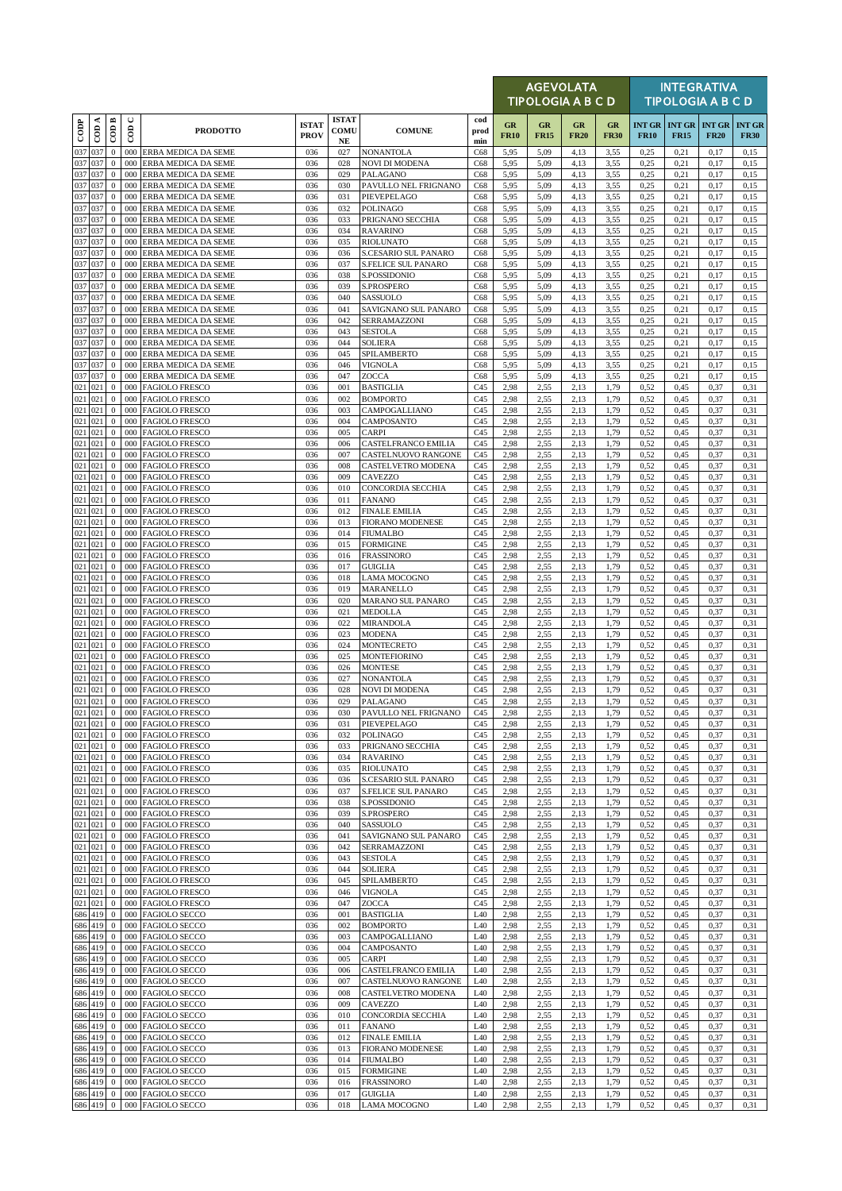| CODP | COD A | COD B | COD C | PRODOTTO | ISTAT PROV | ISTAT COMU NE | COMUNE | cod prod min | AGEVOLATA TIPOLOGIA A B C D | | | | INTEGRATIVA TIPOLOGIA A B C D | | | |
|---|---|---|---|---|---|---|---|---|---|---|---|---|---|---|---|---|
| | | | | | | | | | GR FR10 | GR FR15 | GR FR20 | GR FR30 | INT GR FR10 | INT GR FR15 | INT GR FR20 | INT GR FR30 |
| 037 | 037 | 0 | 000 | ERBA MEDICA DA SEME | 036 | 027 | NONANTOLA | C68 | 5,95 | 5,09 | 4,13 | 3,55 | 0,25 | 0,21 | 0,17 | 0,15 |
| 037 | 037 | 0 | 000 | ERBA MEDICA DA SEME | 036 | 028 | NOVI DI MODENA | C68 | 5,95 | 5,09 | 4,13 | 3,55 | 0,25 | 0,21 | 0,17 | 0,15 |
| 037 | 037 | 0 | 000 | ERBA MEDICA DA SEME | 036 | 029 | PALAGANO | C68 | 5,95 | 5,09 | 4,13 | 3,55 | 0,25 | 0,21 | 0,17 | 0,15 |
| 037 | 037 | 0 | 000 | ERBA MEDICA DA SEME | 036 | 030 | PAVULLO NEL FRIGNANO | C68 | 5,95 | 5,09 | 4,13 | 3,55 | 0,25 | 0,21 | 0,17 | 0,15 |
| 037 | 037 | 0 | 000 | ERBA MEDICA DA SEME | 036 | 031 | PIEVEPELAGO | C68 | 5,95 | 5,09 | 4,13 | 3,55 | 0,25 | 0,21 | 0,17 | 0,15 |
| 037 | 037 | 0 | 000 | ERBA MEDICA DA SEME | 036 | 032 | POLINAGO | C68 | 5,95 | 5,09 | 4,13 | 3,55 | 0,25 | 0,21 | 0,17 | 0,15 |
| 037 | 037 | 0 | 000 | ERBA MEDICA DA SEME | 036 | 033 | PRIGNANO SECCHIA | C68 | 5,95 | 5,09 | 4,13 | 3,55 | 0,25 | 0,21 | 0,17 | 0,15 |
| 037 | 037 | 0 | 000 | ERBA MEDICA DA SEME | 036 | 034 | RAVARINO | C68 | 5,95 | 5,09 | 4,13 | 3,55 | 0,25 | 0,21 | 0,17 | 0,15 |
| 037 | 037 | 0 | 000 | ERBA MEDICA DA SEME | 036 | 035 | RIOLUNATO | C68 | 5,95 | 5,09 | 4,13 | 3,55 | 0,25 | 0,21 | 0,17 | 0,15 |
| 037 | 037 | 0 | 000 | ERBA MEDICA DA SEME | 036 | 036 | S.CESARIO SUL PANARO | C68 | 5,95 | 5,09 | 4,13 | 3,55 | 0,25 | 0,21 | 0,17 | 0,15 |
| 037 | 037 | 0 | 000 | ERBA MEDICA DA SEME | 036 | 037 | S.FELICE SUL PANARO | C68 | 5,95 | 5,09 | 4,13 | 3,55 | 0,25 | 0,21 | 0,17 | 0,15 |
| 037 | 037 | 0 | 000 | ERBA MEDICA DA SEME | 036 | 038 | S.POSSIDONIO | C68 | 5,95 | 5,09 | 4,13 | 3,55 | 0,25 | 0,21 | 0,17 | 0,15 |
| 037 | 037 | 0 | 000 | ERBA MEDICA DA SEME | 036 | 039 | S.PROSPERO | C68 | 5,95 | 5,09 | 4,13 | 3,55 | 0,25 | 0,21 | 0,17 | 0,15 |
| 037 | 037 | 0 | 000 | ERBA MEDICA DA SEME | 036 | 040 | SASSUOLO | C68 | 5,95 | 5,09 | 4,13 | 3,55 | 0,25 | 0,21 | 0,17 | 0,15 |
| 037 | 037 | 0 | 000 | ERBA MEDICA DA SEME | 036 | 041 | SAVIGNANO SUL PANARO | C68 | 5,95 | 5,09 | 4,13 | 3,55 | 0,25 | 0,21 | 0,17 | 0,15 |
| 037 | 037 | 0 | 000 | ERBA MEDICA DA SEME | 036 | 042 | SERRAMAZZONI | C68 | 5,95 | 5,09 | 4,13 | 3,55 | 0,25 | 0,21 | 0,17 | 0,15 |
| 037 | 037 | 0 | 000 | ERBA MEDICA DA SEME | 036 | 043 | SESTOLA | C68 | 5,95 | 5,09 | 4,13 | 3,55 | 0,25 | 0,21 | 0,17 | 0,15 |
| 037 | 037 | 0 | 000 | ERBA MEDICA DA SEME | 036 | 044 | SOLIERA | C68 | 5,95 | 5,09 | 4,13 | 3,55 | 0,25 | 0,21 | 0,17 | 0,15 |
| 037 | 037 | 0 | 000 | ERBA MEDICA DA SEME | 036 | 045 | SPILAMBERTO | C68 | 5,95 | 5,09 | 4,13 | 3,55 | 0,25 | 0,21 | 0,17 | 0,15 |
| 037 | 037 | 0 | 000 | ERBA MEDICA DA SEME | 036 | 046 | VIGNOLA | C68 | 5,95 | 5,09 | 4,13 | 3,55 | 0,25 | 0,21 | 0,17 | 0,15 |
| 037 | 037 | 0 | 000 | ERBA MEDICA DA SEME | 036 | 047 | ZOCCA | C68 | 5,95 | 5,09 | 4,13 | 3,55 | 0,25 | 0,21 | 0,17 | 0,15 |
| 021 | 021 | 0 | 000 | FAGIOLO FRESCO | 036 | 001 | BASTIGLIA | C45 | 2,98 | 2,55 | 2,13 | 1,79 | 0,52 | 0,45 | 0,37 | 0,31 |
| 021 | 021 | 0 | 000 | FAGIOLO FRESCO | 036 | 002 | BOMPORTO | C45 | 2,98 | 2,55 | 2,13 | 1,79 | 0,52 | 0,45 | 0,37 | 0,31 |
| 021 | 021 | 0 | 000 | FAGIOLO FRESCO | 036 | 003 | CAMPOGALLIANO | C45 | 2,98 | 2,55 | 2,13 | 1,79 | 0,52 | 0,45 | 0,37 | 0,31 |
| 021 | 021 | 0 | 000 | FAGIOLO FRESCO | 036 | 004 | CAMPOSANTO | C45 | 2,98 | 2,55 | 2,13 | 1,79 | 0,52 | 0,45 | 0,37 | 0,31 |
| 021 | 021 | 0 | 000 | FAGIOLO FRESCO | 036 | 005 | CARPI | C45 | 2,98 | 2,55 | 2,13 | 1,79 | 0,52 | 0,45 | 0,37 | 0,31 |
| 021 | 021 | 0 | 000 | FAGIOLO FRESCO | 036 | 006 | CASTELFRANCO EMILIA | C45 | 2,98 | 2,55 | 2,13 | 1,79 | 0,52 | 0,45 | 0,37 | 0,31 |
| 021 | 021 | 0 | 000 | FAGIOLO FRESCO | 036 | 007 | CASTELNUOVO RANGONE | C45 | 2,98 | 2,55 | 2,13 | 1,79 | 0,52 | 0,45 | 0,37 | 0,31 |
| 021 | 021 | 0 | 000 | FAGIOLO FRESCO | 036 | 008 | CASTELVETRO MODENA | C45 | 2,98 | 2,55 | 2,13 | 1,79 | 0,52 | 0,45 | 0,37 | 0,31 |
| 021 | 021 | 0 | 000 | FAGIOLO FRESCO | 036 | 009 | CAVEZZO | C45 | 2,98 | 2,55 | 2,13 | 1,79 | 0,52 | 0,45 | 0,37 | 0,31 |
| 021 | 021 | 0 | 000 | FAGIOLO FRESCO | 036 | 010 | CONCORDIA SECCHIA | C45 | 2,98 | 2,55 | 2,13 | 1,79 | 0,52 | 0,45 | 0,37 | 0,31 |
| 021 | 021 | 0 | 000 | FAGIOLO FRESCO | 036 | 011 | FANANO | C45 | 2,98 | 2,55 | 2,13 | 1,79 | 0,52 | 0,45 | 0,37 | 0,31 |
| 021 | 021 | 0 | 000 | FAGIOLO FRESCO | 036 | 012 | FINALE EMILIA | C45 | 2,98 | 2,55 | 2,13 | 1,79 | 0,52 | 0,45 | 0,37 | 0,31 |
| 021 | 021 | 0 | 000 | FAGIOLO FRESCO | 036 | 013 | FIORANO MODENESE | C45 | 2,98 | 2,55 | 2,13 | 1,79 | 0,52 | 0,45 | 0,37 | 0,31 |
| 021 | 021 | 0 | 000 | FAGIOLO FRESCO | 036 | 014 | FIUMALBO | C45 | 2,98 | 2,55 | 2,13 | 1,79 | 0,52 | 0,45 | 0,37 | 0,31 |
| 021 | 021 | 0 | 000 | FAGIOLO FRESCO | 036 | 015 | FORMIGINE | C45 | 2,98 | 2,55 | 2,13 | 1,79 | 0,52 | 0,45 | 0,37 | 0,31 |
| 021 | 021 | 0 | 000 | FAGIOLO FRESCO | 036 | 016 | FRASSINORO | C45 | 2,98 | 2,55 | 2,13 | 1,79 | 0,52 | 0,45 | 0,37 | 0,31 |
| 021 | 021 | 0 | 000 | FAGIOLO FRESCO | 036 | 017 | GUIGLIA | C45 | 2,98 | 2,55 | 2,13 | 1,79 | 0,52 | 0,45 | 0,37 | 0,31 |
| 021 | 021 | 0 | 000 | FAGIOLO FRESCO | 036 | 018 | LAMA MOCOGNO | C45 | 2,98 | 2,55 | 2,13 | 1,79 | 0,52 | 0,45 | 0,37 | 0,31 |
| 021 | 021 | 0 | 000 | FAGIOLO FRESCO | 036 | 019 | MARANELLO | C45 | 2,98 | 2,55 | 2,13 | 1,79 | 0,52 | 0,45 | 0,37 | 0,31 |
| 021 | 021 | 0 | 000 | FAGIOLO FRESCO | 036 | 020 | MARANO SUL PANARO | C45 | 2,98 | 2,55 | 2,13 | 1,79 | 0,52 | 0,45 | 0,37 | 0,31 |
| 021 | 021 | 0 | 000 | FAGIOLO FRESCO | 036 | 021 | MEDOLLA | C45 | 2,98 | 2,55 | 2,13 | 1,79 | 0,52 | 0,45 | 0,37 | 0,31 |
| 021 | 021 | 0 | 000 | FAGIOLO FRESCO | 036 | 022 | MIRANDOLA | C45 | 2,98 | 2,55 | 2,13 | 1,79 | 0,52 | 0,45 | 0,37 | 0,31 |
| 021 | 021 | 0 | 000 | FAGIOLO FRESCO | 036 | 023 | MODENA | C45 | 2,98 | 2,55 | 2,13 | 1,79 | 0,52 | 0,45 | 0,37 | 0,31 |
| 021 | 021 | 0 | 000 | FAGIOLO FRESCO | 036 | 024 | MONTECRETO | C45 | 2,98 | 2,55 | 2,13 | 1,79 | 0,52 | 0,45 | 0,37 | 0,31 |
| 021 | 021 | 0 | 000 | FAGIOLO FRESCO | 036 | 025 | MONTEFIORINO | C45 | 2,98 | 2,55 | 2,13 | 1,79 | 0,52 | 0,45 | 0,37 | 0,31 |
| 021 | 021 | 0 | 000 | FAGIOLO FRESCO | 036 | 026 | MONTESE | C45 | 2,98 | 2,55 | 2,13 | 1,79 | 0,52 | 0,45 | 0,37 | 0,31 |
| 021 | 021 | 0 | 000 | FAGIOLO FRESCO | 036 | 027 | NONANTOLA | C45 | 2,98 | 2,55 | 2,13 | 1,79 | 0,52 | 0,45 | 0,37 | 0,31 |
| 021 | 021 | 0 | 000 | FAGIOLO FRESCO | 036 | 028 | NOVI DI MODENA | C45 | 2,98 | 2,55 | 2,13 | 1,79 | 0,52 | 0,45 | 0,37 | 0,31 |
| 021 | 021 | 0 | 000 | FAGIOLO FRESCO | 036 | 029 | PALAGANO | C45 | 2,98 | 2,55 | 2,13 | 1,79 | 0,52 | 0,45 | 0,37 | 0,31 |
| 021 | 021 | 0 | 000 | FAGIOLO FRESCO | 036 | 030 | PAVULLO NEL FRIGNANO | C45 | 2,98 | 2,55 | 2,13 | 1,79 | 0,52 | 0,45 | 0,37 | 0,31 |
| 021 | 021 | 0 | 000 | FAGIOLO FRESCO | 036 | 031 | PIEVEPELAGO | C45 | 2,98 | 2,55 | 2,13 | 1,79 | 0,52 | 0,45 | 0,37 | 0,31 |
| 021 | 021 | 0 | 000 | FAGIOLO FRESCO | 036 | 032 | POLINAGO | C45 | 2,98 | 2,55 | 2,13 | 1,79 | 0,52 | 0,45 | 0,37 | 0,31 |
| 021 | 021 | 0 | 000 | FAGIOLO FRESCO | 036 | 033 | PRIGNANO SECCHIA | C45 | 2,98 | 2,55 | 2,13 | 1,79 | 0,52 | 0,45 | 0,37 | 0,31 |
| 021 | 021 | 0 | 000 | FAGIOLO FRESCO | 036 | 034 | RAVARINO | C45 | 2,98 | 2,55 | 2,13 | 1,79 | 0,52 | 0,45 | 0,37 | 0,31 |
| 021 | 021 | 0 | 000 | FAGIOLO FRESCO | 036 | 035 | RIOLUNATO | C45 | 2,98 | 2,55 | 2,13 | 1,79 | 0,52 | 0,45 | 0,37 | 0,31 |
| 021 | 021 | 0 | 000 | FAGIOLO FRESCO | 036 | 036 | S.CESARIO SUL PANARO | C45 | 2,98 | 2,55 | 2,13 | 1,79 | 0,52 | 0,45 | 0,37 | 0,31 |
| 021 | 021 | 0 | 000 | FAGIOLO FRESCO | 036 | 037 | S.FELICE SUL PANARO | C45 | 2,98 | 2,55 | 2,13 | 1,79 | 0,52 | 0,45 | 0,37 | 0,31 |
| 021 | 021 | 0 | 000 | FAGIOLO FRESCO | 036 | 038 | S.POSSIDONIO | C45 | 2,98 | 2,55 | 2,13 | 1,79 | 0,52 | 0,45 | 0,37 | 0,31 |
| 021 | 021 | 0 | 000 | FAGIOLO FRESCO | 036 | 039 | S.PROSPERO | C45 | 2,98 | 2,55 | 2,13 | 1,79 | 0,52 | 0,45 | 0,37 | 0,31 |
| 021 | 021 | 0 | 000 | FAGIOLO FRESCO | 036 | 040 | SASSUOLO | C45 | 2,98 | 2,55 | 2,13 | 1,79 | 0,52 | 0,45 | 0,37 | 0,31 |
| 021 | 021 | 0 | 000 | FAGIOLO FRESCO | 036 | 041 | SAVIGNANO SUL PANARO | C45 | 2,98 | 2,55 | 2,13 | 1,79 | 0,52 | 0,45 | 0,37 | 0,31 |
| 021 | 021 | 0 | 000 | FAGIOLO FRESCO | 036 | 042 | SERRAMAZZONI | C45 | 2,98 | 2,55 | 2,13 | 1,79 | 0,52 | 0,45 | 0,37 | 0,31 |
| 021 | 021 | 0 | 000 | FAGIOLO FRESCO | 036 | 043 | SESTOLA | C45 | 2,98 | 2,55 | 2,13 | 1,79 | 0,52 | 0,45 | 0,37 | 0,31 |
| 021 | 021 | 0 | 000 | FAGIOLO FRESCO | 036 | 044 | SOLIERA | C45 | 2,98 | 2,55 | 2,13 | 1,79 | 0,52 | 0,45 | 0,37 | 0,31 |
| 021 | 021 | 0 | 000 | FAGIOLO FRESCO | 036 | 045 | SPILAMBERTO | C45 | 2,98 | 2,55 | 2,13 | 1,79 | 0,52 | 0,45 | 0,37 | 0,31 |
| 021 | 021 | 0 | 000 | FAGIOLO FRESCO | 036 | 046 | VIGNOLA | C45 | 2,98 | 2,55 | 2,13 | 1,79 | 0,52 | 0,45 | 0,37 | 0,31 |
| 021 | 021 | 0 | 000 | FAGIOLO FRESCO | 036 | 047 | ZOCCA | C45 | 2,98 | 2,55 | 2,13 | 1,79 | 0,52 | 0,45 | 0,37 | 0,31 |
| 686 | 419 | 0 | 000 | FAGIOLO SECCO | 036 | 001 | BASTIGLIA | L40 | 2,98 | 2,55 | 2,13 | 1,79 | 0,52 | 0,45 | 0,37 | 0,31 |
| 686 | 419 | 0 | 000 | FAGIOLO SECCO | 036 | 002 | BOMPORTO | L40 | 2,98 | 2,55 | 2,13 | 1,79 | 0,52 | 0,45 | 0,37 | 0,31 |
| 686 | 419 | 0 | 000 | FAGIOLO SECCO | 036 | 003 | CAMPOGALLIANO | L40 | 2,98 | 2,55 | 2,13 | 1,79 | 0,52 | 0,45 | 0,37 | 0,31 |
| 686 | 419 | 0 | 000 | FAGIOLO SECCO | 036 | 004 | CAMPOSANTO | L40 | 2,98 | 2,55 | 2,13 | 1,79 | 0,52 | 0,45 | 0,37 | 0,31 |
| 686 | 419 | 0 | 000 | FAGIOLO SECCO | 036 | 005 | CARPI | L40 | 2,98 | 2,55 | 2,13 | 1,79 | 0,52 | 0,45 | 0,37 | 0,31 |
| 686 | 419 | 0 | 000 | FAGIOLO SECCO | 036 | 006 | CASTELFRANCO EMILIA | L40 | 2,98 | 2,55 | 2,13 | 1,79 | 0,52 | 0,45 | 0,37 | 0,31 |
| 686 | 419 | 0 | 000 | FAGIOLO SECCO | 036 | 007 | CASTELNUOVO RANGONE | L40 | 2,98 | 2,55 | 2,13 | 1,79 | 0,52 | 0,45 | 0,37 | 0,31 |
| 686 | 419 | 0 | 000 | FAGIOLO SECCO | 036 | 008 | CASTELVETRO MODENA | L40 | 2,98 | 2,55 | 2,13 | 1,79 | 0,52 | 0,45 | 0,37 | 0,31 |
| 686 | 419 | 0 | 000 | FAGIOLO SECCO | 036 | 009 | CAVEZZO | L40 | 2,98 | 2,55 | 2,13 | 1,79 | 0,52 | 0,45 | 0,37 | 0,31 |
| 686 | 419 | 0 | 000 | FAGIOLO SECCO | 036 | 010 | CONCORDIA SECCHIA | L40 | 2,98 | 2,55 | 2,13 | 1,79 | 0,52 | 0,45 | 0,37 | 0,31 |
| 686 | 419 | 0 | 000 | FAGIOLO SECCO | 036 | 011 | FANANO | L40 | 2,98 | 2,55 | 2,13 | 1,79 | 0,52 | 0,45 | 0,37 | 0,31 |
| 686 | 419 | 0 | 000 | FAGIOLO SECCO | 036 | 012 | FINALE EMILIA | L40 | 2,98 | 2,55 | 2,13 | 1,79 | 0,52 | 0,45 | 0,37 | 0,31 |
| 686 | 419 | 0 | 000 | FAGIOLO SECCO | 036 | 013 | FIORANO MODENESE | L40 | 2,98 | 2,55 | 2,13 | 1,79 | 0,52 | 0,45 | 0,37 | 0,31 |
| 686 | 419 | 0 | 000 | FAGIOLO SECCO | 036 | 014 | FIUMALBO | L40 | 2,98 | 2,55 | 2,13 | 1,79 | 0,52 | 0,45 | 0,37 | 0,31 |
| 686 | 419 | 0 | 000 | FAGIOLO SECCO | 036 | 015 | FORMIGINE | L40 | 2,98 | 2,55 | 2,13 | 1,79 | 0,52 | 0,45 | 0,37 | 0,31 |
| 686 | 419 | 0 | 000 | FAGIOLO SECCO | 036 | 016 | FRASSINORO | L40 | 2,98 | 2,55 | 2,13 | 1,79 | 0,52 | 0,45 | 0,37 | 0,31 |
| 686 | 419 | 0 | 000 | FAGIOLO SECCO | 036 | 017 | GUIGLIA | L40 | 2,98 | 2,55 | 2,13 | 1,79 | 0,52 | 0,45 | 0,37 | 0,31 |
| 686 | 419 | 0 | 000 | FAGIOLO SECCO | 036 | 018 | LAMA MOCOGNO | L40 | 2,98 | 2,55 | 2,13 | 1,79 | 0,52 | 0,45 | 0,37 | 0,31 |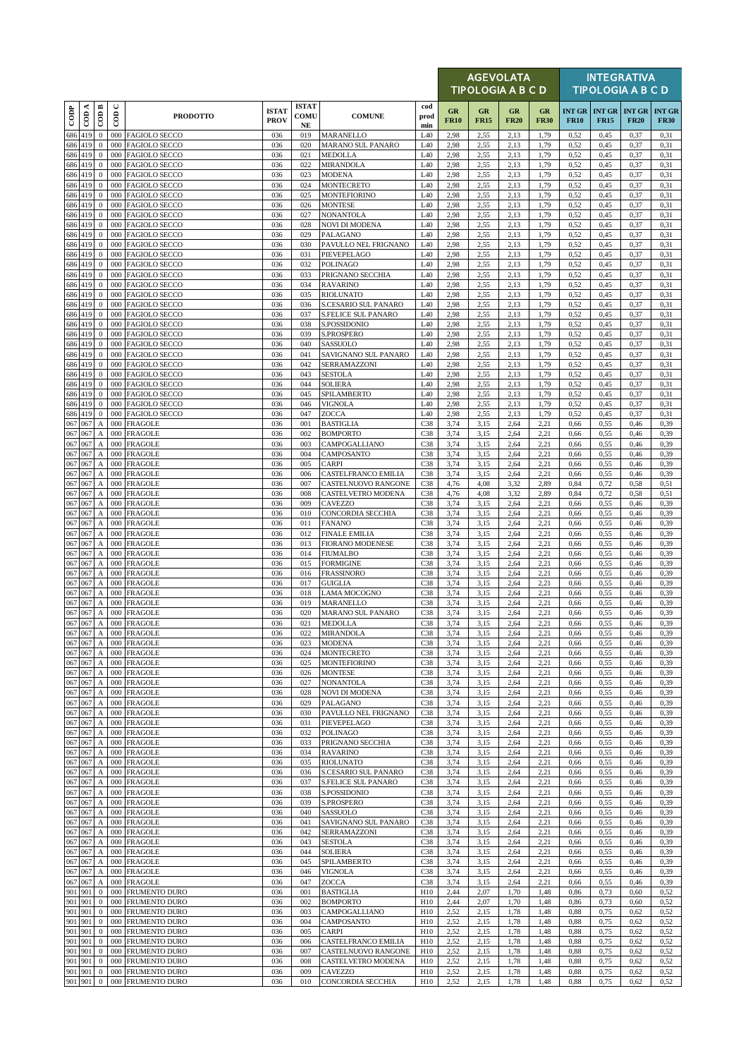| CODP | COD A | COD B | COD C | PRODOTTO | ISTAT PROV | ISTAT COMU NE | COMUNE | cod prod min | AGEVOLATA TIPOLOGIA A B C D | | | | INTEGRATIVA TIPOLOGIA A B C D | | | |
|---|---|---|---|---|---|---|---|---|---|---|---|---|---|---|---|---|
| | | | | | | | | | GR FR10 | GR FR15 | GR FR20 | GR FR30 | INT GR FR10 | INT GR FR15 | INT GR FR20 | INT GR FR30 |
| 686 | 419 | 0 | 000 | FAGIOLO SECCO | 036 | 019 | MARANELLO | L40 | 2,98 | 2,55 | 2,13 | 1,79 | 0,52 | 0,45 | 0,37 | 0,31 |
| 686 | 419 | 0 | 000 | FAGIOLO SECCO | 036 | 020 | MARANO SUL PANARO | L40 | 2,98 | 2,55 | 2,13 | 1,79 | 0,52 | 0,45 | 0,37 | 0,31 |
| 686 | 419 | 0 | 000 | FAGIOLO SECCO | 036 | 021 | MEDOLLA | L40 | 2,98 | 2,55 | 2,13 | 1,79 | 0,52 | 0,45 | 0,37 | 0,31 |
| 686 | 419 | 0 | 000 | FAGIOLO SECCO | 036 | 022 | MIRANDOLA | L40 | 2,98 | 2,55 | 2,13 | 1,79 | 0,52 | 0,45 | 0,37 | 0,31 |
| 686 | 419 | 0 | 000 | FAGIOLO SECCO | 036 | 023 | MODENA | L40 | 2,98 | 2,55 | 2,13 | 1,79 | 0,52 | 0,45 | 0,37 | 0,31 |
| 686 | 419 | 0 | 000 | FAGIOLO SECCO | 036 | 024 | MONTECRETO | L40 | 2,98 | 2,55 | 2,13 | 1,79 | 0,52 | 0,45 | 0,37 | 0,31 |
| 686 | 419 | 0 | 000 | FAGIOLO SECCO | 036 | 025 | MONTEFIORINO | L40 | 2,98 | 2,55 | 2,13 | 1,79 | 0,52 | 0,45 | 0,37 | 0,31 |
| 686 | 419 | 0 | 000 | FAGIOLO SECCO | 036 | 026 | MONTESE | L40 | 2,98 | 2,55 | 2,13 | 1,79 | 0,52 | 0,45 | 0,37 | 0,31 |
| 686 | 419 | 0 | 000 | FAGIOLO SECCO | 036 | 027 | NONANTOLA | L40 | 2,98 | 2,55 | 2,13 | 1,79 | 0,52 | 0,45 | 0,37 | 0,31 |
| 686 | 419 | 0 | 000 | FAGIOLO SECCO | 036 | 028 | NOVI DI MODENA | L40 | 2,98 | 2,55 | 2,13 | 1,79 | 0,52 | 0,45 | 0,37 | 0,31 |
| 686 | 419 | 0 | 000 | FAGIOLO SECCO | 036 | 029 | PALAGANO | L40 | 2,98 | 2,55 | 2,13 | 1,79 | 0,52 | 0,45 | 0,37 | 0,31 |
| 686 | 419 | 0 | 000 | FAGIOLO SECCO | 036 | 030 | PAVULLO NEL FRIGNANO | L40 | 2,98 | 2,55 | 2,13 | 1,79 | 0,52 | 0,45 | 0,37 | 0,31 |
| 686 | 419 | 0 | 000 | FAGIOLO SECCO | 036 | 031 | PIEVEPELAGO | L40 | 2,98 | 2,55 | 2,13 | 1,79 | 0,52 | 0,45 | 0,37 | 0,31 |
| 686 | 419 | 0 | 000 | FAGIOLO SECCO | 036 | 032 | POLINAGO | L40 | 2,98 | 2,55 | 2,13 | 1,79 | 0,52 | 0,45 | 0,37 | 0,31 |
| 686 | 419 | 0 | 000 | FAGIOLO SECCO | 036 | 033 | PRIGNANO SECCHIA | L40 | 2,98 | 2,55 | 2,13 | 1,79 | 0,52 | 0,45 | 0,37 | 0,31 |
| 686 | 419 | 0 | 000 | FAGIOLO SECCO | 036 | 034 | RAVARINO | L40 | 2,98 | 2,55 | 2,13 | 1,79 | 0,52 | 0,45 | 0,37 | 0,31 |
| 686 | 419 | 0 | 000 | FAGIOLO SECCO | 036 | 035 | RIOLUNATO | L40 | 2,98 | 2,55 | 2,13 | 1,79 | 0,52 | 0,45 | 0,37 | 0,31 |
| 686 | 419 | 0 | 000 | FAGIOLO SECCO | 036 | 036 | S.CESARIO SUL PANARO | L40 | 2,98 | 2,55 | 2,13 | 1,79 | 0,52 | 0,45 | 0,37 | 0,31 |
| 686 | 419 | 0 | 000 | FAGIOLO SECCO | 036 | 037 | S.FELICE SUL PANARO | L40 | 2,98 | 2,55 | 2,13 | 1,79 | 0,52 | 0,45 | 0,37 | 0,31 |
| 686 | 419 | 0 | 000 | FAGIOLO SECCO | 036 | 038 | S.POSSIDONIO | L40 | 2,98 | 2,55 | 2,13 | 1,79 | 0,52 | 0,45 | 0,37 | 0,31 |
| 686 | 419 | 0 | 000 | FAGIOLO SECCO | 036 | 039 | S.PROSPERO | L40 | 2,98 | 2,55 | 2,13 | 1,79 | 0,52 | 0,45 | 0,37 | 0,31 |
| 686 | 419 | 0 | 000 | FAGIOLO SECCO | 036 | 040 | SASSUOLO | L40 | 2,98 | 2,55 | 2,13 | 1,79 | 0,52 | 0,45 | 0,37 | 0,31 |
| 686 | 419 | 0 | 000 | FAGIOLO SECCO | 036 | 041 | SAVIGNANO SUL PANARO | L40 | 2,98 | 2,55 | 2,13 | 1,79 | 0,52 | 0,45 | 0,37 | 0,31 |
| 686 | 419 | 0 | 000 | FAGIOLO SECCO | 036 | 042 | SERRAMAZZONI | L40 | 2,98 | 2,55 | 2,13 | 1,79 | 0,52 | 0,45 | 0,37 | 0,31 |
| 686 | 419 | 0 | 000 | FAGIOLO SECCO | 036 | 043 | SESTOLA | L40 | 2,98 | 2,55 | 2,13 | 1,79 | 0,52 | 0,45 | 0,37 | 0,31 |
| 686 | 419 | 0 | 000 | FAGIOLO SECCO | 036 | 044 | SOLIERA | L40 | 2,98 | 2,55 | 2,13 | 1,79 | 0,52 | 0,45 | 0,37 | 0,31 |
| 686 | 419 | 0 | 000 | FAGIOLO SECCO | 036 | 045 | SPILAMBERTO | L40 | 2,98 | 2,55 | 2,13 | 1,79 | 0,52 | 0,45 | 0,37 | 0,31 |
| 686 | 419 | 0 | 000 | FAGIOLO SECCO | 036 | 046 | VIGNOLA | L40 | 2,98 | 2,55 | 2,13 | 1,79 | 0,52 | 0,45 | 0,37 | 0,31 |
| 686 | 419 | 0 | 000 | FAGIOLO SECCO | 036 | 047 | ZOCCA | L40 | 2,98 | 2,55 | 2,13 | 1,79 | 0,52 | 0,45 | 0,37 | 0,31 |
| 067 | 067 | A | 000 | FRAGOLE | 036 | 001 | BASTIGLIA | C38 | 3,74 | 3,15 | 2,64 | 2,21 | 0,66 | 0,55 | 0,46 | 0,39 |
| 067 | 067 | A | 000 | FRAGOLE | 036 | 002 | BOMPORTO | C38 | 3,74 | 3,15 | 2,64 | 2,21 | 0,66 | 0,55 | 0,46 | 0,39 |
| 067 | 067 | A | 000 | FRAGOLE | 036 | 003 | CAMPOGALLIANO | C38 | 3,74 | 3,15 | 2,64 | 2,21 | 0,66 | 0,55 | 0,46 | 0,39 |
| 067 | 067 | A | 000 | FRAGOLE | 036 | 004 | CAMPOSANTO | C38 | 3,74 | 3,15 | 2,64 | 2,21 | 0,66 | 0,55 | 0,46 | 0,39 |
| 067 | 067 | A | 000 | FRAGOLE | 036 | 005 | CARPI | C38 | 3,74 | 3,15 | 2,64 | 2,21 | 0,66 | 0,55 | 0,46 | 0,39 |
| 067 | 067 | A | 000 | FRAGOLE | 036 | 006 | CASTELFRANCO EMILIA | C38 | 3,74 | 3,15 | 2,64 | 2,21 | 0,66 | 0,55 | 0,46 | 0,39 |
| 067 | 067 | A | 000 | FRAGOLE | 036 | 007 | CASTELNUOVO RANGONE | C38 | 4,76 | 4,08 | 3,32 | 2,89 | 0,84 | 0,72 | 0,58 | 0,51 |
| 067 | 067 | A | 000 | FRAGOLE | 036 | 008 | CASTELVETRO MODENA | C38 | 4,76 | 4,08 | 3,32 | 2,89 | 0,84 | 0,72 | 0,58 | 0,51 |
| 067 | 067 | A | 000 | FRAGOLE | 036 | 009 | CAVEZZO | C38 | 3,74 | 3,15 | 2,64 | 2,21 | 0,66 | 0,55 | 0,46 | 0,39 |
| 067 | 067 | A | 000 | FRAGOLE | 036 | 010 | CONCORDIA SECCHIA | C38 | 3,74 | 3,15 | 2,64 | 2,21 | 0,66 | 0,55 | 0,46 | 0,39 |
| 067 | 067 | A | 000 | FRAGOLE | 036 | 011 | FANANO | C38 | 3,74 | 3,15 | 2,64 | 2,21 | 0,66 | 0,55 | 0,46 | 0,39 |
| 067 | 067 | A | 000 | FRAGOLE | 036 | 012 | FINALE EMILIA | C38 | 3,74 | 3,15 | 2,64 | 2,21 | 0,66 | 0,55 | 0,46 | 0,39 |
| 067 | 067 | A | 000 | FRAGOLE | 036 | 013 | FIORANO MODENESE | C38 | 3,74 | 3,15 | 2,64 | 2,21 | 0,66 | 0,55 | 0,46 | 0,39 |
| 067 | 067 | A | 000 | FRAGOLE | 036 | 014 | FIUMALBO | C38 | 3,74 | 3,15 | 2,64 | 2,21 | 0,66 | 0,55 | 0,46 | 0,39 |
| 067 | 067 | A | 000 | FRAGOLE | 036 | 015 | FORMIGINE | C38 | 3,74 | 3,15 | 2,64 | 2,21 | 0,66 | 0,55 | 0,46 | 0,39 |
| 067 | 067 | A | 000 | FRAGOLE | 036 | 016 | FRASSINORO | C38 | 3,74 | 3,15 | 2,64 | 2,21 | 0,66 | 0,55 | 0,46 | 0,39 |
| 067 | 067 | A | 000 | FRAGOLE | 036 | 017 | GUIGLIA | C38 | 3,74 | 3,15 | 2,64 | 2,21 | 0,66 | 0,55 | 0,46 | 0,39 |
| 067 | 067 | A | 000 | FRAGOLE | 036 | 018 | LAMA MOCOGNO | C38 | 3,74 | 3,15 | 2,64 | 2,21 | 0,66 | 0,55 | 0,46 | 0,39 |
| 067 | 067 | A | 000 | FRAGOLE | 036 | 019 | MARANELLO | C38 | 3,74 | 3,15 | 2,64 | 2,21 | 0,66 | 0,55 | 0,46 | 0,39 |
| 067 | 067 | A | 000 | FRAGOLE | 036 | 020 | MARANO SUL PANARO | C38 | 3,74 | 3,15 | 2,64 | 2,21 | 0,66 | 0,55 | 0,46 | 0,39 |
| 067 | 067 | A | 000 | FRAGOLE | 036 | 021 | MEDOLLA | C38 | 3,74 | 3,15 | 2,64 | 2,21 | 0,66 | 0,55 | 0,46 | 0,39 |
| 067 | 067 | A | 000 | FRAGOLE | 036 | 022 | MIRANDOLA | C38 | 3,74 | 3,15 | 2,64 | 2,21 | 0,66 | 0,55 | 0,46 | 0,39 |
| 067 | 067 | A | 000 | FRAGOLE | 036 | 023 | MODENA | C38 | 3,74 | 3,15 | 2,64 | 2,21 | 0,66 | 0,55 | 0,46 | 0,39 |
| 067 | 067 | A | 000 | FRAGOLE | 036 | 024 | MONTECRETO | C38 | 3,74 | 3,15 | 2,64 | 2,21 | 0,66 | 0,55 | 0,46 | 0,39 |
| 067 | 067 | A | 000 | FRAGOLE | 036 | 025 | MONTEFIORINO | C38 | 3,74 | 3,15 | 2,64 | 2,21 | 0,66 | 0,55 | 0,46 | 0,39 |
| 067 | 067 | A | 000 | FRAGOLE | 036 | 026 | MONTESE | C38 | 3,74 | 3,15 | 2,64 | 2,21 | 0,66 | 0,55 | 0,46 | 0,39 |
| 067 | 067 | A | 000 | FRAGOLE | 036 | 027 | NONANTOLA | C38 | 3,74 | 3,15 | 2,64 | 2,21 | 0,66 | 0,55 | 0,46 | 0,39 |
| 067 | 067 | A | 000 | FRAGOLE | 036 | 028 | NOVI DI MODENA | C38 | 3,74 | 3,15 | 2,64 | 2,21 | 0,66 | 0,55 | 0,46 | 0,39 |
| 067 | 067 | A | 000 | FRAGOLE | 036 | 029 | PALAGANO | C38 | 3,74 | 3,15 | 2,64 | 2,21 | 0,66 | 0,55 | 0,46 | 0,39 |
| 067 | 067 | A | 000 | FRAGOLE | 036 | 030 | PAVULLO NEL FRIGNANO | C38 | 3,74 | 3,15 | 2,64 | 2,21 | 0,66 | 0,55 | 0,46 | 0,39 |
| 067 | 067 | A | 000 | FRAGOLE | 036 | 031 | PIEVEPELAGO | C38 | 3,74 | 3,15 | 2,64 | 2,21 | 0,66 | 0,55 | 0,46 | 0,39 |
| 067 | 067 | A | 000 | FRAGOLE | 036 | 032 | POLINAGO | C38 | 3,74 | 3,15 | 2,64 | 2,21 | 0,66 | 0,55 | 0,46 | 0,39 |
| 067 | 067 | A | 000 | FRAGOLE | 036 | 033 | PRIGNANO SECCHIA | C38 | 3,74 | 3,15 | 2,64 | 2,21 | 0,66 | 0,55 | 0,46 | 0,39 |
| 067 | 067 | A | 000 | FRAGOLE | 036 | 034 | RAVARINO | C38 | 3,74 | 3,15 | 2,64 | 2,21 | 0,66 | 0,55 | 0,46 | 0,39 |
| 067 | 067 | A | 000 | FRAGOLE | 036 | 035 | RIOLUNATO | C38 | 3,74 | 3,15 | 2,64 | 2,21 | 0,66 | 0,55 | 0,46 | 0,39 |
| 067 | 067 | A | 000 | FRAGOLE | 036 | 036 | S.CESARIO SUL PANARO | C38 | 3,74 | 3,15 | 2,64 | 2,21 | 0,66 | 0,55 | 0,46 | 0,39 |
| 067 | 067 | A | 000 | FRAGOLE | 036 | 037 | S.FELICE SUL PANARO | C38 | 3,74 | 3,15 | 2,64 | 2,21 | 0,66 | 0,55 | 0,46 | 0,39 |
| 067 | 067 | A | 000 | FRAGOLE | 036 | 038 | S.POSSIDONIO | C38 | 3,74 | 3,15 | 2,64 | 2,21 | 0,66 | 0,55 | 0,46 | 0,39 |
| 067 | 067 | A | 000 | FRAGOLE | 036 | 039 | S.PROSPERO | C38 | 3,74 | 3,15 | 2,64 | 2,21 | 0,66 | 0,55 | 0,46 | 0,39 |
| 067 | 067 | A | 000 | FRAGOLE | 036 | 040 | SASSUOLO | C38 | 3,74 | 3,15 | 2,64 | 2,21 | 0,66 | 0,55 | 0,46 | 0,39 |
| 067 | 067 | A | 000 | FRAGOLE | 036 | 041 | SAVIGNANO SUL PANARO | C38 | 3,74 | 3,15 | 2,64 | 2,21 | 0,66 | 0,55 | 0,46 | 0,39 |
| 067 | 067 | A | 000 | FRAGOLE | 036 | 042 | SERRAMAZZONI | C38 | 3,74 | 3,15 | 2,64 | 2,21 | 0,66 | 0,55 | 0,46 | 0,39 |
| 067 | 067 | A | 000 | FRAGOLE | 036 | 043 | SESTOLA | C38 | 3,74 | 3,15 | 2,64 | 2,21 | 0,66 | 0,55 | 0,46 | 0,39 |
| 067 | 067 | A | 000 | FRAGOLE | 036 | 044 | SOLIERA | C38 | 3,74 | 3,15 | 2,64 | 2,21 | 0,66 | 0,55 | 0,46 | 0,39 |
| 067 | 067 | A | 000 | FRAGOLE | 036 | 045 | SPILAMBERTO | C38 | 3,74 | 3,15 | 2,64 | 2,21 | 0,66 | 0,55 | 0,46 | 0,39 |
| 067 | 067 | A | 000 | FRAGOLE | 036 | 046 | VIGNOLA | C38 | 3,74 | 3,15 | 2,64 | 2,21 | 0,66 | 0,55 | 0,46 | 0,39 |
| 067 | 067 | A | 000 | FRAGOLE | 036 | 047 | ZOCCA | C38 | 3,74 | 3,15 | 2,64 | 2,21 | 0,66 | 0,55 | 0,46 | 0,39 |
| 901 | 901 | 0 | 000 | FRUMENTO DURO | 036 | 001 | BASTIGLIA | H10 | 2,44 | 2,07 | 1,70 | 1,48 | 0,86 | 0,73 | 0,60 | 0,52 |
| 901 | 901 | 0 | 000 | FRUMENTO DURO | 036 | 002 | BOMPORTO | H10 | 2,44 | 2,07 | 1,70 | 1,48 | 0,86 | 0,73 | 0,60 | 0,52 |
| 901 | 901 | 0 | 000 | FRUMENTO DURO | 036 | 003 | CAMPOGALLIANO | H10 | 2,52 | 2,15 | 1,78 | 1,48 | 0,88 | 0,75 | 0,62 | 0,52 |
| 901 | 901 | 0 | 000 | FRUMENTO DURO | 036 | 004 | CAMPOSANTO | H10 | 2,52 | 2,15 | 1,78 | 1,48 | 0,88 | 0,75 | 0,62 | 0,52 |
| 901 | 901 | 0 | 000 | FRUMENTO DURO | 036 | 005 | CARPI | H10 | 2,52 | 2,15 | 1,78 | 1,48 | 0,88 | 0,75 | 0,62 | 0,52 |
| 901 | 901 | 0 | 000 | FRUMENTO DURO | 036 | 006 | CASTELFRANCO EMILIA | H10 | 2,52 | 2,15 | 1,78 | 1,48 | 0,88 | 0,75 | 0,62 | 0,52 |
| 901 | 901 | 0 | 000 | FRUMENTO DURO | 036 | 007 | CASTELNUOVO RANGONE | H10 | 2,52 | 2,15 | 1,78 | 1,48 | 0,88 | 0,75 | 0,62 | 0,52 |
| 901 | 901 | 0 | 000 | FRUMENTO DURO | 036 | 008 | CASTELVETRO MODENA | H10 | 2,52 | 2,15 | 1,78 | 1,48 | 0,88 | 0,75 | 0,62 | 0,52 |
| 901 | 901 | 0 | 000 | FRUMENTO DURO | 036 | 009 | CAVEZZO | H10 | 2,52 | 2,15 | 1,78 | 1,48 | 0,88 | 0,75 | 0,62 | 0,52 |
| 901 | 901 | 0 | 000 | FRUMENTO DURO | 036 | 010 | CONCORDIA SECCHIA | H10 | 2,52 | 2,15 | 1,78 | 1,48 | 0,88 | 0,75 | 0,62 | 0,52 |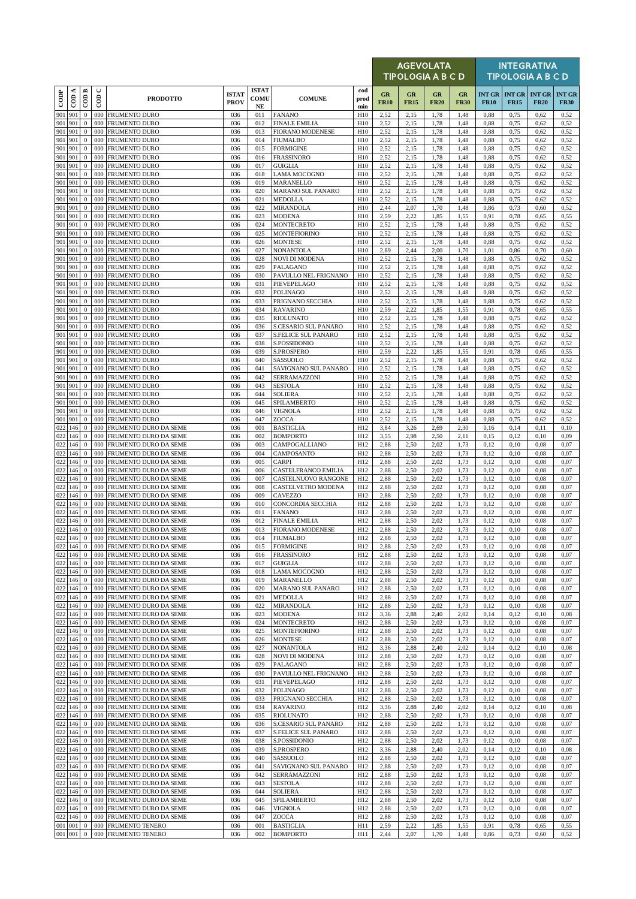| CODP | COD A | COD B | COD C | PRODOTTO | ISTAT PROV | ISTAT COMU NE | COMUNE | cod prod min | AGEVOLATA TIPOLOGIA A B C D | | | | INTEGRATIVA TIPOLOGIA A B C D | | | |
|---|---|---|---|---|---|---|---|---|---|---|---|---|---|---|---|---|
| | | | | | | | | | GR FR10 | GR FR15 | GR FR20 | GR FR30 | INT GR FR10 | INT GR FR15 | INT GR FR20 | INT GR FR30 |
| 901 | 901 | 0 | 000 | FRUMENTO DURO | 036 | 011 | FANANO | H10 | 2,52 | 2,15 | 1,78 | 1,48 | 0,88 | 0,75 | 0,62 | 0,52 |
| 901 | 901 | 0 | 000 | FRUMENTO DURO | 036 | 012 | FINALE EMILIA | H10 | 2,52 | 2,15 | 1,78 | 1,48 | 0,88 | 0,75 | 0,62 | 0,52 |
| 901 | 901 | 0 | 000 | FRUMENTO DURO | 036 | 013 | FIORANO MODENESE | H10 | 2,52 | 2,15 | 1,78 | 1,48 | 0,88 | 0,75 | 0,62 | 0,52 |
| 901 | 901 | 0 | 000 | FRUMENTO DURO | 036 | 014 | FIUMALBO | H10 | 2,52 | 2,15 | 1,78 | 1,48 | 0,88 | 0,75 | 0,62 | 0,52 |
| 901 | 901 | 0 | 000 | FRUMENTO DURO | 036 | 015 | FORMIGINE | H10 | 2,52 | 2,15 | 1,78 | 1,48 | 0,88 | 0,75 | 0,62 | 0,52 |
| 901 | 901 | 0 | 000 | FRUMENTO DURO | 036 | 016 | FRASSINORO | H10 | 2,52 | 2,15 | 1,78 | 1,48 | 0,88 | 0,75 | 0,62 | 0,52 |
| 901 | 901 | 0 | 000 | FRUMENTO DURO | 036 | 017 | GUIGLIA | H10 | 2,52 | 2,15 | 1,78 | 1,48 | 0,88 | 0,75 | 0,62 | 0,52 |
| 901 | 901 | 0 | 000 | FRUMENTO DURO | 036 | 018 | LAMA MOCOGNO | H10 | 2,52 | 2,15 | 1,78 | 1,48 | 0,88 | 0,75 | 0,62 | 0,52 |
| 901 | 901 | 0 | 000 | FRUMENTO DURO | 036 | 019 | MARANELLO | H10 | 2,52 | 2,15 | 1,78 | 1,48 | 0,88 | 0,75 | 0,62 | 0,52 |
| 901 | 901 | 0 | 000 | FRUMENTO DURO | 036 | 020 | MARANO SUL PANARO | H10 | 2,52 | 2,15 | 1,78 | 1,48 | 0,88 | 0,75 | 0,62 | 0,52 |
| 901 | 901 | 0 | 000 | FRUMENTO DURO | 036 | 021 | MEDOLLA | H10 | 2,52 | 2,15 | 1,78 | 1,48 | 0,88 | 0,75 | 0,62 | 0,52 |
| 901 | 901 | 0 | 000 | FRUMENTO DURO | 036 | 022 | MIRANDOLA | H10 | 2,44 | 2,07 | 1,70 | 1,48 | 0,86 | 0,73 | 0,60 | 0,52 |
| 901 | 901 | 0 | 000 | FRUMENTO DURO | 036 | 023 | MODENA | H10 | 2,59 | 2,22 | 1,85 | 1,55 | 0,91 | 0,78 | 0,65 | 0,55 |
| 901 | 901 | 0 | 000 | FRUMENTO DURO | 036 | 024 | MONTECRETO | H10 | 2,52 | 2,15 | 1,78 | 1,48 | 0,88 | 0,75 | 0,62 | 0,52 |
| 901 | 901 | 0 | 000 | FRUMENTO DURO | 036 | 025 | MONTEFIORINO | H10 | 2,52 | 2,15 | 1,78 | 1,48 | 0,88 | 0,75 | 0,62 | 0,52 |
| 901 | 901 | 0 | 000 | FRUMENTO DURO | 036 | 026 | MONTESE | H10 | 2,52 | 2,15 | 1,78 | 1,48 | 0,88 | 0,75 | 0,62 | 0,52 |
| 901 | 901 | 0 | 000 | FRUMENTO DURO | 036 | 027 | NONANTOLA | H10 | 2,89 | 2,44 | 2,00 | 1,70 | 1,01 | 0,86 | 0,70 | 0,60 |
| 901 | 901 | 0 | 000 | FRUMENTO DURO | 036 | 028 | NOVI DI MODENA | H10 | 2,52 | 2,15 | 1,78 | 1,48 | 0,88 | 0,75 | 0,62 | 0,52 |
| 901 | 901 | 0 | 000 | FRUMENTO DURO | 036 | 029 | PALAGANO | H10 | 2,52 | 2,15 | 1,78 | 1,48 | 0,88 | 0,75 | 0,62 | 0,52 |
| 901 | 901 | 0 | 000 | FRUMENTO DURO | 036 | 030 | PAVULLO NEL FRIGNANO | H10 | 2,52 | 2,15 | 1,78 | 1,48 | 0,88 | 0,75 | 0,62 | 0,52 |
| 901 | 901 | 0 | 000 | FRUMENTO DURO | 036 | 031 | PIEVEPELAGO | H10 | 2,52 | 2,15 | 1,78 | 1,48 | 0,88 | 0,75 | 0,62 | 0,52 |
| 901 | 901 | 0 | 000 | FRUMENTO DURO | 036 | 032 | POLINAGO | H10 | 2,52 | 2,15 | 1,78 | 1,48 | 0,88 | 0,75 | 0,62 | 0,52 |
| 901 | 901 | 0 | 000 | FRUMENTO DURO | 036 | 033 | PRIGNANO SECCHIA | H10 | 2,52 | 2,15 | 1,78 | 1,48 | 0,88 | 0,75 | 0,62 | 0,52 |
| 901 | 901 | 0 | 000 | FRUMENTO DURO | 036 | 034 | RAVARINO | H10 | 2,59 | 2,22 | 1,85 | 1,55 | 0,91 | 0,78 | 0,65 | 0,55 |
| 901 | 901 | 0 | 000 | FRUMENTO DURO | 036 | 035 | RIOLUNATO | H10 | 2,52 | 2,15 | 1,78 | 1,48 | 0,88 | 0,75 | 0,62 | 0,52 |
| 901 | 901 | 0 | 000 | FRUMENTO DURO | 036 | 036 | S.CESARIO SUL PANARO | H10 | 2,52 | 2,15 | 1,78 | 1,48 | 0,88 | 0,75 | 0,62 | 0,52 |
| 901 | 901 | 0 | 000 | FRUMENTO DURO | 036 | 037 | S.FELICE SUL PANARO | H10 | 2,52 | 2,15 | 1,78 | 1,48 | 0,88 | 0,75 | 0,62 | 0,52 |
| 901 | 901 | 0 | 000 | FRUMENTO DURO | 036 | 038 | S.POSSIDONIO | H10 | 2,52 | 2,15 | 1,78 | 1,48 | 0,88 | 0,75 | 0,62 | 0,52 |
| 901 | 901 | 0 | 000 | FRUMENTO DURO | 036 | 039 | S.PROSPERO | H10 | 2,59 | 2,22 | 1,85 | 1,55 | 0,91 | 0,78 | 0,65 | 0,55 |
| 901 | 901 | 0 | 000 | FRUMENTO DURO | 036 | 040 | SASSUOLO | H10 | 2,52 | 2,15 | 1,78 | 1,48 | 0,88 | 0,75 | 0,62 | 0,52 |
| 901 | 901 | 0 | 000 | FRUMENTO DURO | 036 | 041 | SAVIGNANO SUL PANARO | H10 | 2,52 | 2,15 | 1,78 | 1,48 | 0,88 | 0,75 | 0,62 | 0,52 |
| 901 | 901 | 0 | 000 | FRUMENTO DURO | 036 | 042 | SERRAMAZZONI | H10 | 2,52 | 2,15 | 1,78 | 1,48 | 0,88 | 0,75 | 0,62 | 0,52 |
| 901 | 901 | 0 | 000 | FRUMENTO DURO | 036 | 043 | SESTOLA | H10 | 2,52 | 2,15 | 1,78 | 1,48 | 0,88 | 0,75 | 0,62 | 0,52 |
| 901 | 901 | 0 | 000 | FRUMENTO DURO | 036 | 044 | SOLIERA | H10 | 2,52 | 2,15 | 1,78 | 1,48 | 0,88 | 0,75 | 0,62 | 0,52 |
| 901 | 901 | 0 | 000 | FRUMENTO DURO | 036 | 045 | SPILAMBERTO | H10 | 2,52 | 2,15 | 1,78 | 1,48 | 0,88 | 0,75 | 0,62 | 0,52 |
| 901 | 901 | 0 | 000 | FRUMENTO DURO | 036 | 046 | VIGNOLA | H10 | 2,52 | 2,15 | 1,78 | 1,48 | 0,88 | 0,75 | 0,62 | 0,52 |
| 901 | 901 | 0 | 000 | FRUMENTO DURO | 036 | 047 | ZOCCA | H10 | 2,52 | 2,15 | 1,78 | 1,48 | 0,88 | 0,75 | 0,62 | 0,52 |
| 022 | 146 | 0 | 000 | FRUMENTO DURO DA SEME | 036 | 001 | BASTIGLIA | H12 | 3,84 | 3,26 | 2,69 | 2,30 | 0,16 | 0,14 | 0,11 | 0,10 |
| 022 | 146 | 0 | 000 | FRUMENTO DURO DA SEME | 036 | 002 | BOMPORTO | H12 | 3,55 | 2,98 | 2,50 | 2,11 | 0,15 | 0,12 | 0,10 | 0,09 |
| 022 | 146 | 0 | 000 | FRUMENTO DURO DA SEME | 036 | 003 | CAMPOGALLIANO | H12 | 2,88 | 2,50 | 2,02 | 1,73 | 0,12 | 0,10 | 0,08 | 0,07 |
| 022 | 146 | 0 | 000 | FRUMENTO DURO DA SEME | 036 | 004 | CAMPOSANTO | H12 | 2,88 | 2,50 | 2,02 | 1,73 | 0,12 | 0,10 | 0,08 | 0,07 |
| 022 | 146 | 0 | 000 | FRUMENTO DURO DA SEME | 036 | 005 | CARPI | H12 | 2,88 | 2,50 | 2,02 | 1,73 | 0,12 | 0,10 | 0,08 | 0,07 |
| 022 | 146 | 0 | 000 | FRUMENTO DURO DA SEME | 036 | 006 | CASTELFRANCO EMILIA | H12 | 2,88 | 2,50 | 2,02 | 1,73 | 0,12 | 0,10 | 0,08 | 0,07 |
| 022 | 146 | 0 | 000 | FRUMENTO DURO DA SEME | 036 | 007 | CASTELNUOVO RANGONE | H12 | 2,88 | 2,50 | 2,02 | 1,73 | 0,12 | 0,10 | 0,08 | 0,07 |
| 022 | 146 | 0 | 000 | FRUMENTO DURO DA SEME | 036 | 008 | CASTELVETRO MODENA | H12 | 2,88 | 2,50 | 2,02 | 1,73 | 0,12 | 0,10 | 0,08 | 0,07 |
| 022 | 146 | 0 | 000 | FRUMENTO DURO DA SEME | 036 | 009 | CAVEZZO | H12 | 2,88 | 2,50 | 2,02 | 1,73 | 0,12 | 0,10 | 0,08 | 0,07 |
| 022 | 146 | 0 | 000 | FRUMENTO DURO DA SEME | 036 | 010 | CONCORDIA SECCHIA | H12 | 2,88 | 2,50 | 2,02 | 1,73 | 0,12 | 0,10 | 0,08 | 0,07 |
| 022 | 146 | 0 | 000 | FRUMENTO DURO DA SEME | 036 | 011 | FANANO | H12 | 2,88 | 2,50 | 2,02 | 1,73 | 0,12 | 0,10 | 0,08 | 0,07 |
| 022 | 146 | 0 | 000 | FRUMENTO DURO DA SEME | 036 | 012 | FINALE EMILIA | H12 | 2,88 | 2,50 | 2,02 | 1,73 | 0,12 | 0,10 | 0,08 | 0,07 |
| 022 | 146 | 0 | 000 | FRUMENTO DURO DA SEME | 036 | 013 | FIORANO MODENESE | H12 | 2,88 | 2,50 | 2,02 | 1,73 | 0,12 | 0,10 | 0,08 | 0,07 |
| 022 | 146 | 0 | 000 | FRUMENTO DURO DA SEME | 036 | 014 | FIUMALBO | H12 | 2,88 | 2,50 | 2,02 | 1,73 | 0,12 | 0,10 | 0,08 | 0,07 |
| 022 | 146 | 0 | 000 | FRUMENTO DURO DA SEME | 036 | 015 | FORMIGINE | H12 | 2,88 | 2,50 | 2,02 | 1,73 | 0,12 | 0,10 | 0,08 | 0,07 |
| 022 | 146 | 0 | 000 | FRUMENTO DURO DA SEME | 036 | 016 | FRASSINORO | H12 | 2,88 | 2,50 | 2,02 | 1,73 | 0,12 | 0,10 | 0,08 | 0,07 |
| 022 | 146 | 0 | 000 | FRUMENTO DURO DA SEME | 036 | 017 | GUIGLIA | H12 | 2,88 | 2,50 | 2,02 | 1,73 | 0,12 | 0,10 | 0,08 | 0,07 |
| 022 | 146 | 0 | 000 | FRUMENTO DURO DA SEME | 036 | 018 | LAMA MOCOGNO | H12 | 2,88 | 2,50 | 2,02 | 1,73 | 0,12 | 0,10 | 0,08 | 0,07 |
| 022 | 146 | 0 | 000 | FRUMENTO DURO DA SEME | 036 | 019 | MARANELLO | H12 | 2,88 | 2,50 | 2,02 | 1,73 | 0,12 | 0,10 | 0,08 | 0,07 |
| 022 | 146 | 0 | 000 | FRUMENTO DURO DA SEME | 036 | 020 | MARANO SUL PANARO | H12 | 2,88 | 2,50 | 2,02 | 1,73 | 0,12 | 0,10 | 0,08 | 0,07 |
| 022 | 146 | 0 | 000 | FRUMENTO DURO DA SEME | 036 | 021 | MEDOLLA | H12 | 2,88 | 2,50 | 2,02 | 1,73 | 0,12 | 0,10 | 0,08 | 0,07 |
| 022 | 146 | 0 | 000 | FRUMENTO DURO DA SEME | 036 | 022 | MIRANDOLA | H12 | 2,88 | 2,50 | 2,02 | 1,73 | 0,12 | 0,10 | 0,08 | 0,07 |
| 022 | 146 | 0 | 000 | FRUMENTO DURO DA SEME | 036 | 023 | MODENA | H12 | 3,36 | 2,88 | 2,40 | 2,02 | 0,14 | 0,12 | 0,10 | 0,08 |
| 022 | 146 | 0 | 000 | FRUMENTO DURO DA SEME | 036 | 024 | MONTECRETO | H12 | 2,88 | 2,50 | 2,02 | 1,73 | 0,12 | 0,10 | 0,08 | 0,07 |
| 022 | 146 | 0 | 000 | FRUMENTO DURO DA SEME | 036 | 025 | MONTEFIORINO | H12 | 2,88 | 2,50 | 2,02 | 1,73 | 0,12 | 0,10 | 0,08 | 0,07 |
| 022 | 146 | 0 | 000 | FRUMENTO DURO DA SEME | 036 | 026 | MONTESE | H12 | 2,88 | 2,50 | 2,02 | 1,73 | 0,12 | 0,10 | 0,08 | 0,07 |
| 022 | 146 | 0 | 000 | FRUMENTO DURO DA SEME | 036 | 027 | NONANTOLA | H12 | 3,36 | 2,88 | 2,40 | 2,02 | 0,14 | 0,12 | 0,10 | 0,08 |
| 022 | 146 | 0 | 000 | FRUMENTO DURO DA SEME | 036 | 028 | NOVI DI MODENA | H12 | 2,88 | 2,50 | 2,02 | 1,73 | 0,12 | 0,10 | 0,08 | 0,07 |
| 022 | 146 | 0 | 000 | FRUMENTO DURO DA SEME | 036 | 029 | PALAGANO | H12 | 2,88 | 2,50 | 2,02 | 1,73 | 0,12 | 0,10 | 0,08 | 0,07 |
| 022 | 146 | 0 | 000 | FRUMENTO DURO DA SEME | 036 | 030 | PAVULLO NEL FRIGNANO | H12 | 2,88 | 2,50 | 2,02 | 1,73 | 0,12 | 0,10 | 0,08 | 0,07 |
| 022 | 146 | 0 | 000 | FRUMENTO DURO DA SEME | 036 | 031 | PIEVEPELAGO | H12 | 2,88 | 2,50 | 2,02 | 1,73 | 0,12 | 0,10 | 0,08 | 0,07 |
| 022 | 146 | 0 | 000 | FRUMENTO DURO DA SEME | 036 | 032 | POLINAGO | H12 | 2,88 | 2,50 | 2,02 | 1,73 | 0,12 | 0,10 | 0,08 | 0,07 |
| 022 | 146 | 0 | 000 | FRUMENTO DURO DA SEME | 036 | 033 | PRIGNANO SECCHIA | H12 | 2,88 | 2,50 | 2,02 | 1,73 | 0,12 | 0,10 | 0,08 | 0,07 |
| 022 | 146 | 0 | 000 | FRUMENTO DURO DA SEME | 036 | 034 | RAVARINO | H12 | 3,36 | 2,88 | 2,40 | 2,02 | 0,14 | 0,12 | 0,10 | 0,08 |
| 022 | 146 | 0 | 000 | FRUMENTO DURO DA SEME | 036 | 035 | RIOLUNATO | H12 | 2,88 | 2,50 | 2,02 | 1,73 | 0,12 | 0,10 | 0,08 | 0,07 |
| 022 | 146 | 0 | 000 | FRUMENTO DURO DA SEME | 036 | 036 | S.CESARIO SUL PANARO | H12 | 2,88 | 2,50 | 2,02 | 1,73 | 0,12 | 0,10 | 0,08 | 0,07 |
| 022 | 146 | 0 | 000 | FRUMENTO DURO DA SEME | 036 | 037 | S.FELICE SUL PANARO | H12 | 2,88 | 2,50 | 2,02 | 1,73 | 0,12 | 0,10 | 0,08 | 0,07 |
| 022 | 146 | 0 | 000 | FRUMENTO DURO DA SEME | 036 | 038 | S.POSSIDONIO | H12 | 2,88 | 2,50 | 2,02 | 1,73 | 0,12 | 0,10 | 0,08 | 0,07 |
| 022 | 146 | 0 | 000 | FRUMENTO DURO DA SEME | 036 | 039 | S.PROSPERO | H12 | 3,36 | 2,88 | 2,40 | 2,02 | 0,14 | 0,12 | 0,10 | 0,08 |
| 022 | 146 | 0 | 000 | FRUMENTO DURO DA SEME | 036 | 040 | SASSUOLO | H12 | 2,88 | 2,50 | 2,02 | 1,73 | 0,12 | 0,10 | 0,08 | 0,07 |
| 022 | 146 | 0 | 000 | FRUMENTO DURO DA SEME | 036 | 041 | SAVIGNANO SUL PANARO | H12 | 2,88 | 2,50 | 2,02 | 1,73 | 0,12 | 0,10 | 0,08 | 0,07 |
| 022 | 146 | 0 | 000 | FRUMENTO DURO DA SEME | 036 | 042 | SERRAMAZZONI | H12 | 2,88 | 2,50 | 2,02 | 1,73 | 0,12 | 0,10 | 0,08 | 0,07 |
| 022 | 146 | 0 | 000 | FRUMENTO DURO DA SEME | 036 | 043 | SESTOLA | H12 | 2,88 | 2,50 | 2,02 | 1,73 | 0,12 | 0,10 | 0,08 | 0,07 |
| 022 | 146 | 0 | 000 | FRUMENTO DURO DA SEME | 036 | 044 | SOLIERA | H12 | 2,88 | 2,50 | 2,02 | 1,73 | 0,12 | 0,10 | 0,08 | 0,07 |
| 022 | 146 | 0 | 000 | FRUMENTO DURO DA SEME | 036 | 045 | SPILAMBERTO | H12 | 2,88 | 2,50 | 2,02 | 1,73 | 0,12 | 0,10 | 0,08 | 0,07 |
| 022 | 146 | 0 | 000 | FRUMENTO DURO DA SEME | 036 | 046 | VIGNOLA | H12 | 2,88 | 2,50 | 2,02 | 1,73 | 0,12 | 0,10 | 0,08 | 0,07 |
| 022 | 146 | 0 | 000 | FRUMENTO DURO DA SEME | 036 | 047 | ZOCCA | H12 | 2,88 | 2,50 | 2,02 | 1,73 | 0,12 | 0,10 | 0,08 | 0,07 |
| 001 | 001 | 0 | 000 | FRUMENTO TENERO | 036 | 001 | BASTIGLIA | H11 | 2,59 | 2,22 | 1,85 | 1,55 | 0,91 | 0,78 | 0,65 | 0,55 |
| 001 | 001 | 0 | 000 | FRUMENTO TENERO | 036 | 002 | BOMPORTO | H11 | 2,44 | 2,07 | 1,70 | 1,48 | 0,86 | 0,73 | 0,60 | 0,52 |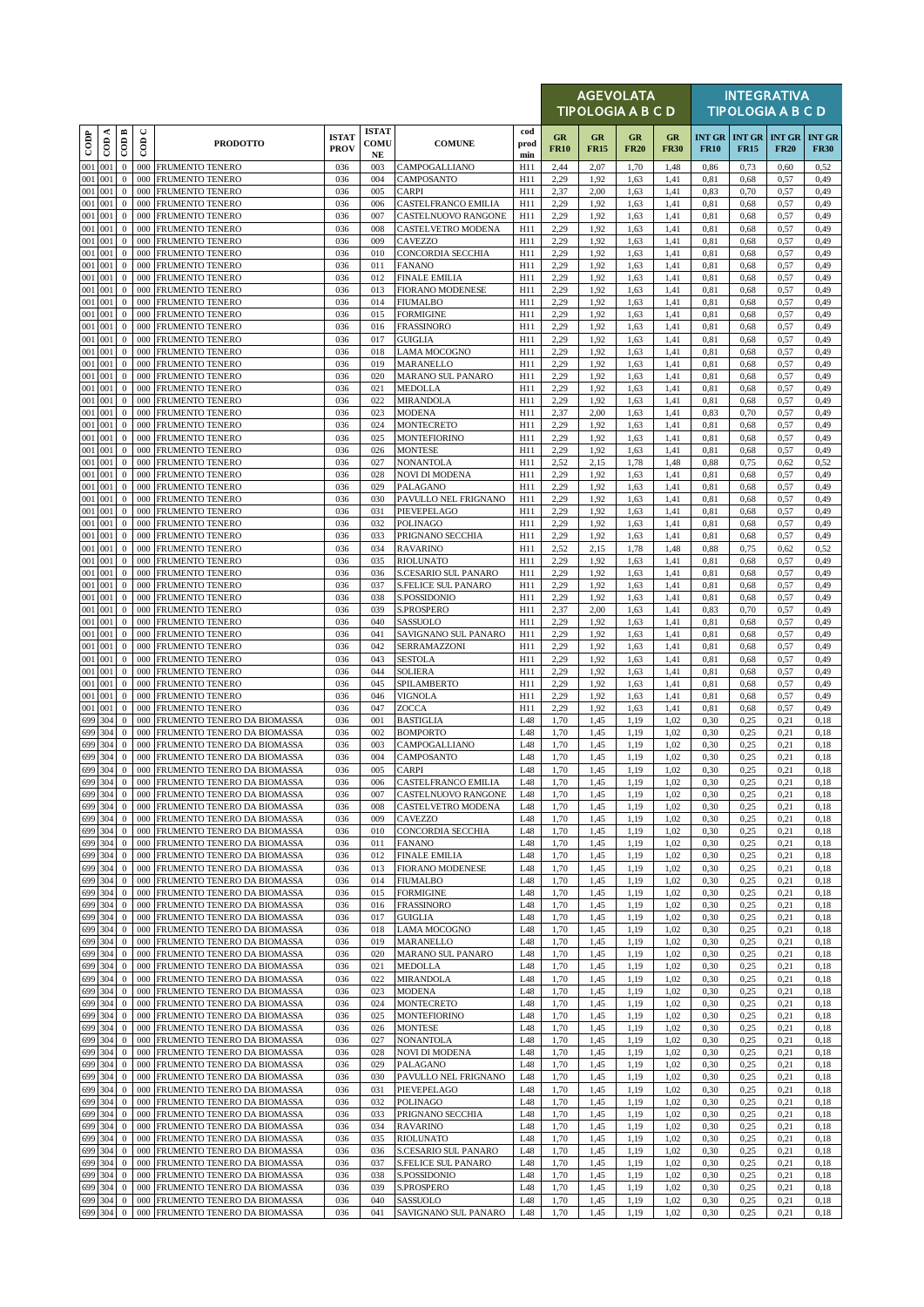| CODP | COD A | COD B | COD C | PRODOTTO | ISTAT PROV | ISTAT COMUNE | COMUNE | cod prod min | AGEVOLATA TIPOLOGIA A B C D | | | | INTEGRATIVA TIPOLOGIA A B C D | | | |
|---|---|---|---|---|---|---|---|---|---|---|---|---|---|---|---|---|
| | | | | | | | | | GR FR10 | GR FR15 | GR FR20 | GR FR30 | INT GR FR10 | INT GR FR15 | INT GR FR20 | INT GR FR30 |
| 001 | 001 | 0 | 000 | FRUMENTO TENERO | 036 | 003 | CAMPOGALLIANO | H11 | 2,44 | 2,07 | 1,70 | 1,48 | 0,86 | 0,73 | 0,60 | 0,52 |
| 001 | 001 | 0 | 000 | FRUMENTO TENERO | 036 | 004 | CAMPOSANTO | H11 | 2,29 | 1,92 | 1,63 | 1,41 | 0,81 | 0,68 | 0,57 | 0,49 |
| 001 | 001 | 0 | 000 | FRUMENTO TENERO | 036 | 005 | CARPI | H11 | 2,37 | 2,00 | 1,63 | 1,41 | 0,83 | 0,70 | 0,57 | 0,49 |
| 001 | 001 | 0 | 000 | FRUMENTO TENERO | 036 | 006 | CASTELFRANCO EMILIA | H11 | 2,29 | 1,92 | 1,63 | 1,41 | 0,81 | 0,68 | 0,57 | 0,49 |
| 001 | 001 | 0 | 000 | FRUMENTO TENERO | 036 | 007 | CASTELNUOVO RANGONE | H11 | 2,29 | 1,92 | 1,63 | 1,41 | 0,81 | 0,68 | 0,57 | 0,49 |
| 001 | 001 | 0 | 000 | FRUMENTO TENERO | 036 | 008 | CASTELVETRO MODENA | H11 | 2,29 | 1,92 | 1,63 | 1,41 | 0,81 | 0,68 | 0,57 | 0,49 |
| 001 | 001 | 0 | 000 | FRUMENTO TENERO | 036 | 009 | CAVEZZO | H11 | 2,29 | 1,92 | 1,63 | 1,41 | 0,81 | 0,68 | 0,57 | 0,49 |
| 001 | 001 | 0 | 000 | FRUMENTO TENERO | 036 | 010 | CONCORDIA SECCHIA | H11 | 2,29 | 1,92 | 1,63 | 1,41 | 0,81 | 0,68 | 0,57 | 0,49 |
| 001 | 001 | 0 | 000 | FRUMENTO TENERO | 036 | 011 | FANANO | H11 | 2,29 | 1,92 | 1,63 | 1,41 | 0,81 | 0,68 | 0,57 | 0,49 |
| 001 | 001 | 0 | 000 | FRUMENTO TENERO | 036 | 012 | FINALE EMILIA | H11 | 2,29 | 1,92 | 1,63 | 1,41 | 0,81 | 0,68 | 0,57 | 0,49 |
| 001 | 001 | 0 | 000 | FRUMENTO TENERO | 036 | 013 | FIORANO MODENESE | H11 | 2,29 | 1,92 | 1,63 | 1,41 | 0,81 | 0,68 | 0,57 | 0,49 |
| 001 | 001 | 0 | 000 | FRUMENTO TENERO | 036 | 014 | FIUMALBO | H11 | 2,29 | 1,92 | 1,63 | 1,41 | 0,81 | 0,68 | 0,57 | 0,49 |
| 001 | 001 | 0 | 000 | FRUMENTO TENERO | 036 | 015 | FORMIGINE | H11 | 2,29 | 1,92 | 1,63 | 1,41 | 0,81 | 0,68 | 0,57 | 0,49 |
| 001 | 001 | 0 | 000 | FRUMENTO TENERO | 036 | 016 | FRASSINORO | H11 | 2,29 | 1,92 | 1,63 | 1,41 | 0,81 | 0,68 | 0,57 | 0,49 |
| 001 | 001 | 0 | 000 | FRUMENTO TENERO | 036 | 017 | GUIGLIA | H11 | 2,29 | 1,92 | 1,63 | 1,41 | 0,81 | 0,68 | 0,57 | 0,49 |
| 001 | 001 | 0 | 000 | FRUMENTO TENERO | 036 | 018 | LAMA MOCOGNO | H11 | 2,29 | 1,92 | 1,63 | 1,41 | 0,81 | 0,68 | 0,57 | 0,49 |
| 001 | 001 | 0 | 000 | FRUMENTO TENERO | 036 | 019 | MARANELLO | H11 | 2,29 | 1,92 | 1,63 | 1,41 | 0,81 | 0,68 | 0,57 | 0,49 |
| 001 | 001 | 0 | 000 | FRUMENTO TENERO | 036 | 020 | MARANO SUL PANARO | H11 | 2,29 | 1,92 | 1,63 | 1,41 | 0,81 | 0,68 | 0,57 | 0,49 |
| 001 | 001 | 0 | 000 | FRUMENTO TENERO | 036 | 021 | MEDOLLA | H11 | 2,29 | 1,92 | 1,63 | 1,41 | 0,81 | 0,68 | 0,57 | 0,49 |
| 001 | 001 | 0 | 000 | FRUMENTO TENERO | 036 | 022 | MIRANDOLA | H11 | 2,29 | 1,92 | 1,63 | 1,41 | 0,81 | 0,68 | 0,57 | 0,49 |
| 001 | 001 | 0 | 000 | FRUMENTO TENERO | 036 | 023 | MODENA | H11 | 2,37 | 2,00 | 1,63 | 1,41 | 0,83 | 0,70 | 0,57 | 0,49 |
| 001 | 001 | 0 | 000 | FRUMENTO TENERO | 036 | 024 | MONTECRETO | H11 | 2,29 | 1,92 | 1,63 | 1,41 | 0,81 | 0,68 | 0,57 | 0,49 |
| 001 | 001 | 0 | 000 | FRUMENTO TENERO | 036 | 025 | MONTEFIORINO | H11 | 2,29 | 1,92 | 1,63 | 1,41 | 0,81 | 0,68 | 0,57 | 0,49 |
| 001 | 001 | 0 | 000 | FRUMENTO TENERO | 036 | 026 | MONTESE | H11 | 2,29 | 1,92 | 1,63 | 1,41 | 0,81 | 0,68 | 0,57 | 0,49 |
| 001 | 001 | 0 | 000 | FRUMENTO TENERO | 036 | 027 | NONANTOLA | H11 | 2,52 | 2,15 | 1,78 | 1,48 | 0,88 | 0,75 | 0,62 | 0,52 |
| 001 | 001 | 0 | 000 | FRUMENTO TENERO | 036 | 028 | NOVI DI MODENA | H11 | 2,29 | 1,92 | 1,63 | 1,41 | 0,81 | 0,68 | 0,57 | 0,49 |
| 001 | 001 | 0 | 000 | FRUMENTO TENERO | 036 | 029 | PALAGANO | H11 | 2,29 | 1,92 | 1,63 | 1,41 | 0,81 | 0,68 | 0,57 | 0,49 |
| 001 | 001 | 0 | 000 | FRUMENTO TENERO | 036 | 030 | PAVULLO NEL FRIGNANO | H11 | 2,29 | 1,92 | 1,63 | 1,41 | 0,81 | 0,68 | 0,57 | 0,49 |
| 001 | 001 | 0 | 000 | FRUMENTO TENERO | 036 | 031 | PIEVEPELAGO | H11 | 2,29 | 1,92 | 1,63 | 1,41 | 0,81 | 0,68 | 0,57 | 0,49 |
| 001 | 001 | 0 | 000 | FRUMENTO TENERO | 036 | 032 | POLINAGO | H11 | 2,29 | 1,92 | 1,63 | 1,41 | 0,81 | 0,68 | 0,57 | 0,49 |
| 001 | 001 | 0 | 000 | FRUMENTO TENERO | 036 | 033 | PRIGNANO SECCHIA | H11 | 2,29 | 1,92 | 1,63 | 1,41 | 0,81 | 0,68 | 0,57 | 0,49 |
| 001 | 001 | 0 | 000 | FRUMENTO TENERO | 036 | 034 | RAVARINO | H11 | 2,52 | 2,15 | 1,78 | 1,48 | 0,88 | 0,75 | 0,62 | 0,52 |
| 001 | 001 | 0 | 000 | FRUMENTO TENERO | 036 | 035 | RIOLUNATO | H11 | 2,29 | 1,92 | 1,63 | 1,41 | 0,81 | 0,68 | 0,57 | 0,49 |
| 001 | 001 | 0 | 000 | FRUMENTO TENERO | 036 | 036 | S.CESARIO SUL PANARO | H11 | 2,29 | 1,92 | 1,63 | 1,41 | 0,81 | 0,68 | 0,57 | 0,49 |
| 001 | 001 | 0 | 000 | FRUMENTO TENERO | 036 | 037 | S.FELICE SUL PANARO | H11 | 2,29 | 1,92 | 1,63 | 1,41 | 0,81 | 0,68 | 0,57 | 0,49 |
| 001 | 001 | 0 | 000 | FRUMENTO TENERO | 036 | 038 | S.POSSIDONIO | H11 | 2,29 | 1,92 | 1,63 | 1,41 | 0,81 | 0,68 | 0,57 | 0,49 |
| 001 | 001 | 0 | 000 | FRUMENTO TENERO | 036 | 039 | S.PROSPERO | H11 | 2,37 | 2,00 | 1,63 | 1,41 | 0,83 | 0,70 | 0,57 | 0,49 |
| 001 | 001 | 0 | 000 | FRUMENTO TENERO | 036 | 040 | SASSUOLO | H11 | 2,29 | 1,92 | 1,63 | 1,41 | 0,81 | 0,68 | 0,57 | 0,49 |
| 001 | 001 | 0 | 000 | FRUMENTO TENERO | 036 | 041 | SAVIGNANO SUL PANARO | H11 | 2,29 | 1,92 | 1,63 | 1,41 | 0,81 | 0,68 | 0,57 | 0,49 |
| 001 | 001 | 0 | 000 | FRUMENTO TENERO | 036 | 042 | SERRAMAZZONI | H11 | 2,29 | 1,92 | 1,63 | 1,41 | 0,81 | 0,68 | 0,57 | 0,49 |
| 001 | 001 | 0 | 000 | FRUMENTO TENERO | 036 | 043 | SESTOLA | H11 | 2,29 | 1,92 | 1,63 | 1,41 | 0,81 | 0,68 | 0,57 | 0,49 |
| 001 | 001 | 0 | 000 | FRUMENTO TENERO | 036 | 044 | SOLIERA | H11 | 2,29 | 1,92 | 1,63 | 1,41 | 0,81 | 0,68 | 0,57 | 0,49 |
| 001 | 001 | 0 | 000 | FRUMENTO TENERO | 036 | 045 | SPILAMBERTO | H11 | 2,29 | 1,92 | 1,63 | 1,41 | 0,81 | 0,68 | 0,57 | 0,49 |
| 001 | 001 | 0 | 000 | FRUMENTO TENERO | 036 | 046 | VIGNOLA | H11 | 2,29 | 1,92 | 1,63 | 1,41 | 0,81 | 0,68 | 0,57 | 0,49 |
| 001 | 001 | 0 | 000 | FRUMENTO TENERO | 036 | 047 | ZOCCA | H11 | 2,29 | 1,92 | 1,63 | 1,41 | 0,81 | 0,68 | 0,57 | 0,49 |
| 699 | 304 | 0 | 000 | FRUMENTO TENERO DA BIOMASSA | 036 | 001 | BASTIGLIA | L48 | 1,70 | 1,45 | 1,19 | 1,02 | 0,30 | 0,25 | 0,21 | 0,18 |
| 699 | 304 | 0 | 000 | FRUMENTO TENERO DA BIOMASSA | 036 | 002 | BOMPORTO | L48 | 1,70 | 1,45 | 1,19 | 1,02 | 0,30 | 0,25 | 0,21 | 0,18 |
| 699 | 304 | 0 | 000 | FRUMENTO TENERO DA BIOMASSA | 036 | 003 | CAMPOGALLIANO | L48 | 1,70 | 1,45 | 1,19 | 1,02 | 0,30 | 0,25 | 0,21 | 0,18 |
| 699 | 304 | 0 | 000 | FRUMENTO TENERO DA BIOMASSA | 036 | 004 | CAMPOSANTO | L48 | 1,70 | 1,45 | 1,19 | 1,02 | 0,30 | 0,25 | 0,21 | 0,18 |
| 699 | 304 | 0 | 000 | FRUMENTO TENERO DA BIOMASSA | 036 | 005 | CARPI | L48 | 1,70 | 1,45 | 1,19 | 1,02 | 0,30 | 0,25 | 0,21 | 0,18 |
| 699 | 304 | 0 | 000 | FRUMENTO TENERO DA BIOMASSA | 036 | 006 | CASTELFRANCO EMILIA | L48 | 1,70 | 1,45 | 1,19 | 1,02 | 0,30 | 0,25 | 0,21 | 0,18 |
| 699 | 304 | 0 | 000 | FRUMENTO TENERO DA BIOMASSA | 036 | 007 | CASTELNUOVO RANGONE | L48 | 1,70 | 1,45 | 1,19 | 1,02 | 0,30 | 0,25 | 0,21 | 0,18 |
| 699 | 304 | 0 | 000 | FRUMENTO TENERO DA BIOMASSA | 036 | 008 | CASTELVETRO MODENA | L48 | 1,70 | 1,45 | 1,19 | 1,02 | 0,30 | 0,25 | 0,21 | 0,18 |
| 699 | 304 | 0 | 000 | FRUMENTO TENERO DA BIOMASSA | 036 | 009 | CAVEZZO | L48 | 1,70 | 1,45 | 1,19 | 1,02 | 0,30 | 0,25 | 0,21 | 0,18 |
| 699 | 304 | 0 | 000 | FRUMENTO TENERO DA BIOMASSA | 036 | 010 | CONCORDIA SECCHIA | L48 | 1,70 | 1,45 | 1,19 | 1,02 | 0,30 | 0,25 | 0,21 | 0,18 |
| 699 | 304 | 0 | 000 | FRUMENTO TENERO DA BIOMASSA | 036 | 011 | FANANO | L48 | 1,70 | 1,45 | 1,19 | 1,02 | 0,30 | 0,25 | 0,21 | 0,18 |
| 699 | 304 | 0 | 000 | FRUMENTO TENERO DA BIOMASSA | 036 | 012 | FINALE EMILIA | L48 | 1,70 | 1,45 | 1,19 | 1,02 | 0,30 | 0,25 | 0,21 | 0,18 |
| 699 | 304 | 0 | 000 | FRUMENTO TENERO DA BIOMASSA | 036 | 013 | FIORANO MODENESE | L48 | 1,70 | 1,45 | 1,19 | 1,02 | 0,30 | 0,25 | 0,21 | 0,18 |
| 699 | 304 | 0 | 000 | FRUMENTO TENERO DA BIOMASSA | 036 | 014 | FIUMALBO | L48 | 1,70 | 1,45 | 1,19 | 1,02 | 0,30 | 0,25 | 0,21 | 0,18 |
| 699 | 304 | 0 | 000 | FRUMENTO TENERO DA BIOMASSA | 036 | 015 | FORMIGINE | L48 | 1,70 | 1,45 | 1,19 | 1,02 | 0,30 | 0,25 | 0,21 | 0,18 |
| 699 | 304 | 0 | 000 | FRUMENTO TENERO DA BIOMASSA | 036 | 016 | FRASSINORO | L48 | 1,70 | 1,45 | 1,19 | 1,02 | 0,30 | 0,25 | 0,21 | 0,18 |
| 699 | 304 | 0 | 000 | FRUMENTO TENERO DA BIOMASSA | 036 | 017 | GUIGLIA | L48 | 1,70 | 1,45 | 1,19 | 1,02 | 0,30 | 0,25 | 0,21 | 0,18 |
| 699 | 304 | 0 | 000 | FRUMENTO TENERO DA BIOMASSA | 036 | 018 | LAMA MOCOGNO | L48 | 1,70 | 1,45 | 1,19 | 1,02 | 0,30 | 0,25 | 0,21 | 0,18 |
| 699 | 304 | 0 | 000 | FRUMENTO TENERO DA BIOMASSA | 036 | 019 | MARANELLO | L48 | 1,70 | 1,45 | 1,19 | 1,02 | 0,30 | 0,25 | 0,21 | 0,18 |
| 699 | 304 | 0 | 000 | FRUMENTO TENERO DA BIOMASSA | 036 | 020 | MARANO SUL PANARO | L48 | 1,70 | 1,45 | 1,19 | 1,02 | 0,30 | 0,25 | 0,21 | 0,18 |
| 699 | 304 | 0 | 000 | FRUMENTO TENERO DA BIOMASSA | 036 | 021 | MEDOLLA | L48 | 1,70 | 1,45 | 1,19 | 1,02 | 0,30 | 0,25 | 0,21 | 0,18 |
| 699 | 304 | 0 | 000 | FRUMENTO TENERO DA BIOMASSA | 036 | 022 | MIRANDOLA | L48 | 1,70 | 1,45 | 1,19 | 1,02 | 0,30 | 0,25 | 0,21 | 0,18 |
| 699 | 304 | 0 | 000 | FRUMENTO TENERO DA BIOMASSA | 036 | 023 | MODENA | L48 | 1,70 | 1,45 | 1,19 | 1,02 | 0,30 | 0,25 | 0,21 | 0,18 |
| 699 | 304 | 0 | 000 | FRUMENTO TENERO DA BIOMASSA | 036 | 024 | MONTECRETO | L48 | 1,70 | 1,45 | 1,19 | 1,02 | 0,30 | 0,25 | 0,21 | 0,18 |
| 699 | 304 | 0 | 000 | FRUMENTO TENERO DA BIOMASSA | 036 | 025 | MONTEFIORINO | L48 | 1,70 | 1,45 | 1,19 | 1,02 | 0,30 | 0,25 | 0,21 | 0,18 |
| 699 | 304 | 0 | 000 | FRUMENTO TENERO DA BIOMASSA | 036 | 026 | MONTESE | L48 | 1,70 | 1,45 | 1,19 | 1,02 | 0,30 | 0,25 | 0,21 | 0,18 |
| 699 | 304 | 0 | 000 | FRUMENTO TENERO DA BIOMASSA | 036 | 027 | NONANTOLA | L48 | 1,70 | 1,45 | 1,19 | 1,02 | 0,30 | 0,25 | 0,21 | 0,18 |
| 699 | 304 | 0 | 000 | FRUMENTO TENERO DA BIOMASSA | 036 | 028 | NOVI DI MODENA | L48 | 1,70 | 1,45 | 1,19 | 1,02 | 0,30 | 0,25 | 0,21 | 0,18 |
| 699 | 304 | 0 | 000 | FRUMENTO TENERO DA BIOMASSA | 036 | 029 | PALAGANO | L48 | 1,70 | 1,45 | 1,19 | 1,02 | 0,30 | 0,25 | 0,21 | 0,18 |
| 699 | 304 | 0 | 000 | FRUMENTO TENERO DA BIOMASSA | 036 | 030 | PAVULLO NEL FRIGNANO | L48 | 1,70 | 1,45 | 1,19 | 1,02 | 0,30 | 0,25 | 0,21 | 0,18 |
| 699 | 304 | 0 | 000 | FRUMENTO TENERO DA BIOMASSA | 036 | 031 | PIEVEPELAGO | L48 | 1,70 | 1,45 | 1,19 | 1,02 | 0,30 | 0,25 | 0,21 | 0,18 |
| 699 | 304 | 0 | 000 | FRUMENTO TENERO DA BIOMASSA | 036 | 032 | POLINAGO | L48 | 1,70 | 1,45 | 1,19 | 1,02 | 0,30 | 0,25 | 0,21 | 0,18 |
| 699 | 304 | 0 | 000 | FRUMENTO TENERO DA BIOMASSA | 036 | 033 | PRIGNANO SECCHIA | L48 | 1,70 | 1,45 | 1,19 | 1,02 | 0,30 | 0,25 | 0,21 | 0,18 |
| 699 | 304 | 0 | 000 | FRUMENTO TENERO DA BIOMASSA | 036 | 034 | RAVARINO | L48 | 1,70 | 1,45 | 1,19 | 1,02 | 0,30 | 0,25 | 0,21 | 0,18 |
| 699 | 304 | 0 | 000 | FRUMENTO TENERO DA BIOMASSA | 036 | 035 | RIOLUNATO | L48 | 1,70 | 1,45 | 1,19 | 1,02 | 0,30 | 0,25 | 0,21 | 0,18 |
| 699 | 304 | 0 | 000 | FRUMENTO TENERO DA BIOMASSA | 036 | 036 | S.CESARIO SUL PANARO | L48 | 1,70 | 1,45 | 1,19 | 1,02 | 0,30 | 0,25 | 0,21 | 0,18 |
| 699 | 304 | 0 | 000 | FRUMENTO TENERO DA BIOMASSA | 036 | 037 | S.FELICE SUL PANARO | L48 | 1,70 | 1,45 | 1,19 | 1,02 | 0,30 | 0,25 | 0,21 | 0,18 |
| 699 | 304 | 0 | 000 | FRUMENTO TENERO DA BIOMASSA | 036 | 038 | S.POSSIDONIO | L48 | 1,70 | 1,45 | 1,19 | 1,02 | 0,30 | 0,25 | 0,21 | 0,18 |
| 699 | 304 | 0 | 000 | FRUMENTO TENERO DA BIOMASSA | 036 | 039 | S.PROSPERO | L48 | 1,70 | 1,45 | 1,19 | 1,02 | 0,30 | 0,25 | 0,21 | 0,18 |
| 699 | 304 | 0 | 000 | FRUMENTO TENERO DA BIOMASSA | 036 | 040 | SASSUOLO | L48 | 1,70 | 1,45 | 1,19 | 1,02 | 0,30 | 0,25 | 0,21 | 0,18 |
| 699 | 304 | 0 | 000 | FRUMENTO TENERO DA BIOMASSA | 036 | 041 | SAVIGNANO SUL PANARO | L48 | 1,70 | 1,45 | 1,19 | 1,02 | 0,30 | 0,25 | 0,21 | 0,18 |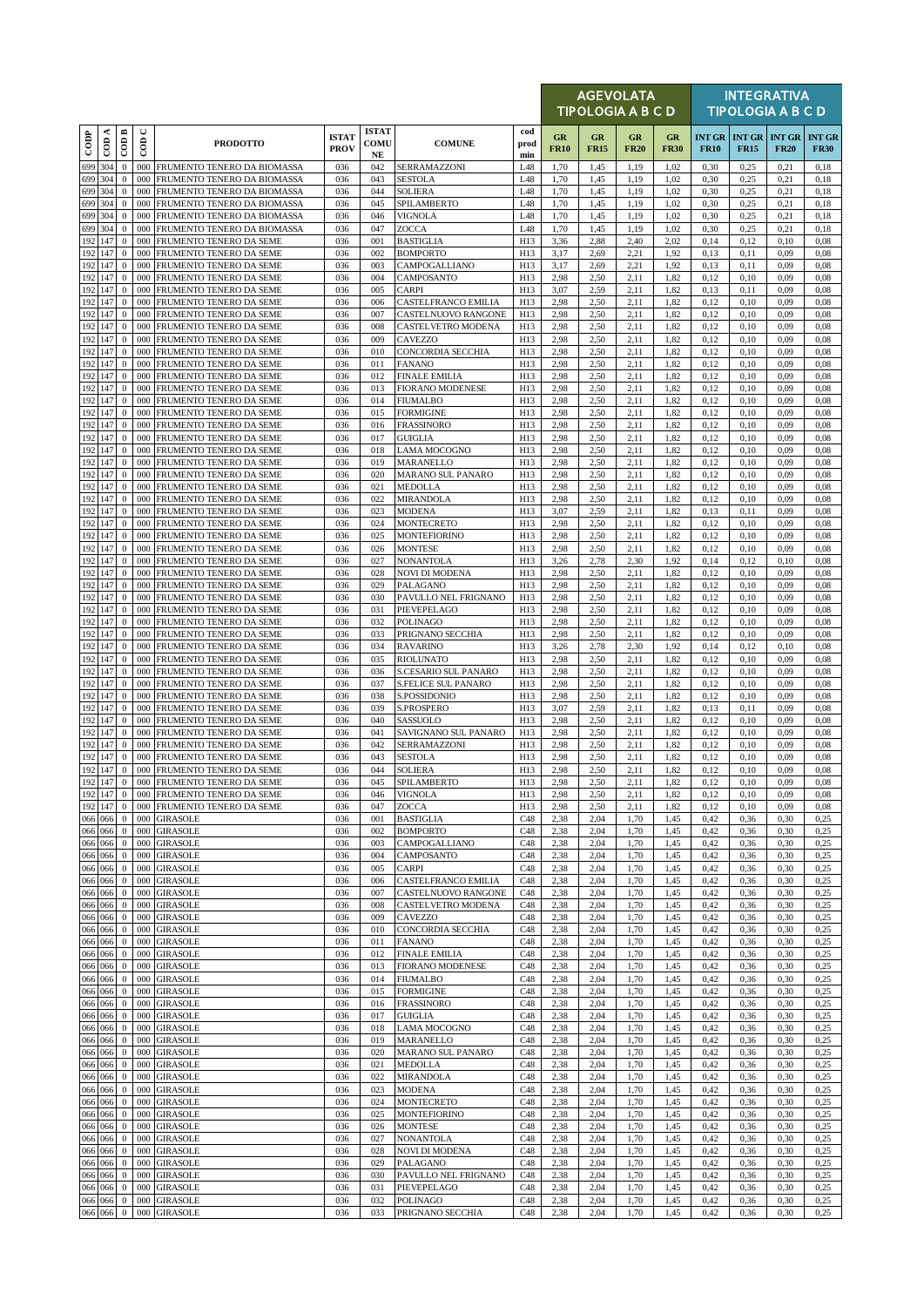| CODP | COD A | COD B | COD C | PRODOTTO | ISTAT PROV | ISTAT COMU NE | COMUNE | cod prod min | AGEVOLATA TIPOLOGIA A B C D | | | | INTEGRATIVA TIPOLOGIA A B C D | | | |
|---|---|---|---|---|---|---|---|---|---|---|---|---|---|---|---|---|
| | | | | | | | | | GR FR10 | GR FR15 | GR FR20 | GR FR30 | INT GR FR10 | INT GR FR15 | INT GR FR20 | INT GR FR30 |
| 699 | 304 | 0 | 000 | FRUMENTO TENERO DA BIOMASSA | 036 | 042 | SERRAMAZZONI | L48 | 1,70 | 1,45 | 1,19 | 1,02 | 0,30 | 0,25 | 0,21 | 0,18 |
| 699 | 304 | 0 | 000 | FRUMENTO TENERO DA BIOMASSA | 036 | 043 | SESTOLA | L48 | 1,70 | 1,45 | 1,19 | 1,02 | 0,30 | 0,25 | 0,21 | 0,18 |
| 699 | 304 | 0 | 000 | FRUMENTO TENERO DA BIOMASSA | 036 | 044 | SOLIERA | L48 | 1,70 | 1,45 | 1,19 | 1,02 | 0,30 | 0,25 | 0,21 | 0,18 |
| 699 | 304 | 0 | 000 | FRUMENTO TENERO DA BIOMASSA | 036 | 045 | SPILAMBERTO | L48 | 1,70 | 1,45 | 1,19 | 1,02 | 0,30 | 0,25 | 0,21 | 0,18 |
| 699 | 304 | 0 | 000 | FRUMENTO TENERO DA BIOMASSA | 036 | 046 | VIGNOLA | L48 | 1,70 | 1,45 | 1,19 | 1,02 | 0,30 | 0,25 | 0,21 | 0,18 |
| 699 | 304 | 0 | 000 | FRUMENTO TENERO DA BIOMASSA | 036 | 047 | ZOCCA | L48 | 1,70 | 1,45 | 1,19 | 1,02 | 0,30 | 0,25 | 0,21 | 0,18 |
| 192 | 147 | 0 | 000 | FRUMENTO TENERO DA SEME | 036 | 001 | BASTIGLIA | H13 | 3,36 | 2,88 | 2,40 | 2,02 | 0,14 | 0,12 | 0,10 | 0,08 |
| 192 | 147 | 0 | 000 | FRUMENTO TENERO DA SEME | 036 | 002 | BOMPORTO | H13 | 3,17 | 2,69 | 2,21 | 1,92 | 0,13 | 0,11 | 0,09 | 0,08 |
| 192 | 147 | 0 | 000 | FRUMENTO TENERO DA SEME | 036 | 003 | CAMPOGALLIANO | H13 | 3,17 | 2,69 | 2,21 | 1,92 | 0,13 | 0,11 | 0,09 | 0,08 |
| 192 | 147 | 0 | 000 | FRUMENTO TENERO DA SEME | 036 | 004 | CAMPOSANTO | H13 | 2,98 | 2,50 | 2,11 | 1,82 | 0,12 | 0,10 | 0,09 | 0,08 |
| 192 | 147 | 0 | 000 | FRUMENTO TENERO DA SEME | 036 | 005 | CARPI | H13 | 3,07 | 2,59 | 2,11 | 1,82 | 0,13 | 0,11 | 0,09 | 0,08 |
| 192 | 147 | 0 | 000 | FRUMENTO TENERO DA SEME | 036 | 006 | CASTELFRANCO EMILIA | H13 | 2,98 | 2,50 | 2,11 | 1,82 | 0,12 | 0,10 | 0,09 | 0,08 |
| 192 | 147 | 0 | 000 | FRUMENTO TENERO DA SEME | 036 | 007 | CASTELNUOVO RANGONE | H13 | 2,98 | 2,50 | 2,11 | 1,82 | 0,12 | 0,10 | 0,09 | 0,08 |
| 192 | 147 | 0 | 000 | FRUMENTO TENERO DA SEME | 036 | 008 | CASTELVETRO MODENA | H13 | 2,98 | 2,50 | 2,11 | 1,82 | 0,12 | 0,10 | 0,09 | 0,08 |
| 192 | 147 | 0 | 000 | FRUMENTO TENERO DA SEME | 036 | 009 | CAVEZZO | H13 | 2,98 | 2,50 | 2,11 | 1,82 | 0,12 | 0,10 | 0,09 | 0,08 |
| 192 | 147 | 0 | 000 | FRUMENTO TENERO DA SEME | 036 | 010 | CONCORDIA SECCHIA | H13 | 2,98 | 2,50 | 2,11 | 1,82 | 0,12 | 0,10 | 0,09 | 0,08 |
| 192 | 147 | 0 | 000 | FRUMENTO TENERO DA SEME | 036 | 011 | FANANO | H13 | 2,98 | 2,50 | 2,11 | 1,82 | 0,12 | 0,10 | 0,09 | 0,08 |
| 192 | 147 | 0 | 000 | FRUMENTO TENERO DA SEME | 036 | 012 | FINALE EMILIA | H13 | 2,98 | 2,50 | 2,11 | 1,82 | 0,12 | 0,10 | 0,09 | 0,08 |
| 192 | 147 | 0 | 000 | FRUMENTO TENERO DA SEME | 036 | 013 | FIORANO MODENESE | H13 | 2,98 | 2,50 | 2,11 | 1,82 | 0,12 | 0,10 | 0,09 | 0,08 |
| 192 | 147 | 0 | 000 | FRUMENTO TENERO DA SEME | 036 | 014 | FIUMALBO | H13 | 2,98 | 2,50 | 2,11 | 1,82 | 0,12 | 0,10 | 0,09 | 0,08 |
| 192 | 147 | 0 | 000 | FRUMENTO TENERO DA SEME | 036 | 015 | FORMIGINE | H13 | 2,98 | 2,50 | 2,11 | 1,82 | 0,12 | 0,10 | 0,09 | 0,08 |
| 192 | 147 | 0 | 000 | FRUMENTO TENERO DA SEME | 036 | 016 | FRASSINORO | H13 | 2,98 | 2,50 | 2,11 | 1,82 | 0,12 | 0,10 | 0,09 | 0,08 |
| 192 | 147 | 0 | 000 | FRUMENTO TENERO DA SEME | 036 | 017 | GUIGLIA | H13 | 2,98 | 2,50 | 2,11 | 1,82 | 0,12 | 0,10 | 0,09 | 0,08 |
| 192 | 147 | 0 | 000 | FRUMENTO TENERO DA SEME | 036 | 018 | LAMA MOCOGNO | H13 | 2,98 | 2,50 | 2,11 | 1,82 | 0,12 | 0,10 | 0,09 | 0,08 |
| 192 | 147 | 0 | 000 | FRUMENTO TENERO DA SEME | 036 | 019 | MARANELLO | H13 | 2,98 | 2,50 | 2,11 | 1,82 | 0,12 | 0,10 | 0,09 | 0,08 |
| 192 | 147 | 0 | 000 | FRUMENTO TENERO DA SEME | 036 | 020 | MARANO SUL PANARO | H13 | 2,98 | 2,50 | 2,11 | 1,82 | 0,12 | 0,10 | 0,09 | 0,08 |
| 192 | 147 | 0 | 000 | FRUMENTO TENERO DA SEME | 036 | 021 | MEDOLLA | H13 | 2,98 | 2,50 | 2,11 | 1,82 | 0,12 | 0,10 | 0,09 | 0,08 |
| 192 | 147 | 0 | 000 | FRUMENTO TENERO DA SEME | 036 | 022 | MIRANDOLA | H13 | 2,98 | 2,50 | 2,11 | 1,82 | 0,12 | 0,10 | 0,09 | 0,08 |
| 192 | 147 | 0 | 000 | FRUMENTO TENERO DA SEME | 036 | 023 | MODENA | H13 | 3,07 | 2,59 | 2,11 | 1,82 | 0,13 | 0,11 | 0,09 | 0,08 |
| 192 | 147 | 0 | 000 | FRUMENTO TENERO DA SEME | 036 | 024 | MONTECRETO | H13 | 2,98 | 2,50 | 2,11 | 1,82 | 0,12 | 0,10 | 0,09 | 0,08 |
| 192 | 147 | 0 | 000 | FRUMENTO TENERO DA SEME | 036 | 025 | MONTEFIORINO | H13 | 2,98 | 2,50 | 2,11 | 1,82 | 0,12 | 0,10 | 0,09 | 0,08 |
| 192 | 147 | 0 | 000 | FRUMENTO TENERO DA SEME | 036 | 026 | MONTESE | H13 | 2,98 | 2,50 | 2,11 | 1,82 | 0,12 | 0,10 | 0,09 | 0,08 |
| 192 | 147 | 0 | 000 | FRUMENTO TENERO DA SEME | 036 | 027 | NONANTOLA | H13 | 3,26 | 2,78 | 2,30 | 1,92 | 0,14 | 0,12 | 0,10 | 0,08 |
| 192 | 147 | 0 | 000 | FRUMENTO TENERO DA SEME | 036 | 028 | NOVI DI MODENA | H13 | 2,98 | 2,50 | 2,11 | 1,82 | 0,12 | 0,10 | 0,09 | 0,08 |
| 192 | 147 | 0 | 000 | FRUMENTO TENERO DA SEME | 036 | 029 | PALAGANO | H13 | 2,98 | 2,50 | 2,11 | 1,82 | 0,12 | 0,10 | 0,09 | 0,08 |
| 192 | 147 | 0 | 000 | FRUMENTO TENERO DA SEME | 036 | 030 | PAVULLO NEL FRIGNANO | H13 | 2,98 | 2,50 | 2,11 | 1,82 | 0,12 | 0,10 | 0,09 | 0,08 |
| 192 | 147 | 0 | 000 | FRUMENTO TENERO DA SEME | 036 | 031 | PIEVEPELAGO | H13 | 2,98 | 2,50 | 2,11 | 1,82 | 0,12 | 0,10 | 0,09 | 0,08 |
| 192 | 147 | 0 | 000 | FRUMENTO TENERO DA SEME | 036 | 032 | POLINAGO | H13 | 2,98 | 2,50 | 2,11 | 1,82 | 0,12 | 0,10 | 0,09 | 0,08 |
| 192 | 147 | 0 | 000 | FRUMENTO TENERO DA SEME | 036 | 033 | PRIGNANO SECCHIA | H13 | 2,98 | 2,50 | 2,11 | 1,82 | 0,12 | 0,10 | 0,09 | 0,08 |
| 192 | 147 | 0 | 000 | FRUMENTO TENERO DA SEME | 036 | 034 | RAVARINO | H13 | 3,26 | 2,78 | 2,30 | 1,92 | 0,14 | 0,12 | 0,10 | 0,08 |
| 192 | 147 | 0 | 000 | FRUMENTO TENERO DA SEME | 036 | 035 | RIOLUNATO | H13 | 2,98 | 2,50 | 2,11 | 1,82 | 0,12 | 0,10 | 0,09 | 0,08 |
| 192 | 147 | 0 | 000 | FRUMENTO TENERO DA SEME | 036 | 036 | S.CESARIO SUL PANARO | H13 | 2,98 | 2,50 | 2,11 | 1,82 | 0,12 | 0,10 | 0,09 | 0,08 |
| 192 | 147 | 0 | 000 | FRUMENTO TENERO DA SEME | 036 | 037 | S.FELICE SUL PANARO | H13 | 2,98 | 2,50 | 2,11 | 1,82 | 0,12 | 0,10 | 0,09 | 0,08 |
| 192 | 147 | 0 | 000 | FRUMENTO TENERO DA SEME | 036 | 038 | S.POSSIDONIO | H13 | 2,98 | 2,50 | 2,11 | 1,82 | 0,12 | 0,10 | 0,09 | 0,08 |
| 192 | 147 | 0 | 000 | FRUMENTO TENERO DA SEME | 036 | 039 | S.PROSPERO | H13 | 3,07 | 2,59 | 2,11 | 1,82 | 0,13 | 0,11 | 0,09 | 0,08 |
| 192 | 147 | 0 | 000 | FRUMENTO TENERO DA SEME | 036 | 040 | SASSUOLO | H13 | 2,98 | 2,50 | 2,11 | 1,82 | 0,12 | 0,10 | 0,09 | 0,08 |
| 192 | 147 | 0 | 000 | FRUMENTO TENERO DA SEME | 036 | 041 | SAVIGNANO SUL PANARO | H13 | 2,98 | 2,50 | 2,11 | 1,82 | 0,12 | 0,10 | 0,09 | 0,08 |
| 192 | 147 | 0 | 000 | FRUMENTO TENERO DA SEME | 036 | 042 | SERRAMAZZONI | H13 | 2,98 | 2,50 | 2,11 | 1,82 | 0,12 | 0,10 | 0,09 | 0,08 |
| 192 | 147 | 0 | 000 | FRUMENTO TENERO DA SEME | 036 | 043 | SESTOLA | H13 | 2,98 | 2,50 | 2,11 | 1,82 | 0,12 | 0,10 | 0,09 | 0,08 |
| 192 | 147 | 0 | 000 | FRUMENTO TENERO DA SEME | 036 | 044 | SOLIERA | H13 | 2,98 | 2,50 | 2,11 | 1,82 | 0,12 | 0,10 | 0,09 | 0,08 |
| 192 | 147 | 0 | 000 | FRUMENTO TENERO DA SEME | 036 | 045 | SPILAMBERTO | H13 | 2,98 | 2,50 | 2,11 | 1,82 | 0,12 | 0,10 | 0,09 | 0,08 |
| 192 | 147 | 0 | 000 | FRUMENTO TENERO DA SEME | 036 | 046 | VIGNOLA | H13 | 2,98 | 2,50 | 2,11 | 1,82 | 0,12 | 0,10 | 0,09 | 0,08 |
| 192 | 147 | 0 | 000 | FRUMENTO TENERO DA SEME | 036 | 047 | ZOCCA | H13 | 2,98 | 2,50 | 2,11 | 1,82 | 0,12 | 0,10 | 0,09 | 0,08 |
| 066 | 066 | 0 | 000 | GIRASOLE | 036 | 001 | BASTIGLIA | C48 | 2,38 | 2,04 | 1,70 | 1,45 | 0,42 | 0,36 | 0,30 | 0,25 |
| 066 | 066 | 0 | 000 | GIRASOLE | 036 | 002 | BOMPORTO | C48 | 2,38 | 2,04 | 1,70 | 1,45 | 0,42 | 0,36 | 0,30 | 0,25 |
| 066 | 066 | 0 | 000 | GIRASOLE | 036 | 003 | CAMPOGALLIANO | C48 | 2,38 | 2,04 | 1,70 | 1,45 | 0,42 | 0,36 | 0,30 | 0,25 |
| 066 | 066 | 0 | 000 | GIRASOLE | 036 | 004 | CAMPOSANTO | C48 | 2,38 | 2,04 | 1,70 | 1,45 | 0,42 | 0,36 | 0,30 | 0,25 |
| 066 | 066 | 0 | 000 | GIRASOLE | 036 | 005 | CARPI | C48 | 2,38 | 2,04 | 1,70 | 1,45 | 0,42 | 0,36 | 0,30 | 0,25 |
| 066 | 066 | 0 | 000 | GIRASOLE | 036 | 006 | CASTELFRANCO EMILIA | C48 | 2,38 | 2,04 | 1,70 | 1,45 | 0,42 | 0,36 | 0,30 | 0,25 |
| 066 | 066 | 0 | 000 | GIRASOLE | 036 | 007 | CASTELNUOVO RANGONE | C48 | 2,38 | 2,04 | 1,70 | 1,45 | 0,42 | 0,36 | 0,30 | 0,25 |
| 066 | 066 | 0 | 000 | GIRASOLE | 036 | 008 | CASTELVETRO MODENA | C48 | 2,38 | 2,04 | 1,70 | 1,45 | 0,42 | 0,36 | 0,30 | 0,25 |
| 066 | 066 | 0 | 000 | GIRASOLE | 036 | 009 | CAVEZZO | C48 | 2,38 | 2,04 | 1,70 | 1,45 | 0,42 | 0,36 | 0,30 | 0,25 |
| 066 | 066 | 0 | 000 | GIRASOLE | 036 | 010 | CONCORDIA SECCHIA | C48 | 2,38 | 2,04 | 1,70 | 1,45 | 0,42 | 0,36 | 0,30 | 0,25 |
| 066 | 066 | 0 | 000 | GIRASOLE | 036 | 011 | FANANO | C48 | 2,38 | 2,04 | 1,70 | 1,45 | 0,42 | 0,36 | 0,30 | 0,25 |
| 066 | 066 | 0 | 000 | GIRASOLE | 036 | 012 | FINALE EMILIA | C48 | 2,38 | 2,04 | 1,70 | 1,45 | 0,42 | 0,36 | 0,30 | 0,25 |
| 066 | 066 | 0 | 000 | GIRASOLE | 036 | 013 | FIORANO MODENESE | C48 | 2,38 | 2,04 | 1,70 | 1,45 | 0,42 | 0,36 | 0,30 | 0,25 |
| 066 | 066 | 0 | 000 | GIRASOLE | 036 | 014 | FIUMALBO | C48 | 2,38 | 2,04 | 1,70 | 1,45 | 0,42 | 0,36 | 0,30 | 0,25 |
| 066 | 066 | 0 | 000 | GIRASOLE | 036 | 015 | FORMIGINE | C48 | 2,38 | 2,04 | 1,70 | 1,45 | 0,42 | 0,36 | 0,30 | 0,25 |
| 066 | 066 | 0 | 000 | GIRASOLE | 036 | 016 | FRASSINORO | C48 | 2,38 | 2,04 | 1,70 | 1,45 | 0,42 | 0,36 | 0,30 | 0,25 |
| 066 | 066 | 0 | 000 | GIRASOLE | 036 | 017 | GUIGLIA | C48 | 2,38 | 2,04 | 1,70 | 1,45 | 0,42 | 0,36 | 0,30 | 0,25 |
| 066 | 066 | 0 | 000 | GIRASOLE | 036 | 018 | LAMA MOCOGNO | C48 | 2,38 | 2,04 | 1,70 | 1,45 | 0,42 | 0,36 | 0,30 | 0,25 |
| 066 | 066 | 0 | 000 | GIRASOLE | 036 | 019 | MARANELLO | C48 | 2,38 | 2,04 | 1,70 | 1,45 | 0,42 | 0,36 | 0,30 | 0,25 |
| 066 | 066 | 0 | 000 | GIRASOLE | 036 | 020 | MARANO SUL PANARO | C48 | 2,38 | 2,04 | 1,70 | 1,45 | 0,42 | 0,36 | 0,30 | 0,25 |
| 066 | 066 | 0 | 000 | GIRASOLE | 036 | 021 | MEDOLLA | C48 | 2,38 | 2,04 | 1,70 | 1,45 | 0,42 | 0,36 | 0,30 | 0,25 |
| 066 | 066 | 0 | 000 | GIRASOLE | 036 | 022 | MIRANDOLA | C48 | 2,38 | 2,04 | 1,70 | 1,45 | 0,42 | 0,36 | 0,30 | 0,25 |
| 066 | 066 | 0 | 000 | GIRASOLE | 036 | 023 | MODENA | C48 | 2,38 | 2,04 | 1,70 | 1,45 | 0,42 | 0,36 | 0,30 | 0,25 |
| 066 | 066 | 0 | 000 | GIRASOLE | 036 | 024 | MONTECRETO | C48 | 2,38 | 2,04 | 1,70 | 1,45 | 0,42 | 0,36 | 0,30 | 0,25 |
| 066 | 066 | 0 | 000 | GIRASOLE | 036 | 025 | MONTEFIORINO | C48 | 2,38 | 2,04 | 1,70 | 1,45 | 0,42 | 0,36 | 0,30 | 0,25 |
| 066 | 066 | 0 | 000 | GIRASOLE | 036 | 026 | MONTESE | C48 | 2,38 | 2,04 | 1,70 | 1,45 | 0,42 | 0,36 | 0,30 | 0,25 |
| 066 | 066 | 0 | 000 | GIRASOLE | 036 | 027 | NONANTOLA | C48 | 2,38 | 2,04 | 1,70 | 1,45 | 0,42 | 0,36 | 0,30 | 0,25 |
| 066 | 066 | 0 | 000 | GIRASOLE | 036 | 028 | NOVI DI MODENA | C48 | 2,38 | 2,04 | 1,70 | 1,45 | 0,42 | 0,36 | 0,30 | 0,25 |
| 066 | 066 | 0 | 000 | GIRASOLE | 036 | 029 | PALAGANO | C48 | 2,38 | 2,04 | 1,70 | 1,45 | 0,42 | 0,36 | 0,30 | 0,25 |
| 066 | 066 | 0 | 000 | GIRASOLE | 036 | 030 | PAVULLO NEL FRIGNANO | C48 | 2,38 | 2,04 | 1,70 | 1,45 | 0,42 | 0,36 | 0,30 | 0,25 |
| 066 | 066 | 0 | 000 | GIRASOLE | 036 | 031 | PIEVEPELAGO | C48 | 2,38 | 2,04 | 1,70 | 1,45 | 0,42 | 0,36 | 0,30 | 0,25 |
| 066 | 066 | 0 | 000 | GIRASOLE | 036 | 032 | POLINAGO | C48 | 2,38 | 2,04 | 1,70 | 1,45 | 0,42 | 0,36 | 0,30 | 0,25 |
| 066 | 066 | 0 | 000 | GIRASOLE | 036 | 033 | PRIGNANO SECCHIA | C48 | 2,38 | 2,04 | 1,70 | 1,45 | 0,42 | 0,36 | 0,30 | 0,25 |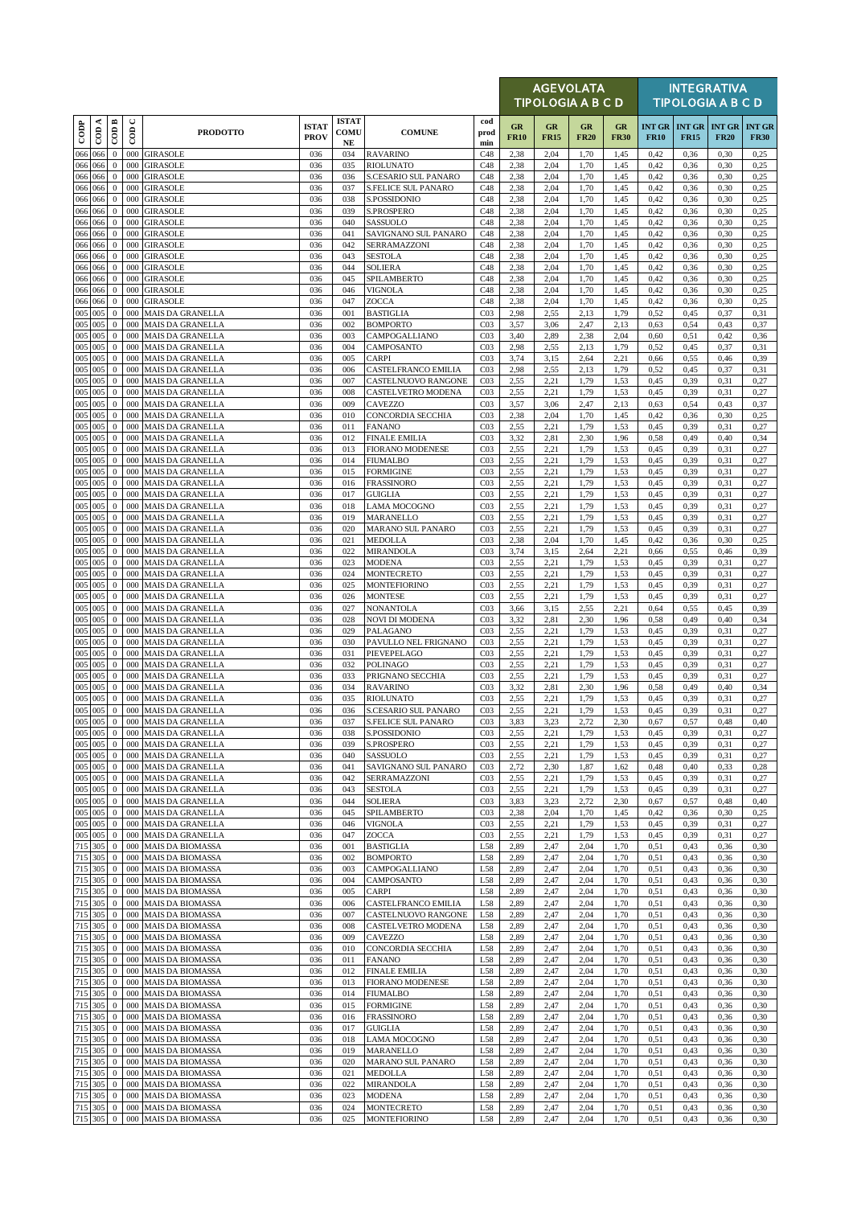| CODP | COD A | COD B | COD C | PRODOTTO | ISTAT PROV | ISTAT COMUNE | COMUNE | cod prod min | AGEVOLATA TIPOLOGIA A B C D | | | | INTEGRATIVA TIPOLOGIA A B C D | | | |
|---|---|---|---|---|---|---|---|---|---|---|---|---|---|---|---|---|
| | | | | | | | | | GR FR10 | GR FR15 | GR FR20 | GR FR30 | INT GR FR10 | INT GR FR15 | INT GR FR20 | INT GR FR30 |
| 066 | 066 | 0 | 000 | GIRASOLE | 036 | 034 | RAVARINO | C48 | 2,38 | 2,04 | 1,70 | 1,45 | 0,42 | 0,36 | 0,30 | 0,25 |
| 066 | 066 | 0 | 000 | GIRASOLE | 036 | 035 | RIOLUNATO | C48 | 2,38 | 2,04 | 1,70 | 1,45 | 0,42 | 0,36 | 0,30 | 0,25 |
| 066 | 066 | 0 | 000 | GIRASOLE | 036 | 036 | S.CESARIO SUL PANARO | C48 | 2,38 | 2,04 | 1,70 | 1,45 | 0,42 | 0,36 | 0,30 | 0,25 |
| 066 | 066 | 0 | 000 | GIRASOLE | 036 | 037 | S.FELICE SUL PANARO | C48 | 2,38 | 2,04 | 1,70 | 1,45 | 0,42 | 0,36 | 0,30 | 0,25 |
| 066 | 066 | 0 | 000 | GIRASOLE | 036 | 038 | S.POSSIDONIO | C48 | 2,38 | 2,04 | 1,70 | 1,45 | 0,42 | 0,36 | 0,30 | 0,25 |
| 066 | 066 | 0 | 000 | GIRASOLE | 036 | 039 | S.PROSPERO | C48 | 2,38 | 2,04 | 1,70 | 1,45 | 0,42 | 0,36 | 0,30 | 0,25 |
| 066 | 066 | 0 | 000 | GIRASOLE | 036 | 040 | SASSUOLO | C48 | 2,38 | 2,04 | 1,70 | 1,45 | 0,42 | 0,36 | 0,30 | 0,25 |
| 066 | 066 | 0 | 000 | GIRASOLE | 036 | 041 | SAVIGNANO SUL PANARO | C48 | 2,38 | 2,04 | 1,70 | 1,45 | 0,42 | 0,36 | 0,30 | 0,25 |
| 066 | 066 | 0 | 000 | GIRASOLE | 036 | 042 | SERRAMAZZONI | C48 | 2,38 | 2,04 | 1,70 | 1,45 | 0,42 | 0,36 | 0,30 | 0,25 |
| 066 | 066 | 0 | 000 | GIRASOLE | 036 | 043 | SESTOLA | C48 | 2,38 | 2,04 | 1,70 | 1,45 | 0,42 | 0,36 | 0,30 | 0,25 |
| 066 | 066 | 0 | 000 | GIRASOLE | 036 | 044 | SOLIERA | C48 | 2,38 | 2,04 | 1,70 | 1,45 | 0,42 | 0,36 | 0,30 | 0,25 |
| 066 | 066 | 0 | 000 | GIRASOLE | 036 | 045 | SPILAMBERTO | C48 | 2,38 | 2,04 | 1,70 | 1,45 | 0,42 | 0,36 | 0,30 | 0,25 |
| 066 | 066 | 0 | 000 | GIRASOLE | 036 | 046 | VIGNOLA | C48 | 2,38 | 2,04 | 1,70 | 1,45 | 0,42 | 0,36 | 0,30 | 0,25 |
| 066 | 066 | 0 | 000 | GIRASOLE | 036 | 047 | ZOCCA | C48 | 2,38 | 2,04 | 1,70 | 1,45 | 0,42 | 0,36 | 0,30 | 0,25 |
| 005 | 005 | 0 | 000 | MAIS DA GRANELLA | 036 | 001 | BASTIGLIA | C03 | 2,98 | 2,55 | 2,13 | 1,79 | 0,52 | 0,45 | 0,37 | 0,31 |
| 005 | 005 | 0 | 000 | MAIS DA GRANELLA | 036 | 002 | BOMPORTO | C03 | 3,57 | 3,06 | 2,47 | 2,13 | 0,63 | 0,54 | 0,43 | 0,37 |
| 005 | 005 | 0 | 000 | MAIS DA GRANELLA | 036 | 003 | CAMPOGALLIANO | C03 | 3,40 | 2,89 | 2,38 | 2,04 | 0,60 | 0,51 | 0,42 | 0,36 |
| 005 | 005 | 0 | 000 | MAIS DA GRANELLA | 036 | 004 | CAMPOSANTO | C03 | 2,98 | 2,55 | 2,13 | 1,79 | 0,52 | 0,45 | 0,37 | 0,31 |
| 005 | 005 | 0 | 000 | MAIS DA GRANELLA | 036 | 005 | CARPI | C03 | 3,74 | 3,15 | 2,64 | 2,21 | 0,66 | 0,55 | 0,46 | 0,39 |
| 005 | 005 | 0 | 000 | MAIS DA GRANELLA | 036 | 006 | CASTELFRANCO EMILIA | C03 | 2,98 | 2,55 | 2,13 | 1,79 | 0,52 | 0,45 | 0,37 | 0,31 |
| 005 | 005 | 0 | 000 | MAIS DA GRANELLA | 036 | 007 | CASTELNUOVO RANGONE | C03 | 2,55 | 2,21 | 1,79 | 1,53 | 0,45 | 0,39 | 0,31 | 0,27 |
| 005 | 005 | 0 | 000 | MAIS DA GRANELLA | 036 | 008 | CASTELVETRO MODENA | C03 | 2,55 | 2,21 | 1,79 | 1,53 | 0,45 | 0,39 | 0,31 | 0,27 |
| 005 | 005 | 0 | 000 | MAIS DA GRANELLA | 036 | 009 | CAVEZZO | C03 | 3,57 | 3,06 | 2,47 | 2,13 | 0,63 | 0,54 | 0,43 | 0,37 |
| 005 | 005 | 0 | 000 | MAIS DA GRANELLA | 036 | 010 | CONCORDIA SECCHIA | C03 | 2,38 | 2,04 | 1,70 | 1,45 | 0,42 | 0,36 | 0,30 | 0,25 |
| 005 | 005 | 0 | 000 | MAIS DA GRANELLA | 036 | 011 | FANANO | C03 | 2,55 | 2,21 | 1,79 | 1,53 | 0,45 | 0,39 | 0,31 | 0,27 |
| 005 | 005 | 0 | 000 | MAIS DA GRANELLA | 036 | 012 | FINALE EMILIA | C03 | 3,32 | 2,81 | 2,30 | 1,96 | 0,58 | 0,49 | 0,40 | 0,34 |
| 005 | 005 | 0 | 000 | MAIS DA GRANELLA | 036 | 013 | FIORANO MODENESE | C03 | 2,55 | 2,21 | 1,79 | 1,53 | 0,45 | 0,39 | 0,31 | 0,27 |
| 005 | 005 | 0 | 000 | MAIS DA GRANELLA | 036 | 014 | FIUMALBO | C03 | 2,55 | 2,21 | 1,79 | 1,53 | 0,45 | 0,39 | 0,31 | 0,27 |
| 005 | 005 | 0 | 000 | MAIS DA GRANELLA | 036 | 015 | FORMIGINE | C03 | 2,55 | 2,21 | 1,79 | 1,53 | 0,45 | 0,39 | 0,31 | 0,27 |
| 005 | 005 | 0 | 000 | MAIS DA GRANELLA | 036 | 016 | FRASSINORO | C03 | 2,55 | 2,21 | 1,79 | 1,53 | 0,45 | 0,39 | 0,31 | 0,27 |
| 005 | 005 | 0 | 000 | MAIS DA GRANELLA | 036 | 017 | GUIGLIA | C03 | 2,55 | 2,21 | 1,79 | 1,53 | 0,45 | 0,39 | 0,31 | 0,27 |
| 005 | 005 | 0 | 000 | MAIS DA GRANELLA | 036 | 018 | LAMA MOCOGNO | C03 | 2,55 | 2,21 | 1,79 | 1,53 | 0,45 | 0,39 | 0,31 | 0,27 |
| 005 | 005 | 0 | 000 | MAIS DA GRANELLA | 036 | 019 | MARANELLO | C03 | 2,55 | 2,21 | 1,79 | 1,53 | 0,45 | 0,39 | 0,31 | 0,27 |
| 005 | 005 | 0 | 000 | MAIS DA GRANELLA | 036 | 020 | MARANO SUL PANARO | C03 | 2,55 | 2,21 | 1,79 | 1,53 | 0,45 | 0,39 | 0,31 | 0,27 |
| 005 | 005 | 0 | 000 | MAIS DA GRANELLA | 036 | 021 | MEDOLLA | C03 | 2,38 | 2,04 | 1,70 | 1,45 | 0,42 | 0,36 | 0,30 | 0,25 |
| 005 | 005 | 0 | 000 | MAIS DA GRANELLA | 036 | 022 | MIRANDOLA | C03 | 3,74 | 3,15 | 2,64 | 2,21 | 0,66 | 0,55 | 0,46 | 0,39 |
| 005 | 005 | 0 | 000 | MAIS DA GRANELLA | 036 | 023 | MODENA | C03 | 2,55 | 2,21 | 1,79 | 1,53 | 0,45 | 0,39 | 0,31 | 0,27 |
| 005 | 005 | 0 | 000 | MAIS DA GRANELLA | 036 | 024 | MONTECRETO | C03 | 2,55 | 2,21 | 1,79 | 1,53 | 0,45 | 0,39 | 0,31 | 0,27 |
| 005 | 005 | 0 | 000 | MAIS DA GRANELLA | 036 | 025 | MONTEFIORINO | C03 | 2,55 | 2,21 | 1,79 | 1,53 | 0,45 | 0,39 | 0,31 | 0,27 |
| 005 | 005 | 0 | 000 | MAIS DA GRANELLA | 036 | 026 | MONTESE | C03 | 2,55 | 2,21 | 1,79 | 1,53 | 0,45 | 0,39 | 0,31 | 0,27 |
| 005 | 005 | 0 | 000 | MAIS DA GRANELLA | 036 | 027 | NONANTOLA | C03 | 3,66 | 3,15 | 2,55 | 2,21 | 0,64 | 0,55 | 0,45 | 0,39 |
| 005 | 005 | 0 | 000 | MAIS DA GRANELLA | 036 | 028 | NOVI DI MODENA | C03 | 3,32 | 2,81 | 2,30 | 1,96 | 0,58 | 0,49 | 0,40 | 0,34 |
| 005 | 005 | 0 | 000 | MAIS DA GRANELLA | 036 | 029 | PALAGANO | C03 | 2,55 | 2,21 | 1,79 | 1,53 | 0,45 | 0,39 | 0,31 | 0,27 |
| 005 | 005 | 0 | 000 | MAIS DA GRANELLA | 036 | 030 | PAVULLO NEL FRIGNANO | C03 | 2,55 | 2,21 | 1,79 | 1,53 | 0,45 | 0,39 | 0,31 | 0,27 |
| 005 | 005 | 0 | 000 | MAIS DA GRANELLA | 036 | 031 | PIEVEPELAGO | C03 | 2,55 | 2,21 | 1,79 | 1,53 | 0,45 | 0,39 | 0,31 | 0,27 |
| 005 | 005 | 0 | 000 | MAIS DA GRANELLA | 036 | 032 | POLINAGO | C03 | 2,55 | 2,21 | 1,79 | 1,53 | 0,45 | 0,39 | 0,31 | 0,27 |
| 005 | 005 | 0 | 000 | MAIS DA GRANELLA | 036 | 033 | PRIGNANO SECCHIA | C03 | 2,55 | 2,21 | 1,79 | 1,53 | 0,45 | 0,39 | 0,31 | 0,27 |
| 005 | 005 | 0 | 000 | MAIS DA GRANELLA | 036 | 034 | RAVARINO | C03 | 3,32 | 2,81 | 2,30 | 1,96 | 0,58 | 0,49 | 0,40 | 0,34 |
| 005 | 005 | 0 | 000 | MAIS DA GRANELLA | 036 | 035 | RIOLUNATO | C03 | 2,55 | 2,21 | 1,79 | 1,53 | 0,45 | 0,39 | 0,31 | 0,27 |
| 005 | 005 | 0 | 000 | MAIS DA GRANELLA | 036 | 036 | S.CESARIO SUL PANARO | C03 | 2,55 | 2,21 | 1,79 | 1,53 | 0,45 | 0,39 | 0,31 | 0,27 |
| 005 | 005 | 0 | 000 | MAIS DA GRANELLA | 036 | 037 | S.FELICE SUL PANARO | C03 | 3,83 | 3,23 | 2,72 | 2,30 | 0,67 | 0,57 | 0,48 | 0,40 |
| 005 | 005 | 0 | 000 | MAIS DA GRANELLA | 036 | 038 | S.POSSIDONIO | C03 | 2,55 | 2,21 | 1,79 | 1,53 | 0,45 | 0,39 | 0,31 | 0,27 |
| 005 | 005 | 0 | 000 | MAIS DA GRANELLA | 036 | 039 | S.PROSPERO | C03 | 2,55 | 2,21 | 1,79 | 1,53 | 0,45 | 0,39 | 0,31 | 0,27 |
| 005 | 005 | 0 | 000 | MAIS DA GRANELLA | 036 | 040 | SASSUOLO | C03 | 2,55 | 2,21 | 1,79 | 1,53 | 0,45 | 0,39 | 0,31 | 0,27 |
| 005 | 005 | 0 | 000 | MAIS DA GRANELLA | 036 | 041 | SAVIGNANO SUL PANARO | C03 | 2,72 | 2,30 | 1,87 | 1,62 | 0,48 | 0,40 | 0,33 | 0,28 |
| 005 | 005 | 0 | 000 | MAIS DA GRANELLA | 036 | 042 | SERRAMAZZONI | C03 | 2,55 | 2,21 | 1,79 | 1,53 | 0,45 | 0,39 | 0,31 | 0,27 |
| 005 | 005 | 0 | 000 | MAIS DA GRANELLA | 036 | 043 | SESTOLA | C03 | 2,55 | 2,21 | 1,79 | 1,53 | 0,45 | 0,39 | 0,31 | 0,27 |
| 005 | 005 | 0 | 000 | MAIS DA GRANELLA | 036 | 044 | SOLIERA | C03 | 3,83 | 3,23 | 2,72 | 2,30 | 0,67 | 0,57 | 0,48 | 0,40 |
| 005 | 005 | 0 | 000 | MAIS DA GRANELLA | 036 | 045 | SPILAMBERTO | C03 | 2,38 | 2,04 | 1,70 | 1,45 | 0,42 | 0,36 | 0,30 | 0,25 |
| 005 | 005 | 0 | 000 | MAIS DA GRANELLA | 036 | 046 | VIGNOLA | C03 | 2,55 | 2,21 | 1,79 | 1,53 | 0,45 | 0,39 | 0,31 | 0,27 |
| 005 | 005 | 0 | 000 | MAIS DA GRANELLA | 036 | 047 | ZOCCA | C03 | 2,55 | 2,21 | 1,79 | 1,53 | 0,45 | 0,39 | 0,31 | 0,27 |
| 715 | 305 | 0 | 000 | MAIS DA BIOMASSA | 036 | 001 | BASTIGLIA | L58 | 2,89 | 2,47 | 2,04 | 1,70 | 0,51 | 0,43 | 0,36 | 0,30 |
| 715 | 305 | 0 | 000 | MAIS DA BIOMASSA | 036 | 002 | BOMPORTO | L58 | 2,89 | 2,47 | 2,04 | 1,70 | 0,51 | 0,43 | 0,36 | 0,30 |
| 715 | 305 | 0 | 000 | MAIS DA BIOMASSA | 036 | 003 | CAMPOGALLIANO | L58 | 2,89 | 2,47 | 2,04 | 1,70 | 0,51 | 0,43 | 0,36 | 0,30 |
| 715 | 305 | 0 | 000 | MAIS DA BIOMASSA | 036 | 004 | CAMPOSANTO | L58 | 2,89 | 2,47 | 2,04 | 1,70 | 0,51 | 0,43 | 0,36 | 0,30 |
| 715 | 305 | 0 | 000 | MAIS DA BIOMASSA | 036 | 005 | CARPI | L58 | 2,89 | 2,47 | 2,04 | 1,70 | 0,51 | 0,43 | 0,36 | 0,30 |
| 715 | 305 | 0 | 000 | MAIS DA BIOMASSA | 036 | 006 | CASTELFRANCO EMILIA | L58 | 2,89 | 2,47 | 2,04 | 1,70 | 0,51 | 0,43 | 0,36 | 0,30 |
| 715 | 305 | 0 | 000 | MAIS DA BIOMASSA | 036 | 007 | CASTELNUOVO RANGONE | L58 | 2,89 | 2,47 | 2,04 | 1,70 | 0,51 | 0,43 | 0,36 | 0,30 |
| 715 | 305 | 0 | 000 | MAIS DA BIOMASSA | 036 | 008 | CASTELVETRO MODENA | L58 | 2,89 | 2,47 | 2,04 | 1,70 | 0,51 | 0,43 | 0,36 | 0,30 |
| 715 | 305 | 0 | 000 | MAIS DA BIOMASSA | 036 | 009 | CAVEZZO | L58 | 2,89 | 2,47 | 2,04 | 1,70 | 0,51 | 0,43 | 0,36 | 0,30 |
| 715 | 305 | 0 | 000 | MAIS DA BIOMASSA | 036 | 010 | CONCORDIA SECCHIA | L58 | 2,89 | 2,47 | 2,04 | 1,70 | 0,51 | 0,43 | 0,36 | 0,30 |
| 715 | 305 | 0 | 000 | MAIS DA BIOMASSA | 036 | 011 | FANANO | L58 | 2,89 | 2,47 | 2,04 | 1,70 | 0,51 | 0,43 | 0,36 | 0,30 |
| 715 | 305 | 0 | 000 | MAIS DA BIOMASSA | 036 | 012 | FINALE EMILIA | L58 | 2,89 | 2,47 | 2,04 | 1,70 | 0,51 | 0,43 | 0,36 | 0,30 |
| 715 | 305 | 0 | 000 | MAIS DA BIOMASSA | 036 | 013 | FIORANO MODENESE | L58 | 2,89 | 2,47 | 2,04 | 1,70 | 0,51 | 0,43 | 0,36 | 0,30 |
| 715 | 305 | 0 | 000 | MAIS DA BIOMASSA | 036 | 014 | FIUMALBO | L58 | 2,89 | 2,47 | 2,04 | 1,70 | 0,51 | 0,43 | 0,36 | 0,30 |
| 715 | 305 | 0 | 000 | MAIS DA BIOMASSA | 036 | 015 | FORMIGINE | L58 | 2,89 | 2,47 | 2,04 | 1,70 | 0,51 | 0,43 | 0,36 | 0,30 |
| 715 | 305 | 0 | 000 | MAIS DA BIOMASSA | 036 | 016 | FRASSINORO | L58 | 2,89 | 2,47 | 2,04 | 1,70 | 0,51 | 0,43 | 0,36 | 0,30 |
| 715 | 305 | 0 | 000 | MAIS DA BIOMASSA | 036 | 017 | GUIGLIA | L58 | 2,89 | 2,47 | 2,04 | 1,70 | 0,51 | 0,43 | 0,36 | 0,30 |
| 715 | 305 | 0 | 000 | MAIS DA BIOMASSA | 036 | 018 | LAMA MOCOGNO | L58 | 2,89 | 2,47 | 2,04 | 1,70 | 0,51 | 0,43 | 0,36 | 0,30 |
| 715 | 305 | 0 | 000 | MAIS DA BIOMASSA | 036 | 019 | MARANELLO | L58 | 2,89 | 2,47 | 2,04 | 1,70 | 0,51 | 0,43 | 0,36 | 0,30 |
| 715 | 305 | 0 | 000 | MAIS DA BIOMASSA | 036 | 020 | MARANO SUL PANARO | L58 | 2,89 | 2,47 | 2,04 | 1,70 | 0,51 | 0,43 | 0,36 | 0,30 |
| 715 | 305 | 0 | 000 | MAIS DA BIOMASSA | 036 | 021 | MEDOLLA | L58 | 2,89 | 2,47 | 2,04 | 1,70 | 0,51 | 0,43 | 0,36 | 0,30 |
| 715 | 305 | 0 | 000 | MAIS DA BIOMASSA | 036 | 022 | MIRANDOLA | L58 | 2,89 | 2,47 | 2,04 | 1,70 | 0,51 | 0,43 | 0,36 | 0,30 |
| 715 | 305 | 0 | 000 | MAIS DA BIOMASSA | 036 | 023 | MODENA | L58 | 2,89 | 2,47 | 2,04 | 1,70 | 0,51 | 0,43 | 0,36 | 0,30 |
| 715 | 305 | 0 | 000 | MAIS DA BIOMASSA | 036 | 024 | MONTECRETO | L58 | 2,89 | 2,47 | 2,04 | 1,70 | 0,51 | 0,43 | 0,36 | 0,30 |
| 715 | 305 | 0 | 000 | MAIS DA BIOMASSA | 036 | 025 | MONTEFIORINO | L58 | 2,89 | 2,47 | 2,04 | 1,70 | 0,51 | 0,43 | 0,36 | 0,30 |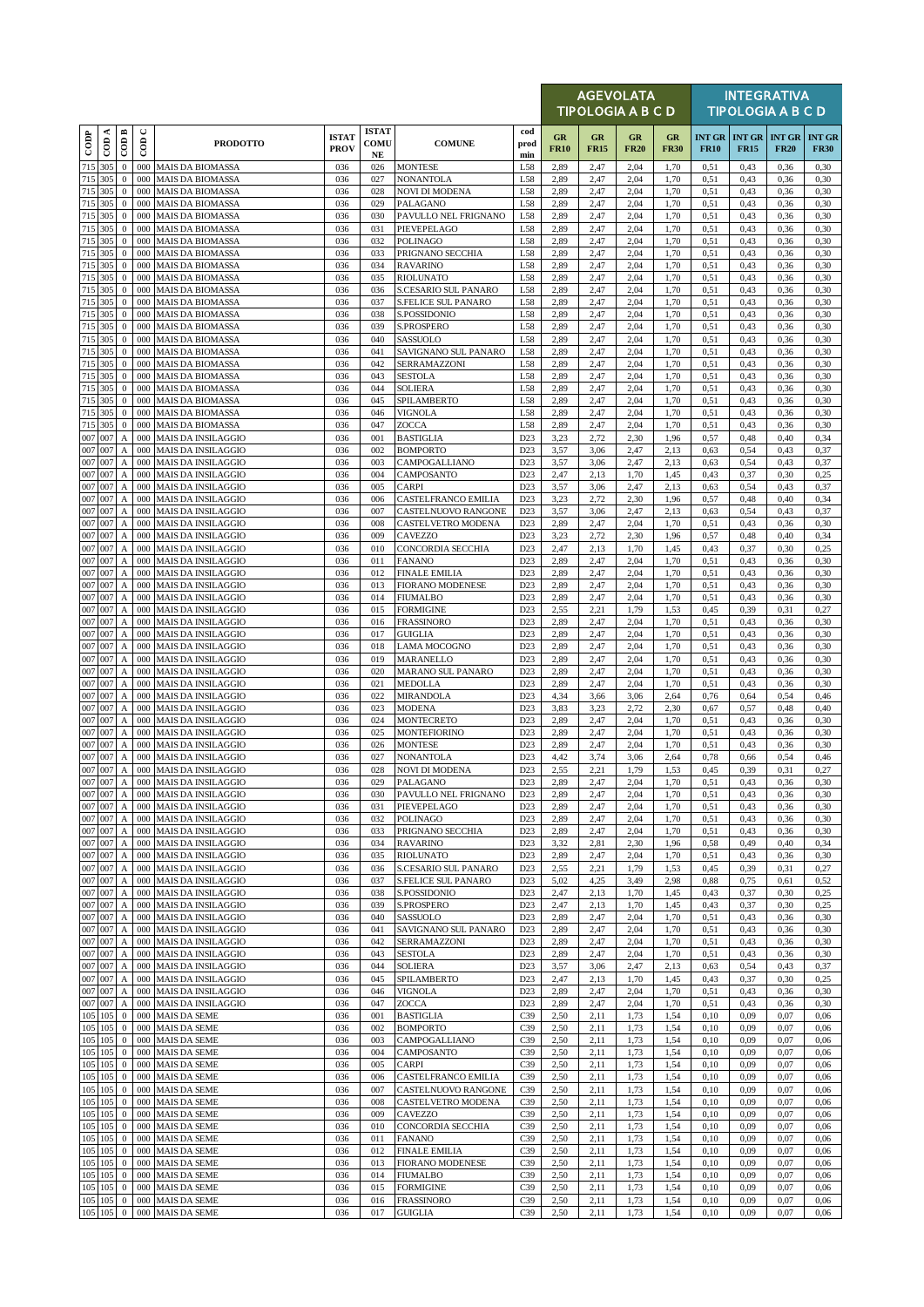| CODP | COD A | COD B | COD C | PRODOTTO | ISTAT PROV | ISTAT COMU NE | COMUNE | cod prod min | AGEVOLATA TIPOLOGIA A B C D | | | | INTEGRATIVA TIPOLOGIA A B C D | | | |
|---|---|---|---|---|---|---|---|---|---|---|---|---|---|---|---|---|
| | | | | | | | | | GR FR10 | GR FR15 | GR FR20 | GR FR30 | INT GR FR10 | INT GR FR15 | INT GR FR20 | INT GR FR30 |
| 715 | 305 | 0 | 000 | MAIS DA BIOMASSA | 036 | 026 | MONTESE | L58 | 2,89 | 2,47 | 2,04 | 1,70 | 0,51 | 0,43 | 0,36 | 0,30 |
| 715 | 305 | 0 | 000 | MAIS DA BIOMASSA | 036 | 027 | NONANTOLA | L58 | 2,89 | 2,47 | 2,04 | 1,70 | 0,51 | 0,43 | 0,36 | 0,30 |
| 715 | 305 | 0 | 000 | MAIS DA BIOMASSA | 036 | 028 | NOVI DI MODENA | L58 | 2,89 | 2,47 | 2,04 | 1,70 | 0,51 | 0,43 | 0,36 | 0,30 |
| 715 | 305 | 0 | 000 | MAIS DA BIOMASSA | 036 | 029 | PALAGANO | L58 | 2,89 | 2,47 | 2,04 | 1,70 | 0,51 | 0,43 | 0,36 | 0,30 |
| 715 | 305 | 0 | 000 | MAIS DA BIOMASSA | 036 | 030 | PAVULLO NEL FRIGNANO | L58 | 2,89 | 2,47 | 2,04 | 1,70 | 0,51 | 0,43 | 0,36 | 0,30 |
| 715 | 305 | 0 | 000 | MAIS DA BIOMASSA | 036 | 031 | PIEVEPELAGO | L58 | 2,89 | 2,47 | 2,04 | 1,70 | 0,51 | 0,43 | 0,36 | 0,30 |
| 715 | 305 | 0 | 000 | MAIS DA BIOMASSA | 036 | 032 | POLINAGO | L58 | 2,89 | 2,47 | 2,04 | 1,70 | 0,51 | 0,43 | 0,36 | 0,30 |
| 715 | 305 | 0 | 000 | MAIS DA BIOMASSA | 036 | 033 | PRIGNANO SECCHIA | L58 | 2,89 | 2,47 | 2,04 | 1,70 | 0,51 | 0,43 | 0,36 | 0,30 |
| 715 | 305 | 0 | 000 | MAIS DA BIOMASSA | 036 | 034 | RAVARINO | L58 | 2,89 | 2,47 | 2,04 | 1,70 | 0,51 | 0,43 | 0,36 | 0,30 |
| 715 | 305 | 0 | 000 | MAIS DA BIOMASSA | 036 | 035 | RIOLUNATO | L58 | 2,89 | 2,47 | 2,04 | 1,70 | 0,51 | 0,43 | 0,36 | 0,30 |
| 715 | 305 | 0 | 000 | MAIS DA BIOMASSA | 036 | 036 | S.CESARIO SUL PANARO | L58 | 2,89 | 2,47 | 2,04 | 1,70 | 0,51 | 0,43 | 0,36 | 0,30 |
| 715 | 305 | 0 | 000 | MAIS DA BIOMASSA | 036 | 037 | S.FELICE SUL PANARO | L58 | 2,89 | 2,47 | 2,04 | 1,70 | 0,51 | 0,43 | 0,36 | 0,30 |
| 715 | 305 | 0 | 000 | MAIS DA BIOMASSA | 036 | 038 | S.POSSIDONIO | L58 | 2,89 | 2,47 | 2,04 | 1,70 | 0,51 | 0,43 | 0,36 | 0,30 |
| 715 | 305 | 0 | 000 | MAIS DA BIOMASSA | 036 | 039 | S.PROSPERO | L58 | 2,89 | 2,47 | 2,04 | 1,70 | 0,51 | 0,43 | 0,36 | 0,30 |
| 715 | 305 | 0 | 000 | MAIS DA BIOMASSA | 036 | 040 | SASSUOLO | L58 | 2,89 | 2,47 | 2,04 | 1,70 | 0,51 | 0,43 | 0,36 | 0,30 |
| 715 | 305 | 0 | 000 | MAIS DA BIOMASSA | 036 | 041 | SAVIGNANO SUL PANARO | L58 | 2,89 | 2,47 | 2,04 | 1,70 | 0,51 | 0,43 | 0,36 | 0,30 |
| 715 | 305 | 0 | 000 | MAIS DA BIOMASSA | 036 | 042 | SERRAMAZZONI | L58 | 2,89 | 2,47 | 2,04 | 1,70 | 0,51 | 0,43 | 0,36 | 0,30 |
| 715 | 305 | 0 | 000 | MAIS DA BIOMASSA | 036 | 043 | SESTOLA | L58 | 2,89 | 2,47 | 2,04 | 1,70 | 0,51 | 0,43 | 0,36 | 0,30 |
| 715 | 305 | 0 | 000 | MAIS DA BIOMASSA | 036 | 044 | SOLIERA | L58 | 2,89 | 2,47 | 2,04 | 1,70 | 0,51 | 0,43 | 0,36 | 0,30 |
| 715 | 305 | 0 | 000 | MAIS DA BIOMASSA | 036 | 045 | SPILAMBERTO | L58 | 2,89 | 2,47 | 2,04 | 1,70 | 0,51 | 0,43 | 0,36 | 0,30 |
| 715 | 305 | 0 | 000 | MAIS DA BIOMASSA | 036 | 046 | VIGNOLA | L58 | 2,89 | 2,47 | 2,04 | 1,70 | 0,51 | 0,43 | 0,36 | 0,30 |
| 715 | 305 | 0 | 000 | MAIS DA BIOMASSA | 036 | 047 | ZOCCA | L58 | 2,89 | 2,47 | 2,04 | 1,70 | 0,51 | 0,43 | 0,36 | 0,30 |
| 007 | 007 | A | 000 | MAIS DA INSILAGGIO | 036 | 001 | BASTIGLIA | D23 | 3,23 | 2,72 | 2,30 | 1,96 | 0,57 | 0,48 | 0,40 | 0,34 |
| 007 | 007 | A | 000 | MAIS DA INSILAGGIO | 036 | 002 | BOMPORTO | D23 | 3,57 | 3,06 | 2,47 | 2,13 | 0,63 | 0,54 | 0,43 | 0,37 |
| 007 | 007 | A | 000 | MAIS DA INSILAGGIO | 036 | 003 | CAMPOGALLIANO | D23 | 3,57 | 3,06 | 2,47 | 2,13 | 0,63 | 0,54 | 0,43 | 0,37 |
| 007 | 007 | A | 000 | MAIS DA INSILAGGIO | 036 | 004 | CAMPOSANTO | D23 | 2,47 | 2,13 | 1,70 | 1,45 | 0,43 | 0,37 | 0,30 | 0,25 |
| 007 | 007 | A | 000 | MAIS DA INSILAGGIO | 036 | 005 | CARPI | D23 | 3,57 | 3,06 | 2,47 | 2,13 | 0,63 | 0,54 | 0,43 | 0,37 |
| 007 | 007 | A | 000 | MAIS DA INSILAGGIO | 036 | 006 | CASTELFRANCO EMILIA | D23 | 3,23 | 2,72 | 2,30 | 1,96 | 0,57 | 0,48 | 0,40 | 0,34 |
| 007 | 007 | A | 000 | MAIS DA INSILAGGIO | 036 | 007 | CASTELNUOVO RANGONE | D23 | 3,57 | 3,06 | 2,47 | 2,13 | 0,63 | 0,54 | 0,43 | 0,37 |
| 007 | 007 | A | 000 | MAIS DA INSILAGGIO | 036 | 008 | CASTELVETRO MODENA | D23 | 2,89 | 2,47 | 2,04 | 1,70 | 0,51 | 0,43 | 0,36 | 0,30 |
| 007 | 007 | A | 000 | MAIS DA INSILAGGIO | 036 | 009 | CAVEZZO | D23 | 3,23 | 2,72 | 2,30 | 1,96 | 0,57 | 0,48 | 0,40 | 0,34 |
| 007 | 007 | A | 000 | MAIS DA INSILAGGIO | 036 | 010 | CONCORDIA SECCHIA | D23 | 2,47 | 2,13 | 1,70 | 1,45 | 0,43 | 0,37 | 0,30 | 0,25 |
| 007 | 007 | A | 000 | MAIS DA INSILAGGIO | 036 | 011 | FANANO | D23 | 2,89 | 2,47 | 2,04 | 1,70 | 0,51 | 0,43 | 0,36 | 0,30 |
| 007 | 007 | A | 000 | MAIS DA INSILAGGIO | 036 | 012 | FINALE EMILIA | D23 | 2,89 | 2,47 | 2,04 | 1,70 | 0,51 | 0,43 | 0,36 | 0,30 |
| 007 | 007 | A | 000 | MAIS DA INSILAGGIO | 036 | 013 | FIORANO MODENESE | D23 | 2,89 | 2,47 | 2,04 | 1,70 | 0,51 | 0,43 | 0,36 | 0,30 |
| 007 | 007 | A | 000 | MAIS DA INSILAGGIO | 036 | 014 | FIUMALBO | D23 | 2,89 | 2,47 | 2,04 | 1,70 | 0,51 | 0,43 | 0,36 | 0,30 |
| 007 | 007 | A | 000 | MAIS DA INSILAGGIO | 036 | 015 | FORMIGINE | D23 | 2,55 | 2,21 | 1,79 | 1,53 | 0,45 | 0,39 | 0,31 | 0,27 |
| 007 | 007 | A | 000 | MAIS DA INSILAGGIO | 036 | 016 | FRASSINORO | D23 | 2,89 | 2,47 | 2,04 | 1,70 | 0,51 | 0,43 | 0,36 | 0,30 |
| 007 | 007 | A | 000 | MAIS DA INSILAGGIO | 036 | 017 | GUIGLIA | D23 | 2,89 | 2,47 | 2,04 | 1,70 | 0,51 | 0,43 | 0,36 | 0,30 |
| 007 | 007 | A | 000 | MAIS DA INSILAGGIO | 036 | 018 | LAMA MOCOGNO | D23 | 2,89 | 2,47 | 2,04 | 1,70 | 0,51 | 0,43 | 0,36 | 0,30 |
| 007 | 007 | A | 000 | MAIS DA INSILAGGIO | 036 | 019 | MARANELLO | D23 | 2,89 | 2,47 | 2,04 | 1,70 | 0,51 | 0,43 | 0,36 | 0,30 |
| 007 | 007 | A | 000 | MAIS DA INSILAGGIO | 036 | 020 | MARANO SUL PANARO | D23 | 2,89 | 2,47 | 2,04 | 1,70 | 0,51 | 0,43 | 0,36 | 0,30 |
| 007 | 007 | A | 000 | MAIS DA INSILAGGIO | 036 | 021 | MEDOLLA | D23 | 2,89 | 2,47 | 2,04 | 1,70 | 0,51 | 0,43 | 0,36 | 0,30 |
| 007 | 007 | A | 000 | MAIS DA INSILAGGIO | 036 | 022 | MIRANDOLA | D23 | 4,34 | 3,66 | 3,06 | 2,64 | 0,76 | 0,64 | 0,54 | 0,46 |
| 007 | 007 | A | 000 | MAIS DA INSILAGGIO | 036 | 023 | MODENA | D23 | 3,83 | 3,23 | 2,72 | 2,30 | 0,67 | 0,57 | 0,48 | 0,40 |
| 007 | 007 | A | 000 | MAIS DA INSILAGGIO | 036 | 024 | MONTECRETO | D23 | 2,89 | 2,47 | 2,04 | 1,70 | 0,51 | 0,43 | 0,36 | 0,30 |
| 007 | 007 | A | 000 | MAIS DA INSILAGGIO | 036 | 025 | MONTEFIORINO | D23 | 2,89 | 2,47 | 2,04 | 1,70 | 0,51 | 0,43 | 0,36 | 0,30 |
| 007 | 007 | A | 000 | MAIS DA INSILAGGIO | 036 | 026 | MONTESE | D23 | 2,89 | 2,47 | 2,04 | 1,70 | 0,51 | 0,43 | 0,36 | 0,30 |
| 007 | 007 | A | 000 | MAIS DA INSILAGGIO | 036 | 027 | NONANTOLA | D23 | 4,42 | 3,74 | 3,06 | 2,64 | 0,78 | 0,66 | 0,54 | 0,46 |
| 007 | 007 | A | 000 | MAIS DA INSILAGGIO | 036 | 028 | NOVI DI MODENA | D23 | 2,55 | 2,21 | 1,79 | 1,53 | 0,45 | 0,39 | 0,31 | 0,27 |
| 007 | 007 | A | 000 | MAIS DA INSILAGGIO | 036 | 029 | PALAGANO | D23 | 2,89 | 2,47 | 2,04 | 1,70 | 0,51 | 0,43 | 0,36 | 0,30 |
| 007 | 007 | A | 000 | MAIS DA INSILAGGIO | 036 | 030 | PAVULLO NEL FRIGNANO | D23 | 2,89 | 2,47 | 2,04 | 1,70 | 0,51 | 0,43 | 0,36 | 0,30 |
| 007 | 007 | A | 000 | MAIS DA INSILAGGIO | 036 | 031 | PIEVEPELAGO | D23 | 2,89 | 2,47 | 2,04 | 1,70 | 0,51 | 0,43 | 0,36 | 0,30 |
| 007 | 007 | A | 000 | MAIS DA INSILAGGIO | 036 | 032 | POLINAGO | D23 | 2,89 | 2,47 | 2,04 | 1,70 | 0,51 | 0,43 | 0,36 | 0,30 |
| 007 | 007 | A | 000 | MAIS DA INSILAGGIO | 036 | 033 | PRIGNANO SECCHIA | D23 | 2,89 | 2,47 | 2,04 | 1,70 | 0,51 | 0,43 | 0,36 | 0,30 |
| 007 | 007 | A | 000 | MAIS DA INSILAGGIO | 036 | 034 | RAVARINO | D23 | 3,32 | 2,81 | 2,30 | 1,96 | 0,58 | 0,49 | 0,40 | 0,34 |
| 007 | 007 | A | 000 | MAIS DA INSILAGGIO | 036 | 035 | RIOLUNATO | D23 | 2,89 | 2,47 | 2,04 | 1,70 | 0,51 | 0,43 | 0,36 | 0,30 |
| 007 | 007 | A | 000 | MAIS DA INSILAGGIO | 036 | 036 | S.CESARIO SUL PANARO | D23 | 2,55 | 2,21 | 1,79 | 1,53 | 0,45 | 0,39 | 0,31 | 0,27 |
| 007 | 007 | A | 000 | MAIS DA INSILAGGIO | 036 | 037 | S.FELICE SUL PANARO | D23 | 5,02 | 4,25 | 3,49 | 2,98 | 0,88 | 0,75 | 0,61 | 0,52 |
| 007 | 007 | A | 000 | MAIS DA INSILAGGIO | 036 | 038 | S.POSSIDONIO | D23 | 2,47 | 2,13 | 1,70 | 1,45 | 0,43 | 0,37 | 0,30 | 0,25 |
| 007 | 007 | A | 000 | MAIS DA INSILAGGIO | 036 | 039 | S.PROSPERO | D23 | 2,47 | 2,13 | 1,70 | 1,45 | 0,43 | 0,37 | 0,30 | 0,25 |
| 007 | 007 | A | 000 | MAIS DA INSILAGGIO | 036 | 040 | SASSUOLO | D23 | 2,89 | 2,47 | 2,04 | 1,70 | 0,51 | 0,43 | 0,36 | 0,30 |
| 007 | 007 | A | 000 | MAIS DA INSILAGGIO | 036 | 041 | SAVIGNANO SUL PANARO | D23 | 2,89 | 2,47 | 2,04 | 1,70 | 0,51 | 0,43 | 0,36 | 0,30 |
| 007 | 007 | A | 000 | MAIS DA INSILAGGIO | 036 | 042 | SERRAMAZZONI | D23 | 2,89 | 2,47 | 2,04 | 1,70 | 0,51 | 0,43 | 0,36 | 0,30 |
| 007 | 007 | A | 000 | MAIS DA INSILAGGIO | 036 | 043 | SESTOLA | D23 | 2,89 | 2,47 | 2,04 | 1,70 | 0,51 | 0,43 | 0,36 | 0,30 |
| 007 | 007 | A | 000 | MAIS DA INSILAGGIO | 036 | 044 | SOLIERA | D23 | 3,57 | 3,06 | 2,47 | 2,13 | 0,63 | 0,54 | 0,43 | 0,37 |
| 007 | 007 | A | 000 | MAIS DA INSILAGGIO | 036 | 045 | SPILAMBERTO | D23 | 2,47 | 2,13 | 1,70 | 1,45 | 0,43 | 0,37 | 0,30 | 0,25 |
| 007 | 007 | A | 000 | MAIS DA INSILAGGIO | 036 | 046 | VIGNOLA | D23 | 2,89 | 2,47 | 2,04 | 1,70 | 0,51 | 0,43 | 0,36 | 0,30 |
| 007 | 007 | A | 000 | MAIS DA INSILAGGIO | 036 | 047 | ZOCCA | D23 | 2,89 | 2,47 | 2,04 | 1,70 | 0,51 | 0,43 | 0,36 | 0,30 |
| 105 | 105 | 0 | 000 | MAIS DA SEME | 036 | 001 | BASTIGLIA | C39 | 2,50 | 2,11 | 1,73 | 1,54 | 0,10 | 0,09 | 0,07 | 0,06 |
| 105 | 105 | 0 | 000 | MAIS DA SEME | 036 | 002 | BOMPORTO | C39 | 2,50 | 2,11 | 1,73 | 1,54 | 0,10 | 0,09 | 0,07 | 0,06 |
| 105 | 105 | 0 | 000 | MAIS DA SEME | 036 | 003 | CAMPOGALLIANO | C39 | 2,50 | 2,11 | 1,73 | 1,54 | 0,10 | 0,09 | 0,07 | 0,06 |
| 105 | 105 | 0 | 000 | MAIS DA SEME | 036 | 004 | CAMPOSANTO | C39 | 2,50 | 2,11 | 1,73 | 1,54 | 0,10 | 0,09 | 0,07 | 0,06 |
| 105 | 105 | 0 | 000 | MAIS DA SEME | 036 | 005 | CARPI | C39 | 2,50 | 2,11 | 1,73 | 1,54 | 0,10 | 0,09 | 0,07 | 0,06 |
| 105 | 105 | 0 | 000 | MAIS DA SEME | 036 | 006 | CASTELFRANCO EMILIA | C39 | 2,50 | 2,11 | 1,73 | 1,54 | 0,10 | 0,09 | 0,07 | 0,06 |
| 105 | 105 | 0 | 000 | MAIS DA SEME | 036 | 007 | CASTELNUOVO RANGONE | C39 | 2,50 | 2,11 | 1,73 | 1,54 | 0,10 | 0,09 | 0,07 | 0,06 |
| 105 | 105 | 0 | 000 | MAIS DA SEME | 036 | 008 | CASTELVETRO MODENA | C39 | 2,50 | 2,11 | 1,73 | 1,54 | 0,10 | 0,09 | 0,07 | 0,06 |
| 105 | 105 | 0 | 000 | MAIS DA SEME | 036 | 009 | CAVEZZO | C39 | 2,50 | 2,11 | 1,73 | 1,54 | 0,10 | 0,09 | 0,07 | 0,06 |
| 105 | 105 | 0 | 000 | MAIS DA SEME | 036 | 010 | CONCORDIA SECCHIA | C39 | 2,50 | 2,11 | 1,73 | 1,54 | 0,10 | 0,09 | 0,07 | 0,06 |
| 105 | 105 | 0 | 000 | MAIS DA SEME | 036 | 011 | FANANO | C39 | 2,50 | 2,11 | 1,73 | 1,54 | 0,10 | 0,09 | 0,07 | 0,06 |
| 105 | 105 | 0 | 000 | MAIS DA SEME | 036 | 012 | FINALE EMILIA | C39 | 2,50 | 2,11 | 1,73 | 1,54 | 0,10 | 0,09 | 0,07 | 0,06 |
| 105 | 105 | 0 | 000 | MAIS DA SEME | 036 | 013 | FIORANO MODENESE | C39 | 2,50 | 2,11 | 1,73 | 1,54 | 0,10 | 0,09 | 0,07 | 0,06 |
| 105 | 105 | 0 | 000 | MAIS DA SEME | 036 | 014 | FIUMALBO | C39 | 2,50 | 2,11 | 1,73 | 1,54 | 0,10 | 0,09 | 0,07 | 0,06 |
| 105 | 105 | 0 | 000 | MAIS DA SEME | 036 | 015 | FORMIGINE | C39 | 2,50 | 2,11 | 1,73 | 1,54 | 0,10 | 0,09 | 0,07 | 0,06 |
| 105 | 105 | 0 | 000 | MAIS DA SEME | 036 | 016 | FRASSINORO | C39 | 2,50 | 2,11 | 1,73 | 1,54 | 0,10 | 0,09 | 0,07 | 0,06 |
| 105 | 105 | 0 | 000 | MAIS DA SEME | 036 | 017 | GUIGLIA | C39 | 2,50 | 2,11 | 1,73 | 1,54 | 0,10 | 0,09 | 0,07 | 0,06 |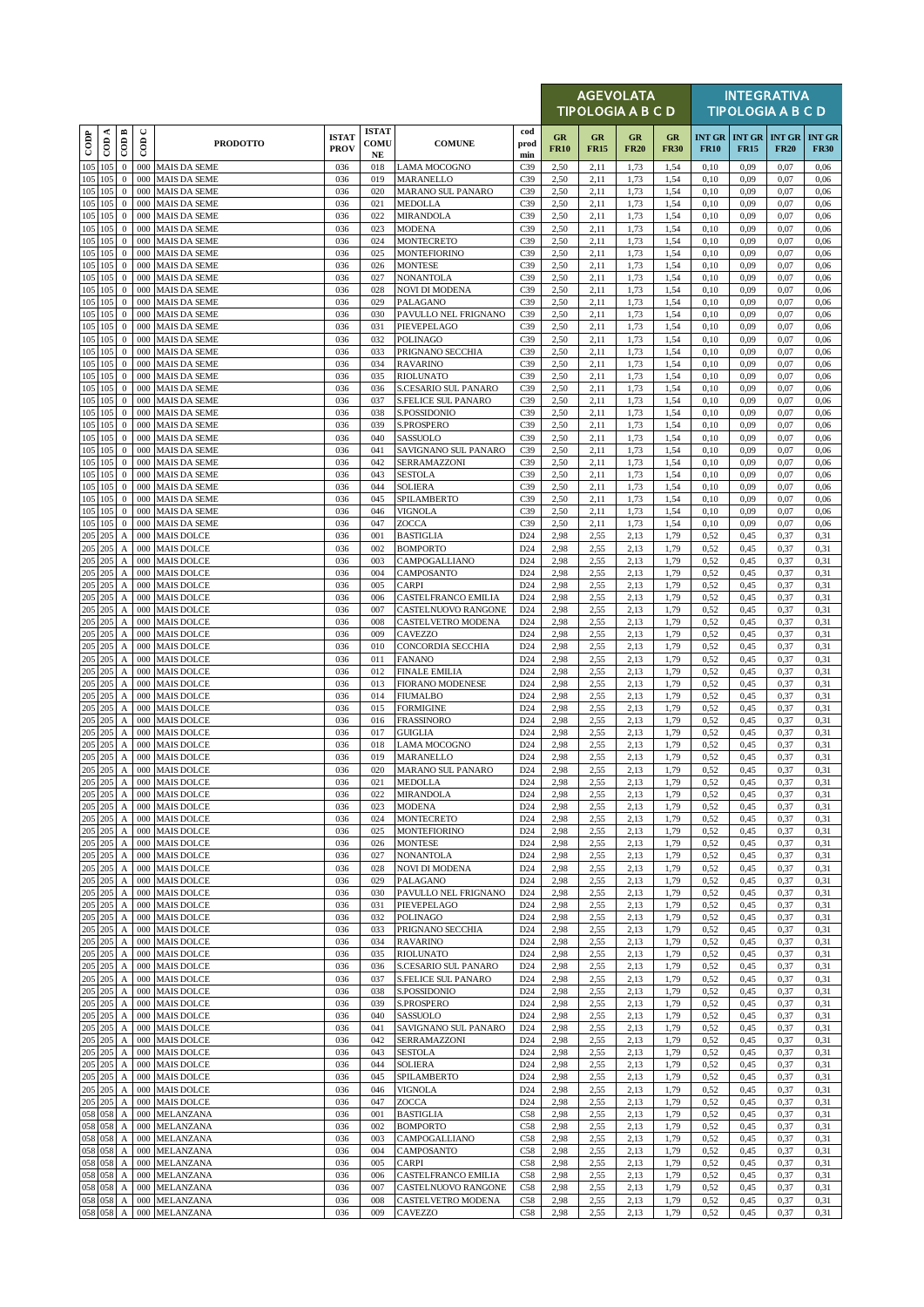| CODP | COD A | COD B | COD C | PRODOTTO | ISTAT PROV | ISTAT COMU NE | COMUNE | cod prod min | AGEVOLATA TIPOLOGIA A B C D | | | | INTEGRATIVA TIPOLOGIA A B C D | | | |
|---|---|---|---|---|---|---|---|---|---|---|---|---|---|---|---|---|
| | | | | | | | | | GR FR10 | GR FR15 | GR FR20 | GR FR30 | INT GR FR10 | INT GR FR15 | INT GR FR20 | INT GR FR30 |
| 105 | 105 | 0 | 000 | MAIS DA SEME | 036 | 018 | LAMA MOCOGNO | C39 | 2,50 | 2,11 | 1,73 | 1,54 | 0,10 | 0,09 | 0,07 | 0,06 |
| 105 | 105 | 0 | 000 | MAIS DA SEME | 036 | 019 | MARANELLO | C39 | 2,50 | 2,11 | 1,73 | 1,54 | 0,10 | 0,09 | 0,07 | 0,06 |
| 105 | 105 | 0 | 000 | MAIS DA SEME | 036 | 020 | MARANO SUL PANARO | C39 | 2,50 | 2,11 | 1,73 | 1,54 | 0,10 | 0,09 | 0,07 | 0,06 |
| 105 | 105 | 0 | 000 | MAIS DA SEME | 036 | 021 | MEDOLLA | C39 | 2,50 | 2,11 | 1,73 | 1,54 | 0,10 | 0,09 | 0,07 | 0,06 |
| 105 | 105 | 0 | 000 | MAIS DA SEME | 036 | 022 | MIRANDOLA | C39 | 2,50 | 2,11 | 1,73 | 1,54 | 0,10 | 0,09 | 0,07 | 0,06 |
| 105 | 105 | 0 | 000 | MAIS DA SEME | 036 | 023 | MODENA | C39 | 2,50 | 2,11 | 1,73 | 1,54 | 0,10 | 0,09 | 0,07 | 0,06 |
| 105 | 105 | 0 | 000 | MAIS DA SEME | 036 | 024 | MONTECRETO | C39 | 2,50 | 2,11 | 1,73 | 1,54 | 0,10 | 0,09 | 0,07 | 0,06 |
| 105 | 105 | 0 | 000 | MAIS DA SEME | 036 | 025 | MONTEFIORINO | C39 | 2,50 | 2,11 | 1,73 | 1,54 | 0,10 | 0,09 | 0,07 | 0,06 |
| 105 | 105 | 0 | 000 | MAIS DA SEME | 036 | 026 | MONTESE | C39 | 2,50 | 2,11 | 1,73 | 1,54 | 0,10 | 0,09 | 0,07 | 0,06 |
| 105 | 105 | 0 | 000 | MAIS DA SEME | 036 | 027 | NONANTOLA | C39 | 2,50 | 2,11 | 1,73 | 1,54 | 0,10 | 0,09 | 0,07 | 0,06 |
| 105 | 105 | 0 | 000 | MAIS DA SEME | 036 | 028 | NOVI DI MODENA | C39 | 2,50 | 2,11 | 1,73 | 1,54 | 0,10 | 0,09 | 0,07 | 0,06 |
| 105 | 105 | 0 | 000 | MAIS DA SEME | 036 | 029 | PALAGANO | C39 | 2,50 | 2,11 | 1,73 | 1,54 | 0,10 | 0,09 | 0,07 | 0,06 |
| 105 | 105 | 0 | 000 | MAIS DA SEME | 036 | 030 | PAVULLO NEL FRIGNANO | C39 | 2,50 | 2,11 | 1,73 | 1,54 | 0,10 | 0,09 | 0,07 | 0,06 |
| 105 | 105 | 0 | 000 | MAIS DA SEME | 036 | 031 | PIEVEPELAGO | C39 | 2,50 | 2,11 | 1,73 | 1,54 | 0,10 | 0,09 | 0,07 | 0,06 |
| 105 | 105 | 0 | 000 | MAIS DA SEME | 036 | 032 | POLINAGO | C39 | 2,50 | 2,11 | 1,73 | 1,54 | 0,10 | 0,09 | 0,07 | 0,06 |
| 105 | 105 | 0 | 000 | MAIS DA SEME | 036 | 033 | PRIGNANO SECCHIA | C39 | 2,50 | 2,11 | 1,73 | 1,54 | 0,10 | 0,09 | 0,07 | 0,06 |
| 105 | 105 | 0 | 000 | MAIS DA SEME | 036 | 034 | RAVARINO | C39 | 2,50 | 2,11 | 1,73 | 1,54 | 0,10 | 0,09 | 0,07 | 0,06 |
| 105 | 105 | 0 | 000 | MAIS DA SEME | 036 | 035 | RIOLUNATO | C39 | 2,50 | 2,11 | 1,73 | 1,54 | 0,10 | 0,09 | 0,07 | 0,06 |
| 105 | 105 | 0 | 000 | MAIS DA SEME | 036 | 036 | S.CESARIO SUL PANARO | C39 | 2,50 | 2,11 | 1,73 | 1,54 | 0,10 | 0,09 | 0,07 | 0,06 |
| 105 | 105 | 0 | 000 | MAIS DA SEME | 036 | 037 | S.FELICE SUL PANARO | C39 | 2,50 | 2,11 | 1,73 | 1,54 | 0,10 | 0,09 | 0,07 | 0,06 |
| 105 | 105 | 0 | 000 | MAIS DA SEME | 036 | 038 | S.POSSIDONIO | C39 | 2,50 | 2,11 | 1,73 | 1,54 | 0,10 | 0,09 | 0,07 | 0,06 |
| 105 | 105 | 0 | 000 | MAIS DA SEME | 036 | 039 | S.PROSPERO | C39 | 2,50 | 2,11 | 1,73 | 1,54 | 0,10 | 0,09 | 0,07 | 0,06 |
| 105 | 105 | 0 | 000 | MAIS DA SEME | 036 | 040 | SASSUOLO | C39 | 2,50 | 2,11 | 1,73 | 1,54 | 0,10 | 0,09 | 0,07 | 0,06 |
| 105 | 105 | 0 | 000 | MAIS DA SEME | 036 | 041 | SAVIGNANO SUL PANARO | C39 | 2,50 | 2,11 | 1,73 | 1,54 | 0,10 | 0,09 | 0,07 | 0,06 |
| 105 | 105 | 0 | 000 | MAIS DA SEME | 036 | 042 | SERRAMAZZONI | C39 | 2,50 | 2,11 | 1,73 | 1,54 | 0,10 | 0,09 | 0,07 | 0,06 |
| 105 | 105 | 0 | 000 | MAIS DA SEME | 036 | 043 | SESTOLA | C39 | 2,50 | 2,11 | 1,73 | 1,54 | 0,10 | 0,09 | 0,07 | 0,06 |
| 105 | 105 | 0 | 000 | MAIS DA SEME | 036 | 044 | SOLIERA | C39 | 2,50 | 2,11 | 1,73 | 1,54 | 0,10 | 0,09 | 0,07 | 0,06 |
| 105 | 105 | 0 | 000 | MAIS DA SEME | 036 | 045 | SPILAMBERTO | C39 | 2,50 | 2,11 | 1,73 | 1,54 | 0,10 | 0,09 | 0,07 | 0,06 |
| 105 | 105 | 0 | 000 | MAIS DA SEME | 036 | 046 | VIGNOLA | C39 | 2,50 | 2,11 | 1,73 | 1,54 | 0,10 | 0,09 | 0,07 | 0,06 |
| 105 | 105 | 0 | 000 | MAIS DA SEME | 036 | 047 | ZOCCA | C39 | 2,50 | 2,11 | 1,73 | 1,54 | 0,10 | 0,09 | 0,07 | 0,06 |
| 205 | 205 | A | 000 | MAIS DOLCE | 036 | 001 | BASTIGLIA | D24 | 2,98 | 2,55 | 2,13 | 1,79 | 0,52 | 0,45 | 0,37 | 0,31 |
| 205 | 205 | A | 000 | MAIS DOLCE | 036 | 002 | BOMPORTO | D24 | 2,98 | 2,55 | 2,13 | 1,79 | 0,52 | 0,45 | 0,37 | 0,31 |
| 205 | 205 | A | 000 | MAIS DOLCE | 036 | 003 | CAMPOGALLIANO | D24 | 2,98 | 2,55 | 2,13 | 1,79 | 0,52 | 0,45 | 0,37 | 0,31 |
| 205 | 205 | A | 000 | MAIS DOLCE | 036 | 004 | CAMPOSANTO | D24 | 2,98 | 2,55 | 2,13 | 1,79 | 0,52 | 0,45 | 0,37 | 0,31 |
| 205 | 205 | A | 000 | MAIS DOLCE | 036 | 005 | CARPI | D24 | 2,98 | 2,55 | 2,13 | 1,79 | 0,52 | 0,45 | 0,37 | 0,31 |
| 205 | 205 | A | 000 | MAIS DOLCE | 036 | 006 | CASTELFRANCO EMILIA | D24 | 2,98 | 2,55 | 2,13 | 1,79 | 0,52 | 0,45 | 0,37 | 0,31 |
| 205 | 205 | A | 000 | MAIS DOLCE | 036 | 007 | CASTELNUOVO RANGONE | D24 | 2,98 | 2,55 | 2,13 | 1,79 | 0,52 | 0,45 | 0,37 | 0,31 |
| 205 | 205 | A | 000 | MAIS DOLCE | 036 | 008 | CASTELVETRO MODENA | D24 | 2,98 | 2,55 | 2,13 | 1,79 | 0,52 | 0,45 | 0,37 | 0,31 |
| 205 | 205 | A | 000 | MAIS DOLCE | 036 | 009 | CAVEZZO | D24 | 2,98 | 2,55 | 2,13 | 1,79 | 0,52 | 0,45 | 0,37 | 0,31 |
| 205 | 205 | A | 000 | MAIS DOLCE | 036 | 010 | CONCORDIA SECCHIA | D24 | 2,98 | 2,55 | 2,13 | 1,79 | 0,52 | 0,45 | 0,37 | 0,31 |
| 205 | 205 | A | 000 | MAIS DOLCE | 036 | 011 | FANANO | D24 | 2,98 | 2,55 | 2,13 | 1,79 | 0,52 | 0,45 | 0,37 | 0,31 |
| 205 | 205 | A | 000 | MAIS DOLCE | 036 | 012 | FINALE EMILIA | D24 | 2,98 | 2,55 | 2,13 | 1,79 | 0,52 | 0,45 | 0,37 | 0,31 |
| 205 | 205 | A | 000 | MAIS DOLCE | 036 | 013 | FIORANO MODENESE | D24 | 2,98 | 2,55 | 2,13 | 1,79 | 0,52 | 0,45 | 0,37 | 0,31 |
| 205 | 205 | A | 000 | MAIS DOLCE | 036 | 014 | FIUMALBO | D24 | 2,98 | 2,55 | 2,13 | 1,79 | 0,52 | 0,45 | 0,37 | 0,31 |
| 205 | 205 | A | 000 | MAIS DOLCE | 036 | 015 | FORMIGINE | D24 | 2,98 | 2,55 | 2,13 | 1,79 | 0,52 | 0,45 | 0,37 | 0,31 |
| 205 | 205 | A | 000 | MAIS DOLCE | 036 | 016 | FRASSINORO | D24 | 2,98 | 2,55 | 2,13 | 1,79 | 0,52 | 0,45 | 0,37 | 0,31 |
| 205 | 205 | A | 000 | MAIS DOLCE | 036 | 017 | GUIGLIA | D24 | 2,98 | 2,55 | 2,13 | 1,79 | 0,52 | 0,45 | 0,37 | 0,31 |
| 205 | 205 | A | 000 | MAIS DOLCE | 036 | 018 | LAMA MOCOGNO | D24 | 2,98 | 2,55 | 2,13 | 1,79 | 0,52 | 0,45 | 0,37 | 0,31 |
| 205 | 205 | A | 000 | MAIS DOLCE | 036 | 019 | MARANELLO | D24 | 2,98 | 2,55 | 2,13 | 1,79 | 0,52 | 0,45 | 0,37 | 0,31 |
| 205 | 205 | A | 000 | MAIS DOLCE | 036 | 020 | MARANO SUL PANARO | D24 | 2,98 | 2,55 | 2,13 | 1,79 | 0,52 | 0,45 | 0,37 | 0,31 |
| 205 | 205 | A | 000 | MAIS DOLCE | 036 | 021 | MEDOLLA | D24 | 2,98 | 2,55 | 2,13 | 1,79 | 0,52 | 0,45 | 0,37 | 0,31 |
| 205 | 205 | A | 000 | MAIS DOLCE | 036 | 022 | MIRANDOLA | D24 | 2,98 | 2,55 | 2,13 | 1,79 | 0,52 | 0,45 | 0,37 | 0,31 |
| 205 | 205 | A | 000 | MAIS DOLCE | 036 | 023 | MODENA | D24 | 2,98 | 2,55 | 2,13 | 1,79 | 0,52 | 0,45 | 0,37 | 0,31 |
| 205 | 205 | A | 000 | MAIS DOLCE | 036 | 024 | MONTECRETO | D24 | 2,98 | 2,55 | 2,13 | 1,79 | 0,52 | 0,45 | 0,37 | 0,31 |
| 205 | 205 | A | 000 | MAIS DOLCE | 036 | 025 | MONTEFIORINO | D24 | 2,98 | 2,55 | 2,13 | 1,79 | 0,52 | 0,45 | 0,37 | 0,31 |
| 205 | 205 | A | 000 | MAIS DOLCE | 036 | 026 | MONTESE | D24 | 2,98 | 2,55 | 2,13 | 1,79 | 0,52 | 0,45 | 0,37 | 0,31 |
| 205 | 205 | A | 000 | MAIS DOLCE | 036 | 027 | NONANTOLA | D24 | 2,98 | 2,55 | 2,13 | 1,79 | 0,52 | 0,45 | 0,37 | 0,31 |
| 205 | 205 | A | 000 | MAIS DOLCE | 036 | 028 | NOVI DI MODENA | D24 | 2,98 | 2,55 | 2,13 | 1,79 | 0,52 | 0,45 | 0,37 | 0,31 |
| 205 | 205 | A | 000 | MAIS DOLCE | 036 | 029 | PALAGANO | D24 | 2,98 | 2,55 | 2,13 | 1,79 | 0,52 | 0,45 | 0,37 | 0,31 |
| 205 | 205 | A | 000 | MAIS DOLCE | 036 | 030 | PAVULLO NEL FRIGNANO | D24 | 2,98 | 2,55 | 2,13 | 1,79 | 0,52 | 0,45 | 0,37 | 0,31 |
| 205 | 205 | A | 000 | MAIS DOLCE | 036 | 031 | PIEVEPELAGO | D24 | 2,98 | 2,55 | 2,13 | 1,79 | 0,52 | 0,45 | 0,37 | 0,31 |
| 205 | 205 | A | 000 | MAIS DOLCE | 036 | 032 | POLINAGO | D24 | 2,98 | 2,55 | 2,13 | 1,79 | 0,52 | 0,45 | 0,37 | 0,31 |
| 205 | 205 | A | 000 | MAIS DOLCE | 036 | 033 | PRIGNANO SECCHIA | D24 | 2,98 | 2,55 | 2,13 | 1,79 | 0,52 | 0,45 | 0,37 | 0,31 |
| 205 | 205 | A | 000 | MAIS DOLCE | 036 | 034 | RAVARINO | D24 | 2,98 | 2,55 | 2,13 | 1,79 | 0,52 | 0,45 | 0,37 | 0,31 |
| 205 | 205 | A | 000 | MAIS DOLCE | 036 | 035 | RIOLUNATO | D24 | 2,98 | 2,55 | 2,13 | 1,79 | 0,52 | 0,45 | 0,37 | 0,31 |
| 205 | 205 | A | 000 | MAIS DOLCE | 036 | 036 | S.CESARIO SUL PANARO | D24 | 2,98 | 2,55 | 2,13 | 1,79 | 0,52 | 0,45 | 0,37 | 0,31 |
| 205 | 205 | A | 000 | MAIS DOLCE | 036 | 037 | S.FELICE SUL PANARO | D24 | 2,98 | 2,55 | 2,13 | 1,79 | 0,52 | 0,45 | 0,37 | 0,31 |
| 205 | 205 | A | 000 | MAIS DOLCE | 036 | 038 | S.POSSIDONIO | D24 | 2,98 | 2,55 | 2,13 | 1,79 | 0,52 | 0,45 | 0,37 | 0,31 |
| 205 | 205 | A | 000 | MAIS DOLCE | 036 | 039 | S.PROSPERO | D24 | 2,98 | 2,55 | 2,13 | 1,79 | 0,52 | 0,45 | 0,37 | 0,31 |
| 205 | 205 | A | 000 | MAIS DOLCE | 036 | 040 | SASSUOLO | D24 | 2,98 | 2,55 | 2,13 | 1,79 | 0,52 | 0,45 | 0,37 | 0,31 |
| 205 | 205 | A | 000 | MAIS DOLCE | 036 | 041 | SAVIGNANO SUL PANARO | D24 | 2,98 | 2,55 | 2,13 | 1,79 | 0,52 | 0,45 | 0,37 | 0,31 |
| 205 | 205 | A | 000 | MAIS DOLCE | 036 | 042 | SERRAMAZZONI | D24 | 2,98 | 2,55 | 2,13 | 1,79 | 0,52 | 0,45 | 0,37 | 0,31 |
| 205 | 205 | A | 000 | MAIS DOLCE | 036 | 043 | SESTOLA | D24 | 2,98 | 2,55 | 2,13 | 1,79 | 0,52 | 0,45 | 0,37 | 0,31 |
| 205 | 205 | A | 000 | MAIS DOLCE | 036 | 044 | SOLIERA | D24 | 2,98 | 2,55 | 2,13 | 1,79 | 0,52 | 0,45 | 0,37 | 0,31 |
| 205 | 205 | A | 000 | MAIS DOLCE | 036 | 045 | SPILAMBERTO | D24 | 2,98 | 2,55 | 2,13 | 1,79 | 0,52 | 0,45 | 0,37 | 0,31 |
| 205 | 205 | A | 000 | MAIS DOLCE | 036 | 046 | VIGNOLA | D24 | 2,98 | 2,55 | 2,13 | 1,79 | 0,52 | 0,45 | 0,37 | 0,31 |
| 205 | 205 | A | 000 | MAIS DOLCE | 036 | 047 | ZOCCA | D24 | 2,98 | 2,55 | 2,13 | 1,79 | 0,52 | 0,45 | 0,37 | 0,31 |
| 058 | 058 | A | 000 | MELANZANA | 036 | 001 | BASTIGLIA | C58 | 2,98 | 2,55 | 2,13 | 1,79 | 0,52 | 0,45 | 0,37 | 0,31 |
| 058 | 058 | A | 000 | MELANZANA | 036 | 002 | BOMPORTO | C58 | 2,98 | 2,55 | 2,13 | 1,79 | 0,52 | 0,45 | 0,37 | 0,31 |
| 058 | 058 | A | 000 | MELANZANA | 036 | 003 | CAMPOGALLIANO | C58 | 2,98 | 2,55 | 2,13 | 1,79 | 0,52 | 0,45 | 0,37 | 0,31 |
| 058 | 058 | A | 000 | MELANZANA | 036 | 004 | CAMPOSANTO | C58 | 2,98 | 2,55 | 2,13 | 1,79 | 0,52 | 0,45 | 0,37 | 0,31 |
| 058 | 058 | A | 000 | MELANZANA | 036 | 005 | CARPI | C58 | 2,98 | 2,55 | 2,13 | 1,79 | 0,52 | 0,45 | 0,37 | 0,31 |
| 058 | 058 | A | 000 | MELANZANA | 036 | 006 | CASTELFRANCO EMILIA | C58 | 2,98 | 2,55 | 2,13 | 1,79 | 0,52 | 0,45 | 0,37 | 0,31 |
| 058 | 058 | A | 000 | MELANZANA | 036 | 007 | CASTELNUOVO RANGONE | C58 | 2,98 | 2,55 | 2,13 | 1,79 | 0,52 | 0,45 | 0,37 | 0,31 |
| 058 | 058 | A | 000 | MELANZANA | 036 | 008 | CASTELVETRO MODENA | C58 | 2,98 | 2,55 | 2,13 | 1,79 | 0,52 | 0,45 | 0,37 | 0,31 |
| 058 | 058 | A | 000 | MELANZANA | 036 | 009 | CAVEZZO | C58 | 2,98 | 2,55 | 2,13 | 1,79 | 0,52 | 0,45 | 0,37 | 0,31 |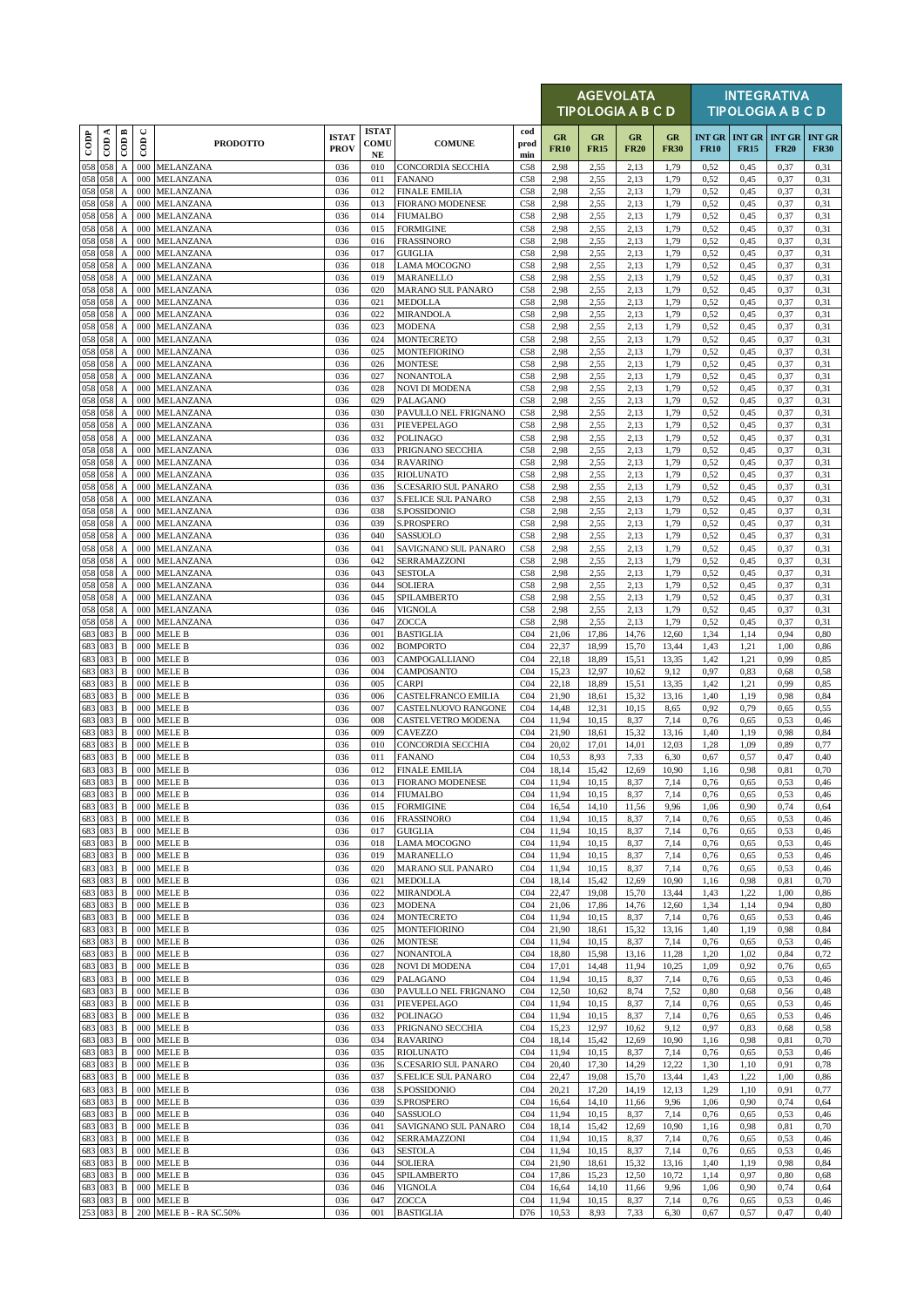| CODP | COD A | COD B | COD C | PRODOTTO | ISTAT PROV | ISTAT COMU NE | COMUNE | cod prod min | AGEVOLATA TIPOLOGIA A B C D | | | | INTEGRATIVA TIPOLOGIA A B C D | | | |
|---|---|---|---|---|---|---|---|---|---|---|---|---|---|---|---|---|
| | | | | | | | | | GR FR10 | GR FR15 | GR FR20 | GR FR30 | INT GR FR10 | INT GR FR15 | INT GR FR20 | INT GR FR30 |
| 058 | 058 | A | 000 | MELANZANA | 036 | 010 | CONCORDIA SECCHIA | C58 | 2,98 | 2,55 | 2,13 | 1,79 | 0,52 | 0,45 | 0,37 | 0,31 |
| 058 | 058 | A | 000 | MELANZANA | 036 | 011 | FANANO | C58 | 2,98 | 2,55 | 2,13 | 1,79 | 0,52 | 0,45 | 0,37 | 0,31 |
| 058 | 058 | A | 000 | MELANZANA | 036 | 012 | FINALE EMILIA | C58 | 2,98 | 2,55 | 2,13 | 1,79 | 0,52 | 0,45 | 0,37 | 0,31 |
| 058 | 058 | A | 000 | MELANZANA | 036 | 013 | FIORANO MODENESE | C58 | 2,98 | 2,55 | 2,13 | 1,79 | 0,52 | 0,45 | 0,37 | 0,31 |
| 058 | 058 | A | 000 | MELANZANA | 036 | 014 | FIUMALBO | C58 | 2,98 | 2,55 | 2,13 | 1,79 | 0,52 | 0,45 | 0,37 | 0,31 |
| 058 | 058 | A | 000 | MELANZANA | 036 | 015 | FORMIGINE | C58 | 2,98 | 2,55 | 2,13 | 1,79 | 0,52 | 0,45 | 0,37 | 0,31 |
| 058 | 058 | A | 000 | MELANZANA | 036 | 016 | FRASSINORO | C58 | 2,98 | 2,55 | 2,13 | 1,79 | 0,52 | 0,45 | 0,37 | 0,31 |
| 058 | 058 | A | 000 | MELANZANA | 036 | 017 | GUIGLIA | C58 | 2,98 | 2,55 | 2,13 | 1,79 | 0,52 | 0,45 | 0,37 | 0,31 |
| 058 | 058 | A | 000 | MELANZANA | 036 | 018 | LAMA MOCOGNO | C58 | 2,98 | 2,55 | 2,13 | 1,79 | 0,52 | 0,45 | 0,37 | 0,31 |
| 058 | 058 | A | 000 | MELANZANA | 036 | 019 | MARANELLO | C58 | 2,98 | 2,55 | 2,13 | 1,79 | 0,52 | 0,45 | 0,37 | 0,31 |
| 058 | 058 | A | 000 | MELANZANA | 036 | 020 | MARANO SUL PANARO | C58 | 2,98 | 2,55 | 2,13 | 1,79 | 0,52 | 0,45 | 0,37 | 0,31 |
| 058 | 058 | A | 000 | MELANZANA | 036 | 021 | MEDOLLA | C58 | 2,98 | 2,55 | 2,13 | 1,79 | 0,52 | 0,45 | 0,37 | 0,31 |
| 058 | 058 | A | 000 | MELANZANA | 036 | 022 | MIRANDOLA | C58 | 2,98 | 2,55 | 2,13 | 1,79 | 0,52 | 0,45 | 0,37 | 0,31 |
| 058 | 058 | A | 000 | MELANZANA | 036 | 023 | MODENA | C58 | 2,98 | 2,55 | 2,13 | 1,79 | 0,52 | 0,45 | 0,37 | 0,31 |
| 058 | 058 | A | 000 | MELANZANA | 036 | 024 | MONTECRETO | C58 | 2,98 | 2,55 | 2,13 | 1,79 | 0,52 | 0,45 | 0,37 | 0,31 |
| 058 | 058 | A | 000 | MELANZANA | 036 | 025 | MONTEFIORINO | C58 | 2,98 | 2,55 | 2,13 | 1,79 | 0,52 | 0,45 | 0,37 | 0,31 |
| 058 | 058 | A | 000 | MELANZANA | 036 | 026 | MONTESE | C58 | 2,98 | 2,55 | 2,13 | 1,79 | 0,52 | 0,45 | 0,37 | 0,31 |
| 058 | 058 | A | 000 | MELANZANA | 036 | 027 | NONANTOLA | C58 | 2,98 | 2,55 | 2,13 | 1,79 | 0,52 | 0,45 | 0,37 | 0,31 |
| 058 | 058 | A | 000 | MELANZANA | 036 | 028 | NOVI DI MODENA | C58 | 2,98 | 2,55 | 2,13 | 1,79 | 0,52 | 0,45 | 0,37 | 0,31 |
| 058 | 058 | A | 000 | MELANZANA | 036 | 029 | PALAGANO | C58 | 2,98 | 2,55 | 2,13 | 1,79 | 0,52 | 0,45 | 0,37 | 0,31 |
| 058 | 058 | A | 000 | MELANZANA | 036 | 030 | PAVULLO NEL FRIGNANO | C58 | 2,98 | 2,55 | 2,13 | 1,79 | 0,52 | 0,45 | 0,37 | 0,31 |
| 058 | 058 | A | 000 | MELANZANA | 036 | 031 | PIEVEPELAGO | C58 | 2,98 | 2,55 | 2,13 | 1,79 | 0,52 | 0,45 | 0,37 | 0,31 |
| 058 | 058 | A | 000 | MELANZANA | 036 | 032 | POLINAGO | C58 | 2,98 | 2,55 | 2,13 | 1,79 | 0,52 | 0,45 | 0,37 | 0,31 |
| 058 | 058 | A | 000 | MELANZANA | 036 | 033 | PRIGNANO SECCHIA | C58 | 2,98 | 2,55 | 2,13 | 1,79 | 0,52 | 0,45 | 0,37 | 0,31 |
| 058 | 058 | A | 000 | MELANZANA | 036 | 034 | RAVARINO | C58 | 2,98 | 2,55 | 2,13 | 1,79 | 0,52 | 0,45 | 0,37 | 0,31 |
| 058 | 058 | A | 000 | MELANZANA | 036 | 035 | RIOLUNATO | C58 | 2,98 | 2,55 | 2,13 | 1,79 | 0,52 | 0,45 | 0,37 | 0,31 |
| 058 | 058 | A | 000 | MELANZANA | 036 | 036 | S.CESARIO SUL PANARO | C58 | 2,98 | 2,55 | 2,13 | 1,79 | 0,52 | 0,45 | 0,37 | 0,31 |
| 058 | 058 | A | 000 | MELANZANA | 036 | 037 | S.FELICE SUL PANARO | C58 | 2,98 | 2,55 | 2,13 | 1,79 | 0,52 | 0,45 | 0,37 | 0,31 |
| 058 | 058 | A | 000 | MELANZANA | 036 | 038 | S.POSSIDONIO | C58 | 2,98 | 2,55 | 2,13 | 1,79 | 0,52 | 0,45 | 0,37 | 0,31 |
| 058 | 058 | A | 000 | MELANZANA | 036 | 039 | S.PROSPERO | C58 | 2,98 | 2,55 | 2,13 | 1,79 | 0,52 | 0,45 | 0,37 | 0,31 |
| 058 | 058 | A | 000 | MELANZANA | 036 | 040 | SASSUOLO | C58 | 2,98 | 2,55 | 2,13 | 1,79 | 0,52 | 0,45 | 0,37 | 0,31 |
| 058 | 058 | A | 000 | MELANZANA | 036 | 041 | SAVIGNANO SUL PANARO | C58 | 2,98 | 2,55 | 2,13 | 1,79 | 0,52 | 0,45 | 0,37 | 0,31 |
| 058 | 058 | A | 000 | MELANZANA | 036 | 042 | SERRAMAZZONI | C58 | 2,98 | 2,55 | 2,13 | 1,79 | 0,52 | 0,45 | 0,37 | 0,31 |
| 058 | 058 | A | 000 | MELANZANA | 036 | 043 | SESTOLA | C58 | 2,98 | 2,55 | 2,13 | 1,79 | 0,52 | 0,45 | 0,37 | 0,31 |
| 058 | 058 | A | 000 | MELANZANA | 036 | 044 | SOLIERA | C58 | 2,98 | 2,55 | 2,13 | 1,79 | 0,52 | 0,45 | 0,37 | 0,31 |
| 058 | 058 | A | 000 | MELANZANA | 036 | 045 | SPILAMBERTO | C58 | 2,98 | 2,55 | 2,13 | 1,79 | 0,52 | 0,45 | 0,37 | 0,31 |
| 058 | 058 | A | 000 | MELANZANA | 036 | 046 | VIGNOLA | C58 | 2,98 | 2,55 | 2,13 | 1,79 | 0,52 | 0,45 | 0,37 | 0,31 |
| 058 | 058 | A | 000 | MELANZANA | 036 | 047 | ZOCCA | C58 | 2,98 | 2,55 | 2,13 | 1,79 | 0,52 | 0,45 | 0,37 | 0,31 |
| 683 | 083 | B | 000 | MELE B | 036 | 001 | BASTIGLIA | C04 | 21,06 | 17,86 | 14,76 | 12,60 | 1,34 | 1,14 | 0,94 | 0,80 |
| 683 | 083 | B | 000 | MELE B | 036 | 002 | BOMPORTO | C04 | 22,37 | 18,99 | 15,70 | 13,44 | 1,43 | 1,21 | 1,00 | 0,86 |
| 683 | 083 | B | 000 | MELE B | 036 | 003 | CAMPOGALLIANO | C04 | 22,18 | 18,89 | 15,51 | 13,35 | 1,42 | 1,21 | 0,99 | 0,85 |
| 683 | 083 | B | 000 | MELE B | 036 | 004 | CAMPOSANTO | C04 | 15,23 | 12,97 | 10,62 | 9,12 | 0,97 | 0,83 | 0,68 | 0,58 |
| 683 | 083 | B | 000 | MELE B | 036 | 005 | CARPI | C04 | 22,18 | 18,89 | 15,51 | 13,35 | 1,42 | 1,21 | 0,99 | 0,85 |
| 683 | 083 | B | 000 | MELE B | 036 | 006 | CASTELFRANCO EMILIA | C04 | 21,90 | 18,61 | 15,32 | 13,16 | 1,40 | 1,19 | 0,98 | 0,84 |
| 683 | 083 | B | 000 | MELE B | 036 | 007 | CASTELNUOVO RANGONE | C04 | 14,48 | 12,31 | 10,15 | 8,65 | 0,92 | 0,79 | 0,65 | 0,55 |
| 683 | 083 | B | 000 | MELE B | 036 | 008 | CASTELVETRO MODENA | C04 | 11,94 | 10,15 | 8,37 | 7,14 | 0,76 | 0,65 | 0,53 | 0,46 |
| 683 | 083 | B | 000 | MELE B | 036 | 009 | CAVEZZO | C04 | 21,90 | 18,61 | 15,32 | 13,16 | 1,40 | 1,19 | 0,98 | 0,84 |
| 683 | 083 | B | 000 | MELE B | 036 | 010 | CONCORDIA SECCHIA | C04 | 20,02 | 17,01 | 14,01 | 12,03 | 1,28 | 1,09 | 0,89 | 0,77 |
| 683 | 083 | B | 000 | MELE B | 036 | 011 | FANANO | C04 | 10,53 | 8,93 | 7,33 | 6,30 | 0,67 | 0,57 | 0,47 | 0,40 |
| 683 | 083 | B | 000 | MELE B | 036 | 012 | FINALE EMILIA | C04 | 18,14 | 15,42 | 12,69 | 10,90 | 1,16 | 0,98 | 0,81 | 0,70 |
| 683 | 083 | B | 000 | MELE B | 036 | 013 | FIORANO MODENESE | C04 | 11,94 | 10,15 | 8,37 | 7,14 | 0,76 | 0,65 | 0,53 | 0,46 |
| 683 | 083 | B | 000 | MELE B | 036 | 014 | FIUMALBO | C04 | 11,94 | 10,15 | 8,37 | 7,14 | 0,76 | 0,65 | 0,53 | 0,46 |
| 683 | 083 | B | 000 | MELE B | 036 | 015 | FORMIGINE | C04 | 16,54 | 14,10 | 11,56 | 9,96 | 1,06 | 0,90 | 0,74 | 0,64 |
| 683 | 083 | B | 000 | MELE B | 036 | 016 | FRASSINORO | C04 | 11,94 | 10,15 | 8,37 | 7,14 | 0,76 | 0,65 | 0,53 | 0,46 |
| 683 | 083 | B | 000 | MELE B | 036 | 017 | GUIGLIA | C04 | 11,94 | 10,15 | 8,37 | 7,14 | 0,76 | 0,65 | 0,53 | 0,46 |
| 683 | 083 | B | 000 | MELE B | 036 | 018 | LAMA MOCOGNO | C04 | 11,94 | 10,15 | 8,37 | 7,14 | 0,76 | 0,65 | 0,53 | 0,46 |
| 683 | 083 | B | 000 | MELE B | 036 | 019 | MARANELLO | C04 | 11,94 | 10,15 | 8,37 | 7,14 | 0,76 | 0,65 | 0,53 | 0,46 |
| 683 | 083 | B | 000 | MELE B | 036 | 020 | MARANO SUL PANARO | C04 | 11,94 | 10,15 | 8,37 | 7,14 | 0,76 | 0,65 | 0,53 | 0,46 |
| 683 | 083 | B | 000 | MELE B | 036 | 021 | MEDOLLA | C04 | 18,14 | 15,42 | 12,69 | 10,90 | 1,16 | 0,98 | 0,81 | 0,70 |
| 683 | 083 | B | 000 | MELE B | 036 | 022 | MIRANDOLA | C04 | 22,47 | 19,08 | 15,70 | 13,44 | 1,43 | 1,22 | 1,00 | 0,86 |
| 683 | 083 | B | 000 | MELE B | 036 | 023 | MODENA | C04 | 21,06 | 17,86 | 14,76 | 12,60 | 1,34 | 1,14 | 0,94 | 0,80 |
| 683 | 083 | B | 000 | MELE B | 036 | 024 | MONTECRETO | C04 | 11,94 | 10,15 | 8,37 | 7,14 | 0,76 | 0,65 | 0,53 | 0,46 |
| 683 | 083 | B | 000 | MELE B | 036 | 025 | MONTEFIORINO | C04 | 21,90 | 18,61 | 15,32 | 13,16 | 1,40 | 1,19 | 0,98 | 0,84 |
| 683 | 083 | B | 000 | MELE B | 036 | 026 | MONTESE | C04 | 11,94 | 10,15 | 8,37 | 7,14 | 0,76 | 0,65 | 0,53 | 0,46 |
| 683 | 083 | B | 000 | MELE B | 036 | 027 | NONANTOLA | C04 | 18,80 | 15,98 | 13,16 | 11,28 | 1,20 | 1,02 | 0,84 | 0,72 |
| 683 | 083 | B | 000 | MELE B | 036 | 028 | NOVI DI MODENA | C04 | 17,01 | 14,48 | 11,94 | 10,25 | 1,09 | 0,92 | 0,76 | 0,65 |
| 683 | 083 | B | 000 | MELE B | 036 | 029 | PALAGANO | C04 | 11,94 | 10,15 | 8,37 | 7,14 | 0,76 | 0,65 | 0,53 | 0,46 |
| 683 | 083 | B | 000 | MELE B | 036 | 030 | PAVULLO NEL FRIGNANO | C04 | 12,50 | 10,62 | 8,74 | 7,52 | 0,80 | 0,68 | 0,56 | 0,48 |
| 683 | 083 | B | 000 | MELE B | 036 | 031 | PIEVEPELAGO | C04 | 11,94 | 10,15 | 8,37 | 7,14 | 0,76 | 0,65 | 0,53 | 0,46 |
| 683 | 083 | B | 000 | MELE B | 036 | 032 | POLINAGO | C04 | 11,94 | 10,15 | 8,37 | 7,14 | 0,76 | 0,65 | 0,53 | 0,46 |
| 683 | 083 | B | 000 | MELE B | 036 | 033 | PRIGNANO SECCHIA | C04 | 15,23 | 12,97 | 10,62 | 9,12 | 0,97 | 0,83 | 0,68 | 0,58 |
| 683 | 083 | B | 000 | MELE B | 036 | 034 | RAVARINO | C04 | 18,14 | 15,42 | 12,69 | 10,90 | 1,16 | 0,98 | 0,81 | 0,70 |
| 683 | 083 | B | 000 | MELE B | 036 | 035 | RIOLUNATO | C04 | 11,94 | 10,15 | 8,37 | 7,14 | 0,76 | 0,65 | 0,53 | 0,46 |
| 683 | 083 | B | 000 | MELE B | 036 | 036 | S.CESARIO SUL PANARO | C04 | 20,40 | 17,30 | 14,29 | 12,22 | 1,30 | 1,10 | 0,91 | 0,78 |
| 683 | 083 | B | 000 | MELE B | 036 | 037 | S.FELICE SUL PANARO | C04 | 22,47 | 19,08 | 15,70 | 13,44 | 1,43 | 1,22 | 1,00 | 0,86 |
| 683 | 083 | B | 000 | MELE B | 036 | 038 | S.POSSIDONIO | C04 | 20,21 | 17,20 | 14,19 | 12,13 | 1,29 | 1,10 | 0,91 | 0,77 |
| 683 | 083 | B | 000 | MELE B | 036 | 039 | S.PROSPERO | C04 | 16,64 | 14,10 | 11,66 | 9,96 | 1,06 | 0,90 | 0,74 | 0,64 |
| 683 | 083 | B | 000 | MELE B | 036 | 040 | SASSUOLO | C04 | 11,94 | 10,15 | 8,37 | 7,14 | 0,76 | 0,65 | 0,53 | 0,46 |
| 683 | 083 | B | 000 | MELE B | 036 | 041 | SAVIGNANO SUL PANARO | C04 | 18,14 | 15,42 | 12,69 | 10,90 | 1,16 | 0,98 | 0,81 | 0,70 |
| 683 | 083 | B | 000 | MELE B | 036 | 042 | SERRAMAZZONI | C04 | 11,94 | 10,15 | 8,37 | 7,14 | 0,76 | 0,65 | 0,53 | 0,46 |
| 683 | 083 | B | 000 | MELE B | 036 | 043 | SESTOLA | C04 | 11,94 | 10,15 | 8,37 | 7,14 | 0,76 | 0,65 | 0,53 | 0,46 |
| 683 | 083 | B | 000 | MELE B | 036 | 044 | SOLIERA | C04 | 21,90 | 18,61 | 15,32 | 13,16 | 1,40 | 1,19 | 0,98 | 0,84 |
| 683 | 083 | B | 000 | MELE B | 036 | 045 | SPILAMBERTO | C04 | 17,86 | 15,23 | 12,50 | 10,72 | 1,14 | 0,97 | 0,80 | 0,68 |
| 683 | 083 | B | 000 | MELE B | 036 | 046 | VIGNOLA | C04 | 16,64 | 14,10 | 11,66 | 9,96 | 1,06 | 0,90 | 0,74 | 0,64 |
| 683 | 083 | B | 000 | MELE B | 036 | 047 | ZOCCA | C04 | 11,94 | 10,15 | 8,37 | 7,14 | 0,76 | 0,65 | 0,53 | 0,46 |
| 253 | 083 | B | 200 | MELE B - RA SC.50% | 036 | 001 | BASTIGLIA | D76 | 10,53 | 8,93 | 7,33 | 6,30 | 0,67 | 0,57 | 0,47 | 0,40 |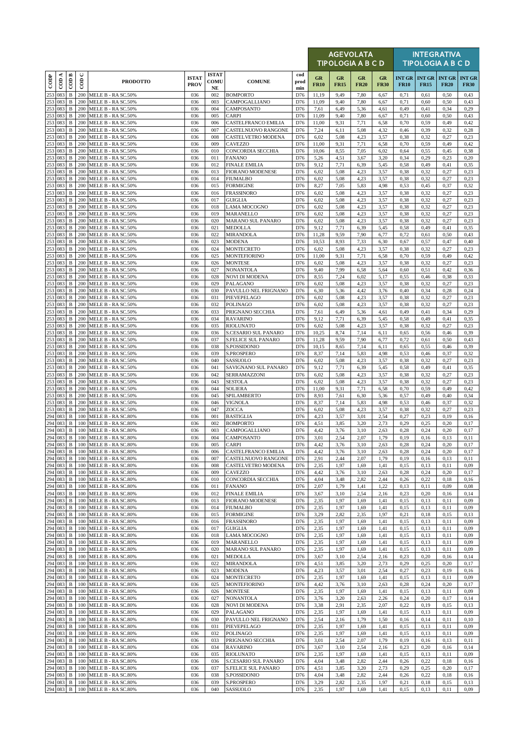| CODP | COD A | COD B | COD C | PRODOTTO | ISTAT PROV | ISTAT COMU NE | COMUNE | cod prod min | AGEVOLATA TIPOLOGIA A B C D | | | | INTEGRATIVA TIPOLOGIA A B C D | | | |
|---|---|---|---|---|---|---|---|---|---|---|---|---|---|---|---|---|
| | | | | | | | | | GR FR10 | GR FR15 | GR FR20 | GR FR30 | INT GR FR10 | INT GR FR15 | INT GR FR20 | INT GR FR30 |
| 253 | 083 | B | 200 | MELE B - RA SC.50% | 036 | 002 | BOMPORTO | D76 | 11,19 | 9,49 | 7,80 | 6,67 | 0,71 | 0,61 | 0,50 | 0,43 |
| 253 | 083 | B | 200 | MELE B - RA SC.50% | 036 | 003 | CAMPOGALLIANO | D76 | 11,09 | 9,40 | 7,80 | 6,67 | 0,71 | 0,60 | 0,50 | 0,43 |
| 253 | 083 | B | 200 | MELE B - RA SC.50% | 036 | 004 | CAMPOSANTO | D76 | 7,61 | 6,49 | 5,36 | 4,61 | 0,49 | 0,41 | 0,34 | 0,29 |
| 253 | 083 | B | 200 | MELE B - RA SC.50% | 036 | 005 | CARPI | D76 | 11,09 | 9,40 | 7,80 | 6,67 | 0,71 | 0,60 | 0,50 | 0,43 |
| 253 | 083 | B | 200 | MELE B - RA SC.50% | 036 | 006 | CASTELFRANCO EMILIA | D76 | 11,00 | 9,31 | 7,71 | 6,58 | 0,70 | 0,59 | 0,49 | 0,42 |
| 253 | 083 | B | 200 | MELE B - RA SC.50% | 036 | 007 | CASTELNUOVO RANGONE | D76 | 7,24 | 6,11 | 5,08 | 4,32 | 0,46 | 0,39 | 0,32 | 0,28 |
| 253 | 083 | B | 200 | MELE B - RA SC.50% | 036 | 008 | CASTELVETRO MODENA | D76 | 6,02 | 5,08 | 4,23 | 3,57 | 0,38 | 0,32 | 0,27 | 0,23 |
| 253 | 083 | B | 200 | MELE B - RA SC.50% | 036 | 009 | CAVEZZO | D76 | 11,00 | 9,31 | 7,71 | 6,58 | 0,70 | 0,59 | 0,49 | 0,42 |
| 253 | 083 | B | 200 | MELE B - RA SC.50% | 036 | 010 | CONCORDIA SECCHIA | D76 | 10,06 | 8,55 | 7,05 | 6,02 | 0,64 | 0,55 | 0,45 | 0,38 |
| 253 | 083 | B | 200 | MELE B - RA SC.50% | 036 | 011 | FANANO | D76 | 5,26 | 4,51 | 3,67 | 3,20 | 0,34 | 0,29 | 0,23 | 0,20 |
| 253 | 083 | B | 200 | MELE B - RA SC.50% | 036 | 012 | FINALE EMILIA | D76 | 9,12 | 7,71 | 6,39 | 5,45 | 0,58 | 0,49 | 0,41 | 0,35 |
| 253 | 083 | B | 200 | MELE B - RA SC.50% | 036 | 013 | FIORANO MODENESE | D76 | 6,02 | 5,08 | 4,23 | 3,57 | 0,38 | 0,32 | 0,27 | 0,23 |
| 253 | 083 | B | 200 | MELE B - RA SC.50% | 036 | 014 | FIUMALBO | D76 | 6,02 | 5,08 | 4,23 | 3,57 | 0,38 | 0,32 | 0,27 | 0,23 |
| 253 | 083 | B | 200 | MELE B - RA SC.50% | 036 | 015 | FORMIGINE | D76 | 8,27 | 7,05 | 5,83 | 4,98 | 0,53 | 0,45 | 0,37 | 0,32 |
| 253 | 083 | B | 200 | MELE B - RA SC.50% | 036 | 016 | FRASSINORO | D76 | 6,02 | 5,08 | 4,23 | 3,57 | 0,38 | 0,32 | 0,27 | 0,23 |
| 253 | 083 | B | 200 | MELE B - RA SC.50% | 036 | 017 | GUIGLIA | D76 | 6,02 | 5,08 | 4,23 | 3,57 | 0,38 | 0,32 | 0,27 | 0,23 |
| 253 | 083 | B | 200 | MELE B - RA SC.50% | 036 | 018 | LAMA MOCOGNO | D76 | 6,02 | 5,08 | 4,23 | 3,57 | 0,38 | 0,32 | 0,27 | 0,23 |
| 253 | 083 | B | 200 | MELE B - RA SC.50% | 036 | 019 | MARANELLO | D76 | 6,02 | 5,08 | 4,23 | 3,57 | 0,38 | 0,32 | 0,27 | 0,23 |
| 253 | 083 | B | 200 | MELE B - RA SC.50% | 036 | 020 | MARANO SUL PANARO | D76 | 6,02 | 5,08 | 4,23 | 3,57 | 0,38 | 0,32 | 0,27 | 0,23 |
| 253 | 083 | B | 200 | MELE B - RA SC.50% | 036 | 021 | MEDOLLA | D76 | 9,12 | 7,71 | 6,39 | 5,45 | 0,58 | 0,49 | 0,41 | 0,35 |
| 253 | 083 | B | 200 | MELE B - RA SC.50% | 036 | 022 | MIRANDOLA | D76 | 11,28 | 9,59 | 7,90 | 6,77 | 0,72 | 0,61 | 0,50 | 0,43 |
| 253 | 083 | B | 200 | MELE B - RA SC.50% | 036 | 023 | MODENA | D76 | 10,53 | 8,93 | 7,33 | 6,30 | 0,67 | 0,57 | 0,47 | 0,40 |
| 253 | 083 | B | 200 | MELE B - RA SC.50% | 036 | 024 | MONTECRETO | D76 | 6,02 | 5,08 | 4,23 | 3,57 | 0,38 | 0,32 | 0,27 | 0,23 |
| 253 | 083 | B | 200 | MELE B - RA SC.50% | 036 | 025 | MONTEFIORINO | D76 | 11,00 | 9,31 | 7,71 | 6,58 | 0,70 | 0,59 | 0,49 | 0,42 |
| 253 | 083 | B | 200 | MELE B - RA SC.50% | 036 | 026 | MONTESE | D76 | 6,02 | 5,08 | 4,23 | 3,57 | 0,38 | 0,32 | 0,27 | 0,23 |
| 253 | 083 | B | 200 | MELE B - RA SC.50% | 036 | 027 | NONANTOLA | D76 | 9,40 | 7,99 | 6,58 | 5,64 | 0,60 | 0,51 | 0,42 | 0,36 |
| 253 | 083 | B | 200 | MELE B - RA SC.50% | 036 | 028 | NOVI DI MODENA | D76 | 8,55 | 7,24 | 6,02 | 5,17 | 0,55 | 0,46 | 0,38 | 0,33 |
| 253 | 083 | B | 200 | MELE B - RA SC.50% | 036 | 029 | PALAGANO | D76 | 6,02 | 5,08 | 4,23 | 3,57 | 0,38 | 0,32 | 0,27 | 0,23 |
| 253 | 083 | B | 200 | MELE B - RA SC.50% | 036 | 030 | PAVULLO NEL FRIGNANO | D76 | 6,30 | 5,36 | 4,42 | 3,76 | 0,40 | 0,34 | 0,28 | 0,24 |
| 253 | 083 | B | 200 | MELE B - RA SC.50% | 036 | 031 | PIEVEPELAGO | D76 | 6,02 | 5,08 | 4,23 | 3,57 | 0,38 | 0,32 | 0,27 | 0,23 |
| 253 | 083 | B | 200 | MELE B - RA SC.50% | 036 | 032 | POLINAGO | D76 | 6,02 | 5,08 | 4,23 | 3,57 | 0,38 | 0,32 | 0,27 | 0,23 |
| 253 | 083 | B | 200 | MELE B - RA SC.50% | 036 | 033 | PRIGNANO SECCHIA | D76 | 7,61 | 6,49 | 5,36 | 4,61 | 0,49 | 0,41 | 0,34 | 0,29 |
| 253 | 083 | B | 200 | MELE B - RA SC.50% | 036 | 034 | RAVARINO | D76 | 9,12 | 7,71 | 6,39 | 5,45 | 0,58 | 0,49 | 0,41 | 0,35 |
| 253 | 083 | B | 200 | MELE B - RA SC.50% | 036 | 035 | RIOLUNATO | D76 | 6,02 | 5,08 | 4,23 | 3,57 | 0,38 | 0,32 | 0,27 | 0,23 |
| 253 | 083 | B | 200 | MELE B - RA SC.50% | 036 | 036 | S.CESARIO SUL PANARO | D76 | 10,25 | 8,74 | 7,14 | 6,11 | 0,65 | 0,56 | 0,46 | 0,39 |
| 253 | 083 | B | 200 | MELE B - RA SC.50% | 036 | 037 | S.FELICE SUL PANARO | D76 | 11,28 | 9,59 | 7,90 | 6,77 | 0,72 | 0,61 | 0,50 | 0,43 |
| 253 | 083 | B | 200 | MELE B - RA SC.50% | 036 | 038 | S.POSSIDONIO | D76 | 10,15 | 8,65 | 7,14 | 6,11 | 0,65 | 0,55 | 0,46 | 0,39 |
| 253 | 083 | B | 200 | MELE B - RA SC.50% | 036 | 039 | S.PROSPERO | D76 | 8,37 | 7,14 | 5,83 | 4,98 | 0,53 | 0,46 | 0,37 | 0,32 |
| 253 | 083 | B | 200 | MELE B - RA SC.50% | 036 | 040 | SASSUOLO | D76 | 6,02 | 5,08 | 4,23 | 3,57 | 0,38 | 0,32 | 0,27 | 0,23 |
| 253 | 083 | B | 200 | MELE B - RA SC.50% | 036 | 041 | SAVIGNANO SUL PANARO | D76 | 9,12 | 7,71 | 6,39 | 5,45 | 0,58 | 0,49 | 0,41 | 0,35 |
| 253 | 083 | B | 200 | MELE B - RA SC.50% | 036 | 042 | SERRAMAZZONI | D76 | 6,02 | 5,08 | 4,23 | 3,57 | 0,38 | 0,32 | 0,27 | 0,23 |
| 253 | 083 | B | 200 | MELE B - RA SC.50% | 036 | 043 | SESTOLA | D76 | 6,02 | 5,08 | 4,23 | 3,57 | 0,38 | 0,32 | 0,27 | 0,23 |
| 253 | 083 | B | 200 | MELE B - RA SC.50% | 036 | 044 | SOLIERA | D76 | 11,00 | 9,31 | 7,71 | 6,58 | 0,70 | 0,59 | 0,49 | 0,42 |
| 253 | 083 | B | 200 | MELE B - RA SC.50% | 036 | 045 | SPILAMBERTO | D76 | 8,93 | 7,61 | 6,30 | 5,36 | 0,57 | 0,49 | 0,40 | 0,34 |
| 253 | 083 | B | 200 | MELE B - RA SC.50% | 036 | 046 | VIGNOLA | D76 | 8,37 | 7,14 | 5,83 | 4,98 | 0,53 | 0,46 | 0,37 | 0,32 |
| 253 | 083 | B | 200 | MELE B - RA SC.50% | 036 | 047 | ZOCCA | D76 | 6,02 | 5,08 | 4,23 | 3,57 | 0,38 | 0,32 | 0,27 | 0,23 |
| 294 | 083 | B | 100 | MELE B - RA SC.80% | 036 | 001 | BASTIGLIA | D76 | 4,23 | 3,57 | 3,01 | 2,54 | 0,27 | 0,23 | 0,19 | 0,16 |
| 294 | 083 | B | 100 | MELE B - RA SC.80% | 036 | 002 | BOMPORTO | D76 | 4,51 | 3,85 | 3,20 | 2,73 | 0,29 | 0,25 | 0,20 | 0,17 |
| 294 | 083 | B | 100 | MELE B - RA SC.80% | 036 | 003 | CAMPOGALLIANO | D76 | 4,42 | 3,76 | 3,10 | 2,63 | 0,28 | 0,24 | 0,20 | 0,17 |
| 294 | 083 | B | 100 | MELE B - RA SC.80% | 036 | 004 | CAMPOSANTO | D76 | 3,01 | 2,54 | 2,07 | 1,79 | 0,19 | 0,16 | 0,13 | 0,11 |
| 294 | 083 | B | 100 | MELE B - RA SC.80% | 036 | 005 | CARPI | D76 | 4,42 | 3,76 | 3,10 | 2,63 | 0,28 | 0,24 | 0,20 | 0,17 |
| 294 | 083 | B | 100 | MELE B - RA SC.80% | 036 | 006 | CASTELFRANCO EMILIA | D76 | 4,42 | 3,76 | 3,10 | 2,63 | 0,28 | 0,24 | 0,20 | 0,17 |
| 294 | 083 | B | 100 | MELE B - RA SC.80% | 036 | 007 | CASTELNUOVO RANGONE | D76 | 2,91 | 2,44 | 2,07 | 1,79 | 0,19 | 0,16 | 0,13 | 0,11 |
| 294 | 083 | B | 100 | MELE B - RA SC.80% | 036 | 008 | CASTELVETRO MODENA | D76 | 2,35 | 1,97 | 1,69 | 1,41 | 0,15 | 0,13 | 0,11 | 0,09 |
| 294 | 083 | B | 100 | MELE B - RA SC.80% | 036 | 009 | CAVEZZO | D76 | 4,42 | 3,76 | 3,10 | 2,63 | 0,28 | 0,24 | 0,20 | 0,17 |
| 294 | 083 | B | 100 | MELE B - RA SC.80% | 036 | 010 | CONCORDIA SECCHIA | D76 | 4,04 | 3,48 | 2,82 | 2,44 | 0,26 | 0,22 | 0,18 | 0,16 |
| 294 | 083 | B | 100 | MELE B - RA SC.80% | 036 | 011 | FANANO | D76 | 2,07 | 1,79 | 1,41 | 1,22 | 0,13 | 0,11 | 0,09 | 0,08 |
| 294 | 083 | B | 100 | MELE B - RA SC.80% | 036 | 012 | FINALE EMILIA | D76 | 3,67 | 3,10 | 2,54 | 2,16 | 0,23 | 0,20 | 0,16 | 0,14 |
| 294 | 083 | B | 100 | MELE B - RA SC.80% | 036 | 013 | FIORANO MODENESE | D76 | 2,35 | 1,97 | 1,69 | 1,41 | 0,15 | 0,13 | 0,11 | 0,09 |
| 294 | 083 | B | 100 | MELE B - RA SC.80% | 036 | 014 | FIUMALBO | D76 | 2,35 | 1,97 | 1,69 | 1,41 | 0,15 | 0,13 | 0,11 | 0,09 |
| 294 | 083 | B | 100 | MELE B - RA SC.80% | 036 | 015 | FORMIGINE | D76 | 3,29 | 2,82 | 2,35 | 1,97 | 0,21 | 0,18 | 0,15 | 0,13 |
| 294 | 083 | B | 100 | MELE B - RA SC.80% | 036 | 016 | FRASSINORO | D76 | 2,35 | 1,97 | 1,69 | 1,41 | 0,15 | 0,13 | 0,11 | 0,09 |
| 294 | 083 | B | 100 | MELE B - RA SC.80% | 036 | 017 | GUIGLIA | D76 | 2,35 | 1,97 | 1,69 | 1,41 | 0,15 | 0,13 | 0,11 | 0,09 |
| 294 | 083 | B | 100 | MELE B - RA SC.80% | 036 | 018 | LAMA MOCOGNO | D76 | 2,35 | 1,97 | 1,69 | 1,41 | 0,15 | 0,13 | 0,11 | 0,09 |
| 294 | 083 | B | 100 | MELE B - RA SC.80% | 036 | 019 | MARANELLO | D76 | 2,35 | 1,97 | 1,69 | 1,41 | 0,15 | 0,13 | 0,11 | 0,09 |
| 294 | 083 | B | 100 | MELE B - RA SC.80% | 036 | 020 | MARANO SUL PANARO | D76 | 2,35 | 1,97 | 1,69 | 1,41 | 0,15 | 0,13 | 0,11 | 0,09 |
| 294 | 083 | B | 100 | MELE B - RA SC.80% | 036 | 021 | MEDOLLA | D76 | 3,67 | 3,10 | 2,54 | 2,16 | 0,23 | 0,20 | 0,16 | 0,14 |
| 294 | 083 | B | 100 | MELE B - RA SC.80% | 036 | 022 | MIRANDOLA | D76 | 4,51 | 3,85 | 3,20 | 2,73 | 0,29 | 0,25 | 0,20 | 0,17 |
| 294 | 083 | B | 100 | MELE B - RA SC.80% | 036 | 023 | MODENA | D76 | 4,23 | 3,57 | 3,01 | 2,54 | 0,27 | 0,23 | 0,19 | 0,16 |
| 294 | 083 | B | 100 | MELE B - RA SC.80% | 036 | 024 | MONTECRETO | D76 | 2,35 | 1,97 | 1,69 | 1,41 | 0,15 | 0,13 | 0,11 | 0,09 |
| 294 | 083 | B | 100 | MELE B - RA SC.80% | 036 | 025 | MONTEFIORINO | D76 | 4,42 | 3,76 | 3,10 | 2,63 | 0,28 | 0,24 | 0,20 | 0,17 |
| 294 | 083 | B | 100 | MELE B - RA SC.80% | 036 | 026 | MONTESE | D76 | 2,35 | 1,97 | 1,69 | 1,41 | 0,15 | 0,13 | 0,11 | 0,09 |
| 294 | 083 | B | 100 | MELE B - RA SC.80% | 036 | 027 | NONANTOLA | D76 | 3,76 | 3,20 | 2,63 | 2,26 | 0,24 | 0,20 | 0,17 | 0,14 |
| 294 | 083 | B | 100 | MELE B - RA SC.80% | 036 | 028 | NOVI DI MODENA | D76 | 3,38 | 2,91 | 2,35 | 2,07 | 0,22 | 0,19 | 0,15 | 0,13 |
| 294 | 083 | B | 100 | MELE B - RA SC.80% | 036 | 029 | PALAGANO | D76 | 2,35 | 1,97 | 1,69 | 1,41 | 0,15 | 0,13 | 0,11 | 0,09 |
| 294 | 083 | B | 100 | MELE B - RA SC.80% | 036 | 030 | PAVULLO NEL FRIGNANO | D76 | 2,54 | 2,16 | 1,79 | 1,50 | 0,16 | 0,14 | 0,11 | 0,10 |
| 294 | 083 | B | 100 | MELE B - RA SC.80% | 036 | 031 | PIEVEPELAGO | D76 | 2,35 | 1,97 | 1,69 | 1,41 | 0,15 | 0,13 | 0,11 | 0,09 |
| 294 | 083 | B | 100 | MELE B - RA SC.80% | 036 | 032 | POLINAGO | D76 | 2,35 | 1,97 | 1,69 | 1,41 | 0,15 | 0,13 | 0,11 | 0,09 |
| 294 | 083 | B | 100 | MELE B - RA SC.80% | 036 | 033 | PRIGNANO SECCHIA | D76 | 3,01 | 2,54 | 2,07 | 1,79 | 0,19 | 0,16 | 0,13 | 0,11 |
| 294 | 083 | B | 100 | MELE B - RA SC.80% | 036 | 034 | RAVARINO | D76 | 3,67 | 3,10 | 2,54 | 2,16 | 0,23 | 0,20 | 0,16 | 0,14 |
| 294 | 083 | B | 100 | MELE B - RA SC.80% | 036 | 035 | RIOLUNATO | D76 | 2,35 | 1,97 | 1,69 | 1,41 | 0,15 | 0,13 | 0,11 | 0,09 |
| 294 | 083 | B | 100 | MELE B - RA SC.80% | 036 | 036 | S.CESARIO SUL PANARO | D76 | 4,04 | 3,48 | 2,82 | 2,44 | 0,26 | 0,22 | 0,18 | 0,16 |
| 294 | 083 | B | 100 | MELE B - RA SC.80% | 036 | 037 | S.FELICE SUL PANARO | D76 | 4,51 | 3,85 | 3,20 | 2,73 | 0,29 | 0,25 | 0,20 | 0,17 |
| 294 | 083 | B | 100 | MELE B - RA SC.80% | 036 | 038 | S.POSSIDONIO | D76 | 4,04 | 3,48 | 2,82 | 2,44 | 0,26 | 0,22 | 0,18 | 0,16 |
| 294 | 083 | B | 100 | MELE B - RA SC.80% | 036 | 039 | S.PROSPERO | D76 | 3,29 | 2,82 | 2,35 | 1,97 | 0,21 | 0,18 | 0,15 | 0,13 |
| 294 | 083 | B | 100 | MELE B - RA SC.80% | 036 | 040 | SASSUOLO | D76 | 2,35 | 1,97 | 1,69 | 1,41 | 0,15 | 0,13 | 0,11 | 0,09 |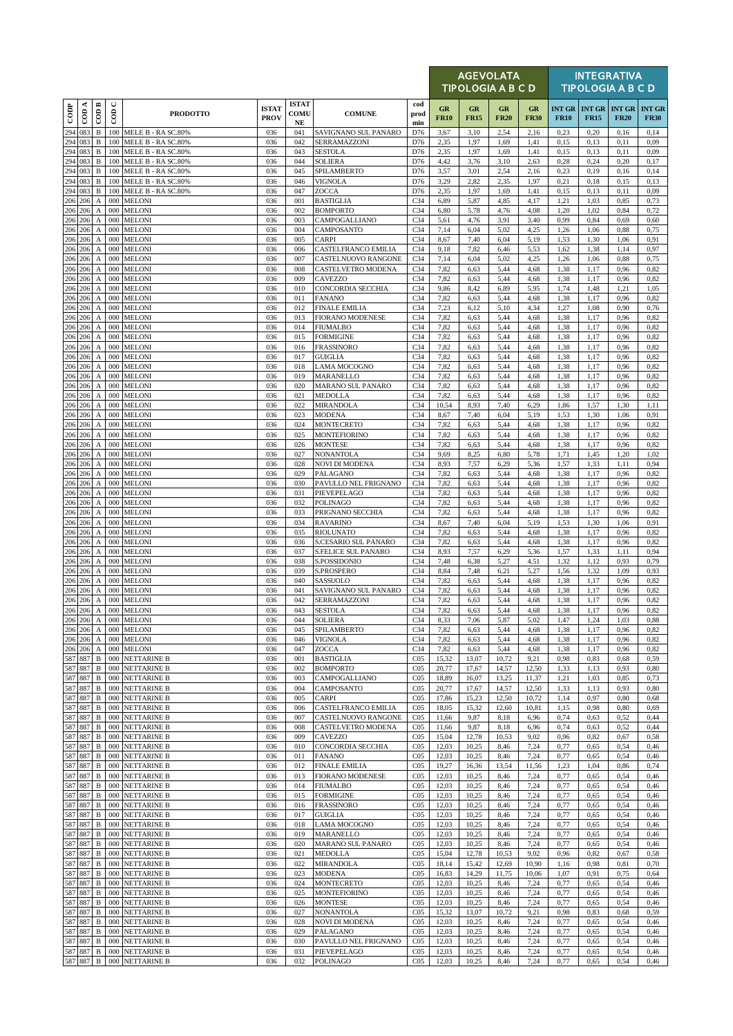| CODP | COD A | COD B | COD C | PRODOTTO | ISTAT PROV | ISTAT COMU NE | COMUNE | cod prod min | AGEVOLATA TIPOLOGIA A B C D | | | | INTEGRATIVA TIPOLOGIA A B C D | | | |
|---|---|---|---|---|---|---|---|---|---|---|---|---|---|---|---|---|
| | | | | | | | | | GR FR10 | GR FR15 | GR FR20 | GR FR30 | INT GR FR10 | INT GR FR15 | INT GR FR20 | INT GR FR30 |
| 294 | 083 | B | 100 | MELE B - RA SC.80% | 036 | 041 | SAVIGNANO SUL PANARO | D76 | 3,67 | 3,10 | 2,54 | 2,16 | 0,23 | 0,20 | 0,16 | 0,14 |
| 294 | 083 | B | 100 | MELE B - RA SC.80% | 036 | 042 | SERRAMAZZONI | D76 | 2,35 | 1,97 | 1,69 | 1,41 | 0,15 | 0,13 | 0,11 | 0,09 |
| 294 | 083 | B | 100 | MELE B - RA SC.80% | 036 | 043 | SESTOLA | D76 | 2,35 | 1,97 | 1,69 | 1,41 | 0,15 | 0,13 | 0,11 | 0,09 |
| 294 | 083 | B | 100 | MELE B - RA SC.80% | 036 | 044 | SOLIERA | D76 | 4,42 | 3,76 | 3,10 | 2,63 | 0,28 | 0,24 | 0,20 | 0,17 |
| 294 | 083 | B | 100 | MELE B - RA SC.80% | 036 | 045 | SPILAMBERTO | D76 | 3,57 | 3,01 | 2,54 | 2,16 | 0,23 | 0,19 | 0,16 | 0,14 |
| 294 | 083 | B | 100 | MELE B - RA SC.80% | 036 | 046 | VIGNOLA | D76 | 3,29 | 2,82 | 2,35 | 1,97 | 0,21 | 0,18 | 0,15 | 0,13 |
| 294 | 083 | B | 100 | MELE B - RA SC.80% | 036 | 047 | ZOCCA | D76 | 2,35 | 1,97 | 1,69 | 1,41 | 0,15 | 0,13 | 0,11 | 0,09 |
| 206 | 206 | A | 000 | MELONI | 036 | 001 | BASTIGLIA | C34 | 6,89 | 5,87 | 4,85 | 4,17 | 1,21 | 1,03 | 0,85 | 0,73 |
| 206 | 206 | A | 000 | MELONI | 036 | 002 | BOMPORTO | C34 | 6,80 | 5,78 | 4,76 | 4,08 | 1,20 | 1,02 | 0,84 | 0,72 |
| 206 | 206 | A | 000 | MELONI | 036 | 003 | CAMPOGALLIANO | C34 | 5,61 | 4,76 | 3,91 | 3,40 | 0,99 | 0,84 | 0,69 | 0,60 |
| 206 | 206 | A | 000 | MELONI | 036 | 004 | CAMPOSANTO | C34 | 7,14 | 6,04 | 5,02 | 4,25 | 1,26 | 1,06 | 0,88 | 0,75 |
| 206 | 206 | A | 000 | MELONI | 036 | 005 | CARPI | C34 | 8,67 | 7,40 | 6,04 | 5,19 | 1,53 | 1,30 | 1,06 | 0,91 |
| 206 | 206 | A | 000 | MELONI | 036 | 006 | CASTELFRANCO EMILIA | C34 | 9,18 | 7,82 | 6,46 | 5,53 | 1,62 | 1,38 | 1,14 | 0,97 |
| 206 | 206 | A | 000 | MELONI | 036 | 007 | CASTELNUOVO RANGONE | C34 | 7,14 | 6,04 | 5,02 | 4,25 | 1,26 | 1,06 | 0,88 | 0,75 |
| 206 | 206 | A | 000 | MELONI | 036 | 008 | CASTELVETRO MODENA | C34 | 7,82 | 6,63 | 5,44 | 4,68 | 1,38 | 1,17 | 0,96 | 0,82 |
| 206 | 206 | A | 000 | MELONI | 036 | 009 | CAVEZZO | C34 | 7,82 | 6,63 | 5,44 | 4,68 | 1,38 | 1,17 | 0,96 | 0,82 |
| 206 | 206 | A | 000 | MELONI | 036 | 010 | CONCORDIA SECCHIA | C34 | 9,86 | 8,42 | 6,89 | 5,95 | 1,74 | 1,48 | 1,21 | 1,05 |
| 206 | 206 | A | 000 | MELONI | 036 | 011 | FANANO | C34 | 7,82 | 6,63 | 5,44 | 4,68 | 1,38 | 1,17 | 0,96 | 0,82 |
| 206 | 206 | A | 000 | MELONI | 036 | 012 | FINALE EMILIA | C34 | 7,23 | 6,12 | 5,10 | 4,34 | 1,27 | 1,08 | 0,90 | 0,76 |
| 206 | 206 | A | 000 | MELONI | 036 | 013 | FIORANO MODENESE | C34 | 7,82 | 6,63 | 5,44 | 4,68 | 1,38 | 1,17 | 0,96 | 0,82 |
| 206 | 206 | A | 000 | MELONI | 036 | 014 | FIUMALBO | C34 | 7,82 | 6,63 | 5,44 | 4,68 | 1,38 | 1,17 | 0,96 | 0,82 |
| 206 | 206 | A | 000 | MELONI | 036 | 015 | FORMIGINE | C34 | 7,82 | 6,63 | 5,44 | 4,68 | 1,38 | 1,17 | 0,96 | 0,82 |
| 206 | 206 | A | 000 | MELONI | 036 | 016 | FRASSINORO | C34 | 7,82 | 6,63 | 5,44 | 4,68 | 1,38 | 1,17 | 0,96 | 0,82 |
| 206 | 206 | A | 000 | MELONI | 036 | 017 | GUIGLIA | C34 | 7,82 | 6,63 | 5,44 | 4,68 | 1,38 | 1,17 | 0,96 | 0,82 |
| 206 | 206 | A | 000 | MELONI | 036 | 018 | LAMA MOCOGNO | C34 | 7,82 | 6,63 | 5,44 | 4,68 | 1,38 | 1,17 | 0,96 | 0,82 |
| 206 | 206 | A | 000 | MELONI | 036 | 019 | MARANELLO | C34 | 7,82 | 6,63 | 5,44 | 4,68 | 1,38 | 1,17 | 0,96 | 0,82 |
| 206 | 206 | A | 000 | MELONI | 036 | 020 | MARANO SUL PANARO | C34 | 7,82 | 6,63 | 5,44 | 4,68 | 1,38 | 1,17 | 0,96 | 0,82 |
| 206 | 206 | A | 000 | MELONI | 036 | 021 | MEDOLLA | C34 | 7,82 | 6,63 | 5,44 | 4,68 | 1,38 | 1,17 | 0,96 | 0,82 |
| 206 | 206 | A | 000 | MELONI | 036 | 022 | MIRANDOLA | C34 | 10,54 | 8,93 | 7,40 | 6,29 | 1,86 | 1,57 | 1,30 | 1,11 |
| 206 | 206 | A | 000 | MELONI | 036 | 023 | MODENA | C34 | 8,67 | 7,40 | 6,04 | 5,19 | 1,53 | 1,30 | 1,06 | 0,91 |
| 206 | 206 | A | 000 | MELONI | 036 | 024 | MONTECRETO | C34 | 7,82 | 6,63 | 5,44 | 4,68 | 1,38 | 1,17 | 0,96 | 0,82 |
| 206 | 206 | A | 000 | MELONI | 036 | 025 | MONTEFIORINO | C34 | 7,82 | 6,63 | 5,44 | 4,68 | 1,38 | 1,17 | 0,96 | 0,82 |
| 206 | 206 | A | 000 | MELONI | 036 | 026 | MONTESE | C34 | 7,82 | 6,63 | 5,44 | 4,68 | 1,38 | 1,17 | 0,96 | 0,82 |
| 206 | 206 | A | 000 | MELONI | 036 | 027 | NONANTOLA | C34 | 9,69 | 8,25 | 6,80 | 5,78 | 1,71 | 1,45 | 1,20 | 1,02 |
| 206 | 206 | A | 000 | MELONI | 036 | 028 | NOVI DI MODENA | C34 | 8,93 | 7,57 | 6,29 | 5,36 | 1,57 | 1,33 | 1,11 | 0,94 |
| 206 | 206 | A | 000 | MELONI | 036 | 029 | PALAGANO | C34 | 7,82 | 6,63 | 5,44 | 4,68 | 1,38 | 1,17 | 0,96 | 0,82 |
| 206 | 206 | A | 000 | MELONI | 036 | 030 | PAVULLO NEL FRIGNANO | C34 | 7,82 | 6,63 | 5,44 | 4,68 | 1,38 | 1,17 | 0,96 | 0,82 |
| 206 | 206 | A | 000 | MELONI | 036 | 031 | PIEVEPELAGO | C34 | 7,82 | 6,63 | 5,44 | 4,68 | 1,38 | 1,17 | 0,96 | 0,82 |
| 206 | 206 | A | 000 | MELONI | 036 | 032 | POLINAGO | C34 | 7,82 | 6,63 | 5,44 | 4,68 | 1,38 | 1,17 | 0,96 | 0,82 |
| 206 | 206 | A | 000 | MELONI | 036 | 033 | PRIGNANO SECCHIA | C34 | 7,82 | 6,63 | 5,44 | 4,68 | 1,38 | 1,17 | 0,96 | 0,82 |
| 206 | 206 | A | 000 | MELONI | 036 | 034 | RAVARINO | C34 | 8,67 | 7,40 | 6,04 | 5,19 | 1,53 | 1,30 | 1,06 | 0,91 |
| 206 | 206 | A | 000 | MELONI | 036 | 035 | RIOLUNATO | C34 | 7,82 | 6,63 | 5,44 | 4,68 | 1,38 | 1,17 | 0,96 | 0,82 |
| 206 | 206 | A | 000 | MELONI | 036 | 036 | S.CESARIO SUL PANARO | C34 | 7,82 | 6,63 | 5,44 | 4,68 | 1,38 | 1,17 | 0,96 | 0,82 |
| 206 | 206 | A | 000 | MELONI | 036 | 037 | S.FELICE SUL PANARO | C34 | 8,93 | 7,57 | 6,29 | 5,36 | 1,57 | 1,33 | 1,11 | 0,94 |
| 206 | 206 | A | 000 | MELONI | 036 | 038 | S.POSSIDONIO | C34 | 7,48 | 6,38 | 5,27 | 4,51 | 1,32 | 1,12 | 0,93 | 0,79 |
| 206 | 206 | A | 000 | MELONI | 036 | 039 | S.PROSPERO | C34 | 8,84 | 7,48 | 6,21 | 5,27 | 1,56 | 1,32 | 1,09 | 0,93 |
| 206 | 206 | A | 000 | MELONI | 036 | 040 | SASSUOLO | C34 | 7,82 | 6,63 | 5,44 | 4,68 | 1,38 | 1,17 | 0,96 | 0,82 |
| 206 | 206 | A | 000 | MELONI | 036 | 041 | SAVIGNANO SUL PANARO | C34 | 7,82 | 6,63 | 5,44 | 4,68 | 1,38 | 1,17 | 0,96 | 0,82 |
| 206 | 206 | A | 000 | MELONI | 036 | 042 | SERRAMAZZONI | C34 | 7,82 | 6,63 | 5,44 | 4,68 | 1,38 | 1,17 | 0,96 | 0,82 |
| 206 | 206 | A | 000 | MELONI | 036 | 043 | SESTOLA | C34 | 7,82 | 6,63 | 5,44 | 4,68 | 1,38 | 1,17 | 0,96 | 0,82 |
| 206 | 206 | A | 000 | MELONI | 036 | 044 | SOLIERA | C34 | 8,33 | 7,06 | 5,87 | 5,02 | 1,47 | 1,24 | 1,03 | 0,88 |
| 206 | 206 | A | 000 | MELONI | 036 | 045 | SPILAMBERTO | C34 | 7,82 | 6,63 | 5,44 | 4,68 | 1,38 | 1,17 | 0,96 | 0,82 |
| 206 | 206 | A | 000 | MELONI | 036 | 046 | VIGNOLA | C34 | 7,82 | 6,63 | 5,44 | 4,68 | 1,38 | 1,17 | 0,96 | 0,82 |
| 206 | 206 | A | 000 | MELONI | 036 | 047 | ZOCCA | C34 | 7,82 | 6,63 | 5,44 | 4,68 | 1,38 | 1,17 | 0,96 | 0,82 |
| 587 | 887 | B | 000 | NETTARINE B | 036 | 001 | BASTIGLIA | C05 | 15,32 | 13,07 | 10,72 | 9,21 | 0,98 | 0,83 | 0,68 | 0,59 |
| 587 | 887 | B | 000 | NETTARINE B | 036 | 002 | BOMPORTO | C05 | 20,77 | 17,67 | 14,57 | 12,50 | 1,33 | 1,13 | 0,93 | 0,80 |
| 587 | 887 | B | 000 | NETTARINE B | 036 | 003 | CAMPOGALLIANO | C05 | 18,89 | 16,07 | 13,25 | 11,37 | 1,21 | 1,03 | 0,85 | 0,73 |
| 587 | 887 | B | 000 | NETTARINE B | 036 | 004 | CAMPOSANTO | C05 | 20,77 | 17,67 | 14,57 | 12,50 | 1,33 | 1,13 | 0,93 | 0,80 |
| 587 | 887 | B | 000 | NETTARINE B | 036 | 005 | CARPI | C05 | 17,86 | 15,23 | 12,50 | 10,72 | 1,14 | 0,97 | 0,80 | 0,68 |
| 587 | 887 | B | 000 | NETTARINE B | 036 | 006 | CASTELFRANCO EMILIA | C05 | 18,05 | 15,32 | 12,60 | 10,81 | 1,15 | 0,98 | 0,80 | 0,69 |
| 587 | 887 | B | 000 | NETTARINE B | 036 | 007 | CASTELNUOVO RANGONE | C05 | 11,66 | 9,87 | 8,18 | 6,96 | 0,74 | 0,63 | 0,52 | 0,44 |
| 587 | 887 | B | 000 | NETTARINE B | 036 | 008 | CASTELVETRO MODENA | C05 | 11,66 | 9,87 | 8,18 | 6,96 | 0,74 | 0,63 | 0,52 | 0,44 |
| 587 | 887 | B | 000 | NETTARINE B | 036 | 009 | CAVEZZO | C05 | 15,04 | 12,78 | 10,53 | 9,02 | 0,96 | 0,82 | 0,67 | 0,58 |
| 587 | 887 | B | 000 | NETTARINE B | 036 | 010 | CONCORDIA SECCHIA | C05 | 12,03 | 10,25 | 8,46 | 7,24 | 0,77 | 0,65 | 0,54 | 0,46 |
| 587 | 887 | B | 000 | NETTARINE B | 036 | 011 | FANANO | C05 | 12,03 | 10,25 | 8,46 | 7,24 | 0,77 | 0,65 | 0,54 | 0,46 |
| 587 | 887 | B | 000 | NETTARINE B | 036 | 012 | FINALE EMILIA | C05 | 19,27 | 16,36 | 13,54 | 11,56 | 1,23 | 1,04 | 0,86 | 0,74 |
| 587 | 887 | B | 000 | NETTARINE B | 036 | 013 | FIORANO MODENESE | C05 | 12,03 | 10,25 | 8,46 | 7,24 | 0,77 | 0,65 | 0,54 | 0,46 |
| 587 | 887 | B | 000 | NETTARINE B | 036 | 014 | FIUMALBO | C05 | 12,03 | 10,25 | 8,46 | 7,24 | 0,77 | 0,65 | 0,54 | 0,46 |
| 587 | 887 | B | 000 | NETTARINE B | 036 | 015 | FORMIGINE | C05 | 12,03 | 10,25 | 8,46 | 7,24 | 0,77 | 0,65 | 0,54 | 0,46 |
| 587 | 887 | B | 000 | NETTARINE B | 036 | 016 | FRASSINORO | C05 | 12,03 | 10,25 | 8,46 | 7,24 | 0,77 | 0,65 | 0,54 | 0,46 |
| 587 | 887 | B | 000 | NETTARINE B | 036 | 017 | GUIGLIA | C05 | 12,03 | 10,25 | 8,46 | 7,24 | 0,77 | 0,65 | 0,54 | 0,46 |
| 587 | 887 | B | 000 | NETTARINE B | 036 | 018 | LAMA MOCOGNO | C05 | 12,03 | 10,25 | 8,46 | 7,24 | 0,77 | 0,65 | 0,54 | 0,46 |
| 587 | 887 | B | 000 | NETTARINE B | 036 | 019 | MARANELLO | C05 | 12,03 | 10,25 | 8,46 | 7,24 | 0,77 | 0,65 | 0,54 | 0,46 |
| 587 | 887 | B | 000 | NETTARINE B | 036 | 020 | MARANO SUL PANARO | C05 | 12,03 | 10,25 | 8,46 | 7,24 | 0,77 | 0,65 | 0,54 | 0,46 |
| 587 | 887 | B | 000 | NETTARINE B | 036 | 021 | MEDOLLA | C05 | 15,04 | 12,78 | 10,53 | 9,02 | 0,96 | 0,82 | 0,67 | 0,58 |
| 587 | 887 | B | 000 | NETTARINE B | 036 | 022 | MIRANDOLA | C05 | 18,14 | 15,42 | 12,69 | 10,90 | 1,16 | 0,98 | 0,81 | 0,70 |
| 587 | 887 | B | 000 | NETTARINE B | 036 | 023 | MODENA | C05 | 16,83 | 14,29 | 11,75 | 10,06 | 1,07 | 0,91 | 0,75 | 0,64 |
| 587 | 887 | B | 000 | NETTARINE B | 036 | 024 | MONTECRETO | C05 | 12,03 | 10,25 | 8,46 | 7,24 | 0,77 | 0,65 | 0,54 | 0,46 |
| 587 | 887 | B | 000 | NETTARINE B | 036 | 025 | MONTEFIORINO | C05 | 12,03 | 10,25 | 8,46 | 7,24 | 0,77 | 0,65 | 0,54 | 0,46 |
| 587 | 887 | B | 000 | NETTARINE B | 036 | 026 | MONTESE | C05 | 12,03 | 10,25 | 8,46 | 7,24 | 0,77 | 0,65 | 0,54 | 0,46 |
| 587 | 887 | B | 000 | NETTARINE B | 036 | 027 | NONANTOLA | C05 | 15,32 | 13,07 | 10,72 | 9,21 | 0,98 | 0,83 | 0,68 | 0,59 |
| 587 | 887 | B | 000 | NETTARINE B | 036 | 028 | NOVI DI MODENA | C05 | 12,03 | 10,25 | 8,46 | 7,24 | 0,77 | 0,65 | 0,54 | 0,46 |
| 587 | 887 | B | 000 | NETTARINE B | 036 | 029 | PALAGANO | C05 | 12,03 | 10,25 | 8,46 | 7,24 | 0,77 | 0,65 | 0,54 | 0,46 |
| 587 | 887 | B | 000 | NETTARINE B | 036 | 030 | PAVULLO NEL FRIGNANO | C05 | 12,03 | 10,25 | 8,46 | 7,24 | 0,77 | 0,65 | 0,54 | 0,46 |
| 587 | 887 | B | 000 | NETTARINE B | 036 | 031 | PIEVEPELAGO | C05 | 12,03 | 10,25 | 8,46 | 7,24 | 0,77 | 0,65 | 0,54 | 0,46 |
| 587 | 887 | B | 000 | NETTARINE B | 036 | 032 | POLINAGO | C05 | 12,03 | 10,25 | 8,46 | 7,24 | 0,77 | 0,65 | 0,54 | 0,46 |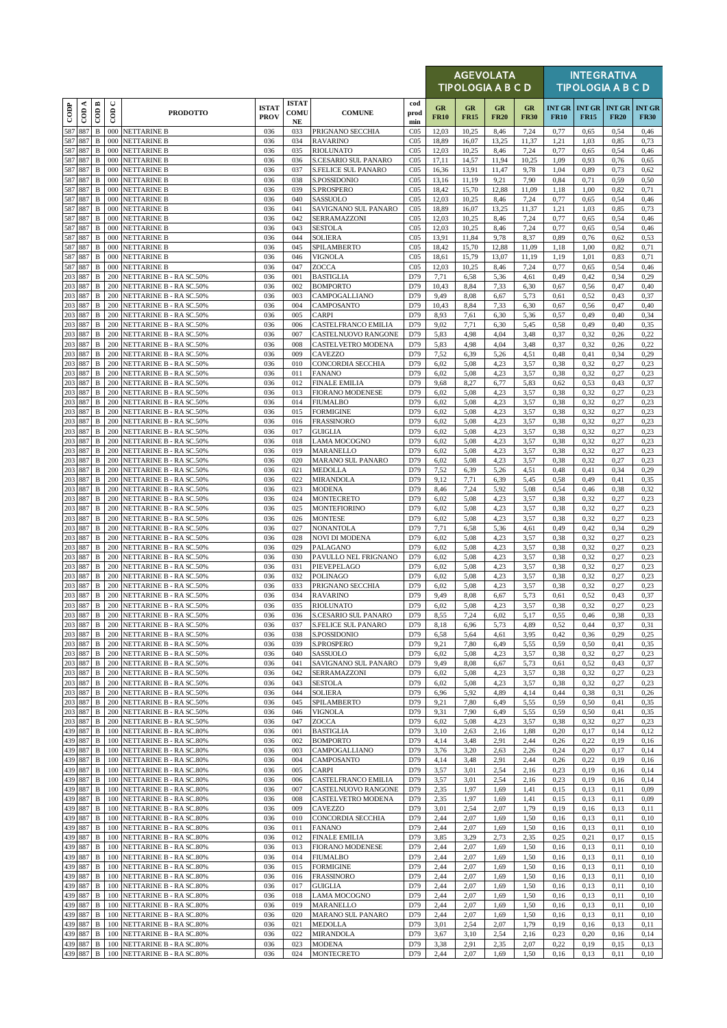| CODP | COD A | COD B | COD C | PRODOTTO | ISTAT PROV | ISTAT COMU NE | COMUNE | cod prod min | AGEVOLATA TIPOLOGIA A B C D | | | | INTEGRATIVA TIPOLOGIA A B C D | | | |
|---|---|---|---|---|---|---|---|---|---|---|---|---|---|---|---|---|
| | | | | | | | | | GR FR10 | GR FR15 | GR FR20 | GR FR30 | INT GR FR10 | INT GR FR15 | INT GR FR20 | INT GR FR30 |
| 587 | 887 | B | 000 | NETTARINE B | 036 | 033 | PRIGNANO SECCHIA | C05 | 12,03 | 10,25 | 8,46 | 7,24 | 0,77 | 0,65 | 0,54 | 0,46 |
| 587 | 887 | B | 000 | NETTARINE B | 036 | 034 | RAVARINO | C05 | 18,89 | 16,07 | 13,25 | 11,37 | 1,21 | 1,03 | 0,85 | 0,73 |
| 587 | 887 | B | 000 | NETTARINE B | 036 | 035 | RIOLUNATO | C05 | 12,03 | 10,25 | 8,46 | 7,24 | 0,77 | 0,65 | 0,54 | 0,46 |
| 587 | 887 | B | 000 | NETTARINE B | 036 | 036 | S.CESARIO SUL PANARO | C05 | 17,11 | 14,57 | 11,94 | 10,25 | 1,09 | 0,93 | 0,76 | 0,65 |
| 587 | 887 | B | 000 | NETTARINE B | 036 | 037 | S.FELICE SUL PANARO | C05 | 16,36 | 13,91 | 11,47 | 9,78 | 1,04 | 0,89 | 0,73 | 0,62 |
| 587 | 887 | B | 000 | NETTARINE B | 036 | 038 | S.POSSIDONIO | C05 | 13,16 | 11,19 | 9,21 | 7,90 | 0,84 | 0,71 | 0,59 | 0,50 |
| 587 | 887 | B | 000 | NETTARINE B | 036 | 039 | S.PROSPERO | C05 | 18,42 | 15,70 | 12,88 | 11,09 | 1,18 | 1,00 | 0,82 | 0,71 |
| 587 | 887 | B | 000 | NETTARINE B | 036 | 040 | SASSUOLO | C05 | 12,03 | 10,25 | 8,46 | 7,24 | 0,77 | 0,65 | 0,54 | 0,46 |
| 587 | 887 | B | 000 | NETTARINE B | 036 | 041 | SAVIGNANO SUL PANARO | C05 | 18,89 | 16,07 | 13,25 | 11,37 | 1,21 | 1,03 | 0,85 | 0,73 |
| 587 | 887 | B | 000 | NETTARINE B | 036 | 042 | SERRAMAZZONI | C05 | 12,03 | 10,25 | 8,46 | 7,24 | 0,77 | 0,65 | 0,54 | 0,46 |
| 587 | 887 | B | 000 | NETTARINE B | 036 | 043 | SESTOLA | C05 | 12,03 | 10,25 | 8,46 | 7,24 | 0,77 | 0,65 | 0,54 | 0,46 |
| 587 | 887 | B | 000 | NETTARINE B | 036 | 044 | SOLIERA | C05 | 13,91 | 11,84 | 9,78 | 8,37 | 0,89 | 0,76 | 0,62 | 0,53 |
| 587 | 887 | B | 000 | NETTARINE B | 036 | 045 | SPILAMBERTO | C05 | 18,42 | 15,70 | 12,88 | 11,09 | 1,18 | 1,00 | 0,82 | 0,71 |
| 587 | 887 | B | 000 | NETTARINE B | 036 | 046 | VIGNOLA | C05 | 18,61 | 15,79 | 13,07 | 11,19 | 1,19 | 1,01 | 0,83 | 0,71 |
| 587 | 887 | B | 000 | NETTARINE B | 036 | 047 | ZOCCA | C05 | 12,03 | 10,25 | 8,46 | 7,24 | 0,77 | 0,65 | 0,54 | 0,46 |
| 203 | 887 | B | 200 | NETTARINE B - RA SC.50% | 036 | 001 | BASTIGLIA | D79 | 7,71 | 6,58 | 5,36 | 4,61 | 0,49 | 0,42 | 0,34 | 0,29 |
| 203 | 887 | B | 200 | NETTARINE B - RA SC.50% | 036 | 002 | BOMPORTO | D79 | 10,43 | 8,84 | 7,33 | 6,30 | 0,67 | 0,56 | 0,47 | 0,40 |
| 203 | 887 | B | 200 | NETTARINE B - RA SC.50% | 036 | 003 | CAMPOGALLIANO | D79 | 9,49 | 8,08 | 6,67 | 5,73 | 0,61 | 0,52 | 0,43 | 0,37 |
| 203 | 887 | B | 200 | NETTARINE B - RA SC.50% | 036 | 004 | CAMPOSANTO | D79 | 10,43 | 8,84 | 7,33 | 6,30 | 0,67 | 0,56 | 0,47 | 0,40 |
| 203 | 887 | B | 200 | NETTARINE B - RA SC.50% | 036 | 005 | CARPI | D79 | 8,93 | 7,61 | 6,30 | 5,36 | 0,57 | 0,49 | 0,40 | 0,34 |
| 203 | 887 | B | 200 | NETTARINE B - RA SC.50% | 036 | 006 | CASTELFRANCO EMILIA | D79 | 9,02 | 7,71 | 6,30 | 5,45 | 0,58 | 0,49 | 0,40 | 0,35 |
| 203 | 887 | B | 200 | NETTARINE B - RA SC.50% | 036 | 007 | CASTELNUOVO RANGONE | D79 | 5,83 | 4,98 | 4,04 | 3,48 | 0,37 | 0,32 | 0,26 | 0,22 |
| 203 | 887 | B | 200 | NETTARINE B - RA SC.50% | 036 | 008 | CASTELVETRO MODENA | D79 | 5,83 | 4,98 | 4,04 | 3,48 | 0,37 | 0,32 | 0,26 | 0,22 |
| 203 | 887 | B | 200 | NETTARINE B - RA SC.50% | 036 | 009 | CAVEZZO | D79 | 7,52 | 6,39 | 5,26 | 4,51 | 0,48 | 0,41 | 0,34 | 0,29 |
| 203 | 887 | B | 200 | NETTARINE B - RA SC.50% | 036 | 010 | CONCORDIA SECCHIA | D79 | 6,02 | 5,08 | 4,23 | 3,57 | 0,38 | 0,32 | 0,27 | 0,23 |
| 203 | 887 | B | 200 | NETTARINE B - RA SC.50% | 036 | 011 | FANANO | D79 | 6,02 | 5,08 | 4,23 | 3,57 | 0,38 | 0,32 | 0,27 | 0,23 |
| 203 | 887 | B | 200 | NETTARINE B - RA SC.50% | 036 | 012 | FINALE EMILIA | D79 | 9,68 | 8,27 | 6,77 | 5,83 | 0,62 | 0,53 | 0,43 | 0,37 |
| 203 | 887 | B | 200 | NETTARINE B - RA SC.50% | 036 | 013 | FIORANO MODENESE | D79 | 6,02 | 5,08 | 4,23 | 3,57 | 0,38 | 0,32 | 0,27 | 0,23 |
| 203 | 887 | B | 200 | NETTARINE B - RA SC.50% | 036 | 014 | FIUMALBO | D79 | 6,02 | 5,08 | 4,23 | 3,57 | 0,38 | 0,32 | 0,27 | 0,23 |
| 203 | 887 | B | 200 | NETTARINE B - RA SC.50% | 036 | 015 | FORMIGINE | D79 | 6,02 | 5,08 | 4,23 | 3,57 | 0,38 | 0,32 | 0,27 | 0,23 |
| 203 | 887 | B | 200 | NETTARINE B - RA SC.50% | 036 | 016 | FRASSINORO | D79 | 6,02 | 5,08 | 4,23 | 3,57 | 0,38 | 0,32 | 0,27 | 0,23 |
| 203 | 887 | B | 200 | NETTARINE B - RA SC.50% | 036 | 017 | GUIGLIA | D79 | 6,02 | 5,08 | 4,23 | 3,57 | 0,38 | 0,32 | 0,27 | 0,23 |
| 203 | 887 | B | 200 | NETTARINE B - RA SC.50% | 036 | 018 | LAMA MOCOGNO | D79 | 6,02 | 5,08 | 4,23 | 3,57 | 0,38 | 0,32 | 0,27 | 0,23 |
| 203 | 887 | B | 200 | NETTARINE B - RA SC.50% | 036 | 019 | MARANELLO | D79 | 6,02 | 5,08 | 4,23 | 3,57 | 0,38 | 0,32 | 0,27 | 0,23 |
| 203 | 887 | B | 200 | NETTARINE B - RA SC.50% | 036 | 020 | MARANO SUL PANARO | D79 | 6,02 | 5,08 | 4,23 | 3,57 | 0,38 | 0,32 | 0,27 | 0,23 |
| 203 | 887 | B | 200 | NETTARINE B - RA SC.50% | 036 | 021 | MEDOLLA | D79 | 7,52 | 6,39 | 5,26 | 4,51 | 0,48 | 0,41 | 0,34 | 0,29 |
| 203 | 887 | B | 200 | NETTARINE B - RA SC.50% | 036 | 022 | MIRANDOLA | D79 | 9,12 | 7,71 | 6,39 | 5,45 | 0,58 | 0,49 | 0,41 | 0,35 |
| 203 | 887 | B | 200 | NETTARINE B - RA SC.50% | 036 | 023 | MODENA | D79 | 8,46 | 7,24 | 5,92 | 5,08 | 0,54 | 0,46 | 0,38 | 0,32 |
| 203 | 887 | B | 200 | NETTARINE B - RA SC.50% | 036 | 024 | MONTECRETO | D79 | 6,02 | 5,08 | 4,23 | 3,57 | 0,38 | 0,32 | 0,27 | 0,23 |
| 203 | 887 | B | 200 | NETTARINE B - RA SC.50% | 036 | 025 | MONTEFIORINO | D79 | 6,02 | 5,08 | 4,23 | 3,57 | 0,38 | 0,32 | 0,27 | 0,23 |
| 203 | 887 | B | 200 | NETTARINE B - RA SC.50% | 036 | 026 | MONTESE | D79 | 6,02 | 5,08 | 4,23 | 3,57 | 0,38 | 0,32 | 0,27 | 0,23 |
| 203 | 887 | B | 200 | NETTARINE B - RA SC.50% | 036 | 027 | NONANTOLA | D79 | 7,71 | 6,58 | 5,36 | 4,61 | 0,49 | 0,42 | 0,34 | 0,29 |
| 203 | 887 | B | 200 | NETTARINE B - RA SC.50% | 036 | 028 | NOVI DI MODENA | D79 | 6,02 | 5,08 | 4,23 | 3,57 | 0,38 | 0,32 | 0,27 | 0,23 |
| 203 | 887 | B | 200 | NETTARINE B - RA SC.50% | 036 | 029 | PALAGANO | D79 | 6,02 | 5,08 | 4,23 | 3,57 | 0,38 | 0,32 | 0,27 | 0,23 |
| 203 | 887 | B | 200 | NETTARINE B - RA SC.50% | 036 | 030 | PAVULLO NEL FRIGNANO | D79 | 6,02 | 5,08 | 4,23 | 3,57 | 0,38 | 0,32 | 0,27 | 0,23 |
| 203 | 887 | B | 200 | NETTARINE B - RA SC.50% | 036 | 031 | PIEVEPELAGO | D79 | 6,02 | 5,08 | 4,23 | 3,57 | 0,38 | 0,32 | 0,27 | 0,23 |
| 203 | 887 | B | 200 | NETTARINE B - RA SC.50% | 036 | 032 | POLINAGO | D79 | 6,02 | 5,08 | 4,23 | 3,57 | 0,38 | 0,32 | 0,27 | 0,23 |
| 203 | 887 | B | 200 | NETTARINE B - RA SC.50% | 036 | 033 | PRIGNANO SECCHIA | D79 | 6,02 | 5,08 | 4,23 | 3,57 | 0,38 | 0,32 | 0,27 | 0,23 |
| 203 | 887 | B | 200 | NETTARINE B - RA SC.50% | 036 | 034 | RAVARINO | D79 | 9,49 | 8,08 | 6,67 | 5,73 | 0,61 | 0,52 | 0,43 | 0,37 |
| 203 | 887 | B | 200 | NETTARINE B - RA SC.50% | 036 | 035 | RIOLUNATO | D79 | 6,02 | 5,08 | 4,23 | 3,57 | 0,38 | 0,32 | 0,27 | 0,23 |
| 203 | 887 | B | 200 | NETTARINE B - RA SC.50% | 036 | 036 | S.CESARIO SUL PANARO | D79 | 8,55 | 7,24 | 6,02 | 5,17 | 0,55 | 0,46 | 0,38 | 0,33 |
| 203 | 887 | B | 200 | NETTARINE B - RA SC.50% | 036 | 037 | S.FELICE SUL PANARO | D79 | 8,18 | 6,96 | 5,73 | 4,89 | 0,52 | 0,44 | 0,37 | 0,31 |
| 203 | 887 | B | 200 | NETTARINE B - RA SC.50% | 036 | 038 | S.POSSIDONIO | D79 | 6,58 | 5,64 | 4,61 | 3,95 | 0,42 | 0,36 | 0,29 | 0,25 |
| 203 | 887 | B | 200 | NETTARINE B - RA SC.50% | 036 | 039 | S.PROSPERO | D79 | 9,21 | 7,80 | 6,49 | 5,55 | 0,59 | 0,50 | 0,41 | 0,35 |
| 203 | 887 | B | 200 | NETTARINE B - RA SC.50% | 036 | 040 | SASSUOLO | D79 | 6,02 | 5,08 | 4,23 | 3,57 | 0,38 | 0,32 | 0,27 | 0,23 |
| 203 | 887 | B | 200 | NETTARINE B - RA SC.50% | 036 | 041 | SAVIGNANO SUL PANARO | D79 | 9,49 | 8,08 | 6,67 | 5,73 | 0,61 | 0,52 | 0,43 | 0,37 |
| 203 | 887 | B | 200 | NETTARINE B - RA SC.50% | 036 | 042 | SERRAMAZZONI | D79 | 6,02 | 5,08 | 4,23 | 3,57 | 0,38 | 0,32 | 0,27 | 0,23 |
| 203 | 887 | B | 200 | NETTARINE B - RA SC.50% | 036 | 043 | SESTOLA | D79 | 6,02 | 5,08 | 4,23 | 3,57 | 0,38 | 0,32 | 0,27 | 0,23 |
| 203 | 887 | B | 200 | NETTARINE B - RA SC.50% | 036 | 044 | SOLIERA | D79 | 6,96 | 5,92 | 4,89 | 4,14 | 0,44 | 0,38 | 0,31 | 0,26 |
| 203 | 887 | B | 200 | NETTARINE B - RA SC.50% | 036 | 045 | SPILAMBERTO | D79 | 9,21 | 7,80 | 6,49 | 5,55 | 0,59 | 0,50 | 0,41 | 0,35 |
| 203 | 887 | B | 200 | NETTARINE B - RA SC.50% | 036 | 046 | VIGNOLA | D79 | 9,31 | 7,90 | 6,49 | 5,55 | 0,59 | 0,50 | 0,41 | 0,35 |
| 203 | 887 | B | 200 | NETTARINE B - RA SC.50% | 036 | 047 | ZOCCA | D79 | 6,02 | 5,08 | 4,23 | 3,57 | 0,38 | 0,32 | 0,27 | 0,23 |
| 439 | 887 | B | 100 | NETTARINE B - RA SC.80% | 036 | 001 | BASTIGLIA | D79 | 3,10 | 2,63 | 2,16 | 1,88 | 0,20 | 0,17 | 0,14 | 0,12 |
| 439 | 887 | B | 100 | NETTARINE B - RA SC.80% | 036 | 002 | BOMPORTO | D79 | 4,14 | 3,48 | 2,91 | 2,44 | 0,26 | 0,22 | 0,19 | 0,16 |
| 439 | 887 | B | 100 | NETTARINE B - RA SC.80% | 036 | 003 | CAMPOGALLIANO | D79 | 3,76 | 3,20 | 2,63 | 2,26 | 0,24 | 0,20 | 0,17 | 0,14 |
| 439 | 887 | B | 100 | NETTARINE B - RA SC.80% | 036 | 004 | CAMPOSANTO | D79 | 4,14 | 3,48 | 2,91 | 2,44 | 0,26 | 0,22 | 0,19 | 0,16 |
| 439 | 887 | B | 100 | NETTARINE B - RA SC.80% | 036 | 005 | CARPI | D79 | 3,57 | 3,01 | 2,54 | 2,16 | 0,23 | 0,19 | 0,16 | 0,14 |
| 439 | 887 | B | 100 | NETTARINE B - RA SC.80% | 036 | 006 | CASTELFRANCO EMILIA | D79 | 3,57 | 3,01 | 2,54 | 2,16 | 0,23 | 0,19 | 0,16 | 0,14 |
| 439 | 887 | B | 100 | NETTARINE B - RA SC.80% | 036 | 007 | CASTELNUOVO RANGONE | D79 | 2,35 | 1,97 | 1,69 | 1,41 | 0,15 | 0,13 | 0,11 | 0,09 |
| 439 | 887 | B | 100 | NETTARINE B - RA SC.80% | 036 | 008 | CASTELVETRO MODENA | D79 | 2,35 | 1,97 | 1,69 | 1,41 | 0,15 | 0,13 | 0,11 | 0,09 |
| 439 | 887 | B | 100 | NETTARINE B - RA SC.80% | 036 | 009 | CAVEZZO | D79 | 3,01 | 2,54 | 2,07 | 1,79 | 0,19 | 0,16 | 0,13 | 0,11 |
| 439 | 887 | B | 100 | NETTARINE B - RA SC.80% | 036 | 010 | CONCORDIA SECCHIA | D79 | 2,44 | 2,07 | 1,69 | 1,50 | 0,16 | 0,13 | 0,11 | 0,10 |
| 439 | 887 | B | 100 | NETTARINE B - RA SC.80% | 036 | 011 | FANANO | D79 | 2,44 | 2,07 | 1,69 | 1,50 | 0,16 | 0,13 | 0,11 | 0,10 |
| 439 | 887 | B | 100 | NETTARINE B - RA SC.80% | 036 | 012 | FINALE EMILIA | D79 | 3,85 | 3,29 | 2,73 | 2,35 | 0,25 | 0,21 | 0,17 | 0,15 |
| 439 | 887 | B | 100 | NETTARINE B - RA SC.80% | 036 | 013 | FIORANO MODENESE | D79 | 2,44 | 2,07 | 1,69 | 1,50 | 0,16 | 0,13 | 0,11 | 0,10 |
| 439 | 887 | B | 100 | NETTARINE B - RA SC.80% | 036 | 014 | FIUMALBO | D79 | 2,44 | 2,07 | 1,69 | 1,50 | 0,16 | 0,13 | 0,11 | 0,10 |
| 439 | 887 | B | 100 | NETTARINE B - RA SC.80% | 036 | 015 | FORMIGINE | D79 | 2,44 | 2,07 | 1,69 | 1,50 | 0,16 | 0,13 | 0,11 | 0,10 |
| 439 | 887 | B | 100 | NETTARINE B - RA SC.80% | 036 | 016 | FRASSINORO | D79 | 2,44 | 2,07 | 1,69 | 1,50 | 0,16 | 0,13 | 0,11 | 0,10 |
| 439 | 887 | B | 100 | NETTARINE B - RA SC.80% | 036 | 017 | GUIGLIA | D79 | 2,44 | 2,07 | 1,69 | 1,50 | 0,16 | 0,13 | 0,11 | 0,10 |
| 439 | 887 | B | 100 | NETTARINE B - RA SC.80% | 036 | 018 | LAMA MOCOGNO | D79 | 2,44 | 2,07 | 1,69 | 1,50 | 0,16 | 0,13 | 0,11 | 0,10 |
| 439 | 887 | B | 100 | NETTARINE B - RA SC.80% | 036 | 019 | MARANELLO | D79 | 2,44 | 2,07 | 1,69 | 1,50 | 0,16 | 0,13 | 0,11 | 0,10 |
| 439 | 887 | B | 100 | NETTARINE B - RA SC.80% | 036 | 020 | MARANO SUL PANARO | D79 | 2,44 | 2,07 | 1,69 | 1,50 | 0,16 | 0,13 | 0,11 | 0,10 |
| 439 | 887 | B | 100 | NETTARINE B - RA SC.80% | 036 | 021 | MEDOLLA | D79 | 3,01 | 2,54 | 2,07 | 1,79 | 0,19 | 0,16 | 0,13 | 0,11 |
| 439 | 887 | B | 100 | NETTARINE B - RA SC.80% | 036 | 022 | MIRANDOLA | D79 | 3,67 | 3,10 | 2,54 | 2,16 | 0,23 | 0,20 | 0,16 | 0,14 |
| 439 | 887 | B | 100 | NETTARINE B - RA SC.80% | 036 | 023 | MODENA | D79 | 3,38 | 2,91 | 2,35 | 2,07 | 0,22 | 0,19 | 0,15 | 0,13 |
| 439 | 887 | B | 100 | NETTARINE B - RA SC.80% | 036 | 024 | MONTECRETO | D79 | 2,44 | 2,07 | 1,69 | 1,50 | 0,16 | 0,13 | 0,11 | 0,10 |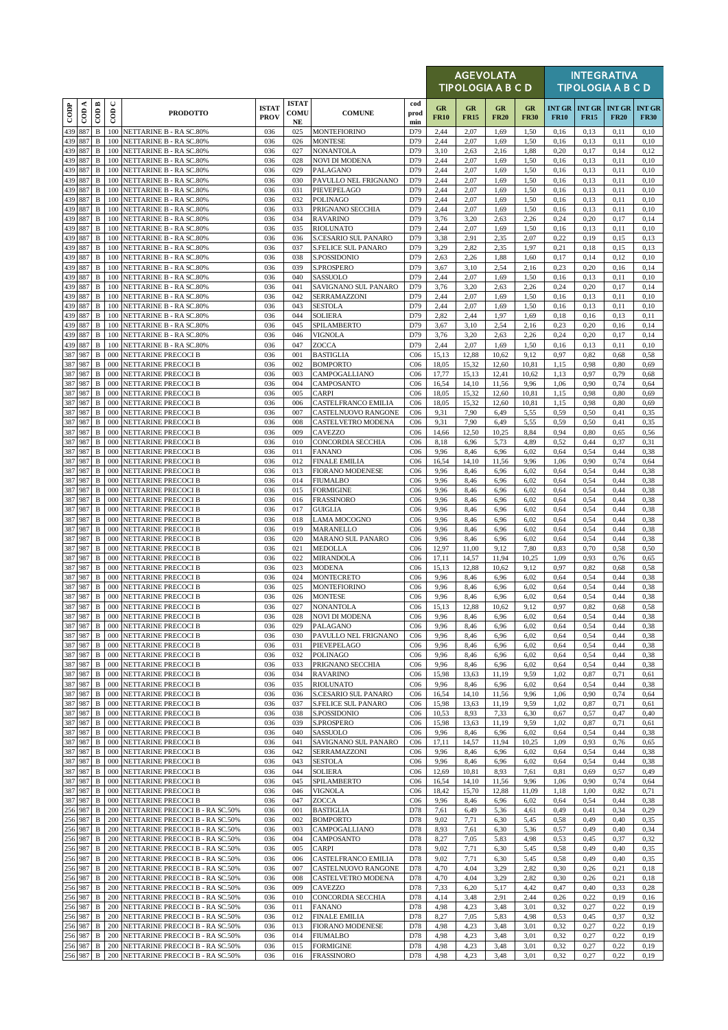| CODP | COD A | COD B | COD C | PRODOTTO | ISTAT PROV | ISTAT COMUNE | COMUNE | cod prod min | AGEVOLATA TIPOLOGIA A B C D | | | | INTEGRATIVA TIPOLOGIA A B C D | | | |
|---|---|---|---|---|---|---|---|---|---|---|---|---|---|---|---|---|
| | | | | | | | | | GR FR10 | GR FR15 | GR FR20 | GR FR30 | INT GR FR10 | INT GR FR15 | INT GR FR20 | INT GR FR30 |
| 439 | 887 | B | 100 | NETTARINE B - RA SC.80% | 036 | 025 | MONTEFIORINO | D79 | 2,44 | 2,07 | 1,69 | 1,50 | 0,16 | 0,13 | 0,11 | 0,10 |
| 439 | 887 | B | 100 | NETTARINE B - RA SC.80% | 036 | 026 | MONTESE | D79 | 2,44 | 2,07 | 1,69 | 1,50 | 0,16 | 0,13 | 0,11 | 0,10 |
| 439 | 887 | B | 100 | NETTARINE B - RA SC.80% | 036 | 027 | NONANTOLA | D79 | 3,10 | 2,63 | 2,16 | 1,88 | 0,20 | 0,17 | 0,14 | 0,12 |
| 439 | 887 | B | 100 | NETTARINE B - RA SC.80% | 036 | 028 | NOVI DI MODENA | D79 | 2,44 | 2,07 | 1,69 | 1,50 | 0,16 | 0,13 | 0,11 | 0,10 |
| 439 | 887 | B | 100 | NETTARINE B - RA SC.80% | 036 | 029 | PALAGANO | D79 | 2,44 | 2,07 | 1,69 | 1,50 | 0,16 | 0,13 | 0,11 | 0,10 |
| 439 | 887 | B | 100 | NETTARINE B - RA SC.80% | 036 | 030 | PAVULLO NEL FRIGNANO | D79 | 2,44 | 2,07 | 1,69 | 1,50 | 0,16 | 0,13 | 0,11 | 0,10 |
| 439 | 887 | B | 100 | NETTARINE B - RA SC.80% | 036 | 031 | PIEVEPELAGO | D79 | 2,44 | 2,07 | 1,69 | 1,50 | 0,16 | 0,13 | 0,11 | 0,10 |
| 439 | 887 | B | 100 | NETTARINE B - RA SC.80% | 036 | 032 | POLINAGO | D79 | 2,44 | 2,07 | 1,69 | 1,50 | 0,16 | 0,13 | 0,11 | 0,10 |
| 439 | 887 | B | 100 | NETTARINE B - RA SC.80% | 036 | 033 | PRIGNANO SECCHIA | D79 | 2,44 | 2,07 | 1,69 | 1,50 | 0,16 | 0,13 | 0,11 | 0,10 |
| 439 | 887 | B | 100 | NETTARINE B - RA SC.80% | 036 | 034 | RAVARINO | D79 | 3,76 | 3,20 | 2,63 | 2,26 | 0,24 | 0,20 | 0,17 | 0,14 |
| 439 | 887 | B | 100 | NETTARINE B - RA SC.80% | 036 | 035 | RIOLUNATO | D79 | 2,44 | 2,07 | 1,69 | 1,50 | 0,16 | 0,13 | 0,11 | 0,10 |
| 439 | 887 | B | 100 | NETTARINE B - RA SC.80% | 036 | 036 | S.CESARIO SUL PANARO | D79 | 3,38 | 2,91 | 2,35 | 2,07 | 0,22 | 0,19 | 0,15 | 0,13 |
| 439 | 887 | B | 100 | NETTARINE B - RA SC.80% | 036 | 037 | S.FELICE SUL PANARO | D79 | 3,29 | 2,82 | 2,35 | 1,97 | 0,21 | 0,18 | 0,15 | 0,13 |
| 439 | 887 | B | 100 | NETTARINE B - RA SC.80% | 036 | 038 | S.POSSIDONIO | D79 | 2,63 | 2,26 | 1,88 | 1,60 | 0,17 | 0,14 | 0,12 | 0,10 |
| 439 | 887 | B | 100 | NETTARINE B - RA SC.80% | 036 | 039 | S.PROSPERO | D79 | 3,67 | 3,10 | 2,54 | 2,16 | 0,23 | 0,20 | 0,16 | 0,14 |
| 439 | 887 | B | 100 | NETTARINE B - RA SC.80% | 036 | 040 | SASSUOLO | D79 | 2,44 | 2,07 | 1,69 | 1,50 | 0,16 | 0,13 | 0,11 | 0,10 |
| 439 | 887 | B | 100 | NETTARINE B - RA SC.80% | 036 | 041 | SAVIGNANO SUL PANARO | D79 | 3,76 | 3,20 | 2,63 | 2,26 | 0,24 | 0,20 | 0,17 | 0,14 |
| 439 | 887 | B | 100 | NETTARINE B - RA SC.80% | 036 | 042 | SERRAMAZZONI | D79 | 2,44 | 2,07 | 1,69 | 1,50 | 0,16 | 0,13 | 0,11 | 0,10 |
| 439 | 887 | B | 100 | NETTARINE B - RA SC.80% | 036 | 043 | SESTOLA | D79 | 2,44 | 2,07 | 1,69 | 1,50 | 0,16 | 0,13 | 0,11 | 0,10 |
| 439 | 887 | B | 100 | NETTARINE B - RA SC.80% | 036 | 044 | SOLIERA | D79 | 2,82 | 2,44 | 1,97 | 1,69 | 0,18 | 0,16 | 0,13 | 0,11 |
| 439 | 887 | B | 100 | NETTARINE B - RA SC.80% | 036 | 045 | SPILAMBERTO | D79 | 3,67 | 3,10 | 2,54 | 2,16 | 0,23 | 0,20 | 0,16 | 0,14 |
| 439 | 887 | B | 100 | NETTARINE B - RA SC.80% | 036 | 046 | VIGNOLA | D79 | 3,76 | 3,20 | 2,63 | 2,26 | 0,24 | 0,20 | 0,17 | 0,14 |
| 439 | 887 | B | 100 | NETTARINE B - RA SC.80% | 036 | 047 | ZOCCA | D79 | 2,44 | 2,07 | 1,69 | 1,50 | 0,16 | 0,13 | 0,11 | 0,10 |
| 387 | 987 | B | 000 | NETTARINE PRECOCI B | 036 | 001 | BASTIGLIA | C06 | 15,13 | 12,88 | 10,62 | 9,12 | 0,97 | 0,82 | 0,68 | 0,58 |
| 387 | 987 | B | 000 | NETTARINE PRECOCI B | 036 | 002 | BOMPORTO | C06 | 18,05 | 15,32 | 12,60 | 10,81 | 1,15 | 0,98 | 0,80 | 0,69 |
| 387 | 987 | B | 000 | NETTARINE PRECOCI B | 036 | 003 | CAMPOGALLIANO | C06 | 17,77 | 15,13 | 12,41 | 10,62 | 1,13 | 0,97 | 0,79 | 0,68 |
| 387 | 987 | B | 000 | NETTARINE PRECOCI B | 036 | 004 | CAMPOSANTO | C06 | 16,54 | 14,10 | 11,56 | 9,96 | 1,06 | 0,90 | 0,74 | 0,64 |
| 387 | 987 | B | 000 | NETTARINE PRECOCI B | 036 | 005 | CARPI | C06 | 18,05 | 15,32 | 12,60 | 10,81 | 1,15 | 0,98 | 0,80 | 0,69 |
| 387 | 987 | B | 000 | NETTARINE PRECOCI B | 036 | 006 | CASTELFRANCO EMILIA | C06 | 18,05 | 15,32 | 12,60 | 10,81 | 1,15 | 0,98 | 0,80 | 0,69 |
| 387 | 987 | B | 000 | NETTARINE PRECOCI B | 036 | 007 | CASTELNUOVO RANGONE | C06 | 9,31 | 7,90 | 6,49 | 5,55 | 0,59 | 0,50 | 0,41 | 0,35 |
| 387 | 987 | B | 000 | NETTARINE PRECOCI B | 036 | 008 | CASTELVETRO MODENA | C06 | 9,31 | 7,90 | 6,49 | 5,55 | 0,59 | 0,50 | 0,41 | 0,35 |
| 387 | 987 | B | 000 | NETTARINE PRECOCI B | 036 | 009 | CAVEZZO | C06 | 14,66 | 12,50 | 10,25 | 8,84 | 0,94 | 0,80 | 0,65 | 0,56 |
| 387 | 987 | B | 000 | NETTARINE PRECOCI B | 036 | 010 | CONCORDIA SECCHIA | C06 | 8,18 | 6,96 | 5,73 | 4,89 | 0,52 | 0,44 | 0,37 | 0,31 |
| 387 | 987 | B | 000 | NETTARINE PRECOCI B | 036 | 011 | FANANO | C06 | 9,96 | 8,46 | 6,96 | 6,02 | 0,64 | 0,54 | 0,44 | 0,38 |
| 387 | 987 | B | 000 | NETTARINE PRECOCI B | 036 | 012 | FINALE EMILIA | C06 | 16,54 | 14,10 | 11,56 | 9,96 | 1,06 | 0,90 | 0,74 | 0,64 |
| 387 | 987 | B | 000 | NETTARINE PRECOCI B | 036 | 013 | FIORANO MODENESE | C06 | 9,96 | 8,46 | 6,96 | 6,02 | 0,64 | 0,54 | 0,44 | 0,38 |
| 387 | 987 | B | 000 | NETTARINE PRECOCI B | 036 | 014 | FIUMALBO | C06 | 9,96 | 8,46 | 6,96 | 6,02 | 0,64 | 0,54 | 0,44 | 0,38 |
| 387 | 987 | B | 000 | NETTARINE PRECOCI B | 036 | 015 | FORMIGINE | C06 | 9,96 | 8,46 | 6,96 | 6,02 | 0,64 | 0,54 | 0,44 | 0,38 |
| 387 | 987 | B | 000 | NETTARINE PRECOCI B | 036 | 016 | FRASSINORO | C06 | 9,96 | 8,46 | 6,96 | 6,02 | 0,64 | 0,54 | 0,44 | 0,38 |
| 387 | 987 | B | 000 | NETTARINE PRECOCI B | 036 | 017 | GUIGLIA | C06 | 9,96 | 8,46 | 6,96 | 6,02 | 0,64 | 0,54 | 0,44 | 0,38 |
| 387 | 987 | B | 000 | NETTARINE PRECOCI B | 036 | 018 | LAMA MOCOGNO | C06 | 9,96 | 8,46 | 6,96 | 6,02 | 0,64 | 0,54 | 0,44 | 0,38 |
| 387 | 987 | B | 000 | NETTARINE PRECOCI B | 036 | 019 | MARANELLO | C06 | 9,96 | 8,46 | 6,96 | 6,02 | 0,64 | 0,54 | 0,44 | 0,38 |
| 387 | 987 | B | 000 | NETTARINE PRECOCI B | 036 | 020 | MARANO SUL PANARO | C06 | 9,96 | 8,46 | 6,96 | 6,02 | 0,64 | 0,54 | 0,44 | 0,38 |
| 387 | 987 | B | 000 | NETTARINE PRECOCI B | 036 | 021 | MEDOLLA | C06 | 12,97 | 11,00 | 9,12 | 7,80 | 0,83 | 0,70 | 0,58 | 0,50 |
| 387 | 987 | B | 000 | NETTARINE PRECOCI B | 036 | 022 | MIRANDOLA | C06 | 17,11 | 14,57 | 11,94 | 10,25 | 1,09 | 0,93 | 0,76 | 0,65 |
| 387 | 987 | B | 000 | NETTARINE PRECOCI B | 036 | 023 | MODENA | C06 | 15,13 | 12,88 | 10,62 | 9,12 | 0,97 | 0,82 | 0,68 | 0,58 |
| 387 | 987 | B | 000 | NETTARINE PRECOCI B | 036 | 024 | MONTECRETO | C06 | 9,96 | 8,46 | 6,96 | 6,02 | 0,64 | 0,54 | 0,44 | 0,38 |
| 387 | 987 | B | 000 | NETTARINE PRECOCI B | 036 | 025 | MONTEFIORINO | C06 | 9,96 | 8,46 | 6,96 | 6,02 | 0,64 | 0,54 | 0,44 | 0,38 |
| 387 | 987 | B | 000 | NETTARINE PRECOCI B | 036 | 026 | MONTESE | C06 | 9,96 | 8,46 | 6,96 | 6,02 | 0,64 | 0,54 | 0,44 | 0,38 |
| 387 | 987 | B | 000 | NETTARINE PRECOCI B | 036 | 027 | NONANTOLA | C06 | 15,13 | 12,88 | 10,62 | 9,12 | 0,97 | 0,82 | 0,68 | 0,58 |
| 387 | 987 | B | 000 | NETTARINE PRECOCI B | 036 | 028 | NOVI DI MODENA | C06 | 9,96 | 8,46 | 6,96 | 6,02 | 0,64 | 0,54 | 0,44 | 0,38 |
| 387 | 987 | B | 000 | NETTARINE PRECOCI B | 036 | 029 | PALAGANO | C06 | 9,96 | 8,46 | 6,96 | 6,02 | 0,64 | 0,54 | 0,44 | 0,38 |
| 387 | 987 | B | 000 | NETTARINE PRECOCI B | 036 | 030 | PAVULLO NEL FRIGNANO | C06 | 9,96 | 8,46 | 6,96 | 6,02 | 0,64 | 0,54 | 0,44 | 0,38 |
| 387 | 987 | B | 000 | NETTARINE PRECOCI B | 036 | 031 | PIEVEPELAGO | C06 | 9,96 | 8,46 | 6,96 | 6,02 | 0,64 | 0,54 | 0,44 | 0,38 |
| 387 | 987 | B | 000 | NETTARINE PRECOCI B | 036 | 032 | POLINAGO | C06 | 9,96 | 8,46 | 6,96 | 6,02 | 0,64 | 0,54 | 0,44 | 0,38 |
| 387 | 987 | B | 000 | NETTARINE PRECOCI B | 036 | 033 | PRIGNANO SECCHIA | C06 | 9,96 | 8,46 | 6,96 | 6,02 | 0,64 | 0,54 | 0,44 | 0,38 |
| 387 | 987 | B | 000 | NETTARINE PRECOCI B | 036 | 034 | RAVARINO | C06 | 15,98 | 13,63 | 11,19 | 9,59 | 1,02 | 0,87 | 0,71 | 0,61 |
| 387 | 987 | B | 000 | NETTARINE PRECOCI B | 036 | 035 | RIOLUNATO | C06 | 9,96 | 8,46 | 6,96 | 6,02 | 0,64 | 0,54 | 0,44 | 0,38 |
| 387 | 987 | B | 000 | NETTARINE PRECOCI B | 036 | 036 | S.CESARIO SUL PANARO | C06 | 16,54 | 14,10 | 11,56 | 9,96 | 1,06 | 0,90 | 0,74 | 0,64 |
| 387 | 987 | B | 000 | NETTARINE PRECOCI B | 036 | 037 | S.FELICE SUL PANARO | C06 | 15,98 | 13,63 | 11,19 | 9,59 | 1,02 | 0,87 | 0,71 | 0,61 |
| 387 | 987 | B | 000 | NETTARINE PRECOCI B | 036 | 038 | S.POSSIDONIO | C06 | 10,53 | 8,93 | 7,33 | 6,30 | 0,67 | 0,57 | 0,47 | 0,40 |
| 387 | 987 | B | 000 | NETTARINE PRECOCI B | 036 | 039 | S.PROSPERO | C06 | 15,98 | 13,63 | 11,19 | 9,59 | 1,02 | 0,87 | 0,71 | 0,61 |
| 387 | 987 | B | 000 | NETTARINE PRECOCI B | 036 | 040 | SASSUOLO | C06 | 9,96 | 8,46 | 6,96 | 6,02 | 0,64 | 0,54 | 0,44 | 0,38 |
| 387 | 987 | B | 000 | NETTARINE PRECOCI B | 036 | 041 | SAVIGNANO SUL PANARO | C06 | 17,11 | 14,57 | 11,94 | 10,25 | 1,09 | 0,93 | 0,76 | 0,65 |
| 387 | 987 | B | 000 | NETTARINE PRECOCI B | 036 | 042 | SERRAMAZZONI | C06 | 9,96 | 8,46 | 6,96 | 6,02 | 0,64 | 0,54 | 0,44 | 0,38 |
| 387 | 987 | B | 000 | NETTARINE PRECOCI B | 036 | 043 | SESTOLA | C06 | 9,96 | 8,46 | 6,96 | 6,02 | 0,64 | 0,54 | 0,44 | 0,38 |
| 387 | 987 | B | 000 | NETTARINE PRECOCI B | 036 | 044 | SOLIERA | C06 | 12,69 | 10,81 | 8,93 | 7,61 | 0,81 | 0,69 | 0,57 | 0,49 |
| 387 | 987 | B | 000 | NETTARINE PRECOCI B | 036 | 045 | SPILAMBERTO | C06 | 16,54 | 14,10 | 11,56 | 9,96 | 1,06 | 0,90 | 0,74 | 0,64 |
| 387 | 987 | B | 000 | NETTARINE PRECOCI B | 036 | 046 | VIGNOLA | C06 | 18,42 | 15,70 | 12,88 | 11,09 | 1,18 | 1,00 | 0,82 | 0,71 |
| 387 | 987 | B | 000 | NETTARINE PRECOCI B | 036 | 047 | ZOCCA | C06 | 9,96 | 8,46 | 6,96 | 6,02 | 0,64 | 0,54 | 0,44 | 0,38 |
| 256 | 987 | B | 200 | NETTARINE PRECOCI B - RA SC.50% | 036 | 001 | BASTIGLIA | D78 | 7,61 | 6,49 | 5,36 | 4,61 | 0,49 | 0,41 | 0,34 | 0,29 |
| 256 | 987 | B | 200 | NETTARINE PRECOCI B - RA SC.50% | 036 | 002 | BOMPORTO | D78 | 9,02 | 7,71 | 6,30 | 5,45 | 0,58 | 0,49 | 0,40 | 0,35 |
| 256 | 987 | B | 200 | NETTARINE PRECOCI B - RA SC.50% | 036 | 003 | CAMPOGALLIANO | D78 | 8,93 | 7,61 | 6,30 | 5,36 | 0,57 | 0,49 | 0,40 | 0,34 |
| 256 | 987 | B | 200 | NETTARINE PRECOCI B - RA SC.50% | 036 | 004 | CAMPOSANTO | D78 | 8,27 | 7,05 | 5,83 | 4,98 | 0,53 | 0,45 | 0,37 | 0,32 |
| 256 | 987 | B | 200 | NETTARINE PRECOCI B - RA SC.50% | 036 | 005 | CARPI | D78 | 9,02 | 7,71 | 6,30 | 5,45 | 0,58 | 0,49 | 0,40 | 0,35 |
| 256 | 987 | B | 200 | NETTARINE PRECOCI B - RA SC.50% | 036 | 006 | CASTELFRANCO EMILIA | D78 | 9,02 | 7,71 | 6,30 | 5,45 | 0,58 | 0,49 | 0,40 | 0,35 |
| 256 | 987 | B | 200 | NETTARINE PRECOCI B - RA SC.50% | 036 | 007 | CASTELNUOVO RANGONE | D78 | 4,70 | 4,04 | 3,29 | 2,82 | 0,30 | 0,26 | 0,21 | 0,18 |
| 256 | 987 | B | 200 | NETTARINE PRECOCI B - RA SC.50% | 036 | 008 | CASTELVETRO MODENA | D78 | 4,70 | 4,04 | 3,29 | 2,82 | 0,30 | 0,26 | 0,21 | 0,18 |
| 256 | 987 | B | 200 | NETTARINE PRECOCI B - RA SC.50% | 036 | 009 | CAVEZZO | D78 | 7,33 | 6,20 | 5,17 | 4,42 | 0,47 | 0,40 | 0,33 | 0,28 |
| 256 | 987 | B | 200 | NETTARINE PRECOCI B - RA SC.50% | 036 | 010 | CONCORDIA SECCHIA | D78 | 4,14 | 3,48 | 2,91 | 2,44 | 0,26 | 0,22 | 0,19 | 0,16 |
| 256 | 987 | B | 200 | NETTARINE PRECOCI B - RA SC.50% | 036 | 011 | FANANO | D78 | 4,98 | 4,23 | 3,48 | 3,01 | 0,32 | 0,27 | 0,22 | 0,19 |
| 256 | 987 | B | 200 | NETTARINE PRECOCI B - RA SC.50% | 036 | 012 | FINALE EMILIA | D78 | 8,27 | 7,05 | 5,83 | 4,98 | 0,53 | 0,45 | 0,37 | 0,32 |
| 256 | 987 | B | 200 | NETTARINE PRECOCI B - RA SC.50% | 036 | 013 | FIORANO MODENESE | D78 | 4,98 | 4,23 | 3,48 | 3,01 | 0,32 | 0,27 | 0,22 | 0,19 |
| 256 | 987 | B | 200 | NETTARINE PRECOCI B - RA SC.50% | 036 | 014 | FIUMALBO | D78 | 4,98 | 4,23 | 3,48 | 3,01 | 0,32 | 0,27 | 0,22 | 0,19 |
| 256 | 987 | B | 200 | NETTARINE PRECOCI B - RA SC.50% | 036 | 015 | FORMIGINE | D78 | 4,98 | 4,23 | 3,48 | 3,01 | 0,32 | 0,27 | 0,22 | 0,19 |
| 256 | 987 | B | 200 | NETTARINE PRECOCI B - RA SC.50% | 036 | 016 | FRASSINORO | D78 | 4,98 | 4,23 | 3,48 | 3,01 | 0,32 | 0,27 | 0,22 | 0,19 |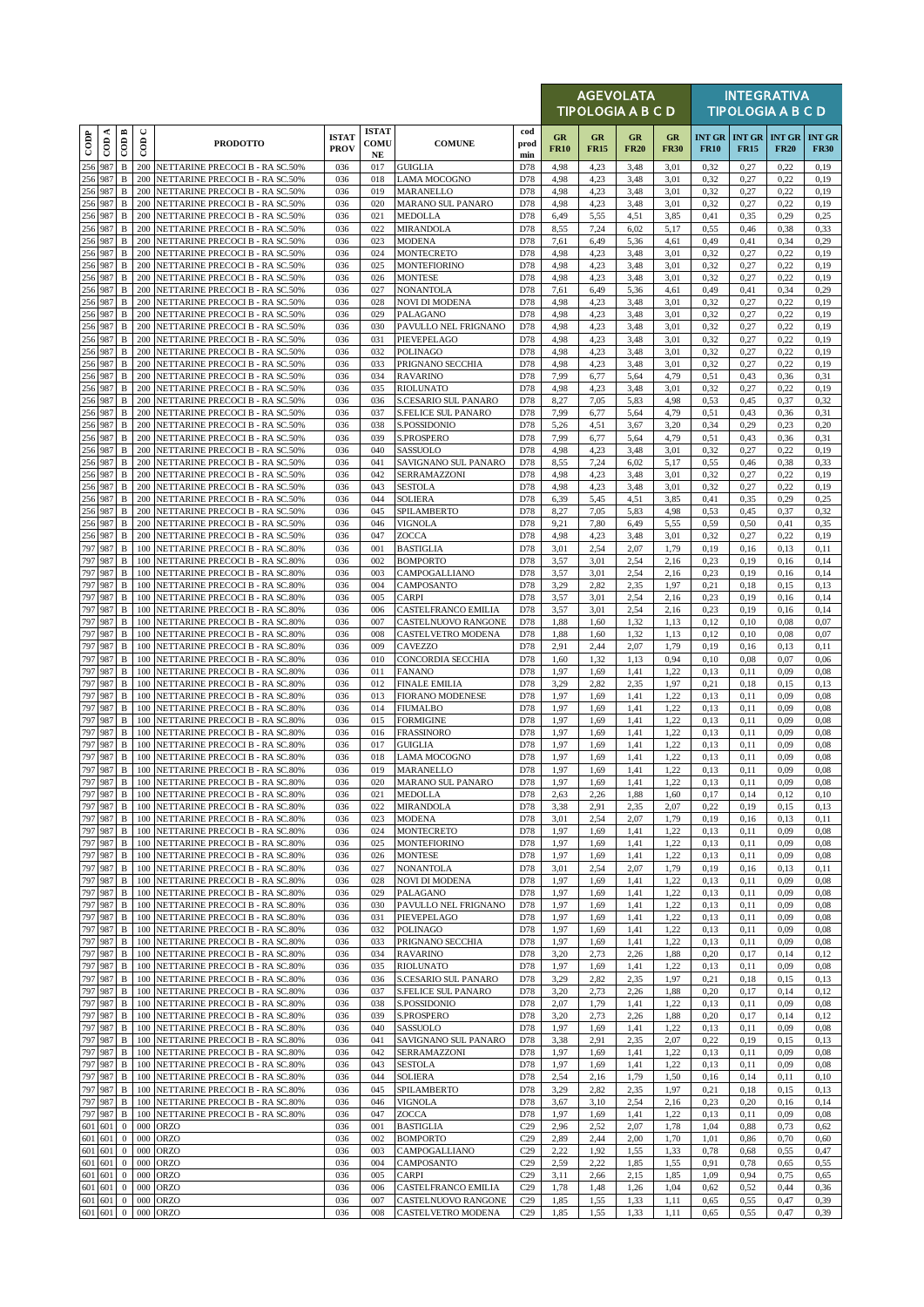| CODP | COD A | COD B | COD C | PRODOTTO | ISTAT PROV | ISTAT COMUNE | COMUNE | cod prod min | AGEVOLATA TIPOLOGIA A B C D | | | | INTEGRATIVA TIPOLOGIA A B C D | | | |
|---|---|---|---|---|---|---|---|---|---|---|---|---|---|---|---|---|
| | | | | | | | | | GR FR10 | GR FR15 | GR FR20 | GR FR30 | INT GR FR10 | INT GR FR15 | INT GR FR20 | INT GR FR30 |
| 256 | 987 | B | 200 | NETTARINE PRECOCI B - RA SC.50% | 036 | 017 | GUIGLIA | D78 | 4,98 | 4,23 | 3,48 | 3,01 | 0,32 | 0,27 | 0,22 | 0,19 |
| 256 | 987 | B | 200 | NETTARINE PRECOCI B - RA SC.50% | 036 | 018 | LAMA MOCOGNO | D78 | 4,98 | 4,23 | 3,48 | 3,01 | 0,32 | 0,27 | 0,22 | 0,19 |
| 256 | 987 | B | 200 | NETTARINE PRECOCI B - RA SC.50% | 036 | 019 | MARANELLO | D78 | 4,98 | 4,23 | 3,48 | 3,01 | 0,32 | 0,27 | 0,22 | 0,19 |
| 256 | 987 | B | 200 | NETTARINE PRECOCI B - RA SC.50% | 036 | 020 | MARANO SUL PANARO | D78 | 4,98 | 4,23 | 3,48 | 3,01 | 0,32 | 0,27 | 0,22 | 0,19 |
| 256 | 987 | B | 200 | NETTARINE PRECOCI B - RA SC.50% | 036 | 021 | MEDOLLA | D78 | 6,49 | 5,55 | 4,51 | 3,85 | 0,41 | 0,35 | 0,29 | 0,25 |
| 256 | 987 | B | 200 | NETTARINE PRECOCI B - RA SC.50% | 036 | 022 | MIRANDOLA | D78 | 8,55 | 7,24 | 6,02 | 5,17 | 0,55 | 0,46 | 0,38 | 0,33 |
| 256 | 987 | B | 200 | NETTARINE PRECOCI B - RA SC.50% | 036 | 023 | MODENA | D78 | 7,61 | 6,49 | 5,36 | 4,61 | 0,49 | 0,41 | 0,34 | 0,29 |
| 256 | 987 | B | 200 | NETTARINE PRECOCI B - RA SC.50% | 036 | 024 | MONTECRETO | D78 | 4,98 | 4,23 | 3,48 | 3,01 | 0,32 | 0,27 | 0,22 | 0,19 |
| 256 | 987 | B | 200 | NETTARINE PRECOCI B - RA SC.50% | 036 | 025 | MONTEFIORINO | D78 | 4,98 | 4,23 | 3,48 | 3,01 | 0,32 | 0,27 | 0,22 | 0,19 |
| 256 | 987 | B | 200 | NETTARINE PRECOCI B - RA SC.50% | 036 | 026 | MONTESE | D78 | 4,98 | 4,23 | 3,48 | 3,01 | 0,32 | 0,27 | 0,22 | 0,19 |
| 256 | 987 | B | 200 | NETTARINE PRECOCI B - RA SC.50% | 036 | 027 | NONANTOLA | D78 | 7,61 | 6,49 | 5,36 | 4,61 | 0,49 | 0,41 | 0,34 | 0,29 |
| 256 | 987 | B | 200 | NETTARINE PRECOCI B - RA SC.50% | 036 | 028 | NOVI DI MODENA | D78 | 4,98 | 4,23 | 3,48 | 3,01 | 0,32 | 0,27 | 0,22 | 0,19 |
| 256 | 987 | B | 200 | NETTARINE PRECOCI B - RA SC.50% | 036 | 029 | PALAGANO | D78 | 4,98 | 4,23 | 3,48 | 3,01 | 0,32 | 0,27 | 0,22 | 0,19 |
| 256 | 987 | B | 200 | NETTARINE PRECOCI B - RA SC.50% | 036 | 030 | PAVULLO NEL FRIGNANO | D78 | 4,98 | 4,23 | 3,48 | 3,01 | 0,32 | 0,27 | 0,22 | 0,19 |
| 256 | 987 | B | 200 | NETTARINE PRECOCI B - RA SC.50% | 036 | 031 | PIEVEPELAGO | D78 | 4,98 | 4,23 | 3,48 | 3,01 | 0,32 | 0,27 | 0,22 | 0,19 |
| 256 | 987 | B | 200 | NETTARINE PRECOCI B - RA SC.50% | 036 | 032 | POLINAGO | D78 | 4,98 | 4,23 | 3,48 | 3,01 | 0,32 | 0,27 | 0,22 | 0,19 |
| 256 | 987 | B | 200 | NETTARINE PRECOCI B - RA SC.50% | 036 | 033 | PRIGNANO SECCHIA | D78 | 4,98 | 4,23 | 3,48 | 3,01 | 0,32 | 0,27 | 0,22 | 0,19 |
| 256 | 987 | B | 200 | NETTARINE PRECOCI B - RA SC.50% | 036 | 034 | RAVARINO | D78 | 7,99 | 6,77 | 5,64 | 4,79 | 0,51 | 0,43 | 0,36 | 0,31 |
| 256 | 987 | B | 200 | NETTARINE PRECOCI B - RA SC.50% | 036 | 035 | RIOLUNATO | D78 | 4,98 | 4,23 | 3,48 | 3,01 | 0,32 | 0,27 | 0,22 | 0,19 |
| 256 | 987 | B | 200 | NETTARINE PRECOCI B - RA SC.50% | 036 | 036 | S.CESARIO SUL PANARO | D78 | 8,27 | 7,05 | 5,83 | 4,98 | 0,53 | 0,45 | 0,37 | 0,32 |
| 256 | 987 | B | 200 | NETTARINE PRECOCI B - RA SC.50% | 036 | 037 | S.FELICE SUL PANARO | D78 | 7,99 | 6,77 | 5,64 | 4,79 | 0,51 | 0,43 | 0,36 | 0,31 |
| 256 | 987 | B | 200 | NETTARINE PRECOCI B - RA SC.50% | 036 | 038 | S.POSSIDONIO | D78 | 5,26 | 4,51 | 3,67 | 3,20 | 0,34 | 0,29 | 0,23 | 0,20 |
| 256 | 987 | B | 200 | NETTARINE PRECOCI B - RA SC.50% | 036 | 039 | S.PROSPERO | D78 | 7,99 | 6,77 | 5,64 | 4,79 | 0,51 | 0,43 | 0,36 | 0,31 |
| 256 | 987 | B | 200 | NETTARINE PRECOCI B - RA SC.50% | 036 | 040 | SASSUOLO | D78 | 4,98 | 4,23 | 3,48 | 3,01 | 0,32 | 0,27 | 0,22 | 0,19 |
| 256 | 987 | B | 200 | NETTARINE PRECOCI B - RA SC.50% | 036 | 041 | SAVIGNANO SUL PANARO | D78 | 8,55 | 7,24 | 6,02 | 5,17 | 0,55 | 0,46 | 0,38 | 0,33 |
| 256 | 987 | B | 200 | NETTARINE PRECOCI B - RA SC.50% | 036 | 042 | SERRAMAZZONI | D78 | 4,98 | 4,23 | 3,48 | 3,01 | 0,32 | 0,27 | 0,22 | 0,19 |
| 256 | 987 | B | 200 | NETTARINE PRECOCI B - RA SC.50% | 036 | 043 | SESTOLA | D78 | 4,98 | 4,23 | 3,48 | 3,01 | 0,32 | 0,27 | 0,22 | 0,19 |
| 256 | 987 | B | 200 | NETTARINE PRECOCI B - RA SC.50% | 036 | 044 | SOLIERA | D78 | 6,39 | 5,45 | 4,51 | 3,85 | 0,41 | 0,35 | 0,29 | 0,25 |
| 256 | 987 | B | 200 | NETTARINE PRECOCI B - RA SC.50% | 036 | 045 | SPILAMBERTO | D78 | 8,27 | 7,05 | 5,83 | 4,98 | 0,53 | 0,45 | 0,37 | 0,32 |
| 256 | 987 | B | 200 | NETTARINE PRECOCI B - RA SC.50% | 036 | 046 | VIGNOLA | D78 | 9,21 | 7,80 | 6,49 | 5,55 | 0,59 | 0,50 | 0,41 | 0,35 |
| 256 | 987 | B | 200 | NETTARINE PRECOCI B - RA SC.50% | 036 | 047 | ZOCCA | D78 | 4,98 | 4,23 | 3,48 | 3,01 | 0,32 | 0,27 | 0,22 | 0,19 |
| 797 | 987 | B | 100 | NETTARINE PRECOCI B - RA SC.80% | 036 | 001 | BASTIGLIA | D78 | 3,01 | 2,54 | 2,07 | 1,79 | 0,19 | 0,16 | 0,13 | 0,11 |
| 797 | 987 | B | 100 | NETTARINE PRECOCI B - RA SC.80% | 036 | 002 | BOMPORTO | D78 | 3,57 | 3,01 | 2,54 | 2,16 | 0,23 | 0,19 | 0,16 | 0,14 |
| 797 | 987 | B | 100 | NETTARINE PRECOCI B - RA SC.80% | 036 | 003 | CAMPOGALLIANO | D78 | 3,57 | 3,01 | 2,54 | 2,16 | 0,23 | 0,19 | 0,16 | 0,14 |
| 797 | 987 | B | 100 | NETTARINE PRECOCI B - RA SC.80% | 036 | 004 | CAMPOSANTO | D78 | 3,29 | 2,82 | 2,35 | 1,97 | 0,21 | 0,18 | 0,15 | 0,13 |
| 797 | 987 | B | 100 | NETTARINE PRECOCI B - RA SC.80% | 036 | 005 | CARPI | D78 | 3,57 | 3,01 | 2,54 | 2,16 | 0,23 | 0,19 | 0,16 | 0,14 |
| 797 | 987 | B | 100 | NETTARINE PRECOCI B - RA SC.80% | 036 | 006 | CASTELFRANCO EMILIA | D78 | 3,57 | 3,01 | 2,54 | 2,16 | 0,23 | 0,19 | 0,16 | 0,14 |
| 797 | 987 | B | 100 | NETTARINE PRECOCI B - RA SC.80% | 036 | 007 | CASTELNUOVO RANGONE | D78 | 1,88 | 1,60 | 1,32 | 1,13 | 0,12 | 0,10 | 0,08 | 0,07 |
| 797 | 987 | B | 100 | NETTARINE PRECOCI B - RA SC.80% | 036 | 008 | CASTELVETRO MODENA | D78 | 1,88 | 1,60 | 1,32 | 1,13 | 0,12 | 0,10 | 0,08 | 0,07 |
| 797 | 987 | B | 100 | NETTARINE PRECOCI B - RA SC.80% | 036 | 009 | CAVEZZO | D78 | 2,91 | 2,44 | 2,07 | 1,79 | 0,19 | 0,16 | 0,13 | 0,11 |
| 797 | 987 | B | 100 | NETTARINE PRECOCI B - RA SC.80% | 036 | 010 | CONCORDIA SECCHIA | D78 | 1,60 | 1,32 | 1,13 | 0,94 | 0,10 | 0,08 | 0,07 | 0,06 |
| 797 | 987 | B | 100 | NETTARINE PRECOCI B - RA SC.80% | 036 | 011 | FANANO | D78 | 1,97 | 1,69 | 1,41 | 1,22 | 0,13 | 0,11 | 0,09 | 0,08 |
| 797 | 987 | B | 100 | NETTARINE PRECOCI B - RA SC.80% | 036 | 012 | FINALE EMILIA | D78 | 3,29 | 2,82 | 2,35 | 1,97 | 0,21 | 0,18 | 0,15 | 0,13 |
| 797 | 987 | B | 100 | NETTARINE PRECOCI B - RA SC.80% | 036 | 013 | FIORANO MODENESE | D78 | 1,97 | 1,69 | 1,41 | 1,22 | 0,13 | 0,11 | 0,09 | 0,08 |
| 797 | 987 | B | 100 | NETTARINE PRECOCI B - RA SC.80% | 036 | 014 | FIUMALBO | D78 | 1,97 | 1,69 | 1,41 | 1,22 | 0,13 | 0,11 | 0,09 | 0,08 |
| 797 | 987 | B | 100 | NETTARINE PRECOCI B - RA SC.80% | 036 | 015 | FORMIGINE | D78 | 1,97 | 1,69 | 1,41 | 1,22 | 0,13 | 0,11 | 0,09 | 0,08 |
| 797 | 987 | B | 100 | NETTARINE PRECOCI B - RA SC.80% | 036 | 016 | FRASSINORO | D78 | 1,97 | 1,69 | 1,41 | 1,22 | 0,13 | 0,11 | 0,09 | 0,08 |
| 797 | 987 | B | 100 | NETTARINE PRECOCI B - RA SC.80% | 036 | 017 | GUIGLIA | D78 | 1,97 | 1,69 | 1,41 | 1,22 | 0,13 | 0,11 | 0,09 | 0,08 |
| 797 | 987 | B | 100 | NETTARINE PRECOCI B - RA SC.80% | 036 | 018 | LAMA MOCOGNO | D78 | 1,97 | 1,69 | 1,41 | 1,22 | 0,13 | 0,11 | 0,09 | 0,08 |
| 797 | 987 | B | 100 | NETTARINE PRECOCI B - RA SC.80% | 036 | 019 | MARANELLO | D78 | 1,97 | 1,69 | 1,41 | 1,22 | 0,13 | 0,11 | 0,09 | 0,08 |
| 797 | 987 | B | 100 | NETTARINE PRECOCI B - RA SC.80% | 036 | 020 | MARANO SUL PANARO | D78 | 1,97 | 1,69 | 1,41 | 1,22 | 0,13 | 0,11 | 0,09 | 0,08 |
| 797 | 987 | B | 100 | NETTARINE PRECOCI B - RA SC.80% | 036 | 021 | MEDOLLA | D78 | 2,63 | 2,26 | 1,88 | 1,60 | 0,17 | 0,14 | 0,12 | 0,10 |
| 797 | 987 | B | 100 | NETTARINE PRECOCI B - RA SC.80% | 036 | 022 | MIRANDOLA | D78 | 3,38 | 2,91 | 2,35 | 2,07 | 0,22 | 0,19 | 0,15 | 0,13 |
| 797 | 987 | B | 100 | NETTARINE PRECOCI B - RA SC.80% | 036 | 023 | MODENA | D78 | 3,01 | 2,54 | 2,07 | 1,79 | 0,19 | 0,16 | 0,13 | 0,11 |
| 797 | 987 | B | 100 | NETTARINE PRECOCI B - RA SC.80% | 036 | 024 | MONTECRETO | D78 | 1,97 | 1,69 | 1,41 | 1,22 | 0,13 | 0,11 | 0,09 | 0,08 |
| 797 | 987 | B | 100 | NETTARINE PRECOCI B - RA SC.80% | 036 | 025 | MONTEFIORINO | D78 | 1,97 | 1,69 | 1,41 | 1,22 | 0,13 | 0,11 | 0,09 | 0,08 |
| 797 | 987 | B | 100 | NETTARINE PRECOCI B - RA SC.80% | 036 | 026 | MONTESE | D78 | 1,97 | 1,69 | 1,41 | 1,22 | 0,13 | 0,11 | 0,09 | 0,08 |
| 797 | 987 | B | 100 | NETTARINE PRECOCI B - RA SC.80% | 036 | 027 | NONANTOLA | D78 | 3,01 | 2,54 | 2,07 | 1,79 | 0,19 | 0,16 | 0,13 | 0,11 |
| 797 | 987 | B | 100 | NETTARINE PRECOCI B - RA SC.80% | 036 | 028 | NOVI DI MODENA | D78 | 1,97 | 1,69 | 1,41 | 1,22 | 0,13 | 0,11 | 0,09 | 0,08 |
| 797 | 987 | B | 100 | NETTARINE PRECOCI B - RA SC.80% | 036 | 029 | PALAGANO | D78 | 1,97 | 1,69 | 1,41 | 1,22 | 0,13 | 0,11 | 0,09 | 0,08 |
| 797 | 987 | B | 100 | NETTARINE PRECOCI B - RA SC.80% | 036 | 030 | PAVULLO NEL FRIGNANO | D78 | 1,97 | 1,69 | 1,41 | 1,22 | 0,13 | 0,11 | 0,09 | 0,08 |
| 797 | 987 | B | 100 | NETTARINE PRECOCI B - RA SC.80% | 036 | 031 | PIEVEPELAGO | D78 | 1,97 | 1,69 | 1,41 | 1,22 | 0,13 | 0,11 | 0,09 | 0,08 |
| 797 | 987 | B | 100 | NETTARINE PRECOCI B - RA SC.80% | 036 | 032 | POLINAGO | D78 | 1,97 | 1,69 | 1,41 | 1,22 | 0,13 | 0,11 | 0,09 | 0,08 |
| 797 | 987 | B | 100 | NETTARINE PRECOCI B - RA SC.80% | 036 | 033 | PRIGNANO SECCHIA | D78 | 1,97 | 1,69 | 1,41 | 1,22 | 0,13 | 0,11 | 0,09 | 0,08 |
| 797 | 987 | B | 100 | NETTARINE PRECOCI B - RA SC.80% | 036 | 034 | RAVARINO | D78 | 3,20 | 2,73 | 2,26 | 1,88 | 0,20 | 0,17 | 0,14 | 0,12 |
| 797 | 987 | B | 100 | NETTARINE PRECOCI B - RA SC.80% | 036 | 035 | RIOLUNATO | D78 | 1,97 | 1,69 | 1,41 | 1,22 | 0,13 | 0,11 | 0,09 | 0,08 |
| 797 | 987 | B | 100 | NETTARINE PRECOCI B - RA SC.80% | 036 | 036 | S.CESARIO SUL PANARO | D78 | 3,29 | 2,82 | 2,35 | 1,97 | 0,21 | 0,18 | 0,15 | 0,13 |
| 797 | 987 | B | 100 | NETTARINE PRECOCI B - RA SC.80% | 036 | 037 | S.FELICE SUL PANARO | D78 | 3,20 | 2,73 | 2,26 | 1,88 | 0,20 | 0,17 | 0,14 | 0,12 |
| 797 | 987 | B | 100 | NETTARINE PRECOCI B - RA SC.80% | 036 | 038 | S.POSSIDONIO | D78 | 2,07 | 1,79 | 1,41 | 1,22 | 0,13 | 0,11 | 0,09 | 0,08 |
| 797 | 987 | B | 100 | NETTARINE PRECOCI B - RA SC.80% | 036 | 039 | S.PROSPERO | D78 | 3,20 | 2,73 | 2,26 | 1,88 | 0,20 | 0,17 | 0,14 | 0,12 |
| 797 | 987 | B | 100 | NETTARINE PRECOCI B - RA SC.80% | 036 | 040 | SASSUOLO | D78 | 1,97 | 1,69 | 1,41 | 1,22 | 0,13 | 0,11 | 0,09 | 0,08 |
| 797 | 987 | B | 100 | NETTARINE PRECOCI B - RA SC.80% | 036 | 041 | SAVIGNANO SUL PANARO | D78 | 3,38 | 2,91 | 2,35 | 2,07 | 0,22 | 0,19 | 0,15 | 0,13 |
| 797 | 987 | B | 100 | NETTARINE PRECOCI B - RA SC.80% | 036 | 042 | SERRAMAZZONI | D78 | 1,97 | 1,69 | 1,41 | 1,22 | 0,13 | 0,11 | 0,09 | 0,08 |
| 797 | 987 | B | 100 | NETTARINE PRECOCI B - RA SC.80% | 036 | 043 | SESTOLA | D78 | 1,97 | 1,69 | 1,41 | 1,22 | 0,13 | 0,11 | 0,09 | 0,08 |
| 797 | 987 | B | 100 | NETTARINE PRECOCI B - RA SC.80% | 036 | 044 | SOLIERA | D78 | 2,54 | 2,16 | 1,79 | 1,50 | 0,16 | 0,14 | 0,11 | 0,10 |
| 797 | 987 | B | 100 | NETTARINE PRECOCI B - RA SC.80% | 036 | 045 | SPILAMBERTO | D78 | 3,29 | 2,82 | 2,35 | 1,97 | 0,21 | 0,18 | 0,15 | 0,13 |
| 797 | 987 | B | 100 | NETTARINE PRECOCI B - RA SC.80% | 036 | 046 | VIGNOLA | D78 | 3,67 | 3,10 | 2,54 | 2,16 | 0,23 | 0,20 | 0,16 | 0,14 |
| 797 | 987 | B | 100 | NETTARINE PRECOCI B - RA SC.80% | 036 | 047 | ZOCCA | D78 | 1,97 | 1,69 | 1,41 | 1,22 | 0,13 | 0,11 | 0,09 | 0,08 |
| 601 | 601 | 0 | 000 | ORZO | 036 | 001 | BASTIGLIA | C29 | 2,96 | 2,52 | 2,07 | 1,78 | 1,04 | 0,88 | 0,73 | 0,62 |
| 601 | 601 | 0 | 000 | ORZO | 036 | 002 | BOMPORTO | C29 | 2,89 | 2,44 | 2,00 | 1,70 | 1,01 | 0,86 | 0,70 | 0,60 |
| 601 | 601 | 0 | 000 | ORZO | 036 | 003 | CAMPOGALLIANO | C29 | 2,22 | 1,92 | 1,55 | 1,33 | 0,78 | 0,68 | 0,55 | 0,47 |
| 601 | 601 | 0 | 000 | ORZO | 036 | 004 | CAMPOSANTO | C29 | 2,59 | 2,22 | 1,85 | 1,55 | 0,91 | 0,78 | 0,65 | 0,55 |
| 601 | 601 | 0 | 000 | ORZO | 036 | 005 | CARPI | C29 | 3,11 | 2,66 | 2,15 | 1,85 | 1,09 | 0,94 | 0,75 | 0,65 |
| 601 | 601 | 0 | 000 | ORZO | 036 | 006 | CASTELFRANCO EMILIA | C29 | 1,78 | 1,48 | 1,26 | 1,04 | 0,62 | 0,52 | 0,44 | 0,36 |
| 601 | 601 | 0 | 000 | ORZO | 036 | 007 | CASTELNUOVO RANGONE | C29 | 1,85 | 1,55 | 1,33 | 1,11 | 0,65 | 0,55 | 0,47 | 0,39 |
| 601 | 601 | 0 | 000 | ORZO | 036 | 008 | CASTELVETRO MODENA | C29 | 1,85 | 1,55 | 1,33 | 1,11 | 0,65 | 0,55 | 0,47 | 0,39 |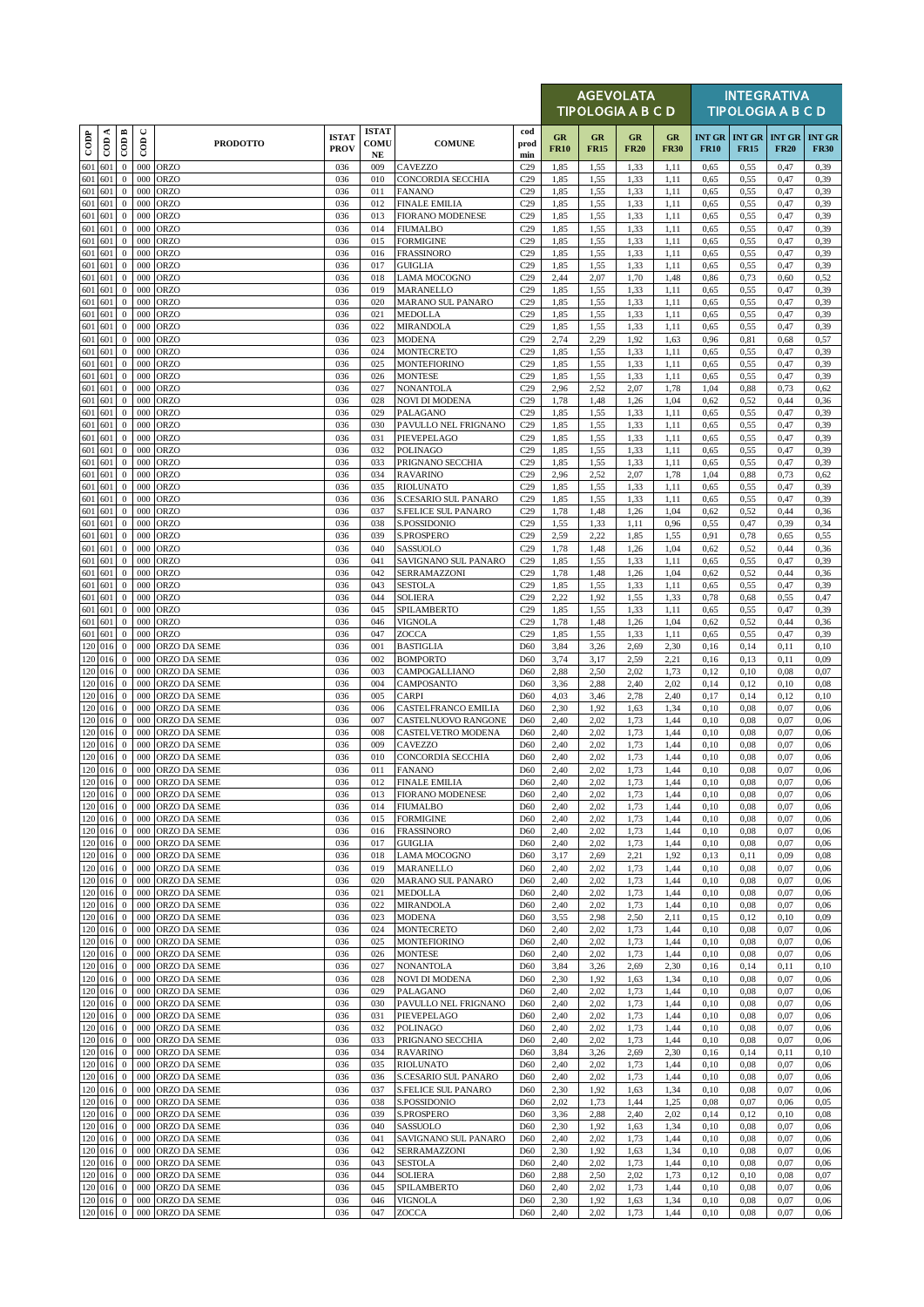| CODP | COD A | COD B | COD C | PRODOTTO | ISTAT PROV | ISTAT COMUNE | COMUNE | cod prod min | AGEVOLATA TIPOLOGIA A B C D | | | | INTEGRATIVA TIPOLOGIA A B C D | | | |
|---|---|---|---|---|---|---|---|---|---|---|---|---|---|---|---|---|
| | | | | | | | | | GR FR10 | GR FR15 | GR FR20 | GR FR30 | INT GR FR10 | INT GR FR15 | INT GR FR20 | INT GR FR30 |
| 601 | 601 | 0 | 000 | ORZO | 036 | 009 | CAVEZZO | C29 | 1,85 | 1,55 | 1,33 | 1,11 | 0,65 | 0,55 | 0,47 | 0,39 |
| 601 | 601 | 0 | 000 | ORZO | 036 | 010 | CONCORDIA SECCHIA | C29 | 1,85 | 1,55 | 1,33 | 1,11 | 0,65 | 0,55 | 0,47 | 0,39 |
| 601 | 601 | 0 | 000 | ORZO | 036 | 011 | FANANO | C29 | 1,85 | 1,55 | 1,33 | 1,11 | 0,65 | 0,55 | 0,47 | 0,39 |
| 601 | 601 | 0 | 000 | ORZO | 036 | 012 | FINALE EMILIA | C29 | 1,85 | 1,55 | 1,33 | 1,11 | 0,65 | 0,55 | 0,47 | 0,39 |
| 601 | 601 | 0 | 000 | ORZO | 036 | 013 | FIORANO MODENESE | C29 | 1,85 | 1,55 | 1,33 | 1,11 | 0,65 | 0,55 | 0,47 | 0,39 |
| 601 | 601 | 0 | 000 | ORZO | 036 | 014 | FIUMALBO | C29 | 1,85 | 1,55 | 1,33 | 1,11 | 0,65 | 0,55 | 0,47 | 0,39 |
| 601 | 601 | 0 | 000 | ORZO | 036 | 015 | FORMIGINE | C29 | 1,85 | 1,55 | 1,33 | 1,11 | 0,65 | 0,55 | 0,47 | 0,39 |
| 601 | 601 | 0 | 000 | ORZO | 036 | 016 | FRASSINORO | C29 | 1,85 | 1,55 | 1,33 | 1,11 | 0,65 | 0,55 | 0,47 | 0,39 |
| 601 | 601 | 0 | 000 | ORZO | 036 | 017 | GUIGLIA | C29 | 1,85 | 1,55 | 1,33 | 1,11 | 0,65 | 0,55 | 0,47 | 0,39 |
| 601 | 601 | 0 | 000 | ORZO | 036 | 018 | LAMA MOCOGNO | C29 | 2,44 | 2,07 | 1,70 | 1,48 | 0,86 | 0,73 | 0,60 | 0,52 |
| 601 | 601 | 0 | 000 | ORZO | 036 | 019 | MARANELLO | C29 | 1,85 | 1,55 | 1,33 | 1,11 | 0,65 | 0,55 | 0,47 | 0,39 |
| 601 | 601 | 0 | 000 | ORZO | 036 | 020 | MARANO SUL PANARO | C29 | 1,85 | 1,55 | 1,33 | 1,11 | 0,65 | 0,55 | 0,47 | 0,39 |
| 601 | 601 | 0 | 000 | ORZO | 036 | 021 | MEDOLLA | C29 | 1,85 | 1,55 | 1,33 | 1,11 | 0,65 | 0,55 | 0,47 | 0,39 |
| 601 | 601 | 0 | 000 | ORZO | 036 | 022 | MIRANDOLA | C29 | 1,85 | 1,55 | 1,33 | 1,11 | 0,65 | 0,55 | 0,47 | 0,39 |
| 601 | 601 | 0 | 000 | ORZO | 036 | 023 | MODENA | C29 | 2,74 | 2,29 | 1,92 | 1,63 | 0,96 | 0,81 | 0,68 | 0,57 |
| 601 | 601 | 0 | 000 | ORZO | 036 | 024 | MONTECRETO | C29 | 1,85 | 1,55 | 1,33 | 1,11 | 0,65 | 0,55 | 0,47 | 0,39 |
| 601 | 601 | 0 | 000 | ORZO | 036 | 025 | MONTEFIORINO | C29 | 1,85 | 1,55 | 1,33 | 1,11 | 0,65 | 0,55 | 0,47 | 0,39 |
| 601 | 601 | 0 | 000 | ORZO | 036 | 026 | MONTESE | C29 | 1,85 | 1,55 | 1,33 | 1,11 | 0,65 | 0,55 | 0,47 | 0,39 |
| 601 | 601 | 0 | 000 | ORZO | 036 | 027 | NONANTOLA | C29 | 2,96 | 2,52 | 2,07 | 1,78 | 1,04 | 0,88 | 0,73 | 0,62 |
| 601 | 601 | 0 | 000 | ORZO | 036 | 028 | NOVI DI MODENA | C29 | 1,78 | 1,48 | 1,26 | 1,04 | 0,62 | 0,52 | 0,44 | 0,36 |
| 601 | 601 | 0 | 000 | ORZO | 036 | 029 | PALAGANO | C29 | 1,85 | 1,55 | 1,33 | 1,11 | 0,65 | 0,55 | 0,47 | 0,39 |
| 601 | 601 | 0 | 000 | ORZO | 036 | 030 | PAVULLO NEL FRIGNANO | C29 | 1,85 | 1,55 | 1,33 | 1,11 | 0,65 | 0,55 | 0,47 | 0,39 |
| 601 | 601 | 0 | 000 | ORZO | 036 | 031 | PIEVEPELAGO | C29 | 1,85 | 1,55 | 1,33 | 1,11 | 0,65 | 0,55 | 0,47 | 0,39 |
| 601 | 601 | 0 | 000 | ORZO | 036 | 032 | POLINAGO | C29 | 1,85 | 1,55 | 1,33 | 1,11 | 0,65 | 0,55 | 0,47 | 0,39 |
| 601 | 601 | 0 | 000 | ORZO | 036 | 033 | PRIGNANO SECCHIA | C29 | 1,85 | 1,55 | 1,33 | 1,11 | 0,65 | 0,55 | 0,47 | 0,39 |
| 601 | 601 | 0 | 000 | ORZO | 036 | 034 | RAVARINO | C29 | 2,96 | 2,52 | 2,07 | 1,78 | 1,04 | 0,88 | 0,73 | 0,62 |
| 601 | 601 | 0 | 000 | ORZO | 036 | 035 | RIOLUNATO | C29 | 1,85 | 1,55 | 1,33 | 1,11 | 0,65 | 0,55 | 0,47 | 0,39 |
| 601 | 601 | 0 | 000 | ORZO | 036 | 036 | S.CESARIO SUL PANARO | C29 | 1,85 | 1,55 | 1,33 | 1,11 | 0,65 | 0,55 | 0,47 | 0,39 |
| 601 | 601 | 0 | 000 | ORZO | 036 | 037 | S.FELICE SUL PANARO | C29 | 1,78 | 1,48 | 1,26 | 1,04 | 0,62 | 0,52 | 0,44 | 0,36 |
| 601 | 601 | 0 | 000 | ORZO | 036 | 038 | S.POSSIDONIO | C29 | 1,55 | 1,33 | 1,11 | 0,96 | 0,55 | 0,47 | 0,39 | 0,34 |
| 601 | 601 | 0 | 000 | ORZO | 036 | 039 | S.PROSPERO | C29 | 2,59 | 2,22 | 1,85 | 1,55 | 0,91 | 0,78 | 0,65 | 0,55 |
| 601 | 601 | 0 | 000 | ORZO | 036 | 040 | SASSUOLO | C29 | 1,78 | 1,48 | 1,26 | 1,04 | 0,62 | 0,52 | 0,44 | 0,36 |
| 601 | 601 | 0 | 000 | ORZO | 036 | 041 | SAVIGNANO SUL PANARO | C29 | 1,85 | 1,55 | 1,33 | 1,11 | 0,65 | 0,55 | 0,47 | 0,39 |
| 601 | 601 | 0 | 000 | ORZO | 036 | 042 | SERRAMAZZONI | C29 | 1,78 | 1,48 | 1,26 | 1,04 | 0,62 | 0,52 | 0,44 | 0,36 |
| 601 | 601 | 0 | 000 | ORZO | 036 | 043 | SESTOLA | C29 | 1,85 | 1,55 | 1,33 | 1,11 | 0,65 | 0,55 | 0,47 | 0,39 |
| 601 | 601 | 0 | 000 | ORZO | 036 | 044 | SOLIERA | C29 | 2,22 | 1,92 | 1,55 | 1,33 | 0,78 | 0,68 | 0,55 | 0,47 |
| 601 | 601 | 0 | 000 | ORZO | 036 | 045 | SPILAMBERTO | C29 | 1,85 | 1,55 | 1,33 | 1,11 | 0,65 | 0,55 | 0,47 | 0,39 |
| 601 | 601 | 0 | 000 | ORZO | 036 | 046 | VIGNOLA | C29 | 1,78 | 1,48 | 1,26 | 1,04 | 0,62 | 0,52 | 0,44 | 0,36 |
| 601 | 601 | 0 | 000 | ORZO | 036 | 047 | ZOCCA | C29 | 1,85 | 1,55 | 1,33 | 1,11 | 0,65 | 0,55 | 0,47 | 0,39 |
| 120 | 016 | 0 | 000 | ORZO DA SEME | 036 | 001 | BASTIGLIA | D60 | 3,84 | 3,26 | 2,69 | 2,30 | 0,16 | 0,14 | 0,11 | 0,10 |
| 120 | 016 | 0 | 000 | ORZO DA SEME | 036 | 002 | BOMPORTO | D60 | 3,74 | 3,17 | 2,59 | 2,21 | 0,16 | 0,13 | 0,11 | 0,09 |
| 120 | 016 | 0 | 000 | ORZO DA SEME | 036 | 003 | CAMPOGALLIANO | D60 | 2,88 | 2,50 | 2,02 | 1,73 | 0,12 | 0,10 | 0,08 | 0,07 |
| 120 | 016 | 0 | 000 | ORZO DA SEME | 036 | 004 | CAMPOSANTO | D60 | 3,36 | 2,88 | 2,40 | 2,02 | 0,14 | 0,12 | 0,10 | 0,08 |
| 120 | 016 | 0 | 000 | ORZO DA SEME | 036 | 005 | CARPI | D60 | 4,03 | 3,46 | 2,78 | 2,40 | 0,17 | 0,14 | 0,12 | 0,10 |
| 120 | 016 | 0 | 000 | ORZO DA SEME | 036 | 006 | CASTELFRANCO EMILIA | D60 | 2,30 | 1,92 | 1,63 | 1,34 | 0,10 | 0,08 | 0,07 | 0,06 |
| 120 | 016 | 0 | 000 | ORZO DA SEME | 036 | 007 | CASTELNUOVO RANGONE | D60 | 2,40 | 2,02 | 1,73 | 1,44 | 0,10 | 0,08 | 0,07 | 0,06 |
| 120 | 016 | 0 | 000 | ORZO DA SEME | 036 | 008 | CASTELVETRO MODENA | D60 | 2,40 | 2,02 | 1,73 | 1,44 | 0,10 | 0,08 | 0,07 | 0,06 |
| 120 | 016 | 0 | 000 | ORZO DA SEME | 036 | 009 | CAVEZZO | D60 | 2,40 | 2,02 | 1,73 | 1,44 | 0,10 | 0,08 | 0,07 | 0,06 |
| 120 | 016 | 0 | 000 | ORZO DA SEME | 036 | 010 | CONCORDIA SECCHIA | D60 | 2,40 | 2,02 | 1,73 | 1,44 | 0,10 | 0,08 | 0,07 | 0,06 |
| 120 | 016 | 0 | 000 | ORZO DA SEME | 036 | 011 | FANANO | D60 | 2,40 | 2,02 | 1,73 | 1,44 | 0,10 | 0,08 | 0,07 | 0,06 |
| 120 | 016 | 0 | 000 | ORZO DA SEME | 036 | 012 | FINALE EMILIA | D60 | 2,40 | 2,02 | 1,73 | 1,44 | 0,10 | 0,08 | 0,07 | 0,06 |
| 120 | 016 | 0 | 000 | ORZO DA SEME | 036 | 013 | FIORANO MODENESE | D60 | 2,40 | 2,02 | 1,73 | 1,44 | 0,10 | 0,08 | 0,07 | 0,06 |
| 120 | 016 | 0 | 000 | ORZO DA SEME | 036 | 014 | FIUMALBO | D60 | 2,40 | 2,02 | 1,73 | 1,44 | 0,10 | 0,08 | 0,07 | 0,06 |
| 120 | 016 | 0 | 000 | ORZO DA SEME | 036 | 015 | FORMIGINE | D60 | 2,40 | 2,02 | 1,73 | 1,44 | 0,10 | 0,08 | 0,07 | 0,06 |
| 120 | 016 | 0 | 000 | ORZO DA SEME | 036 | 016 | FRASSINORO | D60 | 2,40 | 2,02 | 1,73 | 1,44 | 0,10 | 0,08 | 0,07 | 0,06 |
| 120 | 016 | 0 | 000 | ORZO DA SEME | 036 | 017 | GUIGLIA | D60 | 2,40 | 2,02 | 1,73 | 1,44 | 0,10 | 0,08 | 0,07 | 0,06 |
| 120 | 016 | 0 | 000 | ORZO DA SEME | 036 | 018 | LAMA MOCOGNO | D60 | 3,17 | 2,69 | 2,21 | 1,92 | 0,13 | 0,11 | 0,09 | 0,08 |
| 120 | 016 | 0 | 000 | ORZO DA SEME | 036 | 019 | MARANELLO | D60 | 2,40 | 2,02 | 1,73 | 1,44 | 0,10 | 0,08 | 0,07 | 0,06 |
| 120 | 016 | 0 | 000 | ORZO DA SEME | 036 | 020 | MARANO SUL PANARO | D60 | 2,40 | 2,02 | 1,73 | 1,44 | 0,10 | 0,08 | 0,07 | 0,06 |
| 120 | 016 | 0 | 000 | ORZO DA SEME | 036 | 021 | MEDOLLA | D60 | 2,40 | 2,02 | 1,73 | 1,44 | 0,10 | 0,08 | 0,07 | 0,06 |
| 120 | 016 | 0 | 000 | ORZO DA SEME | 036 | 022 | MIRANDOLA | D60 | 2,40 | 2,02 | 1,73 | 1,44 | 0,10 | 0,08 | 0,07 | 0,06 |
| 120 | 016 | 0 | 000 | ORZO DA SEME | 036 | 023 | MODENA | D60 | 3,55 | 2,98 | 2,50 | 2,11 | 0,15 | 0,12 | 0,10 | 0,09 |
| 120 | 016 | 0 | 000 | ORZO DA SEME | 036 | 024 | MONTECRETO | D60 | 2,40 | 2,02 | 1,73 | 1,44 | 0,10 | 0,08 | 0,07 | 0,06 |
| 120 | 016 | 0 | 000 | ORZO DA SEME | 036 | 025 | MONTEFIORINO | D60 | 2,40 | 2,02 | 1,73 | 1,44 | 0,10 | 0,08 | 0,07 | 0,06 |
| 120 | 016 | 0 | 000 | ORZO DA SEME | 036 | 026 | MONTESE | D60 | 2,40 | 2,02 | 1,73 | 1,44 | 0,10 | 0,08 | 0,07 | 0,06 |
| 120 | 016 | 0 | 000 | ORZO DA SEME | 036 | 027 | NONANTOLA | D60 | 3,84 | 3,26 | 2,69 | 2,30 | 0,16 | 0,14 | 0,11 | 0,10 |
| 120 | 016 | 0 | 000 | ORZO DA SEME | 036 | 028 | NOVI DI MODENA | D60 | 2,30 | 1,92 | 1,63 | 1,34 | 0,10 | 0,08 | 0,07 | 0,06 |
| 120 | 016 | 0 | 000 | ORZO DA SEME | 036 | 029 | PALAGANO | D60 | 2,40 | 2,02 | 1,73 | 1,44 | 0,10 | 0,08 | 0,07 | 0,06 |
| 120 | 016 | 0 | 000 | ORZO DA SEME | 036 | 030 | PAVULLO NEL FRIGNANO | D60 | 2,40 | 2,02 | 1,73 | 1,44 | 0,10 | 0,08 | 0,07 | 0,06 |
| 120 | 016 | 0 | 000 | ORZO DA SEME | 036 | 031 | PIEVEPELAGO | D60 | 2,40 | 2,02 | 1,73 | 1,44 | 0,10 | 0,08 | 0,07 | 0,06 |
| 120 | 016 | 0 | 000 | ORZO DA SEME | 036 | 032 | POLINAGO | D60 | 2,40 | 2,02 | 1,73 | 1,44 | 0,10 | 0,08 | 0,07 | 0,06 |
| 120 | 016 | 0 | 000 | ORZO DA SEME | 036 | 033 | PRIGNANO SECCHIA | D60 | 2,40 | 2,02 | 1,73 | 1,44 | 0,10 | 0,08 | 0,07 | 0,06 |
| 120 | 016 | 0 | 000 | ORZO DA SEME | 036 | 034 | RAVARINO | D60 | 3,84 | 3,26 | 2,69 | 2,30 | 0,16 | 0,14 | 0,11 | 0,10 |
| 120 | 016 | 0 | 000 | ORZO DA SEME | 036 | 035 | RIOLUNATO | D60 | 2,40 | 2,02 | 1,73 | 1,44 | 0,10 | 0,08 | 0,07 | 0,06 |
| 120 | 016 | 0 | 000 | ORZO DA SEME | 036 | 036 | S.CESARIO SUL PANARO | D60 | 2,40 | 2,02 | 1,73 | 1,44 | 0,10 | 0,08 | 0,07 | 0,06 |
| 120 | 016 | 0 | 000 | ORZO DA SEME | 036 | 037 | S.FELICE SUL PANARO | D60 | 2,30 | 1,92 | 1,63 | 1,34 | 0,10 | 0,08 | 0,07 | 0,06 |
| 120 | 016 | 0 | 000 | ORZO DA SEME | 036 | 038 | S.POSSIDONIO | D60 | 2,02 | 1,73 | 1,44 | 1,25 | 0,08 | 0,07 | 0,06 | 0,05 |
| 120 | 016 | 0 | 000 | ORZO DA SEME | 036 | 039 | S.PROSPERO | D60 | 3,36 | 2,88 | 2,40 | 2,02 | 0,14 | 0,12 | 0,10 | 0,08 |
| 120 | 016 | 0 | 000 | ORZO DA SEME | 036 | 040 | SASSUOLO | D60 | 2,30 | 1,92 | 1,63 | 1,34 | 0,10 | 0,08 | 0,07 | 0,06 |
| 120 | 016 | 0 | 000 | ORZO DA SEME | 036 | 041 | SAVIGNANO SUL PANARO | D60 | 2,40 | 2,02 | 1,73 | 1,44 | 0,10 | 0,08 | 0,07 | 0,06 |
| 120 | 016 | 0 | 000 | ORZO DA SEME | 036 | 042 | SERRAMAZZONI | D60 | 2,30 | 1,92 | 1,63 | 1,34 | 0,10 | 0,08 | 0,07 | 0,06 |
| 120 | 016 | 0 | 000 | ORZO DA SEME | 036 | 043 | SESTOLA | D60 | 2,40 | 2,02 | 1,73 | 1,44 | 0,10 | 0,08 | 0,07 | 0,06 |
| 120 | 016 | 0 | 000 | ORZO DA SEME | 036 | 044 | SOLIERA | D60 | 2,88 | 2,50 | 2,02 | 1,73 | 0,12 | 0,10 | 0,08 | 0,07 |
| 120 | 016 | 0 | 000 | ORZO DA SEME | 036 | 045 | SPILAMBERTO | D60 | 2,40 | 2,02 | 1,73 | 1,44 | 0,10 | 0,08 | 0,07 | 0,06 |
| 120 | 016 | 0 | 000 | ORZO DA SEME | 036 | 046 | VIGNOLA | D60 | 2,30 | 1,92 | 1,63 | 1,34 | 0,10 | 0,08 | 0,07 | 0,06 |
| 120 | 016 | 0 | 000 | ORZO DA SEME | 036 | 047 | ZOCCA | D60 | 2,40 | 2,02 | 1,73 | 1,44 | 0,10 | 0,08 | 0,07 | 0,06 |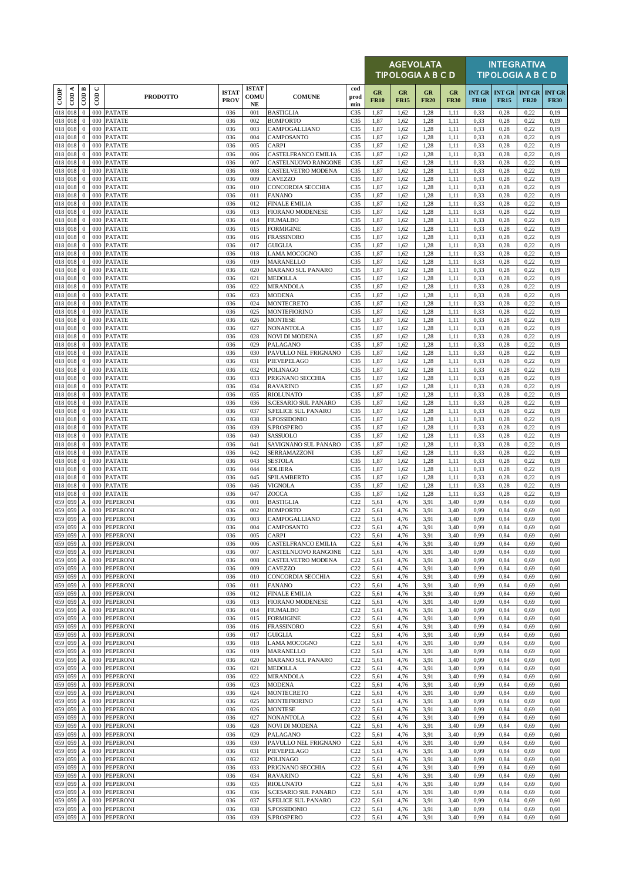| CODP | COD A | COD B | COD C | PRODOTTO | ISTAT PROV | ISTAT COMU NE | COMUNE | cod prod min | AGEVOLATA TIPOLOGIA A B C D | | | | INTEGRATIVA TIPOLOGIA A B C D | | | |
|---|---|---|---|---|---|---|---|---|---|---|---|---|---|---|---|---|
| | | | | | | | | | GR FR10 | GR FR15 | GR FR20 | GR FR30 | INT GR FR10 | INT GR FR15 | INT GR FR20 | INT GR FR30 |
| 018 | 018 | 0 | 000 | PATATE | 036 | 001 | BASTIGLIA | C35 | 1,87 | 1,62 | 1,28 | 1,11 | 0,33 | 0,28 | 0,22 | 0,19 |
| 018 | 018 | 0 | 000 | PATATE | 036 | 002 | BOMPORTO | C35 | 1,87 | 1,62 | 1,28 | 1,11 | 0,33 | 0,28 | 0,22 | 0,19 |
| 018 | 018 | 0 | 000 | PATATE | 036 | 003 | CAMPOGALLIANO | C35 | 1,87 | 1,62 | 1,28 | 1,11 | 0,33 | 0,28 | 0,22 | 0,19 |
| 018 | 018 | 0 | 000 | PATATE | 036 | 004 | CAMPOSANTO | C35 | 1,87 | 1,62 | 1,28 | 1,11 | 0,33 | 0,28 | 0,22 | 0,19 |
| 018 | 018 | 0 | 000 | PATATE | 036 | 005 | CARPI | C35 | 1,87 | 1,62 | 1,28 | 1,11 | 0,33 | 0,28 | 0,22 | 0,19 |
| 018 | 018 | 0 | 000 | PATATE | 036 | 006 | CASTELFRANCO EMILIA | C35 | 1,87 | 1,62 | 1,28 | 1,11 | 0,33 | 0,28 | 0,22 | 0,19 |
| 018 | 018 | 0 | 000 | PATATE | 036 | 007 | CASTELNUOVO RANGONE | C35 | 1,87 | 1,62 | 1,28 | 1,11 | 0,33 | 0,28 | 0,22 | 0,19 |
| 018 | 018 | 0 | 000 | PATATE | 036 | 008 | CASTELVETRO MODENA | C35 | 1,87 | 1,62 | 1,28 | 1,11 | 0,33 | 0,28 | 0,22 | 0,19 |
| 018 | 018 | 0 | 000 | PATATE | 036 | 009 | CAVEZZO | C35 | 1,87 | 1,62 | 1,28 | 1,11 | 0,33 | 0,28 | 0,22 | 0,19 |
| 018 | 018 | 0 | 000 | PATATE | 036 | 010 | CONCORDIA SECCHIA | C35 | 1,87 | 1,62 | 1,28 | 1,11 | 0,33 | 0,28 | 0,22 | 0,19 |
| 018 | 018 | 0 | 000 | PATATE | 036 | 011 | FANANO | C35 | 1,87 | 1,62 | 1,28 | 1,11 | 0,33 | 0,28 | 0,22 | 0,19 |
| 018 | 018 | 0 | 000 | PATATE | 036 | 012 | FINALE EMILIA | C35 | 1,87 | 1,62 | 1,28 | 1,11 | 0,33 | 0,28 | 0,22 | 0,19 |
| 018 | 018 | 0 | 000 | PATATE | 036 | 013 | FIORANO MODENESE | C35 | 1,87 | 1,62 | 1,28 | 1,11 | 0,33 | 0,28 | 0,22 | 0,19 |
| 018 | 018 | 0 | 000 | PATATE | 036 | 014 | FIUMALBO | C35 | 1,87 | 1,62 | 1,28 | 1,11 | 0,33 | 0,28 | 0,22 | 0,19 |
| 018 | 018 | 0 | 000 | PATATE | 036 | 015 | FORMIGINE | C35 | 1,87 | 1,62 | 1,28 | 1,11 | 0,33 | 0,28 | 0,22 | 0,19 |
| 018 | 018 | 0 | 000 | PATATE | 036 | 016 | FRASSINORO | C35 | 1,87 | 1,62 | 1,28 | 1,11 | 0,33 | 0,28 | 0,22 | 0,19 |
| 018 | 018 | 0 | 000 | PATATE | 036 | 017 | GUIGLIA | C35 | 1,87 | 1,62 | 1,28 | 1,11 | 0,33 | 0,28 | 0,22 | 0,19 |
| 018 | 018 | 0 | 000 | PATATE | 036 | 018 | LAMA MOCOGNO | C35 | 1,87 | 1,62 | 1,28 | 1,11 | 0,33 | 0,28 | 0,22 | 0,19 |
| 018 | 018 | 0 | 000 | PATATE | 036 | 019 | MARANELLO | C35 | 1,87 | 1,62 | 1,28 | 1,11 | 0,33 | 0,28 | 0,22 | 0,19 |
| 018 | 018 | 0 | 000 | PATATE | 036 | 020 | MARANO SUL PANARO | C35 | 1,87 | 1,62 | 1,28 | 1,11 | 0,33 | 0,28 | 0,22 | 0,19 |
| 018 | 018 | 0 | 000 | PATATE | 036 | 021 | MEDOLLA | C35 | 1,87 | 1,62 | 1,28 | 1,11 | 0,33 | 0,28 | 0,22 | 0,19 |
| 018 | 018 | 0 | 000 | PATATE | 036 | 022 | MIRANDOLA | C35 | 1,87 | 1,62 | 1,28 | 1,11 | 0,33 | 0,28 | 0,22 | 0,19 |
| 018 | 018 | 0 | 000 | PATATE | 036 | 023 | MODENA | C35 | 1,87 | 1,62 | 1,28 | 1,11 | 0,33 | 0,28 | 0,22 | 0,19 |
| 018 | 018 | 0 | 000 | PATATE | 036 | 024 | MONTECRETO | C35 | 1,87 | 1,62 | 1,28 | 1,11 | 0,33 | 0,28 | 0,22 | 0,19 |
| 018 | 018 | 0 | 000 | PATATE | 036 | 025 | MONTEFIORINO | C35 | 1,87 | 1,62 | 1,28 | 1,11 | 0,33 | 0,28 | 0,22 | 0,19 |
| 018 | 018 | 0 | 000 | PATATE | 036 | 026 | MONTESE | C35 | 1,87 | 1,62 | 1,28 | 1,11 | 0,33 | 0,28 | 0,22 | 0,19 |
| 018 | 018 | 0 | 000 | PATATE | 036 | 027 | NONANTOLA | C35 | 1,87 | 1,62 | 1,28 | 1,11 | 0,33 | 0,28 | 0,22 | 0,19 |
| 018 | 018 | 0 | 000 | PATATE | 036 | 028 | NOVI DI MODENA | C35 | 1,87 | 1,62 | 1,28 | 1,11 | 0,33 | 0,28 | 0,22 | 0,19 |
| 018 | 018 | 0 | 000 | PATATE | 036 | 029 | PALAGANO | C35 | 1,87 | 1,62 | 1,28 | 1,11 | 0,33 | 0,28 | 0,22 | 0,19 |
| 018 | 018 | 0 | 000 | PATATE | 036 | 030 | PAVULLO NEL FRIGNANO | C35 | 1,87 | 1,62 | 1,28 | 1,11 | 0,33 | 0,28 | 0,22 | 0,19 |
| 018 | 018 | 0 | 000 | PATATE | 036 | 031 | PIEVEPELAGO | C35 | 1,87 | 1,62 | 1,28 | 1,11 | 0,33 | 0,28 | 0,22 | 0,19 |
| 018 | 018 | 0 | 000 | PATATE | 036 | 032 | POLINAGO | C35 | 1,87 | 1,62 | 1,28 | 1,11 | 0,33 | 0,28 | 0,22 | 0,19 |
| 018 | 018 | 0 | 000 | PATATE | 036 | 033 | PRIGNANO SECCHIA | C35 | 1,87 | 1,62 | 1,28 | 1,11 | 0,33 | 0,28 | 0,22 | 0,19 |
| 018 | 018 | 0 | 000 | PATATE | 036 | 034 | RAVARINO | C35 | 1,87 | 1,62 | 1,28 | 1,11 | 0,33 | 0,28 | 0,22 | 0,19 |
| 018 | 018 | 0 | 000 | PATATE | 036 | 035 | RIOLUNATO | C35 | 1,87 | 1,62 | 1,28 | 1,11 | 0,33 | 0,28 | 0,22 | 0,19 |
| 018 | 018 | 0 | 000 | PATATE | 036 | 036 | S.CESARIO SUL PANARO | C35 | 1,87 | 1,62 | 1,28 | 1,11 | 0,33 | 0,28 | 0,22 | 0,19 |
| 018 | 018 | 0 | 000 | PATATE | 036 | 037 | S.FELICE SUL PANARO | C35 | 1,87 | 1,62 | 1,28 | 1,11 | 0,33 | 0,28 | 0,22 | 0,19 |
| 018 | 018 | 0 | 000 | PATATE | 036 | 038 | S.POSSIDONIO | C35 | 1,87 | 1,62 | 1,28 | 1,11 | 0,33 | 0,28 | 0,22 | 0,19 |
| 018 | 018 | 0 | 000 | PATATE | 036 | 039 | S.PROSPERO | C35 | 1,87 | 1,62 | 1,28 | 1,11 | 0,33 | 0,28 | 0,22 | 0,19 |
| 018 | 018 | 0 | 000 | PATATE | 036 | 040 | SASSUOLO | C35 | 1,87 | 1,62 | 1,28 | 1,11 | 0,33 | 0,28 | 0,22 | 0,19 |
| 018 | 018 | 0 | 000 | PATATE | 036 | 041 | SAVIGNANO SUL PANARO | C35 | 1,87 | 1,62 | 1,28 | 1,11 | 0,33 | 0,28 | 0,22 | 0,19 |
| 018 | 018 | 0 | 000 | PATATE | 036 | 042 | SERRAMAZZONI | C35 | 1,87 | 1,62 | 1,28 | 1,11 | 0,33 | 0,28 | 0,22 | 0,19 |
| 018 | 018 | 0 | 000 | PATATE | 036 | 043 | SESTOLA | C35 | 1,87 | 1,62 | 1,28 | 1,11 | 0,33 | 0,28 | 0,22 | 0,19 |
| 018 | 018 | 0 | 000 | PATATE | 036 | 044 | SOLIERA | C35 | 1,87 | 1,62 | 1,28 | 1,11 | 0,33 | 0,28 | 0,22 | 0,19 |
| 018 | 018 | 0 | 000 | PATATE | 036 | 045 | SPILAMBERTO | C35 | 1,87 | 1,62 | 1,28 | 1,11 | 0,33 | 0,28 | 0,22 | 0,19 |
| 018 | 018 | 0 | 000 | PATATE | 036 | 046 | VIGNOLA | C35 | 1,87 | 1,62 | 1,28 | 1,11 | 0,33 | 0,28 | 0,22 | 0,19 |
| 018 | 018 | 0 | 000 | PATATE | 036 | 047 | ZOCCA | C35 | 1,87 | 1,62 | 1,28 | 1,11 | 0,33 | 0,28 | 0,22 | 0,19 |
| 059 | 059 | A | 000 | PEPERONI | 036 | 001 | BASTIGLIA | C22 | 5,61 | 4,76 | 3,91 | 3,40 | 0,99 | 0,84 | 0,69 | 0,60 |
| 059 | 059 | A | 000 | PEPERONI | 036 | 002 | BOMPORTO | C22 | 5,61 | 4,76 | 3,91 | 3,40 | 0,99 | 0,84 | 0,69 | 0,60 |
| 059 | 059 | A | 000 | PEPERONI | 036 | 003 | CAMPOGALLIANO | C22 | 5,61 | 4,76 | 3,91 | 3,40 | 0,99 | 0,84 | 0,69 | 0,60 |
| 059 | 059 | A | 000 | PEPERONI | 036 | 004 | CAMPOSANTO | C22 | 5,61 | 4,76 | 3,91 | 3,40 | 0,99 | 0,84 | 0,69 | 0,60 |
| 059 | 059 | A | 000 | PEPERONI | 036 | 005 | CARPI | C22 | 5,61 | 4,76 | 3,91 | 3,40 | 0,99 | 0,84 | 0,69 | 0,60 |
| 059 | 059 | A | 000 | PEPERONI | 036 | 006 | CASTELFRANCO EMILIA | C22 | 5,61 | 4,76 | 3,91 | 3,40 | 0,99 | 0,84 | 0,69 | 0,60 |
| 059 | 059 | A | 000 | PEPERONI | 036 | 007 | CASTELNUOVO RANGONE | C22 | 5,61 | 4,76 | 3,91 | 3,40 | 0,99 | 0,84 | 0,69 | 0,60 |
| 059 | 059 | A | 000 | PEPERONI | 036 | 008 | CASTELVETRO MODENA | C22 | 5,61 | 4,76 | 3,91 | 3,40 | 0,99 | 0,84 | 0,69 | 0,60 |
| 059 | 059 | A | 000 | PEPERONI | 036 | 009 | CAVEZZO | C22 | 5,61 | 4,76 | 3,91 | 3,40 | 0,99 | 0,84 | 0,69 | 0,60 |
| 059 | 059 | A | 000 | PEPERONI | 036 | 010 | CONCORDIA SECCHIA | C22 | 5,61 | 4,76 | 3,91 | 3,40 | 0,99 | 0,84 | 0,69 | 0,60 |
| 059 | 059 | A | 000 | PEPERONI | 036 | 011 | FANANO | C22 | 5,61 | 4,76 | 3,91 | 3,40 | 0,99 | 0,84 | 0,69 | 0,60 |
| 059 | 059 | A | 000 | PEPERONI | 036 | 012 | FINALE EMILIA | C22 | 5,61 | 4,76 | 3,91 | 3,40 | 0,99 | 0,84 | 0,69 | 0,60 |
| 059 | 059 | A | 000 | PEPERONI | 036 | 013 | FIORANO MODENESE | C22 | 5,61 | 4,76 | 3,91 | 3,40 | 0,99 | 0,84 | 0,69 | 0,60 |
| 059 | 059 | A | 000 | PEPERONI | 036 | 014 | FIUMALBO | C22 | 5,61 | 4,76 | 3,91 | 3,40 | 0,99 | 0,84 | 0,69 | 0,60 |
| 059 | 059 | A | 000 | PEPERONI | 036 | 015 | FORMIGINE | C22 | 5,61 | 4,76 | 3,91 | 3,40 | 0,99 | 0,84 | 0,69 | 0,60 |
| 059 | 059 | A | 000 | PEPERONI | 036 | 016 | FRASSINORO | C22 | 5,61 | 4,76 | 3,91 | 3,40 | 0,99 | 0,84 | 0,69 | 0,60 |
| 059 | 059 | A | 000 | PEPERONI | 036 | 017 | GUIGLIA | C22 | 5,61 | 4,76 | 3,91 | 3,40 | 0,99 | 0,84 | 0,69 | 0,60 |
| 059 | 059 | A | 000 | PEPERONI | 036 | 018 | LAMA MOCOGNO | C22 | 5,61 | 4,76 | 3,91 | 3,40 | 0,99 | 0,84 | 0,69 | 0,60 |
| 059 | 059 | A | 000 | PEPERONI | 036 | 019 | MARANELLO | C22 | 5,61 | 4,76 | 3,91 | 3,40 | 0,99 | 0,84 | 0,69 | 0,60 |
| 059 | 059 | A | 000 | PEPERONI | 036 | 020 | MARANO SUL PANARO | C22 | 5,61 | 4,76 | 3,91 | 3,40 | 0,99 | 0,84 | 0,69 | 0,60 |
| 059 | 059 | A | 000 | PEPERONI | 036 | 021 | MEDOLLA | C22 | 5,61 | 4,76 | 3,91 | 3,40 | 0,99 | 0,84 | 0,69 | 0,60 |
| 059 | 059 | A | 000 | PEPERONI | 036 | 022 | MIRANDOLA | C22 | 5,61 | 4,76 | 3,91 | 3,40 | 0,99 | 0,84 | 0,69 | 0,60 |
| 059 | 059 | A | 000 | PEPERONI | 036 | 023 | MODENA | C22 | 5,61 | 4,76 | 3,91 | 3,40 | 0,99 | 0,84 | 0,69 | 0,60 |
| 059 | 059 | A | 000 | PEPERONI | 036 | 024 | MONTECRETO | C22 | 5,61 | 4,76 | 3,91 | 3,40 | 0,99 | 0,84 | 0,69 | 0,60 |
| 059 | 059 | A | 000 | PEPERONI | 036 | 025 | MONTEFIORINO | C22 | 5,61 | 4,76 | 3,91 | 3,40 | 0,99 | 0,84 | 0,69 | 0,60 |
| 059 | 059 | A | 000 | PEPERONI | 036 | 026 | MONTESE | C22 | 5,61 | 4,76 | 3,91 | 3,40 | 0,99 | 0,84 | 0,69 | 0,60 |
| 059 | 059 | A | 000 | PEPERONI | 036 | 027 | NONANTOLA | C22 | 5,61 | 4,76 | 3,91 | 3,40 | 0,99 | 0,84 | 0,69 | 0,60 |
| 059 | 059 | A | 000 | PEPERONI | 036 | 028 | NOVI DI MODENA | C22 | 5,61 | 4,76 | 3,91 | 3,40 | 0,99 | 0,84 | 0,69 | 0,60 |
| 059 | 059 | A | 000 | PEPERONI | 036 | 029 | PALAGANO | C22 | 5,61 | 4,76 | 3,91 | 3,40 | 0,99 | 0,84 | 0,69 | 0,60 |
| 059 | 059 | A | 000 | PEPERONI | 036 | 030 | PAVULLO NEL FRIGNANO | C22 | 5,61 | 4,76 | 3,91 | 3,40 | 0,99 | 0,84 | 0,69 | 0,60 |
| 059 | 059 | A | 000 | PEPERONI | 036 | 031 | PIEVEPELAGO | C22 | 5,61 | 4,76 | 3,91 | 3,40 | 0,99 | 0,84 | 0,69 | 0,60 |
| 059 | 059 | A | 000 | PEPERONI | 036 | 032 | POLINAGO | C22 | 5,61 | 4,76 | 3,91 | 3,40 | 0,99 | 0,84 | 0,69 | 0,60 |
| 059 | 059 | A | 000 | PEPERONI | 036 | 033 | PRIGNANO SECCHIA | C22 | 5,61 | 4,76 | 3,91 | 3,40 | 0,99 | 0,84 | 0,69 | 0,60 |
| 059 | 059 | A | 000 | PEPERONI | 036 | 034 | RAVARINO | C22 | 5,61 | 4,76 | 3,91 | 3,40 | 0,99 | 0,84 | 0,69 | 0,60 |
| 059 | 059 | A | 000 | PEPERONI | 036 | 035 | RIOLUNATO | C22 | 5,61 | 4,76 | 3,91 | 3,40 | 0,99 | 0,84 | 0,69 | 0,60 |
| 059 | 059 | A | 000 | PEPERONI | 036 | 036 | S.CESARIO SUL PANARO | C22 | 5,61 | 4,76 | 3,91 | 3,40 | 0,99 | 0,84 | 0,69 | 0,60 |
| 059 | 059 | A | 000 | PEPERONI | 036 | 037 | S.FELICE SUL PANARO | C22 | 5,61 | 4,76 | 3,91 | 3,40 | 0,99 | 0,84 | 0,69 | 0,60 |
| 059 | 059 | A | 000 | PEPERONI | 036 | 038 | S.POSSIDONIO | C22 | 5,61 | 4,76 | 3,91 | 3,40 | 0,99 | 0,84 | 0,69 | 0,60 |
| 059 | 059 | A | 000 | PEPERONI | 036 | 039 | S.PROSPERO | C22 | 5,61 | 4,76 | 3,91 | 3,40 | 0,99 | 0,84 | 0,69 | 0,60 |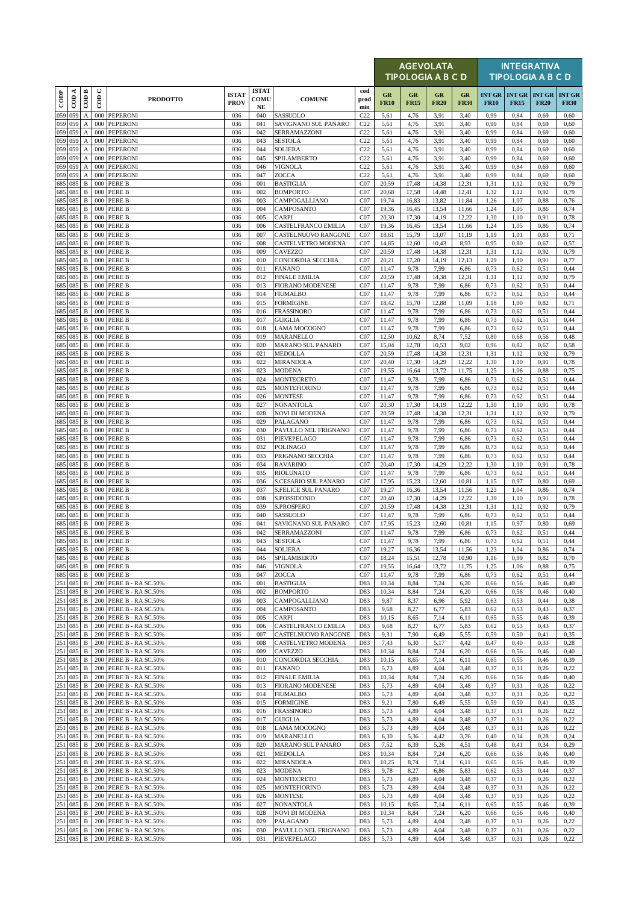| CODP | COD A | COD B | COD C | PRODOTTO | ISTAT PROV | ISTAT COMU NE | COMUNE | cod prod min | AGEVOLATA TIPOLOGIA A B C D | | | | INTEGRATIVA TIPOLOGIA A B C D | | | |
|---|---|---|---|---|---|---|---|---|---|---|---|---|---|---|---|---|
| | | | | | | | | | GR FR10 | GR FR15 | GR FR20 | GR FR30 | INT GR FR10 | INT GR FR15 | INT GR FR20 | INT GR FR30 |
| 059 | 059 | A | 000 | PEPERONI | 036 | 040 | SASSUOLO | C22 | 5,61 | 4,76 | 3,91 | 3,40 | 0,99 | 0,84 | 0,69 | 0,60 |
| 059 | 059 | A | 000 | PEPERONI | 036 | 041 | SAVIGNANO SUL PANARO | C22 | 5,61 | 4,76 | 3,91 | 3,40 | 0,99 | 0,84 | 0,69 | 0,60 |
| 059 | 059 | A | 000 | PEPERONI | 036 | 042 | SERRAMAZZONI | C22 | 5,61 | 4,76 | 3,91 | 3,40 | 0,99 | 0,84 | 0,69 | 0,60 |
| 059 | 059 | A | 000 | PEPERONI | 036 | 043 | SESTOLA | C22 | 5,61 | 4,76 | 3,91 | 3,40 | 0,99 | 0,84 | 0,69 | 0,60 |
| 059 | 059 | A | 000 | PEPERONI | 036 | 044 | SOLIERA | C22 | 5,61 | 4,76 | 3,91 | 3,40 | 0,99 | 0,84 | 0,69 | 0,60 |
| 059 | 059 | A | 000 | PEPERONI | 036 | 045 | SPILAMBERTO | C22 | 5,61 | 4,76 | 3,91 | 3,40 | 0,99 | 0,84 | 0,69 | 0,60 |
| 059 | 059 | A | 000 | PEPERONI | 036 | 046 | VIGNOLA | C22 | 5,61 | 4,76 | 3,91 | 3,40 | 0,99 | 0,84 | 0,69 | 0,60 |
| 059 | 059 | A | 000 | PEPERONI | 036 | 047 | ZOCCA | C22 | 5,61 | 4,76 | 3,91 | 3,40 | 0,99 | 0,84 | 0,69 | 0,60 |
| 685 | 085 | B | 000 | PERE B | 036 | 001 | BASTIGLIA | C07 | 20,59 | 17,48 | 14,38 | 12,31 | 1,31 | 1,12 | 0,92 | 0,79 |
| 685 | 085 | B | 000 | PERE B | 036 | 002 | BOMPORTO | C07 | 20,68 | 17,58 | 14,48 | 12,41 | 1,32 | 1,12 | 0,92 | 0,79 |
| 685 | 085 | B | 000 | PERE B | 036 | 003 | CAMPOGALLIANO | C07 | 19,74 | 16,83 | 13,82 | 11,84 | 1,26 | 1,07 | 0,88 | 0,76 |
| 685 | 085 | B | 000 | PERE B | 036 | 004 | CAMPOSANTO | C07 | 19,36 | 16,45 | 13,54 | 11,66 | 1,24 | 1,05 | 0,86 | 0,74 |
| 685 | 085 | B | 000 | PERE B | 036 | 005 | CARPI | C07 | 20,30 | 17,30 | 14,19 | 12,22 | 1,30 | 1,10 | 0,91 | 0,78 |
| 685 | 085 | B | 000 | PERE B | 036 | 006 | CASTELFRANCO EMILIA | C07 | 19,36 | 16,45 | 13,54 | 11,66 | 1,24 | 1,05 | 0,86 | 0,74 |
| 685 | 085 | B | 000 | PERE B | 036 | 007 | CASTELNUOVO RANGONE | C07 | 18,61 | 15,79 | 13,07 | 11,19 | 1,19 | 1,01 | 0,83 | 0,71 |
| 685 | 085 | B | 000 | PERE B | 036 | 008 | CASTELVETRO MODENA | C07 | 14,85 | 12,60 | 10,43 | 8,93 | 0,95 | 0,80 | 0,67 | 0,57 |
| 685 | 085 | B | 000 | PERE B | 036 | 009 | CAVEZZO | C07 | 20,59 | 17,48 | 14,38 | 12,31 | 1,31 | 1,12 | 0,92 | 0,79 |
| 685 | 085 | B | 000 | PERE B | 036 | 010 | CONCORDIA SECCHIA | C07 | 20,21 | 17,20 | 14,19 | 12,13 | 1,29 | 1,10 | 0,91 | 0,77 |
| 685 | 085 | B | 000 | PERE B | 036 | 011 | FANANO | C07 | 11,47 | 9,78 | 7,99 | 6,86 | 0,73 | 0,62 | 0,51 | 0,44 |
| 685 | 085 | B | 000 | PERE B | 036 | 012 | FINALE EMILIA | C07 | 20,59 | 17,48 | 14,38 | 12,31 | 1,31 | 1,12 | 0,92 | 0,79 |
| 685 | 085 | B | 000 | PERE B | 036 | 013 | FIORANO MODENESE | C07 | 11,47 | 9,78 | 7,99 | 6,86 | 0,73 | 0,62 | 0,51 | 0,44 |
| 685 | 085 | B | 000 | PERE B | 036 | 014 | FIUMALBO | C07 | 11,47 | 9,78 | 7,99 | 6,86 | 0,73 | 0,62 | 0,51 | 0,44 |
| 685 | 085 | B | 000 | PERE B | 036 | 015 | FORMIGINE | C07 | 18,42 | 15,70 | 12,88 | 11,09 | 1,18 | 1,00 | 0,82 | 0,71 |
| 685 | 085 | B | 000 | PERE B | 036 | 016 | FRASSINORO | C07 | 11,47 | 9,78 | 7,99 | 6,86 | 0,73 | 0,62 | 0,51 | 0,44 |
| 685 | 085 | B | 000 | PERE B | 036 | 017 | GUIGLIA | C07 | 11,47 | 9,78 | 7,99 | 6,86 | 0,73 | 0,62 | 0,51 | 0,44 |
| 685 | 085 | B | 000 | PERE B | 036 | 018 | LAMA MOCOGNO | C07 | 11,47 | 9,78 | 7,99 | 6,86 | 0,73 | 0,62 | 0,51 | 0,44 |
| 685 | 085 | B | 000 | PERE B | 036 | 019 | MARANELLO | C07 | 12,50 | 10,62 | 8,74 | 7,52 | 0,80 | 0,68 | 0,56 | 0,48 |
| 685 | 085 | B | 000 | PERE B | 036 | 020 | MARANO SUL PANARO | C07 | 15,04 | 12,78 | 10,53 | 9,02 | 0,96 | 0,82 | 0,67 | 0,58 |
| 685 | 085 | B | 000 | PERE B | 036 | 021 | MEDOLLA | C07 | 20,59 | 17,48 | 14,38 | 12,31 | 1,31 | 1,12 | 0,92 | 0,79 |
| 685 | 085 | B | 000 | PERE B | 036 | 022 | MIRANDOLA | C07 | 20,40 | 17,30 | 14,29 | 12,22 | 1,30 | 1,10 | 0,91 | 0,78 |
| 685 | 085 | B | 000 | PERE B | 036 | 023 | MODENA | C07 | 19,55 | 16,64 | 13,72 | 11,75 | 1,25 | 1,06 | 0,88 | 0,75 |
| 685 | 085 | B | 000 | PERE B | 036 | 024 | MONTECRETO | C07 | 11,47 | 9,78 | 7,99 | 6,86 | 0,73 | 0,62 | 0,51 | 0,44 |
| 685 | 085 | B | 000 | PERE B | 036 | 025 | MONTEFIORINO | C07 | 11,47 | 9,78 | 7,99 | 6,86 | 0,73 | 0,62 | 0,51 | 0,44 |
| 685 | 085 | B | 000 | PERE B | 036 | 026 | MONTESE | C07 | 11,47 | 9,78 | 7,99 | 6,86 | 0,73 | 0,62 | 0,51 | 0,44 |
| 685 | 085 | B | 000 | PERE B | 036 | 027 | NONANTOLA | C07 | 20,30 | 17,30 | 14,19 | 12,22 | 1,30 | 1,10 | 0,91 | 0,78 |
| 685 | 085 | B | 000 | PERE B | 036 | 028 | NOVI DI MODENA | C07 | 20,59 | 17,48 | 14,38 | 12,31 | 1,31 | 1,12 | 0,92 | 0,79 |
| 685 | 085 | B | 000 | PERE B | 036 | 029 | PALAGANO | C07 | 11,47 | 9,78 | 7,99 | 6,86 | 0,73 | 0,62 | 0,51 | 0,44 |
| 685 | 085 | B | 000 | PERE B | 036 | 030 | PAVULLO NEL FRIGNANO | C07 | 11,47 | 9,78 | 7,99 | 6,86 | 0,73 | 0,62 | 0,51 | 0,44 |
| 685 | 085 | B | 000 | PERE B | 036 | 031 | PIEVEPELAGO | C07 | 11,47 | 9,78 | 7,99 | 6,86 | 0,73 | 0,62 | 0,51 | 0,44 |
| 685 | 085 | B | 000 | PERE B | 036 | 032 | POLINAGO | C07 | 11,47 | 9,78 | 7,99 | 6,86 | 0,73 | 0,62 | 0,51 | 0,44 |
| 685 | 085 | B | 000 | PERE B | 036 | 033 | PRIGNANO SECCHIA | C07 | 11,47 | 9,78 | 7,99 | 6,86 | 0,73 | 0,62 | 0,51 | 0,44 |
| 685 | 085 | B | 000 | PERE B | 036 | 034 | RAVARINO | C07 | 20,40 | 17,30 | 14,29 | 12,22 | 1,30 | 1,10 | 0,91 | 0,78 |
| 685 | 085 | B | 000 | PERE B | 036 | 035 | RIOLUNATO | C07 | 11,47 | 9,78 | 7,99 | 6,86 | 0,73 | 0,62 | 0,51 | 0,44 |
| 685 | 085 | B | 000 | PERE B | 036 | 036 | S.CESARIO SUL PANARO | C07 | 17,95 | 15,23 | 12,60 | 10,81 | 1,15 | 0,97 | 0,80 | 0,69 |
| 685 | 085 | B | 000 | PERE B | 036 | 037 | S.FELICE SUL PANARO | C07 | 19,27 | 16,36 | 13,54 | 11,56 | 1,23 | 1,04 | 0,86 | 0,74 |
| 685 | 085 | B | 000 | PERE B | 036 | 038 | S.POSSIDONIO | C07 | 20,40 | 17,30 | 14,29 | 12,22 | 1,30 | 1,10 | 0,91 | 0,78 |
| 685 | 085 | B | 000 | PERE B | 036 | 039 | S.PROSPERO | C07 | 20,59 | 17,48 | 14,38 | 12,31 | 1,31 | 1,12 | 0,92 | 0,79 |
| 685 | 085 | B | 000 | PERE B | 036 | 040 | SASSUOLO | C07 | 11,47 | 9,78 | 7,99 | 6,86 | 0,73 | 0,62 | 0,51 | 0,44 |
| 685 | 085 | B | 000 | PERE B | 036 | 041 | SAVIGNANO SUL PANARO | C07 | 17,95 | 15,23 | 12,60 | 10,81 | 1,15 | 0,97 | 0,80 | 0,69 |
| 685 | 085 | B | 000 | PERE B | 036 | 042 | SERRAMAZZONI | C07 | 11,47 | 9,78 | 7,99 | 6,86 | 0,73 | 0,62 | 0,51 | 0,44 |
| 685 | 085 | B | 000 | PERE B | 036 | 043 | SESTOLA | C07 | 11,47 | 9,78 | 7,99 | 6,86 | 0,73 | 0,62 | 0,51 | 0,44 |
| 685 | 085 | B | 000 | PERE B | 036 | 044 | SOLIERA | C07 | 19,27 | 16,36 | 13,54 | 11,56 | 1,23 | 1,04 | 0,86 | 0,74 |
| 685 | 085 | B | 000 | PERE B | 036 | 045 | SPILAMBERTO | C07 | 18,24 | 15,51 | 12,78 | 10,90 | 1,16 | 0,99 | 0,82 | 0,70 |
| 685 | 085 | B | 000 | PERE B | 036 | 046 | VIGNOLA | C07 | 19,55 | 16,64 | 13,72 | 11,75 | 1,25 | 1,06 | 0,88 | 0,75 |
| 685 | 085 | B | 000 | PERE B | 036 | 047 | ZOCCA | C07 | 11,47 | 9,78 | 7,99 | 6,86 | 0,73 | 0,62 | 0,51 | 0,44 |
| 251 | 085 | B | 200 | PERE B - RA SC.50% | 036 | 001 | BASTIGLIA | D83 | 10,34 | 8,84 | 7,24 | 6,20 | 0,66 | 0,56 | 0,46 | 0,40 |
| 251 | 085 | B | 200 | PERE B - RA SC.50% | 036 | 002 | BOMPORTO | D83 | 10,34 | 8,84 | 7,24 | 6,20 | 0,66 | 0,56 | 0,46 | 0,40 |
| 251 | 085 | B | 200 | PERE B - RA SC.50% | 036 | 003 | CAMPOGALLIANO | D83 | 9,87 | 8,37 | 6,96 | 5,92 | 0,63 | 0,53 | 0,44 | 0,38 |
| 251 | 085 | B | 200 | PERE B - RA SC.50% | 036 | 004 | CAMPOSANTO | D83 | 9,68 | 8,27 | 6,77 | 5,83 | 0,62 | 0,53 | 0,43 | 0,37 |
| 251 | 085 | B | 200 | PERE B - RA SC.50% | 036 | 005 | CARPI | D83 | 10,15 | 8,65 | 7,14 | 6,11 | 0,65 | 0,55 | 0,46 | 0,39 |
| 251 | 085 | B | 200 | PERE B - RA SC.50% | 036 | 006 | CASTELFRANCO EMILIA | D83 | 9,68 | 8,27 | 6,77 | 5,83 | 0,62 | 0,53 | 0,43 | 0,37 |
| 251 | 085 | B | 200 | PERE B - RA SC.50% | 036 | 007 | CASTELNUOVO RANGONE | D83 | 9,31 | 7,90 | 6,49 | 5,55 | 0,59 | 0,50 | 0,41 | 0,35 |
| 251 | 085 | B | 200 | PERE B - RA SC.50% | 036 | 008 | CASTELVETRO MODENA | D83 | 7,43 | 6,30 | 5,17 | 4,42 | 0,47 | 0,40 | 0,33 | 0,28 |
| 251 | 085 | B | 200 | PERE B - RA SC.50% | 036 | 009 | CAVEZZO | D83 | 10,34 | 8,84 | 7,24 | 6,20 | 0,66 | 0,56 | 0,46 | 0,40 |
| 251 | 085 | B | 200 | PERE B - RA SC.50% | 036 | 010 | CONCORDIA SECCHIA | D83 | 10,15 | 8,65 | 7,14 | 6,11 | 0,65 | 0,55 | 0,46 | 0,39 |
| 251 | 085 | B | 200 | PERE B - RA SC.50% | 036 | 011 | FANANO | D83 | 5,73 | 4,89 | 4,04 | 3,48 | 0,37 | 0,31 | 0,26 | 0,22 |
| 251 | 085 | B | 200 | PERE B - RA SC.50% | 036 | 012 | FINALE EMILIA | D83 | 10,34 | 8,84 | 7,24 | 6,20 | 0,66 | 0,56 | 0,46 | 0,40 |
| 251 | 085 | B | 200 | PERE B - RA SC.50% | 036 | 013 | FIORANO MODENESE | D83 | 5,73 | 4,89 | 4,04 | 3,48 | 0,37 | 0,31 | 0,26 | 0,22 |
| 251 | 085 | B | 200 | PERE B - RA SC.50% | 036 | 014 | FIUMALBO | D83 | 5,73 | 4,89 | 4,04 | 3,48 | 0,37 | 0,31 | 0,26 | 0,22 |
| 251 | 085 | B | 200 | PERE B - RA SC.50% | 036 | 015 | FORMIGINE | D83 | 9,21 | 7,80 | 6,49 | 5,55 | 0,59 | 0,50 | 0,41 | 0,35 |
| 251 | 085 | B | 200 | PERE B - RA SC.50% | 036 | 016 | FRASSINORO | D83 | 5,73 | 4,89 | 4,04 | 3,48 | 0,37 | 0,31 | 0,26 | 0,22 |
| 251 | 085 | B | 200 | PERE B - RA SC.50% | 036 | 017 | GUIGLIA | D83 | 5,73 | 4,89 | 4,04 | 3,48 | 0,37 | 0,31 | 0,26 | 0,22 |
| 251 | 085 | B | 200 | PERE B - RA SC.50% | 036 | 018 | LAMA MOCOGNO | D83 | 5,73 | 4,89 | 4,04 | 3,48 | 0,37 | 0,31 | 0,26 | 0,22 |
| 251 | 085 | B | 200 | PERE B - RA SC.50% | 036 | 019 | MARANELLO | D83 | 6,30 | 5,36 | 4,42 | 3,76 | 0,40 | 0,34 | 0,28 | 0,24 |
| 251 | 085 | B | 200 | PERE B - RA SC.50% | 036 | 020 | MARANO SUL PANARO | D83 | 7,52 | 6,39 | 5,26 | 4,51 | 0,48 | 0,41 | 0,34 | 0,29 |
| 251 | 085 | B | 200 | PERE B - RA SC.50% | 036 | 021 | MEDOLLA | D83 | 10,34 | 8,84 | 7,24 | 6,20 | 0,66 | 0,56 | 0,46 | 0,40 |
| 251 | 085 | B | 200 | PERE B - RA SC.50% | 036 | 022 | MIRANDOLA | D83 | 10,25 | 8,74 | 7,14 | 6,11 | 0,65 | 0,56 | 0,46 | 0,39 |
| 251 | 085 | B | 200 | PERE B - RA SC.50% | 036 | 023 | MODENA | D83 | 9,78 | 8,27 | 6,86 | 5,83 | 0,62 | 0,53 | 0,44 | 0,37 |
| 251 | 085 | B | 200 | PERE B - RA SC.50% | 036 | 024 | MONTECRETO | D83 | 5,73 | 4,89 | 4,04 | 3,48 | 0,37 | 0,31 | 0,26 | 0,22 |
| 251 | 085 | B | 200 | PERE B - RA SC.50% | 036 | 025 | MONTEFIORINO | D83 | 5,73 | 4,89 | 4,04 | 3,48 | 0,37 | 0,31 | 0,26 | 0,22 |
| 251 | 085 | B | 200 | PERE B - RA SC.50% | 036 | 026 | MONTESE | D83 | 5,73 | 4,89 | 4,04 | 3,48 | 0,37 | 0,31 | 0,26 | 0,22 |
| 251 | 085 | B | 200 | PERE B - RA SC.50% | 036 | 027 | NONANTOLA | D83 | 10,15 | 8,65 | 7,14 | 6,11 | 0,65 | 0,55 | 0,46 | 0,39 |
| 251 | 085 | B | 200 | PERE B - RA SC.50% | 036 | 028 | NOVI DI MODENA | D83 | 10,34 | 8,84 | 7,24 | 6,20 | 0,66 | 0,56 | 0,46 | 0,40 |
| 251 | 085 | B | 200 | PERE B - RA SC.50% | 036 | 029 | PALAGANO | D83 | 5,73 | 4,89 | 4,04 | 3,48 | 0,37 | 0,31 | 0,26 | 0,22 |
| 251 | 085 | B | 200 | PERE B - RA SC.50% | 036 | 030 | PAVULLO NEL FRIGNANO | D83 | 5,73 | 4,89 | 4,04 | 3,48 | 0,37 | 0,31 | 0,26 | 0,22 |
| 251 | 085 | B | 200 | PERE B - RA SC.50% | 036 | 031 | PIEVEPELAGO | D83 | 5,73 | 4,89 | 4,04 | 3,48 | 0,37 | 0,31 | 0,26 | 0,22 |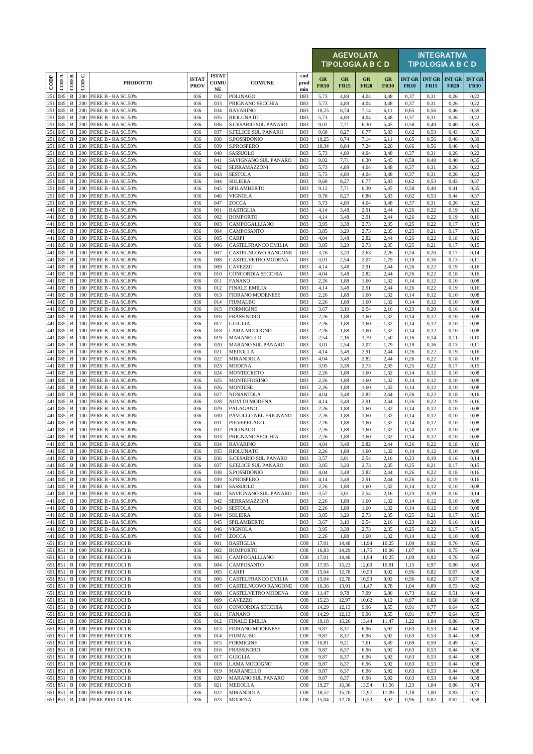| CODP | COD A | COD B | COD C | PRODOTTO | ISTAT PROV | ISTAT COMU NE | COMUNE | cod prod min | AGEVOLATA TIPOLOGIA A B C D | | | | INTEGRATIVA TIPOLOGIA A B C D | | | |
|---|---|---|---|---|---|---|---|---|---|---|---|---|---|---|---|---|
| | | | | | | | | | GR FR10 | GR FR15 | GR FR20 | GR FR30 | INT GR FR10 | INT GR FR15 | INT GR FR20 | INT GR FR30 |
| 251 | 085 | B | 200 | PERE B - RA SC.50% | 036 | 032 | POLINAGO | D83 | 5,73 | 4,89 | 4,04 | 3,48 | 0,37 | 0,31 | 0,26 | 0,22 |
| 251 | 085 | B | 200 | PERE B - RA SC.50% | 036 | 033 | PRIGNANO SECCHIA | D83 | 5,73 | 4,89 | 4,04 | 3,48 | 0,37 | 0,31 | 0,26 | 0,22 |
| 251 | 085 | B | 200 | PERE B - RA SC.50% | 036 | 034 | RAVARINO | D83 | 10,25 | 8,74 | 7,14 | 6,11 | 0,65 | 0,56 | 0,46 | 0,39 |
| 251 | 085 | B | 200 | PERE B - RA SC.50% | 036 | 035 | RIOLUNATO | D83 | 5,73 | 4,89 | 4,04 | 3,48 | 0,37 | 0,31 | 0,26 | 0,22 |
| 251 | 085 | B | 200 | PERE B - RA SC.50% | 036 | 036 | S.CESARIO SUL PANARO | D83 | 9,02 | 7,71 | 6,30 | 5,45 | 0,58 | 0,49 | 0,40 | 0,35 |
| 251 | 085 | B | 200 | PERE B - RA SC.50% | 036 | 037 | S.FELICE SUL PANARO | D83 | 9,68 | 8,27 | 6,77 | 5,83 | 0,62 | 0,53 | 0,43 | 0,37 |
| 251 | 085 | B | 200 | PERE B - RA SC.50% | 036 | 038 | S.POSSIDONIO | D83 | 10,25 | 8,74 | 7,14 | 6,11 | 0,65 | 0,56 | 0,46 | 0,39 |
| 251 | 085 | B | 200 | PERE B - RA SC.50% | 036 | 039 | S.PROSPERO | D83 | 10,34 | 8,84 | 7,24 | 6,20 | 0,66 | 0,56 | 0,46 | 0,40 |
| 251 | 085 | B | 200 | PERE B - RA SC.50% | 036 | 040 | SASSUOLO | D83 | 5,73 | 4,89 | 4,04 | 3,48 | 0,37 | 0,31 | 0,26 | 0,22 |
| 251 | 085 | B | 200 | PERE B - RA SC.50% | 036 | 041 | SAVIGNANO SUL PANARO | D83 | 9,02 | 7,71 | 6,30 | 5,45 | 0,58 | 0,49 | 0,40 | 0,35 |
| 251 | 085 | B | 200 | PERE B - RA SC.50% | 036 | 042 | SERRAMAZZONI | D83 | 5,73 | 4,89 | 4,04 | 3,48 | 0,37 | 0,31 | 0,26 | 0,22 |
| 251 | 085 | B | 200 | PERE B - RA SC.50% | 036 | 043 | SESTOLA | D83 | 5,73 | 4,89 | 4,04 | 3,48 | 0,37 | 0,31 | 0,26 | 0,22 |
| 251 | 085 | B | 200 | PERE B - RA SC.50% | 036 | 044 | SOLIERA | D83 | 9,68 | 8,27 | 6,77 | 5,83 | 0,62 | 0,53 | 0,43 | 0,37 |
| 251 | 085 | B | 200 | PERE B - RA SC.50% | 036 | 045 | SPILAMBERTO | D83 | 9,12 | 7,71 | 6,39 | 5,45 | 0,58 | 0,49 | 0,41 | 0,35 |
| 251 | 085 | B | 200 | PERE B - RA SC.50% | 036 | 046 | VIGNOLA | D83 | 9,78 | 8,27 | 6,86 | 5,83 | 0,62 | 0,53 | 0,44 | 0,37 |
| 251 | 085 | B | 200 | PERE B - RA SC.50% | 036 | 047 | ZOCCA | D83 | 5,73 | 4,89 | 4,04 | 3,48 | 0,37 | 0,31 | 0,26 | 0,22 |
| 441 | 085 | B | 100 | PERE B - RA SC.80% | 036 | 001 | BASTIGLIA | D83 | 4,14 | 3,48 | 2,91 | 2,44 | 0,26 | 0,22 | 0,19 | 0,16 |
| 441 | 085 | B | 100 | PERE B - RA SC.80% | 036 | 002 | BOMPORTO | D83 | 4,14 | 3,48 | 2,91 | 2,44 | 0,26 | 0,22 | 0,19 | 0,16 |
| 441 | 085 | B | 100 | PERE B - RA SC.80% | 036 | 003 | CAMPOGALLIANO | D83 | 3,95 | 3,38 | 2,73 | 2,35 | 0,25 | 0,22 | 0,17 | 0,15 |
| 441 | 085 | B | 100 | PERE B - RA SC.80% | 036 | 004 | CAMPOSANTO | D83 | 3,85 | 3,29 | 2,73 | 2,35 | 0,25 | 0,21 | 0,17 | 0,15 |
| 441 | 085 | B | 100 | PERE B - RA SC.80% | 036 | 005 | CARPI | D83 | 4,04 | 3,48 | 2,82 | 2,44 | 0,26 | 0,22 | 0,18 | 0,16 |
| 441 | 085 | B | 100 | PERE B - RA SC.80% | 036 | 006 | CASTELFRANCO EMILIA | D83 | 3,85 | 3,29 | 2,73 | 2,35 | 0,25 | 0,21 | 0,17 | 0,15 |
| 441 | 085 | B | 100 | PERE B - RA SC.80% | 036 | 007 | CASTELNUOVO RANGONE | D83 | 3,76 | 3,20 | 2,63 | 2,26 | 0,24 | 0,20 | 0,17 | 0,14 |
| 441 | 085 | B | 100 | PERE B - RA SC.80% | 036 | 008 | CASTELVETRO MODENA | D83 | 3,01 | 2,54 | 2,07 | 1,79 | 0,19 | 0,16 | 0,13 | 0,11 |
| 441 | 085 | B | 100 | PERE B - RA SC.80% | 036 | 009 | CAVEZZO | D83 | 4,14 | 3,48 | 2,91 | 2,44 | 0,26 | 0,22 | 0,19 | 0,16 |
| 441 | 085 | B | 100 | PERE B - RA SC.80% | 036 | 010 | CONCORDIA SECCHIA | D83 | 4,04 | 3,48 | 2,82 | 2,44 | 0,26 | 0,22 | 0,18 | 0,16 |
| 441 | 085 | B | 100 | PERE B - RA SC.80% | 036 | 011 | FANANO | D83 | 2,26 | 1,88 | 1,60 | 1,32 | 0,14 | 0,12 | 0,10 | 0,08 |
| 441 | 085 | B | 100 | PERE B - RA SC.80% | 036 | 012 | FINALE EMILIA | D83 | 4,14 | 3,48 | 2,91 | 2,44 | 0,26 | 0,22 | 0,19 | 0,16 |
| 441 | 085 | B | 100 | PERE B - RA SC.80% | 036 | 013 | FIORANO MODENESE | D83 | 2,26 | 1,88 | 1,60 | 1,32 | 0,14 | 0,12 | 0,10 | 0,08 |
| 441 | 085 | B | 100 | PERE B - RA SC.80% | 036 | 014 | FIUMALBO | D83 | 2,26 | 1,88 | 1,60 | 1,32 | 0,14 | 0,12 | 0,10 | 0,08 |
| 441 | 085 | B | 100 | PERE B - RA SC.80% | 036 | 015 | FORMIGINE | D83 | 3,67 | 3,10 | 2,54 | 2,16 | 0,23 | 0,20 | 0,16 | 0,14 |
| 441 | 085 | B | 100 | PERE B - RA SC.80% | 036 | 016 | FRASSINORO | D83 | 2,26 | 1,88 | 1,60 | 1,32 | 0,14 | 0,12 | 0,10 | 0,08 |
| 441 | 085 | B | 100 | PERE B - RA SC.80% | 036 | 017 | GUIGLIA | D83 | 2,26 | 1,88 | 1,60 | 1,32 | 0,14 | 0,12 | 0,10 | 0,08 |
| 441 | 085 | B | 100 | PERE B - RA SC.80% | 036 | 018 | LAMA MOCOGNO | D83 | 2,26 | 1,88 | 1,60 | 1,32 | 0,14 | 0,12 | 0,10 | 0,08 |
| 441 | 085 | B | 100 | PERE B - RA SC.80% | 036 | 019 | MARANELLO | D83 | 2,54 | 2,16 | 1,79 | 1,50 | 0,16 | 0,14 | 0,11 | 0,10 |
| 441 | 085 | B | 100 | PERE B - RA SC.80% | 036 | 020 | MARANO SUL PANARO | D83 | 3,01 | 2,54 | 2,07 | 1,79 | 0,19 | 0,16 | 0,13 | 0,11 |
| 441 | 085 | B | 100 | PERE B - RA SC.80% | 036 | 021 | MEDOLLA | D83 | 4,14 | 3,48 | 2,91 | 2,44 | 0,26 | 0,22 | 0,19 | 0,16 |
| 441 | 085 | B | 100 | PERE B - RA SC.80% | 036 | 022 | MIRANDOLA | D83 | 4,04 | 3,48 | 2,82 | 2,44 | 0,26 | 0,22 | 0,18 | 0,16 |
| 441 | 085 | B | 100 | PERE B - RA SC.80% | 036 | 023 | MODENA | D83 | 3,95 | 3,38 | 2,73 | 2,35 | 0,25 | 0,22 | 0,17 | 0,15 |
| 441 | 085 | B | 100 | PERE B - RA SC.80% | 036 | 024 | MONTECRETO | D83 | 2,26 | 1,88 | 1,60 | 1,32 | 0,14 | 0,12 | 0,10 | 0,08 |
| 441 | 085 | B | 100 | PERE B - RA SC.80% | 036 | 025 | MONTEFIORINO | D83 | 2,26 | 1,88 | 1,60 | 1,32 | 0,14 | 0,12 | 0,10 | 0,08 |
| 441 | 085 | B | 100 | PERE B - RA SC.80% | 036 | 026 | MONTESE | D83 | 2,26 | 1,88 | 1,60 | 1,32 | 0,14 | 0,12 | 0,10 | 0,08 |
| 441 | 085 | B | 100 | PERE B - RA SC.80% | 036 | 027 | NONANTOLA | D83 | 4,04 | 3,48 | 2,82 | 2,44 | 0,26 | 0,22 | 0,18 | 0,16 |
| 441 | 085 | B | 100 | PERE B - RA SC.80% | 036 | 028 | NOVI DI MODENA | D83 | 4,14 | 3,48 | 2,91 | 2,44 | 0,26 | 0,22 | 0,19 | 0,16 |
| 441 | 085 | B | 100 | PERE B - RA SC.80% | 036 | 029 | PALAGANO | D83 | 2,26 | 1,88 | 1,60 | 1,32 | 0,14 | 0,12 | 0,10 | 0,08 |
| 441 | 085 | B | 100 | PERE B - RA SC.80% | 036 | 030 | PAVULLO NEL FRIGNANO | D83 | 2,26 | 1,88 | 1,60 | 1,32 | 0,14 | 0,12 | 0,10 | 0,08 |
| 441 | 085 | B | 100 | PERE B - RA SC.80% | 036 | 031 | PIEVEPELAGO | D83 | 2,26 | 1,88 | 1,60 | 1,32 | 0,14 | 0,12 | 0,10 | 0,08 |
| 441 | 085 | B | 100 | PERE B - RA SC.80% | 036 | 032 | POLINAGO | D83 | 2,26 | 1,88 | 1,60 | 1,32 | 0,14 | 0,12 | 0,10 | 0,08 |
| 441 | 085 | B | 100 | PERE B - RA SC.80% | 036 | 033 | PRIGNANO SECCHIA | D83 | 2,26 | 1,88 | 1,60 | 1,32 | 0,14 | 0,12 | 0,10 | 0,08 |
| 441 | 085 | B | 100 | PERE B - RA SC.80% | 036 | 034 | RAVARINO | D83 | 4,04 | 3,48 | 2,82 | 2,44 | 0,26 | 0,22 | 0,18 | 0,16 |
| 441 | 085 | B | 100 | PERE B - RA SC.80% | 036 | 035 | RIOLUNATO | D83 | 2,26 | 1,88 | 1,60 | 1,32 | 0,14 | 0,12 | 0,10 | 0,08 |
| 441 | 085 | B | 100 | PERE B - RA SC.80% | 036 | 036 | S.CESARIO SUL PANARO | D83 | 3,57 | 3,01 | 2,54 | 2,16 | 0,23 | 0,19 | 0,16 | 0,14 |
| 441 | 085 | B | 100 | PERE B - RA SC.80% | 036 | 037 | S.FELICE SUL PANARO | D83 | 3,85 | 3,29 | 2,73 | 2,35 | 0,25 | 0,21 | 0,17 | 0,15 |
| 441 | 085 | B | 100 | PERE B - RA SC.80% | 036 | 038 | S.POSSIDONIO | D83 | 4,04 | 3,48 | 2,82 | 2,44 | 0,26 | 0,22 | 0,18 | 0,16 |
| 441 | 085 | B | 100 | PERE B - RA SC.80% | 036 | 039 | S.PROSPERO | D83 | 4,14 | 3,48 | 2,91 | 2,44 | 0,26 | 0,22 | 0,19 | 0,16 |
| 441 | 085 | B | 100 | PERE B - RA SC.80% | 036 | 040 | SASSUOLO | D83 | 2,26 | 1,88 | 1,60 | 1,32 | 0,14 | 0,12 | 0,10 | 0,08 |
| 441 | 085 | B | 100 | PERE B - RA SC.80% | 036 | 041 | SAVIGNANO SUL PANARO | D83 | 3,57 | 3,01 | 2,54 | 2,16 | 0,23 | 0,19 | 0,16 | 0,14 |
| 441 | 085 | B | 100 | PERE B - RA SC.80% | 036 | 042 | SERRAMAZZONI | D83 | 2,26 | 1,88 | 1,60 | 1,32 | 0,14 | 0,12 | 0,10 | 0,08 |
| 441 | 085 | B | 100 | PERE B - RA SC.80% | 036 | 043 | SESTOLA | D83 | 2,26 | 1,88 | 1,60 | 1,32 | 0,14 | 0,12 | 0,10 | 0,08 |
| 441 | 085 | B | 100 | PERE B - RA SC.80% | 036 | 044 | SOLIERA | D83 | 3,85 | 3,29 | 2,73 | 2,35 | 0,25 | 0,21 | 0,17 | 0,15 |
| 441 | 085 | B | 100 | PERE B - RA SC.80% | 036 | 045 | SPILAMBERTO | D83 | 3,67 | 3,10 | 2,54 | 2,16 | 0,23 | 0,20 | 0,16 | 0,14 |
| 441 | 085 | B | 100 | PERE B - RA SC.80% | 036 | 046 | VIGNOLA | D83 | 3,95 | 3,38 | 2,73 | 2,35 | 0,25 | 0,22 | 0,17 | 0,15 |
| 441 | 085 | B | 100 | PERE B - RA SC.80% | 036 | 047 | ZOCCA | D83 | 2,26 | 1,88 | 1,60 | 1,32 | 0,14 | 0,12 | 0,10 | 0,08 |
| 651 | 851 | B | 000 | PERE PRECOCI B | 036 | 001 | BASTIGLIA | C08 | 17,01 | 14,48 | 11,94 | 10,25 | 1,09 | 0,92 | 0,76 | 0,65 |
| 651 | 851 | B | 000 | PERE PRECOCI B | 036 | 002 | BOMPORTO | C08 | 16,83 | 14,29 | 11,75 | 10,06 | 1,07 | 0,91 | 0,75 | 0,64 |
| 651 | 851 | B | 000 | PERE PRECOCI B | 036 | 003 | CAMPOGALLIANO | C08 | 17,01 | 14,48 | 11,94 | 10,25 | 1,09 | 0,92 | 0,76 | 0,65 |
| 651 | 851 | B | 000 | PERE PRECOCI B | 036 | 004 | CAMPOSANTO | C08 | 17,95 | 15,23 | 12,60 | 10,81 | 1,15 | 0,97 | 0,80 | 0,69 |
| 651 | 851 | B | 000 | PERE PRECOCI B | 036 | 005 | CARPI | C08 | 15,04 | 12,78 | 10,53 | 9,02 | 0,96 | 0,82 | 0,67 | 0,58 |
| 651 | 851 | B | 000 | PERE PRECOCI B | 036 | 006 | CASTELFRANCO EMILIA | C08 | 15,04 | 12,78 | 10,53 | 9,02 | 0,96 | 0,82 | 0,67 | 0,58 |
| 651 | 851 | B | 000 | PERE PRECOCI B | 036 | 007 | CASTELNUOVO RANGONE | C08 | 16,36 | 13,91 | 11,47 | 9,78 | 1,04 | 0,89 | 0,73 | 0,62 |
| 651 | 851 | B | 000 | PERE PRECOCI B | 036 | 008 | CASTELVETRO MODENA | C08 | 11,47 | 9,78 | 7,99 | 6,86 | 0,73 | 0,62 | 0,51 | 0,44 |
| 651 | 851 | B | 000 | PERE PRECOCI B | 036 | 009 | CAVEZZO | C08 | 15,23 | 12,97 | 10,62 | 9,12 | 0,97 | 0,83 | 0,68 | 0,58 |
| 651 | 851 | B | 000 | PERE PRECOCI B | 036 | 010 | CONCORDIA SECCHIA | C08 | 14,29 | 12,13 | 9,96 | 8,55 | 0,91 | 0,77 | 0,64 | 0,55 |
| 651 | 851 | B | 000 | PERE PRECOCI B | 036 | 011 | FANANO | C08 | 14,29 | 12,13 | 9,96 | 8,55 | 0,91 | 0,77 | 0,64 | 0,55 |
| 651 | 851 | B | 000 | PERE PRECOCI B | 036 | 012 | FINALE EMILIA | C08 | 19,18 | 16,26 | 13,44 | 11,47 | 1,22 | 1,04 | 0,86 | 0,73 |
| 651 | 851 | B | 000 | PERE PRECOCI B | 036 | 013 | FIORANO MODENESE | C08 | 9,87 | 8,37 | 6,96 | 5,92 | 0,63 | 0,53 | 0,44 | 0,38 |
| 651 | 851 | B | 000 | PERE PRECOCI B | 036 | 014 | FIUMALBO | C08 | 9,87 | 8,37 | 6,96 | 5,92 | 0,63 | 0,53 | 0,44 | 0,38 |
| 651 | 851 | B | 000 | PERE PRECOCI B | 036 | 015 | FORMIGINE | C08 | 10,81 | 9,21 | 7,61 | 6,49 | 0,69 | 0,59 | 0,49 | 0,41 |
| 651 | 851 | B | 000 | PERE PRECOCI B | 036 | 016 | FRASSINORO | C08 | 9,87 | 8,37 | 6,96 | 5,92 | 0,63 | 0,53 | 0,44 | 0,38 |
| 651 | 851 | B | 000 | PERE PRECOCI B | 036 | 017 | GUIGLIA | C08 | 9,87 | 8,37 | 6,96 | 5,92 | 0,63 | 0,53 | 0,44 | 0,38 |
| 651 | 851 | B | 000 | PERE PRECOCI B | 036 | 018 | LAMA MOCOGNO | C08 | 9,87 | 8,37 | 6,96 | 5,92 | 0,63 | 0,53 | 0,44 | 0,38 |
| 651 | 851 | B | 000 | PERE PRECOCI B | 036 | 019 | MARANELLO | C08 | 9,87 | 8,37 | 6,96 | 5,92 | 0,63 | 0,53 | 0,44 | 0,38 |
| 651 | 851 | B | 000 | PERE PRECOCI B | 036 | 020 | MARANO SUL PANARO | C08 | 9,87 | 8,37 | 6,96 | 5,92 | 0,63 | 0,53 | 0,44 | 0,38 |
| 651 | 851 | B | 000 | PERE PRECOCI B | 036 | 021 | MEDOLLA | C08 | 19,27 | 16,36 | 13,54 | 11,56 | 1,23 | 1,04 | 0,86 | 0,74 |
| 651 | 851 | B | 000 | PERE PRECOCI B | 036 | 022 | MIRANDOLA | C08 | 18,52 | 15,70 | 12,97 | 11,09 | 1,18 | 1,00 | 0,83 | 0,71 |
| 651 | 851 | B | 000 | PERE PRECOCI B | 036 | 023 | MODENA | C08 | 15,04 | 12,78 | 10,53 | 9,02 | 0,96 | 0,82 | 0,67 | 0,58 |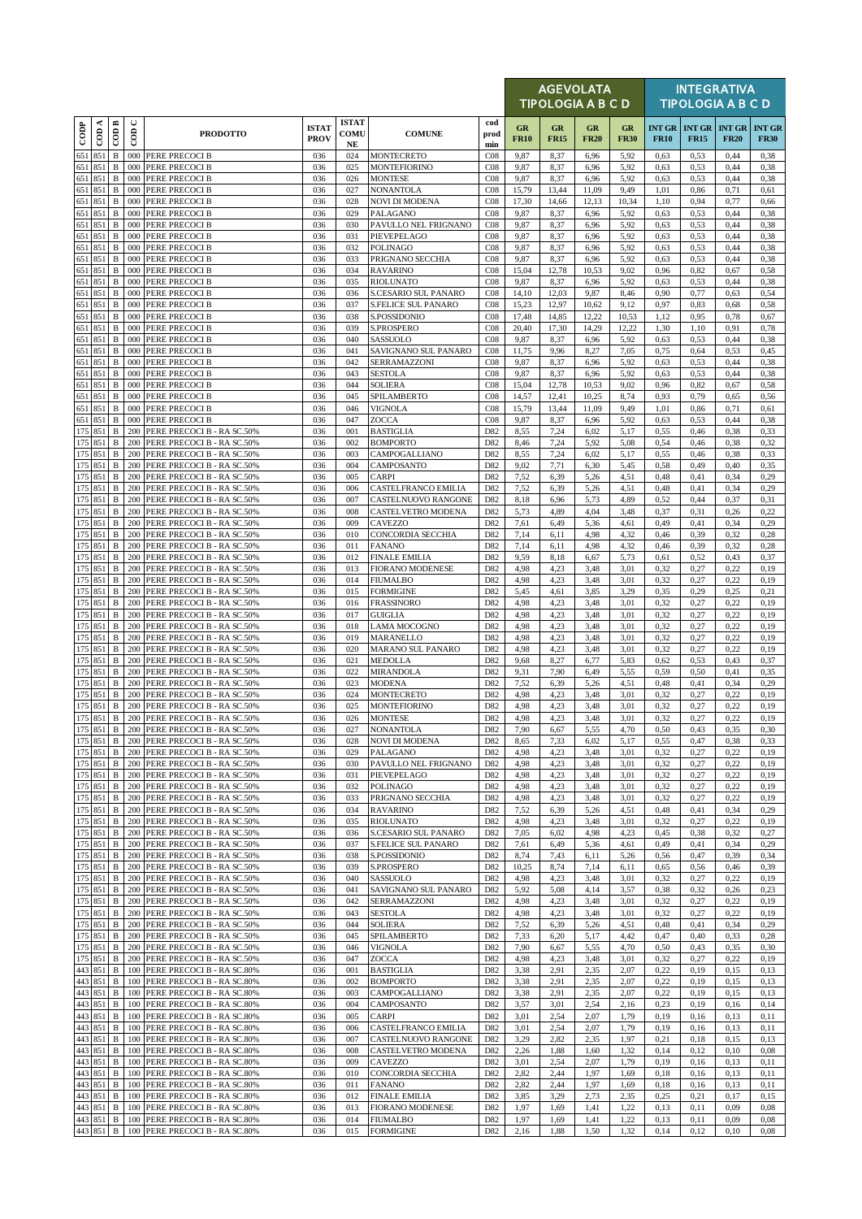| CODP | COD A | COD B | COD C | PRODOTTO | ISTAT PROV | ISTAT COMU NE | COMUNE | cod prod min | AGEVOLATA TIPOLOGIA A B C D | | | | INTEGRATIVA TIPOLOGIA A B C D | | | |
|---|---|---|---|---|---|---|---|---|---|---|---|---|---|---|---|---|
| | | | | | | | | | GR FR10 | GR FR15 | GR FR20 | GR FR30 | INT GR FR10 | INT GR FR15 | INT GR FR20 | INT GR FR30 |
| 651 | 851 | B | 000 | PERE PRECOCI B | 036 | 024 | MONTECRETO | C08 | 9,87 | 8,37 | 6,96 | 5,92 | 0,63 | 0,53 | 0,44 | 0,38 |
| 651 | 851 | B | 000 | PERE PRECOCI B | 036 | 025 | MONTEFIORINO | C08 | 9,87 | 8,37 | 6,96 | 5,92 | 0,63 | 0,53 | 0,44 | 0,38 |
| 651 | 851 | B | 000 | PERE PRECOCI B | 036 | 026 | MONTESE | C08 | 9,87 | 8,37 | 6,96 | 5,92 | 0,63 | 0,53 | 0,44 | 0,38 |
| 651 | 851 | B | 000 | PERE PRECOCI B | 036 | 027 | NONANTOLA | C08 | 15,79 | 13,44 | 11,09 | 9,49 | 1,01 | 0,86 | 0,71 | 0,61 |
| 651 | 851 | B | 000 | PERE PRECOCI B | 036 | 028 | NOVI DI MODENA | C08 | 17,30 | 14,66 | 12,13 | 10,34 | 1,10 | 0,94 | 0,77 | 0,66 |
| 651 | 851 | B | 000 | PERE PRECOCI B | 036 | 029 | PALAGANO | C08 | 9,87 | 8,37 | 6,96 | 5,92 | 0,63 | 0,53 | 0,44 | 0,38 |
| 651 | 851 | B | 000 | PERE PRECOCI B | 036 | 030 | PAVULLO NEL FRIGNANO | C08 | 9,87 | 8,37 | 6,96 | 5,92 | 0,63 | 0,53 | 0,44 | 0,38 |
| 651 | 851 | B | 000 | PERE PRECOCI B | 036 | 031 | PIEVEPELAGO | C08 | 9,87 | 8,37 | 6,96 | 5,92 | 0,63 | 0,53 | 0,44 | 0,38 |
| 651 | 851 | B | 000 | PERE PRECOCI B | 036 | 032 | POLINAGO | C08 | 9,87 | 8,37 | 6,96 | 5,92 | 0,63 | 0,53 | 0,44 | 0,38 |
| 651 | 851 | B | 000 | PERE PRECOCI B | 036 | 033 | PRIGNANO SECCHIA | C08 | 9,87 | 8,37 | 6,96 | 5,92 | 0,63 | 0,53 | 0,44 | 0,38 |
| 651 | 851 | B | 000 | PERE PRECOCI B | 036 | 034 | RAVARINO | C08 | 15,04 | 12,78 | 10,53 | 9,02 | 0,96 | 0,82 | 0,67 | 0,58 |
| 651 | 851 | B | 000 | PERE PRECOCI B | 036 | 035 | RIOLUNATO | C08 | 9,87 | 8,37 | 6,96 | 5,92 | 0,63 | 0,53 | 0,44 | 0,38 |
| 651 | 851 | B | 000 | PERE PRECOCI B | 036 | 036 | S.CESARIO SUL PANARO | C08 | 14,10 | 12,03 | 9,87 | 8,46 | 0,90 | 0,77 | 0,63 | 0,54 |
| 651 | 851 | B | 000 | PERE PRECOCI B | 036 | 037 | S.FELICE SUL PANARO | C08 | 15,23 | 12,97 | 10,62 | 9,12 | 0,97 | 0,83 | 0,68 | 0,58 |
| 651 | 851 | B | 000 | PERE PRECOCI B | 036 | 038 | S.POSSIDONIO | C08 | 17,48 | 14,85 | 12,22 | 10,53 | 1,12 | 0,95 | 0,78 | 0,67 |
| 651 | 851 | B | 000 | PERE PRECOCI B | 036 | 039 | S.PROSPERO | C08 | 20,40 | 17,30 | 14,29 | 12,22 | 1,30 | 1,10 | 0,91 | 0,78 |
| 651 | 851 | B | 000 | PERE PRECOCI B | 036 | 040 | SASSUOLO | C08 | 9,87 | 8,37 | 6,96 | 5,92 | 0,63 | 0,53 | 0,44 | 0,38 |
| 651 | 851 | B | 000 | PERE PRECOCI B | 036 | 041 | SAVIGNANO SUL PANARO | C08 | 11,75 | 9,96 | 8,27 | 7,05 | 0,75 | 0,64 | 0,53 | 0,45 |
| 651 | 851 | B | 000 | PERE PRECOCI B | 036 | 042 | SERRAMAZZONI | C08 | 9,87 | 8,37 | 6,96 | 5,92 | 0,63 | 0,53 | 0,44 | 0,38 |
| 651 | 851 | B | 000 | PERE PRECOCI B | 036 | 043 | SESTOLA | C08 | 9,87 | 8,37 | 6,96 | 5,92 | 0,63 | 0,53 | 0,44 | 0,38 |
| 651 | 851 | B | 000 | PERE PRECOCI B | 036 | 044 | SOLIERA | C08 | 15,04 | 12,78 | 10,53 | 9,02 | 0,96 | 0,82 | 0,67 | 0,58 |
| 651 | 851 | B | 000 | PERE PRECOCI B | 036 | 045 | SPILAMBERTO | C08 | 14,57 | 12,41 | 10,25 | 8,74 | 0,93 | 0,79 | 0,65 | 0,56 |
| 651 | 851 | B | 000 | PERE PRECOCI B | 036 | 046 | VIGNOLA | C08 | 15,79 | 13,44 | 11,09 | 9,49 | 1,01 | 0,86 | 0,71 | 0,61 |
| 651 | 851 | B | 000 | PERE PRECOCI B | 036 | 047 | ZOCCA | C08 | 9,87 | 8,37 | 6,96 | 5,92 | 0,63 | 0,53 | 0,44 | 0,38 |
| 175 | 851 | B | 200 | PERE PRECOCI B - RA SC.50% | 036 | 001 | BASTIGLIA | D82 | 8,55 | 7,24 | 6,02 | 5,17 | 0,55 | 0,46 | 0,38 | 0,33 |
| 175 | 851 | B | 200 | PERE PRECOCI B - RA SC.50% | 036 | 002 | BOMPORTO | D82 | 8,46 | 7,24 | 5,92 | 5,08 | 0,54 | 0,46 | 0,38 | 0,32 |
| 175 | 851 | B | 200 | PERE PRECOCI B - RA SC.50% | 036 | 003 | CAMPOGALLIANO | D82 | 8,55 | 7,24 | 6,02 | 5,17 | 0,55 | 0,46 | 0,38 | 0,33 |
| 175 | 851 | B | 200 | PERE PRECOCI B - RA SC.50% | 036 | 004 | CAMPOSANTO | D82 | 9,02 | 7,71 | 6,30 | 5,45 | 0,58 | 0,49 | 0,40 | 0,35 |
| 175 | 851 | B | 200 | PERE PRECOCI B - RA SC.50% | 036 | 005 | CARPI | D82 | 7,52 | 6,39 | 5,26 | 4,51 | 0,48 | 0,41 | 0,34 | 0,29 |
| 175 | 851 | B | 200 | PERE PRECOCI B - RA SC.50% | 036 | 006 | CASTELFRANCO EMILIA | D82 | 7,52 | 6,39 | 5,26 | 4,51 | 0,48 | 0,41 | 0,34 | 0,29 |
| 175 | 851 | B | 200 | PERE PRECOCI B - RA SC.50% | 036 | 007 | CASTELNUOVO RANGONE | D82 | 8,18 | 6,96 | 5,73 | 4,89 | 0,52 | 0,44 | 0,37 | 0,31 |
| 175 | 851 | B | 200 | PERE PRECOCI B - RA SC.50% | 036 | 008 | CASTELVETRO MODENA | D82 | 5,73 | 4,89 | 4,04 | 3,48 | 0,37 | 0,31 | 0,26 | 0,22 |
| 175 | 851 | B | 200 | PERE PRECOCI B - RA SC.50% | 036 | 009 | CAVEZZO | D82 | 7,61 | 6,49 | 5,36 | 4,61 | 0,49 | 0,41 | 0,34 | 0,29 |
| 175 | 851 | B | 200 | PERE PRECOCI B - RA SC.50% | 036 | 010 | CONCORDIA SECCHIA | D82 | 7,14 | 6,11 | 4,98 | 4,32 | 0,46 | 0,39 | 0,32 | 0,28 |
| 175 | 851 | B | 200 | PERE PRECOCI B - RA SC.50% | 036 | 011 | FANANO | D82 | 7,14 | 6,11 | 4,98 | 4,32 | 0,46 | 0,39 | 0,32 | 0,28 |
| 175 | 851 | B | 200 | PERE PRECOCI B - RA SC.50% | 036 | 012 | FINALE EMILIA | D82 | 9,59 | 8,18 | 6,67 | 5,73 | 0,61 | 0,52 | 0,43 | 0,37 |
| 175 | 851 | B | 200 | PERE PRECOCI B - RA SC.50% | 036 | 013 | FIORANO MODENESE | D82 | 4,98 | 4,23 | 3,48 | 3,01 | 0,32 | 0,27 | 0,22 | 0,19 |
| 175 | 851 | B | 200 | PERE PRECOCI B - RA SC.50% | 036 | 014 | FIUMALBO | D82 | 4,98 | 4,23 | 3,48 | 3,01 | 0,32 | 0,27 | 0,22 | 0,19 |
| 175 | 851 | B | 200 | PERE PRECOCI B - RA SC.50% | 036 | 015 | FORMIGINE | D82 | 5,45 | 4,61 | 3,85 | 3,29 | 0,35 | 0,29 | 0,25 | 0,21 |
| 175 | 851 | B | 200 | PERE PRECOCI B - RA SC.50% | 036 | 016 | FRASSINORO | D82 | 4,98 | 4,23 | 3,48 | 3,01 | 0,32 | 0,27 | 0,22 | 0,19 |
| 175 | 851 | B | 200 | PERE PRECOCI B - RA SC.50% | 036 | 017 | GUIGLIA | D82 | 4,98 | 4,23 | 3,48 | 3,01 | 0,32 | 0,27 | 0,22 | 0,19 |
| 175 | 851 | B | 200 | PERE PRECOCI B - RA SC.50% | 036 | 018 | LAMA MOCOGNO | D82 | 4,98 | 4,23 | 3,48 | 3,01 | 0,32 | 0,27 | 0,22 | 0,19 |
| 175 | 851 | B | 200 | PERE PRECOCI B - RA SC.50% | 036 | 019 | MARANELLO | D82 | 4,98 | 4,23 | 3,48 | 3,01 | 0,32 | 0,27 | 0,22 | 0,19 |
| 175 | 851 | B | 200 | PERE PRECOCI B - RA SC.50% | 036 | 020 | MARANO SUL PANARO | D82 | 4,98 | 4,23 | 3,48 | 3,01 | 0,32 | 0,27 | 0,22 | 0,19 |
| 175 | 851 | B | 200 | PERE PRECOCI B - RA SC.50% | 036 | 021 | MEDOLLA | D82 | 9,68 | 8,27 | 6,77 | 5,83 | 0,62 | 0,53 | 0,43 | 0,37 |
| 175 | 851 | B | 200 | PERE PRECOCI B - RA SC.50% | 036 | 022 | MIRANDOLA | D82 | 9,31 | 7,90 | 6,49 | 5,55 | 0,59 | 0,50 | 0,41 | 0,35 |
| 175 | 851 | B | 200 | PERE PRECOCI B - RA SC.50% | 036 | 023 | MODENA | D82 | 7,52 | 6,39 | 5,26 | 4,51 | 0,48 | 0,41 | 0,34 | 0,29 |
| 175 | 851 | B | 200 | PERE PRECOCI B - RA SC.50% | 036 | 024 | MONTECRETO | D82 | 4,98 | 4,23 | 3,48 | 3,01 | 0,32 | 0,27 | 0,22 | 0,19 |
| 175 | 851 | B | 200 | PERE PRECOCI B - RA SC.50% | 036 | 025 | MONTEFIORINO | D82 | 4,98 | 4,23 | 3,48 | 3,01 | 0,32 | 0,27 | 0,22 | 0,19 |
| 175 | 851 | B | 200 | PERE PRECOCI B - RA SC.50% | 036 | 026 | MONTESE | D82 | 4,98 | 4,23 | 3,48 | 3,01 | 0,32 | 0,27 | 0,22 | 0,19 |
| 175 | 851 | B | 200 | PERE PRECOCI B - RA SC.50% | 036 | 027 | NONANTOLA | D82 | 7,90 | 6,67 | 5,55 | 4,70 | 0,50 | 0,43 | 0,35 | 0,30 |
| 175 | 851 | B | 200 | PERE PRECOCI B - RA SC.50% | 036 | 028 | NOVI DI MODENA | D82 | 8,65 | 7,33 | 6,02 | 5,17 | 0,55 | 0,47 | 0,38 | 0,33 |
| 175 | 851 | B | 200 | PERE PRECOCI B - RA SC.50% | 036 | 029 | PALAGANO | D82 | 4,98 | 4,23 | 3,48 | 3,01 | 0,32 | 0,27 | 0,22 | 0,19 |
| 175 | 851 | B | 200 | PERE PRECOCI B - RA SC.50% | 036 | 030 | PAVULLO NEL FRIGNANO | D82 | 4,98 | 4,23 | 3,48 | 3,01 | 0,32 | 0,27 | 0,22 | 0,19 |
| 175 | 851 | B | 200 | PERE PRECOCI B - RA SC.50% | 036 | 031 | PIEVEPELAGO | D82 | 4,98 | 4,23 | 3,48 | 3,01 | 0,32 | 0,27 | 0,22 | 0,19 |
| 175 | 851 | B | 200 | PERE PRECOCI B - RA SC.50% | 036 | 032 | POLINAGO | D82 | 4,98 | 4,23 | 3,48 | 3,01 | 0,32 | 0,27 | 0,22 | 0,19 |
| 175 | 851 | B | 200 | PERE PRECOCI B - RA SC.50% | 036 | 033 | PRIGNANO SECCHIA | D82 | 4,98 | 4,23 | 3,48 | 3,01 | 0,32 | 0,27 | 0,22 | 0,19 |
| 175 | 851 | B | 200 | PERE PRECOCI B - RA SC.50% | 036 | 034 | RAVARINO | D82 | 7,52 | 6,39 | 5,26 | 4,51 | 0,48 | 0,41 | 0,34 | 0,29 |
| 175 | 851 | B | 200 | PERE PRECOCI B - RA SC.50% | 036 | 035 | RIOLUNATO | D82 | 4,98 | 4,23 | 3,48 | 3,01 | 0,32 | 0,27 | 0,22 | 0,19 |
| 175 | 851 | B | 200 | PERE PRECOCI B - RA SC.50% | 036 | 036 | S.CESARIO SUL PANARO | D82 | 7,05 | 6,02 | 4,98 | 4,23 | 0,45 | 0,38 | 0,32 | 0,27 |
| 175 | 851 | B | 200 | PERE PRECOCI B - RA SC.50% | 036 | 037 | S.FELICE SUL PANARO | D82 | 7,61 | 6,49 | 5,36 | 4,61 | 0,49 | 0,41 | 0,34 | 0,29 |
| 175 | 851 | B | 200 | PERE PRECOCI B - RA SC.50% | 036 | 038 | S.POSSIDONIO | D82 | 8,74 | 7,43 | 6,11 | 5,26 | 0,56 | 0,47 | 0,39 | 0,34 |
| 175 | 851 | B | 200 | PERE PRECOCI B - RA SC.50% | 036 | 039 | S.PROSPERO | D82 | 10,25 | 8,74 | 7,14 | 6,11 | 0,65 | 0,56 | 0,46 | 0,39 |
| 175 | 851 | B | 200 | PERE PRECOCI B - RA SC.50% | 036 | 040 | SASSUOLO | D82 | 4,98 | 4,23 | 3,48 | 3,01 | 0,32 | 0,27 | 0,22 | 0,19 |
| 175 | 851 | B | 200 | PERE PRECOCI B - RA SC.50% | 036 | 041 | SAVIGNANO SUL PANARO | D82 | 5,92 | 5,08 | 4,14 | 3,57 | 0,38 | 0,32 | 0,26 | 0,23 |
| 175 | 851 | B | 200 | PERE PRECOCI B - RA SC.50% | 036 | 042 | SERRAMAZZONI | D82 | 4,98 | 4,23 | 3,48 | 3,01 | 0,32 | 0,27 | 0,22 | 0,19 |
| 175 | 851 | B | 200 | PERE PRECOCI B - RA SC.50% | 036 | 043 | SESTOLA | D82 | 4,98 | 4,23 | 3,48 | 3,01 | 0,32 | 0,27 | 0,22 | 0,19 |
| 175 | 851 | B | 200 | PERE PRECOCI B - RA SC.50% | 036 | 044 | SOLIERA | D82 | 7,52 | 6,39 | 5,26 | 4,51 | 0,48 | 0,41 | 0,34 | 0,29 |
| 175 | 851 | B | 200 | PERE PRECOCI B - RA SC.50% | 036 | 045 | SPILAMBERTO | D82 | 7,33 | 6,20 | 5,17 | 4,42 | 0,47 | 0,40 | 0,33 | 0,28 |
| 175 | 851 | B | 200 | PERE PRECOCI B - RA SC.50% | 036 | 046 | VIGNOLA | D82 | 7,90 | 6,67 | 5,55 | 4,70 | 0,50 | 0,43 | 0,35 | 0,30 |
| 175 | 851 | B | 200 | PERE PRECOCI B - RA SC.50% | 036 | 047 | ZOCCA | D82 | 4,98 | 4,23 | 3,48 | 3,01 | 0,32 | 0,27 | 0,22 | 0,19 |
| 443 | 851 | B | 100 | PERE PRECOCI B - RA SC.80% | 036 | 001 | BASTIGLIA | D82 | 3,38 | 2,91 | 2,35 | 2,07 | 0,22 | 0,19 | 0,15 | 0,13 |
| 443 | 851 | B | 100 | PERE PRECOCI B - RA SC.80% | 036 | 002 | BOMPORTO | D82 | 3,38 | 2,91 | 2,35 | 2,07 | 0,22 | 0,19 | 0,15 | 0,13 |
| 443 | 851 | B | 100 | PERE PRECOCI B - RA SC.80% | 036 | 003 | CAMPOGALLIANO | D82 | 3,38 | 2,91 | 2,35 | 2,07 | 0,22 | 0,19 | 0,15 | 0,13 |
| 443 | 851 | B | 100 | PERE PRECOCI B - RA SC.80% | 036 | 004 | CAMPOSANTO | D82 | 3,57 | 3,01 | 2,54 | 2,16 | 0,23 | 0,19 | 0,16 | 0,14 |
| 443 | 851 | B | 100 | PERE PRECOCI B - RA SC.80% | 036 | 005 | CARPI | D82 | 3,01 | 2,54 | 2,07 | 1,79 | 0,19 | 0,16 | 0,13 | 0,11 |
| 443 | 851 | B | 100 | PERE PRECOCI B - RA SC.80% | 036 | 006 | CASTELFRANCO EMILIA | D82 | 3,01 | 2,54 | 2,07 | 1,79 | 0,19 | 0,16 | 0,13 | 0,11 |
| 443 | 851 | B | 100 | PERE PRECOCI B - RA SC.80% | 036 | 007 | CASTELNUOVO RANGONE | D82 | 3,29 | 2,82 | 2,35 | 1,97 | 0,21 | 0,18 | 0,15 | 0,13 |
| 443 | 851 | B | 100 | PERE PRECOCI B - RA SC.80% | 036 | 008 | CASTELVETRO MODENA | D82 | 2,26 | 1,88 | 1,60 | 1,32 | 0,14 | 0,12 | 0,10 | 0,08 |
| 443 | 851 | B | 100 | PERE PRECOCI B - RA SC.80% | 036 | 009 | CAVEZZO | D82 | 3,01 | 2,54 | 2,07 | 1,79 | 0,19 | 0,16 | 0,13 | 0,11 |
| 443 | 851 | B | 100 | PERE PRECOCI B - RA SC.80% | 036 | 010 | CONCORDIA SECCHIA | D82 | 2,82 | 2,44 | 1,97 | 1,69 | 0,18 | 0,16 | 0,13 | 0,11 |
| 443 | 851 | B | 100 | PERE PRECOCI B - RA SC.80% | 036 | 011 | FANANO | D82 | 2,82 | 2,44 | 1,97 | 1,69 | 0,18 | 0,16 | 0,13 | 0,11 |
| 443 | 851 | B | 100 | PERE PRECOCI B - RA SC.80% | 036 | 012 | FINALE EMILIA | D82 | 3,85 | 3,29 | 2,73 | 2,35 | 0,25 | 0,21 | 0,17 | 0,15 |
| 443 | 851 | B | 100 | PERE PRECOCI B - RA SC.80% | 036 | 013 | FIORANO MODENESE | D82 | 1,97 | 1,69 | 1,41 | 1,22 | 0,13 | 0,11 | 0,09 | 0,08 |
| 443 | 851 | B | 100 | PERE PRECOCI B - RA SC.80% | 036 | 014 | FIUMALBO | D82 | 1,97 | 1,69 | 1,41 | 1,22 | 0,13 | 0,11 | 0,09 | 0,08 |
| 443 | 851 | B | 100 | PERE PRECOCI B - RA SC.80% | 036 | 015 | FORMIGINE | D82 | 2,16 | 1,88 | 1,50 | 1,32 | 0,14 | 0,12 | 0,10 | 0,08 |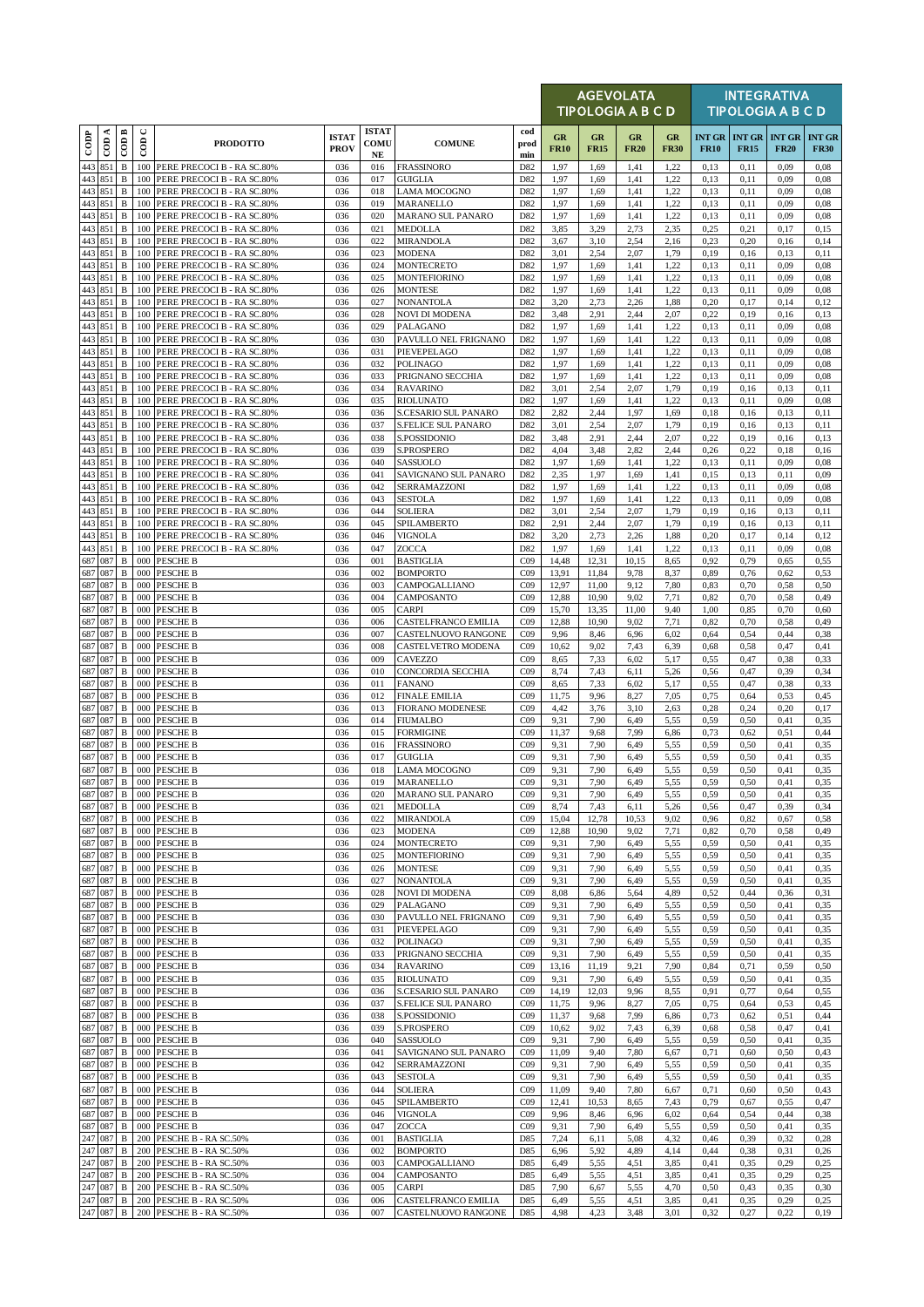| CODP | COD A | COD B | COD C | PRODOTTO | ISTAT PROV | ISTAT COMUNE | COMUNE | cod prod min | AGEVOLATA TIPOLOGIA A B C D | | | | INTEGRATIVA TIPOLOGIA A B C D | | | |
|---|---|---|---|---|---|---|---|---|---|---|---|---|---|---|---|---|
| | | | | | | | | | GR FR10 | GR FR15 | GR FR20 | GR FR30 | INT GR FR10 | INT GR FR15 | INT GR FR20 | INT GR FR30 |
| 443 | 851 | B | 100 | PERE PRECOCI B - RA SC.80% | 036 | 016 | FRASSINORO | D82 | 1,97 | 1,69 | 1,41 | 1,22 | 0,13 | 0,11 | 0,09 | 0,08 |
| 443 | 851 | B | 100 | PERE PRECOCI B - RA SC.80% | 036 | 017 | GUIGLIA | D82 | 1,97 | 1,69 | 1,41 | 1,22 | 0,13 | 0,11 | 0,09 | 0,08 |
| 443 | 851 | B | 100 | PERE PRECOCI B - RA SC.80% | 036 | 018 | LAMA MOCOGNO | D82 | 1,97 | 1,69 | 1,41 | 1,22 | 0,13 | 0,11 | 0,09 | 0,08 |
| 443 | 851 | B | 100 | PERE PRECOCI B - RA SC.80% | 036 | 019 | MARANELLO | D82 | 1,97 | 1,69 | 1,41 | 1,22 | 0,13 | 0,11 | 0,09 | 0,08 |
| 443 | 851 | B | 100 | PERE PRECOCI B - RA SC.80% | 036 | 020 | MARANO SUL PANARO | D82 | 1,97 | 1,69 | 1,41 | 1,22 | 0,13 | 0,11 | 0,09 | 0,08 |
| 443 | 851 | B | 100 | PERE PRECOCI B - RA SC.80% | 036 | 021 | MEDOLLA | D82 | 3,85 | 3,29 | 2,73 | 2,35 | 0,25 | 0,21 | 0,17 | 0,15 |
| 443 | 851 | B | 100 | PERE PRECOCI B - RA SC.80% | 036 | 022 | MIRANDOLA | D82 | 3,67 | 3,10 | 2,54 | 2,16 | 0,23 | 0,20 | 0,16 | 0,14 |
| 443 | 851 | B | 100 | PERE PRECOCI B - RA SC.80% | 036 | 023 | MODENA | D82 | 3,01 | 2,54 | 2,07 | 1,79 | 0,19 | 0,16 | 0,13 | 0,11 |
| 443 | 851 | B | 100 | PERE PRECOCI B - RA SC.80% | 036 | 024 | MONTECRETO | D82 | 1,97 | 1,69 | 1,41 | 1,22 | 0,13 | 0,11 | 0,09 | 0,08 |
| 443 | 851 | B | 100 | PERE PRECOCI B - RA SC.80% | 036 | 025 | MONTEFIORINO | D82 | 1,97 | 1,69 | 1,41 | 1,22 | 0,13 | 0,11 | 0,09 | 0,08 |
| 443 | 851 | B | 100 | PERE PRECOCI B - RA SC.80% | 036 | 026 | MONTESE | D82 | 1,97 | 1,69 | 1,41 | 1,22 | 0,13 | 0,11 | 0,09 | 0,08 |
| 443 | 851 | B | 100 | PERE PRECOCI B - RA SC.80% | 036 | 027 | NONANTOLA | D82 | 3,20 | 2,73 | 2,26 | 1,88 | 0,20 | 0,17 | 0,14 | 0,12 |
| 443 | 851 | B | 100 | PERE PRECOCI B - RA SC.80% | 036 | 028 | NOVI DI MODENA | D82 | 3,48 | 2,91 | 2,44 | 2,07 | 0,22 | 0,19 | 0,16 | 0,13 |
| 443 | 851 | B | 100 | PERE PRECOCI B - RA SC.80% | 036 | 029 | PALAGANO | D82 | 1,97 | 1,69 | 1,41 | 1,22 | 0,13 | 0,11 | 0,09 | 0,08 |
| 443 | 851 | B | 100 | PERE PRECOCI B - RA SC.80% | 036 | 030 | PAVULLO NEL FRIGNANO | D82 | 1,97 | 1,69 | 1,41 | 1,22 | 0,13 | 0,11 | 0,09 | 0,08 |
| 443 | 851 | B | 100 | PERE PRECOCI B - RA SC.80% | 036 | 031 | PIEVEPELAGO | D82 | 1,97 | 1,69 | 1,41 | 1,22 | 0,13 | 0,11 | 0,09 | 0,08 |
| 443 | 851 | B | 100 | PERE PRECOCI B - RA SC.80% | 036 | 032 | POLINAGO | D82 | 1,97 | 1,69 | 1,41 | 1,22 | 0,13 | 0,11 | 0,09 | 0,08 |
| 443 | 851 | B | 100 | PERE PRECOCI B - RA SC.80% | 036 | 033 | PRIGNANO SECCHIA | D82 | 1,97 | 1,69 | 1,41 | 1,22 | 0,13 | 0,11 | 0,09 | 0,08 |
| 443 | 851 | B | 100 | PERE PRECOCI B - RA SC.80% | 036 | 034 | RAVARINO | D82 | 3,01 | 2,54 | 2,07 | 1,79 | 0,19 | 0,16 | 0,13 | 0,11 |
| 443 | 851 | B | 100 | PERE PRECOCI B - RA SC.80% | 036 | 035 | RIOLUNATO | D82 | 1,97 | 1,69 | 1,41 | 1,22 | 0,13 | 0,11 | 0,09 | 0,08 |
| 443 | 851 | B | 100 | PERE PRECOCI B - RA SC.80% | 036 | 036 | S.CESARIO SUL PANARO | D82 | 2,82 | 2,44 | 1,97 | 1,69 | 0,18 | 0,16 | 0,13 | 0,11 |
| 443 | 851 | B | 100 | PERE PRECOCI B - RA SC.80% | 036 | 037 | S.FELICE SUL PANARO | D82 | 3,01 | 2,54 | 2,07 | 1,79 | 0,19 | 0,16 | 0,13 | 0,11 |
| 443 | 851 | B | 100 | PERE PRECOCI B - RA SC.80% | 036 | 038 | S.POSSIDONIO | D82 | 3,48 | 2,91 | 2,44 | 2,07 | 0,22 | 0,19 | 0,16 | 0,13 |
| 443 | 851 | B | 100 | PERE PRECOCI B - RA SC.80% | 036 | 039 | S.PROSPERO | D82 | 4,04 | 3,48 | 2,82 | 2,44 | 0,26 | 0,22 | 0,18 | 0,16 |
| 443 | 851 | B | 100 | PERE PRECOCI B - RA SC.80% | 036 | 040 | SASSUOLO | D82 | 1,97 | 1,69 | 1,41 | 1,22 | 0,13 | 0,11 | 0,09 | 0,08 |
| 443 | 851 | B | 100 | PERE PRECOCI B - RA SC.80% | 036 | 041 | SAVIGNANO SUL PANARO | D82 | 2,35 | 1,97 | 1,69 | 1,41 | 0,15 | 0,13 | 0,11 | 0,09 |
| 443 | 851 | B | 100 | PERE PRECOCI B - RA SC.80% | 036 | 042 | SERRAMAZZONI | D82 | 1,97 | 1,69 | 1,41 | 1,22 | 0,13 | 0,11 | 0,09 | 0,08 |
| 443 | 851 | B | 100 | PERE PRECOCI B - RA SC.80% | 036 | 043 | SESTOLA | D82 | 1,97 | 1,69 | 1,41 | 1,22 | 0,13 | 0,11 | 0,09 | 0,08 |
| 443 | 851 | B | 100 | PERE PRECOCI B - RA SC.80% | 036 | 044 | SOLIERA | D82 | 3,01 | 2,54 | 2,07 | 1,79 | 0,19 | 0,16 | 0,13 | 0,11 |
| 443 | 851 | B | 100 | PERE PRECOCI B - RA SC.80% | 036 | 045 | SPILAMBERTO | D82 | 2,91 | 2,44 | 2,07 | 1,79 | 0,19 | 0,16 | 0,13 | 0,11 |
| 443 | 851 | B | 100 | PERE PRECOCI B - RA SC.80% | 036 | 046 | VIGNOLA | D82 | 3,20 | 2,73 | 2,26 | 1,88 | 0,20 | 0,17 | 0,14 | 0,12 |
| 443 | 851 | B | 100 | PERE PRECOCI B - RA SC.80% | 036 | 047 | ZOCCA | D82 | 1,97 | 1,69 | 1,41 | 1,22 | 0,13 | 0,11 | 0,09 | 0,08 |
| 687 | 087 | B | 000 | PESCHE B | 036 | 001 | BASTIGLIA | C09 | 14,48 | 12,31 | 10,15 | 8,65 | 0,92 | 0,79 | 0,65 | 0,55 |
| 687 | 087 | B | 000 | PESCHE B | 036 | 002 | BOMPORTO | C09 | 13,91 | 11,84 | 9,78 | 8,37 | 0,89 | 0,76 | 0,62 | 0,53 |
| 687 | 087 | B | 000 | PESCHE B | 036 | 003 | CAMPOGALLIANO | C09 | 12,97 | 11,00 | 9,12 | 7,80 | 0,83 | 0,70 | 0,58 | 0,50 |
| 687 | 087 | B | 000 | PESCHE B | 036 | 004 | CAMPOSANTO | C09 | 12,88 | 10,90 | 9,02 | 7,71 | 0,82 | 0,70 | 0,58 | 0,49 |
| 687 | 087 | B | 000 | PESCHE B | 036 | 005 | CARPI | C09 | 15,70 | 13,35 | 11,00 | 9,40 | 1,00 | 0,85 | 0,70 | 0,60 |
| 687 | 087 | B | 000 | PESCHE B | 036 | 006 | CASTELFRANCO EMILIA | C09 | 12,88 | 10,90 | 9,02 | 7,71 | 0,82 | 0,70 | 0,58 | 0,49 |
| 687 | 087 | B | 000 | PESCHE B | 036 | 007 | CASTELNUOVO RANGONE | C09 | 9,96 | 8,46 | 6,96 | 6,02 | 0,64 | 0,54 | 0,44 | 0,38 |
| 687 | 087 | B | 000 | PESCHE B | 036 | 008 | CASTELVETRO MODENA | C09 | 10,62 | 9,02 | 7,43 | 6,39 | 0,68 | 0,58 | 0,47 | 0,41 |
| 687 | 087 | B | 000 | PESCHE B | 036 | 009 | CAVEZZO | C09 | 8,65 | 7,33 | 6,02 | 5,17 | 0,55 | 0,47 | 0,38 | 0,33 |
| 687 | 087 | B | 000 | PESCHE B | 036 | 010 | CONCORDIA SECCHIA | C09 | 8,74 | 7,43 | 6,11 | 5,26 | 0,56 | 0,47 | 0,39 | 0,34 |
| 687 | 087 | B | 000 | PESCHE B | 036 | 011 | FANANO | C09 | 8,65 | 7,33 | 6,02 | 5,17 | 0,55 | 0,47 | 0,38 | 0,33 |
| 687 | 087 | B | 000 | PESCHE B | 036 | 012 | FINALE EMILIA | C09 | 11,75 | 9,96 | 8,27 | 7,05 | 0,75 | 0,64 | 0,53 | 0,45 |
| 687 | 087 | B | 000 | PESCHE B | 036 | 013 | FIORANO MODENESE | C09 | 4,42 | 3,76 | 3,10 | 2,63 | 0,28 | 0,24 | 0,20 | 0,17 |
| 687 | 087 | B | 000 | PESCHE B | 036 | 014 | FIUMALBO | C09 | 9,31 | 7,90 | 6,49 | 5,55 | 0,59 | 0,50 | 0,41 | 0,35 |
| 687 | 087 | B | 000 | PESCHE B | 036 | 015 | FORMIGINE | C09 | 11,37 | 9,68 | 7,99 | 6,86 | 0,73 | 0,62 | 0,51 | 0,44 |
| 687 | 087 | B | 000 | PESCHE B | 036 | 016 | FRASSINORO | C09 | 9,31 | 7,90 | 6,49 | 5,55 | 0,59 | 0,50 | 0,41 | 0,35 |
| 687 | 087 | B | 000 | PESCHE B | 036 | 017 | GUIGLIA | C09 | 9,31 | 7,90 | 6,49 | 5,55 | 0,59 | 0,50 | 0,41 | 0,35 |
| 687 | 087 | B | 000 | PESCHE B | 036 | 018 | LAMA MOCOGNO | C09 | 9,31 | 7,90 | 6,49 | 5,55 | 0,59 | 0,50 | 0,41 | 0,35 |
| 687 | 087 | B | 000 | PESCHE B | 036 | 019 | MARANELLO | C09 | 9,31 | 7,90 | 6,49 | 5,55 | 0,59 | 0,50 | 0,41 | 0,35 |
| 687 | 087 | B | 000 | PESCHE B | 036 | 020 | MARANO SUL PANARO | C09 | 9,31 | 7,90 | 6,49 | 5,55 | 0,59 | 0,50 | 0,41 | 0,35 |
| 687 | 087 | B | 000 | PESCHE B | 036 | 021 | MEDOLLA | C09 | 8,74 | 7,43 | 6,11 | 5,26 | 0,56 | 0,47 | 0,39 | 0,34 |
| 687 | 087 | B | 000 | PESCHE B | 036 | 022 | MIRANDOLA | C09 | 15,04 | 12,78 | 10,53 | 9,02 | 0,96 | 0,82 | 0,67 | 0,58 |
| 687 | 087 | B | 000 | PESCHE B | 036 | 023 | MODENA | C09 | 12,88 | 10,90 | 9,02 | 7,71 | 0,82 | 0,70 | 0,58 | 0,49 |
| 687 | 087 | B | 000 | PESCHE B | 036 | 024 | MONTECRETO | C09 | 9,31 | 7,90 | 6,49 | 5,55 | 0,59 | 0,50 | 0,41 | 0,35 |
| 687 | 087 | B | 000 | PESCHE B | 036 | 025 | MONTEFIORINO | C09 | 9,31 | 7,90 | 6,49 | 5,55 | 0,59 | 0,50 | 0,41 | 0,35 |
| 687 | 087 | B | 000 | PESCHE B | 036 | 026 | MONTESE | C09 | 9,31 | 7,90 | 6,49 | 5,55 | 0,59 | 0,50 | 0,41 | 0,35 |
| 687 | 087 | B | 000 | PESCHE B | 036 | 027 | NONANTOLA | C09 | 9,31 | 7,90 | 6,49 | 5,55 | 0,59 | 0,50 | 0,41 | 0,35 |
| 687 | 087 | B | 000 | PESCHE B | 036 | 028 | NOVI DI MODENA | C09 | 8,08 | 6,86 | 5,64 | 4,89 | 0,52 | 0,44 | 0,36 | 0,31 |
| 687 | 087 | B | 000 | PESCHE B | 036 | 029 | PALAGANO | C09 | 9,31 | 7,90 | 6,49 | 5,55 | 0,59 | 0,50 | 0,41 | 0,35 |
| 687 | 087 | B | 000 | PESCHE B | 036 | 030 | PAVULLO NEL FRIGNANO | C09 | 9,31 | 7,90 | 6,49 | 5,55 | 0,59 | 0,50 | 0,41 | 0,35 |
| 687 | 087 | B | 000 | PESCHE B | 036 | 031 | PIEVEPELAGO | C09 | 9,31 | 7,90 | 6,49 | 5,55 | 0,59 | 0,50 | 0,41 | 0,35 |
| 687 | 087 | B | 000 | PESCHE B | 036 | 032 | POLINAGO | C09 | 9,31 | 7,90 | 6,49 | 5,55 | 0,59 | 0,50 | 0,41 | 0,35 |
| 687 | 087 | B | 000 | PESCHE B | 036 | 033 | PRIGNANO SECCHIA | C09 | 9,31 | 7,90 | 6,49 | 5,55 | 0,59 | 0,50 | 0,41 | 0,35 |
| 687 | 087 | B | 000 | PESCHE B | 036 | 034 | RAVARINO | C09 | 13,16 | 11,19 | 9,21 | 7,90 | 0,84 | 0,71 | 0,59 | 0,50 |
| 687 | 087 | B | 000 | PESCHE B | 036 | 035 | RIOLUNATO | C09 | 9,31 | 7,90 | 6,49 | 5,55 | 0,59 | 0,50 | 0,41 | 0,35 |
| 687 | 087 | B | 000 | PESCHE B | 036 | 036 | S.CESARIO SUL PANARO | C09 | 14,19 | 12,03 | 9,96 | 8,55 | 0,91 | 0,77 | 0,64 | 0,55 |
| 687 | 087 | B | 000 | PESCHE B | 036 | 037 | S.FELICE SUL PANARO | C09 | 11,75 | 9,96 | 8,27 | 7,05 | 0,75 | 0,64 | 0,53 | 0,45 |
| 687 | 087 | B | 000 | PESCHE B | 036 | 038 | S.POSSIDONIO | C09 | 11,37 | 9,68 | 7,99 | 6,86 | 0,73 | 0,62 | 0,51 | 0,44 |
| 687 | 087 | B | 000 | PESCHE B | 036 | 039 | S.PROSPERO | C09 | 10,62 | 9,02 | 7,43 | 6,39 | 0,68 | 0,58 | 0,47 | 0,41 |
| 687 | 087 | B | 000 | PESCHE B | 036 | 040 | SASSUOLO | C09 | 9,31 | 7,90 | 6,49 | 5,55 | 0,59 | 0,50 | 0,41 | 0,35 |
| 687 | 087 | B | 000 | PESCHE B | 036 | 041 | SAVIGNANO SUL PANARO | C09 | 11,09 | 9,40 | 7,80 | 6,67 | 0,71 | 0,60 | 0,50 | 0,43 |
| 687 | 087 | B | 000 | PESCHE B | 036 | 042 | SERRAMAZZONI | C09 | 9,31 | 7,90 | 6,49 | 5,55 | 0,59 | 0,50 | 0,41 | 0,35 |
| 687 | 087 | B | 000 | PESCHE B | 036 | 043 | SESTOLA | C09 | 9,31 | 7,90 | 6,49 | 5,55 | 0,59 | 0,50 | 0,41 | 0,35 |
| 687 | 087 | B | 000 | PESCHE B | 036 | 044 | SOLIERA | C09 | 11,09 | 9,40 | 7,80 | 6,67 | 0,71 | 0,60 | 0,50 | 0,43 |
| 687 | 087 | B | 000 | PESCHE B | 036 | 045 | SPILAMBERTO | C09 | 12,41 | 10,53 | 8,65 | 7,43 | 0,79 | 0,67 | 0,55 | 0,47 |
| 687 | 087 | B | 000 | PESCHE B | 036 | 046 | VIGNOLA | C09 | 9,96 | 8,46 | 6,96 | 6,02 | 0,64 | 0,54 | 0,44 | 0,38 |
| 687 | 087 | B | 000 | PESCHE B | 036 | 047 | ZOCCA | C09 | 9,31 | 7,90 | 6,49 | 5,55 | 0,59 | 0,50 | 0,41 | 0,35 |
| 247 | 087 | B | 200 | PESCHE B - RA SC.50% | 036 | 001 | BASTIGLIA | D85 | 7,24 | 6,11 | 5,08 | 4,32 | 0,46 | 0,39 | 0,32 | 0,28 |
| 247 | 087 | B | 200 | PESCHE B - RA SC.50% | 036 | 002 | BOMPORTO | D85 | 6,96 | 5,92 | 4,89 | 4,14 | 0,44 | 0,38 | 0,31 | 0,26 |
| 247 | 087 | B | 200 | PESCHE B - RA SC.50% | 036 | 003 | CAMPOGALLIANO | D85 | 6,49 | 5,55 | 4,51 | 3,85 | 0,41 | 0,35 | 0,29 | 0,25 |
| 247 | 087 | B | 200 | PESCHE B - RA SC.50% | 036 | 004 | CAMPOSANTO | D85 | 6,49 | 5,55 | 4,51 | 3,85 | 0,41 | 0,35 | 0,29 | 0,25 |
| 247 | 087 | B | 200 | PESCHE B - RA SC.50% | 036 | 005 | CARPI | D85 | 7,90 | 6,67 | 5,55 | 4,70 | 0,50 | 0,43 | 0,35 | 0,30 |
| 247 | 087 | B | 200 | PESCHE B - RA SC.50% | 036 | 006 | CASTELFRANCO EMILIA | D85 | 6,49 | 5,55 | 4,51 | 3,85 | 0,41 | 0,35 | 0,29 | 0,25 |
| 247 | 087 | B | 200 | PESCHE B - RA SC.50% | 036 | 007 | CASTELNUOVO RANGONE | D85 | 4,98 | 4,23 | 3,48 | 3,01 | 0,32 | 0,27 | 0,22 | 0,19 |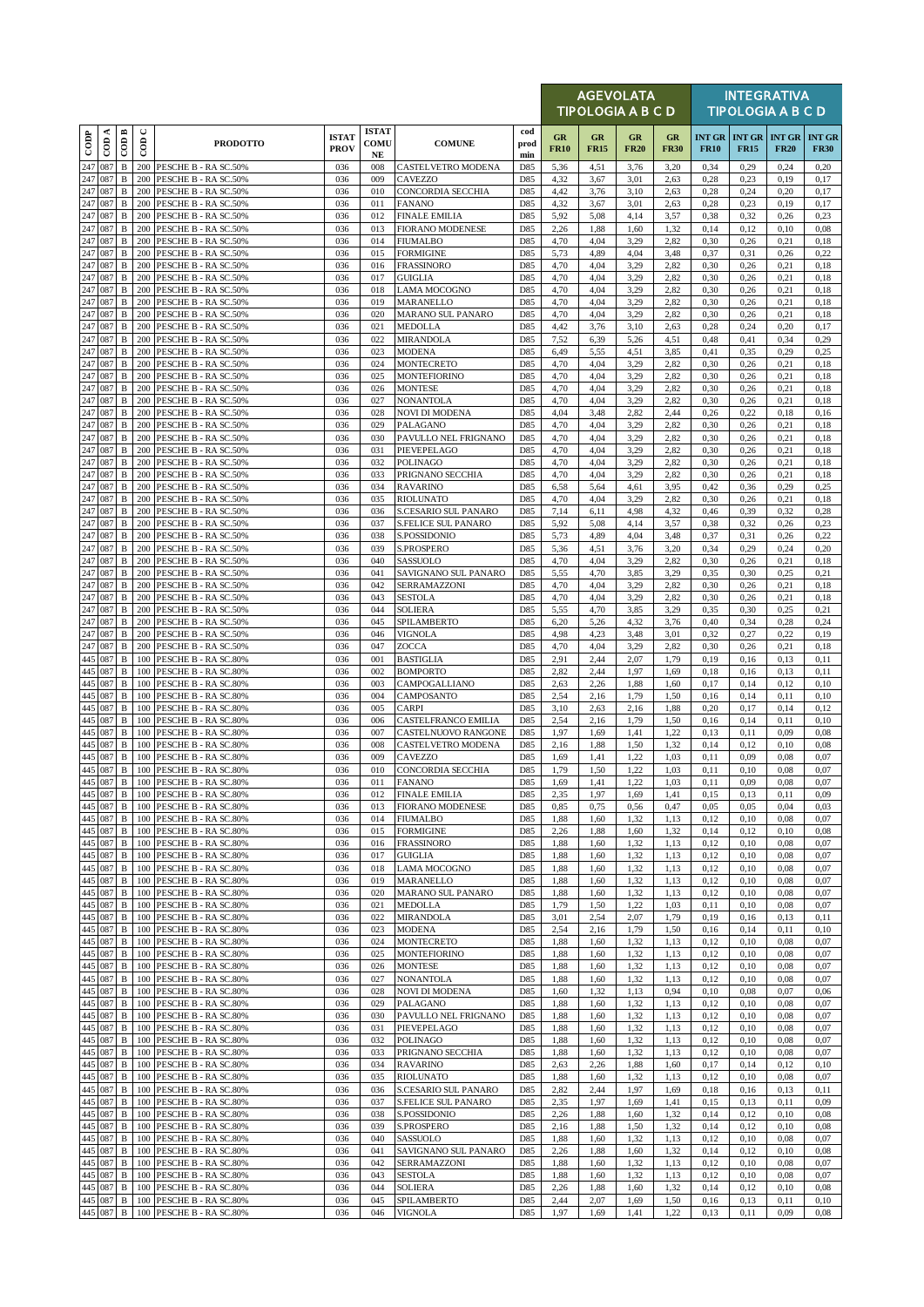| CODP | COD A | COD B | COD C | PRODOTTO | ISTAT PROV | ISTAT COMU NE | COMUNE | cod prod min | AGEVOLATA TIPOLOGIA A B C D | | | | INTEGRATIVA TIPOLOGIA A B C D | | | |
|---|---|---|---|---|---|---|---|---|---|---|---|---|---|---|---|---|
| | | | | | | | | | GR FR10 | GR FR15 | GR FR20 | GR FR30 | INT GR FR10 | INT GR FR15 | INT GR FR20 | INT GR FR30 |
| 247 | 087 | B | 200 | PESCHE B - RA SC.50% | 036 | 008 | CASTELVETRO MODENA | D85 | 5,36 | 4,51 | 3,76 | 3,20 | 0,34 | 0,29 | 0,24 | 0,20 |
| 247 | 087 | B | 200 | PESCHE B - RA SC.50% | 036 | 009 | CAVEZZO | D85 | 4,32 | 3,67 | 3,01 | 2,63 | 0,28 | 0,23 | 0,19 | 0,17 |
| 247 | 087 | B | 200 | PESCHE B - RA SC.50% | 036 | 010 | CONCORDIA SECCHIA | D85 | 4,42 | 3,76 | 3,10 | 2,63 | 0,28 | 0,24 | 0,20 | 0,17 |
| 247 | 087 | B | 200 | PESCHE B - RA SC.50% | 036 | 011 | FANANO | D85 | 4,32 | 3,67 | 3,01 | 2,63 | 0,28 | 0,23 | 0,19 | 0,17 |
| 247 | 087 | B | 200 | PESCHE B - RA SC.50% | 036 | 012 | FINALE EMILIA | D85 | 5,92 | 5,08 | 4,14 | 3,57 | 0,38 | 0,32 | 0,26 | 0,23 |
| 247 | 087 | B | 200 | PESCHE B - RA SC.50% | 036 | 013 | FIORANO MODENESE | D85 | 2,26 | 1,88 | 1,60 | 1,32 | 0,14 | 0,12 | 0,10 | 0,08 |
| 247 | 087 | B | 200 | PESCHE B - RA SC.50% | 036 | 014 | FIUMALBO | D85 | 4,70 | 4,04 | 3,29 | 2,82 | 0,30 | 0,26 | 0,21 | 0,18 |
| 247 | 087 | B | 200 | PESCHE B - RA SC.50% | 036 | 015 | FORMIGINE | D85 | 5,73 | 4,89 | 4,04 | 3,48 | 0,37 | 0,31 | 0,26 | 0,22 |
| 247 | 087 | B | 200 | PESCHE B - RA SC.50% | 036 | 016 | FRASSINORO | D85 | 4,70 | 4,04 | 3,29 | 2,82 | 0,30 | 0,26 | 0,21 | 0,18 |
| 247 | 087 | B | 200 | PESCHE B - RA SC.50% | 036 | 017 | GUIGLIA | D85 | 4,70 | 4,04 | 3,29 | 2,82 | 0,30 | 0,26 | 0,21 | 0,18 |
| 247 | 087 | B | 200 | PESCHE B - RA SC.50% | 036 | 018 | LAMA MOCOGNO | D85 | 4,70 | 4,04 | 3,29 | 2,82 | 0,30 | 0,26 | 0,21 | 0,18 |
| 247 | 087 | B | 200 | PESCHE B - RA SC.50% | 036 | 019 | MARANELLO | D85 | 4,70 | 4,04 | 3,29 | 2,82 | 0,30 | 0,26 | 0,21 | 0,18 |
| 247 | 087 | B | 200 | PESCHE B - RA SC.50% | 036 | 020 | MARANO SUL PANARO | D85 | 4,70 | 4,04 | 3,29 | 2,82 | 0,30 | 0,26 | 0,21 | 0,18 |
| 247 | 087 | B | 200 | PESCHE B - RA SC.50% | 036 | 021 | MEDOLLA | D85 | 4,42 | 3,76 | 3,10 | 2,63 | 0,28 | 0,24 | 0,20 | 0,17 |
| 247 | 087 | B | 200 | PESCHE B - RA SC.50% | 036 | 022 | MIRANDOLA | D85 | 7,52 | 6,39 | 5,26 | 4,51 | 0,48 | 0,41 | 0,34 | 0,29 |
| 247 | 087 | B | 200 | PESCHE B - RA SC.50% | 036 | 023 | MODENA | D85 | 6,49 | 5,55 | 4,51 | 3,85 | 0,41 | 0,35 | 0,29 | 0,25 |
| 247 | 087 | B | 200 | PESCHE B - RA SC.50% | 036 | 024 | MONTECRETO | D85 | 4,70 | 4,04 | 3,29 | 2,82 | 0,30 | 0,26 | 0,21 | 0,18 |
| 247 | 087 | B | 200 | PESCHE B - RA SC.50% | 036 | 025 | MONTEFIORINO | D85 | 4,70 | 4,04 | 3,29 | 2,82 | 0,30 | 0,26 | 0,21 | 0,18 |
| 247 | 087 | B | 200 | PESCHE B - RA SC.50% | 036 | 026 | MONTESE | D85 | 4,70 | 4,04 | 3,29 | 2,82 | 0,30 | 0,26 | 0,21 | 0,18 |
| 247 | 087 | B | 200 | PESCHE B - RA SC.50% | 036 | 027 | NONANTOLA | D85 | 4,70 | 4,04 | 3,29 | 2,82 | 0,30 | 0,26 | 0,21 | 0,18 |
| 247 | 087 | B | 200 | PESCHE B - RA SC.50% | 036 | 028 | NOVI DI MODENA | D85 | 4,04 | 3,48 | 2,82 | 2,44 | 0,26 | 0,22 | 0,18 | 0,16 |
| 247 | 087 | B | 200 | PESCHE B - RA SC.50% | 036 | 029 | PALAGANO | D85 | 4,70 | 4,04 | 3,29 | 2,82 | 0,30 | 0,26 | 0,21 | 0,18 |
| 247 | 087 | B | 200 | PESCHE B - RA SC.50% | 036 | 030 | PAVULLO NEL FRIGNANO | D85 | 4,70 | 4,04 | 3,29 | 2,82 | 0,30 | 0,26 | 0,21 | 0,18 |
| 247 | 087 | B | 200 | PESCHE B - RA SC.50% | 036 | 031 | PIEVEPELAGO | D85 | 4,70 | 4,04 | 3,29 | 2,82 | 0,30 | 0,26 | 0,21 | 0,18 |
| 247 | 087 | B | 200 | PESCHE B - RA SC.50% | 036 | 032 | POLINAGO | D85 | 4,70 | 4,04 | 3,29 | 2,82 | 0,30 | 0,26 | 0,21 | 0,18 |
| 247 | 087 | B | 200 | PESCHE B - RA SC.50% | 036 | 033 | PRIGNANO SECCHIA | D85 | 4,70 | 4,04 | 3,29 | 2,82 | 0,30 | 0,26 | 0,21 | 0,18 |
| 247 | 087 | B | 200 | PESCHE B - RA SC.50% | 036 | 034 | RAVARINO | D85 | 6,58 | 5,64 | 4,61 | 3,95 | 0,42 | 0,36 | 0,29 | 0,25 |
| 247 | 087 | B | 200 | PESCHE B - RA SC.50% | 036 | 035 | RIOLUNATO | D85 | 4,70 | 4,04 | 3,29 | 2,82 | 0,30 | 0,26 | 0,21 | 0,18 |
| 247 | 087 | B | 200 | PESCHE B - RA SC.50% | 036 | 036 | S.CESARIO SUL PANARO | D85 | 7,14 | 6,11 | 4,98 | 4,32 | 0,46 | 0,39 | 0,32 | 0,28 |
| 247 | 087 | B | 200 | PESCHE B - RA SC.50% | 036 | 037 | S.FELICE SUL PANARO | D85 | 5,92 | 5,08 | 4,14 | 3,57 | 0,38 | 0,32 | 0,26 | 0,23 |
| 247 | 087 | B | 200 | PESCHE B - RA SC.50% | 036 | 038 | S.POSSIDONIO | D85 | 5,73 | 4,89 | 4,04 | 3,48 | 0,37 | 0,31 | 0,26 | 0,22 |
| 247 | 087 | B | 200 | PESCHE B - RA SC.50% | 036 | 039 | S.PROSPERO | D85 | 5,36 | 4,51 | 3,76 | 3,20 | 0,34 | 0,29 | 0,24 | 0,20 |
| 247 | 087 | B | 200 | PESCHE B - RA SC.50% | 036 | 040 | SASSUOLO | D85 | 4,70 | 4,04 | 3,29 | 2,82 | 0,30 | 0,26 | 0,21 | 0,18 |
| 247 | 087 | B | 200 | PESCHE B - RA SC.50% | 036 | 041 | SAVIGNANO SUL PANARO | D85 | 5,55 | 4,70 | 3,85 | 3,29 | 0,35 | 0,30 | 0,25 | 0,21 |
| 247 | 087 | B | 200 | PESCHE B - RA SC.50% | 036 | 042 | SERRAMAZZONI | D85 | 4,70 | 4,04 | 3,29 | 2,82 | 0,30 | 0,26 | 0,21 | 0,18 |
| 247 | 087 | B | 200 | PESCHE B - RA SC.50% | 036 | 043 | SESTOLA | D85 | 4,70 | 4,04 | 3,29 | 2,82 | 0,30 | 0,26 | 0,21 | 0,18 |
| 247 | 087 | B | 200 | PESCHE B - RA SC.50% | 036 | 044 | SOLIERA | D85 | 5,55 | 4,70 | 3,85 | 3,29 | 0,35 | 0,30 | 0,25 | 0,21 |
| 247 | 087 | B | 200 | PESCHE B - RA SC.50% | 036 | 045 | SPILAMBERTO | D85 | 6,20 | 5,26 | 4,32 | 3,76 | 0,40 | 0,34 | 0,28 | 0,24 |
| 247 | 087 | B | 200 | PESCHE B - RA SC.50% | 036 | 046 | VIGNOLA | D85 | 4,98 | 4,23 | 3,48 | 3,01 | 0,32 | 0,27 | 0,22 | 0,19 |
| 247 | 087 | B | 200 | PESCHE B - RA SC.50% | 036 | 047 | ZOCCA | D85 | 4,70 | 4,04 | 3,29 | 2,82 | 0,30 | 0,26 | 0,21 | 0,18 |
| 445 | 087 | B | 100 | PESCHE B - RA SC.80% | 036 | 001 | BASTIGLIA | D85 | 2,91 | 2,44 | 2,07 | 1,79 | 0,19 | 0,16 | 0,13 | 0,11 |
| 445 | 087 | B | 100 | PESCHE B - RA SC.80% | 036 | 002 | BOMPORTO | D85 | 2,82 | 2,44 | 1,97 | 1,69 | 0,18 | 0,16 | 0,13 | 0,11 |
| 445 | 087 | B | 100 | PESCHE B - RA SC.80% | 036 | 003 | CAMPOGALLIANO | D85 | 2,63 | 2,26 | 1,88 | 1,60 | 0,17 | 0,14 | 0,12 | 0,10 |
| 445 | 087 | B | 100 | PESCHE B - RA SC.80% | 036 | 004 | CAMPOSANTO | D85 | 2,54 | 2,16 | 1,79 | 1,50 | 0,16 | 0,14 | 0,11 | 0,10 |
| 445 | 087 | B | 100 | PESCHE B - RA SC.80% | 036 | 005 | CARPI | D85 | 3,10 | 2,63 | 2,16 | 1,88 | 0,20 | 0,17 | 0,14 | 0,12 |
| 445 | 087 | B | 100 | PESCHE B - RA SC.80% | 036 | 006 | CASTELFRANCO EMILIA | D85 | 2,54 | 2,16 | 1,79 | 1,50 | 0,16 | 0,14 | 0,11 | 0,10 |
| 445 | 087 | B | 100 | PESCHE B - RA SC.80% | 036 | 007 | CASTELNUOVO RANGONE | D85 | 1,97 | 1,69 | 1,41 | 1,22 | 0,13 | 0,11 | 0,09 | 0,08 |
| 445 | 087 | B | 100 | PESCHE B - RA SC.80% | 036 | 008 | CASTELVETRO MODENA | D85 | 2,16 | 1,88 | 1,50 | 1,32 | 0,14 | 0,12 | 0,10 | 0,08 |
| 445 | 087 | B | 100 | PESCHE B - RA SC.80% | 036 | 009 | CAVEZZO | D85 | 1,69 | 1,41 | 1,22 | 1,03 | 0,11 | 0,09 | 0,08 | 0,07 |
| 445 | 087 | B | 100 | PESCHE B - RA SC.80% | 036 | 010 | CONCORDIA SECCHIA | D85 | 1,79 | 1,50 | 1,22 | 1,03 | 0,11 | 0,10 | 0,08 | 0,07 |
| 445 | 087 | B | 100 | PESCHE B - RA SC.80% | 036 | 011 | FANANO | D85 | 1,69 | 1,41 | 1,22 | 1,03 | 0,11 | 0,09 | 0,08 | 0,07 |
| 445 | 087 | B | 100 | PESCHE B - RA SC.80% | 036 | 012 | FINALE EMILIA | D85 | 2,35 | 1,97 | 1,69 | 1,41 | 0,15 | 0,13 | 0,11 | 0,09 |
| 445 | 087 | B | 100 | PESCHE B - RA SC.80% | 036 | 013 | FIORANO MODENESE | D85 | 0,85 | 0,75 | 0,56 | 0,47 | 0,05 | 0,05 | 0,04 | 0,03 |
| 445 | 087 | B | 100 | PESCHE B - RA SC.80% | 036 | 014 | FIUMALBO | D85 | 1,88 | 1,60 | 1,32 | 1,13 | 0,12 | 0,10 | 0,08 | 0,07 |
| 445 | 087 | B | 100 | PESCHE B - RA SC.80% | 036 | 015 | FORMIGINE | D85 | 2,26 | 1,88 | 1,60 | 1,32 | 0,14 | 0,12 | 0,10 | 0,08 |
| 445 | 087 | B | 100 | PESCHE B - RA SC.80% | 036 | 016 | FRASSINORO | D85 | 1,88 | 1,60 | 1,32 | 1,13 | 0,12 | 0,10 | 0,08 | 0,07 |
| 445 | 087 | B | 100 | PESCHE B - RA SC.80% | 036 | 017 | GUIGLIA | D85 | 1,88 | 1,60 | 1,32 | 1,13 | 0,12 | 0,10 | 0,08 | 0,07 |
| 445 | 087 | B | 100 | PESCHE B - RA SC.80% | 036 | 018 | LAMA MOCOGNO | D85 | 1,88 | 1,60 | 1,32 | 1,13 | 0,12 | 0,10 | 0,08 | 0,07 |
| 445 | 087 | B | 100 | PESCHE B - RA SC.80% | 036 | 019 | MARANELLO | D85 | 1,88 | 1,60 | 1,32 | 1,13 | 0,12 | 0,10 | 0,08 | 0,07 |
| 445 | 087 | B | 100 | PESCHE B - RA SC.80% | 036 | 020 | MARANO SUL PANARO | D85 | 1,88 | 1,60 | 1,32 | 1,13 | 0,12 | 0,10 | 0,08 | 0,07 |
| 445 | 087 | B | 100 | PESCHE B - RA SC.80% | 036 | 021 | MEDOLLA | D85 | 1,79 | 1,50 | 1,22 | 1,03 | 0,11 | 0,10 | 0,08 | 0,07 |
| 445 | 087 | B | 100 | PESCHE B - RA SC.80% | 036 | 022 | MIRANDOLA | D85 | 3,01 | 2,54 | 2,07 | 1,79 | 0,19 | 0,16 | 0,13 | 0,11 |
| 445 | 087 | B | 100 | PESCHE B - RA SC.80% | 036 | 023 | MODENA | D85 | 2,54 | 2,16 | 1,79 | 1,50 | 0,16 | 0,14 | 0,11 | 0,10 |
| 445 | 087 | B | 100 | PESCHE B - RA SC.80% | 036 | 024 | MONTECRETO | D85 | 1,88 | 1,60 | 1,32 | 1,13 | 0,12 | 0,10 | 0,08 | 0,07 |
| 445 | 087 | B | 100 | PESCHE B - RA SC.80% | 036 | 025 | MONTEFIORINO | D85 | 1,88 | 1,60 | 1,32 | 1,13 | 0,12 | 0,10 | 0,08 | 0,07 |
| 445 | 087 | B | 100 | PESCHE B - RA SC.80% | 036 | 026 | MONTESE | D85 | 1,88 | 1,60 | 1,32 | 1,13 | 0,12 | 0,10 | 0,08 | 0,07 |
| 445 | 087 | B | 100 | PESCHE B - RA SC.80% | 036 | 027 | NONANTOLA | D85 | 1,88 | 1,60 | 1,32 | 1,13 | 0,12 | 0,10 | 0,08 | 0,07 |
| 445 | 087 | B | 100 | PESCHE B - RA SC.80% | 036 | 028 | NOVI DI MODENA | D85 | 1,60 | 1,32 | 1,13 | 0,94 | 0,10 | 0,08 | 0,07 | 0,06 |
| 445 | 087 | B | 100 | PESCHE B - RA SC.80% | 036 | 029 | PALAGANO | D85 | 1,88 | 1,60 | 1,32 | 1,13 | 0,12 | 0,10 | 0,08 | 0,07 |
| 445 | 087 | B | 100 | PESCHE B - RA SC.80% | 036 | 030 | PAVULLO NEL FRIGNANO | D85 | 1,88 | 1,60 | 1,32 | 1,13 | 0,12 | 0,10 | 0,08 | 0,07 |
| 445 | 087 | B | 100 | PESCHE B - RA SC.80% | 036 | 031 | PIEVEPELAGO | D85 | 1,88 | 1,60 | 1,32 | 1,13 | 0,12 | 0,10 | 0,08 | 0,07 |
| 445 | 087 | B | 100 | PESCHE B - RA SC.80% | 036 | 032 | POLINAGO | D85 | 1,88 | 1,60 | 1,32 | 1,13 | 0,12 | 0,10 | 0,08 | 0,07 |
| 445 | 087 | B | 100 | PESCHE B - RA SC.80% | 036 | 033 | PRIGNANO SECCHIA | D85 | 1,88 | 1,60 | 1,32 | 1,13 | 0,12 | 0,10 | 0,08 | 0,07 |
| 445 | 087 | B | 100 | PESCHE B - RA SC.80% | 036 | 034 | RAVARINO | D85 | 2,63 | 2,26 | 1,88 | 1,60 | 0,17 | 0,14 | 0,12 | 0,10 |
| 445 | 087 | B | 100 | PESCHE B - RA SC.80% | 036 | 035 | RIOLUNATO | D85 | 1,88 | 1,60 | 1,32 | 1,13 | 0,12 | 0,10 | 0,08 | 0,07 |
| 445 | 087 | B | 100 | PESCHE B - RA SC.80% | 036 | 036 | S.CESARIO SUL PANARO | D85 | 2,82 | 2,44 | 1,97 | 1,69 | 0,18 | 0,16 | 0,13 | 0,11 |
| 445 | 087 | B | 100 | PESCHE B - RA SC.80% | 036 | 037 | S.FELICE SUL PANARO | D85 | 2,35 | 1,97 | 1,69 | 1,41 | 0,15 | 0,13 | 0,11 | 0,09 |
| 445 | 087 | B | 100 | PESCHE B - RA SC.80% | 036 | 038 | S.POSSIDONIO | D85 | 2,26 | 1,88 | 1,60 | 1,32 | 0,14 | 0,12 | 0,10 | 0,08 |
| 445 | 087 | B | 100 | PESCHE B - RA SC.80% | 036 | 039 | S.PROSPERO | D85 | 2,16 | 1,88 | 1,50 | 1,32 | 0,14 | 0,12 | 0,10 | 0,08 |
| 445 | 087 | B | 100 | PESCHE B - RA SC.80% | 036 | 040 | SASSUOLO | D85 | 1,88 | 1,60 | 1,32 | 1,13 | 0,12 | 0,10 | 0,08 | 0,07 |
| 445 | 087 | B | 100 | PESCHE B - RA SC.80% | 036 | 041 | SAVIGNANO SUL PANARO | D85 | 2,26 | 1,88 | 1,60 | 1,32 | 0,14 | 0,12 | 0,10 | 0,08 |
| 445 | 087 | B | 100 | PESCHE B - RA SC.80% | 036 | 042 | SERRAMAZZONI | D85 | 1,88 | 1,60 | 1,32 | 1,13 | 0,12 | 0,10 | 0,08 | 0,07 |
| 445 | 087 | B | 100 | PESCHE B - RA SC.80% | 036 | 043 | SESTOLA | D85 | 1,88 | 1,60 | 1,32 | 1,13 | 0,12 | 0,10 | 0,08 | 0,07 |
| 445 | 087 | B | 100 | PESCHE B - RA SC.80% | 036 | 044 | SOLIERA | D85 | 2,26 | 1,88 | 1,60 | 1,32 | 0,14 | 0,12 | 0,10 | 0,08 |
| 445 | 087 | B | 100 | PESCHE B - RA SC.80% | 036 | 045 | SPILAMBERTO | D85 | 2,44 | 2,07 | 1,69 | 1,50 | 0,16 | 0,13 | 0,11 | 0,10 |
| 445 | 087 | B | 100 | PESCHE B - RA SC.80% | 036 | 046 | VIGNOLA | D85 | 1,97 | 1,69 | 1,41 | 1,22 | 0,13 | 0,11 | 0,09 | 0,08 |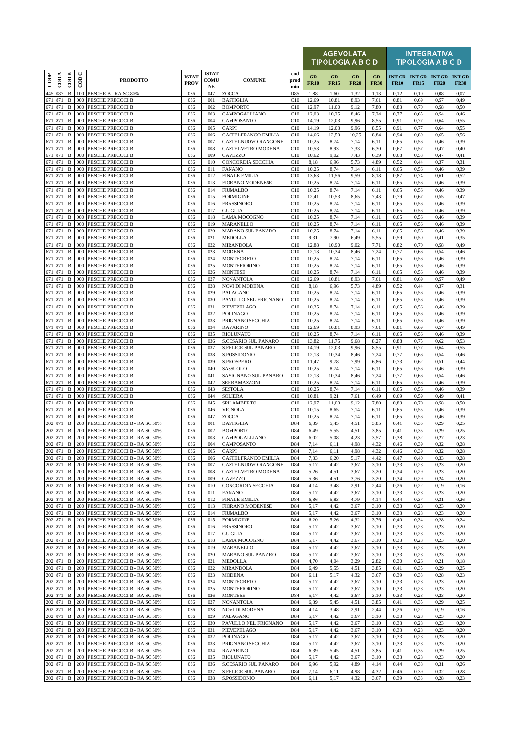| CODP | COD A | COD B | COD C | PRODOTTO | ISTAT PROV | ISTAT COMU NE | COMUNE | cod prod min | AGEVOLATA TIPOLOGIA A B C D | | | | INTEGRATIVA TIPOLOGIA A B C D | | | |
|---|---|---|---|---|---|---|---|---|---|---|---|---|---|---|---|---|
| | | | | | | | | | GR FR10 | GR FR15 | GR FR20 | GR FR30 | INT GR FR10 | INT GR FR15 | INT GR FR20 | INT GR FR30 |
| 445 | 087 | B | 100 | PESCHE B - RA SC.80% | 036 | 047 | ZOCCA | D85 | 1,88 | 1,60 | 1,32 | 1,13 | 0,12 | 0,10 | 0,08 | 0,07 |
| 671 | 871 | B | 000 | PESCHE PRECOCI B | 036 | 001 | BASTIGLIA | C10 | 12,69 | 10,81 | 8,93 | 7,61 | 0,81 | 0,69 | 0,57 | 0,49 |
| 671 | 871 | B | 000 | PESCHE PRECOCI B | 036 | 002 | BOMPORTO | C10 | 12,97 | 11,00 | 9,12 | 7,80 | 0,83 | 0,70 | 0,58 | 0,50 |
| 671 | 871 | B | 000 | PESCHE PRECOCI B | 036 | 003 | CAMPOGALLIANO | C10 | 12,03 | 10,25 | 8,46 | 7,24 | 0,77 | 0,65 | 0,54 | 0,46 |
| 671 | 871 | B | 000 | PESCHE PRECOCI B | 036 | 004 | CAMPOSANTO | C10 | 14,19 | 12,03 | 9,96 | 8,55 | 0,91 | 0,77 | 0,64 | 0,55 |
| 671 | 871 | B | 000 | PESCHE PRECOCI B | 036 | 005 | CARPI | C10 | 14,19 | 12,03 | 9,96 | 8,55 | 0,91 | 0,77 | 0,64 | 0,55 |
| 671 | 871 | B | 000 | PESCHE PRECOCI B | 036 | 006 | CASTELFRANCO EMILIA | C10 | 14,66 | 12,50 | 10,25 | 8,84 | 0,94 | 0,80 | 0,65 | 0,56 |
| 671 | 871 | B | 000 | PESCHE PRECOCI B | 036 | 007 | CASTELNUOVO RANGONE | C10 | 10,25 | 8,74 | 7,14 | 6,11 | 0,65 | 0,56 | 0,46 | 0,39 |
| 671 | 871 | B | 000 | PESCHE PRECOCI B | 036 | 008 | CASTELVETRO MODENA | C10 | 10,53 | 8,93 | 7,33 | 6,30 | 0,67 | 0,57 | 0,47 | 0,40 |
| 671 | 871 | B | 000 | PESCHE PRECOCI B | 036 | 009 | CAVEZZO | C10 | 10,62 | 9,02 | 7,43 | 6,39 | 0,68 | 0,58 | 0,47 | 0,41 |
| 671 | 871 | B | 000 | PESCHE PRECOCI B | 036 | 010 | CONCORDIA SECCHIA | C10 | 8,18 | 6,96 | 5,73 | 4,89 | 0,52 | 0,44 | 0,37 | 0,31 |
| 671 | 871 | B | 000 | PESCHE PRECOCI B | 036 | 011 | FANANO | C10 | 10,25 | 8,74 | 7,14 | 6,11 | 0,65 | 0,56 | 0,46 | 0,39 |
| 671 | 871 | B | 000 | PESCHE PRECOCI B | 036 | 012 | FINALE EMILIA | C10 | 13,63 | 11,56 | 9,59 | 8,18 | 0,87 | 0,74 | 0,61 | 0,52 |
| 671 | 871 | B | 000 | PESCHE PRECOCI B | 036 | 013 | FIORANO MODENESE | C10 | 10,25 | 8,74 | 7,14 | 6,11 | 0,65 | 0,56 | 0,46 | 0,39 |
| 671 | 871 | B | 000 | PESCHE PRECOCI B | 036 | 014 | FIUMALBO | C10 | 10,25 | 8,74 | 7,14 | 6,11 | 0,65 | 0,56 | 0,46 | 0,39 |
| 671 | 871 | B | 000 | PESCHE PRECOCI B | 036 | 015 | FORMIGINE | C10 | 12,41 | 10,53 | 8,65 | 7,43 | 0,79 | 0,67 | 0,55 | 0,47 |
| 671 | 871 | B | 000 | PESCHE PRECOCI B | 036 | 016 | FRASSINORO | C10 | 10,25 | 8,74 | 7,14 | 6,11 | 0,65 | 0,56 | 0,46 | 0,39 |
| 671 | 871 | B | 000 | PESCHE PRECOCI B | 036 | 017 | GUIGLIA | C10 | 10,25 | 8,74 | 7,14 | 6,11 | 0,65 | 0,56 | 0,46 | 0,39 |
| 671 | 871 | B | 000 | PESCHE PRECOCI B | 036 | 018 | LAMA MOCOGNO | C10 | 10,25 | 8,74 | 7,14 | 6,11 | 0,65 | 0,56 | 0,46 | 0,39 |
| 671 | 871 | B | 000 | PESCHE PRECOCI B | 036 | 019 | MARANELLO | C10 | 10,25 | 8,74 | 7,14 | 6,11 | 0,65 | 0,56 | 0,46 | 0,39 |
| 671 | 871 | B | 000 | PESCHE PRECOCI B | 036 | 020 | MARANO SUL PANARO | C10 | 10,25 | 8,74 | 7,14 | 6,11 | 0,65 | 0,56 | 0,46 | 0,39 |
| 671 | 871 | B | 000 | PESCHE PRECOCI B | 036 | 021 | MEDOLLA | C10 | 9,31 | 7,90 | 6,49 | 5,55 | 0,59 | 0,50 | 0,41 | 0,35 |
| 671 | 871 | B | 000 | PESCHE PRECOCI B | 036 | 022 | MIRANDOLA | C10 | 12,88 | 10,90 | 9,02 | 7,71 | 0,82 | 0,70 | 0,58 | 0,49 |
| 671 | 871 | B | 000 | PESCHE PRECOCI B | 036 | 023 | MODENA | C10 | 12,13 | 10,34 | 8,46 | 7,24 | 0,77 | 0,66 | 0,54 | 0,46 |
| 671 | 871 | B | 000 | PESCHE PRECOCI B | 036 | 024 | MONTECRETO | C10 | 10,25 | 8,74 | 7,14 | 6,11 | 0,65 | 0,56 | 0,46 | 0,39 |
| 671 | 871 | B | 000 | PESCHE PRECOCI B | 036 | 025 | MONTEFIORINO | C10 | 10,25 | 8,74 | 7,14 | 6,11 | 0,65 | 0,56 | 0,46 | 0,39 |
| 671 | 871 | B | 000 | PESCHE PRECOCI B | 036 | 026 | MONTESE | C10 | 10,25 | 8,74 | 7,14 | 6,11 | 0,65 | 0,56 | 0,46 | 0,39 |
| 671 | 871 | B | 000 | PESCHE PRECOCI B | 036 | 027 | NONANTOLA | C10 | 12,69 | 10,81 | 8,93 | 7,61 | 0,81 | 0,69 | 0,57 | 0,49 |
| 671 | 871 | B | 000 | PESCHE PRECOCI B | 036 | 028 | NOVI DI MODENA | C10 | 8,18 | 6,96 | 5,73 | 4,89 | 0,52 | 0,44 | 0,37 | 0,31 |
| 671 | 871 | B | 000 | PESCHE PRECOCI B | 036 | 029 | PALAGANO | C10 | 10,25 | 8,74 | 7,14 | 6,11 | 0,65 | 0,56 | 0,46 | 0,39 |
| 671 | 871 | B | 000 | PESCHE PRECOCI B | 036 | 030 | PAVULLO NEL FRIGNANO | C10 | 10,25 | 8,74 | 7,14 | 6,11 | 0,65 | 0,56 | 0,46 | 0,39 |
| 671 | 871 | B | 000 | PESCHE PRECOCI B | 036 | 031 | PIEVEPELAGO | C10 | 10,25 | 8,74 | 7,14 | 6,11 | 0,65 | 0,56 | 0,46 | 0,39 |
| 671 | 871 | B | 000 | PESCHE PRECOCI B | 036 | 032 | POLINAGO | C10 | 10,25 | 8,74 | 7,14 | 6,11 | 0,65 | 0,56 | 0,46 | 0,39 |
| 671 | 871 | B | 000 | PESCHE PRECOCI B | 036 | 033 | PRIGNANO SECCHIA | C10 | 10,25 | 8,74 | 7,14 | 6,11 | 0,65 | 0,56 | 0,46 | 0,39 |
| 671 | 871 | B | 000 | PESCHE PRECOCI B | 036 | 034 | RAVARINO | C10 | 12,69 | 10,81 | 8,93 | 7,61 | 0,81 | 0,69 | 0,57 | 0,49 |
| 671 | 871 | B | 000 | PESCHE PRECOCI B | 036 | 035 | RIOLUNATO | C10 | 10,25 | 8,74 | 7,14 | 6,11 | 0,65 | 0,56 | 0,46 | 0,39 |
| 671 | 871 | B | 000 | PESCHE PRECOCI B | 036 | 036 | S.CESARIO SUL PANARO | C10 | 13,82 | 11,75 | 9,68 | 8,27 | 0,88 | 0,75 | 0,62 | 0,53 |
| 671 | 871 | B | 000 | PESCHE PRECOCI B | 036 | 037 | S.FELICE SUL PANARO | C10 | 14,19 | 12,03 | 9,96 | 8,55 | 0,91 | 0,77 | 0,64 | 0,55 |
| 671 | 871 | B | 000 | PESCHE PRECOCI B | 036 | 038 | S.POSSIDONIO | C10 | 12,13 | 10,34 | 8,46 | 7,24 | 0,77 | 0,66 | 0,54 | 0,46 |
| 671 | 871 | B | 000 | PESCHE PRECOCI B | 036 | 039 | S.PROSPERO | C10 | 11,47 | 9,78 | 7,99 | 6,86 | 0,73 | 0,62 | 0,51 | 0,44 |
| 671 | 871 | B | 000 | PESCHE PRECOCI B | 036 | 040 | SASSUOLO | C10 | 10,25 | 8,74 | 7,14 | 6,11 | 0,65 | 0,56 | 0,46 | 0,39 |
| 671 | 871 | B | 000 | PESCHE PRECOCI B | 036 | 041 | SAVIGNANO SUL PANARO | C10 | 12,13 | 10,34 | 8,46 | 7,24 | 0,77 | 0,66 | 0,54 | 0,46 |
| 671 | 871 | B | 000 | PESCHE PRECOCI B | 036 | 042 | SERRAMAZZONI | C10 | 10,25 | 8,74 | 7,14 | 6,11 | 0,65 | 0,56 | 0,46 | 0,39 |
| 671 | 871 | B | 000 | PESCHE PRECOCI B | 036 | 043 | SESTOLA | C10 | 10,25 | 8,74 | 7,14 | 6,11 | 0,65 | 0,56 | 0,46 | 0,39 |
| 671 | 871 | B | 000 | PESCHE PRECOCI B | 036 | 044 | SOLIERA | C10 | 10,81 | 9,21 | 7,61 | 6,49 | 0,69 | 0,59 | 0,49 | 0,41 |
| 671 | 871 | B | 000 | PESCHE PRECOCI B | 036 | 045 | SPILAMBERTO | C10 | 12,97 | 11,00 | 9,12 | 7,80 | 0,83 | 0,70 | 0,58 | 0,50 |
| 671 | 871 | B | 000 | PESCHE PRECOCI B | 036 | 046 | VIGNOLA | C10 | 10,15 | 8,65 | 7,14 | 6,11 | 0,65 | 0,55 | 0,46 | 0,39 |
| 671 | 871 | B | 000 | PESCHE PRECOCI B | 036 | 047 | ZOCCA | C10 | 10,25 | 8,74 | 7,14 | 6,11 | 0,65 | 0,56 | 0,46 | 0,39 |
| 202 | 871 | B | 200 | PESCHE PRECOCI B - RA SC.50% | 036 | 001 | BASTIGLIA | D84 | 6,39 | 5,45 | 4,51 | 3,85 | 0,41 | 0,35 | 0,29 | 0,25 |
| 202 | 871 | B | 200 | PESCHE PRECOCI B - RA SC.50% | 036 | 002 | BOMPORTO | D84 | 6,49 | 5,55 | 4,51 | 3,85 | 0,41 | 0,35 | 0,29 | 0,25 |
| 202 | 871 | B | 200 | PESCHE PRECOCI B - RA SC.50% | 036 | 003 | CAMPOGALLIANO | D84 | 6,02 | 5,08 | 4,23 | 3,57 | 0,38 | 0,32 | 0,27 | 0,23 |
| 202 | 871 | B | 200 | PESCHE PRECOCI B - RA SC.50% | 036 | 004 | CAMPOSANTO | D84 | 7,14 | 6,11 | 4,98 | 4,32 | 0,46 | 0,39 | 0,32 | 0,28 |
| 202 | 871 | B | 200 | PESCHE PRECOCI B - RA SC.50% | 036 | 005 | CARPI | D84 | 7,14 | 6,11 | 4,98 | 4,32 | 0,46 | 0,39 | 0,32 | 0,28 |
| 202 | 871 | B | 200 | PESCHE PRECOCI B - RA SC.50% | 036 | 006 | CASTELFRANCO EMILIA | D84 | 7,33 | 6,20 | 5,17 | 4,42 | 0,47 | 0,40 | 0,33 | 0,28 |
| 202 | 871 | B | 200 | PESCHE PRECOCI B - RA SC.50% | 036 | 007 | CASTELNUOVO RANGONE | D84 | 5,17 | 4,42 | 3,67 | 3,10 | 0,33 | 0,28 | 0,23 | 0,20 |
| 202 | 871 | B | 200 | PESCHE PRECOCI B - RA SC.50% | 036 | 008 | CASTELVETRO MODENA | D84 | 5,26 | 4,51 | 3,67 | 3,20 | 0,34 | 0,29 | 0,23 | 0,20 |
| 202 | 871 | B | 200 | PESCHE PRECOCI B - RA SC.50% | 036 | 009 | CAVEZZO | D84 | 5,36 | 4,51 | 3,76 | 3,20 | 0,34 | 0,29 | 0,24 | 0,20 |
| 202 | 871 | B | 200 | PESCHE PRECOCI B - RA SC.50% | 036 | 010 | CONCORDIA SECCHIA | D84 | 4,14 | 3,48 | 2,91 | 2,44 | 0,26 | 0,22 | 0,19 | 0,16 |
| 202 | 871 | B | 200 | PESCHE PRECOCI B - RA SC.50% | 036 | 011 | FANANO | D84 | 5,17 | 4,42 | 3,67 | 3,10 | 0,33 | 0,28 | 0,23 | 0,20 |
| 202 | 871 | B | 200 | PESCHE PRECOCI B - RA SC.50% | 036 | 012 | FINALE EMILIA | D84 | 6,86 | 5,83 | 4,79 | 4,14 | 0,44 | 0,37 | 0,31 | 0,26 |
| 202 | 871 | B | 200 | PESCHE PRECOCI B - RA SC.50% | 036 | 013 | FIORANO MODENESE | D84 | 5,17 | 4,42 | 3,67 | 3,10 | 0,33 | 0,28 | 0,23 | 0,20 |
| 202 | 871 | B | 200 | PESCHE PRECOCI B - RA SC.50% | 036 | 014 | FIUMALBO | D84 | 5,17 | 4,42 | 3,67 | 3,10 | 0,33 | 0,28 | 0,23 | 0,20 |
| 202 | 871 | B | 200 | PESCHE PRECOCI B - RA SC.50% | 036 | 015 | FORMIGINE | D84 | 6,20 | 5,26 | 4,32 | 3,76 | 0,40 | 0,34 | 0,28 | 0,24 |
| 202 | 871 | B | 200 | PESCHE PRECOCI B - RA SC.50% | 036 | 016 | FRASSINORO | D84 | 5,17 | 4,42 | 3,67 | 3,10 | 0,33 | 0,28 | 0,23 | 0,20 |
| 202 | 871 | B | 200 | PESCHE PRECOCI B - RA SC.50% | 036 | 017 | GUIGLIA | D84 | 5,17 | 4,42 | 3,67 | 3,10 | 0,33 | 0,28 | 0,23 | 0,20 |
| 202 | 871 | B | 200 | PESCHE PRECOCI B - RA SC.50% | 036 | 018 | LAMA MOCOGNO | D84 | 5,17 | 4,42 | 3,67 | 3,10 | 0,33 | 0,28 | 0,23 | 0,20 |
| 202 | 871 | B | 200 | PESCHE PRECOCI B - RA SC.50% | 036 | 019 | MARANELLO | D84 | 5,17 | 4,42 | 3,67 | 3,10 | 0,33 | 0,28 | 0,23 | 0,20 |
| 202 | 871 | B | 200 | PESCHE PRECOCI B - RA SC.50% | 036 | 020 | MARANO SUL PANARO | D84 | 5,17 | 4,42 | 3,67 | 3,10 | 0,33 | 0,28 | 0,23 | 0,20 |
| 202 | 871 | B | 200 | PESCHE PRECOCI B - RA SC.50% | 036 | 021 | MEDOLLA | D84 | 4,70 | 4,04 | 3,29 | 2,82 | 0,30 | 0,26 | 0,21 | 0,18 |
| 202 | 871 | B | 200 | PESCHE PRECOCI B - RA SC.50% | 036 | 022 | MIRANDOLA | D84 | 6,49 | 5,55 | 4,51 | 3,85 | 0,41 | 0,35 | 0,29 | 0,25 |
| 202 | 871 | B | 200 | PESCHE PRECOCI B - RA SC.50% | 036 | 023 | MODENA | D84 | 6,11 | 5,17 | 4,32 | 3,67 | 0,39 | 0,33 | 0,28 | 0,23 |
| 202 | 871 | B | 200 | PESCHE PRECOCI B - RA SC.50% | 036 | 024 | MONTECRETO | D84 | 5,17 | 4,42 | 3,67 | 3,10 | 0,33 | 0,28 | 0,23 | 0,20 |
| 202 | 871 | B | 200 | PESCHE PRECOCI B - RA SC.50% | 036 | 025 | MONTEFIORINO | D84 | 5,17 | 4,42 | 3,67 | 3,10 | 0,33 | 0,28 | 0,23 | 0,20 |
| 202 | 871 | B | 200 | PESCHE PRECOCI B - RA SC.50% | 036 | 026 | MONTESE | D84 | 5,17 | 4,42 | 3,67 | 3,10 | 0,33 | 0,28 | 0,23 | 0,20 |
| 202 | 871 | B | 200 | PESCHE PRECOCI B - RA SC.50% | 036 | 027 | NONANTOLA | D84 | 6,39 | 5,45 | 4,51 | 3,85 | 0,41 | 0,35 | 0,29 | 0,25 |
| 202 | 871 | B | 200 | PESCHE PRECOCI B - RA SC.50% | 036 | 028 | NOVI DI MODENA | D84 | 4,14 | 3,48 | 2,91 | 2,44 | 0,26 | 0,22 | 0,19 | 0,16 |
| 202 | 871 | B | 200 | PESCHE PRECOCI B - RA SC.50% | 036 | 029 | PALAGANO | D84 | 5,17 | 4,42 | 3,67 | 3,10 | 0,33 | 0,28 | 0,23 | 0,20 |
| 202 | 871 | B | 200 | PESCHE PRECOCI B - RA SC.50% | 036 | 030 | PAVULLO NEL FRIGNANO | D84 | 5,17 | 4,42 | 3,67 | 3,10 | 0,33 | 0,28 | 0,23 | 0,20 |
| 202 | 871 | B | 200 | PESCHE PRECOCI B - RA SC.50% | 036 | 031 | PIEVEPELAGO | D84 | 5,17 | 4,42 | 3,67 | 3,10 | 0,33 | 0,28 | 0,23 | 0,20 |
| 202 | 871 | B | 200 | PESCHE PRECOCI B - RA SC.50% | 036 | 032 | POLINAGO | D84 | 5,17 | 4,42 | 3,67 | 3,10 | 0,33 | 0,28 | 0,23 | 0,20 |
| 202 | 871 | B | 200 | PESCHE PRECOCI B - RA SC.50% | 036 | 033 | PRIGNANO SECCHIA | D84 | 5,17 | 4,42 | 3,67 | 3,10 | 0,33 | 0,28 | 0,23 | 0,20 |
| 202 | 871 | B | 200 | PESCHE PRECOCI B - RA SC.50% | 036 | 034 | RAVARINO | D84 | 6,39 | 5,45 | 4,51 | 3,85 | 0,41 | 0,35 | 0,29 | 0,25 |
| 202 | 871 | B | 200 | PESCHE PRECOCI B - RA SC.50% | 036 | 035 | RIOLUNATO | D84 | 5,17 | 4,42 | 3,67 | 3,10 | 0,33 | 0,28 | 0,23 | 0,20 |
| 202 | 871 | B | 200 | PESCHE PRECOCI B - RA SC.50% | 036 | 036 | S.CESARIO SUL PANARO | D84 | 6,96 | 5,92 | 4,89 | 4,14 | 0,44 | 0,38 | 0,31 | 0,26 |
| 202 | 871 | B | 200 | PESCHE PRECOCI B - RA SC.50% | 036 | 037 | S.FELICE SUL PANARO | D84 | 7,14 | 6,11 | 4,98 | 4,32 | 0,46 | 0,39 | 0,32 | 0,28 |
| 202 | 871 | B | 200 | PESCHE PRECOCI B - RA SC.50% | 036 | 038 | S.POSSIDONIO | D84 | 6,11 | 5,17 | 4,32 | 3,67 | 0,39 | 0,33 | 0,28 | 0,23 |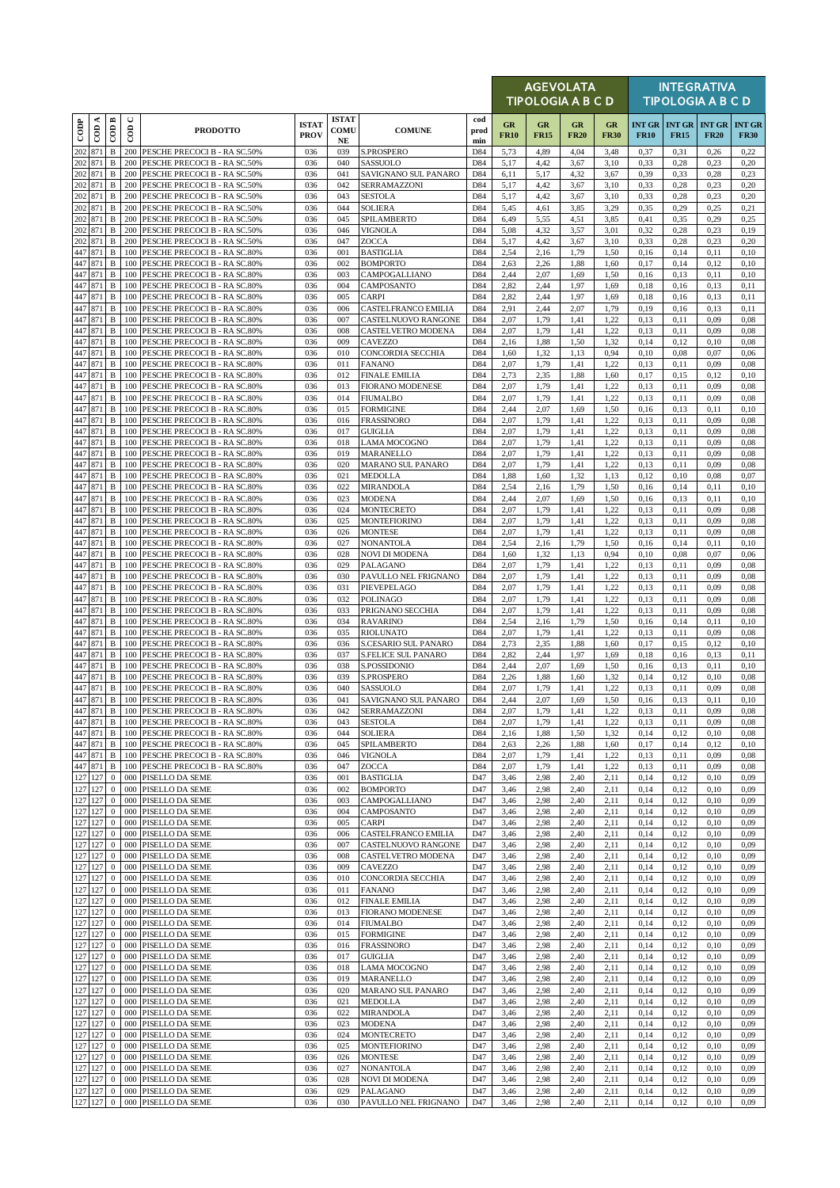| CODP | COD A | COD B | COD C | PRODOTTO | ISTAT PROV | ISTAT COMU NE | COMUNE | cod prod min | AGEVOLATA TIPOLOGIA A B C D | | | | INTEGRATIVA TIPOLOGIA A B C D | | | |
|---|---|---|---|---|---|---|---|---|---|---|---|---|---|---|---|---|
| | | | | | | | | | GR FR10 | GR FR15 | GR FR20 | GR FR30 | INT GR FR10 | INT GR FR15 | INT GR FR20 | INT GR FR30 |
| 202 | 871 | B | 200 | PESCHE PRECOCI B - RA SC.50% | 036 | 039 | S.PROSPERO | D84 | 5,73 | 4,89 | 4,04 | 3,48 | 0,37 | 0,31 | 0,26 | 0,22 |
| 202 | 871 | B | 200 | PESCHE PRECOCI B - RA SC.50% | 036 | 040 | SASSUOLO | D84 | 5,17 | 4,42 | 3,67 | 3,10 | 0,33 | 0,28 | 0,23 | 0,20 |
| 202 | 871 | B | 200 | PESCHE PRECOCI B - RA SC.50% | 036 | 041 | SAVIGNANO SUL PANARO | D84 | 6,11 | 5,17 | 4,32 | 3,67 | 0,39 | 0,33 | 0,28 | 0,23 |
| 202 | 871 | B | 200 | PESCHE PRECOCI B - RA SC.50% | 036 | 042 | SERRAMAZZONI | D84 | 5,17 | 4,42 | 3,67 | 3,10 | 0,33 | 0,28 | 0,23 | 0,20 |
| 202 | 871 | B | 200 | PESCHE PRECOCI B - RA SC.50% | 036 | 043 | SESTOLA | D84 | 5,17 | 4,42 | 3,67 | 3,10 | 0,33 | 0,28 | 0,23 | 0,20 |
| 202 | 871 | B | 200 | PESCHE PRECOCI B - RA SC.50% | 036 | 044 | SOLIERA | D84 | 5,45 | 4,61 | 3,85 | 3,29 | 0,35 | 0,29 | 0,25 | 0,21 |
| 202 | 871 | B | 200 | PESCHE PRECOCI B - RA SC.50% | 036 | 045 | SPILAMBERTO | D84 | 6,49 | 5,55 | 4,51 | 3,85 | 0,41 | 0,35 | 0,29 | 0,25 |
| 202 | 871 | B | 200 | PESCHE PRECOCI B - RA SC.50% | 036 | 046 | VIGNOLA | D84 | 5,08 | 4,32 | 3,57 | 3,01 | 0,32 | 0,28 | 0,23 | 0,19 |
| 202 | 871 | B | 200 | PESCHE PRECOCI B - RA SC.50% | 036 | 047 | ZOCCA | D84 | 5,17 | 4,42 | 3,67 | 3,10 | 0,33 | 0,28 | 0,23 | 0,20 |
| 447 | 871 | B | 100 | PESCHE PRECOCI B - RA SC.80% | 036 | 001 | BASTIGLIA | D84 | 2,54 | 2,16 | 1,79 | 1,50 | 0,16 | 0,14 | 0,11 | 0,10 |
| 447 | 871 | B | 100 | PESCHE PRECOCI B - RA SC.80% | 036 | 002 | BOMPORTO | D84 | 2,63 | 2,26 | 1,88 | 1,60 | 0,17 | 0,14 | 0,12 | 0,10 |
| 447 | 871 | B | 100 | PESCHE PRECOCI B - RA SC.80% | 036 | 003 | CAMPOGALLIANO | D84 | 2,44 | 2,07 | 1,69 | 1,50 | 0,16 | 0,13 | 0,11 | 0,10 |
| 447 | 871 | B | 100 | PESCHE PRECOCI B - RA SC.80% | 036 | 004 | CAMPOSANTO | D84 | 2,82 | 2,44 | 1,97 | 1,69 | 0,18 | 0,16 | 0,13 | 0,11 |
| 447 | 871 | B | 100 | PESCHE PRECOCI B - RA SC.80% | 036 | 005 | CARPI | D84 | 2,82 | 2,44 | 1,97 | 1,69 | 0,18 | 0,16 | 0,13 | 0,11 |
| 447 | 871 | B | 100 | PESCHE PRECOCI B - RA SC.80% | 036 | 006 | CASTELFRANCO EMILIA | D84 | 2,91 | 2,44 | 2,07 | 1,79 | 0,19 | 0,16 | 0,13 | 0,11 |
| 447 | 871 | B | 100 | PESCHE PRECOCI B - RA SC.80% | 036 | 007 | CASTELNUOVO RANGONE | D84 | 2,07 | 1,79 | 1,41 | 1,22 | 0,13 | 0,11 | 0,09 | 0,08 |
| 447 | 871 | B | 100 | PESCHE PRECOCI B - RA SC.80% | 036 | 008 | CASTELVETRO MODENA | D84 | 2,07 | 1,79 | 1,41 | 1,22 | 0,13 | 0,11 | 0,09 | 0,08 |
| 447 | 871 | B | 100 | PESCHE PRECOCI B - RA SC.80% | 036 | 009 | CAVEZZO | D84 | 2,16 | 1,88 | 1,50 | 1,32 | 0,14 | 0,12 | 0,10 | 0,08 |
| 447 | 871 | B | 100 | PESCHE PRECOCI B - RA SC.80% | 036 | 010 | CONCORDIA SECCHIA | D84 | 1,60 | 1,32 | 1,13 | 0,94 | 0,10 | 0,08 | 0,07 | 0,06 |
| 447 | 871 | B | 100 | PESCHE PRECOCI B - RA SC.80% | 036 | 011 | FANANO | D84 | 2,07 | 1,79 | 1,41 | 1,22 | 0,13 | 0,11 | 0,09 | 0,08 |
| 447 | 871 | B | 100 | PESCHE PRECOCI B - RA SC.80% | 036 | 012 | FINALE EMILIA | D84 | 2,73 | 2,35 | 1,88 | 1,60 | 0,17 | 0,15 | 0,12 | 0,10 |
| 447 | 871 | B | 100 | PESCHE PRECOCI B - RA SC.80% | 036 | 013 | FIORANO MODENESE | D84 | 2,07 | 1,79 | 1,41 | 1,22 | 0,13 | 0,11 | 0,09 | 0,08 |
| 447 | 871 | B | 100 | PESCHE PRECOCI B - RA SC.80% | 036 | 014 | FIUMALBO | D84 | 2,07 | 1,79 | 1,41 | 1,22 | 0,13 | 0,11 | 0,09 | 0,08 |
| 447 | 871 | B | 100 | PESCHE PRECOCI B - RA SC.80% | 036 | 015 | FORMIGINE | D84 | 2,44 | 2,07 | 1,69 | 1,50 | 0,16 | 0,13 | 0,11 | 0,10 |
| 447 | 871 | B | 100 | PESCHE PRECOCI B - RA SC.80% | 036 | 016 | FRASSINORO | D84 | 2,07 | 1,79 | 1,41 | 1,22 | 0,13 | 0,11 | 0,09 | 0,08 |
| 447 | 871 | B | 100 | PESCHE PRECOCI B - RA SC.80% | 036 | 017 | GUIGLIA | D84 | 2,07 | 1,79 | 1,41 | 1,22 | 0,13 | 0,11 | 0,09 | 0,08 |
| 447 | 871 | B | 100 | PESCHE PRECOCI B - RA SC.80% | 036 | 018 | LAMA MOCOGNO | D84 | 2,07 | 1,79 | 1,41 | 1,22 | 0,13 | 0,11 | 0,09 | 0,08 |
| 447 | 871 | B | 100 | PESCHE PRECOCI B - RA SC.80% | 036 | 019 | MARANELLO | D84 | 2,07 | 1,79 | 1,41 | 1,22 | 0,13 | 0,11 | 0,09 | 0,08 |
| 447 | 871 | B | 100 | PESCHE PRECOCI B - RA SC.80% | 036 | 020 | MARANO SUL PANARO | D84 | 2,07 | 1,79 | 1,41 | 1,22 | 0,13 | 0,11 | 0,09 | 0,08 |
| 447 | 871 | B | 100 | PESCHE PRECOCI B - RA SC.80% | 036 | 021 | MEDOLLA | D84 | 1,88 | 1,60 | 1,32 | 1,13 | 0,12 | 0,10 | 0,08 | 0,07 |
| 447 | 871 | B | 100 | PESCHE PRECOCI B - RA SC.80% | 036 | 022 | MIRANDOLA | D84 | 2,54 | 2,16 | 1,79 | 1,50 | 0,16 | 0,14 | 0,11 | 0,10 |
| 447 | 871 | B | 100 | PESCHE PRECOCI B - RA SC.80% | 036 | 023 | MODENA | D84 | 2,44 | 2,07 | 1,69 | 1,50 | 0,16 | 0,13 | 0,11 | 0,10 |
| 447 | 871 | B | 100 | PESCHE PRECOCI B - RA SC.80% | 036 | 024 | MONTECRETO | D84 | 2,07 | 1,79 | 1,41 | 1,22 | 0,13 | 0,11 | 0,09 | 0,08 |
| 447 | 871 | B | 100 | PESCHE PRECOCI B - RA SC.80% | 036 | 025 | MONTEFIORINO | D84 | 2,07 | 1,79 | 1,41 | 1,22 | 0,13 | 0,11 | 0,09 | 0,08 |
| 447 | 871 | B | 100 | PESCHE PRECOCI B - RA SC.80% | 036 | 026 | MONTESE | D84 | 2,07 | 1,79 | 1,41 | 1,22 | 0,13 | 0,11 | 0,09 | 0,08 |
| 447 | 871 | B | 100 | PESCHE PRECOCI B - RA SC.80% | 036 | 027 | NONANTOLA | D84 | 2,54 | 2,16 | 1,79 | 1,50 | 0,16 | 0,14 | 0,11 | 0,10 |
| 447 | 871 | B | 100 | PESCHE PRECOCI B - RA SC.80% | 036 | 028 | NOVI DI MODENA | D84 | 1,60 | 1,32 | 1,13 | 0,94 | 0,10 | 0,08 | 0,07 | 0,06 |
| 447 | 871 | B | 100 | PESCHE PRECOCI B - RA SC.80% | 036 | 029 | PALAGANO | D84 | 2,07 | 1,79 | 1,41 | 1,22 | 0,13 | 0,11 | 0,09 | 0,08 |
| 447 | 871 | B | 100 | PESCHE PRECOCI B - RA SC.80% | 036 | 030 | PAVULLO NEL FRIGNANO | D84 | 2,07 | 1,79 | 1,41 | 1,22 | 0,13 | 0,11 | 0,09 | 0,08 |
| 447 | 871 | B | 100 | PESCHE PRECOCI B - RA SC.80% | 036 | 031 | PIEVEPELAGO | D84 | 2,07 | 1,79 | 1,41 | 1,22 | 0,13 | 0,11 | 0,09 | 0,08 |
| 447 | 871 | B | 100 | PESCHE PRECOCI B - RA SC.80% | 036 | 032 | POLINAGO | D84 | 2,07 | 1,79 | 1,41 | 1,22 | 0,13 | 0,11 | 0,09 | 0,08 |
| 447 | 871 | B | 100 | PESCHE PRECOCI B - RA SC.80% | 036 | 033 | PRIGNANO SECCHIA | D84 | 2,07 | 1,79 | 1,41 | 1,22 | 0,13 | 0,11 | 0,09 | 0,08 |
| 447 | 871 | B | 100 | PESCHE PRECOCI B - RA SC.80% | 036 | 034 | RAVARINO | D84 | 2,54 | 2,16 | 1,79 | 1,50 | 0,16 | 0,14 | 0,11 | 0,10 |
| 447 | 871 | B | 100 | PESCHE PRECOCI B - RA SC.80% | 036 | 035 | RIOLUNATO | D84 | 2,07 | 1,79 | 1,41 | 1,22 | 0,13 | 0,11 | 0,09 | 0,08 |
| 447 | 871 | B | 100 | PESCHE PRECOCI B - RA SC.80% | 036 | 036 | S.CESARIO SUL PANARO | D84 | 2,73 | 2,35 | 1,88 | 1,60 | 0,17 | 0,15 | 0,12 | 0,10 |
| 447 | 871 | B | 100 | PESCHE PRECOCI B - RA SC.80% | 036 | 037 | S.FELICE SUL PANARO | D84 | 2,82 | 2,44 | 1,97 | 1,69 | 0,18 | 0,16 | 0,13 | 0,11 |
| 447 | 871 | B | 100 | PESCHE PRECOCI B - RA SC.80% | 036 | 038 | S.POSSIDONIO | D84 | 2,44 | 2,07 | 1,69 | 1,50 | 0,16 | 0,13 | 0,11 | 0,10 |
| 447 | 871 | B | 100 | PESCHE PRECOCI B - RA SC.80% | 036 | 039 | S.PROSPERO | D84 | 2,26 | 1,88 | 1,60 | 1,32 | 0,14 | 0,12 | 0,10 | 0,08 |
| 447 | 871 | B | 100 | PESCHE PRECOCI B - RA SC.80% | 036 | 040 | SASSUOLO | D84 | 2,07 | 1,79 | 1,41 | 1,22 | 0,13 | 0,11 | 0,09 | 0,08 |
| 447 | 871 | B | 100 | PESCHE PRECOCI B - RA SC.80% | 036 | 041 | SAVIGNANO SUL PANARO | D84 | 2,44 | 2,07 | 1,69 | 1,50 | 0,16 | 0,13 | 0,11 | 0,10 |
| 447 | 871 | B | 100 | PESCHE PRECOCI B - RA SC.80% | 036 | 042 | SERRAMAZZONI | D84 | 2,07 | 1,79 | 1,41 | 1,22 | 0,13 | 0,11 | 0,09 | 0,08 |
| 447 | 871 | B | 100 | PESCHE PRECOCI B - RA SC.80% | 036 | 043 | SESTOLA | D84 | 2,07 | 1,79 | 1,41 | 1,22 | 0,13 | 0,11 | 0,09 | 0,08 |
| 447 | 871 | B | 100 | PESCHE PRECOCI B - RA SC.80% | 036 | 044 | SOLIERA | D84 | 2,16 | 1,88 | 1,50 | 1,32 | 0,14 | 0,12 | 0,10 | 0,08 |
| 447 | 871 | B | 100 | PESCHE PRECOCI B - RA SC.80% | 036 | 045 | SPILAMBERTO | D84 | 2,63 | 2,26 | 1,88 | 1,60 | 0,17 | 0,14 | 0,12 | 0,10 |
| 447 | 871 | B | 100 | PESCHE PRECOCI B - RA SC.80% | 036 | 046 | VIGNOLA | D84 | 2,07 | 1,79 | 1,41 | 1,22 | 0,13 | 0,11 | 0,09 | 0,08 |
| 447 | 871 | B | 100 | PESCHE PRECOCI B - RA SC.80% | 036 | 047 | ZOCCA | D84 | 2,07 | 1,79 | 1,41 | 1,22 | 0,13 | 0,11 | 0,09 | 0,08 |
| 127 | 127 | 0 | 000 | PISELLO DA SEME | 036 | 001 | BASTIGLIA | D47 | 3,46 | 2,98 | 2,40 | 2,11 | 0,14 | 0,12 | 0,10 | 0,09 |
| 127 | 127 | 0 | 000 | PISELLO DA SEME | 036 | 002 | BOMPORTO | D47 | 3,46 | 2,98 | 2,40 | 2,11 | 0,14 | 0,12 | 0,10 | 0,09 |
| 127 | 127 | 0 | 000 | PISELLO DA SEME | 036 | 003 | CAMPOGALLIANO | D47 | 3,46 | 2,98 | 2,40 | 2,11 | 0,14 | 0,12 | 0,10 | 0,09 |
| 127 | 127 | 0 | 000 | PISELLO DA SEME | 036 | 004 | CAMPOSANTO | D47 | 3,46 | 2,98 | 2,40 | 2,11 | 0,14 | 0,12 | 0,10 | 0,09 |
| 127 | 127 | 0 | 000 | PISELLO DA SEME | 036 | 005 | CARPI | D47 | 3,46 | 2,98 | 2,40 | 2,11 | 0,14 | 0,12 | 0,10 | 0,09 |
| 127 | 127 | 0 | 000 | PISELLO DA SEME | 036 | 006 | CASTELFRANCO EMILIA | D47 | 3,46 | 2,98 | 2,40 | 2,11 | 0,14 | 0,12 | 0,10 | 0,09 |
| 127 | 127 | 0 | 000 | PISELLO DA SEME | 036 | 007 | CASTELNUOVO RANGONE | D47 | 3,46 | 2,98 | 2,40 | 2,11 | 0,14 | 0,12 | 0,10 | 0,09 |
| 127 | 127 | 0 | 000 | PISELLO DA SEME | 036 | 008 | CASTELVETRO MODENA | D47 | 3,46 | 2,98 | 2,40 | 2,11 | 0,14 | 0,12 | 0,10 | 0,09 |
| 127 | 127 | 0 | 000 | PISELLO DA SEME | 036 | 009 | CAVEZZO | D47 | 3,46 | 2,98 | 2,40 | 2,11 | 0,14 | 0,12 | 0,10 | 0,09 |
| 127 | 127 | 0 | 000 | PISELLO DA SEME | 036 | 010 | CONCORDIA SECCHIA | D47 | 3,46 | 2,98 | 2,40 | 2,11 | 0,14 | 0,12 | 0,10 | 0,09 |
| 127 | 127 | 0 | 000 | PISELLO DA SEME | 036 | 011 | FANANO | D47 | 3,46 | 2,98 | 2,40 | 2,11 | 0,14 | 0,12 | 0,10 | 0,09 |
| 127 | 127 | 0 | 000 | PISELLO DA SEME | 036 | 012 | FINALE EMILIA | D47 | 3,46 | 2,98 | 2,40 | 2,11 | 0,14 | 0,12 | 0,10 | 0,09 |
| 127 | 127 | 0 | 000 | PISELLO DA SEME | 036 | 013 | FIORANO MODENESE | D47 | 3,46 | 2,98 | 2,40 | 2,11 | 0,14 | 0,12 | 0,10 | 0,09 |
| 127 | 127 | 0 | 000 | PISELLO DA SEME | 036 | 014 | FIUMALBO | D47 | 3,46 | 2,98 | 2,40 | 2,11 | 0,14 | 0,12 | 0,10 | 0,09 |
| 127 | 127 | 0 | 000 | PISELLO DA SEME | 036 | 015 | FORMIGINE | D47 | 3,46 | 2,98 | 2,40 | 2,11 | 0,14 | 0,12 | 0,10 | 0,09 |
| 127 | 127 | 0 | 000 | PISELLO DA SEME | 036 | 016 | FRASSINORO | D47 | 3,46 | 2,98 | 2,40 | 2,11 | 0,14 | 0,12 | 0,10 | 0,09 |
| 127 | 127 | 0 | 000 | PISELLO DA SEME | 036 | 017 | GUIGLIA | D47 | 3,46 | 2,98 | 2,40 | 2,11 | 0,14 | 0,12 | 0,10 | 0,09 |
| 127 | 127 | 0 | 000 | PISELLO DA SEME | 036 | 018 | LAMA MOCOGNO | D47 | 3,46 | 2,98 | 2,40 | 2,11 | 0,14 | 0,12 | 0,10 | 0,09 |
| 127 | 127 | 0 | 000 | PISELLO DA SEME | 036 | 019 | MARANELLO | D47 | 3,46 | 2,98 | 2,40 | 2,11 | 0,14 | 0,12 | 0,10 | 0,09 |
| 127 | 127 | 0 | 000 | PISELLO DA SEME | 036 | 020 | MARANO SUL PANARO | D47 | 3,46 | 2,98 | 2,40 | 2,11 | 0,14 | 0,12 | 0,10 | 0,09 |
| 127 | 127 | 0 | 000 | PISELLO DA SEME | 036 | 021 | MEDOLLA | D47 | 3,46 | 2,98 | 2,40 | 2,11 | 0,14 | 0,12 | 0,10 | 0,09 |
| 127 | 127 | 0 | 000 | PISELLO DA SEME | 036 | 022 | MIRANDOLA | D47 | 3,46 | 2,98 | 2,40 | 2,11 | 0,14 | 0,12 | 0,10 | 0,09 |
| 127 | 127 | 0 | 000 | PISELLO DA SEME | 036 | 023 | MODENA | D47 | 3,46 | 2,98 | 2,40 | 2,11 | 0,14 | 0,12 | 0,10 | 0,09 |
| 127 | 127 | 0 | 000 | PISELLO DA SEME | 036 | 024 | MONTECRETO | D47 | 3,46 | 2,98 | 2,40 | 2,11 | 0,14 | 0,12 | 0,10 | 0,09 |
| 127 | 127 | 0 | 000 | PISELLO DA SEME | 036 | 025 | MONTEFIORINO | D47 | 3,46 | 2,98 | 2,40 | 2,11 | 0,14 | 0,12 | 0,10 | 0,09 |
| 127 | 127 | 0 | 000 | PISELLO DA SEME | 036 | 026 | MONTESE | D47 | 3,46 | 2,98 | 2,40 | 2,11 | 0,14 | 0,12 | 0,10 | 0,09 |
| 127 | 127 | 0 | 000 | PISELLO DA SEME | 036 | 027 | NONANTOLA | D47 | 3,46 | 2,98 | 2,40 | 2,11 | 0,14 | 0,12 | 0,10 | 0,09 |
| 127 | 127 | 0 | 000 | PISELLO DA SEME | 036 | 028 | NOVI DI MODENA | D47 | 3,46 | 2,98 | 2,40 | 2,11 | 0,14 | 0,12 | 0,10 | 0,09 |
| 127 | 127 | 0 | 000 | PISELLO DA SEME | 036 | 029 | PALAGANO | D47 | 3,46 | 2,98 | 2,40 | 2,11 | 0,14 | 0,12 | 0,10 | 0,09 |
| 127 | 127 | 0 | 000 | PISELLO DA SEME | 036 | 030 | PAVULLO NEL FRIGNANO | D47 | 3,46 | 2,98 | 2,40 | 2,11 | 0,14 | 0,12 | 0,10 | 0,09 |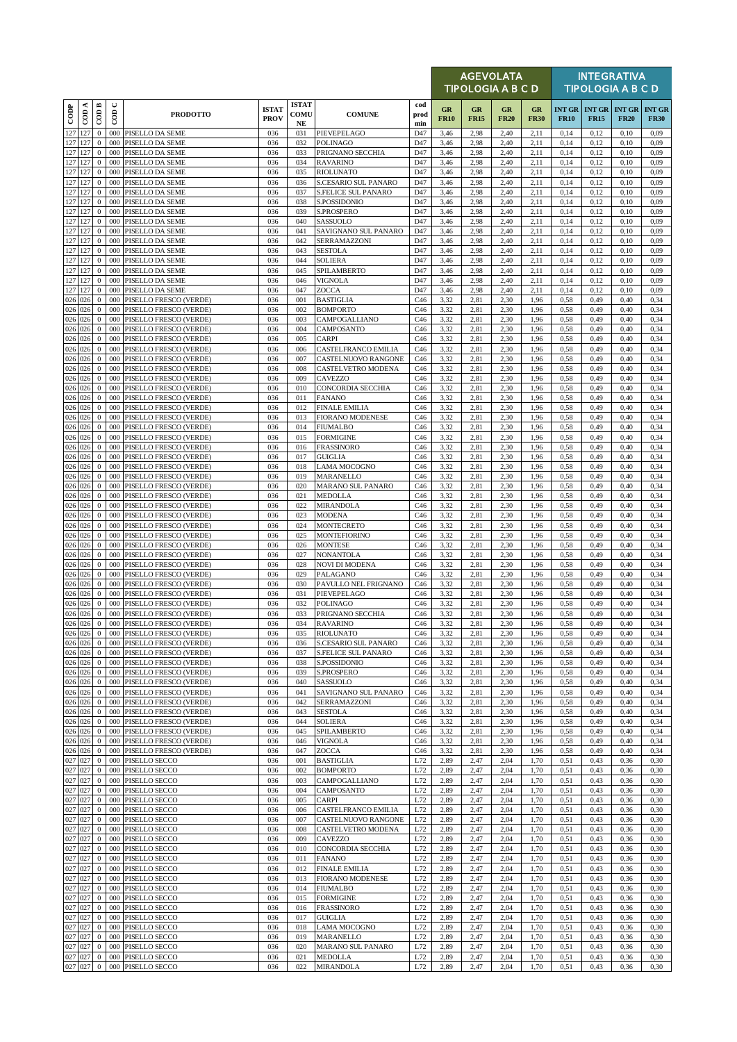| CODP | COD A | COD B | COD C | PRODOTTO | ISTAT PROV | ISTAT COMU NE | COMUNE | cod prod min | AGEVOLATA TIPOLOGIA A B C D | | | | INTEGRATIVA TIPOLOGIA A B C D | | | |
|---|---|---|---|---|---|---|---|---|---|---|---|---|---|---|---|---|
| | | | | | | | | | GR FR10 | GR FR15 | GR FR20 | GR FR30 | INT GR FR10 | INT GR FR15 | INT GR FR20 | INT GR FR30 |
| 127 | 127 | 0 | 000 | PISELLO DA SEME | 036 | 031 | PIEVEPELAGO | D47 | 3,46 | 2,98 | 2,40 | 2,11 | 0,14 | 0,12 | 0,10 | 0,09 |
| 127 | 127 | 0 | 000 | PISELLO DA SEME | 036 | 032 | POLINAGO | D47 | 3,46 | 2,98 | 2,40 | 2,11 | 0,14 | 0,12 | 0,10 | 0,09 |
| 127 | 127 | 0 | 000 | PISELLO DA SEME | 036 | 033 | PRIGNANO SECCHIA | D47 | 3,46 | 2,98 | 2,40 | 2,11 | 0,14 | 0,12 | 0,10 | 0,09 |
| 127 | 127 | 0 | 000 | PISELLO DA SEME | 036 | 034 | RAVARINO | D47 | 3,46 | 2,98 | 2,40 | 2,11 | 0,14 | 0,12 | 0,10 | 0,09 |
| 127 | 127 | 0 | 000 | PISELLO DA SEME | 036 | 035 | RIOLUNATO | D47 | 3,46 | 2,98 | 2,40 | 2,11 | 0,14 | 0,12 | 0,10 | 0,09 |
| 127 | 127 | 0 | 000 | PISELLO DA SEME | 036 | 036 | S.CESARIO SUL PANARO | D47 | 3,46 | 2,98 | 2,40 | 2,11 | 0,14 | 0,12 | 0,10 | 0,09 |
| 127 | 127 | 0 | 000 | PISELLO DA SEME | 036 | 037 | S.FELICE SUL PANARO | D47 | 3,46 | 2,98 | 2,40 | 2,11 | 0,14 | 0,12 | 0,10 | 0,09 |
| 127 | 127 | 0 | 000 | PISELLO DA SEME | 036 | 038 | S.POSSIDONIO | D47 | 3,46 | 2,98 | 2,40 | 2,11 | 0,14 | 0,12 | 0,10 | 0,09 |
| 127 | 127 | 0 | 000 | PISELLO DA SEME | 036 | 039 | S.PROSPERO | D47 | 3,46 | 2,98 | 2,40 | 2,11 | 0,14 | 0,12 | 0,10 | 0,09 |
| 127 | 127 | 0 | 000 | PISELLO DA SEME | 036 | 040 | SASSUOLO | D47 | 3,46 | 2,98 | 2,40 | 2,11 | 0,14 | 0,12 | 0,10 | 0,09 |
| 127 | 127 | 0 | 000 | PISELLO DA SEME | 036 | 041 | SAVIGNANO SUL PANARO | D47 | 3,46 | 2,98 | 2,40 | 2,11 | 0,14 | 0,12 | 0,10 | 0,09 |
| 127 | 127 | 0 | 000 | PISELLO DA SEME | 036 | 042 | SERRAMAZZONI | D47 | 3,46 | 2,98 | 2,40 | 2,11 | 0,14 | 0,12 | 0,10 | 0,09 |
| 127 | 127 | 0 | 000 | PISELLO DA SEME | 036 | 043 | SESTOLA | D47 | 3,46 | 2,98 | 2,40 | 2,11 | 0,14 | 0,12 | 0,10 | 0,09 |
| 127 | 127 | 0 | 000 | PISELLO DA SEME | 036 | 044 | SOLIERA | D47 | 3,46 | 2,98 | 2,40 | 2,11 | 0,14 | 0,12 | 0,10 | 0,09 |
| 127 | 127 | 0 | 000 | PISELLO DA SEME | 036 | 045 | SPILAMBERTO | D47 | 3,46 | 2,98 | 2,40 | 2,11 | 0,14 | 0,12 | 0,10 | 0,09 |
| 127 | 127 | 0 | 000 | PISELLO DA SEME | 036 | 046 | VIGNOLA | D47 | 3,46 | 2,98 | 2,40 | 2,11 | 0,14 | 0,12 | 0,10 | 0,09 |
| 127 | 127 | 0 | 000 | PISELLO DA SEME | 036 | 047 | ZOCCA | D47 | 3,46 | 2,98 | 2,40 | 2,11 | 0,14 | 0,12 | 0,10 | 0,09 |
| 026 | 026 | 0 | 000 | PISELLO FRESCO (VERDE) | 036 | 001 | BASTIGLIA | C46 | 3,32 | 2,81 | 2,30 | 1,96 | 0,58 | 0,49 | 0,40 | 0,34 |
| 026 | 026 | 0 | 000 | PISELLO FRESCO (VERDE) | 036 | 002 | BOMPORTO | C46 | 3,32 | 2,81 | 2,30 | 1,96 | 0,58 | 0,49 | 0,40 | 0,34 |
| 026 | 026 | 0 | 000 | PISELLO FRESCO (VERDE) | 036 | 003 | CAMPOGALLIANO | C46 | 3,32 | 2,81 | 2,30 | 1,96 | 0,58 | 0,49 | 0,40 | 0,34 |
| 026 | 026 | 0 | 000 | PISELLO FRESCO (VERDE) | 036 | 004 | CAMPOSANTO | C46 | 3,32 | 2,81 | 2,30 | 1,96 | 0,58 | 0,49 | 0,40 | 0,34 |
| 026 | 026 | 0 | 000 | PISELLO FRESCO (VERDE) | 036 | 005 | CARPI | C46 | 3,32 | 2,81 | 2,30 | 1,96 | 0,58 | 0,49 | 0,40 | 0,34 |
| 026 | 026 | 0 | 000 | PISELLO FRESCO (VERDE) | 036 | 006 | CASTELFRANCO EMILIA | C46 | 3,32 | 2,81 | 2,30 | 1,96 | 0,58 | 0,49 | 0,40 | 0,34 |
| 026 | 026 | 0 | 000 | PISELLO FRESCO (VERDE) | 036 | 007 | CASTELNUOVO RANGONE | C46 | 3,32 | 2,81 | 2,30 | 1,96 | 0,58 | 0,49 | 0,40 | 0,34 |
| 026 | 026 | 0 | 000 | PISELLO FRESCO (VERDE) | 036 | 008 | CASTELVETRO MODENA | C46 | 3,32 | 2,81 | 2,30 | 1,96 | 0,58 | 0,49 | 0,40 | 0,34 |
| 026 | 026 | 0 | 000 | PISELLO FRESCO (VERDE) | 036 | 009 | CAVEZZO | C46 | 3,32 | 2,81 | 2,30 | 1,96 | 0,58 | 0,49 | 0,40 | 0,34 |
| 026 | 026 | 0 | 000 | PISELLO FRESCO (VERDE) | 036 | 010 | CONCORDIA SECCHIA | C46 | 3,32 | 2,81 | 2,30 | 1,96 | 0,58 | 0,49 | 0,40 | 0,34 |
| 026 | 026 | 0 | 000 | PISELLO FRESCO (VERDE) | 036 | 011 | FANANO | C46 | 3,32 | 2,81 | 2,30 | 1,96 | 0,58 | 0,49 | 0,40 | 0,34 |
| 026 | 026 | 0 | 000 | PISELLO FRESCO (VERDE) | 036 | 012 | FINALE EMILIA | C46 | 3,32 | 2,81 | 2,30 | 1,96 | 0,58 | 0,49 | 0,40 | 0,34 |
| 026 | 026 | 0 | 000 | PISELLO FRESCO (VERDE) | 036 | 013 | FIORANO MODENESE | C46 | 3,32 | 2,81 | 2,30 | 1,96 | 0,58 | 0,49 | 0,40 | 0,34 |
| 026 | 026 | 0 | 000 | PISELLO FRESCO (VERDE) | 036 | 014 | FIUMALBO | C46 | 3,32 | 2,81 | 2,30 | 1,96 | 0,58 | 0,49 | 0,40 | 0,34 |
| 026 | 026 | 0 | 000 | PISELLO FRESCO (VERDE) | 036 | 015 | FORMIGINE | C46 | 3,32 | 2,81 | 2,30 | 1,96 | 0,58 | 0,49 | 0,40 | 0,34 |
| 026 | 026 | 0 | 000 | PISELLO FRESCO (VERDE) | 036 | 016 | FRASSINORO | C46 | 3,32 | 2,81 | 2,30 | 1,96 | 0,58 | 0,49 | 0,40 | 0,34 |
| 026 | 026 | 0 | 000 | PISELLO FRESCO (VERDE) | 036 | 017 | GUIGLIA | C46 | 3,32 | 2,81 | 2,30 | 1,96 | 0,58 | 0,49 | 0,40 | 0,34 |
| 026 | 026 | 0 | 000 | PISELLO FRESCO (VERDE) | 036 | 018 | LAMA MOCOGNO | C46 | 3,32 | 2,81 | 2,30 | 1,96 | 0,58 | 0,49 | 0,40 | 0,34 |
| 026 | 026 | 0 | 000 | PISELLO FRESCO (VERDE) | 036 | 019 | MARANELLO | C46 | 3,32 | 2,81 | 2,30 | 1,96 | 0,58 | 0,49 | 0,40 | 0,34 |
| 026 | 026 | 0 | 000 | PISELLO FRESCO (VERDE) | 036 | 020 | MARANO SUL PANARO | C46 | 3,32 | 2,81 | 2,30 | 1,96 | 0,58 | 0,49 | 0,40 | 0,34 |
| 026 | 026 | 0 | 000 | PISELLO FRESCO (VERDE) | 036 | 021 | MEDOLLA | C46 | 3,32 | 2,81 | 2,30 | 1,96 | 0,58 | 0,49 | 0,40 | 0,34 |
| 026 | 026 | 0 | 000 | PISELLO FRESCO (VERDE) | 036 | 022 | MIRANDOLA | C46 | 3,32 | 2,81 | 2,30 | 1,96 | 0,58 | 0,49 | 0,40 | 0,34 |
| 026 | 026 | 0 | 000 | PISELLO FRESCO (VERDE) | 036 | 023 | MODENA | C46 | 3,32 | 2,81 | 2,30 | 1,96 | 0,58 | 0,49 | 0,40 | 0,34 |
| 026 | 026 | 0 | 000 | PISELLO FRESCO (VERDE) | 036 | 024 | MONTECRETO | C46 | 3,32 | 2,81 | 2,30 | 1,96 | 0,58 | 0,49 | 0,40 | 0,34 |
| 026 | 026 | 0 | 000 | PISELLO FRESCO (VERDE) | 036 | 025 | MONTEFIORINO | C46 | 3,32 | 2,81 | 2,30 | 1,96 | 0,58 | 0,49 | 0,40 | 0,34 |
| 026 | 026 | 0 | 000 | PISELLO FRESCO (VERDE) | 036 | 026 | MONTESE | C46 | 3,32 | 2,81 | 2,30 | 1,96 | 0,58 | 0,49 | 0,40 | 0,34 |
| 026 | 026 | 0 | 000 | PISELLO FRESCO (VERDE) | 036 | 027 | NONANTOLA | C46 | 3,32 | 2,81 | 2,30 | 1,96 | 0,58 | 0,49 | 0,40 | 0,34 |
| 026 | 026 | 0 | 000 | PISELLO FRESCO (VERDE) | 036 | 028 | NOVI DI MODENA | C46 | 3,32 | 2,81 | 2,30 | 1,96 | 0,58 | 0,49 | 0,40 | 0,34 |
| 026 | 026 | 0 | 000 | PISELLO FRESCO (VERDE) | 036 | 029 | PALAGANO | C46 | 3,32 | 2,81 | 2,30 | 1,96 | 0,58 | 0,49 | 0,40 | 0,34 |
| 026 | 026 | 0 | 000 | PISELLO FRESCO (VERDE) | 036 | 030 | PAVULLO NEL FRIGNANO | C46 | 3,32 | 2,81 | 2,30 | 1,96 | 0,58 | 0,49 | 0,40 | 0,34 |
| 026 | 026 | 0 | 000 | PISELLO FRESCO (VERDE) | 036 | 031 | PIEVEPELAGO | C46 | 3,32 | 2,81 | 2,30 | 1,96 | 0,58 | 0,49 | 0,40 | 0,34 |
| 026 | 026 | 0 | 000 | PISELLO FRESCO (VERDE) | 036 | 032 | POLINAGO | C46 | 3,32 | 2,81 | 2,30 | 1,96 | 0,58 | 0,49 | 0,40 | 0,34 |
| 026 | 026 | 0 | 000 | PISELLO FRESCO (VERDE) | 036 | 033 | PRIGNANO SECCHIA | C46 | 3,32 | 2,81 | 2,30 | 1,96 | 0,58 | 0,49 | 0,40 | 0,34 |
| 026 | 026 | 0 | 000 | PISELLO FRESCO (VERDE) | 036 | 034 | RAVARINO | C46 | 3,32 | 2,81 | 2,30 | 1,96 | 0,58 | 0,49 | 0,40 | 0,34 |
| 026 | 026 | 0 | 000 | PISELLO FRESCO (VERDE) | 036 | 035 | RIOLUNATO | C46 | 3,32 | 2,81 | 2,30 | 1,96 | 0,58 | 0,49 | 0,40 | 0,34 |
| 026 | 026 | 0 | 000 | PISELLO FRESCO (VERDE) | 036 | 036 | S.CESARIO SUL PANARO | C46 | 3,32 | 2,81 | 2,30 | 1,96 | 0,58 | 0,49 | 0,40 | 0,34 |
| 026 | 026 | 0 | 000 | PISELLO FRESCO (VERDE) | 036 | 037 | S.FELICE SUL PANARO | C46 | 3,32 | 2,81 | 2,30 | 1,96 | 0,58 | 0,49 | 0,40 | 0,34 |
| 026 | 026 | 0 | 000 | PISELLO FRESCO (VERDE) | 036 | 038 | S.POSSIDONIO | C46 | 3,32 | 2,81 | 2,30 | 1,96 | 0,58 | 0,49 | 0,40 | 0,34 |
| 026 | 026 | 0 | 000 | PISELLO FRESCO (VERDE) | 036 | 039 | S.PROSPERO | C46 | 3,32 | 2,81 | 2,30 | 1,96 | 0,58 | 0,49 | 0,40 | 0,34 |
| 026 | 026 | 0 | 000 | PISELLO FRESCO (VERDE) | 036 | 040 | SASSUOLO | C46 | 3,32 | 2,81 | 2,30 | 1,96 | 0,58 | 0,49 | 0,40 | 0,34 |
| 026 | 026 | 0 | 000 | PISELLO FRESCO (VERDE) | 036 | 041 | SAVIGNANO SUL PANARO | C46 | 3,32 | 2,81 | 2,30 | 1,96 | 0,58 | 0,49 | 0,40 | 0,34 |
| 026 | 026 | 0 | 000 | PISELLO FRESCO (VERDE) | 036 | 042 | SERRAMAZZONI | C46 | 3,32 | 2,81 | 2,30 | 1,96 | 0,58 | 0,49 | 0,40 | 0,34 |
| 026 | 026 | 0 | 000 | PISELLO FRESCO (VERDE) | 036 | 043 | SESTOLA | C46 | 3,32 | 2,81 | 2,30 | 1,96 | 0,58 | 0,49 | 0,40 | 0,34 |
| 026 | 026 | 0 | 000 | PISELLO FRESCO (VERDE) | 036 | 044 | SOLIERA | C46 | 3,32 | 2,81 | 2,30 | 1,96 | 0,58 | 0,49 | 0,40 | 0,34 |
| 026 | 026 | 0 | 000 | PISELLO FRESCO (VERDE) | 036 | 045 | SPILAMBERTO | C46 | 3,32 | 2,81 | 2,30 | 1,96 | 0,58 | 0,49 | 0,40 | 0,34 |
| 026 | 026 | 0 | 000 | PISELLO FRESCO (VERDE) | 036 | 046 | VIGNOLA | C46 | 3,32 | 2,81 | 2,30 | 1,96 | 0,58 | 0,49 | 0,40 | 0,34 |
| 026 | 026 | 0 | 000 | PISELLO FRESCO (VERDE) | 036 | 047 | ZOCCA | C46 | 3,32 | 2,81 | 2,30 | 1,96 | 0,58 | 0,49 | 0,40 | 0,34 |
| 027 | 027 | 0 | 000 | PISELLO SECCO | 036 | 001 | BASTIGLIA | L72 | 2,89 | 2,47 | 2,04 | 1,70 | 0,51 | 0,43 | 0,36 | 0,30 |
| 027 | 027 | 0 | 000 | PISELLO SECCO | 036 | 002 | BOMPORTO | L72 | 2,89 | 2,47 | 2,04 | 1,70 | 0,51 | 0,43 | 0,36 | 0,30 |
| 027 | 027 | 0 | 000 | PISELLO SECCO | 036 | 003 | CAMPOGALLIANO | L72 | 2,89 | 2,47 | 2,04 | 1,70 | 0,51 | 0,43 | 0,36 | 0,30 |
| 027 | 027 | 0 | 000 | PISELLO SECCO | 036 | 004 | CAMPOSANTO | L72 | 2,89 | 2,47 | 2,04 | 1,70 | 0,51 | 0,43 | 0,36 | 0,30 |
| 027 | 027 | 0 | 000 | PISELLO SECCO | 036 | 005 | CARPI | L72 | 2,89 | 2,47 | 2,04 | 1,70 | 0,51 | 0,43 | 0,36 | 0,30 |
| 027 | 027 | 0 | 000 | PISELLO SECCO | 036 | 006 | CASTELFRANCO EMILIA | L72 | 2,89 | 2,47 | 2,04 | 1,70 | 0,51 | 0,43 | 0,36 | 0,30 |
| 027 | 027 | 0 | 000 | PISELLO SECCO | 036 | 007 | CASTELNUOVO RANGONE | L72 | 2,89 | 2,47 | 2,04 | 1,70 | 0,51 | 0,43 | 0,36 | 0,30 |
| 027 | 027 | 0 | 000 | PISELLO SECCO | 036 | 008 | CASTELVETRO MODENA | L72 | 2,89 | 2,47 | 2,04 | 1,70 | 0,51 | 0,43 | 0,36 | 0,30 |
| 027 | 027 | 0 | 000 | PISELLO SECCO | 036 | 009 | CAVEZZO | L72 | 2,89 | 2,47 | 2,04 | 1,70 | 0,51 | 0,43 | 0,36 | 0,30 |
| 027 | 027 | 0 | 000 | PISELLO SECCO | 036 | 010 | CONCORDIA SECCHIA | L72 | 2,89 | 2,47 | 2,04 | 1,70 | 0,51 | 0,43 | 0,36 | 0,30 |
| 027 | 027 | 0 | 000 | PISELLO SECCO | 036 | 011 | FANANO | L72 | 2,89 | 2,47 | 2,04 | 1,70 | 0,51 | 0,43 | 0,36 | 0,30 |
| 027 | 027 | 0 | 000 | PISELLO SECCO | 036 | 012 | FINALE EMILIA | L72 | 2,89 | 2,47 | 2,04 | 1,70 | 0,51 | 0,43 | 0,36 | 0,30 |
| 027 | 027 | 0 | 000 | PISELLO SECCO | 036 | 013 | FIORANO MODENESE | L72 | 2,89 | 2,47 | 2,04 | 1,70 | 0,51 | 0,43 | 0,36 | 0,30 |
| 027 | 027 | 0 | 000 | PISELLO SECCO | 036 | 014 | FIUMALBO | L72 | 2,89 | 2,47 | 2,04 | 1,70 | 0,51 | 0,43 | 0,36 | 0,30 |
| 027 | 027 | 0 | 000 | PISELLO SECCO | 036 | 015 | FORMIGINE | L72 | 2,89 | 2,47 | 2,04 | 1,70 | 0,51 | 0,43 | 0,36 | 0,30 |
| 027 | 027 | 0 | 000 | PISELLO SECCO | 036 | 016 | FRASSINORO | L72 | 2,89 | 2,47 | 2,04 | 1,70 | 0,51 | 0,43 | 0,36 | 0,30 |
| 027 | 027 | 0 | 000 | PISELLO SECCO | 036 | 017 | GUIGLIA | L72 | 2,89 | 2,47 | 2,04 | 1,70 | 0,51 | 0,43 | 0,36 | 0,30 |
| 027 | 027 | 0 | 000 | PISELLO SECCO | 036 | 018 | LAMA MOCOGNO | L72 | 2,89 | 2,47 | 2,04 | 1,70 | 0,51 | 0,43 | 0,36 | 0,30 |
| 027 | 027 | 0 | 000 | PISELLO SECCO | 036 | 019 | MARANELLO | L72 | 2,89 | 2,47 | 2,04 | 1,70 | 0,51 | 0,43 | 0,36 | 0,30 |
| 027 | 027 | 0 | 000 | PISELLO SECCO | 036 | 020 | MARANO SUL PANARO | L72 | 2,89 | 2,47 | 2,04 | 1,70 | 0,51 | 0,43 | 0,36 | 0,30 |
| 027 | 027 | 0 | 000 | PISELLO SECCO | 036 | 021 | MEDOLLA | L72 | 2,89 | 2,47 | 2,04 | 1,70 | 0,51 | 0,43 | 0,36 | 0,30 |
| 027 | 027 | 0 | 000 | PISELLO SECCO | 036 | 022 | MIRANDOLA | L72 | 2,89 | 2,47 | 2,04 | 1,70 | 0,51 | 0,43 | 0,36 | 0,30 |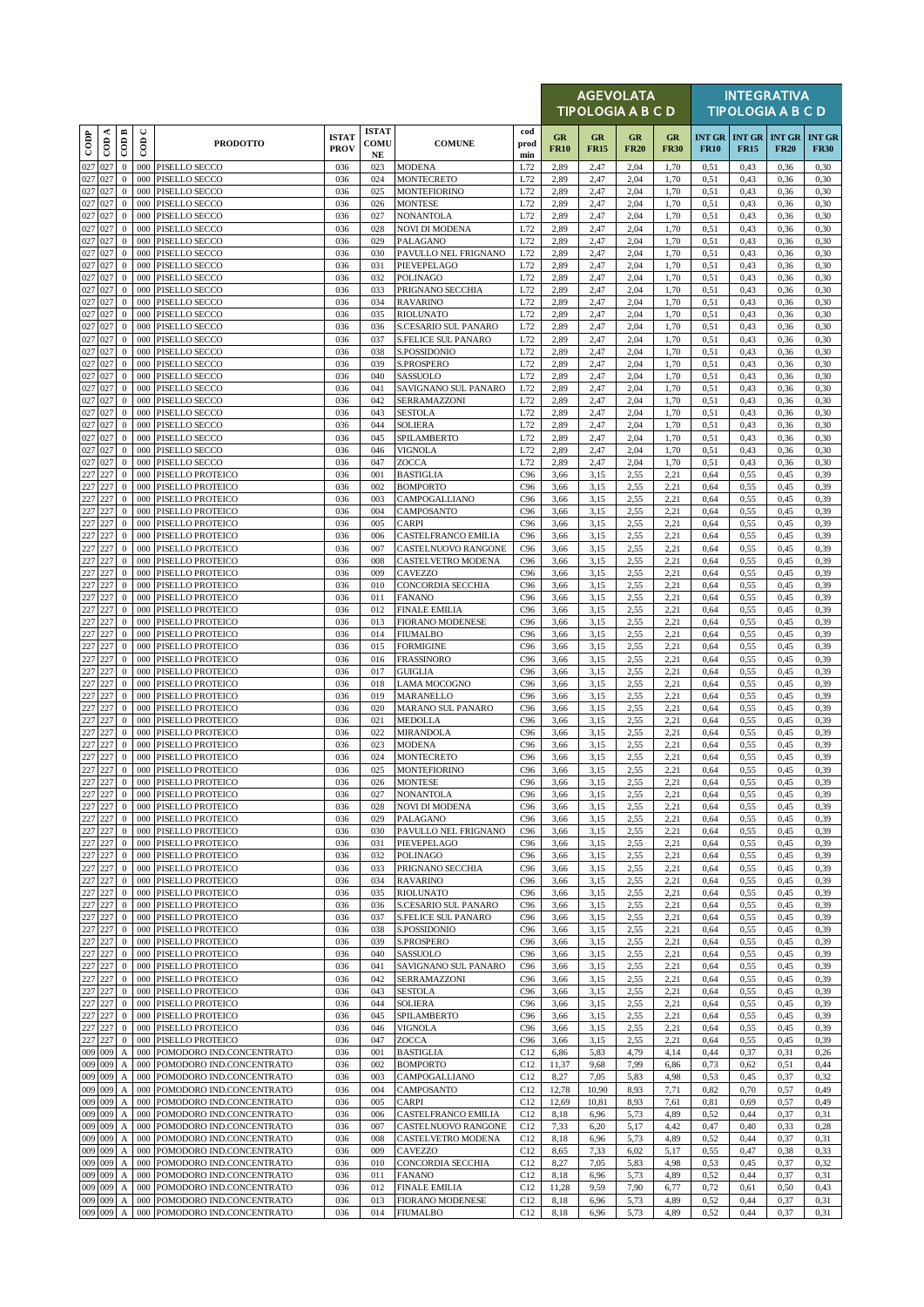| CODP | COD A | COD B | COD C | PRODOTTO | ISTAT PROV | ISTAT COMU NE | COMUNE | cod prod min | AGEVOLATA TIPOLOGIA A B C D | | | | INTEGRATIVA TIPOLOGIA A B C D | | | |
|---|---|---|---|---|---|---|---|---|---|---|---|---|---|---|---|---|
| | | | | | | | | | GR FR10 | GR FR15 | GR FR20 | GR FR30 | INT GR FR10 | INT GR FR15 | INT GR FR20 | INT GR FR30 |
| 027 | 027 | 0 | 000 | PISELLO SECCO | 036 | 023 | MODENA | L72 | 2,89 | 2,47 | 2,04 | 1,70 | 0,51 | 0,43 | 0,36 | 0,30 |
| 027 | 027 | 0 | 000 | PISELLO SECCO | 036 | 024 | MONTECRETO | L72 | 2,89 | 2,47 | 2,04 | 1,70 | 0,51 | 0,43 | 0,36 | 0,30 |
| 027 | 027 | 0 | 000 | PISELLO SECCO | 036 | 025 | MONTEFIORINO | L72 | 2,89 | 2,47 | 2,04 | 1,70 | 0,51 | 0,43 | 0,36 | 0,30 |
| 027 | 027 | 0 | 000 | PISELLO SECCO | 036 | 026 | MONTESE | L72 | 2,89 | 2,47 | 2,04 | 1,70 | 0,51 | 0,43 | 0,36 | 0,30 |
| 027 | 027 | 0 | 000 | PISELLO SECCO | 036 | 027 | NONANTOLA | L72 | 2,89 | 2,47 | 2,04 | 1,70 | 0,51 | 0,43 | 0,36 | 0,30 |
| 027 | 027 | 0 | 000 | PISELLO SECCO | 036 | 028 | NOVI DI MODENA | L72 | 2,89 | 2,47 | 2,04 | 1,70 | 0,51 | 0,43 | 0,36 | 0,30 |
| 027 | 027 | 0 | 000 | PISELLO SECCO | 036 | 029 | PALAGANO | L72 | 2,89 | 2,47 | 2,04 | 1,70 | 0,51 | 0,43 | 0,36 | 0,30 |
| 027 | 027 | 0 | 000 | PISELLO SECCO | 036 | 030 | PAVULLO NEL FRIGNANO | L72 | 2,89 | 2,47 | 2,04 | 1,70 | 0,51 | 0,43 | 0,36 | 0,30 |
| 027 | 027 | 0 | 000 | PISELLO SECCO | 036 | 031 | PIEVEPELAGO | L72 | 2,89 | 2,47 | 2,04 | 1,70 | 0,51 | 0,43 | 0,36 | 0,30 |
| 027 | 027 | 0 | 000 | PISELLO SECCO | 036 | 032 | POLINAGO | L72 | 2,89 | 2,47 | 2,04 | 1,70 | 0,51 | 0,43 | 0,36 | 0,30 |
| 027 | 027 | 0 | 000 | PISELLO SECCO | 036 | 033 | PRIGNANO SECCHIA | L72 | 2,89 | 2,47 | 2,04 | 1,70 | 0,51 | 0,43 | 0,36 | 0,30 |
| 027 | 027 | 0 | 000 | PISELLO SECCO | 036 | 034 | RAVARINO | L72 | 2,89 | 2,47 | 2,04 | 1,70 | 0,51 | 0,43 | 0,36 | 0,30 |
| 027 | 027 | 0 | 000 | PISELLO SECCO | 036 | 035 | RIOLUNATO | L72 | 2,89 | 2,47 | 2,04 | 1,70 | 0,51 | 0,43 | 0,36 | 0,30 |
| 027 | 027 | 0 | 000 | PISELLO SECCO | 036 | 036 | S.CESARIO SUL PANARO | L72 | 2,89 | 2,47 | 2,04 | 1,70 | 0,51 | 0,43 | 0,36 | 0,30 |
| 027 | 027 | 0 | 000 | PISELLO SECCO | 036 | 037 | S.FELICE SUL PANARO | L72 | 2,89 | 2,47 | 2,04 | 1,70 | 0,51 | 0,43 | 0,36 | 0,30 |
| 027 | 027 | 0 | 000 | PISELLO SECCO | 036 | 038 | S.POSSIDONIO | L72 | 2,89 | 2,47 | 2,04 | 1,70 | 0,51 | 0,43 | 0,36 | 0,30 |
| 027 | 027 | 0 | 000 | PISELLO SECCO | 036 | 039 | S.PROSPERO | L72 | 2,89 | 2,47 | 2,04 | 1,70 | 0,51 | 0,43 | 0,36 | 0,30 |
| 027 | 027 | 0 | 000 | PISELLO SECCO | 036 | 040 | SASSUOLO | L72 | 2,89 | 2,47 | 2,04 | 1,70 | 0,51 | 0,43 | 0,36 | 0,30 |
| 027 | 027 | 0 | 000 | PISELLO SECCO | 036 | 041 | SAVIGNANO SUL PANARO | L72 | 2,89 | 2,47 | 2,04 | 1,70 | 0,51 | 0,43 | 0,36 | 0,30 |
| 027 | 027 | 0 | 000 | PISELLO SECCO | 036 | 042 | SERRAMAZZONI | L72 | 2,89 | 2,47 | 2,04 | 1,70 | 0,51 | 0,43 | 0,36 | 0,30 |
| 027 | 027 | 0 | 000 | PISELLO SECCO | 036 | 043 | SESTOLA | L72 | 2,89 | 2,47 | 2,04 | 1,70 | 0,51 | 0,43 | 0,36 | 0,30 |
| 027 | 027 | 0 | 000 | PISELLO SECCO | 036 | 044 | SOLIERA | L72 | 2,89 | 2,47 | 2,04 | 1,70 | 0,51 | 0,43 | 0,36 | 0,30 |
| 027 | 027 | 0 | 000 | PISELLO SECCO | 036 | 045 | SPILAMBERTO | L72 | 2,89 | 2,47 | 2,04 | 1,70 | 0,51 | 0,43 | 0,36 | 0,30 |
| 027 | 027 | 0 | 000 | PISELLO SECCO | 036 | 046 | VIGNOLA | L72 | 2,89 | 2,47 | 2,04 | 1,70 | 0,51 | 0,43 | 0,36 | 0,30 |
| 027 | 027 | 0 | 000 | PISELLO SECCO | 036 | 047 | ZOCCA | L72 | 2,89 | 2,47 | 2,04 | 1,70 | 0,51 | 0,43 | 0,36 | 0,30 |
| 227 | 227 | 0 | 000 | PISELLO PROTEICO | 036 | 001 | BASTIGLIA | C96 | 3,66 | 3,15 | 2,55 | 2,21 | 0,64 | 0,55 | 0,45 | 0,39 |
| 227 | 227 | 0 | 000 | PISELLO PROTEICO | 036 | 002 | BOMPORTO | C96 | 3,66 | 3,15 | 2,55 | 2,21 | 0,64 | 0,55 | 0,45 | 0,39 |
| 227 | 227 | 0 | 000 | PISELLO PROTEICO | 036 | 003 | CAMPOGALLIANO | C96 | 3,66 | 3,15 | 2,55 | 2,21 | 0,64 | 0,55 | 0,45 | 0,39 |
| 227 | 227 | 0 | 000 | PISELLO PROTEICO | 036 | 004 | CAMPOSANTO | C96 | 3,66 | 3,15 | 2,55 | 2,21 | 0,64 | 0,55 | 0,45 | 0,39 |
| 227 | 227 | 0 | 000 | PISELLO PROTEICO | 036 | 005 | CARPI | C96 | 3,66 | 3,15 | 2,55 | 2,21 | 0,64 | 0,55 | 0,45 | 0,39 |
| 227 | 227 | 0 | 000 | PISELLO PROTEICO | 036 | 006 | CASTELFRANCO EMILIA | C96 | 3,66 | 3,15 | 2,55 | 2,21 | 0,64 | 0,55 | 0,45 | 0,39 |
| 227 | 227 | 0 | 000 | PISELLO PROTEICO | 036 | 007 | CASTELNUOVO RANGONE | C96 | 3,66 | 3,15 | 2,55 | 2,21 | 0,64 | 0,55 | 0,45 | 0,39 |
| 227 | 227 | 0 | 000 | PISELLO PROTEICO | 036 | 008 | CASTELVETRO MODENA | C96 | 3,66 | 3,15 | 2,55 | 2,21 | 0,64 | 0,55 | 0,45 | 0,39 |
| 227 | 227 | 0 | 000 | PISELLO PROTEICO | 036 | 009 | CAVEZZO | C96 | 3,66 | 3,15 | 2,55 | 2,21 | 0,64 | 0,55 | 0,45 | 0,39 |
| 227 | 227 | 0 | 000 | PISELLO PROTEICO | 036 | 010 | CONCORDIA SECCHIA | C96 | 3,66 | 3,15 | 2,55 | 2,21 | 0,64 | 0,55 | 0,45 | 0,39 |
| 227 | 227 | 0 | 000 | PISELLO PROTEICO | 036 | 011 | FANANO | C96 | 3,66 | 3,15 | 2,55 | 2,21 | 0,64 | 0,55 | 0,45 | 0,39 |
| 227 | 227 | 0 | 000 | PISELLO PROTEICO | 036 | 012 | FINALE EMILIA | C96 | 3,66 | 3,15 | 2,55 | 2,21 | 0,64 | 0,55 | 0,45 | 0,39 |
| 227 | 227 | 0 | 000 | PISELLO PROTEICO | 036 | 013 | FIORANO MODENESE | C96 | 3,66 | 3,15 | 2,55 | 2,21 | 0,64 | 0,55 | 0,45 | 0,39 |
| 227 | 227 | 0 | 000 | PISELLO PROTEICO | 036 | 014 | FIUMALBO | C96 | 3,66 | 3,15 | 2,55 | 2,21 | 0,64 | 0,55 | 0,45 | 0,39 |
| 227 | 227 | 0 | 000 | PISELLO PROTEICO | 036 | 015 | FORMIGINE | C96 | 3,66 | 3,15 | 2,55 | 2,21 | 0,64 | 0,55 | 0,45 | 0,39 |
| 227 | 227 | 0 | 000 | PISELLO PROTEICO | 036 | 016 | FRASSINORO | C96 | 3,66 | 3,15 | 2,55 | 2,21 | 0,64 | 0,55 | 0,45 | 0,39 |
| 227 | 227 | 0 | 000 | PISELLO PROTEICO | 036 | 017 | GUIGLIA | C96 | 3,66 | 3,15 | 2,55 | 2,21 | 0,64 | 0,55 | 0,45 | 0,39 |
| 227 | 227 | 0 | 000 | PISELLO PROTEICO | 036 | 018 | LAMA MOCOGNO | C96 | 3,66 | 3,15 | 2,55 | 2,21 | 0,64 | 0,55 | 0,45 | 0,39 |
| 227 | 227 | 0 | 000 | PISELLO PROTEICO | 036 | 019 | MARANELLO | C96 | 3,66 | 3,15 | 2,55 | 2,21 | 0,64 | 0,55 | 0,45 | 0,39 |
| 227 | 227 | 0 | 000 | PISELLO PROTEICO | 036 | 020 | MARANO SUL PANARO | C96 | 3,66 | 3,15 | 2,55 | 2,21 | 0,64 | 0,55 | 0,45 | 0,39 |
| 227 | 227 | 0 | 000 | PISELLO PROTEICO | 036 | 021 | MEDOLLA | C96 | 3,66 | 3,15 | 2,55 | 2,21 | 0,64 | 0,55 | 0,45 | 0,39 |
| 227 | 227 | 0 | 000 | PISELLO PROTEICO | 036 | 022 | MIRANDOLA | C96 | 3,66 | 3,15 | 2,55 | 2,21 | 0,64 | 0,55 | 0,45 | 0,39 |
| 227 | 227 | 0 | 000 | PISELLO PROTEICO | 036 | 023 | MODENA | C96 | 3,66 | 3,15 | 2,55 | 2,21 | 0,64 | 0,55 | 0,45 | 0,39 |
| 227 | 227 | 0 | 000 | PISELLO PROTEICO | 036 | 024 | MONTECRETO | C96 | 3,66 | 3,15 | 2,55 | 2,21 | 0,64 | 0,55 | 0,45 | 0,39 |
| 227 | 227 | 0 | 000 | PISELLO PROTEICO | 036 | 025 | MONTEFIORINO | C96 | 3,66 | 3,15 | 2,55 | 2,21 | 0,64 | 0,55 | 0,45 | 0,39 |
| 227 | 227 | 0 | 000 | PISELLO PROTEICO | 036 | 026 | MONTESE | C96 | 3,66 | 3,15 | 2,55 | 2,21 | 0,64 | 0,55 | 0,45 | 0,39 |
| 227 | 227 | 0 | 000 | PISELLO PROTEICO | 036 | 027 | NONANTOLA | C96 | 3,66 | 3,15 | 2,55 | 2,21 | 0,64 | 0,55 | 0,45 | 0,39 |
| 227 | 227 | 0 | 000 | PISELLO PROTEICO | 036 | 028 | NOVI DI MODENA | C96 | 3,66 | 3,15 | 2,55 | 2,21 | 0,64 | 0,55 | 0,45 | 0,39 |
| 227 | 227 | 0 | 000 | PISELLO PROTEICO | 036 | 029 | PALAGANO | C96 | 3,66 | 3,15 | 2,55 | 2,21 | 0,64 | 0,55 | 0,45 | 0,39 |
| 227 | 227 | 0 | 000 | PISELLO PROTEICO | 036 | 030 | PAVULLO NEL FRIGNANO | C96 | 3,66 | 3,15 | 2,55 | 2,21 | 0,64 | 0,55 | 0,45 | 0,39 |
| 227 | 227 | 0 | 000 | PISELLO PROTEICO | 036 | 031 | PIEVEPELAGO | C96 | 3,66 | 3,15 | 2,55 | 2,21 | 0,64 | 0,55 | 0,45 | 0,39 |
| 227 | 227 | 0 | 000 | PISELLO PROTEICO | 036 | 032 | POLINAGO | C96 | 3,66 | 3,15 | 2,55 | 2,21 | 0,64 | 0,55 | 0,45 | 0,39 |
| 227 | 227 | 0 | 000 | PISELLO PROTEICO | 036 | 033 | PRIGNANO SECCHIA | C96 | 3,66 | 3,15 | 2,55 | 2,21 | 0,64 | 0,55 | 0,45 | 0,39 |
| 227 | 227 | 0 | 000 | PISELLO PROTEICO | 036 | 034 | RAVARINO | C96 | 3,66 | 3,15 | 2,55 | 2,21 | 0,64 | 0,55 | 0,45 | 0,39 |
| 227 | 227 | 0 | 000 | PISELLO PROTEICO | 036 | 035 | RIOLUNATO | C96 | 3,66 | 3,15 | 2,55 | 2,21 | 0,64 | 0,55 | 0,45 | 0,39 |
| 227 | 227 | 0 | 000 | PISELLO PROTEICO | 036 | 036 | S.CESARIO SUL PANARO | C96 | 3,66 | 3,15 | 2,55 | 2,21 | 0,64 | 0,55 | 0,45 | 0,39 |
| 227 | 227 | 0 | 000 | PISELLO PROTEICO | 036 | 037 | S.FELICE SUL PANARO | C96 | 3,66 | 3,15 | 2,55 | 2,21 | 0,64 | 0,55 | 0,45 | 0,39 |
| 227 | 227 | 0 | 000 | PISELLO PROTEICO | 036 | 038 | S.POSSIDONIO | C96 | 3,66 | 3,15 | 2,55 | 2,21 | 0,64 | 0,55 | 0,45 | 0,39 |
| 227 | 227 | 0 | 000 | PISELLO PROTEICO | 036 | 039 | S.PROSPERO | C96 | 3,66 | 3,15 | 2,55 | 2,21 | 0,64 | 0,55 | 0,45 | 0,39 |
| 227 | 227 | 0 | 000 | PISELLO PROTEICO | 036 | 040 | SASSUOLO | C96 | 3,66 | 3,15 | 2,55 | 2,21 | 0,64 | 0,55 | 0,45 | 0,39 |
| 227 | 227 | 0 | 000 | PISELLO PROTEICO | 036 | 041 | SAVIGNANO SUL PANARO | C96 | 3,66 | 3,15 | 2,55 | 2,21 | 0,64 | 0,55 | 0,45 | 0,39 |
| 227 | 227 | 0 | 000 | PISELLO PROTEICO | 036 | 042 | SERRAMAZZONI | C96 | 3,66 | 3,15 | 2,55 | 2,21 | 0,64 | 0,55 | 0,45 | 0,39 |
| 227 | 227 | 0 | 000 | PISELLO PROTEICO | 036 | 043 | SESTOLA | C96 | 3,66 | 3,15 | 2,55 | 2,21 | 0,64 | 0,55 | 0,45 | 0,39 |
| 227 | 227 | 0 | 000 | PISELLO PROTEICO | 036 | 044 | SOLIERA | C96 | 3,66 | 3,15 | 2,55 | 2,21 | 0,64 | 0,55 | 0,45 | 0,39 |
| 227 | 227 | 0 | 000 | PISELLO PROTEICO | 036 | 045 | SPILAMBERTO | C96 | 3,66 | 3,15 | 2,55 | 2,21 | 0,64 | 0,55 | 0,45 | 0,39 |
| 227 | 227 | 0 | 000 | PISELLO PROTEICO | 036 | 046 | VIGNOLA | C96 | 3,66 | 3,15 | 2,55 | 2,21 | 0,64 | 0,55 | 0,45 | 0,39 |
| 227 | 227 | 0 | 000 | PISELLO PROTEICO | 036 | 047 | ZOCCA | C96 | 3,66 | 3,15 | 2,55 | 2,21 | 0,64 | 0,55 | 0,45 | 0,39 |
| 009 | 009 | A | 000 | POMODORO IND.CONCENTRATO | 036 | 001 | BASTIGLIA | C12 | 6,86 | 5,83 | 4,79 | 4,14 | 0,44 | 0,37 | 0,31 | 0,26 |
| 009 | 009 | A | 000 | POMODORO IND.CONCENTRATO | 036 | 002 | BOMPORTO | C12 | 11,37 | 9,68 | 7,99 | 6,86 | 0,73 | 0,62 | 0,51 | 0,44 |
| 009 | 009 | A | 000 | POMODORO IND.CONCENTRATO | 036 | 003 | CAMPOGALLIANO | C12 | 8,27 | 7,05 | 5,83 | 4,98 | 0,53 | 0,45 | 0,37 | 0,32 |
| 009 | 009 | A | 000 | POMODORO IND.CONCENTRATO | 036 | 004 | CAMPOSANTO | C12 | 12,78 | 10,90 | 8,93 | 7,71 | 0,82 | 0,70 | 0,57 | 0,49 |
| 009 | 009 | A | 000 | POMODORO IND.CONCENTRATO | 036 | 005 | CARPI | C12 | 12,69 | 10,81 | 8,93 | 7,61 | 0,81 | 0,69 | 0,57 | 0,49 |
| 009 | 009 | A | 000 | POMODORO IND.CONCENTRATO | 036 | 006 | CASTELFRANCO EMILIA | C12 | 8,18 | 6,96 | 5,73 | 4,89 | 0,52 | 0,44 | 0,37 | 0,31 |
| 009 | 009 | A | 000 | POMODORO IND.CONCENTRATO | 036 | 007 | CASTELNUOVO RANGONE | C12 | 7,33 | 6,20 | 5,17 | 4,42 | 0,47 | 0,40 | 0,33 | 0,28 |
| 009 | 009 | A | 000 | POMODORO IND.CONCENTRATO | 036 | 008 | CASTELVETRO MODENA | C12 | 8,18 | 6,96 | 5,73 | 4,89 | 0,52 | 0,44 | 0,37 | 0,31 |
| 009 | 009 | A | 000 | POMODORO IND.CONCENTRATO | 036 | 009 | CAVEZZO | C12 | 8,65 | 7,33 | 6,02 | 5,17 | 0,55 | 0,47 | 0,38 | 0,33 |
| 009 | 009 | A | 000 | POMODORO IND.CONCENTRATO | 036 | 010 | CONCORDIA SECCHIA | C12 | 8,27 | 7,05 | 5,83 | 4,98 | 0,53 | 0,45 | 0,37 | 0,32 |
| 009 | 009 | A | 000 | POMODORO IND.CONCENTRATO | 036 | 011 | FANANO | C12 | 8,18 | 6,96 | 5,73 | 4,89 | 0,52 | 0,44 | 0,37 | 0,31 |
| 009 | 009 | A | 000 | POMODORO IND.CONCENTRATO | 036 | 012 | FINALE EMILIA | C12 | 11,28 | 9,59 | 7,90 | 6,77 | 0,72 | 0,61 | 0,50 | 0,43 |
| 009 | 009 | A | 000 | POMODORO IND.CONCENTRATO | 036 | 013 | FIORANO MODENESE | C12 | 8,18 | 6,96 | 5,73 | 4,89 | 0,52 | 0,44 | 0,37 | 0,31 |
| 009 | 009 | A | 000 | POMODORO IND.CONCENTRATO | 036 | 014 | FIUMALBO | C12 | 8,18 | 6,96 | 5,73 | 4,89 | 0,52 | 0,44 | 0,37 | 0,31 |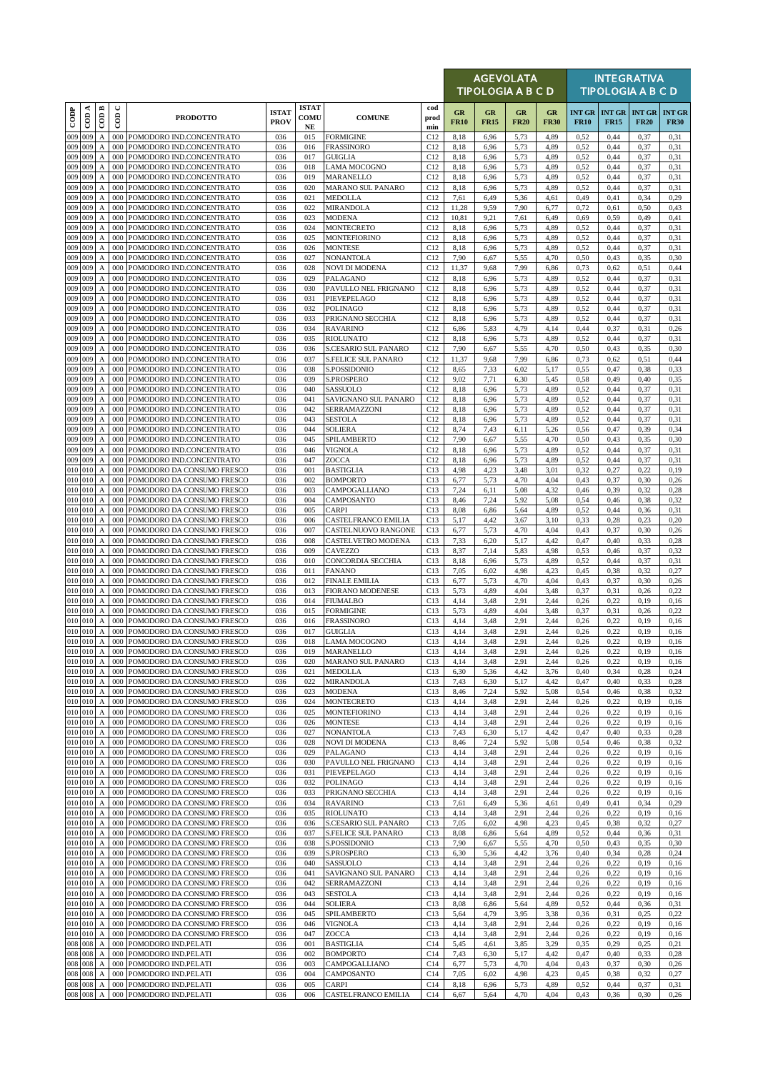| CODP | COD A | COD B | COD C | PRODOTTO | ISTAT PROV | ISTAT COMU NE | COMUNE | cod prod min | AGEVOLATA TIPOLOGIA A B C D | | | | INTEGRATIVA TIPOLOGIA A B C D | | | |
|---|---|---|---|---|---|---|---|---|---|---|---|---|---|---|---|---|
| | | | | | | | | | GR FR10 | GR FR15 | GR FR20 | GR FR30 | INT GR FR10 | INT GR FR15 | INT GR FR20 | INT GR FR30 |
| 009 | 009 | A | 000 | POMODORO IND.CONCENTRATO | 036 | 015 | FORMIGINE | C12 | 8,18 | 6,96 | 5,73 | 4,89 | 0,52 | 0,44 | 0,37 | 0,31 |
| 009 | 009 | A | 000 | POMODORO IND.CONCENTRATO | 036 | 016 | FRASSINORO | C12 | 8,18 | 6,96 | 5,73 | 4,89 | 0,52 | 0,44 | 0,37 | 0,31 |
| 009 | 009 | A | 000 | POMODORO IND.CONCENTRATO | 036 | 017 | GUIGLIA | C12 | 8,18 | 6,96 | 5,73 | 4,89 | 0,52 | 0,44 | 0,37 | 0,31 |
| 009 | 009 | A | 000 | POMODORO IND.CONCENTRATO | 036 | 018 | LAMA MOCOGNO | C12 | 8,18 | 6,96 | 5,73 | 4,89 | 0,52 | 0,44 | 0,37 | 0,31 |
| 009 | 009 | A | 000 | POMODORO IND.CONCENTRATO | 036 | 019 | MARANELLO | C12 | 8,18 | 6,96 | 5,73 | 4,89 | 0,52 | 0,44 | 0,37 | 0,31 |
| 009 | 009 | A | 000 | POMODORO IND.CONCENTRATO | 036 | 020 | MARANO SUL PANARO | C12 | 8,18 | 6,96 | 5,73 | 4,89 | 0,52 | 0,44 | 0,37 | 0,31 |
| 009 | 009 | A | 000 | POMODORO IND.CONCENTRATO | 036 | 021 | MEDOLLA | C12 | 7,61 | 6,49 | 5,36 | 4,61 | 0,49 | 0,41 | 0,34 | 0,29 |
| 009 | 009 | A | 000 | POMODORO IND.CONCENTRATO | 036 | 022 | MIRANDOLA | C12 | 11,28 | 9,59 | 7,90 | 6,77 | 0,72 | 0,61 | 0,50 | 0,43 |
| 009 | 009 | A | 000 | POMODORO IND.CONCENTRATO | 036 | 023 | MODENA | C12 | 10,81 | 9,21 | 7,61 | 6,49 | 0,69 | 0,59 | 0,49 | 0,41 |
| 009 | 009 | A | 000 | POMODORO IND.CONCENTRATO | 036 | 024 | MONTECRETO | C12 | 8,18 | 6,96 | 5,73 | 4,89 | 0,52 | 0,44 | 0,37 | 0,31 |
| 009 | 009 | A | 000 | POMODORO IND.CONCENTRATO | 036 | 025 | MONTEFIORINO | C12 | 8,18 | 6,96 | 5,73 | 4,89 | 0,52 | 0,44 | 0,37 | 0,31 |
| 009 | 009 | A | 000 | POMODORO IND.CONCENTRATO | 036 | 026 | MONTESE | C12 | 8,18 | 6,96 | 5,73 | 4,89 | 0,52 | 0,44 | 0,37 | 0,31 |
| 009 | 009 | A | 000 | POMODORO IND.CONCENTRATO | 036 | 027 | NONANTOLA | C12 | 7,90 | 6,67 | 5,55 | 4,70 | 0,50 | 0,43 | 0,35 | 0,30 |
| 009 | 009 | A | 000 | POMODORO IND.CONCENTRATO | 036 | 028 | NOVI DI MODENA | C12 | 11,37 | 9,68 | 7,99 | 6,86 | 0,73 | 0,62 | 0,51 | 0,44 |
| 009 | 009 | A | 000 | POMODORO IND.CONCENTRATO | 036 | 029 | PALAGANO | C12 | 8,18 | 6,96 | 5,73 | 4,89 | 0,52 | 0,44 | 0,37 | 0,31 |
| 009 | 009 | A | 000 | POMODORO IND.CONCENTRATO | 036 | 030 | PAVULLO NEL FRIGNANO | C12 | 8,18 | 6,96 | 5,73 | 4,89 | 0,52 | 0,44 | 0,37 | 0,31 |
| 009 | 009 | A | 000 | POMODORO IND.CONCENTRATO | 036 | 031 | PIEVEPELAGO | C12 | 8,18 | 6,96 | 5,73 | 4,89 | 0,52 | 0,44 | 0,37 | 0,31 |
| 009 | 009 | A | 000 | POMODORO IND.CONCENTRATO | 036 | 032 | POLINAGO | C12 | 8,18 | 6,96 | 5,73 | 4,89 | 0,52 | 0,44 | 0,37 | 0,31 |
| 009 | 009 | A | 000 | POMODORO IND.CONCENTRATO | 036 | 033 | PRIGNANO SECCHIA | C12 | 8,18 | 6,96 | 5,73 | 4,89 | 0,52 | 0,44 | 0,37 | 0,31 |
| 009 | 009 | A | 000 | POMODORO IND.CONCENTRATO | 036 | 034 | RAVARINO | C12 | 6,86 | 5,83 | 4,79 | 4,14 | 0,44 | 0,37 | 0,31 | 0,26 |
| 009 | 009 | A | 000 | POMODORO IND.CONCENTRATO | 036 | 035 | RIOLUNATO | C12 | 8,18 | 6,96 | 5,73 | 4,89 | 0,52 | 0,44 | 0,37 | 0,31 |
| 009 | 009 | A | 000 | POMODORO IND.CONCENTRATO | 036 | 036 | S.CESARIO SUL PANARO | C12 | 7,90 | 6,67 | 5,55 | 4,70 | 0,50 | 0,43 | 0,35 | 0,30 |
| 009 | 009 | A | 000 | POMODORO IND.CONCENTRATO | 036 | 037 | S.FELICE SUL PANARO | C12 | 11,37 | 9,68 | 7,99 | 6,86 | 0,73 | 0,62 | 0,51 | 0,44 |
| 009 | 009 | A | 000 | POMODORO IND.CONCENTRATO | 036 | 038 | S.POSSIDONIO | C12 | 8,65 | 7,33 | 6,02 | 5,17 | 0,55 | 0,47 | 0,38 | 0,33 |
| 009 | 009 | A | 000 | POMODORO IND.CONCENTRATO | 036 | 039 | S.PROSPERO | C12 | 9,02 | 7,71 | 6,30 | 5,45 | 0,58 | 0,49 | 0,40 | 0,35 |
| 009 | 009 | A | 000 | POMODORO IND.CONCENTRATO | 036 | 040 | SASSUOLO | C12 | 8,18 | 6,96 | 5,73 | 4,89 | 0,52 | 0,44 | 0,37 | 0,31 |
| 009 | 009 | A | 000 | POMODORO IND.CONCENTRATO | 036 | 041 | SAVIGNANO SUL PANARO | C12 | 8,18 | 6,96 | 5,73 | 4,89 | 0,52 | 0,44 | 0,37 | 0,31 |
| 009 | 009 | A | 000 | POMODORO IND.CONCENTRATO | 036 | 042 | SERRAMAZZONI | C12 | 8,18 | 6,96 | 5,73 | 4,89 | 0,52 | 0,44 | 0,37 | 0,31 |
| 009 | 009 | A | 000 | POMODORO IND.CONCENTRATO | 036 | 043 | SESTOLA | C12 | 8,18 | 6,96 | 5,73 | 4,89 | 0,52 | 0,44 | 0,37 | 0,31 |
| 009 | 009 | A | 000 | POMODORO IND.CONCENTRATO | 036 | 044 | SOLIERA | C12 | 8,74 | 7,43 | 6,11 | 5,26 | 0,56 | 0,47 | 0,39 | 0,34 |
| 009 | 009 | A | 000 | POMODORO IND.CONCENTRATO | 036 | 045 | SPILAMBERTO | C12 | 7,90 | 6,67 | 5,55 | 4,70 | 0,50 | 0,43 | 0,35 | 0,30 |
| 009 | 009 | A | 000 | POMODORO IND.CONCENTRATO | 036 | 046 | VIGNOLA | C12 | 8,18 | 6,96 | 5,73 | 4,89 | 0,52 | 0,44 | 0,37 | 0,31 |
| 009 | 009 | A | 000 | POMODORO IND.CONCENTRATO | 036 | 047 | ZOCCA | C12 | 8,18 | 6,96 | 5,73 | 4,89 | 0,52 | 0,44 | 0,37 | 0,31 |
| 010 | 010 | A | 000 | POMODORO DA CONSUMO FRESCO | 036 | 001 | BASTIGLIA | C13 | 4,98 | 4,23 | 3,48 | 3,01 | 0,32 | 0,27 | 0,22 | 0,19 |
| 010 | 010 | A | 000 | POMODORO DA CONSUMO FRESCO | 036 | 002 | BOMPORTO | C13 | 6,77 | 5,73 | 4,70 | 4,04 | 0,43 | 0,37 | 0,30 | 0,26 |
| 010 | 010 | A | 000 | POMODORO DA CONSUMO FRESCO | 036 | 003 | CAMPOGALLIANO | C13 | 7,24 | 6,11 | 5,08 | 4,32 | 0,46 | 0,39 | 0,32 | 0,28 |
| 010 | 010 | A | 000 | POMODORO DA CONSUMO FRESCO | 036 | 004 | CAMPOSANTO | C13 | 8,46 | 7,24 | 5,92 | 5,08 | 0,54 | 0,46 | 0,38 | 0,32 |
| 010 | 010 | A | 000 | POMODORO DA CONSUMO FRESCO | 036 | 005 | CARPI | C13 | 8,08 | 6,86 | 5,64 | 4,89 | 0,52 | 0,44 | 0,36 | 0,31 |
| 010 | 010 | A | 000 | POMODORO DA CONSUMO FRESCO | 036 | 006 | CASTELFRANCO EMILIA | C13 | 5,17 | 4,42 | 3,67 | 3,10 | 0,33 | 0,28 | 0,23 | 0,20 |
| 010 | 010 | A | 000 | POMODORO DA CONSUMO FRESCO | 036 | 007 | CASTELNUOVO RANGONE | C13 | 6,77 | 5,73 | 4,70 | 4,04 | 0,43 | 0,37 | 0,30 | 0,26 |
| 010 | 010 | A | 000 | POMODORO DA CONSUMO FRESCO | 036 | 008 | CASTELVETRO MODENA | C13 | 7,33 | 6,20 | 5,17 | 4,42 | 0,47 | 0,40 | 0,33 | 0,28 |
| 010 | 010 | A | 000 | POMODORO DA CONSUMO FRESCO | 036 | 009 | CAVEZZO | C13 | 8,37 | 7,14 | 5,83 | 4,98 | 0,53 | 0,46 | 0,37 | 0,32 |
| 010 | 010 | A | 000 | POMODORO DA CONSUMO FRESCO | 036 | 010 | CONCORDIA SECCHIA | C13 | 8,18 | 6,96 | 5,73 | 4,89 | 0,52 | 0,44 | 0,37 | 0,31 |
| 010 | 010 | A | 000 | POMODORO DA CONSUMO FRESCO | 036 | 011 | FANANO | C13 | 7,05 | 6,02 | 4,98 | 4,23 | 0,45 | 0,38 | 0,32 | 0,27 |
| 010 | 010 | A | 000 | POMODORO DA CONSUMO FRESCO | 036 | 012 | FINALE EMILIA | C13 | 6,77 | 5,73 | 4,70 | 4,04 | 0,43 | 0,37 | 0,30 | 0,26 |
| 010 | 010 | A | 000 | POMODORO DA CONSUMO FRESCO | 036 | 013 | FIORANO MODENESE | C13 | 5,73 | 4,89 | 4,04 | 3,48 | 0,37 | 0,31 | 0,26 | 0,22 |
| 010 | 010 | A | 000 | POMODORO DA CONSUMO FRESCO | 036 | 014 | FIUMALBO | C13 | 4,14 | 3,48 | 2,91 | 2,44 | 0,26 | 0,22 | 0,19 | 0,16 |
| 010 | 010 | A | 000 | POMODORO DA CONSUMO FRESCO | 036 | 015 | FORMIGINE | C13 | 5,73 | 4,89 | 4,04 | 3,48 | 0,37 | 0,31 | 0,26 | 0,22 |
| 010 | 010 | A | 000 | POMODORO DA CONSUMO FRESCO | 036 | 016 | FRASSINORO | C13 | 4,14 | 3,48 | 2,91 | 2,44 | 0,26 | 0,22 | 0,19 | 0,16 |
| 010 | 010 | A | 000 | POMODORO DA CONSUMO FRESCO | 036 | 017 | GUIGLIA | C13 | 4,14 | 3,48 | 2,91 | 2,44 | 0,26 | 0,22 | 0,19 | 0,16 |
| 010 | 010 | A | 000 | POMODORO DA CONSUMO FRESCO | 036 | 018 | LAMA MOCOGNO | C13 | 4,14 | 3,48 | 2,91 | 2,44 | 0,26 | 0,22 | 0,19 | 0,16 |
| 010 | 010 | A | 000 | POMODORO DA CONSUMO FRESCO | 036 | 019 | MARANELLO | C13 | 4,14 | 3,48 | 2,91 | 2,44 | 0,26 | 0,22 | 0,19 | 0,16 |
| 010 | 010 | A | 000 | POMODORO DA CONSUMO FRESCO | 036 | 020 | MARANO SUL PANARO | C13 | 4,14 | 3,48 | 2,91 | 2,44 | 0,26 | 0,22 | 0,19 | 0,16 |
| 010 | 010 | A | 000 | POMODORO DA CONSUMO FRESCO | 036 | 021 | MEDOLLA | C13 | 6,30 | 5,36 | 4,42 | 3,76 | 0,40 | 0,34 | 0,28 | 0,24 |
| 010 | 010 | A | 000 | POMODORO DA CONSUMO FRESCO | 036 | 022 | MIRANDOLA | C13 | 7,43 | 6,30 | 5,17 | 4,42 | 0,47 | 0,40 | 0,33 | 0,28 |
| 010 | 010 | A | 000 | POMODORO DA CONSUMO FRESCO | 036 | 023 | MODENA | C13 | 8,46 | 7,24 | 5,92 | 5,08 | 0,54 | 0,46 | 0,38 | 0,32 |
| 010 | 010 | A | 000 | POMODORO DA CONSUMO FRESCO | 036 | 024 | MONTECRETO | C13 | 4,14 | 3,48 | 2,91 | 2,44 | 0,26 | 0,22 | 0,19 | 0,16 |
| 010 | 010 | A | 000 | POMODORO DA CONSUMO FRESCO | 036 | 025 | MONTEFIORINO | C13 | 4,14 | 3,48 | 2,91 | 2,44 | 0,26 | 0,22 | 0,19 | 0,16 |
| 010 | 010 | A | 000 | POMODORO DA CONSUMO FRESCO | 036 | 026 | MONTESE | C13 | 4,14 | 3,48 | 2,91 | 2,44 | 0,26 | 0,22 | 0,19 | 0,16 |
| 010 | 010 | A | 000 | POMODORO DA CONSUMO FRESCO | 036 | 027 | NONANTOLA | C13 | 7,43 | 6,30 | 5,17 | 4,42 | 0,47 | 0,40 | 0,33 | 0,28 |
| 010 | 010 | A | 000 | POMODORO DA CONSUMO FRESCO | 036 | 028 | NOVI DI MODENA | C13 | 8,46 | 7,24 | 5,92 | 5,08 | 0,54 | 0,46 | 0,38 | 0,32 |
| 010 | 010 | A | 000 | POMODORO DA CONSUMO FRESCO | 036 | 029 | PALAGANO | C13 | 4,14 | 3,48 | 2,91 | 2,44 | 0,26 | 0,22 | 0,19 | 0,16 |
| 010 | 010 | A | 000 | POMODORO DA CONSUMO FRESCO | 036 | 030 | PAVULLO NEL FRIGNANO | C13 | 4,14 | 3,48 | 2,91 | 2,44 | 0,26 | 0,22 | 0,19 | 0,16 |
| 010 | 010 | A | 000 | POMODORO DA CONSUMO FRESCO | 036 | 031 | PIEVEPELAGO | C13 | 4,14 | 3,48 | 2,91 | 2,44 | 0,26 | 0,22 | 0,19 | 0,16 |
| 010 | 010 | A | 000 | POMODORO DA CONSUMO FRESCO | 036 | 032 | POLINAGO | C13 | 4,14 | 3,48 | 2,91 | 2,44 | 0,26 | 0,22 | 0,19 | 0,16 |
| 010 | 010 | A | 000 | POMODORO DA CONSUMO FRESCO | 036 | 033 | PRIGNANO SECCHIA | C13 | 4,14 | 3,48 | 2,91 | 2,44 | 0,26 | 0,22 | 0,19 | 0,16 |
| 010 | 010 | A | 000 | POMODORO DA CONSUMO FRESCO | 036 | 034 | RAVARINO | C13 | 7,61 | 6,49 | 5,36 | 4,61 | 0,49 | 0,41 | 0,34 | 0,29 |
| 010 | 010 | A | 000 | POMODORO DA CONSUMO FRESCO | 036 | 035 | RIOLUNATO | C13 | 4,14 | 3,48 | 2,91 | 2,44 | 0,26 | 0,22 | 0,19 | 0,16 |
| 010 | 010 | A | 000 | POMODORO DA CONSUMO FRESCO | 036 | 036 | S.CESARIO SUL PANARO | C13 | 7,05 | 6,02 | 4,98 | 4,23 | 0,45 | 0,38 | 0,32 | 0,27 |
| 010 | 010 | A | 000 | POMODORO DA CONSUMO FRESCO | 036 | 037 | S.FELICE SUL PANARO | C13 | 8,08 | 6,86 | 5,64 | 4,89 | 0,52 | 0,44 | 0,36 | 0,31 |
| 010 | 010 | A | 000 | POMODORO DA CONSUMO FRESCO | 036 | 038 | S.POSSIDONIO | C13 | 7,90 | 6,67 | 5,55 | 4,70 | 0,50 | 0,43 | 0,35 | 0,30 |
| 010 | 010 | A | 000 | POMODORO DA CONSUMO FRESCO | 036 | 039 | S.PROSPERO | C13 | 6,30 | 5,36 | 4,42 | 3,76 | 0,40 | 0,34 | 0,28 | 0,24 |
| 010 | 010 | A | 000 | POMODORO DA CONSUMO FRESCO | 036 | 040 | SASSUOLO | C13 | 4,14 | 3,48 | 2,91 | 2,44 | 0,26 | 0,22 | 0,19 | 0,16 |
| 010 | 010 | A | 000 | POMODORO DA CONSUMO FRESCO | 036 | 041 | SAVIGNANO SUL PANARO | C13 | 4,14 | 3,48 | 2,91 | 2,44 | 0,26 | 0,22 | 0,19 | 0,16 |
| 010 | 010 | A | 000 | POMODORO DA CONSUMO FRESCO | 036 | 042 | SERRAMAZZONI | C13 | 4,14 | 3,48 | 2,91 | 2,44 | 0,26 | 0,22 | 0,19 | 0,16 |
| 010 | 010 | A | 000 | POMODORO DA CONSUMO FRESCO | 036 | 043 | SESTOLA | C13 | 4,14 | 3,48 | 2,91 | 2,44 | 0,26 | 0,22 | 0,19 | 0,16 |
| 010 | 010 | A | 000 | POMODORO DA CONSUMO FRESCO | 036 | 044 | SOLIERA | C13 | 8,08 | 6,86 | 5,64 | 4,89 | 0,52 | 0,44 | 0,36 | 0,31 |
| 010 | 010 | A | 000 | POMODORO DA CONSUMO FRESCO | 036 | 045 | SPILAMBERTO | C13 | 5,64 | 4,79 | 3,95 | 3,38 | 0,36 | 0,31 | 0,25 | 0,22 |
| 010 | 010 | A | 000 | POMODORO DA CONSUMO FRESCO | 036 | 046 | VIGNOLA | C13 | 4,14 | 3,48 | 2,91 | 2,44 | 0,26 | 0,22 | 0,19 | 0,16 |
| 010 | 010 | A | 000 | POMODORO DA CONSUMO FRESCO | 036 | 047 | ZOCCA | C13 | 4,14 | 3,48 | 2,91 | 2,44 | 0,26 | 0,22 | 0,19 | 0,16 |
| 008 | 008 | A | 000 | POMODORO IND.PELATI | 036 | 001 | BASTIGLIA | C14 | 5,45 | 4,61 | 3,85 | 3,29 | 0,35 | 0,29 | 0,25 | 0,21 |
| 008 | 008 | A | 000 | POMODORO IND.PELATI | 036 | 002 | BOMPORTO | C14 | 7,43 | 6,30 | 5,17 | 4,42 | 0,47 | 0,40 | 0,33 | 0,28 |
| 008 | 008 | A | 000 | POMODORO IND.PELATI | 036 | 003 | CAMPOGALLIANO | C14 | 6,77 | 5,73 | 4,70 | 4,04 | 0,43 | 0,37 | 0,30 | 0,26 |
| 008 | 008 | A | 000 | POMODORO IND.PELATI | 036 | 004 | CAMPOSANTO | C14 | 7,05 | 6,02 | 4,98 | 4,23 | 0,45 | 0,38 | 0,32 | 0,27 |
| 008 | 008 | A | 000 | POMODORO IND.PELATI | 036 | 005 | CARPI | C14 | 8,18 | 6,96 | 5,73 | 4,89 | 0,52 | 0,44 | 0,37 | 0,31 |
| 008 | 008 | A | 000 | POMODORO IND.PELATI | 036 | 006 | CASTELFRANCO EMILIA | C14 | 6,67 | 5,64 | 4,70 | 4,04 | 0,43 | 0,36 | 0,30 | 0,26 |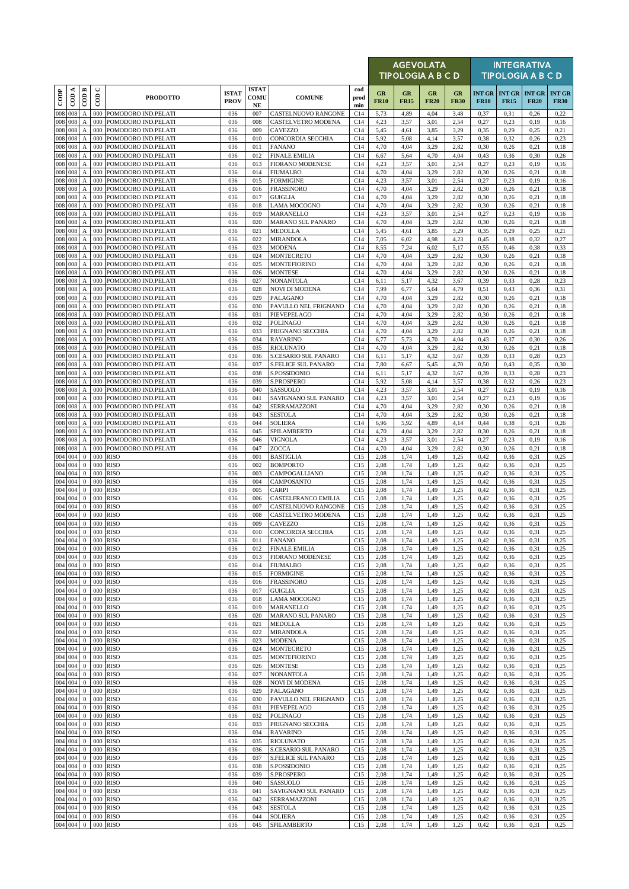| CODP | COD A | COD B | COD C | PRODOTTO | ISTAT PROV | ISTAT COMU NE | COMUNE | cod prod min | AGEVOLATA TIPOLOGIA A B C D | | | | INTEGRATIVA TIPOLOGIA A B C D | | | |
|---|---|---|---|---|---|---|---|---|---|---|---|---|---|---|---|---|
| | | | | | | | | | GR FR10 | GR FR15 | GR FR20 | GR FR30 | INT GR FR10 | INT GR FR15 | INT GR FR20 | INT GR FR30 |
| 008 | 008 | A | 000 | POMODORO IND.PELATI | 036 | 007 | CASTELNUOVO RANGONE | C14 | 5,73 | 4,89 | 4,04 | 3,48 | 0,37 | 0,31 | 0,26 | 0,22 |
| 008 | 008 | A | 000 | POMODORO IND.PELATI | 036 | 008 | CASTELVETRO MODENA | C14 | 4,23 | 3,57 | 3,01 | 2,54 | 0,27 | 0,23 | 0,19 | 0,16 |
| 008 | 008 | A | 000 | POMODORO IND.PELATI | 036 | 009 | CAVEZZO | C14 | 5,45 | 4,61 | 3,85 | 3,29 | 0,35 | 0,29 | 0,25 | 0,21 |
| 008 | 008 | A | 000 | POMODORO IND.PELATI | 036 | 010 | CONCORDIA SECCHIA | C14 | 5,92 | 5,08 | 4,14 | 3,57 | 0,38 | 0,32 | 0,26 | 0,23 |
| 008 | 008 | A | 000 | POMODORO IND.PELATI | 036 | 011 | FANANO | C14 | 4,70 | 4,04 | 3,29 | 2,82 | 0,30 | 0,26 | 0,21 | 0,18 |
| 008 | 008 | A | 000 | POMODORO IND.PELATI | 036 | 012 | FINALE EMILIA | C14 | 6,67 | 5,64 | 4,70 | 4,04 | 0,43 | 0,36 | 0,30 | 0,26 |
| 008 | 008 | A | 000 | POMODORO IND.PELATI | 036 | 013 | FIORANO MODENESE | C14 | 4,23 | 3,57 | 3,01 | 2,54 | 0,27 | 0,23 | 0,19 | 0,16 |
| 008 | 008 | A | 000 | POMODORO IND.PELATI | 036 | 014 | FIUMALBO | C14 | 4,70 | 4,04 | 3,29 | 2,82 | 0,30 | 0,26 | 0,21 | 0,18 |
| 008 | 008 | A | 000 | POMODORO IND.PELATI | 036 | 015 | FORMIGINE | C14 | 4,23 | 3,57 | 3,01 | 2,54 | 0,27 | 0,23 | 0,19 | 0,16 |
| 008 | 008 | A | 000 | POMODORO IND.PELATI | 036 | 016 | FRASSINORO | C14 | 4,70 | 4,04 | 3,29 | 2,82 | 0,30 | 0,26 | 0,21 | 0,18 |
| 008 | 008 | A | 000 | POMODORO IND.PELATI | 036 | 017 | GUIGLIA | C14 | 4,70 | 4,04 | 3,29 | 2,82 | 0,30 | 0,26 | 0,21 | 0,18 |
| 008 | 008 | A | 000 | POMODORO IND.PELATI | 036 | 018 | LAMA MOCOGNO | C14 | 4,70 | 4,04 | 3,29 | 2,82 | 0,30 | 0,26 | 0,21 | 0,18 |
| 008 | 008 | A | 000 | POMODORO IND.PELATI | 036 | 019 | MARANELLO | C14 | 4,23 | 3,57 | 3,01 | 2,54 | 0,27 | 0,23 | 0,19 | 0,16 |
| 008 | 008 | A | 000 | POMODORO IND.PELATI | 036 | 020 | MARANO SUL PANARO | C14 | 4,70 | 4,04 | 3,29 | 2,82 | 0,30 | 0,26 | 0,21 | 0,18 |
| 008 | 008 | A | 000 | POMODORO IND.PELATI | 036 | 021 | MEDOLLA | C14 | 5,45 | 4,61 | 3,85 | 3,29 | 0,35 | 0,29 | 0,25 | 0,21 |
| 008 | 008 | A | 000 | POMODORO IND.PELATI | 036 | 022 | MIRANDOLA | C14 | 7,05 | 6,02 | 4,98 | 4,23 | 0,45 | 0,38 | 0,32 | 0,27 |
| 008 | 008 | A | 000 | POMODORO IND.PELATI | 036 | 023 | MODENA | C14 | 8,55 | 7,24 | 6,02 | 5,17 | 0,55 | 0,46 | 0,38 | 0,33 |
| 008 | 008 | A | 000 | POMODORO IND.PELATI | 036 | 024 | MONTECRETO | C14 | 4,70 | 4,04 | 3,29 | 2,82 | 0,30 | 0,26 | 0,21 | 0,18 |
| 008 | 008 | A | 000 | POMODORO IND.PELATI | 036 | 025 | MONTEFIORINO | C14 | 4,70 | 4,04 | 3,29 | 2,82 | 0,30 | 0,26 | 0,21 | 0,18 |
| 008 | 008 | A | 000 | POMODORO IND.PELATI | 036 | 026 | MONTESE | C14 | 4,70 | 4,04 | 3,29 | 2,82 | 0,30 | 0,26 | 0,21 | 0,18 |
| 008 | 008 | A | 000 | POMODORO IND.PELATI | 036 | 027 | NONANTOLA | C14 | 6,11 | 5,17 | 4,32 | 3,67 | 0,39 | 0,33 | 0,28 | 0,23 |
| 008 | 008 | A | 000 | POMODORO IND.PELATI | 036 | 028 | NOVI DI MODENA | C14 | 7,99 | 6,77 | 5,64 | 4,79 | 0,51 | 0,43 | 0,36 | 0,31 |
| 008 | 008 | A | 000 | POMODORO IND.PELATI | 036 | 029 | PALAGANO | C14 | 4,70 | 4,04 | 3,29 | 2,82 | 0,30 | 0,26 | 0,21 | 0,18 |
| 008 | 008 | A | 000 | POMODORO IND.PELATI | 036 | 030 | PAVULLO NEL FRIGNANO | C14 | 4,70 | 4,04 | 3,29 | 2,82 | 0,30 | 0,26 | 0,21 | 0,18 |
| 008 | 008 | A | 000 | POMODORO IND.PELATI | 036 | 031 | PIEVEPELAGO | C14 | 4,70 | 4,04 | 3,29 | 2,82 | 0,30 | 0,26 | 0,21 | 0,18 |
| 008 | 008 | A | 000 | POMODORO IND.PELATI | 036 | 032 | POLINAGO | C14 | 4,70 | 4,04 | 3,29 | 2,82 | 0,30 | 0,26 | 0,21 | 0,18 |
| 008 | 008 | A | 000 | POMODORO IND.PELATI | 036 | 033 | PRIGNANO SECCHIA | C14 | 4,70 | 4,04 | 3,29 | 2,82 | 0,30 | 0,26 | 0,21 | 0,18 |
| 008 | 008 | A | 000 | POMODORO IND.PELATI | 036 | 034 | RAVARINO | C14 | 6,77 | 5,73 | 4,70 | 4,04 | 0,43 | 0,37 | 0,30 | 0,26 |
| 008 | 008 | A | 000 | POMODORO IND.PELATI | 036 | 035 | RIOLUNATO | C14 | 4,70 | 4,04 | 3,29 | 2,82 | 0,30 | 0,26 | 0,21 | 0,18 |
| 008 | 008 | A | 000 | POMODORO IND.PELATI | 036 | 036 | S.CESARIO SUL PANARO | C14 | 6,11 | 5,17 | 4,32 | 3,67 | 0,39 | 0,33 | 0,28 | 0,23 |
| 008 | 008 | A | 000 | POMODORO IND.PELATI | 036 | 037 | S.FELICE SUL PANARO | C14 | 7,80 | 6,67 | 5,45 | 4,70 | 0,50 | 0,43 | 0,35 | 0,30 |
| 008 | 008 | A | 000 | POMODORO IND.PELATI | 036 | 038 | S.POSSIDONIO | C14 | 6,11 | 5,17 | 4,32 | 3,67 | 0,39 | 0,33 | 0,28 | 0,23 |
| 008 | 008 | A | 000 | POMODORO IND.PELATI | 036 | 039 | S.PROSPERO | C14 | 5,92 | 5,08 | 4,14 | 3,57 | 0,38 | 0,32 | 0,26 | 0,23 |
| 008 | 008 | A | 000 | POMODORO IND.PELATI | 036 | 040 | SASSUOLO | C14 | 4,23 | 3,57 | 3,01 | 2,54 | 0,27 | 0,23 | 0,19 | 0,16 |
| 008 | 008 | A | 000 | POMODORO IND.PELATI | 036 | 041 | SAVIGNANO SUL PANARO | C14 | 4,23 | 3,57 | 3,01 | 2,54 | 0,27 | 0,23 | 0,19 | 0,16 |
| 008 | 008 | A | 000 | POMODORO IND.PELATI | 036 | 042 | SERRAMAZZONI | C14 | 4,70 | 4,04 | 3,29 | 2,82 | 0,30 | 0,26 | 0,21 | 0,18 |
| 008 | 008 | A | 000 | POMODORO IND.PELATI | 036 | 043 | SESTOLA | C14 | 4,70 | 4,04 | 3,29 | 2,82 | 0,30 | 0,26 | 0,21 | 0,18 |
| 008 | 008 | A | 000 | POMODORO IND.PELATI | 036 | 044 | SOLIERA | C14 | 6,96 | 5,92 | 4,89 | 4,14 | 0,44 | 0,38 | 0,31 | 0,26 |
| 008 | 008 | A | 000 | POMODORO IND.PELATI | 036 | 045 | SPILAMBERTO | C14 | 4,70 | 4,04 | 3,29 | 2,82 | 0,30 | 0,26 | 0,21 | 0,18 |
| 008 | 008 | A | 000 | POMODORO IND.PELATI | 036 | 046 | VIGNOLA | C14 | 4,23 | 3,57 | 3,01 | 2,54 | 0,27 | 0,23 | 0,19 | 0,16 |
| 008 | 008 | A | 000 | POMODORO IND.PELATI | 036 | 047 | ZOCCA | C14 | 4,70 | 4,04 | 3,29 | 2,82 | 0,30 | 0,26 | 0,21 | 0,18 |
| 004 | 004 | 0 | 000 | RISO | 036 | 001 | BASTIGLIA | C15 | 2,08 | 1,74 | 1,49 | 1,25 | 0,42 | 0,36 | 0,31 | 0,25 |
| 004 | 004 | 0 | 000 | RISO | 036 | 002 | BOMPORTO | C15 | 2,08 | 1,74 | 1,49 | 1,25 | 0,42 | 0,36 | 0,31 | 0,25 |
| 004 | 004 | 0 | 000 | RISO | 036 | 003 | CAMPOGALLIANO | C15 | 2,08 | 1,74 | 1,49 | 1,25 | 0,42 | 0,36 | 0,31 | 0,25 |
| 004 | 004 | 0 | 000 | RISO | 036 | 004 | CAMPOSANTO | C15 | 2,08 | 1,74 | 1,49 | 1,25 | 0,42 | 0,36 | 0,31 | 0,25 |
| 004 | 004 | 0 | 000 | RISO | 036 | 005 | CARPI | C15 | 2,08 | 1,74 | 1,49 | 1,25 | 0,42 | 0,36 | 0,31 | 0,25 |
| 004 | 004 | 0 | 000 | RISO | 036 | 006 | CASTELFRANCO EMILIA | C15 | 2,08 | 1,74 | 1,49 | 1,25 | 0,42 | 0,36 | 0,31 | 0,25 |
| 004 | 004 | 0 | 000 | RISO | 036 | 007 | CASTELNUOVO RANGONE | C15 | 2,08 | 1,74 | 1,49 | 1,25 | 0,42 | 0,36 | 0,31 | 0,25 |
| 004 | 004 | 0 | 000 | RISO | 036 | 008 | CASTELVETRO MODENA | C15 | 2,08 | 1,74 | 1,49 | 1,25 | 0,42 | 0,36 | 0,31 | 0,25 |
| 004 | 004 | 0 | 000 | RISO | 036 | 009 | CAVEZZO | C15 | 2,08 | 1,74 | 1,49 | 1,25 | 0,42 | 0,36 | 0,31 | 0,25 |
| 004 | 004 | 0 | 000 | RISO | 036 | 010 | CONCORDIA SECCHIA | C15 | 2,08 | 1,74 | 1,49 | 1,25 | 0,42 | 0,36 | 0,31 | 0,25 |
| 004 | 004 | 0 | 000 | RISO | 036 | 011 | FANANO | C15 | 2,08 | 1,74 | 1,49 | 1,25 | 0,42 | 0,36 | 0,31 | 0,25 |
| 004 | 004 | 0 | 000 | RISO | 036 | 012 | FINALE EMILIA | C15 | 2,08 | 1,74 | 1,49 | 1,25 | 0,42 | 0,36 | 0,31 | 0,25 |
| 004 | 004 | 0 | 000 | RISO | 036 | 013 | FIORANO MODENESE | C15 | 2,08 | 1,74 | 1,49 | 1,25 | 0,42 | 0,36 | 0,31 | 0,25 |
| 004 | 004 | 0 | 000 | RISO | 036 | 014 | FIUMALBO | C15 | 2,08 | 1,74 | 1,49 | 1,25 | 0,42 | 0,36 | 0,31 | 0,25 |
| 004 | 004 | 0 | 000 | RISO | 036 | 015 | FORMIGINE | C15 | 2,08 | 1,74 | 1,49 | 1,25 | 0,42 | 0,36 | 0,31 | 0,25 |
| 004 | 004 | 0 | 000 | RISO | 036 | 016 | FRASSINORO | C15 | 2,08 | 1,74 | 1,49 | 1,25 | 0,42 | 0,36 | 0,31 | 0,25 |
| 004 | 004 | 0 | 000 | RISO | 036 | 017 | GUIGLIA | C15 | 2,08 | 1,74 | 1,49 | 1,25 | 0,42 | 0,36 | 0,31 | 0,25 |
| 004 | 004 | 0 | 000 | RISO | 036 | 018 | LAMA MOCOGNO | C15 | 2,08 | 1,74 | 1,49 | 1,25 | 0,42 | 0,36 | 0,31 | 0,25 |
| 004 | 004 | 0 | 000 | RISO | 036 | 019 | MARANELLO | C15 | 2,08 | 1,74 | 1,49 | 1,25 | 0,42 | 0,36 | 0,31 | 0,25 |
| 004 | 004 | 0 | 000 | RISO | 036 | 020 | MARANO SUL PANARO | C15 | 2,08 | 1,74 | 1,49 | 1,25 | 0,42 | 0,36 | 0,31 | 0,25 |
| 004 | 004 | 0 | 000 | RISO | 036 | 021 | MEDOLLA | C15 | 2,08 | 1,74 | 1,49 | 1,25 | 0,42 | 0,36 | 0,31 | 0,25 |
| 004 | 004 | 0 | 000 | RISO | 036 | 022 | MIRANDOLA | C15 | 2,08 | 1,74 | 1,49 | 1,25 | 0,42 | 0,36 | 0,31 | 0,25 |
| 004 | 004 | 0 | 000 | RISO | 036 | 023 | MODENA | C15 | 2,08 | 1,74 | 1,49 | 1,25 | 0,42 | 0,36 | 0,31 | 0,25 |
| 004 | 004 | 0 | 000 | RISO | 036 | 024 | MONTECRETO | C15 | 2,08 | 1,74 | 1,49 | 1,25 | 0,42 | 0,36 | 0,31 | 0,25 |
| 004 | 004 | 0 | 000 | RISO | 036 | 025 | MONTEFIORINO | C15 | 2,08 | 1,74 | 1,49 | 1,25 | 0,42 | 0,36 | 0,31 | 0,25 |
| 004 | 004 | 0 | 000 | RISO | 036 | 026 | MONTESE | C15 | 2,08 | 1,74 | 1,49 | 1,25 | 0,42 | 0,36 | 0,31 | 0,25 |
| 004 | 004 | 0 | 000 | RISO | 036 | 027 | NONANTOLA | C15 | 2,08 | 1,74 | 1,49 | 1,25 | 0,42 | 0,36 | 0,31 | 0,25 |
| 004 | 004 | 0 | 000 | RISO | 036 | 028 | NOVI DI MODENA | C15 | 2,08 | 1,74 | 1,49 | 1,25 | 0,42 | 0,36 | 0,31 | 0,25 |
| 004 | 004 | 0 | 000 | RISO | 036 | 029 | PALAGANO | C15 | 2,08 | 1,74 | 1,49 | 1,25 | 0,42 | 0,36 | 0,31 | 0,25 |
| 004 | 004 | 0 | 000 | RISO | 036 | 030 | PAVULLO NEL FRIGNANO | C15 | 2,08 | 1,74 | 1,49 | 1,25 | 0,42 | 0,36 | 0,31 | 0,25 |
| 004 | 004 | 0 | 000 | RISO | 036 | 031 | PIEVEPELAGO | C15 | 2,08 | 1,74 | 1,49 | 1,25 | 0,42 | 0,36 | 0,31 | 0,25 |
| 004 | 004 | 0 | 000 | RISO | 036 | 032 | POLINAGO | C15 | 2,08 | 1,74 | 1,49 | 1,25 | 0,42 | 0,36 | 0,31 | 0,25 |
| 004 | 004 | 0 | 000 | RISO | 036 | 033 | PRIGNANO SECCHIA | C15 | 2,08 | 1,74 | 1,49 | 1,25 | 0,42 | 0,36 | 0,31 | 0,25 |
| 004 | 004 | 0 | 000 | RISO | 036 | 034 | RAVARINO | C15 | 2,08 | 1,74 | 1,49 | 1,25 | 0,42 | 0,36 | 0,31 | 0,25 |
| 004 | 004 | 0 | 000 | RISO | 036 | 035 | RIOLUNATO | C15 | 2,08 | 1,74 | 1,49 | 1,25 | 0,42 | 0,36 | 0,31 | 0,25 |
| 004 | 004 | 0 | 000 | RISO | 036 | 036 | S.CESARIO SUL PANARO | C15 | 2,08 | 1,74 | 1,49 | 1,25 | 0,42 | 0,36 | 0,31 | 0,25 |
| 004 | 004 | 0 | 000 | RISO | 036 | 037 | S.FELICE SUL PANARO | C15 | 2,08 | 1,74 | 1,49 | 1,25 | 0,42 | 0,36 | 0,31 | 0,25 |
| 004 | 004 | 0 | 000 | RISO | 036 | 038 | S.POSSIDONIO | C15 | 2,08 | 1,74 | 1,49 | 1,25 | 0,42 | 0,36 | 0,31 | 0,25 |
| 004 | 004 | 0 | 000 | RISO | 036 | 039 | S.PROSPERO | C15 | 2,08 | 1,74 | 1,49 | 1,25 | 0,42 | 0,36 | 0,31 | 0,25 |
| 004 | 004 | 0 | 000 | RISO | 036 | 040 | SASSUOLO | C15 | 2,08 | 1,74 | 1,49 | 1,25 | 0,42 | 0,36 | 0,31 | 0,25 |
| 004 | 004 | 0 | 000 | RISO | 036 | 041 | SAVIGNANO SUL PANARO | C15 | 2,08 | 1,74 | 1,49 | 1,25 | 0,42 | 0,36 | 0,31 | 0,25 |
| 004 | 004 | 0 | 000 | RISO | 036 | 042 | SERRAMAZZONI | C15 | 2,08 | 1,74 | 1,49 | 1,25 | 0,42 | 0,36 | 0,31 | 0,25 |
| 004 | 004 | 0 | 000 | RISO | 036 | 043 | SESTOLA | C15 | 2,08 | 1,74 | 1,49 | 1,25 | 0,42 | 0,36 | 0,31 | 0,25 |
| 004 | 004 | 0 | 000 | RISO | 036 | 044 | SOLIERA | C15 | 2,08 | 1,74 | 1,49 | 1,25 | 0,42 | 0,36 | 0,31 | 0,25 |
| 004 | 004 | 0 | 000 | RISO | 036 | 045 | SPILAMBERTO | C15 | 2,08 | 1,74 | 1,49 | 1,25 | 0,42 | 0,36 | 0,31 | 0,25 |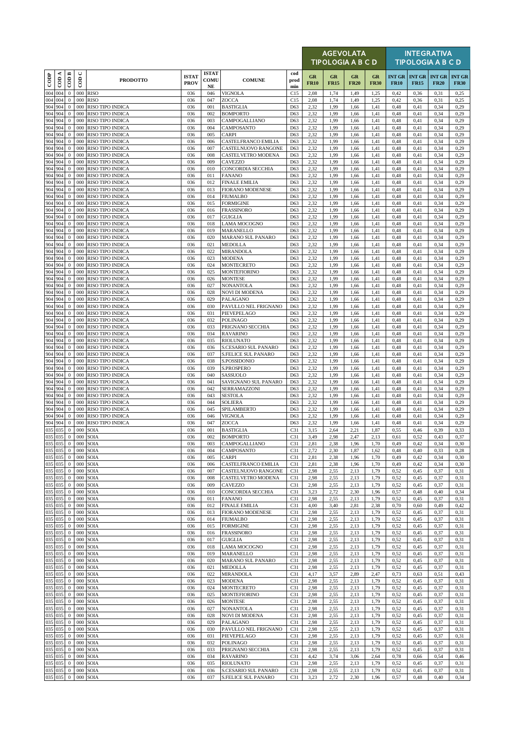| CODP | COD A | COD B | COD C | PRODOTTO | ISTAT PROV | ISTAT COMU NE | COMUNE | cod prod min | AGEVOLATA TIPOLOGIA A B C D | | | | INTEGRATIVA TIPOLOGIA A B C D | | | |
|---|---|---|---|---|---|---|---|---|---|---|---|---|---|---|---|---|
| | | | | | | | | | GR FR10 | GR FR15 | GR FR20 | GR FR30 | INT GR FR10 | INT GR FR15 | INT GR FR20 | INT GR FR30 |
| 004 | 004 | 0 | 000 | RISO | 036 | 046 | VIGNOLA | C15 | 2,08 | 1,74 | 1,49 | 1,25 | 0,42 | 0,36 | 0,31 | 0,25 |
| 004 | 004 | 0 | 000 | RISO | 036 | 047 | ZOCCA | C15 | 2,08 | 1,74 | 1,49 | 1,25 | 0,42 | 0,36 | 0,31 | 0,25 |
| 904 | 904 | 0 | 000 | RISO TIPO INDICA | 036 | 001 | BASTIGLIA | D63 | 2,32 | 1,99 | 1,66 | 1,41 | 0,48 | 0,41 | 0,34 | 0,29 |
| 904 | 904 | 0 | 000 | RISO TIPO INDICA | 036 | 002 | BOMPORTO | D63 | 2,32 | 1,99 | 1,66 | 1,41 | 0,48 | 0,41 | 0,34 | 0,29 |
| 904 | 904 | 0 | 000 | RISO TIPO INDICA | 036 | 003 | CAMPOGALLIANO | D63 | 2,32 | 1,99 | 1,66 | 1,41 | 0,48 | 0,41 | 0,34 | 0,29 |
| 904 | 904 | 0 | 000 | RISO TIPO INDICA | 036 | 004 | CAMPOSANTO | D63 | 2,32 | 1,99 | 1,66 | 1,41 | 0,48 | 0,41 | 0,34 | 0,29 |
| 904 | 904 | 0 | 000 | RISO TIPO INDICA | 036 | 005 | CARPI | D63 | 2,32 | 1,99 | 1,66 | 1,41 | 0,48 | 0,41 | 0,34 | 0,29 |
| 904 | 904 | 0 | 000 | RISO TIPO INDICA | 036 | 006 | CASTELFRANCO EMILIA | D63 | 2,32 | 1,99 | 1,66 | 1,41 | 0,48 | 0,41 | 0,34 | 0,29 |
| 904 | 904 | 0 | 000 | RISO TIPO INDICA | 036 | 007 | CASTELNUOVO RANGONE | D63 | 2,32 | 1,99 | 1,66 | 1,41 | 0,48 | 0,41 | 0,34 | 0,29 |
| 904 | 904 | 0 | 000 | RISO TIPO INDICA | 036 | 008 | CASTELVETRO MODENA | D63 | 2,32 | 1,99 | 1,66 | 1,41 | 0,48 | 0,41 | 0,34 | 0,29 |
| 904 | 904 | 0 | 000 | RISO TIPO INDICA | 036 | 009 | CAVEZZO | D63 | 2,32 | 1,99 | 1,66 | 1,41 | 0,48 | 0,41 | 0,34 | 0,29 |
| 904 | 904 | 0 | 000 | RISO TIPO INDICA | 036 | 010 | CONCORDIA SECCHIA | D63 | 2,32 | 1,99 | 1,66 | 1,41 | 0,48 | 0,41 | 0,34 | 0,29 |
| 904 | 904 | 0 | 000 | RISO TIPO INDICA | 036 | 011 | FANANO | D63 | 2,32 | 1,99 | 1,66 | 1,41 | 0,48 | 0,41 | 0,34 | 0,29 |
| 904 | 904 | 0 | 000 | RISO TIPO INDICA | 036 | 012 | FINALE EMILIA | D63 | 2,32 | 1,99 | 1,66 | 1,41 | 0,48 | 0,41 | 0,34 | 0,29 |
| 904 | 904 | 0 | 000 | RISO TIPO INDICA | 036 | 013 | FIORANO MODENESE | D63 | 2,32 | 1,99 | 1,66 | 1,41 | 0,48 | 0,41 | 0,34 | 0,29 |
| 904 | 904 | 0 | 000 | RISO TIPO INDICA | 036 | 014 | FIUMALBO | D63 | 2,32 | 1,99 | 1,66 | 1,41 | 0,48 | 0,41 | 0,34 | 0,29 |
| 904 | 904 | 0 | 000 | RISO TIPO INDICA | 036 | 015 | FORMIGINE | D63 | 2,32 | 1,99 | 1,66 | 1,41 | 0,48 | 0,41 | 0,34 | 0,29 |
| 904 | 904 | 0 | 000 | RISO TIPO INDICA | 036 | 016 | FRASSINORO | D63 | 2,32 | 1,99 | 1,66 | 1,41 | 0,48 | 0,41 | 0,34 | 0,29 |
| 904 | 904 | 0 | 000 | RISO TIPO INDICA | 036 | 017 | GUIGLIA | D63 | 2,32 | 1,99 | 1,66 | 1,41 | 0,48 | 0,41 | 0,34 | 0,29 |
| 904 | 904 | 0 | 000 | RISO TIPO INDICA | 036 | 018 | LAMA MOCOGNO | D63 | 2,32 | 1,99 | 1,66 | 1,41 | 0,48 | 0,41 | 0,34 | 0,29 |
| 904 | 904 | 0 | 000 | RISO TIPO INDICA | 036 | 019 | MARANELLO | D63 | 2,32 | 1,99 | 1,66 | 1,41 | 0,48 | 0,41 | 0,34 | 0,29 |
| 904 | 904 | 0 | 000 | RISO TIPO INDICA | 036 | 020 | MARANO SUL PANARO | D63 | 2,32 | 1,99 | 1,66 | 1,41 | 0,48 | 0,41 | 0,34 | 0,29 |
| 904 | 904 | 0 | 000 | RISO TIPO INDICA | 036 | 021 | MEDOLLA | D63 | 2,32 | 1,99 | 1,66 | 1,41 | 0,48 | 0,41 | 0,34 | 0,29 |
| 904 | 904 | 0 | 000 | RISO TIPO INDICA | 036 | 022 | MIRANDOLA | D63 | 2,32 | 1,99 | 1,66 | 1,41 | 0,48 | 0,41 | 0,34 | 0,29 |
| 904 | 904 | 0 | 000 | RISO TIPO INDICA | 036 | 023 | MODENA | D63 | 2,32 | 1,99 | 1,66 | 1,41 | 0,48 | 0,41 | 0,34 | 0,29 |
| 904 | 904 | 0 | 000 | RISO TIPO INDICA | 036 | 024 | MONTECRETO | D63 | 2,32 | 1,99 | 1,66 | 1,41 | 0,48 | 0,41 | 0,34 | 0,29 |
| 904 | 904 | 0 | 000 | RISO TIPO INDICA | 036 | 025 | MONTEFIORINO | D63 | 2,32 | 1,99 | 1,66 | 1,41 | 0,48 | 0,41 | 0,34 | 0,29 |
| 904 | 904 | 0 | 000 | RISO TIPO INDICA | 036 | 026 | MONTESE | D63 | 2,32 | 1,99 | 1,66 | 1,41 | 0,48 | 0,41 | 0,34 | 0,29 |
| 904 | 904 | 0 | 000 | RISO TIPO INDICA | 036 | 027 | NONANTOLA | D63 | 2,32 | 1,99 | 1,66 | 1,41 | 0,48 | 0,41 | 0,34 | 0,29 |
| 904 | 904 | 0 | 000 | RISO TIPO INDICA | 036 | 028 | NOVI DI MODENA | D63 | 2,32 | 1,99 | 1,66 | 1,41 | 0,48 | 0,41 | 0,34 | 0,29 |
| 904 | 904 | 0 | 000 | RISO TIPO INDICA | 036 | 029 | PALAGANO | D63 | 2,32 | 1,99 | 1,66 | 1,41 | 0,48 | 0,41 | 0,34 | 0,29 |
| 904 | 904 | 0 | 000 | RISO TIPO INDICA | 036 | 030 | PAVULLO NEL FRIGNANO | D63 | 2,32 | 1,99 | 1,66 | 1,41 | 0,48 | 0,41 | 0,34 | 0,29 |
| 904 | 904 | 0 | 000 | RISO TIPO INDICA | 036 | 031 | PIEVEPELAGO | D63 | 2,32 | 1,99 | 1,66 | 1,41 | 0,48 | 0,41 | 0,34 | 0,29 |
| 904 | 904 | 0 | 000 | RISO TIPO INDICA | 036 | 032 | POLINAGO | D63 | 2,32 | 1,99 | 1,66 | 1,41 | 0,48 | 0,41 | 0,34 | 0,29 |
| 904 | 904 | 0 | 000 | RISO TIPO INDICA | 036 | 033 | PRIGNANO SECCHIA | D63 | 2,32 | 1,99 | 1,66 | 1,41 | 0,48 | 0,41 | 0,34 | 0,29 |
| 904 | 904 | 0 | 000 | RISO TIPO INDICA | 036 | 034 | RAVARINO | D63 | 2,32 | 1,99 | 1,66 | 1,41 | 0,48 | 0,41 | 0,34 | 0,29 |
| 904 | 904 | 0 | 000 | RISO TIPO INDICA | 036 | 035 | RIOLUNATO | D63 | 2,32 | 1,99 | 1,66 | 1,41 | 0,48 | 0,41 | 0,34 | 0,29 |
| 904 | 904 | 0 | 000 | RISO TIPO INDICA | 036 | 036 | S.CESARIO SUL PANARO | D63 | 2,32 | 1,99 | 1,66 | 1,41 | 0,48 | 0,41 | 0,34 | 0,29 |
| 904 | 904 | 0 | 000 | RISO TIPO INDICA | 036 | 037 | S.FELICE SUL PANARO | D63 | 2,32 | 1,99 | 1,66 | 1,41 | 0,48 | 0,41 | 0,34 | 0,29 |
| 904 | 904 | 0 | 000 | RISO TIPO INDICA | 036 | 038 | S.POSSIDONIO | D63 | 2,32 | 1,99 | 1,66 | 1,41 | 0,48 | 0,41 | 0,34 | 0,29 |
| 904 | 904 | 0 | 000 | RISO TIPO INDICA | 036 | 039 | S.PROSPERO | D63 | 2,32 | 1,99 | 1,66 | 1,41 | 0,48 | 0,41 | 0,34 | 0,29 |
| 904 | 904 | 0 | 000 | RISO TIPO INDICA | 036 | 040 | SASSUOLO | D63 | 2,32 | 1,99 | 1,66 | 1,41 | 0,48 | 0,41 | 0,34 | 0,29 |
| 904 | 904 | 0 | 000 | RISO TIPO INDICA | 036 | 041 | SAVIGNANO SUL PANARO | D63 | 2,32 | 1,99 | 1,66 | 1,41 | 0,48 | 0,41 | 0,34 | 0,29 |
| 904 | 904 | 0 | 000 | RISO TIPO INDICA | 036 | 042 | SERRAMAZZONI | D63 | 2,32 | 1,99 | 1,66 | 1,41 | 0,48 | 0,41 | 0,34 | 0,29 |
| 904 | 904 | 0 | 000 | RISO TIPO INDICA | 036 | 043 | SESTOLA | D63 | 2,32 | 1,99 | 1,66 | 1,41 | 0,48 | 0,41 | 0,34 | 0,29 |
| 904 | 904 | 0 | 000 | RISO TIPO INDICA | 036 | 044 | SOLIERA | D63 | 2,32 | 1,99 | 1,66 | 1,41 | 0,48 | 0,41 | 0,34 | 0,29 |
| 904 | 904 | 0 | 000 | RISO TIPO INDICA | 036 | 045 | SPILAMBERTO | D63 | 2,32 | 1,99 | 1,66 | 1,41 | 0,48 | 0,41 | 0,34 | 0,29 |
| 904 | 904 | 0 | 000 | RISO TIPO INDICA | 036 | 046 | VIGNOLA | D63 | 2,32 | 1,99 | 1,66 | 1,41 | 0,48 | 0,41 | 0,34 | 0,29 |
| 904 | 904 | 0 | 000 | RISO TIPO INDICA | 036 | 047 | ZOCCA | D63 | 2,32 | 1,99 | 1,66 | 1,41 | 0,48 | 0,41 | 0,34 | 0,29 |
| 035 | 035 | 0 | 000 | SOIA | 036 | 001 | BASTIGLIA | C31 | 3,15 | 2,64 | 2,21 | 1,87 | 0,55 | 0,46 | 0,39 | 0,33 |
| 035 | 035 | 0 | 000 | SOIA | 036 | 002 | BOMPORTO | C31 | 3,49 | 2,98 | 2,47 | 2,13 | 0,61 | 0,52 | 0,43 | 0,37 |
| 035 | 035 | 0 | 000 | SOIA | 036 | 003 | CAMPOGALLIANO | C31 | 2,81 | 2,38 | 1,96 | 1,70 | 0,49 | 0,42 | 0,34 | 0,30 |
| 035 | 035 | 0 | 000 | SOIA | 036 | 004 | CAMPOSANTO | C31 | 2,72 | 2,30 | 1,87 | 1,62 | 0,48 | 0,40 | 0,33 | 0,28 |
| 035 | 035 | 0 | 000 | SOIA | 036 | 005 | CARPI | C31 | 2,81 | 2,38 | 1,96 | 1,70 | 0,49 | 0,42 | 0,34 | 0,30 |
| 035 | 035 | 0 | 000 | SOIA | 036 | 006 | CASTELFRANCO EMILIA | C31 | 2,81 | 2,38 | 1,96 | 1,70 | 0,49 | 0,42 | 0,34 | 0,30 |
| 035 | 035 | 0 | 000 | SOIA | 036 | 007 | CASTELNUOVO RANGONE | C31 | 2,98 | 2,55 | 2,13 | 1,79 | 0,52 | 0,45 | 0,37 | 0,31 |
| 035 | 035 | 0 | 000 | SOIA | 036 | 008 | CASTELVETRO MODENA | C31 | 2,98 | 2,55 | 2,13 | 1,79 | 0,52 | 0,45 | 0,37 | 0,31 |
| 035 | 035 | 0 | 000 | SOIA | 036 | 009 | CAVEZZO | C31 | 2,98 | 2,55 | 2,13 | 1,79 | 0,52 | 0,45 | 0,37 | 0,31 |
| 035 | 035 | 0 | 000 | SOIA | 036 | 010 | CONCORDIA SECCHIA | C31 | 3,23 | 2,72 | 2,30 | 1,96 | 0,57 | 0,48 | 0,40 | 0,34 |
| 035 | 035 | 0 | 000 | SOIA | 036 | 011 | FANANO | C31 | 2,98 | 2,55 | 2,13 | 1,79 | 0,52 | 0,45 | 0,37 | 0,31 |
| 035 | 035 | 0 | 000 | SOIA | 036 | 012 | FINALE EMILIA | C31 | 4,00 | 3,40 | 2,81 | 2,38 | 0,70 | 0,60 | 0,49 | 0,42 |
| 035 | 035 | 0 | 000 | SOIA | 036 | 013 | FIORANO MODENESE | C31 | 2,98 | 2,55 | 2,13 | 1,79 | 0,52 | 0,45 | 0,37 | 0,31 |
| 035 | 035 | 0 | 000 | SOIA | 036 | 014 | FIUMALBO | C31 | 2,98 | 2,55 | 2,13 | 1,79 | 0,52 | 0,45 | 0,37 | 0,31 |
| 035 | 035 | 0 | 000 | SOIA | 036 | 015 | FORMIGINE | C31 | 2,98 | 2,55 | 2,13 | 1,79 | 0,52 | 0,45 | 0,37 | 0,31 |
| 035 | 035 | 0 | 000 | SOIA | 036 | 016 | FRASSINORO | C31 | 2,98 | 2,55 | 2,13 | 1,79 | 0,52 | 0,45 | 0,37 | 0,31 |
| 035 | 035 | 0 | 000 | SOIA | 036 | 017 | GUIGLIA | C31 | 2,98 | 2,55 | 2,13 | 1,79 | 0,52 | 0,45 | 0,37 | 0,31 |
| 035 | 035 | 0 | 000 | SOIA | 036 | 018 | LAMA MOCOGNO | C31 | 2,98 | 2,55 | 2,13 | 1,79 | 0,52 | 0,45 | 0,37 | 0,31 |
| 035 | 035 | 0 | 000 | SOIA | 036 | 019 | MARANELLO | C31 | 2,98 | 2,55 | 2,13 | 1,79 | 0,52 | 0,45 | 0,37 | 0,31 |
| 035 | 035 | 0 | 000 | SOIA | 036 | 020 | MARANO SUL PANARO | C31 | 2,98 | 2,55 | 2,13 | 1,79 | 0,52 | 0,45 | 0,37 | 0,31 |
| 035 | 035 | 0 | 000 | SOIA | 036 | 021 | MEDOLLA | C31 | 2,98 | 2,55 | 2,13 | 1,79 | 0,52 | 0,45 | 0,37 | 0,31 |
| 035 | 035 | 0 | 000 | SOIA | 036 | 022 | MIRANDOLA | C31 | 4,17 | 3,57 | 2,89 | 2,47 | 0,73 | 0,63 | 0,51 | 0,43 |
| 035 | 035 | 0 | 000 | SOIA | 036 | 023 | MODENA | C31 | 2,98 | 2,55 | 2,13 | 1,79 | 0,52 | 0,45 | 0,37 | 0,31 |
| 035 | 035 | 0 | 000 | SOIA | 036 | 024 | MONTECRETO | C31 | 2,98 | 2,55 | 2,13 | 1,79 | 0,52 | 0,45 | 0,37 | 0,31 |
| 035 | 035 | 0 | 000 | SOIA | 036 | 025 | MONTEFIORINO | C31 | 2,98 | 2,55 | 2,13 | 1,79 | 0,52 | 0,45 | 0,37 | 0,31 |
| 035 | 035 | 0 | 000 | SOIA | 036 | 026 | MONTESE | C31 | 2,98 | 2,55 | 2,13 | 1,79 | 0,52 | 0,45 | 0,37 | 0,31 |
| 035 | 035 | 0 | 000 | SOIA | 036 | 027 | NONANTOLA | C31 | 2,98 | 2,55 | 2,13 | 1,79 | 0,52 | 0,45 | 0,37 | 0,31 |
| 035 | 035 | 0 | 000 | SOIA | 036 | 028 | NOVI DI MODENA | C31 | 2,98 | 2,55 | 2,13 | 1,79 | 0,52 | 0,45 | 0,37 | 0,31 |
| 035 | 035 | 0 | 000 | SOIA | 036 | 029 | PALAGANO | C31 | 2,98 | 2,55 | 2,13 | 1,79 | 0,52 | 0,45 | 0,37 | 0,31 |
| 035 | 035 | 0 | 000 | SOIA | 036 | 030 | PAVULLO NEL FRIGNANO | C31 | 2,98 | 2,55 | 2,13 | 1,79 | 0,52 | 0,45 | 0,37 | 0,31 |
| 035 | 035 | 0 | 000 | SOIA | 036 | 031 | PIEVEPELAGO | C31 | 2,98 | 2,55 | 2,13 | 1,79 | 0,52 | 0,45 | 0,37 | 0,31 |
| 035 | 035 | 0 | 000 | SOIA | 036 | 032 | POLINAGO | C31 | 2,98 | 2,55 | 2,13 | 1,79 | 0,52 | 0,45 | 0,37 | 0,31 |
| 035 | 035 | 0 | 000 | SOIA | 036 | 033 | PRIGNANO SECCHIA | C31 | 2,98 | 2,55 | 2,13 | 1,79 | 0,52 | 0,45 | 0,37 | 0,31 |
| 035 | 035 | 0 | 000 | SOIA | 036 | 034 | RAVARINO | C31 | 4,42 | 3,74 | 3,06 | 2,64 | 0,78 | 0,66 | 0,54 | 0,46 |
| 035 | 035 | 0 | 000 | SOIA | 036 | 035 | RIOLUNATO | C31 | 2,98 | 2,55 | 2,13 | 1,79 | 0,52 | 0,45 | 0,37 | 0,31 |
| 035 | 035 | 0 | 000 | SOIA | 036 | 036 | S.CESARIO SUL PANARO | C31 | 2,98 | 2,55 | 2,13 | 1,79 | 0,52 | 0,45 | 0,37 | 0,31 |
| 035 | 035 | 0 | 000 | SOIA | 036 | 037 | S.FELICE SUL PANARO | C31 | 3,23 | 2,72 | 2,30 | 1,96 | 0,57 | 0,48 | 0,40 | 0,34 |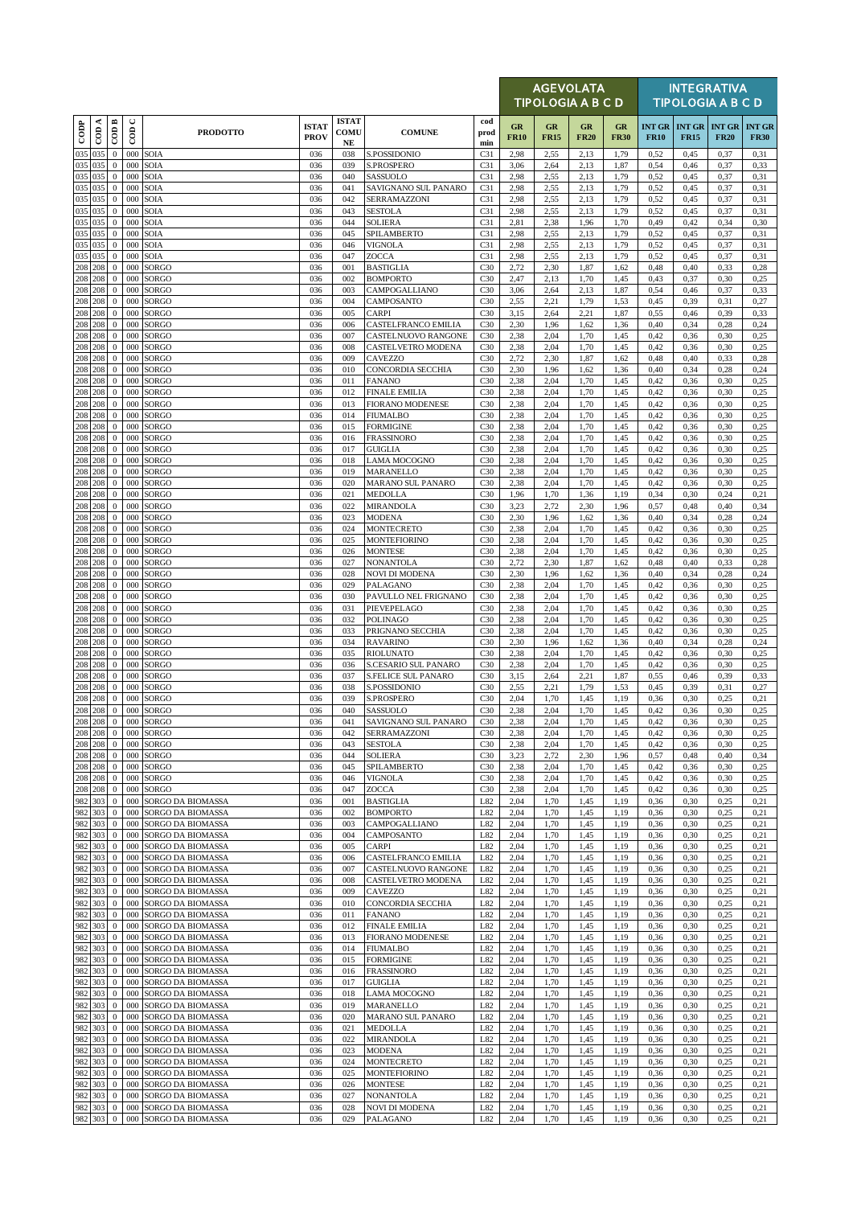| CODP | COD A | COD B | COD C | PRODOTTO | ISTAT PROV | ISTAT COMU NE | COMUNE | cod prod min | AGEVOLATA TIPOLOGIA A B C D | | | | INTEGRATIVA TIPOLOGIA A B C D | | | |
|---|---|---|---|---|---|---|---|---|---|---|---|---|---|---|---|---|
| | | | | | | | | | GR FR10 | GR FR15 | GR FR20 | GR FR30 | INT GR FR10 | INT GR FR15 | INT GR FR20 | INT GR FR30 |
| 035 | 035 | 0 | 000 | SOIA | 036 | 038 | S.POSSIDONIO | C31 | 2,98 | 2,55 | 2,13 | 1,79 | 0,52 | 0,45 | 0,37 | 0,31 |
| 035 | 035 | 0 | 000 | SOIA | 036 | 039 | S.PROSPERO | C31 | 3,06 | 2,64 | 2,13 | 1,87 | 0,54 | 0,46 | 0,37 | 0,33 |
| 035 | 035 | 0 | 000 | SOIA | 036 | 040 | SASSUOLO | C31 | 2,98 | 2,55 | 2,13 | 1,79 | 0,52 | 0,45 | 0,37 | 0,31 |
| 035 | 035 | 0 | 000 | SOIA | 036 | 041 | SAVIGNANO SUL PANARO | C31 | 2,98 | 2,55 | 2,13 | 1,79 | 0,52 | 0,45 | 0,37 | 0,31 |
| 035 | 035 | 0 | 000 | SOIA | 036 | 042 | SERRAMAZZONI | C31 | 2,98 | 2,55 | 2,13 | 1,79 | 0,52 | 0,45 | 0,37 | 0,31 |
| 035 | 035 | 0 | 000 | SOIA | 036 | 043 | SESTOLA | C31 | 2,98 | 2,55 | 2,13 | 1,79 | 0,52 | 0,45 | 0,37 | 0,31 |
| 035 | 035 | 0 | 000 | SOIA | 036 | 044 | SOLIERA | C31 | 2,81 | 2,38 | 1,96 | 1,70 | 0,49 | 0,42 | 0,34 | 0,30 |
| 035 | 035 | 0 | 000 | SOIA | 036 | 045 | SPILAMBERTO | C31 | 2,98 | 2,55 | 2,13 | 1,79 | 0,52 | 0,45 | 0,37 | 0,31 |
| 035 | 035 | 0 | 000 | SOIA | 036 | 046 | VIGNOLA | C31 | 2,98 | 2,55 | 2,13 | 1,79 | 0,52 | 0,45 | 0,37 | 0,31 |
| 035 | 035 | 0 | 000 | SOIA | 036 | 047 | ZOCCA | C31 | 2,98 | 2,55 | 2,13 | 1,79 | 0,52 | 0,45 | 0,37 | 0,31 |
| 208 | 208 | 0 | 000 | SORGO | 036 | 001 | BASTIGLIA | C30 | 2,72 | 2,30 | 1,87 | 1,62 | 0,48 | 0,40 | 0,33 | 0,28 |
| 208 | 208 | 0 | 000 | SORGO | 036 | 002 | BOMPORTO | C30 | 2,47 | 2,13 | 1,70 | 1,45 | 0,43 | 0,37 | 0,30 | 0,25 |
| 208 | 208 | 0 | 000 | SORGO | 036 | 003 | CAMPOGALLIANO | C30 | 3,06 | 2,64 | 2,13 | 1,87 | 0,54 | 0,46 | 0,37 | 0,33 |
| 208 | 208 | 0 | 000 | SORGO | 036 | 004 | CAMPOSANTO | C30 | 2,55 | 2,21 | 1,79 | 1,53 | 0,45 | 0,39 | 0,31 | 0,27 |
| 208 | 208 | 0 | 000 | SORGO | 036 | 005 | CARPI | C30 | 3,15 | 2,64 | 2,21 | 1,87 | 0,55 | 0,46 | 0,39 | 0,33 |
| 208 | 208 | 0 | 000 | SORGO | 036 | 006 | CASTELFRANCO EMILIA | C30 | 2,30 | 1,96 | 1,62 | 1,36 | 0,40 | 0,34 | 0,28 | 0,24 |
| 208 | 208 | 0 | 000 | SORGO | 036 | 007 | CASTELNUOVO RANGONE | C30 | 2,38 | 2,04 | 1,70 | 1,45 | 0,42 | 0,36 | 0,30 | 0,25 |
| 208 | 208 | 0 | 000 | SORGO | 036 | 008 | CASTELVETRO MODENA | C30 | 2,38 | 2,04 | 1,70 | 1,45 | 0,42 | 0,36 | 0,30 | 0,25 |
| 208 | 208 | 0 | 000 | SORGO | 036 | 009 | CAVEZZO | C30 | 2,72 | 2,30 | 1,87 | 1,62 | 0,48 | 0,40 | 0,33 | 0,28 |
| 208 | 208 | 0 | 000 | SORGO | 036 | 010 | CONCORDIA SECCHIA | C30 | 2,30 | 1,96 | 1,62 | 1,36 | 0,40 | 0,34 | 0,28 | 0,24 |
| 208 | 208 | 0 | 000 | SORGO | 036 | 011 | FANANO | C30 | 2,38 | 2,04 | 1,70 | 1,45 | 0,42 | 0,36 | 0,30 | 0,25 |
| 208 | 208 | 0 | 000 | SORGO | 036 | 012 | FINALE EMILIA | C30 | 2,38 | 2,04 | 1,70 | 1,45 | 0,42 | 0,36 | 0,30 | 0,25 |
| 208 | 208 | 0 | 000 | SORGO | 036 | 013 | FIORANO MODENESE | C30 | 2,38 | 2,04 | 1,70 | 1,45 | 0,42 | 0,36 | 0,30 | 0,25 |
| 208 | 208 | 0 | 000 | SORGO | 036 | 014 | FIUMALBO | C30 | 2,38 | 2,04 | 1,70 | 1,45 | 0,42 | 0,36 | 0,30 | 0,25 |
| 208 | 208 | 0 | 000 | SORGO | 036 | 015 | FORMIGINE | C30 | 2,38 | 2,04 | 1,70 | 1,45 | 0,42 | 0,36 | 0,30 | 0,25 |
| 208 | 208 | 0 | 000 | SORGO | 036 | 016 | FRASSINORO | C30 | 2,38 | 2,04 | 1,70 | 1,45 | 0,42 | 0,36 | 0,30 | 0,25 |
| 208 | 208 | 0 | 000 | SORGO | 036 | 017 | GUIGLIA | C30 | 2,38 | 2,04 | 1,70 | 1,45 | 0,42 | 0,36 | 0,30 | 0,25 |
| 208 | 208 | 0 | 000 | SORGO | 036 | 018 | LAMA MOCOGNO | C30 | 2,38 | 2,04 | 1,70 | 1,45 | 0,42 | 0,36 | 0,30 | 0,25 |
| 208 | 208 | 0 | 000 | SORGO | 036 | 019 | MARANELLO | C30 | 2,38 | 2,04 | 1,70 | 1,45 | 0,42 | 0,36 | 0,30 | 0,25 |
| 208 | 208 | 0 | 000 | SORGO | 036 | 020 | MARANO SUL PANARO | C30 | 2,38 | 2,04 | 1,70 | 1,45 | 0,42 | 0,36 | 0,30 | 0,25 |
| 208 | 208 | 0 | 000 | SORGO | 036 | 021 | MEDOLLA | C30 | 1,96 | 1,70 | 1,36 | 1,19 | 0,34 | 0,30 | 0,24 | 0,21 |
| 208 | 208 | 0 | 000 | SORGO | 036 | 022 | MIRANDOLA | C30 | 3,23 | 2,72 | 2,30 | 1,96 | 0,57 | 0,48 | 0,40 | 0,34 |
| 208 | 208 | 0 | 000 | SORGO | 036 | 023 | MODENA | C30 | 2,30 | 1,96 | 1,62 | 1,36 | 0,40 | 0,34 | 0,28 | 0,24 |
| 208 | 208 | 0 | 000 | SORGO | 036 | 024 | MONTECRETO | C30 | 2,38 | 2,04 | 1,70 | 1,45 | 0,42 | 0,36 | 0,30 | 0,25 |
| 208 | 208 | 0 | 000 | SORGO | 036 | 025 | MONTEFIORINO | C30 | 2,38 | 2,04 | 1,70 | 1,45 | 0,42 | 0,36 | 0,30 | 0,25 |
| 208 | 208 | 0 | 000 | SORGO | 036 | 026 | MONTESE | C30 | 2,38 | 2,04 | 1,70 | 1,45 | 0,42 | 0,36 | 0,30 | 0,25 |
| 208 | 208 | 0 | 000 | SORGO | 036 | 027 | NONANTOLA | C30 | 2,72 | 2,30 | 1,87 | 1,62 | 0,48 | 0,40 | 0,33 | 0,28 |
| 208 | 208 | 0 | 000 | SORGO | 036 | 028 | NOVI DI MODENA | C30 | 2,30 | 1,96 | 1,62 | 1,36 | 0,40 | 0,34 | 0,28 | 0,24 |
| 208 | 208 | 0 | 000 | SORGO | 036 | 029 | PALAGANO | C30 | 2,38 | 2,04 | 1,70 | 1,45 | 0,42 | 0,36 | 0,30 | 0,25 |
| 208 | 208 | 0 | 000 | SORGO | 036 | 030 | PAVULLO NEL FRIGNANO | C30 | 2,38 | 2,04 | 1,70 | 1,45 | 0,42 | 0,36 | 0,30 | 0,25 |
| 208 | 208 | 0 | 000 | SORGO | 036 | 031 | PIEVEPELAGO | C30 | 2,38 | 2,04 | 1,70 | 1,45 | 0,42 | 0,36 | 0,30 | 0,25 |
| 208 | 208 | 0 | 000 | SORGO | 036 | 032 | POLINAGO | C30 | 2,38 | 2,04 | 1,70 | 1,45 | 0,42 | 0,36 | 0,30 | 0,25 |
| 208 | 208 | 0 | 000 | SORGO | 036 | 033 | PRIGNANO SECCHIA | C30 | 2,38 | 2,04 | 1,70 | 1,45 | 0,42 | 0,36 | 0,30 | 0,25 |
| 208 | 208 | 0 | 000 | SORGO | 036 | 034 | RAVARINO | C30 | 2,30 | 1,96 | 1,62 | 1,36 | 0,40 | 0,34 | 0,28 | 0,24 |
| 208 | 208 | 0 | 000 | SORGO | 036 | 035 | RIOLUNATO | C30 | 2,38 | 2,04 | 1,70 | 1,45 | 0,42 | 0,36 | 0,30 | 0,25 |
| 208 | 208 | 0 | 000 | SORGO | 036 | 036 | S.CESARIO SUL PANARO | C30 | 2,38 | 2,04 | 1,70 | 1,45 | 0,42 | 0,36 | 0,30 | 0,25 |
| 208 | 208 | 0 | 000 | SORGO | 036 | 037 | S.FELICE SUL PANARO | C30 | 3,15 | 2,64 | 2,21 | 1,87 | 0,55 | 0,46 | 0,39 | 0,33 |
| 208 | 208 | 0 | 000 | SORGO | 036 | 038 | S.POSSIDONIO | C30 | 2,55 | 2,21 | 1,79 | 1,53 | 0,45 | 0,39 | 0,31 | 0,27 |
| 208 | 208 | 0 | 000 | SORGO | 036 | 039 | S.PROSPERO | C30 | 2,04 | 1,70 | 1,45 | 1,19 | 0,36 | 0,30 | 0,25 | 0,21 |
| 208 | 208 | 0 | 000 | SORGO | 036 | 040 | SASSUOLO | C30 | 2,38 | 2,04 | 1,70 | 1,45 | 0,42 | 0,36 | 0,30 | 0,25 |
| 208 | 208 | 0 | 000 | SORGO | 036 | 041 | SAVIGNANO SUL PANARO | C30 | 2,38 | 2,04 | 1,70 | 1,45 | 0,42 | 0,36 | 0,30 | 0,25 |
| 208 | 208 | 0 | 000 | SORGO | 036 | 042 | SERRAMAZZONI | C30 | 2,38 | 2,04 | 1,70 | 1,45 | 0,42 | 0,36 | 0,30 | 0,25 |
| 208 | 208 | 0 | 000 | SORGO | 036 | 043 | SESTOLA | C30 | 2,38 | 2,04 | 1,70 | 1,45 | 0,42 | 0,36 | 0,30 | 0,25 |
| 208 | 208 | 0 | 000 | SORGO | 036 | 044 | SOLIERA | C30 | 3,23 | 2,72 | 2,30 | 1,96 | 0,57 | 0,48 | 0,40 | 0,34 |
| 208 | 208 | 0 | 000 | SORGO | 036 | 045 | SPILAMBERTO | C30 | 2,38 | 2,04 | 1,70 | 1,45 | 0,42 | 0,36 | 0,30 | 0,25 |
| 208 | 208 | 0 | 000 | SORGO | 036 | 046 | VIGNOLA | C30 | 2,38 | 2,04 | 1,70 | 1,45 | 0,42 | 0,36 | 0,30 | 0,25 |
| 208 | 208 | 0 | 000 | SORGO | 036 | 047 | ZOCCA | C30 | 2,38 | 2,04 | 1,70 | 1,45 | 0,42 | 0,36 | 0,30 | 0,25 |
| 982 | 303 | 0 | 000 | SORGO DA BIOMASSA | 036 | 001 | BASTIGLIA | L82 | 2,04 | 1,70 | 1,45 | 1,19 | 0,36 | 0,30 | 0,25 | 0,21 |
| 982 | 303 | 0 | 000 | SORGO DA BIOMASSA | 036 | 002 | BOMPORTO | L82 | 2,04 | 1,70 | 1,45 | 1,19 | 0,36 | 0,30 | 0,25 | 0,21 |
| 982 | 303 | 0 | 000 | SORGO DA BIOMASSA | 036 | 003 | CAMPOGALLIANO | L82 | 2,04 | 1,70 | 1,45 | 1,19 | 0,36 | 0,30 | 0,25 | 0,21 |
| 982 | 303 | 0 | 000 | SORGO DA BIOMASSA | 036 | 004 | CAMPOSANTO | L82 | 2,04 | 1,70 | 1,45 | 1,19 | 0,36 | 0,30 | 0,25 | 0,21 |
| 982 | 303 | 0 | 000 | SORGO DA BIOMASSA | 036 | 005 | CARPI | L82 | 2,04 | 1,70 | 1,45 | 1,19 | 0,36 | 0,30 | 0,25 | 0,21 |
| 982 | 303 | 0 | 000 | SORGO DA BIOMASSA | 036 | 006 | CASTELFRANCO EMILIA | L82 | 2,04 | 1,70 | 1,45 | 1,19 | 0,36 | 0,30 | 0,25 | 0,21 |
| 982 | 303 | 0 | 000 | SORGO DA BIOMASSA | 036 | 007 | CASTELNUOVO RANGONE | L82 | 2,04 | 1,70 | 1,45 | 1,19 | 0,36 | 0,30 | 0,25 | 0,21 |
| 982 | 303 | 0 | 000 | SORGO DA BIOMASSA | 036 | 008 | CASTELVETRO MODENA | L82 | 2,04 | 1,70 | 1,45 | 1,19 | 0,36 | 0,30 | 0,25 | 0,21 |
| 982 | 303 | 0 | 000 | SORGO DA BIOMASSA | 036 | 009 | CAVEZZO | L82 | 2,04 | 1,70 | 1,45 | 1,19 | 0,36 | 0,30 | 0,25 | 0,21 |
| 982 | 303 | 0 | 000 | SORGO DA BIOMASSA | 036 | 010 | CONCORDIA SECCHIA | L82 | 2,04 | 1,70 | 1,45 | 1,19 | 0,36 | 0,30 | 0,25 | 0,21 |
| 982 | 303 | 0 | 000 | SORGO DA BIOMASSA | 036 | 011 | FANANO | L82 | 2,04 | 1,70 | 1,45 | 1,19 | 0,36 | 0,30 | 0,25 | 0,21 |
| 982 | 303 | 0 | 000 | SORGO DA BIOMASSA | 036 | 012 | FINALE EMILIA | L82 | 2,04 | 1,70 | 1,45 | 1,19 | 0,36 | 0,30 | 0,25 | 0,21 |
| 982 | 303 | 0 | 000 | SORGO DA BIOMASSA | 036 | 013 | FIORANO MODENESE | L82 | 2,04 | 1,70 | 1,45 | 1,19 | 0,36 | 0,30 | 0,25 | 0,21 |
| 982 | 303 | 0 | 000 | SORGO DA BIOMASSA | 036 | 014 | FIUMALBO | L82 | 2,04 | 1,70 | 1,45 | 1,19 | 0,36 | 0,30 | 0,25 | 0,21 |
| 982 | 303 | 0 | 000 | SORGO DA BIOMASSA | 036 | 015 | FORMIGINE | L82 | 2,04 | 1,70 | 1,45 | 1,19 | 0,36 | 0,30 | 0,25 | 0,21 |
| 982 | 303 | 0 | 000 | SORGO DA BIOMASSA | 036 | 016 | FRASSINORO | L82 | 2,04 | 1,70 | 1,45 | 1,19 | 0,36 | 0,30 | 0,25 | 0,21 |
| 982 | 303 | 0 | 000 | SORGO DA BIOMASSA | 036 | 017 | GUIGLIA | L82 | 2,04 | 1,70 | 1,45 | 1,19 | 0,36 | 0,30 | 0,25 | 0,21 |
| 982 | 303 | 0 | 000 | SORGO DA BIOMASSA | 036 | 018 | LAMA MOCOGNO | L82 | 2,04 | 1,70 | 1,45 | 1,19 | 0,36 | 0,30 | 0,25 | 0,21 |
| 982 | 303 | 0 | 000 | SORGO DA BIOMASSA | 036 | 019 | MARANELLO | L82 | 2,04 | 1,70 | 1,45 | 1,19 | 0,36 | 0,30 | 0,25 | 0,21 |
| 982 | 303 | 0 | 000 | SORGO DA BIOMASSA | 036 | 020 | MARANO SUL PANARO | L82 | 2,04 | 1,70 | 1,45 | 1,19 | 0,36 | 0,30 | 0,25 | 0,21 |
| 982 | 303 | 0 | 000 | SORGO DA BIOMASSA | 036 | 021 | MEDOLLA | L82 | 2,04 | 1,70 | 1,45 | 1,19 | 0,36 | 0,30 | 0,25 | 0,21 |
| 982 | 303 | 0 | 000 | SORGO DA BIOMASSA | 036 | 022 | MIRANDOLA | L82 | 2,04 | 1,70 | 1,45 | 1,19 | 0,36 | 0,30 | 0,25 | 0,21 |
| 982 | 303 | 0 | 000 | SORGO DA BIOMASSA | 036 | 023 | MODENA | L82 | 2,04 | 1,70 | 1,45 | 1,19 | 0,36 | 0,30 | 0,25 | 0,21 |
| 982 | 303 | 0 | 000 | SORGO DA BIOMASSA | 036 | 024 | MONTECRETO | L82 | 2,04 | 1,70 | 1,45 | 1,19 | 0,36 | 0,30 | 0,25 | 0,21 |
| 982 | 303 | 0 | 000 | SORGO DA BIOMASSA | 036 | 025 | MONTEFIORINO | L82 | 2,04 | 1,70 | 1,45 | 1,19 | 0,36 | 0,30 | 0,25 | 0,21 |
| 982 | 303 | 0 | 000 | SORGO DA BIOMASSA | 036 | 026 | MONTESE | L82 | 2,04 | 1,70 | 1,45 | 1,19 | 0,36 | 0,30 | 0,25 | 0,21 |
| 982 | 303 | 0 | 000 | SORGO DA BIOMASSA | 036 | 027 | NONANTOLA | L82 | 2,04 | 1,70 | 1,45 | 1,19 | 0,36 | 0,30 | 0,25 | 0,21 |
| 982 | 303 | 0 | 000 | SORGO DA BIOMASSA | 036 | 028 | NOVI DI MODENA | L82 | 2,04 | 1,70 | 1,45 | 1,19 | 0,36 | 0,30 | 0,25 | 0,21 |
| 982 | 303 | 0 | 000 | SORGO DA BIOMASSA | 036 | 029 | PALAGANO | L82 | 2,04 | 1,70 | 1,45 | 1,19 | 0,36 | 0,30 | 0,25 | 0,21 |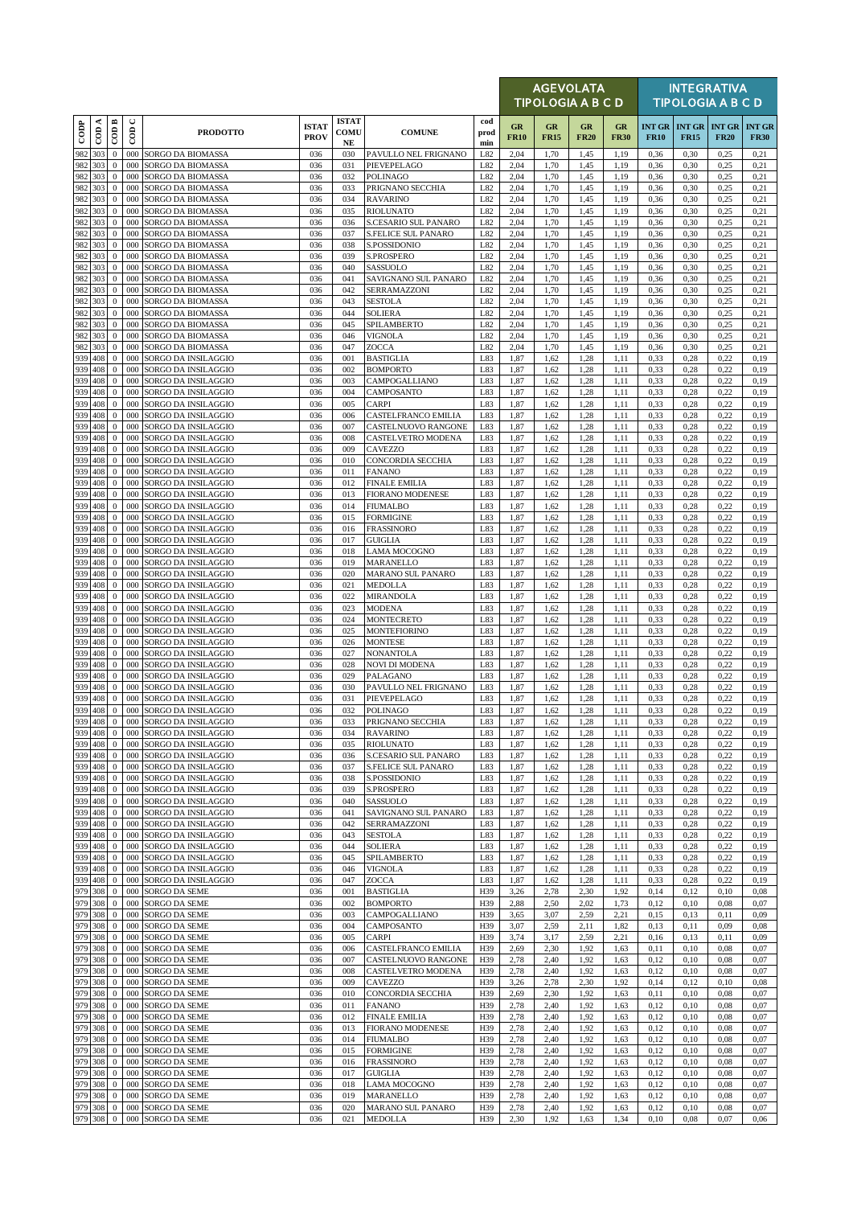| CODP | COD A | COD B | COD C | PRODOTTO | ISTAT PROV | ISTAT COMU NE | COMUNE | cod prod min | AGEVOLATA TIPOLOGIA A B C D | | | | INTEGRATIVA TIPOLOGIA A B C D | | | |
|---|---|---|---|---|---|---|---|---|---|---|---|---|---|---|---|---|
| | | | | | | | | | GR FR10 | GR FR15 | GR FR20 | GR FR30 | INT GR FR10 | INT GR FR15 | INT GR FR20 | INT GR FR30 |
| 982 | 303 | 0 | 000 | SORGO DA BIOMASSA | 036 | 030 | PAVULLO NEL FRIGNANO | L82 | 2,04 | 1,70 | 1,45 | 1,19 | 0,36 | 0,30 | 0,25 | 0,21 |
| 982 | 303 | 0 | 000 | SORGO DA BIOMASSA | 036 | 031 | PIEVEPELAGO | L82 | 2,04 | 1,70 | 1,45 | 1,19 | 0,36 | 0,30 | 0,25 | 0,21 |
| 982 | 303 | 0 | 000 | SORGO DA BIOMASSA | 036 | 032 | POLINAGO | L82 | 2,04 | 1,70 | 1,45 | 1,19 | 0,36 | 0,30 | 0,25 | 0,21 |
| 982 | 303 | 0 | 000 | SORGO DA BIOMASSA | 036 | 033 | PRIGNANO SECCHIA | L82 | 2,04 | 1,70 | 1,45 | 1,19 | 0,36 | 0,30 | 0,25 | 0,21 |
| 982 | 303 | 0 | 000 | SORGO DA BIOMASSA | 036 | 034 | RAVARINO | L82 | 2,04 | 1,70 | 1,45 | 1,19 | 0,36 | 0,30 | 0,25 | 0,21 |
| 982 | 303 | 0 | 000 | SORGO DA BIOMASSA | 036 | 035 | RIOLUNATO | L82 | 2,04 | 1,70 | 1,45 | 1,19 | 0,36 | 0,30 | 0,25 | 0,21 |
| 982 | 303 | 0 | 000 | SORGO DA BIOMASSA | 036 | 036 | S.CESARIO SUL PANARO | L82 | 2,04 | 1,70 | 1,45 | 1,19 | 0,36 | 0,30 | 0,25 | 0,21 |
| 982 | 303 | 0 | 000 | SORGO DA BIOMASSA | 036 | 037 | S.FELICE SUL PANARO | L82 | 2,04 | 1,70 | 1,45 | 1,19 | 0,36 | 0,30 | 0,25 | 0,21 |
| 982 | 303 | 0 | 000 | SORGO DA BIOMASSA | 036 | 038 | S.POSSIDONIO | L82 | 2,04 | 1,70 | 1,45 | 1,19 | 0,36 | 0,30 | 0,25 | 0,21 |
| 982 | 303 | 0 | 000 | SORGO DA BIOMASSA | 036 | 039 | S.PROSPERO | L82 | 2,04 | 1,70 | 1,45 | 1,19 | 0,36 | 0,30 | 0,25 | 0,21 |
| 982 | 303 | 0 | 000 | SORGO DA BIOMASSA | 036 | 040 | SASSUOLO | L82 | 2,04 | 1,70 | 1,45 | 1,19 | 0,36 | 0,30 | 0,25 | 0,21 |
| 982 | 303 | 0 | 000 | SORGO DA BIOMASSA | 036 | 041 | SAVIGNANO SUL PANARO | L82 | 2,04 | 1,70 | 1,45 | 1,19 | 0,36 | 0,30 | 0,25 | 0,21 |
| 982 | 303 | 0 | 000 | SORGO DA BIOMASSA | 036 | 042 | SERRAMAZZONI | L82 | 2,04 | 1,70 | 1,45 | 1,19 | 0,36 | 0,30 | 0,25 | 0,21 |
| 982 | 303 | 0 | 000 | SORGO DA BIOMASSA | 036 | 043 | SESTOLA | L82 | 2,04 | 1,70 | 1,45 | 1,19 | 0,36 | 0,30 | 0,25 | 0,21 |
| 982 | 303 | 0 | 000 | SORGO DA BIOMASSA | 036 | 044 | SOLIERA | L82 | 2,04 | 1,70 | 1,45 | 1,19 | 0,36 | 0,30 | 0,25 | 0,21 |
| 982 | 303 | 0 | 000 | SORGO DA BIOMASSA | 036 | 045 | SPILAMBERTO | L82 | 2,04 | 1,70 | 1,45 | 1,19 | 0,36 | 0,30 | 0,25 | 0,21 |
| 982 | 303 | 0 | 000 | SORGO DA BIOMASSA | 036 | 046 | VIGNOLA | L82 | 2,04 | 1,70 | 1,45 | 1,19 | 0,36 | 0,30 | 0,25 | 0,21 |
| 982 | 303 | 0 | 000 | SORGO DA BIOMASSA | 036 | 047 | ZOCCA | L82 | 2,04 | 1,70 | 1,45 | 1,19 | 0,36 | 0,30 | 0,25 | 0,21 |
| 939 | 408 | 0 | 000 | SORGO DA INSILAGGIO | 036 | 001 | BASTIGLIA | L83 | 1,87 | 1,62 | 1,28 | 1,11 | 0,33 | 0,28 | 0,22 | 0,19 |
| 939 | 408 | 0 | 000 | SORGO DA INSILAGGIO | 036 | 002 | BOMPORTO | L83 | 1,87 | 1,62 | 1,28 | 1,11 | 0,33 | 0,28 | 0,22 | 0,19 |
| 939 | 408 | 0 | 000 | SORGO DA INSILAGGIO | 036 | 003 | CAMPOGALLIANO | L83 | 1,87 | 1,62 | 1,28 | 1,11 | 0,33 | 0,28 | 0,22 | 0,19 |
| 939 | 408 | 0 | 000 | SORGO DA INSILAGGIO | 036 | 004 | CAMPOSANTO | L83 | 1,87 | 1,62 | 1,28 | 1,11 | 0,33 | 0,28 | 0,22 | 0,19 |
| 939 | 408 | 0 | 000 | SORGO DA INSILAGGIO | 036 | 005 | CARPI | L83 | 1,87 | 1,62 | 1,28 | 1,11 | 0,33 | 0,28 | 0,22 | 0,19 |
| 939 | 408 | 0 | 000 | SORGO DA INSILAGGIO | 036 | 006 | CASTELFRANCO EMILIA | L83 | 1,87 | 1,62 | 1,28 | 1,11 | 0,33 | 0,28 | 0,22 | 0,19 |
| 939 | 408 | 0 | 000 | SORGO DA INSILAGGIO | 036 | 007 | CASTELNUOVO RANGONE | L83 | 1,87 | 1,62 | 1,28 | 1,11 | 0,33 | 0,28 | 0,22 | 0,19 |
| 939 | 408 | 0 | 000 | SORGO DA INSILAGGIO | 036 | 008 | CASTELVETRO MODENA | L83 | 1,87 | 1,62 | 1,28 | 1,11 | 0,33 | 0,28 | 0,22 | 0,19 |
| 939 | 408 | 0 | 000 | SORGO DA INSILAGGIO | 036 | 009 | CAVEZZO | L83 | 1,87 | 1,62 | 1,28 | 1,11 | 0,33 | 0,28 | 0,22 | 0,19 |
| 939 | 408 | 0 | 000 | SORGO DA INSILAGGIO | 036 | 010 | CONCORDIA SECCHIA | L83 | 1,87 | 1,62 | 1,28 | 1,11 | 0,33 | 0,28 | 0,22 | 0,19 |
| 939 | 408 | 0 | 000 | SORGO DA INSILAGGIO | 036 | 011 | FANANO | L83 | 1,87 | 1,62 | 1,28 | 1,11 | 0,33 | 0,28 | 0,22 | 0,19 |
| 939 | 408 | 0 | 000 | SORGO DA INSILAGGIO | 036 | 012 | FINALE EMILIA | L83 | 1,87 | 1,62 | 1,28 | 1,11 | 0,33 | 0,28 | 0,22 | 0,19 |
| 939 | 408 | 0 | 000 | SORGO DA INSILAGGIO | 036 | 013 | FIORANO MODENESE | L83 | 1,87 | 1,62 | 1,28 | 1,11 | 0,33 | 0,28 | 0,22 | 0,19 |
| 939 | 408 | 0 | 000 | SORGO DA INSILAGGIO | 036 | 014 | FIUMALBO | L83 | 1,87 | 1,62 | 1,28 | 1,11 | 0,33 | 0,28 | 0,22 | 0,19 |
| 939 | 408 | 0 | 000 | SORGO DA INSILAGGIO | 036 | 015 | FORMIGINE | L83 | 1,87 | 1,62 | 1,28 | 1,11 | 0,33 | 0,28 | 0,22 | 0,19 |
| 939 | 408 | 0 | 000 | SORGO DA INSILAGGIO | 036 | 016 | FRASSINORO | L83 | 1,87 | 1,62 | 1,28 | 1,11 | 0,33 | 0,28 | 0,22 | 0,19 |
| 939 | 408 | 0 | 000 | SORGO DA INSILAGGIO | 036 | 017 | GUIGLIA | L83 | 1,87 | 1,62 | 1,28 | 1,11 | 0,33 | 0,28 | 0,22 | 0,19 |
| 939 | 408 | 0 | 000 | SORGO DA INSILAGGIO | 036 | 018 | LAMA MOCOGNO | L83 | 1,87 | 1,62 | 1,28 | 1,11 | 0,33 | 0,28 | 0,22 | 0,19 |
| 939 | 408 | 0 | 000 | SORGO DA INSILAGGIO | 036 | 019 | MARANELLO | L83 | 1,87 | 1,62 | 1,28 | 1,11 | 0,33 | 0,28 | 0,22 | 0,19 |
| 939 | 408 | 0 | 000 | SORGO DA INSILAGGIO | 036 | 020 | MARANO SUL PANARO | L83 | 1,87 | 1,62 | 1,28 | 1,11 | 0,33 | 0,28 | 0,22 | 0,19 |
| 939 | 408 | 0 | 000 | SORGO DA INSILAGGIO | 036 | 021 | MEDOLLA | L83 | 1,87 | 1,62 | 1,28 | 1,11 | 0,33 | 0,28 | 0,22 | 0,19 |
| 939 | 408 | 0 | 000 | SORGO DA INSILAGGIO | 036 | 022 | MIRANDOLA | L83 | 1,87 | 1,62 | 1,28 | 1,11 | 0,33 | 0,28 | 0,22 | 0,19 |
| 939 | 408 | 0 | 000 | SORGO DA INSILAGGIO | 036 | 023 | MODENA | L83 | 1,87 | 1,62 | 1,28 | 1,11 | 0,33 | 0,28 | 0,22 | 0,19 |
| 939 | 408 | 0 | 000 | SORGO DA INSILAGGIO | 036 | 024 | MONTECRETO | L83 | 1,87 | 1,62 | 1,28 | 1,11 | 0,33 | 0,28 | 0,22 | 0,19 |
| 939 | 408 | 0 | 000 | SORGO DA INSILAGGIO | 036 | 025 | MONTEFIORINO | L83 | 1,87 | 1,62 | 1,28 | 1,11 | 0,33 | 0,28 | 0,22 | 0,19 |
| 939 | 408 | 0 | 000 | SORGO DA INSILAGGIO | 036 | 026 | MONTESE | L83 | 1,87 | 1,62 | 1,28 | 1,11 | 0,33 | 0,28 | 0,22 | 0,19 |
| 939 | 408 | 0 | 000 | SORGO DA INSILAGGIO | 036 | 027 | NONANTOLA | L83 | 1,87 | 1,62 | 1,28 | 1,11 | 0,33 | 0,28 | 0,22 | 0,19 |
| 939 | 408 | 0 | 000 | SORGO DA INSILAGGIO | 036 | 028 | NOVI DI MODENA | L83 | 1,87 | 1,62 | 1,28 | 1,11 | 0,33 | 0,28 | 0,22 | 0,19 |
| 939 | 408 | 0 | 000 | SORGO DA INSILAGGIO | 036 | 029 | PALAGANO | L83 | 1,87 | 1,62 | 1,28 | 1,11 | 0,33 | 0,28 | 0,22 | 0,19 |
| 939 | 408 | 0 | 000 | SORGO DA INSILAGGIO | 036 | 030 | PAVULLO NEL FRIGNANO | L83 | 1,87 | 1,62 | 1,28 | 1,11 | 0,33 | 0,28 | 0,22 | 0,19 |
| 939 | 408 | 0 | 000 | SORGO DA INSILAGGIO | 036 | 031 | PIEVEPELAGO | L83 | 1,87 | 1,62 | 1,28 | 1,11 | 0,33 | 0,28 | 0,22 | 0,19 |
| 939 | 408 | 0 | 000 | SORGO DA INSILAGGIO | 036 | 032 | POLINAGO | L83 | 1,87 | 1,62 | 1,28 | 1,11 | 0,33 | 0,28 | 0,22 | 0,19 |
| 939 | 408 | 0 | 000 | SORGO DA INSILAGGIO | 036 | 033 | PRIGNANO SECCHIA | L83 | 1,87 | 1,62 | 1,28 | 1,11 | 0,33 | 0,28 | 0,22 | 0,19 |
| 939 | 408 | 0 | 000 | SORGO DA INSILAGGIO | 036 | 034 | RAVARINO | L83 | 1,87 | 1,62 | 1,28 | 1,11 | 0,33 | 0,28 | 0,22 | 0,19 |
| 939 | 408 | 0 | 000 | SORGO DA INSILAGGIO | 036 | 035 | RIOLUNATO | L83 | 1,87 | 1,62 | 1,28 | 1,11 | 0,33 | 0,28 | 0,22 | 0,19 |
| 939 | 408 | 0 | 000 | SORGO DA INSILAGGIO | 036 | 036 | S.CESARIO SUL PANARO | L83 | 1,87 | 1,62 | 1,28 | 1,11 | 0,33 | 0,28 | 0,22 | 0,19 |
| 939 | 408 | 0 | 000 | SORGO DA INSILAGGIO | 036 | 037 | S.FELICE SUL PANARO | L83 | 1,87 | 1,62 | 1,28 | 1,11 | 0,33 | 0,28 | 0,22 | 0,19 |
| 939 | 408 | 0 | 000 | SORGO DA INSILAGGIO | 036 | 038 | S.POSSIDONIO | L83 | 1,87 | 1,62 | 1,28 | 1,11 | 0,33 | 0,28 | 0,22 | 0,19 |
| 939 | 408 | 0 | 000 | SORGO DA INSILAGGIO | 036 | 039 | S.PROSPERO | L83 | 1,87 | 1,62 | 1,28 | 1,11 | 0,33 | 0,28 | 0,22 | 0,19 |
| 939 | 408 | 0 | 000 | SORGO DA INSILAGGIO | 036 | 040 | SASSUOLO | L83 | 1,87 | 1,62 | 1,28 | 1,11 | 0,33 | 0,28 | 0,22 | 0,19 |
| 939 | 408 | 0 | 000 | SORGO DA INSILAGGIO | 036 | 041 | SAVIGNANO SUL PANARO | L83 | 1,87 | 1,62 | 1,28 | 1,11 | 0,33 | 0,28 | 0,22 | 0,19 |
| 939 | 408 | 0 | 000 | SORGO DA INSILAGGIO | 036 | 042 | SERRAMAZZONI | L83 | 1,87 | 1,62 | 1,28 | 1,11 | 0,33 | 0,28 | 0,22 | 0,19 |
| 939 | 408 | 0 | 000 | SORGO DA INSILAGGIO | 036 | 043 | SESTOLA | L83 | 1,87 | 1,62 | 1,28 | 1,11 | 0,33 | 0,28 | 0,22 | 0,19 |
| 939 | 408 | 0 | 000 | SORGO DA INSILAGGIO | 036 | 044 | SOLIERA | L83 | 1,87 | 1,62 | 1,28 | 1,11 | 0,33 | 0,28 | 0,22 | 0,19 |
| 939 | 408 | 0 | 000 | SORGO DA INSILAGGIO | 036 | 045 | SPILAMBERTO | L83 | 1,87 | 1,62 | 1,28 | 1,11 | 0,33 | 0,28 | 0,22 | 0,19 |
| 939 | 408 | 0 | 000 | SORGO DA INSILAGGIO | 036 | 046 | VIGNOLA | L83 | 1,87 | 1,62 | 1,28 | 1,11 | 0,33 | 0,28 | 0,22 | 0,19 |
| 939 | 408 | 0 | 000 | SORGO DA INSILAGGIO | 036 | 047 | ZOCCA | L83 | 1,87 | 1,62 | 1,28 | 1,11 | 0,33 | 0,28 | 0,22 | 0,19 |
| 979 | 308 | 0 | 000 | SORGO DA SEME | 036 | 001 | BASTIGLIA | H39 | 3,26 | 2,78 | 2,30 | 1,92 | 0,14 | 0,12 | 0,10 | 0,08 |
| 979 | 308 | 0 | 000 | SORGO DA SEME | 036 | 002 | BOMPORTO | H39 | 2,88 | 2,50 | 2,02 | 1,73 | 0,12 | 0,10 | 0,08 | 0,07 |
| 979 | 308 | 0 | 000 | SORGO DA SEME | 036 | 003 | CAMPOGALLIANO | H39 | 3,65 | 3,07 | 2,59 | 2,21 | 0,15 | 0,13 | 0,11 | 0,09 |
| 979 | 308 | 0 | 000 | SORGO DA SEME | 036 | 004 | CAMPOSANTO | H39 | 3,07 | 2,59 | 2,11 | 1,82 | 0,13 | 0,11 | 0,09 | 0,08 |
| 979 | 308 | 0 | 000 | SORGO DA SEME | 036 | 005 | CARPI | H39 | 3,74 | 3,17 | 2,59 | 2,21 | 0,16 | 0,13 | 0,11 | 0,09 |
| 979 | 308 | 0 | 000 | SORGO DA SEME | 036 | 006 | CASTELFRANCO EMILIA | H39 | 2,69 | 2,30 | 1,92 | 1,63 | 0,11 | 0,10 | 0,08 | 0,07 |
| 979 | 308 | 0 | 000 | SORGO DA SEME | 036 | 007 | CASTELNUOVO RANGONE | H39 | 2,78 | 2,40 | 1,92 | 1,63 | 0,12 | 0,10 | 0,08 | 0,07 |
| 979 | 308 | 0 | 000 | SORGO DA SEME | 036 | 008 | CASTELVETRO MODENA | H39 | 2,78 | 2,40 | 1,92 | 1,63 | 0,12 | 0,10 | 0,08 | 0,07 |
| 979 | 308 | 0 | 000 | SORGO DA SEME | 036 | 009 | CAVEZZO | H39 | 3,26 | 2,78 | 2,30 | 1,92 | 0,14 | 0,12 | 0,10 | 0,08 |
| 979 | 308 | 0 | 000 | SORGO DA SEME | 036 | 010 | CONCORDIA SECCHIA | H39 | 2,69 | 2,30 | 1,92 | 1,63 | 0,11 | 0,10 | 0,08 | 0,07 |
| 979 | 308 | 0 | 000 | SORGO DA SEME | 036 | 011 | FANANO | H39 | 2,78 | 2,40 | 1,92 | 1,63 | 0,12 | 0,10 | 0,08 | 0,07 |
| 979 | 308 | 0 | 000 | SORGO DA SEME | 036 | 012 | FINALE EMILIA | H39 | 2,78 | 2,40 | 1,92 | 1,63 | 0,12 | 0,10 | 0,08 | 0,07 |
| 979 | 308 | 0 | 000 | SORGO DA SEME | 036 | 013 | FIORANO MODENESE | H39 | 2,78 | 2,40 | 1,92 | 1,63 | 0,12 | 0,10 | 0,08 | 0,07 |
| 979 | 308 | 0 | 000 | SORGO DA SEME | 036 | 014 | FIUMALBO | H39 | 2,78 | 2,40 | 1,92 | 1,63 | 0,12 | 0,10 | 0,08 | 0,07 |
| 979 | 308 | 0 | 000 | SORGO DA SEME | 036 | 015 | FORMIGINE | H39 | 2,78 | 2,40 | 1,92 | 1,63 | 0,12 | 0,10 | 0,08 | 0,07 |
| 979 | 308 | 0 | 000 | SORGO DA SEME | 036 | 016 | FRASSINORO | H39 | 2,78 | 2,40 | 1,92 | 1,63 | 0,12 | 0,10 | 0,08 | 0,07 |
| 979 | 308 | 0 | 000 | SORGO DA SEME | 036 | 017 | GUIGLIA | H39 | 2,78 | 2,40 | 1,92 | 1,63 | 0,12 | 0,10 | 0,08 | 0,07 |
| 979 | 308 | 0 | 000 | SORGO DA SEME | 036 | 018 | LAMA MOCOGNO | H39 | 2,78 | 2,40 | 1,92 | 1,63 | 0,12 | 0,10 | 0,08 | 0,07 |
| 979 | 308 | 0 | 000 | SORGO DA SEME | 036 | 019 | MARANELLO | H39 | 2,78 | 2,40 | 1,92 | 1,63 | 0,12 | 0,10 | 0,08 | 0,07 |
| 979 | 308 | 0 | 000 | SORGO DA SEME | 036 | 020 | MARANO SUL PANARO | H39 | 2,78 | 2,40 | 1,92 | 1,63 | 0,12 | 0,10 | 0,08 | 0,07 |
| 979 | 308 | 0 | 000 | SORGO DA SEME | 036 | 021 | MEDOLLA | H39 | 2,30 | 1,92 | 1,63 | 1,34 | 0,10 | 0,08 | 0,07 | 0,06 |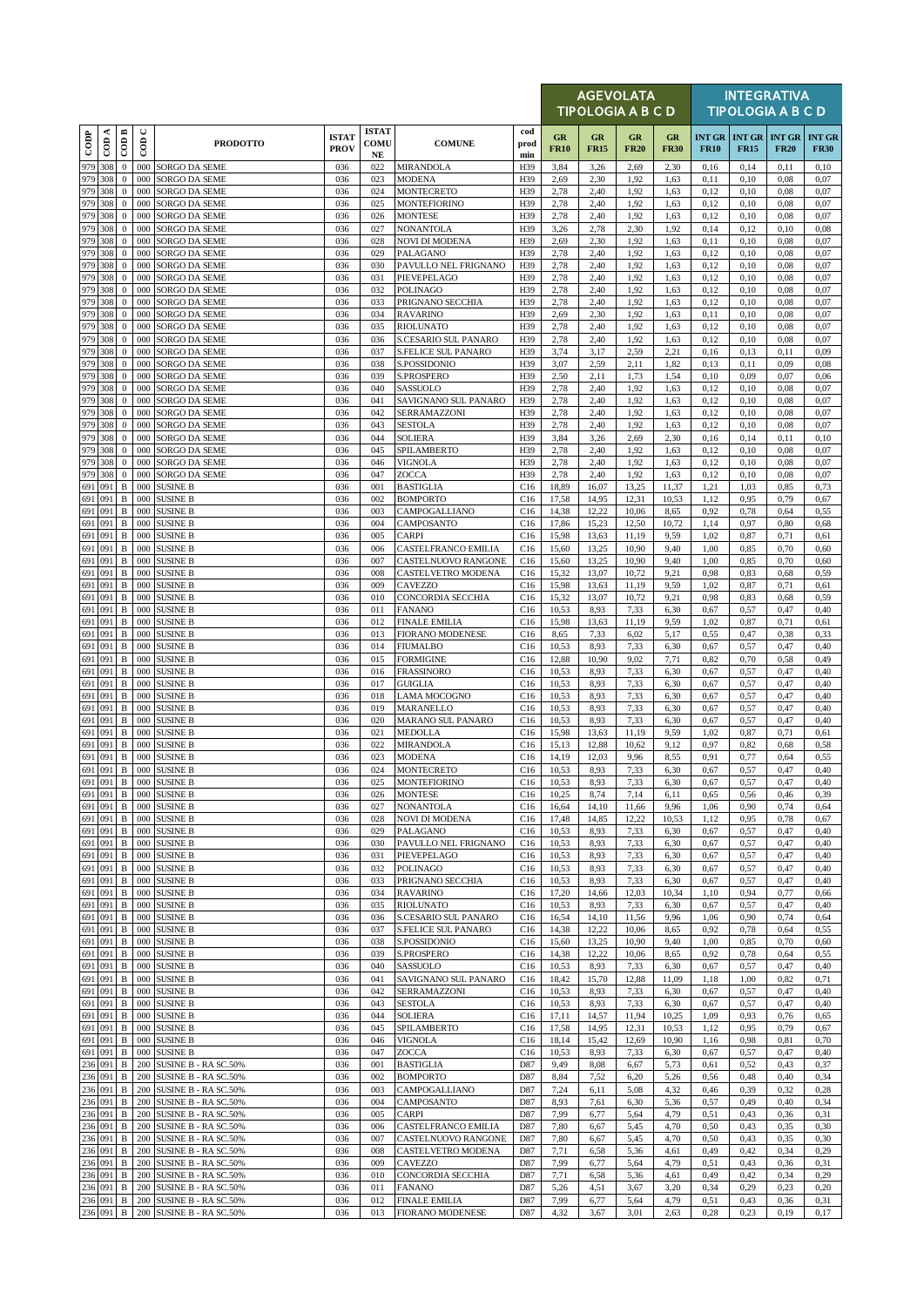| CODP | COD A | COD B | COD C | PRODOTTO | ISTAT PROV | ISTAT COMU NE | COMUNE | cod prod min | AGEVOLATA TIPOLOGIA A B C D | | | | INTEGRATIVA TIPOLOGIA A B C D | | | |
|---|---|---|---|---|---|---|---|---|---|---|---|---|---|---|---|---|
| | | | | | | | | | GR FR10 | GR FR15 | GR FR20 | GR FR30 | INT GR FR10 | INT GR FR15 | INT GR FR20 | INT GR FR30 |
| 979 | 308 | 0 | 000 | SORGO DA SEME | 036 | 022 | MIRANDOLA | H39 | 3,84 | 3,26 | 2,69 | 2,30 | 0,16 | 0,14 | 0,11 | 0,10 |
| 979 | 308 | 0 | 000 | SORGO DA SEME | 036 | 023 | MODENA | H39 | 2,69 | 2,30 | 1,92 | 1,63 | 0,11 | 0,10 | 0,08 | 0,07 |
| 979 | 308 | 0 | 000 | SORGO DA SEME | 036 | 024 | MONTECRETO | H39 | 2,78 | 2,40 | 1,92 | 1,63 | 0,12 | 0,10 | 0,08 | 0,07 |
| 979 | 308 | 0 | 000 | SORGO DA SEME | 036 | 025 | MONTEFIORINO | H39 | 2,78 | 2,40 | 1,92 | 1,63 | 0,12 | 0,10 | 0,08 | 0,07 |
| 979 | 308 | 0 | 000 | SORGO DA SEME | 036 | 026 | MONTESE | H39 | 2,78 | 2,40 | 1,92 | 1,63 | 0,12 | 0,10 | 0,08 | 0,07 |
| 979 | 308 | 0 | 000 | SORGO DA SEME | 036 | 027 | NONANTOLA | H39 | 3,26 | 2,78 | 2,30 | 1,92 | 0,14 | 0,12 | 0,10 | 0,08 |
| 979 | 308 | 0 | 000 | SORGO DA SEME | 036 | 028 | NOVI DI MODENA | H39 | 2,69 | 2,30 | 1,92 | 1,63 | 0,11 | 0,10 | 0,08 | 0,07 |
| 979 | 308 | 0 | 000 | SORGO DA SEME | 036 | 029 | PALAGANO | H39 | 2,78 | 2,40 | 1,92 | 1,63 | 0,12 | 0,10 | 0,08 | 0,07 |
| 979 | 308 | 0 | 000 | SORGO DA SEME | 036 | 030 | PAVULLO NEL FRIGNANO | H39 | 2,78 | 2,40 | 1,92 | 1,63 | 0,12 | 0,10 | 0,08 | 0,07 |
| 979 | 308 | 0 | 000 | SORGO DA SEME | 036 | 031 | PIEVEPELAGO | H39 | 2,78 | 2,40 | 1,92 | 1,63 | 0,12 | 0,10 | 0,08 | 0,07 |
| 979 | 308 | 0 | 000 | SORGO DA SEME | 036 | 032 | POLINAGO | H39 | 2,78 | 2,40 | 1,92 | 1,63 | 0,12 | 0,10 | 0,08 | 0,07 |
| 979 | 308 | 0 | 000 | SORGO DA SEME | 036 | 033 | PRIGNANO SECCHIA | H39 | 2,78 | 2,40 | 1,92 | 1,63 | 0,12 | 0,10 | 0,08 | 0,07 |
| 979 | 308 | 0 | 000 | SORGO DA SEME | 036 | 034 | RAVARINO | H39 | 2,69 | 2,30 | 1,92 | 1,63 | 0,11 | 0,10 | 0,08 | 0,07 |
| 979 | 308 | 0 | 000 | SORGO DA SEME | 036 | 035 | RIOLUNATO | H39 | 2,78 | 2,40 | 1,92 | 1,63 | 0,12 | 0,10 | 0,08 | 0,07 |
| 979 | 308 | 0 | 000 | SORGO DA SEME | 036 | 036 | S.CESARIO SUL PANARO | H39 | 2,78 | 2,40 | 1,92 | 1,63 | 0,12 | 0,10 | 0,08 | 0,07 |
| 979 | 308 | 0 | 000 | SORGO DA SEME | 036 | 037 | S.FELICE SUL PANARO | H39 | 3,74 | 3,17 | 2,59 | 2,21 | 0,16 | 0,13 | 0,11 | 0,09 |
| 979 | 308 | 0 | 000 | SORGO DA SEME | 036 | 038 | S.POSSIDONIO | H39 | 3,07 | 2,59 | 2,11 | 1,82 | 0,13 | 0,11 | 0,09 | 0,08 |
| 979 | 308 | 0 | 000 | SORGO DA SEME | 036 | 039 | S.PROSPERO | H39 | 2,50 | 2,11 | 1,73 | 1,54 | 0,10 | 0,09 | 0,07 | 0,06 |
| 979 | 308 | 0 | 000 | SORGO DA SEME | 036 | 040 | SASSUOLO | H39 | 2,78 | 2,40 | 1,92 | 1,63 | 0,12 | 0,10 | 0,08 | 0,07 |
| 979 | 308 | 0 | 000 | SORGO DA SEME | 036 | 041 | SAVIGNANO SUL PANARO | H39 | 2,78 | 2,40 | 1,92 | 1,63 | 0,12 | 0,10 | 0,08 | 0,07 |
| 979 | 308 | 0 | 000 | SORGO DA SEME | 036 | 042 | SERRAMAZZONI | H39 | 2,78 | 2,40 | 1,92 | 1,63 | 0,12 | 0,10 | 0,08 | 0,07 |
| 979 | 308 | 0 | 000 | SORGO DA SEME | 036 | 043 | SESTOLA | H39 | 2,78 | 2,40 | 1,92 | 1,63 | 0,12 | 0,10 | 0,08 | 0,07 |
| 979 | 308 | 0 | 000 | SORGO DA SEME | 036 | 044 | SOLIERA | H39 | 3,84 | 3,26 | 2,69 | 2,30 | 0,16 | 0,14 | 0,11 | 0,10 |
| 979 | 308 | 0 | 000 | SORGO DA SEME | 036 | 045 | SPILAMBERTO | H39 | 2,78 | 2,40 | 1,92 | 1,63 | 0,12 | 0,10 | 0,08 | 0,07 |
| 979 | 308 | 0 | 000 | SORGO DA SEME | 036 | 046 | VIGNOLA | H39 | 2,78 | 2,40 | 1,92 | 1,63 | 0,12 | 0,10 | 0,08 | 0,07 |
| 979 | 308 | 0 | 000 | SORGO DA SEME | 036 | 047 | ZOCCA | H39 | 2,78 | 2,40 | 1,92 | 1,63 | 0,12 | 0,10 | 0,08 | 0,07 |
| 691 | 091 | B | 000 | SUSINE B | 036 | 001 | BASTIGLIA | C16 | 18,89 | 16,07 | 13,25 | 11,37 | 1,21 | 1,03 | 0,85 | 0,73 |
| 691 | 091 | B | 000 | SUSINE B | 036 | 002 | BOMPORTO | C16 | 17,58 | 14,95 | 12,31 | 10,53 | 1,12 | 0,95 | 0,79 | 0,67 |
| 691 | 091 | B | 000 | SUSINE B | 036 | 003 | CAMPOGALLIANO | C16 | 14,38 | 12,22 | 10,06 | 8,65 | 0,92 | 0,78 | 0,64 | 0,55 |
| 691 | 091 | B | 000 | SUSINE B | 036 | 004 | CAMPOSANTO | C16 | 17,86 | 15,23 | 12,50 | 10,72 | 1,14 | 0,97 | 0,80 | 0,68 |
| 691 | 091 | B | 000 | SUSINE B | 036 | 005 | CARPI | C16 | 15,98 | 13,63 | 11,19 | 9,59 | 1,02 | 0,87 | 0,71 | 0,61 |
| 691 | 091 | B | 000 | SUSINE B | 036 | 006 | CASTELFRANCO EMILIA | C16 | 15,60 | 13,25 | 10,90 | 9,40 | 1,00 | 0,85 | 0,70 | 0,60 |
| 691 | 091 | B | 000 | SUSINE B | 036 | 007 | CASTELNUOVO RANGONE | C16 | 15,60 | 13,25 | 10,90 | 9,40 | 1,00 | 0,85 | 0,70 | 0,60 |
| 691 | 091 | B | 000 | SUSINE B | 036 | 008 | CASTELVETRO MODENA | C16 | 15,32 | 13,07 | 10,72 | 9,21 | 0,98 | 0,83 | 0,68 | 0,59 |
| 691 | 091 | B | 000 | SUSINE B | 036 | 009 | CAVEZZO | C16 | 15,98 | 13,63 | 11,19 | 9,59 | 1,02 | 0,87 | 0,71 | 0,61 |
| 691 | 091 | B | 000 | SUSINE B | 036 | 010 | CONCORDIA SECCHIA | C16 | 15,32 | 13,07 | 10,72 | 9,21 | 0,98 | 0,83 | 0,68 | 0,59 |
| 691 | 091 | B | 000 | SUSINE B | 036 | 011 | FANANO | C16 | 10,53 | 8,93 | 7,33 | 6,30 | 0,67 | 0,57 | 0,47 | 0,40 |
| 691 | 091 | B | 000 | SUSINE B | 036 | 012 | FINALE EMILIA | C16 | 15,98 | 13,63 | 11,19 | 9,59 | 1,02 | 0,87 | 0,71 | 0,61 |
| 691 | 091 | B | 000 | SUSINE B | 036 | 013 | FIORANO MODENESE | C16 | 8,65 | 7,33 | 6,02 | 5,17 | 0,55 | 0,47 | 0,38 | 0,33 |
| 691 | 091 | B | 000 | SUSINE B | 036 | 014 | FIUMALBO | C16 | 10,53 | 8,93 | 7,33 | 6,30 | 0,67 | 0,57 | 0,47 | 0,40 |
| 691 | 091 | B | 000 | SUSINE B | 036 | 015 | FORMIGINE | C16 | 12,88 | 10,90 | 9,02 | 7,71 | 0,82 | 0,70 | 0,58 | 0,49 |
| 691 | 091 | B | 000 | SUSINE B | 036 | 016 | FRASSINORO | C16 | 10,53 | 8,93 | 7,33 | 6,30 | 0,67 | 0,57 | 0,47 | 0,40 |
| 691 | 091 | B | 000 | SUSINE B | 036 | 017 | GUIGLIA | C16 | 10,53 | 8,93 | 7,33 | 6,30 | 0,67 | 0,57 | 0,47 | 0,40 |
| 691 | 091 | B | 000 | SUSINE B | 036 | 018 | LAMA MOCOGNO | C16 | 10,53 | 8,93 | 7,33 | 6,30 | 0,67 | 0,57 | 0,47 | 0,40 |
| 691 | 091 | B | 000 | SUSINE B | 036 | 019 | MARANELLO | C16 | 10,53 | 8,93 | 7,33 | 6,30 | 0,67 | 0,57 | 0,47 | 0,40 |
| 691 | 091 | B | 000 | SUSINE B | 036 | 020 | MARANO SUL PANARO | C16 | 10,53 | 8,93 | 7,33 | 6,30 | 0,67 | 0,57 | 0,47 | 0,40 |
| 691 | 091 | B | 000 | SUSINE B | 036 | 021 | MEDOLLA | C16 | 15,98 | 13,63 | 11,19 | 9,59 | 1,02 | 0,87 | 0,71 | 0,61 |
| 691 | 091 | B | 000 | SUSINE B | 036 | 022 | MIRANDOLA | C16 | 15,13 | 12,88 | 10,62 | 9,12 | 0,97 | 0,82 | 0,68 | 0,58 |
| 691 | 091 | B | 000 | SUSINE B | 036 | 023 | MODENA | C16 | 14,19 | 12,03 | 9,96 | 8,55 | 0,91 | 0,77 | 0,64 | 0,55 |
| 691 | 091 | B | 000 | SUSINE B | 036 | 024 | MONTECRETO | C16 | 10,53 | 8,93 | 7,33 | 6,30 | 0,67 | 0,57 | 0,47 | 0,40 |
| 691 | 091 | B | 000 | SUSINE B | 036 | 025 | MONTEFIORINO | C16 | 10,53 | 8,93 | 7,33 | 6,30 | 0,67 | 0,57 | 0,47 | 0,40 |
| 691 | 091 | B | 000 | SUSINE B | 036 | 026 | MONTESE | C16 | 10,25 | 8,74 | 7,14 | 6,11 | 0,65 | 0,56 | 0,46 | 0,39 |
| 691 | 091 | B | 000 | SUSINE B | 036 | 027 | NONANTOLA | C16 | 16,64 | 14,10 | 11,66 | 9,96 | 1,06 | 0,90 | 0,74 | 0,64 |
| 691 | 091 | B | 000 | SUSINE B | 036 | 028 | NOVI DI MODENA | C16 | 17,48 | 14,85 | 12,22 | 10,53 | 1,12 | 0,95 | 0,78 | 0,67 |
| 691 | 091 | B | 000 | SUSINE B | 036 | 029 | PALAGANO | C16 | 10,53 | 8,93 | 7,33 | 6,30 | 0,67 | 0,57 | 0,47 | 0,40 |
| 691 | 091 | B | 000 | SUSINE B | 036 | 030 | PAVULLO NEL FRIGNANO | C16 | 10,53 | 8,93 | 7,33 | 6,30 | 0,67 | 0,57 | 0,47 | 0,40 |
| 691 | 091 | B | 000 | SUSINE B | 036 | 031 | PIEVEPELAGO | C16 | 10,53 | 8,93 | 7,33 | 6,30 | 0,67 | 0,57 | 0,47 | 0,40 |
| 691 | 091 | B | 000 | SUSINE B | 036 | 032 | POLINAGO | C16 | 10,53 | 8,93 | 7,33 | 6,30 | 0,67 | 0,57 | 0,47 | 0,40 |
| 691 | 091 | B | 000 | SUSINE B | 036 | 033 | PRIGNANO SECCHIA | C16 | 10,53 | 8,93 | 7,33 | 6,30 | 0,67 | 0,57 | 0,47 | 0,40 |
| 691 | 091 | B | 000 | SUSINE B | 036 | 034 | RAVARINO | C16 | 17,20 | 14,66 | 12,03 | 10,34 | 1,10 | 0,94 | 0,77 | 0,66 |
| 691 | 091 | B | 000 | SUSINE B | 036 | 035 | RIOLUNATO | C16 | 10,53 | 8,93 | 7,33 | 6,30 | 0,67 | 0,57 | 0,47 | 0,40 |
| 691 | 091 | B | 000 | SUSINE B | 036 | 036 | S.CESARIO SUL PANARO | C16 | 16,54 | 14,10 | 11,56 | 9,96 | 1,06 | 0,90 | 0,74 | 0,64 |
| 691 | 091 | B | 000 | SUSINE B | 036 | 037 | S.FELICE SUL PANARO | C16 | 14,38 | 12,22 | 10,06 | 8,65 | 0,92 | 0,78 | 0,64 | 0,55 |
| 691 | 091 | B | 000 | SUSINE B | 036 | 038 | S.POSSIDONIO | C16 | 15,60 | 13,25 | 10,90 | 9,40 | 1,00 | 0,85 | 0,70 | 0,60 |
| 691 | 091 | B | 000 | SUSINE B | 036 | 039 | S.PROSPERO | C16 | 14,38 | 12,22 | 10,06 | 8,65 | 0,92 | 0,78 | 0,64 | 0,55 |
| 691 | 091 | B | 000 | SUSINE B | 036 | 040 | SASSUOLO | C16 | 10,53 | 8,93 | 7,33 | 6,30 | 0,67 | 0,57 | 0,47 | 0,40 |
| 691 | 091 | B | 000 | SUSINE B | 036 | 041 | SAVIGNANO SUL PANARO | C16 | 18,42 | 15,70 | 12,88 | 11,09 | 1,18 | 1,00 | 0,82 | 0,71 |
| 691 | 091 | B | 000 | SUSINE B | 036 | 042 | SERRAMAZZONI | C16 | 10,53 | 8,93 | 7,33 | 6,30 | 0,67 | 0,57 | 0,47 | 0,40 |
| 691 | 091 | B | 000 | SUSINE B | 036 | 043 | SESTOLA | C16 | 10,53 | 8,93 | 7,33 | 6,30 | 0,67 | 0,57 | 0,47 | 0,40 |
| 691 | 091 | B | 000 | SUSINE B | 036 | 044 | SOLIERA | C16 | 17,11 | 14,57 | 11,94 | 10,25 | 1,09 | 0,93 | 0,76 | 0,65 |
| 691 | 091 | B | 000 | SUSINE B | 036 | 045 | SPILAMBERTO | C16 | 17,58 | 14,95 | 12,31 | 10,53 | 1,12 | 0,95 | 0,79 | 0,67 |
| 691 | 091 | B | 000 | SUSINE B | 036 | 046 | VIGNOLA | C16 | 18,14 | 15,42 | 12,69 | 10,90 | 1,16 | 0,98 | 0,81 | 0,70 |
| 691 | 091 | B | 000 | SUSINE B | 036 | 047 | ZOCCA | C16 | 10,53 | 8,93 | 7,33 | 6,30 | 0,67 | 0,57 | 0,47 | 0,40 |
| 236 | 091 | B | 200 | SUSINE B - RA SC.50% | 036 | 001 | BASTIGLIA | D87 | 9,49 | 8,08 | 6,67 | 5,73 | 0,61 | 0,52 | 0,43 | 0,37 |
| 236 | 091 | B | 200 | SUSINE B - RA SC.50% | 036 | 002 | BOMPORTO | D87 | 8,84 | 7,52 | 6,20 | 5,26 | 0,56 | 0,48 | 0,40 | 0,34 |
| 236 | 091 | B | 200 | SUSINE B - RA SC.50% | 036 | 003 | CAMPOGALLIANO | D87 | 7,24 | 6,11 | 5,08 | 4,32 | 0,46 | 0,39 | 0,32 | 0,28 |
| 236 | 091 | B | 200 | SUSINE B - RA SC.50% | 036 | 004 | CAMPOSANTO | D87 | 8,93 | 7,61 | 6,30 | 5,36 | 0,57 | 0,49 | 0,40 | 0,34 |
| 236 | 091 | B | 200 | SUSINE B - RA SC.50% | 036 | 005 | CARPI | D87 | 7,99 | 6,77 | 5,64 | 4,79 | 0,51 | 0,43 | 0,36 | 0,31 |
| 236 | 091 | B | 200 | SUSINE B - RA SC.50% | 036 | 006 | CASTELFRANCO EMILIA | D87 | 7,80 | 6,67 | 5,45 | 4,70 | 0,50 | 0,43 | 0,35 | 0,30 |
| 236 | 091 | B | 200 | SUSINE B - RA SC.50% | 036 | 007 | CASTELNUOVO RANGONE | D87 | 7,80 | 6,67 | 5,45 | 4,70 | 0,50 | 0,43 | 0,35 | 0,30 |
| 236 | 091 | B | 200 | SUSINE B - RA SC.50% | 036 | 008 | CASTELVETRO MODENA | D87 | 7,71 | 6,58 | 5,36 | 4,61 | 0,49 | 0,42 | 0,34 | 0,29 |
| 236 | 091 | B | 200 | SUSINE B - RA SC.50% | 036 | 009 | CAVEZZO | D87 | 7,99 | 6,77 | 5,64 | 4,79 | 0,51 | 0,43 | 0,36 | 0,31 |
| 236 | 091 | B | 200 | SUSINE B - RA SC.50% | 036 | 010 | CONCORDIA SECCHIA | D87 | 7,71 | 6,58 | 5,36 | 4,61 | 0,49 | 0,42 | 0,34 | 0,29 |
| 236 | 091 | B | 200 | SUSINE B - RA SC.50% | 036 | 011 | FANANO | D87 | 5,26 | 4,51 | 3,67 | 3,20 | 0,34 | 0,29 | 0,23 | 0,20 |
| 236 | 091 | B | 200 | SUSINE B - RA SC.50% | 036 | 012 | FINALE EMILIA | D87 | 7,99 | 6,77 | 5,64 | 4,79 | 0,51 | 0,43 | 0,36 | 0,31 |
| 236 | 091 | B | 200 | SUSINE B - RA SC.50% | 036 | 013 | FIORANO MODENESE | D87 | 4,32 | 3,67 | 3,01 | 2,63 | 0,28 | 0,23 | 0,19 | 0,17 |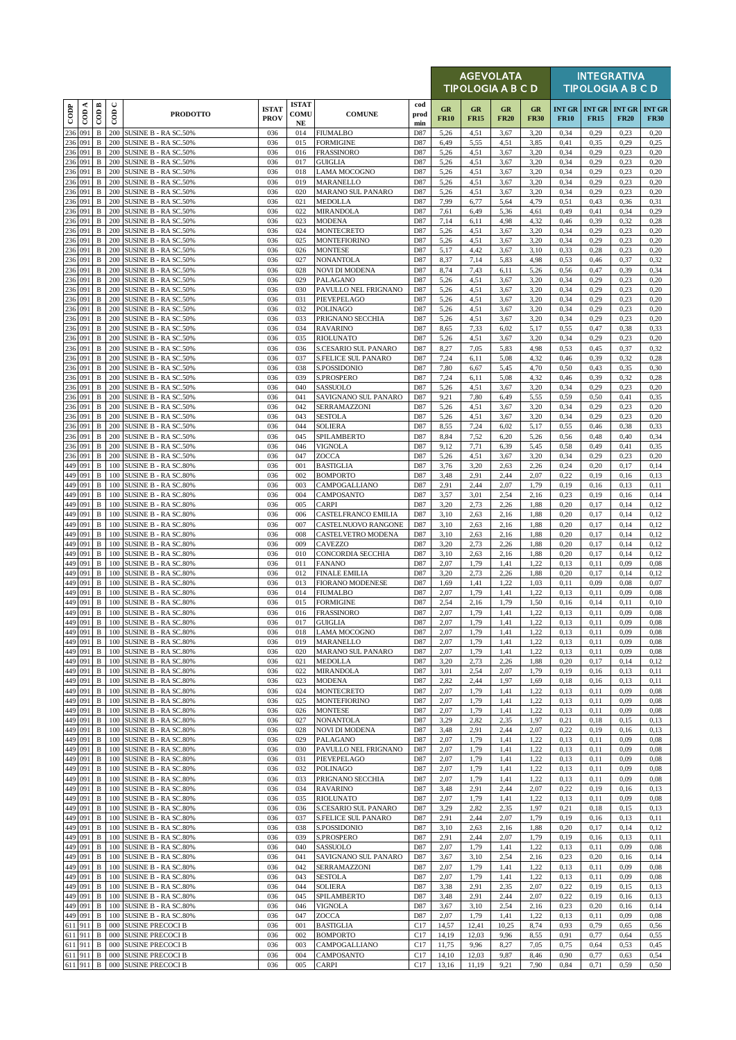| CODP | COD A | COD B | COD C | PRODOTTO | ISTAT PROV | ISTAT COMU NE | COMUNE | cod prod min | AGEVOLATA TIPOLOGIA A B C D | | | | INTEGRATIVA TIPOLOGIA A B C D | | | |
|---|---|---|---|---|---|---|---|---|---|---|---|---|---|---|---|---|
| | | | | | | | | | GR FR10 | GR FR15 | GR FR20 | GR FR30 | INT GR FR10 | INT GR FR15 | INT GR FR20 | INT GR FR30 |
| 236 | 091 | B | 200 | SUSINE B - RA SC.50% | 036 | 014 | FIUMALBO | D87 | 5,26 | 4,51 | 3,67 | 3,20 | 0,34 | 0,29 | 0,23 | 0,20 |
| 236 | 091 | B | 200 | SUSINE B - RA SC.50% | 036 | 015 | FORMIGINE | D87 | 6,49 | 5,55 | 4,51 | 3,85 | 0,41 | 0,35 | 0,29 | 0,25 |
| 236 | 091 | B | 200 | SUSINE B - RA SC.50% | 036 | 016 | FRASSINORO | D87 | 5,26 | 4,51 | 3,67 | 3,20 | 0,34 | 0,29 | 0,23 | 0,20 |
| 236 | 091 | B | 200 | SUSINE B - RA SC.50% | 036 | 017 | GUIGLIA | D87 | 5,26 | 4,51 | 3,67 | 3,20 | 0,34 | 0,29 | 0,23 | 0,20 |
| 236 | 091 | B | 200 | SUSINE B - RA SC.50% | 036 | 018 | LAMA MOCOGNO | D87 | 5,26 | 4,51 | 3,67 | 3,20 | 0,34 | 0,29 | 0,23 | 0,20 |
| 236 | 091 | B | 200 | SUSINE B - RA SC.50% | 036 | 019 | MARANELLO | D87 | 5,26 | 4,51 | 3,67 | 3,20 | 0,34 | 0,29 | 0,23 | 0,20 |
| 236 | 091 | B | 200 | SUSINE B - RA SC.50% | 036 | 020 | MARANO SUL PANARO | D87 | 5,26 | 4,51 | 3,67 | 3,20 | 0,34 | 0,29 | 0,23 | 0,20 |
| 236 | 091 | B | 200 | SUSINE B - RA SC.50% | 036 | 021 | MEDOLLA | D87 | 7,99 | 6,77 | 5,64 | 4,79 | 0,51 | 0,43 | 0,36 | 0,31 |
| 236 | 091 | B | 200 | SUSINE B - RA SC.50% | 036 | 022 | MIRANDOLA | D87 | 7,61 | 6,49 | 5,36 | 4,61 | 0,49 | 0,41 | 0,34 | 0,29 |
| 236 | 091 | B | 200 | SUSINE B - RA SC.50% | 036 | 023 | MODENA | D87 | 7,14 | 6,11 | 4,98 | 4,32 | 0,46 | 0,39 | 0,32 | 0,28 |
| 236 | 091 | B | 200 | SUSINE B - RA SC.50% | 036 | 024 | MONTECRETO | D87 | 5,26 | 4,51 | 3,67 | 3,20 | 0,34 | 0,29 | 0,23 | 0,20 |
| 236 | 091 | B | 200 | SUSINE B - RA SC.50% | 036 | 025 | MONTEFIORINO | D87 | 5,26 | 4,51 | 3,67 | 3,20 | 0,34 | 0,29 | 0,23 | 0,20 |
| 236 | 091 | B | 200 | SUSINE B - RA SC.50% | 036 | 026 | MONTESE | D87 | 5,17 | 4,42 | 3,67 | 3,10 | 0,33 | 0,28 | 0,23 | 0,20 |
| 236 | 091 | B | 200 | SUSINE B - RA SC.50% | 036 | 027 | NONANTOLA | D87 | 8,37 | 7,14 | 5,83 | 4,98 | 0,53 | 0,46 | 0,37 | 0,32 |
| 236 | 091 | B | 200 | SUSINE B - RA SC.50% | 036 | 028 | NOVI DI MODENA | D87 | 8,74 | 7,43 | 6,11 | 5,26 | 0,56 | 0,47 | 0,39 | 0,34 |
| 236 | 091 | B | 200 | SUSINE B - RA SC.50% | 036 | 029 | PALAGANO | D87 | 5,26 | 4,51 | 3,67 | 3,20 | 0,34 | 0,29 | 0,23 | 0,20 |
| 236 | 091 | B | 200 | SUSINE B - RA SC.50% | 036 | 030 | PAVULLO NEL FRIGNANO | D87 | 5,26 | 4,51 | 3,67 | 3,20 | 0,34 | 0,29 | 0,23 | 0,20 |
| 236 | 091 | B | 200 | SUSINE B - RA SC.50% | 036 | 031 | PIEVEPELAGO | D87 | 5,26 | 4,51 | 3,67 | 3,20 | 0,34 | 0,29 | 0,23 | 0,20 |
| 236 | 091 | B | 200 | SUSINE B - RA SC.50% | 036 | 032 | POLINAGO | D87 | 5,26 | 4,51 | 3,67 | 3,20 | 0,34 | 0,29 | 0,23 | 0,20 |
| 236 | 091 | B | 200 | SUSINE B - RA SC.50% | 036 | 033 | PRIGNANO SECCHIA | D87 | 5,26 | 4,51 | 3,67 | 3,20 | 0,34 | 0,29 | 0,23 | 0,20 |
| 236 | 091 | B | 200 | SUSINE B - RA SC.50% | 036 | 034 | RAVARINO | D87 | 8,65 | 7,33 | 6,02 | 5,17 | 0,55 | 0,47 | 0,38 | 0,33 |
| 236 | 091 | B | 200 | SUSINE B - RA SC.50% | 036 | 035 | RIOLUNATO | D87 | 5,26 | 4,51 | 3,67 | 3,20 | 0,34 | 0,29 | 0,23 | 0,20 |
| 236 | 091 | B | 200 | SUSINE B - RA SC.50% | 036 | 036 | S.CESARIO SUL PANARO | D87 | 8,27 | 7,05 | 5,83 | 4,98 | 0,53 | 0,45 | 0,37 | 0,32 |
| 236 | 091 | B | 200 | SUSINE B - RA SC.50% | 036 | 037 | S.FELICE SUL PANARO | D87 | 7,24 | 6,11 | 5,08 | 4,32 | 0,46 | 0,39 | 0,32 | 0,28 |
| 236 | 091 | B | 200 | SUSINE B - RA SC.50% | 036 | 038 | S.POSSIDONIO | D87 | 7,80 | 6,67 | 5,45 | 4,70 | 0,50 | 0,43 | 0,35 | 0,30 |
| 236 | 091 | B | 200 | SUSINE B - RA SC.50% | 036 | 039 | S.PROSPERO | D87 | 7,24 | 6,11 | 5,08 | 4,32 | 0,46 | 0,39 | 0,32 | 0,28 |
| 236 | 091 | B | 200 | SUSINE B - RA SC.50% | 036 | 040 | SASSUOLO | D87 | 5,26 | 4,51 | 3,67 | 3,20 | 0,34 | 0,29 | 0,23 | 0,20 |
| 236 | 091 | B | 200 | SUSINE B - RA SC.50% | 036 | 041 | SAVIGNANO SUL PANARO | D87 | 9,21 | 7,80 | 6,49 | 5,55 | 0,59 | 0,50 | 0,41 | 0,35 |
| 236 | 091 | B | 200 | SUSINE B - RA SC.50% | 036 | 042 | SERRAMAZZONI | D87 | 5,26 | 4,51 | 3,67 | 3,20 | 0,34 | 0,29 | 0,23 | 0,20 |
| 236 | 091 | B | 200 | SUSINE B - RA SC.50% | 036 | 043 | SESTOLA | D87 | 5,26 | 4,51 | 3,67 | 3,20 | 0,34 | 0,29 | 0,23 | 0,20 |
| 236 | 091 | B | 200 | SUSINE B - RA SC.50% | 036 | 044 | SOLIERA | D87 | 8,55 | 7,24 | 6,02 | 5,17 | 0,55 | 0,46 | 0,38 | 0,33 |
| 236 | 091 | B | 200 | SUSINE B - RA SC.50% | 036 | 045 | SPILAMBERTO | D87 | 8,84 | 7,52 | 6,20 | 5,26 | 0,56 | 0,48 | 0,40 | 0,34 |
| 236 | 091 | B | 200 | SUSINE B - RA SC.50% | 036 | 046 | VIGNOLA | D87 | 9,12 | 7,71 | 6,39 | 5,45 | 0,58 | 0,49 | 0,41 | 0,35 |
| 236 | 091 | B | 200 | SUSINE B - RA SC.50% | 036 | 047 | ZOCCA | D87 | 5,26 | 4,51 | 3,67 | 3,20 | 0,34 | 0,29 | 0,23 | 0,20 |
| 449 | 091 | B | 100 | SUSINE B - RA SC.80% | 036 | 001 | BASTIGLIA | D87 | 3,76 | 3,20 | 2,63 | 2,26 | 0,24 | 0,20 | 0,17 | 0,14 |
| 449 | 091 | B | 100 | SUSINE B - RA SC.80% | 036 | 002 | BOMPORTO | D87 | 3,48 | 2,91 | 2,44 | 2,07 | 0,22 | 0,19 | 0,16 | 0,13 |
| 449 | 091 | B | 100 | SUSINE B - RA SC.80% | 036 | 003 | CAMPOGALLIANO | D87 | 2,91 | 2,44 | 2,07 | 1,79 | 0,19 | 0,16 | 0,13 | 0,11 |
| 449 | 091 | B | 100 | SUSINE B - RA SC.80% | 036 | 004 | CAMPOSANTO | D87 | 3,57 | 3,01 | 2,54 | 2,16 | 0,23 | 0,19 | 0,16 | 0,14 |
| 449 | 091 | B | 100 | SUSINE B - RA SC.80% | 036 | 005 | CARPI | D87 | 3,20 | 2,73 | 2,26 | 1,88 | 0,20 | 0,17 | 0,14 | 0,12 |
| 449 | 091 | B | 100 | SUSINE B - RA SC.80% | 036 | 006 | CASTELFRANCO EMILIA | D87 | 3,10 | 2,63 | 2,16 | 1,88 | 0,20 | 0,17 | 0,14 | 0,12 |
| 449 | 091 | B | 100 | SUSINE B - RA SC.80% | 036 | 007 | CASTELNUOVO RANGONE | D87 | 3,10 | 2,63 | 2,16 | 1,88 | 0,20 | 0,17 | 0,14 | 0,12 |
| 449 | 091 | B | 100 | SUSINE B - RA SC.80% | 036 | 008 | CASTELVETRO MODENA | D87 | 3,10 | 2,63 | 2,16 | 1,88 | 0,20 | 0,17 | 0,14 | 0,12 |
| 449 | 091 | B | 100 | SUSINE B - RA SC.80% | 036 | 009 | CAVEZZO | D87 | 3,20 | 2,73 | 2,26 | 1,88 | 0,20 | 0,17 | 0,14 | 0,12 |
| 449 | 091 | B | 100 | SUSINE B - RA SC.80% | 036 | 010 | CONCORDIA SECCHIA | D87 | 3,10 | 2,63 | 2,16 | 1,88 | 0,20 | 0,17 | 0,14 | 0,12 |
| 449 | 091 | B | 100 | SUSINE B - RA SC.80% | 036 | 011 | FANANO | D87 | 2,07 | 1,79 | 1,41 | 1,22 | 0,13 | 0,11 | 0,09 | 0,08 |
| 449 | 091 | B | 100 | SUSINE B - RA SC.80% | 036 | 012 | FINALE EMILIA | D87 | 3,20 | 2,73 | 2,26 | 1,88 | 0,20 | 0,17 | 0,14 | 0,12 |
| 449 | 091 | B | 100 | SUSINE B - RA SC.80% | 036 | 013 | FIORANO MODENESE | D87 | 1,69 | 1,41 | 1,22 | 1,03 | 0,11 | 0,09 | 0,08 | 0,07 |
| 449 | 091 | B | 100 | SUSINE B - RA SC.80% | 036 | 014 | FIUMALBO | D87 | 2,07 | 1,79 | 1,41 | 1,22 | 0,13 | 0,11 | 0,09 | 0,08 |
| 449 | 091 | B | 100 | SUSINE B - RA SC.80% | 036 | 015 | FORMIGINE | D87 | 2,54 | 2,16 | 1,79 | 1,50 | 0,16 | 0,14 | 0,11 | 0,10 |
| 449 | 091 | B | 100 | SUSINE B - RA SC.80% | 036 | 016 | FRASSINORO | D87 | 2,07 | 1,79 | 1,41 | 1,22 | 0,13 | 0,11 | 0,09 | 0,08 |
| 449 | 091 | B | 100 | SUSINE B - RA SC.80% | 036 | 017 | GUIGLIA | D87 | 2,07 | 1,79 | 1,41 | 1,22 | 0,13 | 0,11 | 0,09 | 0,08 |
| 449 | 091 | B | 100 | SUSINE B - RA SC.80% | 036 | 018 | LAMA MOCOGNO | D87 | 2,07 | 1,79 | 1,41 | 1,22 | 0,13 | 0,11 | 0,09 | 0,08 |
| 449 | 091 | B | 100 | SUSINE B - RA SC.80% | 036 | 019 | MARANELLO | D87 | 2,07 | 1,79 | 1,41 | 1,22 | 0,13 | 0,11 | 0,09 | 0,08 |
| 449 | 091 | B | 100 | SUSINE B - RA SC.80% | 036 | 020 | MARANO SUL PANARO | D87 | 2,07 | 1,79 | 1,41 | 1,22 | 0,13 | 0,11 | 0,09 | 0,08 |
| 449 | 091 | B | 100 | SUSINE B - RA SC.80% | 036 | 021 | MEDOLLA | D87 | 3,20 | 2,73 | 2,26 | 1,88 | 0,20 | 0,17 | 0,14 | 0,12 |
| 449 | 091 | B | 100 | SUSINE B - RA SC.80% | 036 | 022 | MIRANDOLA | D87 | 3,01 | 2,54 | 2,07 | 1,79 | 0,19 | 0,16 | 0,13 | 0,11 |
| 449 | 091 | B | 100 | SUSINE B - RA SC.80% | 036 | 023 | MODENA | D87 | 2,82 | 2,44 | 1,97 | 1,69 | 0,18 | 0,16 | 0,13 | 0,11 |
| 449 | 091 | B | 100 | SUSINE B - RA SC.80% | 036 | 024 | MONTECRETO | D87 | 2,07 | 1,79 | 1,41 | 1,22 | 0,13 | 0,11 | 0,09 | 0,08 |
| 449 | 091 | B | 100 | SUSINE B - RA SC.80% | 036 | 025 | MONTEFIORINO | D87 | 2,07 | 1,79 | 1,41 | 1,22 | 0,13 | 0,11 | 0,09 | 0,08 |
| 449 | 091 | B | 100 | SUSINE B - RA SC.80% | 036 | 026 | MONTESE | D87 | 2,07 | 1,79 | 1,41 | 1,22 | 0,13 | 0,11 | 0,09 | 0,08 |
| 449 | 091 | B | 100 | SUSINE B - RA SC.80% | 036 | 027 | NONANTOLA | D87 | 3,29 | 2,82 | 2,35 | 1,97 | 0,21 | 0,18 | 0,15 | 0,13 |
| 449 | 091 | B | 100 | SUSINE B - RA SC.80% | 036 | 028 | NOVI DI MODENA | D87 | 3,48 | 2,91 | 2,44 | 2,07 | 0,22 | 0,19 | 0,16 | 0,13 |
| 449 | 091 | B | 100 | SUSINE B - RA SC.80% | 036 | 029 | PALAGANO | D87 | 2,07 | 1,79 | 1,41 | 1,22 | 0,13 | 0,11 | 0,09 | 0,08 |
| 449 | 091 | B | 100 | SUSINE B - RA SC.80% | 036 | 030 | PAVULLO NEL FRIGNANO | D87 | 2,07 | 1,79 | 1,41 | 1,22 | 0,13 | 0,11 | 0,09 | 0,08 |
| 449 | 091 | B | 100 | SUSINE B - RA SC.80% | 036 | 031 | PIEVEPELAGO | D87 | 2,07 | 1,79 | 1,41 | 1,22 | 0,13 | 0,11 | 0,09 | 0,08 |
| 449 | 091 | B | 100 | SUSINE B - RA SC.80% | 036 | 032 | POLINAGO | D87 | 2,07 | 1,79 | 1,41 | 1,22 | 0,13 | 0,11 | 0,09 | 0,08 |
| 449 | 091 | B | 100 | SUSINE B - RA SC.80% | 036 | 033 | PRIGNANO SECCHIA | D87 | 2,07 | 1,79 | 1,41 | 1,22 | 0,13 | 0,11 | 0,09 | 0,08 |
| 449 | 091 | B | 100 | SUSINE B - RA SC.80% | 036 | 034 | RAVARINO | D87 | 3,48 | 2,91 | 2,44 | 2,07 | 0,22 | 0,19 | 0,16 | 0,13 |
| 449 | 091 | B | 100 | SUSINE B - RA SC.80% | 036 | 035 | RIOLUNATO | D87 | 2,07 | 1,79 | 1,41 | 1,22 | 0,13 | 0,11 | 0,09 | 0,08 |
| 449 | 091 | B | 100 | SUSINE B - RA SC.80% | 036 | 036 | S.CESARIO SUL PANARO | D87 | 3,29 | 2,82 | 2,35 | 1,97 | 0,21 | 0,18 | 0,15 | 0,13 |
| 449 | 091 | B | 100 | SUSINE B - RA SC.80% | 036 | 037 | S.FELICE SUL PANARO | D87 | 2,91 | 2,44 | 2,07 | 1,79 | 0,19 | 0,16 | 0,13 | 0,11 |
| 449 | 091 | B | 100 | SUSINE B - RA SC.80% | 036 | 038 | S.POSSIDONIO | D87 | 3,10 | 2,63 | 2,16 | 1,88 | 0,20 | 0,17 | 0,14 | 0,12 |
| 449 | 091 | B | 100 | SUSINE B - RA SC.80% | 036 | 039 | S.PROSPERO | D87 | 2,91 | 2,44 | 2,07 | 1,79 | 0,19 | 0,16 | 0,13 | 0,11 |
| 449 | 091 | B | 100 | SUSINE B - RA SC.80% | 036 | 040 | SASSUOLO | D87 | 2,07 | 1,79 | 1,41 | 1,22 | 0,13 | 0,11 | 0,09 | 0,08 |
| 449 | 091 | B | 100 | SUSINE B - RA SC.80% | 036 | 041 | SAVIGNANO SUL PANARO | D87 | 3,67 | 3,10 | 2,54 | 2,16 | 0,23 | 0,20 | 0,16 | 0,14 |
| 449 | 091 | B | 100 | SUSINE B - RA SC.80% | 036 | 042 | SERRAMAZZONI | D87 | 2,07 | 1,79 | 1,41 | 1,22 | 0,13 | 0,11 | 0,09 | 0,08 |
| 449 | 091 | B | 100 | SUSINE B - RA SC.80% | 036 | 043 | SESTOLA | D87 | 2,07 | 1,79 | 1,41 | 1,22 | 0,13 | 0,11 | 0,09 | 0,08 |
| 449 | 091 | B | 100 | SUSINE B - RA SC.80% | 036 | 044 | SOLIERA | D87 | 3,38 | 2,91 | 2,35 | 2,07 | 0,22 | 0,19 | 0,15 | 0,13 |
| 449 | 091 | B | 100 | SUSINE B - RA SC.80% | 036 | 045 | SPILAMBERTO | D87 | 3,48 | 2,91 | 2,44 | 2,07 | 0,22 | 0,19 | 0,16 | 0,13 |
| 449 | 091 | B | 100 | SUSINE B - RA SC.80% | 036 | 046 | VIGNOLA | D87 | 3,67 | 3,10 | 2,54 | 2,16 | 0,23 | 0,20 | 0,16 | 0,14 |
| 449 | 091 | B | 100 | SUSINE B - RA SC.80% | 036 | 047 | ZOCCA | D87 | 2,07 | 1,79 | 1,41 | 1,22 | 0,13 | 0,11 | 0,09 | 0,08 |
| 611 | 911 | B | 000 | SUSINE PRECOCI B | 036 | 001 | BASTIGLIA | C17 | 14,57 | 12,41 | 10,25 | 8,74 | 0,93 | 0,79 | 0,65 | 0,56 |
| 611 | 911 | B | 000 | SUSINE PRECOCI B | 036 | 002 | BOMPORTO | C17 | 14,19 | 12,03 | 9,96 | 8,55 | 0,91 | 0,77 | 0,64 | 0,55 |
| 611 | 911 | B | 000 | SUSINE PRECOCI B | 036 | 003 | CAMPOGALLIANO | C17 | 11,75 | 9,96 | 8,27 | 7,05 | 0,75 | 0,64 | 0,53 | 0,45 |
| 611 | 911 | B | 000 | SUSINE PRECOCI B | 036 | 004 | CAMPOSANTO | C17 | 14,10 | 12,03 | 9,87 | 8,46 | 0,90 | 0,77 | 0,63 | 0,54 |
| 611 | 911 | B | 000 | SUSINE PRECOCI B | 036 | 005 | CARPI | C17 | 13,16 | 11,19 | 9,21 | 7,90 | 0,84 | 0,71 | 0,59 | 0,50 |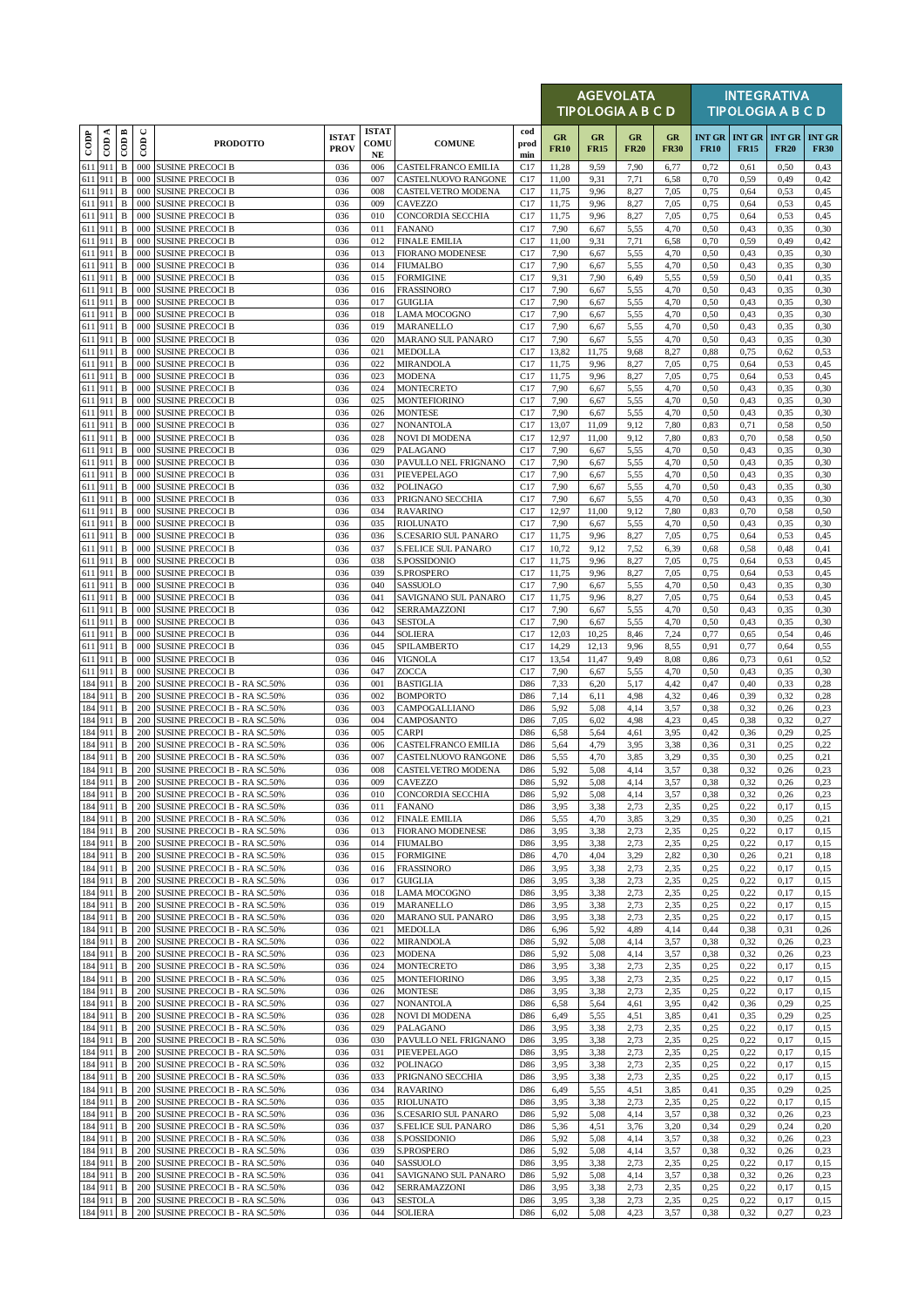| CODP | COD A | COD B | COD C | PRODOTTO | ISTAT PROV | ISTAT COMU NE | COMUNE | cod prod min | AGEVOLATA TIPOLOGIA A B C D | | | | INTEGRATIVA TIPOLOGIA A B C D | | | |
|---|---|---|---|---|---|---|---|---|---|---|---|---|---|---|---|---|
| | | | | | | | | | GR FR10 | GR FR15 | GR FR20 | GR FR30 | INT GR FR10 | INT GR FR15 | INT GR FR20 | INT GR FR30 |
| 611 | 911 | B | 000 | SUSINE PRECOCI B | 036 | 006 | CASTELFRANCO EMILIA | C17 | 11,28 | 9,59 | 7,90 | 6,77 | 0,72 | 0,61 | 0,50 | 0,43 |
| 611 | 911 | B | 000 | SUSINE PRECOCI B | 036 | 007 | CASTELNUOVO RANGONE | C17 | 11,00 | 9,31 | 7,71 | 6,58 | 0,70 | 0,59 | 0,49 | 0,42 |
| 611 | 911 | B | 000 | SUSINE PRECOCI B | 036 | 008 | CASTELVETRO MODENA | C17 | 11,75 | 9,96 | 8,27 | 7,05 | 0,75 | 0,64 | 0,53 | 0,45 |
| 611 | 911 | B | 000 | SUSINE PRECOCI B | 036 | 009 | CAVEZZO | C17 | 11,75 | 9,96 | 8,27 | 7,05 | 0,75 | 0,64 | 0,53 | 0,45 |
| 611 | 911 | B | 000 | SUSINE PRECOCI B | 036 | 010 | CONCORDIA SECCHIA | C17 | 11,75 | 9,96 | 8,27 | 7,05 | 0,75 | 0,64 | 0,53 | 0,45 |
| 611 | 911 | B | 000 | SUSINE PRECOCI B | 036 | 011 | FANANO | C17 | 7,90 | 6,67 | 5,55 | 4,70 | 0,50 | 0,43 | 0,35 | 0,30 |
| 611 | 911 | B | 000 | SUSINE PRECOCI B | 036 | 012 | FINALE EMILIA | C17 | 11,00 | 9,31 | 7,71 | 6,58 | 0,70 | 0,59 | 0,49 | 0,42 |
| 611 | 911 | B | 000 | SUSINE PRECOCI B | 036 | 013 | FIORANO MODENESE | C17 | 7,90 | 6,67 | 5,55 | 4,70 | 0,50 | 0,43 | 0,35 | 0,30 |
| 611 | 911 | B | 000 | SUSINE PRECOCI B | 036 | 014 | FIUMALBO | C17 | 7,90 | 6,67 | 5,55 | 4,70 | 0,50 | 0,43 | 0,35 | 0,30 |
| 611 | 911 | B | 000 | SUSINE PRECOCI B | 036 | 015 | FORMIGINE | C17 | 9,31 | 7,90 | 6,49 | 5,55 | 0,59 | 0,50 | 0,41 | 0,35 |
| 611 | 911 | B | 000 | SUSINE PRECOCI B | 036 | 016 | FRASSINORO | C17 | 7,90 | 6,67 | 5,55 | 4,70 | 0,50 | 0,43 | 0,35 | 0,30 |
| 611 | 911 | B | 000 | SUSINE PRECOCI B | 036 | 017 | GUIGLIA | C17 | 7,90 | 6,67 | 5,55 | 4,70 | 0,50 | 0,43 | 0,35 | 0,30 |
| 611 | 911 | B | 000 | SUSINE PRECOCI B | 036 | 018 | LAMA MOCOGNO | C17 | 7,90 | 6,67 | 5,55 | 4,70 | 0,50 | 0,43 | 0,35 | 0,30 |
| 611 | 911 | B | 000 | SUSINE PRECOCI B | 036 | 019 | MARANELLO | C17 | 7,90 | 6,67 | 5,55 | 4,70 | 0,50 | 0,43 | 0,35 | 0,30 |
| 611 | 911 | B | 000 | SUSINE PRECOCI B | 036 | 020 | MARANO SUL PANARO | C17 | 7,90 | 6,67 | 5,55 | 4,70 | 0,50 | 0,43 | 0,35 | 0,30 |
| 611 | 911 | B | 000 | SUSINE PRECOCI B | 036 | 021 | MEDOLLA | C17 | 13,82 | 11,75 | 9,68 | 8,27 | 0,88 | 0,75 | 0,62 | 0,53 |
| 611 | 911 | B | 000 | SUSINE PRECOCI B | 036 | 022 | MIRANDOLA | C17 | 11,75 | 9,96 | 8,27 | 7,05 | 0,75 | 0,64 | 0,53 | 0,45 |
| 611 | 911 | B | 000 | SUSINE PRECOCI B | 036 | 023 | MODENA | C17 | 11,75 | 9,96 | 8,27 | 7,05 | 0,75 | 0,64 | 0,53 | 0,45 |
| 611 | 911 | B | 000 | SUSINE PRECOCI B | 036 | 024 | MONTECRETO | C17 | 7,90 | 6,67 | 5,55 | 4,70 | 0,50 | 0,43 | 0,35 | 0,30 |
| 611 | 911 | B | 000 | SUSINE PRECOCI B | 036 | 025 | MONTEFIORINO | C17 | 7,90 | 6,67 | 5,55 | 4,70 | 0,50 | 0,43 | 0,35 | 0,30 |
| 611 | 911 | B | 000 | SUSINE PRECOCI B | 036 | 026 | MONTESE | C17 | 7,90 | 6,67 | 5,55 | 4,70 | 0,50 | 0,43 | 0,35 | 0,30 |
| 611 | 911 | B | 000 | SUSINE PRECOCI B | 036 | 027 | NONANTOLA | C17 | 13,07 | 11,09 | 9,12 | 7,80 | 0,83 | 0,71 | 0,58 | 0,50 |
| 611 | 911 | B | 000 | SUSINE PRECOCI B | 036 | 028 | NOVI DI MODENA | C17 | 12,97 | 11,00 | 9,12 | 7,80 | 0,83 | 0,70 | 0,58 | 0,50 |
| 611 | 911 | B | 000 | SUSINE PRECOCI B | 036 | 029 | PALAGANO | C17 | 7,90 | 6,67 | 5,55 | 4,70 | 0,50 | 0,43 | 0,35 | 0,30 |
| 611 | 911 | B | 000 | SUSINE PRECOCI B | 036 | 030 | PAVULLO NEL FRIGNANO | C17 | 7,90 | 6,67 | 5,55 | 4,70 | 0,50 | 0,43 | 0,35 | 0,30 |
| 611 | 911 | B | 000 | SUSINE PRECOCI B | 036 | 031 | PIEVEPELAGO | C17 | 7,90 | 6,67 | 5,55 | 4,70 | 0,50 | 0,43 | 0,35 | 0,30 |
| 611 | 911 | B | 000 | SUSINE PRECOCI B | 036 | 032 | POLINAGO | C17 | 7,90 | 6,67 | 5,55 | 4,70 | 0,50 | 0,43 | 0,35 | 0,30 |
| 611 | 911 | B | 000 | SUSINE PRECOCI B | 036 | 033 | PRIGNANO SECCHIA | C17 | 7,90 | 6,67 | 5,55 | 4,70 | 0,50 | 0,43 | 0,35 | 0,30 |
| 611 | 911 | B | 000 | SUSINE PRECOCI B | 036 | 034 | RAVARINO | C17 | 12,97 | 11,00 | 9,12 | 7,80 | 0,83 | 0,70 | 0,58 | 0,50 |
| 611 | 911 | B | 000 | SUSINE PRECOCI B | 036 | 035 | RIOLUNATO | C17 | 7,90 | 6,67 | 5,55 | 4,70 | 0,50 | 0,43 | 0,35 | 0,30 |
| 611 | 911 | B | 000 | SUSINE PRECOCI B | 036 | 036 | S.CESARIO SUL PANARO | C17 | 11,75 | 9,96 | 8,27 | 7,05 | 0,75 | 0,64 | 0,53 | 0,45 |
| 611 | 911 | B | 000 | SUSINE PRECOCI B | 036 | 037 | S.FELICE SUL PANARO | C17 | 10,72 | 9,12 | 7,52 | 6,39 | 0,68 | 0,58 | 0,48 | 0,41 |
| 611 | 911 | B | 000 | SUSINE PRECOCI B | 036 | 038 | S.POSSIDONIO | C17 | 11,75 | 9,96 | 8,27 | 7,05 | 0,75 | 0,64 | 0,53 | 0,45 |
| 611 | 911 | B | 000 | SUSINE PRECOCI B | 036 | 039 | S.PROSPERO | C17 | 11,75 | 9,96 | 8,27 | 7,05 | 0,75 | 0,64 | 0,53 | 0,45 |
| 611 | 911 | B | 000 | SUSINE PRECOCI B | 036 | 040 | SASSUOLO | C17 | 7,90 | 6,67 | 5,55 | 4,70 | 0,50 | 0,43 | 0,35 | 0,30 |
| 611 | 911 | B | 000 | SUSINE PRECOCI B | 036 | 041 | SAVIGNANO SUL PANARO | C17 | 11,75 | 9,96 | 8,27 | 7,05 | 0,75 | 0,64 | 0,53 | 0,45 |
| 611 | 911 | B | 000 | SUSINE PRECOCI B | 036 | 042 | SERRAMAZZONI | C17 | 7,90 | 6,67 | 5,55 | 4,70 | 0,50 | 0,43 | 0,35 | 0,30 |
| 611 | 911 | B | 000 | SUSINE PRECOCI B | 036 | 043 | SESTOLA | C17 | 7,90 | 6,67 | 5,55 | 4,70 | 0,50 | 0,43 | 0,35 | 0,30 |
| 611 | 911 | B | 000 | SUSINE PRECOCI B | 036 | 044 | SOLIERA | C17 | 12,03 | 10,25 | 8,46 | 7,24 | 0,77 | 0,65 | 0,54 | 0,46 |
| 611 | 911 | B | 000 | SUSINE PRECOCI B | 036 | 045 | SPILAMBERTO | C17 | 14,29 | 12,13 | 9,96 | 8,55 | 0,91 | 0,77 | 0,64 | 0,55 |
| 611 | 911 | B | 000 | SUSINE PRECOCI B | 036 | 046 | VIGNOLA | C17 | 13,54 | 11,47 | 9,49 | 8,08 | 0,86 | 0,73 | 0,61 | 0,52 |
| 611 | 911 | B | 000 | SUSINE PRECOCI B | 036 | 047 | ZOCCA | C17 | 7,90 | 6,67 | 5,55 | 4,70 | 0,50 | 0,43 | 0,35 | 0,30 |
| 184 | 911 | B | 200 | SUSINE PRECOCI B - RA SC.50% | 036 | 001 | BASTIGLIA | D86 | 7,33 | 6,20 | 5,17 | 4,42 | 0,47 | 0,40 | 0,33 | 0,28 |
| 184 | 911 | B | 200 | SUSINE PRECOCI B - RA SC.50% | 036 | 002 | BOMPORTO | D86 | 7,14 | 6,11 | 4,98 | 4,32 | 0,46 | 0,39 | 0,32 | 0,28 |
| 184 | 911 | B | 200 | SUSINE PRECOCI B - RA SC.50% | 036 | 003 | CAMPOGALLIANO | D86 | 5,92 | 5,08 | 4,14 | 3,57 | 0,38 | 0,32 | 0,26 | 0,23 |
| 184 | 911 | B | 200 | SUSINE PRECOCI B - RA SC.50% | 036 | 004 | CAMPOSANTO | D86 | 7,05 | 6,02 | 4,98 | 4,23 | 0,45 | 0,38 | 0,32 | 0,27 |
| 184 | 911 | B | 200 | SUSINE PRECOCI B - RA SC.50% | 036 | 005 | CARPI | D86 | 6,58 | 5,64 | 4,61 | 3,95 | 0,42 | 0,36 | 0,29 | 0,25 |
| 184 | 911 | B | 200 | SUSINE PRECOCI B - RA SC.50% | 036 | 006 | CASTELFRANCO EMILIA | D86 | 5,64 | 4,79 | 3,95 | 3,38 | 0,36 | 0,31 | 0,25 | 0,22 |
| 184 | 911 | B | 200 | SUSINE PRECOCI B - RA SC.50% | 036 | 007 | CASTELNUOVO RANGONE | D86 | 5,55 | 4,70 | 3,85 | 3,29 | 0,35 | 0,30 | 0,25 | 0,21 |
| 184 | 911 | B | 200 | SUSINE PRECOCI B - RA SC.50% | 036 | 008 | CASTELVETRO MODENA | D86 | 5,92 | 5,08 | 4,14 | 3,57 | 0,38 | 0,32 | 0,26 | 0,23 |
| 184 | 911 | B | 200 | SUSINE PRECOCI B - RA SC.50% | 036 | 009 | CAVEZZO | D86 | 5,92 | 5,08 | 4,14 | 3,57 | 0,38 | 0,32 | 0,26 | 0,23 |
| 184 | 911 | B | 200 | SUSINE PRECOCI B - RA SC.50% | 036 | 010 | CONCORDIA SECCHIA | D86 | 5,92 | 5,08 | 4,14 | 3,57 | 0,38 | 0,32 | 0,26 | 0,23 |
| 184 | 911 | B | 200 | SUSINE PRECOCI B - RA SC.50% | 036 | 011 | FANANO | D86 | 3,95 | 3,38 | 2,73 | 2,35 | 0,25 | 0,22 | 0,17 | 0,15 |
| 184 | 911 | B | 200 | SUSINE PRECOCI B - RA SC.50% | 036 | 012 | FINALE EMILIA | D86 | 5,55 | 4,70 | 3,85 | 3,29 | 0,35 | 0,30 | 0,25 | 0,21 |
| 184 | 911 | B | 200 | SUSINE PRECOCI B - RA SC.50% | 036 | 013 | FIORANO MODENESE | D86 | 3,95 | 3,38 | 2,73 | 2,35 | 0,25 | 0,22 | 0,17 | 0,15 |
| 184 | 911 | B | 200 | SUSINE PRECOCI B - RA SC.50% | 036 | 014 | FIUMALBO | D86 | 3,95 | 3,38 | 2,73 | 2,35 | 0,25 | 0,22 | 0,17 | 0,15 |
| 184 | 911 | B | 200 | SUSINE PRECOCI B - RA SC.50% | 036 | 015 | FORMIGINE | D86 | 4,70 | 4,04 | 3,29 | 2,82 | 0,30 | 0,26 | 0,21 | 0,18 |
| 184 | 911 | B | 200 | SUSINE PRECOCI B - RA SC.50% | 036 | 016 | FRASSINORO | D86 | 3,95 | 3,38 | 2,73 | 2,35 | 0,25 | 0,22 | 0,17 | 0,15 |
| 184 | 911 | B | 200 | SUSINE PRECOCI B - RA SC.50% | 036 | 017 | GUIGLIA | D86 | 3,95 | 3,38 | 2,73 | 2,35 | 0,25 | 0,22 | 0,17 | 0,15 |
| 184 | 911 | B | 200 | SUSINE PRECOCI B - RA SC.50% | 036 | 018 | LAMA MOCOGNO | D86 | 3,95 | 3,38 | 2,73 | 2,35 | 0,25 | 0,22 | 0,17 | 0,15 |
| 184 | 911 | B | 200 | SUSINE PRECOCI B - RA SC.50% | 036 | 019 | MARANELLO | D86 | 3,95 | 3,38 | 2,73 | 2,35 | 0,25 | 0,22 | 0,17 | 0,15 |
| 184 | 911 | B | 200 | SUSINE PRECOCI B - RA SC.50% | 036 | 020 | MARANO SUL PANARO | D86 | 3,95 | 3,38 | 2,73 | 2,35 | 0,25 | 0,22 | 0,17 | 0,15 |
| 184 | 911 | B | 200 | SUSINE PRECOCI B - RA SC.50% | 036 | 021 | MEDOLLA | D86 | 6,96 | 5,92 | 4,89 | 4,14 | 0,44 | 0,38 | 0,31 | 0,26 |
| 184 | 911 | B | 200 | SUSINE PRECOCI B - RA SC.50% | 036 | 022 | MIRANDOLA | D86 | 5,92 | 5,08 | 4,14 | 3,57 | 0,38 | 0,32 | 0,26 | 0,23 |
| 184 | 911 | B | 200 | SUSINE PRECOCI B - RA SC.50% | 036 | 023 | MODENA | D86 | 5,92 | 5,08 | 4,14 | 3,57 | 0,38 | 0,32 | 0,26 | 0,23 |
| 184 | 911 | B | 200 | SUSINE PRECOCI B - RA SC.50% | 036 | 024 | MONTECRETO | D86 | 3,95 | 3,38 | 2,73 | 2,35 | 0,25 | 0,22 | 0,17 | 0,15 |
| 184 | 911 | B | 200 | SUSINE PRECOCI B - RA SC.50% | 036 | 025 | MONTEFIORINO | D86 | 3,95 | 3,38 | 2,73 | 2,35 | 0,25 | 0,22 | 0,17 | 0,15 |
| 184 | 911 | B | 200 | SUSINE PRECOCI B - RA SC.50% | 036 | 026 | MONTESE | D86 | 3,95 | 3,38 | 2,73 | 2,35 | 0,25 | 0,22 | 0,17 | 0,15 |
| 184 | 911 | B | 200 | SUSINE PRECOCI B - RA SC.50% | 036 | 027 | NONANTOLA | D86 | 6,58 | 5,64 | 4,61 | 3,95 | 0,42 | 0,36 | 0,29 | 0,25 |
| 184 | 911 | B | 200 | SUSINE PRECOCI B - RA SC.50% | 036 | 028 | NOVI DI MODENA | D86 | 6,49 | 5,55 | 4,51 | 3,85 | 0,41 | 0,35 | 0,29 | 0,25 |
| 184 | 911 | B | 200 | SUSINE PRECOCI B - RA SC.50% | 036 | 029 | PALAGANO | D86 | 3,95 | 3,38 | 2,73 | 2,35 | 0,25 | 0,22 | 0,17 | 0,15 |
| 184 | 911 | B | 200 | SUSINE PRECOCI B - RA SC.50% | 036 | 030 | PAVULLO NEL FRIGNANO | D86 | 3,95 | 3,38 | 2,73 | 2,35 | 0,25 | 0,22 | 0,17 | 0,15 |
| 184 | 911 | B | 200 | SUSINE PRECOCI B - RA SC.50% | 036 | 031 | PIEVEPELAGO | D86 | 3,95 | 3,38 | 2,73 | 2,35 | 0,25 | 0,22 | 0,17 | 0,15 |
| 184 | 911 | B | 200 | SUSINE PRECOCI B - RA SC.50% | 036 | 032 | POLINAGO | D86 | 3,95 | 3,38 | 2,73 | 2,35 | 0,25 | 0,22 | 0,17 | 0,15 |
| 184 | 911 | B | 200 | SUSINE PRECOCI B - RA SC.50% | 036 | 033 | PRIGNANO SECCHIA | D86 | 3,95 | 3,38 | 2,73 | 2,35 | 0,25 | 0,22 | 0,17 | 0,15 |
| 184 | 911 | B | 200 | SUSINE PRECOCI B - RA SC.50% | 036 | 034 | RAVARINO | D86 | 6,49 | 5,55 | 4,51 | 3,85 | 0,41 | 0,35 | 0,29 | 0,25 |
| 184 | 911 | B | 200 | SUSINE PRECOCI B - RA SC.50% | 036 | 035 | RIOLUNATO | D86 | 3,95 | 3,38 | 2,73 | 2,35 | 0,25 | 0,22 | 0,17 | 0,15 |
| 184 | 911 | B | 200 | SUSINE PRECOCI B - RA SC.50% | 036 | 036 | S.CESARIO SUL PANARO | D86 | 5,92 | 5,08 | 4,14 | 3,57 | 0,38 | 0,32 | 0,26 | 0,23 |
| 184 | 911 | B | 200 | SUSINE PRECOCI B - RA SC.50% | 036 | 037 | S.FELICE SUL PANARO | D86 | 5,36 | 4,51 | 3,76 | 3,20 | 0,34 | 0,29 | 0,24 | 0,20 |
| 184 | 911 | B | 200 | SUSINE PRECOCI B - RA SC.50% | 036 | 038 | S.POSSIDONIO | D86 | 5,92 | 5,08 | 4,14 | 3,57 | 0,38 | 0,32 | 0,26 | 0,23 |
| 184 | 911 | B | 200 | SUSINE PRECOCI B - RA SC.50% | 036 | 039 | S.PROSPERO | D86 | 5,92 | 5,08 | 4,14 | 3,57 | 0,38 | 0,32 | 0,26 | 0,23 |
| 184 | 911 | B | 200 | SUSINE PRECOCI B - RA SC.50% | 036 | 040 | SASSUOLO | D86 | 3,95 | 3,38 | 2,73 | 2,35 | 0,25 | 0,22 | 0,17 | 0,15 |
| 184 | 911 | B | 200 | SUSINE PRECOCI B - RA SC.50% | 036 | 041 | SAVIGNANO SUL PANARO | D86 | 5,92 | 5,08 | 4,14 | 3,57 | 0,38 | 0,32 | 0,26 | 0,23 |
| 184 | 911 | B | 200 | SUSINE PRECOCI B - RA SC.50% | 036 | 042 | SERRAMAZZONI | D86 | 3,95 | 3,38 | 2,73 | 2,35 | 0,25 | 0,22 | 0,17 | 0,15 |
| 184 | 911 | B | 200 | SUSINE PRECOCI B - RA SC.50% | 036 | 043 | SESTOLA | D86 | 3,95 | 3,38 | 2,73 | 2,35 | 0,25 | 0,22 | 0,17 | 0,15 |
| 184 | 911 | B | 200 | SUSINE PRECOCI B - RA SC.50% | 036 | 044 | SOLIERA | D86 | 6,02 | 5,08 | 4,23 | 3,57 | 0,38 | 0,32 | 0,27 | 0,23 |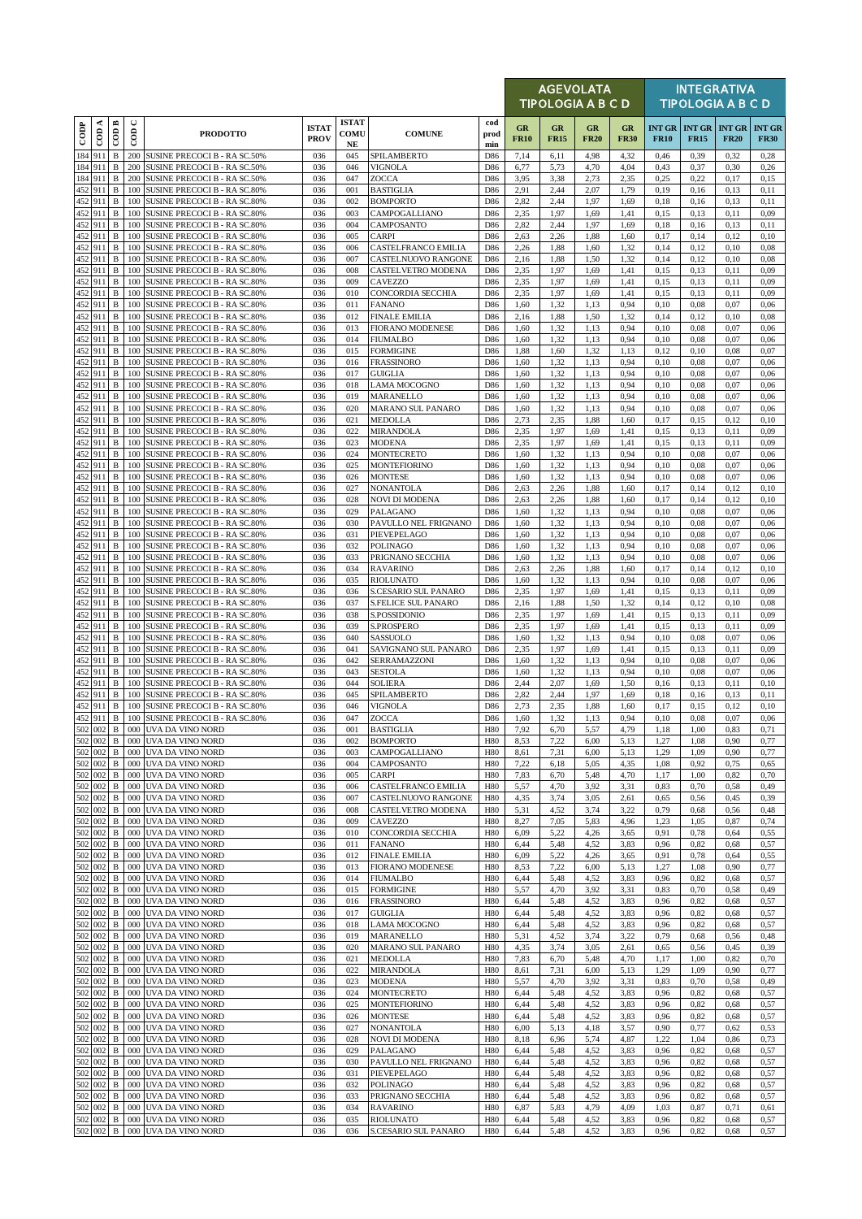| CODP | COD A | COD B | COD C | PRODOTTO | ISTAT PROV | ISTAT COMUNE | COMUNE | cod prod min | AGEVOLATA TIPOLOGIA A B C D | | | | INTEGRATIVA TIPOLOGIA A B C D | | | |
|---|---|---|---|---|---|---|---|---|---|---|---|---|---|---|---|---|
| | | | | | | | | | GR FR10 | GR FR15 | GR FR20 | GR FR30 | INT GR FR10 | INT GR FR15 | INT GR FR20 | INT GR FR30 |
| 184 | 911 | B | 200 | SUSINE PRECOCI B - RA SC.50% | 036 | 045 | SPILAMBERTO | D86 | 7,14 | 6,11 | 4,98 | 4,32 | 0,46 | 0,39 | 0,32 | 0,28 |
| 184 | 911 | B | 200 | SUSINE PRECOCI B - RA SC.50% | 036 | 046 | VIGNOLA | D86 | 6,77 | 5,73 | 4,70 | 4,04 | 0,43 | 0,37 | 0,30 | 0,26 |
| 184 | 911 | B | 200 | SUSINE PRECOCI B - RA SC.50% | 036 | 047 | ZOCCA | D86 | 3,95 | 3,38 | 2,73 | 2,35 | 0,25 | 0,22 | 0,17 | 0,15 |
| 452 | 911 | B | 100 | SUSINE PRECOCI B - RA SC.80% | 036 | 001 | BASTIGLIA | D86 | 2,91 | 2,44 | 2,07 | 1,79 | 0,19 | 0,16 | 0,13 | 0,11 |
| 452 | 911 | B | 100 | SUSINE PRECOCI B - RA SC.80% | 036 | 002 | BOMPORTO | D86 | 2,82 | 2,44 | 1,97 | 1,69 | 0,18 | 0,16 | 0,13 | 0,11 |
| 452 | 911 | B | 100 | SUSINE PRECOCI B - RA SC.80% | 036 | 003 | CAMPOGALLIANO | D86 | 2,35 | 1,97 | 1,69 | 1,41 | 0,15 | 0,13 | 0,11 | 0,09 |
| 452 | 911 | B | 100 | SUSINE PRECOCI B - RA SC.80% | 036 | 004 | CAMPOSANTO | D86 | 2,82 | 2,44 | 1,97 | 1,69 | 0,18 | 0,16 | 0,13 | 0,11 |
| 452 | 911 | B | 100 | SUSINE PRECOCI B - RA SC.80% | 036 | 005 | CARPI | D86 | 2,63 | 2,26 | 1,88 | 1,60 | 0,17 | 0,14 | 0,12 | 0,10 |
| 452 | 911 | B | 100 | SUSINE PRECOCI B - RA SC.80% | 036 | 006 | CASTELFRANCO EMILIA | D86 | 2,26 | 1,88 | 1,60 | 1,32 | 0,14 | 0,12 | 0,10 | 0,08 |
| 452 | 911 | B | 100 | SUSINE PRECOCI B - RA SC.80% | 036 | 007 | CASTELNUOVO RANGONE | D86 | 2,16 | 1,88 | 1,50 | 1,32 | 0,14 | 0,12 | 0,10 | 0,08 |
| 452 | 911 | B | 100 | SUSINE PRECOCI B - RA SC.80% | 036 | 008 | CASTELVETRO MODENA | D86 | 2,35 | 1,97 | 1,69 | 1,41 | 0,15 | 0,13 | 0,11 | 0,09 |
| 452 | 911 | B | 100 | SUSINE PRECOCI B - RA SC.80% | 036 | 009 | CAVEZZO | D86 | 2,35 | 1,97 | 1,69 | 1,41 | 0,15 | 0,13 | 0,11 | 0,09 |
| 452 | 911 | B | 100 | SUSINE PRECOCI B - RA SC.80% | 036 | 010 | CONCORDIA SECCHIA | D86 | 2,35 | 1,97 | 1,69 | 1,41 | 0,15 | 0,13 | 0,11 | 0,09 |
| 452 | 911 | B | 100 | SUSINE PRECOCI B - RA SC.80% | 036 | 011 | FANANO | D86 | 1,60 | 1,32 | 1,13 | 0,94 | 0,10 | 0,08 | 0,07 | 0,06 |
| 452 | 911 | B | 100 | SUSINE PRECOCI B - RA SC.80% | 036 | 012 | FINALE EMILIA | D86 | 2,16 | 1,88 | 1,50 | 1,32 | 0,14 | 0,12 | 0,10 | 0,08 |
| 452 | 911 | B | 100 | SUSINE PRECOCI B - RA SC.80% | 036 | 013 | FIORANO MODENESE | D86 | 1,60 | 1,32 | 1,13 | 0,94 | 0,10 | 0,08 | 0,07 | 0,06 |
| 452 | 911 | B | 100 | SUSINE PRECOCI B - RA SC.80% | 036 | 014 | FIUMALBO | D86 | 1,60 | 1,32 | 1,13 | 0,94 | 0,10 | 0,08 | 0,07 | 0,06 |
| 452 | 911 | B | 100 | SUSINE PRECOCI B - RA SC.80% | 036 | 015 | FORMIGINE | D86 | 1,88 | 1,60 | 1,32 | 1,13 | 0,12 | 0,10 | 0,08 | 0,07 |
| 452 | 911 | B | 100 | SUSINE PRECOCI B - RA SC.80% | 036 | 016 | FRASSINORO | D86 | 1,60 | 1,32 | 1,13 | 0,94 | 0,10 | 0,08 | 0,07 | 0,06 |
| 452 | 911 | B | 100 | SUSINE PRECOCI B - RA SC.80% | 036 | 017 | GUIGLIA | D86 | 1,60 | 1,32 | 1,13 | 0,94 | 0,10 | 0,08 | 0,07 | 0,06 |
| 452 | 911 | B | 100 | SUSINE PRECOCI B - RA SC.80% | 036 | 018 | LAMA MOCOGNO | D86 | 1,60 | 1,32 | 1,13 | 0,94 | 0,10 | 0,08 | 0,07 | 0,06 |
| 452 | 911 | B | 100 | SUSINE PRECOCI B - RA SC.80% | 036 | 019 | MARANELLO | D86 | 1,60 | 1,32 | 1,13 | 0,94 | 0,10 | 0,08 | 0,07 | 0,06 |
| 452 | 911 | B | 100 | SUSINE PRECOCI B - RA SC.80% | 036 | 020 | MARANO SUL PANARO | D86 | 1,60 | 1,32 | 1,13 | 0,94 | 0,10 | 0,08 | 0,07 | 0,06 |
| 452 | 911 | B | 100 | SUSINE PRECOCI B - RA SC.80% | 036 | 021 | MEDOLLA | D86 | 2,73 | 2,35 | 1,88 | 1,60 | 0,17 | 0,15 | 0,12 | 0,10 |
| 452 | 911 | B | 100 | SUSINE PRECOCI B - RA SC.80% | 036 | 022 | MIRANDOLA | D86 | 2,35 | 1,97 | 1,69 | 1,41 | 0,15 | 0,13 | 0,11 | 0,09 |
| 452 | 911 | B | 100 | SUSINE PRECOCI B - RA SC.80% | 036 | 023 | MODENA | D86 | 2,35 | 1,97 | 1,69 | 1,41 | 0,15 | 0,13 | 0,11 | 0,09 |
| 452 | 911 | B | 100 | SUSINE PRECOCI B - RA SC.80% | 036 | 024 | MONTECRETO | D86 | 1,60 | 1,32 | 1,13 | 0,94 | 0,10 | 0,08 | 0,07 | 0,06 |
| 452 | 911 | B | 100 | SUSINE PRECOCI B - RA SC.80% | 036 | 025 | MONTEFIORINO | D86 | 1,60 | 1,32 | 1,13 | 0,94 | 0,10 | 0,08 | 0,07 | 0,06 |
| 452 | 911 | B | 100 | SUSINE PRECOCI B - RA SC.80% | 036 | 026 | MONTESE | D86 | 1,60 | 1,32 | 1,13 | 0,94 | 0,10 | 0,08 | 0,07 | 0,06 |
| 452 | 911 | B | 100 | SUSINE PRECOCI B - RA SC.80% | 036 | 027 | NONANTOLA | D86 | 2,63 | 2,26 | 1,88 | 1,60 | 0,17 | 0,14 | 0,12 | 0,10 |
| 452 | 911 | B | 100 | SUSINE PRECOCI B - RA SC.80% | 036 | 028 | NOVI DI MODENA | D86 | 2,63 | 2,26 | 1,88 | 1,60 | 0,17 | 0,14 | 0,12 | 0,10 |
| 452 | 911 | B | 100 | SUSINE PRECOCI B - RA SC.80% | 036 | 029 | PALAGANO | D86 | 1,60 | 1,32 | 1,13 | 0,94 | 0,10 | 0,08 | 0,07 | 0,06 |
| 452 | 911 | B | 100 | SUSINE PRECOCI B - RA SC.80% | 036 | 030 | PAVULLO NEL FRIGNANO | D86 | 1,60 | 1,32 | 1,13 | 0,94 | 0,10 | 0,08 | 0,07 | 0,06 |
| 452 | 911 | B | 100 | SUSINE PRECOCI B - RA SC.80% | 036 | 031 | PIEVEPELAGO | D86 | 1,60 | 1,32 | 1,13 | 0,94 | 0,10 | 0,08 | 0,07 | 0,06 |
| 452 | 911 | B | 100 | SUSINE PRECOCI B - RA SC.80% | 036 | 032 | POLINAGO | D86 | 1,60 | 1,32 | 1,13 | 0,94 | 0,10 | 0,08 | 0,07 | 0,06 |
| 452 | 911 | B | 100 | SUSINE PRECOCI B - RA SC.80% | 036 | 033 | PRIGNANO SECCHIA | D86 | 1,60 | 1,32 | 1,13 | 0,94 | 0,10 | 0,08 | 0,07 | 0,06 |
| 452 | 911 | B | 100 | SUSINE PRECOCI B - RA SC.80% | 036 | 034 | RAVARINO | D86 | 2,63 | 2,26 | 1,88 | 1,60 | 0,17 | 0,14 | 0,12 | 0,10 |
| 452 | 911 | B | 100 | SUSINE PRECOCI B - RA SC.80% | 036 | 035 | RIOLUNATO | D86 | 1,60 | 1,32 | 1,13 | 0,94 | 0,10 | 0,08 | 0,07 | 0,06 |
| 452 | 911 | B | 100 | SUSINE PRECOCI B - RA SC.80% | 036 | 036 | S.CESARIO SUL PANARO | D86 | 2,35 | 1,97 | 1,69 | 1,41 | 0,15 | 0,13 | 0,11 | 0,09 |
| 452 | 911 | B | 100 | SUSINE PRECOCI B - RA SC.80% | 036 | 037 | S.FELICE SUL PANARO | D86 | 2,16 | 1,88 | 1,50 | 1,32 | 0,14 | 0,12 | 0,10 | 0,08 |
| 452 | 911 | B | 100 | SUSINE PRECOCI B - RA SC.80% | 036 | 038 | S.POSSIDONIO | D86 | 2,35 | 1,97 | 1,69 | 1,41 | 0,15 | 0,13 | 0,11 | 0,09 |
| 452 | 911 | B | 100 | SUSINE PRECOCI B - RA SC.80% | 036 | 039 | S.PROSPERO | D86 | 2,35 | 1,97 | 1,69 | 1,41 | 0,15 | 0,13 | 0,11 | 0,09 |
| 452 | 911 | B | 100 | SUSINE PRECOCI B - RA SC.80% | 036 | 040 | SASSUOLO | D86 | 1,60 | 1,32 | 1,13 | 0,94 | 0,10 | 0,08 | 0,07 | 0,06 |
| 452 | 911 | B | 100 | SUSINE PRECOCI B - RA SC.80% | 036 | 041 | SAVIGNANO SUL PANARO | D86 | 2,35 | 1,97 | 1,69 | 1,41 | 0,15 | 0,13 | 0,11 | 0,09 |
| 452 | 911 | B | 100 | SUSINE PRECOCI B - RA SC.80% | 036 | 042 | SERRAMAZZONI | D86 | 1,60 | 1,32 | 1,13 | 0,94 | 0,10 | 0,08 | 0,07 | 0,06 |
| 452 | 911 | B | 100 | SUSINE PRECOCI B - RA SC.80% | 036 | 043 | SESTOLA | D86 | 1,60 | 1,32 | 1,13 | 0,94 | 0,10 | 0,08 | 0,07 | 0,06 |
| 452 | 911 | B | 100 | SUSINE PRECOCI B - RA SC.80% | 036 | 044 | SOLIERA | D86 | 2,44 | 2,07 | 1,69 | 1,50 | 0,16 | 0,13 | 0,11 | 0,10 |
| 452 | 911 | B | 100 | SUSINE PRECOCI B - RA SC.80% | 036 | 045 | SPILAMBERTO | D86 | 2,82 | 2,44 | 1,97 | 1,69 | 0,18 | 0,16 | 0,13 | 0,11 |
| 452 | 911 | B | 100 | SUSINE PRECOCI B - RA SC.80% | 036 | 046 | VIGNOLA | D86 | 2,73 | 2,35 | 1,88 | 1,60 | 0,17 | 0,15 | 0,12 | 0,10 |
| 452 | 911 | B | 100 | SUSINE PRECOCI B - RA SC.80% | 036 | 047 | ZOCCA | D86 | 1,60 | 1,32 | 1,13 | 0,94 | 0,10 | 0,08 | 0,07 | 0,06 |
| 502 | 002 | B | 000 | UVA DA VINO NORD | 036 | 001 | BASTIGLIA | H80 | 7,92 | 6,70 | 5,57 | 4,79 | 1,18 | 1,00 | 0,83 | 0,71 |
| 502 | 002 | B | 000 | UVA DA VINO NORD | 036 | 002 | BOMPORTO | H80 | 8,53 | 7,22 | 6,00 | 5,13 | 1,27 | 1,08 | 0,90 | 0,77 |
| 502 | 002 | B | 000 | UVA DA VINO NORD | 036 | 003 | CAMPOGALLIANO | H80 | 8,61 | 7,31 | 6,00 | 5,13 | 1,29 | 1,09 | 0,90 | 0,77 |
| 502 | 002 | B | 000 | UVA DA VINO NORD | 036 | 004 | CAMPOSANTO | H80 | 7,22 | 6,18 | 5,05 | 4,35 | 1,08 | 0,92 | 0,75 | 0,65 |
| 502 | 002 | B | 000 | UVA DA VINO NORD | 036 | 005 | CARPI | H80 | 7,83 | 6,70 | 5,48 | 4,70 | 1,17 | 1,00 | 0,82 | 0,70 |
| 502 | 002 | B | 000 | UVA DA VINO NORD | 036 | 006 | CASTELFRANCO EMILIA | H80 | 5,57 | 4,70 | 3,92 | 3,31 | 0,83 | 0,70 | 0,58 | 0,49 |
| 502 | 002 | B | 000 | UVA DA VINO NORD | 036 | 007 | CASTELNUOVO RANGONE | H80 | 4,35 | 3,74 | 3,05 | 2,61 | 0,65 | 0,56 | 0,45 | 0,39 |
| 502 | 002 | B | 000 | UVA DA VINO NORD | 036 | 008 | CASTELVETRO MODENA | H80 | 5,31 | 4,52 | 3,74 | 3,22 | 0,79 | 0,68 | 0,56 | 0,48 |
| 502 | 002 | B | 000 | UVA DA VINO NORD | 036 | 009 | CAVEZZO | H80 | 8,27 | 7,05 | 5,83 | 4,96 | 1,23 | 1,05 | 0,87 | 0,74 |
| 502 | 002 | B | 000 | UVA DA VINO NORD | 036 | 010 | CONCORDIA SECCHIA | H80 | 6,09 | 5,22 | 4,26 | 3,65 | 0,91 | 0,78 | 0,64 | 0,55 |
| 502 | 002 | B | 000 | UVA DA VINO NORD | 036 | 011 | FANANO | H80 | 6,44 | 5,48 | 4,52 | 3,83 | 0,96 | 0,82 | 0,68 | 0,57 |
| 502 | 002 | B | 000 | UVA DA VINO NORD | 036 | 012 | FINALE EMILIA | H80 | 6,09 | 5,22 | 4,26 | 3,65 | 0,91 | 0,78 | 0,64 | 0,55 |
| 502 | 002 | B | 000 | UVA DA VINO NORD | 036 | 013 | FIORANO MODENESE | H80 | 8,53 | 7,22 | 6,00 | 5,13 | 1,27 | 1,08 | 0,90 | 0,77 |
| 502 | 002 | B | 000 | UVA DA VINO NORD | 036 | 014 | FIUMALBO | H80 | 6,44 | 5,48 | 4,52 | 3,83 | 0,96 | 0,82 | 0,68 | 0,57 |
| 502 | 002 | B | 000 | UVA DA VINO NORD | 036 | 015 | FORMIGINE | H80 | 5,57 | 4,70 | 3,92 | 3,31 | 0,83 | 0,70 | 0,58 | 0,49 |
| 502 | 002 | B | 000 | UVA DA VINO NORD | 036 | 016 | FRASSINORO | H80 | 6,44 | 5,48 | 4,52 | 3,83 | 0,96 | 0,82 | 0,68 | 0,57 |
| 502 | 002 | B | 000 | UVA DA VINO NORD | 036 | 017 | GUIGLIA | H80 | 6,44 | 5,48 | 4,52 | 3,83 | 0,96 | 0,82 | 0,68 | 0,57 |
| 502 | 002 | B | 000 | UVA DA VINO NORD | 036 | 018 | LAMA MOCOGNO | H80 | 6,44 | 5,48 | 4,52 | 3,83 | 0,96 | 0,82 | 0,68 | 0,57 |
| 502 | 002 | B | 000 | UVA DA VINO NORD | 036 | 019 | MARANELLO | H80 | 5,31 | 4,52 | 3,74 | 3,22 | 0,79 | 0,68 | 0,56 | 0,48 |
| 502 | 002 | B | 000 | UVA DA VINO NORD | 036 | 020 | MARANO SUL PANARO | H80 | 4,35 | 3,74 | 3,05 | 2,61 | 0,65 | 0,56 | 0,45 | 0,39 |
| 502 | 002 | B | 000 | UVA DA VINO NORD | 036 | 021 | MEDOLLA | H80 | 7,83 | 6,70 | 5,48 | 4,70 | 1,17 | 1,00 | 0,82 | 0,70 |
| 502 | 002 | B | 000 | UVA DA VINO NORD | 036 | 022 | MIRANDOLA | H80 | 8,61 | 7,31 | 6,00 | 5,13 | 1,29 | 1,09 | 0,90 | 0,77 |
| 502 | 002 | B | 000 | UVA DA VINO NORD | 036 | 023 | MODENA | H80 | 5,57 | 4,70 | 3,92 | 3,31 | 0,83 | 0,70 | 0,58 | 0,49 |
| 502 | 002 | B | 000 | UVA DA VINO NORD | 036 | 024 | MONTECRETO | H80 | 6,44 | 5,48 | 4,52 | 3,83 | 0,96 | 0,82 | 0,68 | 0,57 |
| 502 | 002 | B | 000 | UVA DA VINO NORD | 036 | 025 | MONTEFIORINO | H80 | 6,44 | 5,48 | 4,52 | 3,83 | 0,96 | 0,82 | 0,68 | 0,57 |
| 502 | 002 | B | 000 | UVA DA VINO NORD | 036 | 026 | MONTESE | H80 | 6,44 | 5,48 | 4,52 | 3,83 | 0,96 | 0,82 | 0,68 | 0,57 |
| 502 | 002 | B | 000 | UVA DA VINO NORD | 036 | 027 | NONANTOLA | H80 | 6,00 | 5,13 | 4,18 | 3,57 | 0,90 | 0,77 | 0,62 | 0,53 |
| 502 | 002 | B | 000 | UVA DA VINO NORD | 036 | 028 | NOVI DI MODENA | H80 | 8,18 | 6,96 | 5,74 | 4,87 | 1,22 | 1,04 | 0,86 | 0,73 |
| 502 | 002 | B | 000 | UVA DA VINO NORD | 036 | 029 | PALAGANO | H80 | 6,44 | 5,48 | 4,52 | 3,83 | 0,96 | 0,82 | 0,68 | 0,57 |
| 502 | 002 | B | 000 | UVA DA VINO NORD | 036 | 030 | PAVULLO NEL FRIGNANO | H80 | 6,44 | 5,48 | 4,52 | 3,83 | 0,96 | 0,82 | 0,68 | 0,57 |
| 502 | 002 | B | 000 | UVA DA VINO NORD | 036 | 031 | PIEVEPELAGO | H80 | 6,44 | 5,48 | 4,52 | 3,83 | 0,96 | 0,82 | 0,68 | 0,57 |
| 502 | 002 | B | 000 | UVA DA VINO NORD | 036 | 032 | POLINAGO | H80 | 6,44 | 5,48 | 4,52 | 3,83 | 0,96 | 0,82 | 0,68 | 0,57 |
| 502 | 002 | B | 000 | UVA DA VINO NORD | 036 | 033 | PRIGNANO SECCHIA | H80 | 6,44 | 5,48 | 4,52 | 3,83 | 0,96 | 0,82 | 0,68 | 0,57 |
| 502 | 002 | B | 000 | UVA DA VINO NORD | 036 | 034 | RAVARINO | H80 | 6,87 | 5,83 | 4,79 | 4,09 | 1,03 | 0,87 | 0,71 | 0,61 |
| 502 | 002 | B | 000 | UVA DA VINO NORD | 036 | 035 | RIOLUNATO | H80 | 6,44 | 5,48 | 4,52 | 3,83 | 0,96 | 0,82 | 0,68 | 0,57 |
| 502 | 002 | B | 000 | UVA DA VINO NORD | 036 | 036 | S.CESARIO SUL PANARO | H80 | 6,44 | 5,48 | 4,52 | 3,83 | 0,96 | 0,82 | 0,68 | 0,57 |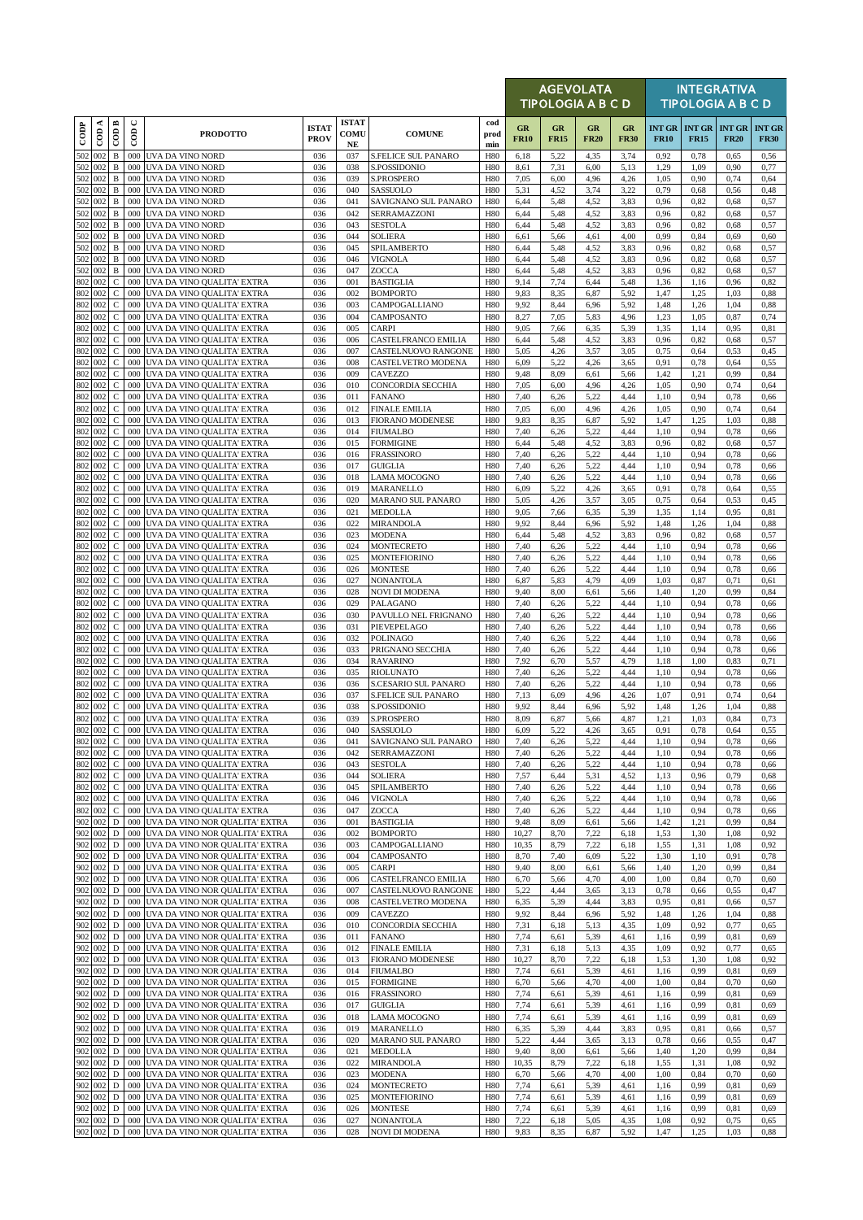| CODP | COD A | COD B | COD C | PRODOTTO | ISTAT PROV | ISTAT COMU NE | COMUNE | cod prod min | AGEVOLATA TIPOLOGIA A B C D | | | | INTEGRATIVA TIPOLOGIA A B C D | | | |
|---|---|---|---|---|---|---|---|---|---|---|---|---|---|---|---|---|
| | | | | | | | | | GR FR10 | GR FR15 | GR FR20 | GR FR30 | INT GR FR10 | INT GR FR15 | INT GR FR20 | INT GR FR30 |
| 502 | 002 | B | 000 | UVA DA VINO NORD | 036 | 037 | S.FELICE SUL PANARO | H80 | 6,18 | 5,22 | 4,35 | 3,74 | 0,92 | 0,78 | 0,65 | 0,56 |
| 502 | 002 | B | 000 | UVA DA VINO NORD | 036 | 038 | S.POSSIDONIO | H80 | 8,61 | 7,31 | 6,00 | 5,13 | 1,29 | 1,09 | 0,90 | 0,77 |
| 502 | 002 | B | 000 | UVA DA VINO NORD | 036 | 039 | S.PROSPERO | H80 | 7,05 | 6,00 | 4,96 | 4,26 | 1,05 | 0,90 | 0,74 | 0,64 |
| 502 | 002 | B | 000 | UVA DA VINO NORD | 036 | 040 | SASSUOLO | H80 | 5,31 | 4,52 | 3,74 | 3,22 | 0,79 | 0,68 | 0,56 | 0,48 |
| 502 | 002 | B | 000 | UVA DA VINO NORD | 036 | 041 | SAVIGNANO SUL PANARO | H80 | 6,44 | 5,48 | 4,52 | 3,83 | 0,96 | 0,82 | 0,68 | 0,57 |
| 502 | 002 | B | 000 | UVA DA VINO NORD | 036 | 042 | SERRAMAZZONI | H80 | 6,44 | 5,48 | 4,52 | 3,83 | 0,96 | 0,82 | 0,68 | 0,57 |
| 502 | 002 | B | 000 | UVA DA VINO NORD | 036 | 043 | SESTOLA | H80 | 6,44 | 5,48 | 4,52 | 3,83 | 0,96 | 0,82 | 0,68 | 0,57 |
| 502 | 002 | B | 000 | UVA DA VINO NORD | 036 | 044 | SOLIERA | H80 | 6,61 | 5,66 | 4,61 | 4,00 | 0,99 | 0,84 | 0,69 | 0,60 |
| 502 | 002 | B | 000 | UVA DA VINO NORD | 036 | 045 | SPILAMBERTO | H80 | 6,44 | 5,48 | 4,52 | 3,83 | 0,96 | 0,82 | 0,68 | 0,57 |
| 502 | 002 | B | 000 | UVA DA VINO NORD | 036 | 046 | VIGNOLA | H80 | 6,44 | 5,48 | 4,52 | 3,83 | 0,96 | 0,82 | 0,68 | 0,57 |
| 502 | 002 | B | 000 | UVA DA VINO NORD | 036 | 047 | ZOCCA | H80 | 6,44 | 5,48 | 4,52 | 3,83 | 0,96 | 0,82 | 0,68 | 0,57 |
| 802 | 002 | C | 000 | UVA DA VINO QUALITA' EXTRA | 036 | 001 | BASTIGLIA | H80 | 9,14 | 7,74 | 6,44 | 5,48 | 1,36 | 1,16 | 0,96 | 0,82 |
| 802 | 002 | C | 000 | UVA DA VINO QUALITA' EXTRA | 036 | 002 | BOMPORTO | H80 | 9,83 | 8,35 | 6,87 | 5,92 | 1,47 | 1,25 | 1,03 | 0,88 |
| 802 | 002 | C | 000 | UVA DA VINO QUALITA' EXTRA | 036 | 003 | CAMPOGALLIANO | H80 | 9,92 | 8,44 | 6,96 | 5,92 | 1,48 | 1,26 | 1,04 | 0,88 |
| 802 | 002 | C | 000 | UVA DA VINO QUALITA' EXTRA | 036 | 004 | CAMPOSANTO | H80 | 8,27 | 7,05 | 5,83 | 4,96 | 1,23 | 1,05 | 0,87 | 0,74 |
| 802 | 002 | C | 000 | UVA DA VINO QUALITA' EXTRA | 036 | 005 | CARPI | H80 | 9,05 | 7,66 | 6,35 | 5,39 | 1,35 | 1,14 | 0,95 | 0,81 |
| 802 | 002 | C | 000 | UVA DA VINO QUALITA' EXTRA | 036 | 006 | CASTELFRANCO EMILIA | H80 | 6,44 | 5,48 | 4,52 | 3,83 | 0,96 | 0,82 | 0,68 | 0,57 |
| 802 | 002 | C | 000 | UVA DA VINO QUALITA' EXTRA | 036 | 007 | CASTELNUOVO RANGONE | H80 | 5,05 | 4,26 | 3,57 | 3,05 | 0,75 | 0,64 | 0,53 | 0,45 |
| 802 | 002 | C | 000 | UVA DA VINO QUALITA' EXTRA | 036 | 008 | CASTELVETRO MODENA | H80 | 6,09 | 5,22 | 4,26 | 3,65 | 0,91 | 0,78 | 0,64 | 0,55 |
| 802 | 002 | C | 000 | UVA DA VINO QUALITA' EXTRA | 036 | 009 | CAVEZZO | H80 | 9,48 | 8,09 | 6,61 | 5,66 | 1,42 | 1,21 | 0,99 | 0,84 |
| 802 | 002 | C | 000 | UVA DA VINO QUALITA' EXTRA | 036 | 010 | CONCORDIA SECCHIA | H80 | 7,05 | 6,00 | 4,96 | 4,26 | 1,05 | 0,90 | 0,74 | 0,64 |
| 802 | 002 | C | 000 | UVA DA VINO QUALITA' EXTRA | 036 | 011 | FANANO | H80 | 7,40 | 6,26 | 5,22 | 4,44 | 1,10 | 0,94 | 0,78 | 0,66 |
| 802 | 002 | C | 000 | UVA DA VINO QUALITA' EXTRA | 036 | 012 | FINALE EMILIA | H80 | 7,05 | 6,00 | 4,96 | 4,26 | 1,05 | 0,90 | 0,74 | 0,64 |
| 802 | 002 | C | 000 | UVA DA VINO QUALITA' EXTRA | 036 | 013 | FIORANO MODENESE | H80 | 9,83 | 8,35 | 6,87 | 5,92 | 1,47 | 1,25 | 1,03 | 0,88 |
| 802 | 002 | C | 000 | UVA DA VINO QUALITA' EXTRA | 036 | 014 | FIUMALBO | H80 | 7,40 | 6,26 | 5,22 | 4,44 | 1,10 | 0,94 | 0,78 | 0,66 |
| 802 | 002 | C | 000 | UVA DA VINO QUALITA' EXTRA | 036 | 015 | FORMIGINE | H80 | 6,44 | 5,48 | 4,52 | 3,83 | 0,96 | 0,82 | 0,68 | 0,57 |
| 802 | 002 | C | 000 | UVA DA VINO QUALITA' EXTRA | 036 | 016 | FRASSINORO | H80 | 7,40 | 6,26 | 5,22 | 4,44 | 1,10 | 0,94 | 0,78 | 0,66 |
| 802 | 002 | C | 000 | UVA DA VINO QUALITA' EXTRA | 036 | 017 | GUIGLIA | H80 | 7,40 | 6,26 | 5,22 | 4,44 | 1,10 | 0,94 | 0,78 | 0,66 |
| 802 | 002 | C | 000 | UVA DA VINO QUALITA' EXTRA | 036 | 018 | LAMA MOCOGNO | H80 | 7,40 | 6,26 | 5,22 | 4,44 | 1,10 | 0,94 | 0,78 | 0,66 |
| 802 | 002 | C | 000 | UVA DA VINO QUALITA' EXTRA | 036 | 019 | MARANELLO | H80 | 6,09 | 5,22 | 4,26 | 3,65 | 0,91 | 0,78 | 0,64 | 0,55 |
| 802 | 002 | C | 000 | UVA DA VINO QUALITA' EXTRA | 036 | 020 | MARANO SUL PANARO | H80 | 5,05 | 4,26 | 3,57 | 3,05 | 0,75 | 0,64 | 0,53 | 0,45 |
| 802 | 002 | C | 000 | UVA DA VINO QUALITA' EXTRA | 036 | 021 | MEDOLLA | H80 | 9,05 | 7,66 | 6,35 | 5,39 | 1,35 | 1,14 | 0,95 | 0,81 |
| 802 | 002 | C | 000 | UVA DA VINO QUALITA' EXTRA | 036 | 022 | MIRANDOLA | H80 | 9,92 | 8,44 | 6,96 | 5,92 | 1,48 | 1,26 | 1,04 | 0,88 |
| 802 | 002 | C | 000 | UVA DA VINO QUALITA' EXTRA | 036 | 023 | MODENA | H80 | 6,44 | 5,48 | 4,52 | 3,83 | 0,96 | 0,82 | 0,68 | 0,57 |
| 802 | 002 | C | 000 | UVA DA VINO QUALITA' EXTRA | 036 | 024 | MONTECRETO | H80 | 7,40 | 6,26 | 5,22 | 4,44 | 1,10 | 0,94 | 0,78 | 0,66 |
| 802 | 002 | C | 000 | UVA DA VINO QUALITA' EXTRA | 036 | 025 | MONTEFIORINO | H80 | 7,40 | 6,26 | 5,22 | 4,44 | 1,10 | 0,94 | 0,78 | 0,66 |
| 802 | 002 | C | 000 | UVA DA VINO QUALITA' EXTRA | 036 | 026 | MONTESE | H80 | 7,40 | 6,26 | 5,22 | 4,44 | 1,10 | 0,94 | 0,78 | 0,66 |
| 802 | 002 | C | 000 | UVA DA VINO QUALITA' EXTRA | 036 | 027 | NONANTOLA | H80 | 6,87 | 5,83 | 4,79 | 4,09 | 1,03 | 0,87 | 0,71 | 0,61 |
| 802 | 002 | C | 000 | UVA DA VINO QUALITA' EXTRA | 036 | 028 | NOVI DI MODENA | H80 | 9,40 | 8,00 | 6,61 | 5,66 | 1,40 | 1,20 | 0,99 | 0,84 |
| 802 | 002 | C | 000 | UVA DA VINO QUALITA' EXTRA | 036 | 029 | PALAGANO | H80 | 7,40 | 6,26 | 5,22 | 4,44 | 1,10 | 0,94 | 0,78 | 0,66 |
| 802 | 002 | C | 000 | UVA DA VINO QUALITA' EXTRA | 036 | 030 | PAVULLO NEL FRIGNANO | H80 | 7,40 | 6,26 | 5,22 | 4,44 | 1,10 | 0,94 | 0,78 | 0,66 |
| 802 | 002 | C | 000 | UVA DA VINO QUALITA' EXTRA | 036 | 031 | PIEVEPELAGO | H80 | 7,40 | 6,26 | 5,22 | 4,44 | 1,10 | 0,94 | 0,78 | 0,66 |
| 802 | 002 | C | 000 | UVA DA VINO QUALITA' EXTRA | 036 | 032 | POLINAGO | H80 | 7,40 | 6,26 | 5,22 | 4,44 | 1,10 | 0,94 | 0,78 | 0,66 |
| 802 | 002 | C | 000 | UVA DA VINO QUALITA' EXTRA | 036 | 033 | PRIGNANO SECCHIA | H80 | 7,40 | 6,26 | 5,22 | 4,44 | 1,10 | 0,94 | 0,78 | 0,66 |
| 802 | 002 | C | 000 | UVA DA VINO QUALITA' EXTRA | 036 | 034 | RAVARINO | H80 | 7,92 | 6,70 | 5,57 | 4,79 | 1,18 | 1,00 | 0,83 | 0,71 |
| 802 | 002 | C | 000 | UVA DA VINO QUALITA' EXTRA | 036 | 035 | RIOLUNATO | H80 | 7,40 | 6,26 | 5,22 | 4,44 | 1,10 | 0,94 | 0,78 | 0,66 |
| 802 | 002 | C | 000 | UVA DA VINO QUALITA' EXTRA | 036 | 036 | S.CESARIO SUL PANARO | H80 | 7,40 | 6,26 | 5,22 | 4,44 | 1,10 | 0,94 | 0,78 | 0,66 |
| 802 | 002 | C | 000 | UVA DA VINO QUALITA' EXTRA | 036 | 037 | S.FELICE SUL PANARO | H80 | 7,13 | 6,09 | 4,96 | 4,26 | 1,07 | 0,91 | 0,74 | 0,64 |
| 802 | 002 | C | 000 | UVA DA VINO QUALITA' EXTRA | 036 | 038 | S.POSSIDONIO | H80 | 9,92 | 8,44 | 6,96 | 5,92 | 1,48 | 1,26 | 1,04 | 0,88 |
| 802 | 002 | C | 000 | UVA DA VINO QUALITA' EXTRA | 036 | 039 | S.PROSPERO | H80 | 8,09 | 6,87 | 5,66 | 4,87 | 1,21 | 1,03 | 0,84 | 0,73 |
| 802 | 002 | C | 000 | UVA DA VINO QUALITA' EXTRA | 036 | 040 | SASSUOLO | H80 | 6,09 | 5,22 | 4,26 | 3,65 | 0,91 | 0,78 | 0,64 | 0,55 |
| 802 | 002 | C | 000 | UVA DA VINO QUALITA' EXTRA | 036 | 041 | SAVIGNANO SUL PANARO | H80 | 7,40 | 6,26 | 5,22 | 4,44 | 1,10 | 0,94 | 0,78 | 0,66 |
| 802 | 002 | C | 000 | UVA DA VINO QUALITA' EXTRA | 036 | 042 | SERRAMAZZONI | H80 | 7,40 | 6,26 | 5,22 | 4,44 | 1,10 | 0,94 | 0,78 | 0,66 |
| 802 | 002 | C | 000 | UVA DA VINO QUALITA' EXTRA | 036 | 043 | SESTOLA | H80 | 7,40 | 6,26 | 5,22 | 4,44 | 1,10 | 0,94 | 0,78 | 0,66 |
| 802 | 002 | C | 000 | UVA DA VINO QUALITA' EXTRA | 036 | 044 | SOLIERA | H80 | 7,57 | 6,44 | 5,31 | 4,52 | 1,13 | 0,96 | 0,79 | 0,68 |
| 802 | 002 | C | 000 | UVA DA VINO QUALITA' EXTRA | 036 | 045 | SPILAMBERTO | H80 | 7,40 | 6,26 | 5,22 | 4,44 | 1,10 | 0,94 | 0,78 | 0,66 |
| 802 | 002 | C | 000 | UVA DA VINO QUALITA' EXTRA | 036 | 046 | VIGNOLA | H80 | 7,40 | 6,26 | 5,22 | 4,44 | 1,10 | 0,94 | 0,78 | 0,66 |
| 802 | 002 | C | 000 | UVA DA VINO QUALITA' EXTRA | 036 | 047 | ZOCCA | H80 | 7,40 | 6,26 | 5,22 | 4,44 | 1,10 | 0,94 | 0,78 | 0,66 |
| 902 | 002 | D | 000 | UVA DA VINO NOR QUALITA' EXTRA | 036 | 001 | BASTIGLIA | H80 | 9,48 | 8,09 | 6,61 | 5,66 | 1,42 | 1,21 | 0,99 | 0,84 |
| 902 | 002 | D | 000 | UVA DA VINO NOR QUALITA' EXTRA | 036 | 002 | BOMPORTO | H80 | 10,27 | 8,70 | 7,22 | 6,18 | 1,53 | 1,30 | 1,08 | 0,92 |
| 902 | 002 | D | 000 | UVA DA VINO NOR QUALITA' EXTRA | 036 | 003 | CAMPOGALLIANO | H80 | 10,35 | 8,79 | 7,22 | 6,18 | 1,55 | 1,31 | 1,08 | 0,92 |
| 902 | 002 | D | 000 | UVA DA VINO NOR QUALITA' EXTRA | 036 | 004 | CAMPOSANTO | H80 | 8,70 | 7,40 | 6,09 | 5,22 | 1,30 | 1,10 | 0,91 | 0,78 |
| 902 | 002 | D | 000 | UVA DA VINO NOR QUALITA' EXTRA | 036 | 005 | CARPI | H80 | 9,40 | 8,00 | 6,61 | 5,66 | 1,40 | 1,20 | 0,99 | 0,84 |
| 902 | 002 | D | 000 | UVA DA VINO NOR QUALITA' EXTRA | 036 | 006 | CASTELFRANCO EMILIA | H80 | 6,70 | 5,66 | 4,70 | 4,00 | 1,00 | 0,84 | 0,70 | 0,60 |
| 902 | 002 | D | 000 | UVA DA VINO NOR QUALITA' EXTRA | 036 | 007 | CASTELNUOVO RANGONE | H80 | 5,22 | 4,44 | 3,65 | 3,13 | 0,78 | 0,66 | 0,55 | 0,47 |
| 902 | 002 | D | 000 | UVA DA VINO NOR QUALITA' EXTRA | 036 | 008 | CASTELVETRO MODENA | H80 | 6,35 | 5,39 | 4,44 | 3,83 | 0,95 | 0,81 | 0,66 | 0,57 |
| 902 | 002 | D | 000 | UVA DA VINO NOR QUALITA' EXTRA | 036 | 009 | CAVEZZO | H80 | 9,92 | 8,44 | 6,96 | 5,92 | 1,48 | 1,26 | 1,04 | 0,88 |
| 902 | 002 | D | 000 | UVA DA VINO NOR QUALITA' EXTRA | 036 | 010 | CONCORDIA SECCHIA | H80 | 7,31 | 6,18 | 5,13 | 4,35 | 1,09 | 0,92 | 0,77 | 0,65 |
| 902 | 002 | D | 000 | UVA DA VINO NOR QUALITA' EXTRA | 036 | 011 | FANANO | H80 | 7,74 | 6,61 | 5,39 | 4,61 | 1,16 | 0,99 | 0,81 | 0,69 |
| 902 | 002 | D | 000 | UVA DA VINO NOR QUALITA' EXTRA | 036 | 012 | FINALE EMILIA | H80 | 7,31 | 6,18 | 5,13 | 4,35 | 1,09 | 0,92 | 0,77 | 0,65 |
| 902 | 002 | D | 000 | UVA DA VINO NOR QUALITA' EXTRA | 036 | 013 | FIORANO MODENESE | H80 | 10,27 | 8,70 | 7,22 | 6,18 | 1,53 | 1,30 | 1,08 | 0,92 |
| 902 | 002 | D | 000 | UVA DA VINO NOR QUALITA' EXTRA | 036 | 014 | FIUMALBO | H80 | 7,74 | 6,61 | 5,39 | 4,61 | 1,16 | 0,99 | 0,81 | 0,69 |
| 902 | 002 | D | 000 | UVA DA VINO NOR QUALITA' EXTRA | 036 | 015 | FORMIGINE | H80 | 6,70 | 5,66 | 4,70 | 4,00 | 1,00 | 0,84 | 0,70 | 0,60 |
| 902 | 002 | D | 000 | UVA DA VINO NOR QUALITA' EXTRA | 036 | 016 | FRASSINORO | H80 | 7,74 | 6,61 | 5,39 | 4,61 | 1,16 | 0,99 | 0,81 | 0,69 |
| 902 | 002 | D | 000 | UVA DA VINO NOR QUALITA' EXTRA | 036 | 017 | GUIGLIA | H80 | 7,74 | 6,61 | 5,39 | 4,61 | 1,16 | 0,99 | 0,81 | 0,69 |
| 902 | 002 | D | 000 | UVA DA VINO NOR QUALITA' EXTRA | 036 | 018 | LAMA MOCOGNO | H80 | 7,74 | 6,61 | 5,39 | 4,61 | 1,16 | 0,99 | 0,81 | 0,69 |
| 902 | 002 | D | 000 | UVA DA VINO NOR QUALITA' EXTRA | 036 | 019 | MARANELLO | H80 | 6,35 | 5,39 | 4,44 | 3,83 | 0,95 | 0,81 | 0,66 | 0,57 |
| 902 | 002 | D | 000 | UVA DA VINO NOR QUALITA' EXTRA | 036 | 020 | MARANO SUL PANARO | H80 | 5,22 | 4,44 | 3,65 | 3,13 | 0,78 | 0,66 | 0,55 | 0,47 |
| 902 | 002 | D | 000 | UVA DA VINO NOR QUALITA' EXTRA | 036 | 021 | MEDOLLA | H80 | 9,40 | 8,00 | 6,61 | 5,66 | 1,40 | 1,20 | 0,99 | 0,84 |
| 902 | 002 | D | 000 | UVA DA VINO NOR QUALITA' EXTRA | 036 | 022 | MIRANDOLA | H80 | 10,35 | 8,79 | 7,22 | 6,18 | 1,55 | 1,31 | 1,08 | 0,92 |
| 902 | 002 | D | 000 | UVA DA VINO NOR QUALITA' EXTRA | 036 | 023 | MODENA | H80 | 6,70 | 5,66 | 4,70 | 4,00 | 1,00 | 0,84 | 0,70 | 0,60 |
| 902 | 002 | D | 000 | UVA DA VINO NOR QUALITA' EXTRA | 036 | 024 | MONTECRETO | H80 | 7,74 | 6,61 | 5,39 | 4,61 | 1,16 | 0,99 | 0,81 | 0,69 |
| 902 | 002 | D | 000 | UVA DA VINO NOR QUALITA' EXTRA | 036 | 025 | MONTEFIORINO | H80 | 7,74 | 6,61 | 5,39 | 4,61 | 1,16 | 0,99 | 0,81 | 0,69 |
| 902 | 002 | D | 000 | UVA DA VINO NOR QUALITA' EXTRA | 036 | 026 | MONTESE | H80 | 7,74 | 6,61 | 5,39 | 4,61 | 1,16 | 0,99 | 0,81 | 0,69 |
| 902 | 002 | D | 000 | UVA DA VINO NOR QUALITA' EXTRA | 036 | 027 | NONANTOLA | H80 | 7,22 | 6,18 | 5,05 | 4,35 | 1,08 | 0,92 | 0,75 | 0,65 |
| 902 | 002 | D | 000 | UVA DA VINO NOR QUALITA' EXTRA | 036 | 028 | NOVI DI MODENA | H80 | 9,83 | 8,35 | 6,87 | 5,92 | 1,47 | 1,25 | 1,03 | 0,88 |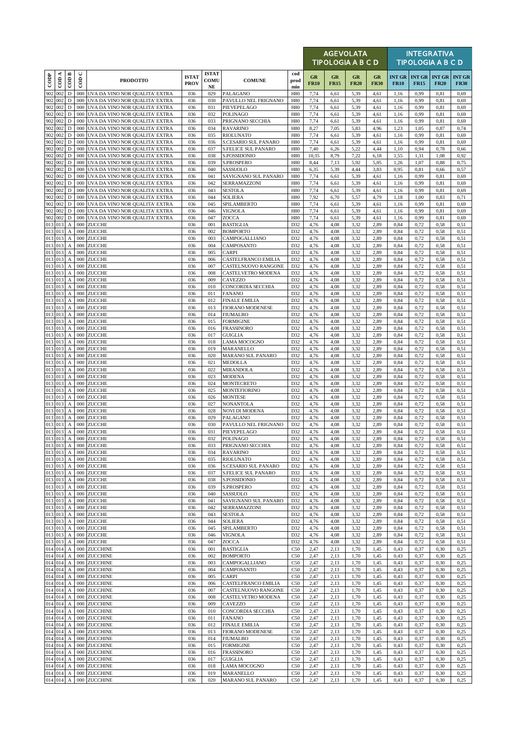| CODP | COD A | COD B | COD C | PRODOTTO | ISTAT PROV | ISTAT COMU NE | COMUNE | cod prod min | AGEVOLATA TIPOLOGIA A B C D GR FR10 | GR FR15 | GR FR20 | GR FR30 | INTEGRATIVA TIPOLOGIA A B C D INT GR FR10 | INT GR FR15 | INT GR FR20 | INT GR FR30 |
|---|---|---|---|---|---|---|---|---|---|---|---|---|---|---|---|---|
| 902 | 002 | D | 000 | UVA DA VINO NOR QUALITA' EXTRA | 036 | 029 | PALAGANO | H80 | 7,74 | 6,61 | 5,39 | 4,61 | 1,16 | 0,99 | 0,81 | 0,69 |
| 902 | 002 | D | 000 | UVA DA VINO NOR QUALITA' EXTRA | 036 | 030 | PAVULLO NEL FRIGNANO | H80 | 7,74 | 6,61 | 5,39 | 4,61 | 1,16 | 0,99 | 0,81 | 0,69 |
| 902 | 002 | D | 000 | UVA DA VINO NOR QUALITA' EXTRA | 036 | 031 | PIEVEPELAGO | H80 | 7,74 | 6,61 | 5,39 | 4,61 | 1,16 | 0,99 | 0,81 | 0,69 |
| 902 | 002 | D | 000 | UVA DA VINO NOR QUALITA' EXTRA | 036 | 032 | POLINAGO | H80 | 7,74 | 6,61 | 5,39 | 4,61 | 1,16 | 0,99 | 0,81 | 0,69 |
| 902 | 002 | D | 000 | UVA DA VINO NOR QUALITA' EXTRA | 036 | 033 | PRIGNANO SECCHIA | H80 | 7,74 | 6,61 | 5,39 | 4,61 | 1,16 | 0,99 | 0,81 | 0,69 |
| 902 | 002 | D | 000 | UVA DA VINO NOR QUALITA' EXTRA | 036 | 034 | RAVARINO | H80 | 8,27 | 7,05 | 5,83 | 4,96 | 1,23 | 1,05 | 0,87 | 0,74 |
| 902 | 002 | D | 000 | UVA DA VINO NOR QUALITA' EXTRA | 036 | 035 | RIOLUNATO | H80 | 7,74 | 6,61 | 5,39 | 4,61 | 1,16 | 0,99 | 0,81 | 0,69 |
| 902 | 002 | D | 000 | UVA DA VINO NOR QUALITA' EXTRA | 036 | 036 | S.CESARIO SUL PANARO | H80 | 7,74 | 6,61 | 5,39 | 4,61 | 1,16 | 0,99 | 0,81 | 0,69 |
| 902 | 002 | D | 000 | UVA DA VINO NOR QUALITA' EXTRA | 036 | 037 | S.FELICE SUL PANARO | H80 | 7,40 | 6,26 | 5,22 | 4,44 | 1,10 | 0,94 | 0,78 | 0,66 |
| 902 | 002 | D | 000 | UVA DA VINO NOR QUALITA' EXTRA | 036 | 038 | S.POSSIDONIO | H80 | 10,35 | 8,79 | 7,22 | 6,18 | 1,55 | 1,31 | 1,08 | 0,92 |
| 902 | 002 | D | 000 | UVA DA VINO NOR QUALITA' EXTRA | 036 | 039 | S.PROSPERO | H80 | 8,44 | 7,13 | 5,92 | 5,05 | 1,26 | 1,07 | 0,88 | 0,75 |
| 902 | 002 | D | 000 | UVA DA VINO NOR QUALITA' EXTRA | 036 | 040 | SASSUOLO | H80 | 6,35 | 5,39 | 4,44 | 3,83 | 0,95 | 0,81 | 0,66 | 0,57 |
| 902 | 002 | D | 000 | UVA DA VINO NOR QUALITA' EXTRA | 036 | 041 | SAVIGNANO SUL PANARO | H80 | 7,74 | 6,61 | 5,39 | 4,61 | 1,16 | 0,99 | 0,81 | 0,69 |
| 902 | 002 | D | 000 | UVA DA VINO NOR QUALITA' EXTRA | 036 | 042 | SERRAMAZZONI | H80 | 7,74 | 6,61 | 5,39 | 4,61 | 1,16 | 0,99 | 0,81 | 0,69 |
| 902 | 002 | D | 000 | UVA DA VINO NOR QUALITA' EXTRA | 036 | 043 | SESTOLA | H80 | 7,74 | 6,61 | 5,39 | 4,61 | 1,16 | 0,99 | 0,81 | 0,69 |
| 902 | 002 | D | 000 | UVA DA VINO NOR QUALITA' EXTRA | 036 | 044 | SOLIERA | H80 | 7,92 | 6,70 | 5,57 | 4,79 | 1,18 | 1,00 | 0,83 | 0,71 |
| 902 | 002 | D | 000 | UVA DA VINO NOR QUALITA' EXTRA | 036 | 045 | SPILAMBERTO | H80 | 7,74 | 6,61 | 5,39 | 4,61 | 1,16 | 0,99 | 0,81 | 0,69 |
| 902 | 002 | D | 000 | UVA DA VINO NOR QUALITA' EXTRA | 036 | 046 | VIGNOLA | H80 | 7,74 | 6,61 | 5,39 | 4,61 | 1,16 | 0,99 | 0,81 | 0,69 |
| 902 | 002 | D | 000 | UVA DA VINO NOR QUALITA' EXTRA | 036 | 047 | ZOCCA | H80 | 7,74 | 6,61 | 5,39 | 4,61 | 1,16 | 0,99 | 0,81 | 0,69 |
| 013 | 013 | A | 000 | ZUCCHE | 036 | 001 | BASTIGLIA | D32 | 4,76 | 4,08 | 3,32 | 2,89 | 0,84 | 0,72 | 0,58 | 0,51 |
| 013 | 013 | A | 000 | ZUCCHE | 036 | 002 | BOMPORTO | D32 | 4,76 | 4,08 | 3,32 | 2,89 | 0,84 | 0,72 | 0,58 | 0,51 |
| 013 | 013 | A | 000 | ZUCCHE | 036 | 003 | CAMPOGALLIANO | D32 | 4,76 | 4,08 | 3,32 | 2,89 | 0,84 | 0,72 | 0,58 | 0,51 |
| 013 | 013 | A | 000 | ZUCCHE | 036 | 004 | CAMPOSANTO | D32 | 4,76 | 4,08 | 3,32 | 2,89 | 0,84 | 0,72 | 0,58 | 0,51 |
| 013 | 013 | A | 000 | ZUCCHE | 036 | 005 | CARPI | D32 | 4,76 | 4,08 | 3,32 | 2,89 | 0,84 | 0,72 | 0,58 | 0,51 |
| 013 | 013 | A | 000 | ZUCCHE | 036 | 006 | CASTELFRANCO EMILIA | D32 | 4,76 | 4,08 | 3,32 | 2,89 | 0,84 | 0,72 | 0,58 | 0,51 |
| 013 | 013 | A | 000 | ZUCCHE | 036 | 007 | CASTELNUOVO RANGONE | D32 | 4,76 | 4,08 | 3,32 | 2,89 | 0,84 | 0,72 | 0,58 | 0,51 |
| 013 | 013 | A | 000 | ZUCCHE | 036 | 008 | CASTELVETRO MODENA | D32 | 4,76 | 4,08 | 3,32 | 2,89 | 0,84 | 0,72 | 0,58 | 0,51 |
| 013 | 013 | A | 000 | ZUCCHE | 036 | 009 | CAVEZZO | D32 | 4,76 | 4,08 | 3,32 | 2,89 | 0,84 | 0,72 | 0,58 | 0,51 |
| 013 | 013 | A | 000 | ZUCCHE | 036 | 010 | CONCORDIA SECCHIA | D32 | 4,76 | 4,08 | 3,32 | 2,89 | 0,84 | 0,72 | 0,58 | 0,51 |
| 013 | 013 | A | 000 | ZUCCHE | 036 | 011 | FANANO | D32 | 4,76 | 4,08 | 3,32 | 2,89 | 0,84 | 0,72 | 0,58 | 0,51 |
| 013 | 013 | A | 000 | ZUCCHE | 036 | 012 | FINALE EMILIA | D32 | 4,76 | 4,08 | 3,32 | 2,89 | 0,84 | 0,72 | 0,58 | 0,51 |
| 013 | 013 | A | 000 | ZUCCHE | 036 | 013 | FIORANO MODENESE | D32 | 4,76 | 4,08 | 3,32 | 2,89 | 0,84 | 0,72 | 0,58 | 0,51 |
| 013 | 013 | A | 000 | ZUCCHE | 036 | 014 | FIUMALBO | D32 | 4,76 | 4,08 | 3,32 | 2,89 | 0,84 | 0,72 | 0,58 | 0,51 |
| 013 | 013 | A | 000 | ZUCCHE | 036 | 015 | FORMIGINE | D32 | 4,76 | 4,08 | 3,32 | 2,89 | 0,84 | 0,72 | 0,58 | 0,51 |
| 013 | 013 | A | 000 | ZUCCHE | 036 | 016 | FRASSINORO | D32 | 4,76 | 4,08 | 3,32 | 2,89 | 0,84 | 0,72 | 0,58 | 0,51 |
| 013 | 013 | A | 000 | ZUCCHE | 036 | 017 | GUIGLIA | D32 | 4,76 | 4,08 | 3,32 | 2,89 | 0,84 | 0,72 | 0,58 | 0,51 |
| 013 | 013 | A | 000 | ZUCCHE | 036 | 018 | LAMA MOCOGNO | D32 | 4,76 | 4,08 | 3,32 | 2,89 | 0,84 | 0,72 | 0,58 | 0,51 |
| 013 | 013 | A | 000 | ZUCCHE | 036 | 019 | MARANELLO | D32 | 4,76 | 4,08 | 3,32 | 2,89 | 0,84 | 0,72 | 0,58 | 0,51 |
| 013 | 013 | A | 000 | ZUCCHE | 036 | 020 | MARANO SUL PANARO | D32 | 4,76 | 4,08 | 3,32 | 2,89 | 0,84 | 0,72 | 0,58 | 0,51 |
| 013 | 013 | A | 000 | ZUCCHE | 036 | 021 | MEDOLLA | D32 | 4,76 | 4,08 | 3,32 | 2,89 | 0,84 | 0,72 | 0,58 | 0,51 |
| 013 | 013 | A | 000 | ZUCCHE | 036 | 022 | MIRANDOLA | D32 | 4,76 | 4,08 | 3,32 | 2,89 | 0,84 | 0,72 | 0,58 | 0,51 |
| 013 | 013 | A | 000 | ZUCCHE | 036 | 023 | MODENA | D32 | 4,76 | 4,08 | 3,32 | 2,89 | 0,84 | 0,72 | 0,58 | 0,51 |
| 013 | 013 | A | 000 | ZUCCHE | 036 | 024 | MONTECRETO | D32 | 4,76 | 4,08 | 3,32 | 2,89 | 0,84 | 0,72 | 0,58 | 0,51 |
| 013 | 013 | A | 000 | ZUCCHE | 036 | 025 | MONTEFIORINO | D32 | 4,76 | 4,08 | 3,32 | 2,89 | 0,84 | 0,72 | 0,58 | 0,51 |
| 013 | 013 | A | 000 | ZUCCHE | 036 | 026 | MONTESE | D32 | 4,76 | 4,08 | 3,32 | 2,89 | 0,84 | 0,72 | 0,58 | 0,51 |
| 013 | 013 | A | 000 | ZUCCHE | 036 | 027 | NONANTOLA | D32 | 4,76 | 4,08 | 3,32 | 2,89 | 0,84 | 0,72 | 0,58 | 0,51 |
| 013 | 013 | A | 000 | ZUCCHE | 036 | 028 | NOVI DI MODENA | D32 | 4,76 | 4,08 | 3,32 | 2,89 | 0,84 | 0,72 | 0,58 | 0,51 |
| 013 | 013 | A | 000 | ZUCCHE | 036 | 029 | PALAGANO | D32 | 4,76 | 4,08 | 3,32 | 2,89 | 0,84 | 0,72 | 0,58 | 0,51 |
| 013 | 013 | A | 000 | ZUCCHE | 036 | 030 | PAVULLO NEL FRIGNANO | D32 | 4,76 | 4,08 | 3,32 | 2,89 | 0,84 | 0,72 | 0,58 | 0,51 |
| 013 | 013 | A | 000 | ZUCCHE | 036 | 031 | PIEVEPELAGO | D32 | 4,76 | 4,08 | 3,32 | 2,89 | 0,84 | 0,72 | 0,58 | 0,51 |
| 013 | 013 | A | 000 | ZUCCHE | 036 | 032 | POLINAGO | D32 | 4,76 | 4,08 | 3,32 | 2,89 | 0,84 | 0,72 | 0,58 | 0,51 |
| 013 | 013 | A | 000 | ZUCCHE | 036 | 033 | PRIGNANO SECCHIA | D32 | 4,76 | 4,08 | 3,32 | 2,89 | 0,84 | 0,72 | 0,58 | 0,51 |
| 013 | 013 | A | 000 | ZUCCHE | 036 | 034 | RAVARINO | D32 | 4,76 | 4,08 | 3,32 | 2,89 | 0,84 | 0,72 | 0,58 | 0,51 |
| 013 | 013 | A | 000 | ZUCCHE | 036 | 035 | RIOLUNATO | D32 | 4,76 | 4,08 | 3,32 | 2,89 | 0,84 | 0,72 | 0,58 | 0,51 |
| 013 | 013 | A | 000 | ZUCCHE | 036 | 036 | S.CESARIO SUL PANARO | D32 | 4,76 | 4,08 | 3,32 | 2,89 | 0,84 | 0,72 | 0,58 | 0,51 |
| 013 | 013 | A | 000 | ZUCCHE | 036 | 037 | S.FELICE SUL PANARO | D32 | 4,76 | 4,08 | 3,32 | 2,89 | 0,84 | 0,72 | 0,58 | 0,51 |
| 013 | 013 | A | 000 | ZUCCHE | 036 | 038 | S.POSSIDONIO | D32 | 4,76 | 4,08 | 3,32 | 2,89 | 0,84 | 0,72 | 0,58 | 0,51 |
| 013 | 013 | A | 000 | ZUCCHE | 036 | 039 | S.PROSPERO | D32 | 4,76 | 4,08 | 3,32 | 2,89 | 0,84 | 0,72 | 0,58 | 0,51 |
| 013 | 013 | A | 000 | ZUCCHE | 036 | 040 | SASSUOLO | D32 | 4,76 | 4,08 | 3,32 | 2,89 | 0,84 | 0,72 | 0,58 | 0,51 |
| 013 | 013 | A | 000 | ZUCCHE | 036 | 041 | SAVIGNANO SUL PANARO | D32 | 4,76 | 4,08 | 3,32 | 2,89 | 0,84 | 0,72 | 0,58 | 0,51 |
| 013 | 013 | A | 000 | ZUCCHE | 036 | 042 | SERRAMAZZONI | D32 | 4,76 | 4,08 | 3,32 | 2,89 | 0,84 | 0,72 | 0,58 | 0,51 |
| 013 | 013 | A | 000 | ZUCCHE | 036 | 043 | SESTOLA | D32 | 4,76 | 4,08 | 3,32 | 2,89 | 0,84 | 0,72 | 0,58 | 0,51 |
| 013 | 013 | A | 000 | ZUCCHE | 036 | 044 | SOLIERA | D32 | 4,76 | 4,08 | 3,32 | 2,89 | 0,84 | 0,72 | 0,58 | 0,51 |
| 013 | 013 | A | 000 | ZUCCHE | 036 | 045 | SPILAMBERTO | D32 | 4,76 | 4,08 | 3,32 | 2,89 | 0,84 | 0,72 | 0,58 | 0,51 |
| 013 | 013 | A | 000 | ZUCCHE | 036 | 046 | VIGNOLA | D32 | 4,76 | 4,08 | 3,32 | 2,89 | 0,84 | 0,72 | 0,58 | 0,51 |
| 013 | 013 | A | 000 | ZUCCHE | 036 | 047 | ZOCCA | D32 | 4,76 | 4,08 | 3,32 | 2,89 | 0,84 | 0,72 | 0,58 | 0,51 |
| 014 | 014 | A | 000 | ZUCCHINE | 036 | 001 | BASTIGLIA | C50 | 2,47 | 2,13 | 1,70 | 1,45 | 0,43 | 0,37 | 0,30 | 0,25 |
| 014 | 014 | A | 000 | ZUCCHINE | 036 | 002 | BOMPORTO | C50 | 2,47 | 2,13 | 1,70 | 1,45 | 0,43 | 0,37 | 0,30 | 0,25 |
| 014 | 014 | A | 000 | ZUCCHINE | 036 | 003 | CAMPOGALLIANO | C50 | 2,47 | 2,13 | 1,70 | 1,45 | 0,43 | 0,37 | 0,30 | 0,25 |
| 014 | 014 | A | 000 | ZUCCHINE | 036 | 004 | CAMPOSANTO | C50 | 2,47 | 2,13 | 1,70 | 1,45 | 0,43 | 0,37 | 0,30 | 0,25 |
| 014 | 014 | A | 000 | ZUCCHINE | 036 | 005 | CARPI | C50 | 2,47 | 2,13 | 1,70 | 1,45 | 0,43 | 0,37 | 0,30 | 0,25 |
| 014 | 014 | A | 000 | ZUCCHINE | 036 | 006 | CASTELFRANCO EMILIA | C50 | 2,47 | 2,13 | 1,70 | 1,45 | 0,43 | 0,37 | 0,30 | 0,25 |
| 014 | 014 | A | 000 | ZUCCHINE | 036 | 007 | CASTELNUOVO RANGONE | C50 | 2,47 | 2,13 | 1,70 | 1,45 | 0,43 | 0,37 | 0,30 | 0,25 |
| 014 | 014 | A | 000 | ZUCCHINE | 036 | 008 | CASTELVETRO MODENA | C50 | 2,47 | 2,13 | 1,70 | 1,45 | 0,43 | 0,37 | 0,30 | 0,25 |
| 014 | 014 | A | 000 | ZUCCHINE | 036 | 009 | CAVEZZO | C50 | 2,47 | 2,13 | 1,70 | 1,45 | 0,43 | 0,37 | 0,30 | 0,25 |
| 014 | 014 | A | 000 | ZUCCHINE | 036 | 010 | CONCORDIA SECCHIA | C50 | 2,47 | 2,13 | 1,70 | 1,45 | 0,43 | 0,37 | 0,30 | 0,25 |
| 014 | 014 | A | 000 | ZUCCHINE | 036 | 011 | FANANO | C50 | 2,47 | 2,13 | 1,70 | 1,45 | 0,43 | 0,37 | 0,30 | 0,25 |
| 014 | 014 | A | 000 | ZUCCHINE | 036 | 012 | FINALE EMILIA | C50 | 2,47 | 2,13 | 1,70 | 1,45 | 0,43 | 0,37 | 0,30 | 0,25 |
| 014 | 014 | A | 000 | ZUCCHINE | 036 | 013 | FIORANO MODENESE | C50 | 2,47 | 2,13 | 1,70 | 1,45 | 0,43 | 0,37 | 0,30 | 0,25 |
| 014 | 014 | A | 000 | ZUCCHINE | 036 | 014 | FIUMALBO | C50 | 2,47 | 2,13 | 1,70 | 1,45 | 0,43 | 0,37 | 0,30 | 0,25 |
| 014 | 014 | A | 000 | ZUCCHINE | 036 | 015 | FORMIGINE | C50 | 2,47 | 2,13 | 1,70 | 1,45 | 0,43 | 0,37 | 0,30 | 0,25 |
| 014 | 014 | A | 000 | ZUCCHINE | 036 | 016 | FRASSINORO | C50 | 2,47 | 2,13 | 1,70 | 1,45 | 0,43 | 0,37 | 0,30 | 0,25 |
| 014 | 014 | A | 000 | ZUCCHINE | 036 | 017 | GUIGLIA | C50 | 2,47 | 2,13 | 1,70 | 1,45 | 0,43 | 0,37 | 0,30 | 0,25 |
| 014 | 014 | A | 000 | ZUCCHINE | 036 | 018 | LAMA MOCOGNO | C50 | 2,47 | 2,13 | 1,70 | 1,45 | 0,43 | 0,37 | 0,30 | 0,25 |
| 014 | 014 | A | 000 | ZUCCHINE | 036 | 019 | MARANELLO | C50 | 2,47 | 2,13 | 1,70 | 1,45 | 0,43 | 0,37 | 0,30 | 0,25 |
| 014 | 014 | A | 000 | ZUCCHINE | 036 | 020 | MARANO SUL PANARO | C50 | 2,47 | 2,13 | 1,70 | 1,45 | 0,43 | 0,37 | 0,30 | 0,25 |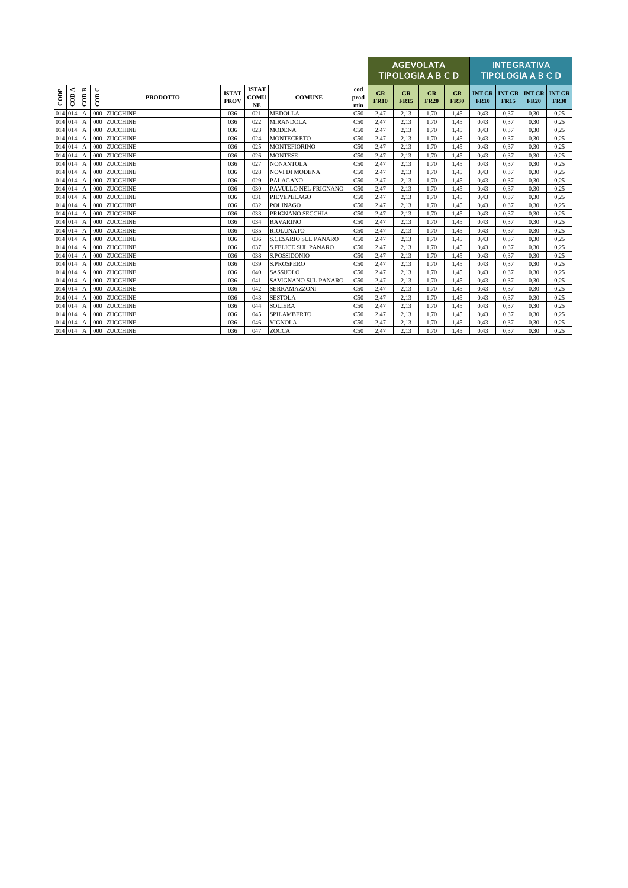| CODP | COD A | COD B | COD C | PRODOTTO | ISTAT PROV | ISTAT COMUNE | COMUNE | cod prod min | AGEVOLATA TIPOLOGIA A B C D | | | | INTEGRATIVA TIPOLOGIA A B C D | | | |
|---|---|---|---|---|---|---|---|---|---|---|---|---|---|---|---|---|
| | | | | | | | | | GR FR10 | GR FR15 | GR FR20 | GR FR30 | INT GR FR10 | INT GR FR15 | INT GR FR20 | INT GR FR30 |
| 014 | 014 | A | 000 | ZUCCHINE | 036 | 021 | MEDOLLA | C50 | 2,47 | 2,13 | 1,70 | 1,45 | 0,43 | 0,37 | 0,30 | 0,25 |
| 014 | 014 | A | 000 | ZUCCHINE | 036 | 022 | MIRANDOLA | C50 | 2,47 | 2,13 | 1,70 | 1,45 | 0,43 | 0,37 | 0,30 | 0,25 |
| 014 | 014 | A | 000 | ZUCCHINE | 036 | 023 | MODENA | C50 | 2,47 | 2,13 | 1,70 | 1,45 | 0,43 | 0,37 | 0,30 | 0,25 |
| 014 | 014 | A | 000 | ZUCCHINE | 036 | 024 | MONTECRETO | C50 | 2,47 | 2,13 | 1,70 | 1,45 | 0,43 | 0,37 | 0,30 | 0,25 |
| 014 | 014 | A | 000 | ZUCCHINE | 036 | 025 | MONTEFIORINO | C50 | 2,47 | 2,13 | 1,70 | 1,45 | 0,43 | 0,37 | 0,30 | 0,25 |
| 014 | 014 | A | 000 | ZUCCHINE | 036 | 026 | MONTESE | C50 | 2,47 | 2,13 | 1,70 | 1,45 | 0,43 | 0,37 | 0,30 | 0,25 |
| 014 | 014 | A | 000 | ZUCCHINE | 036 | 027 | NONANTOLA | C50 | 2,47 | 2,13 | 1,70 | 1,45 | 0,43 | 0,37 | 0,30 | 0,25 |
| 014 | 014 | A | 000 | ZUCCHINE | 036 | 028 | NOVI DI MODENA | C50 | 2,47 | 2,13 | 1,70 | 1,45 | 0,43 | 0,37 | 0,30 | 0,25 |
| 014 | 014 | A | 000 | ZUCCHINE | 036 | 029 | PALAGANO | C50 | 2,47 | 2,13 | 1,70 | 1,45 | 0,43 | 0,37 | 0,30 | 0,25 |
| 014 | 014 | A | 000 | ZUCCHINE | 036 | 030 | PAVULLO NEL FRIGNANO | C50 | 2,47 | 2,13 | 1,70 | 1,45 | 0,43 | 0,37 | 0,30 | 0,25 |
| 014 | 014 | A | 000 | ZUCCHINE | 036 | 031 | PIEVEPELAGO | C50 | 2,47 | 2,13 | 1,70 | 1,45 | 0,43 | 0,37 | 0,30 | 0,25 |
| 014 | 014 | A | 000 | ZUCCHINE | 036 | 032 | POLINAGO | C50 | 2,47 | 2,13 | 1,70 | 1,45 | 0,43 | 0,37 | 0,30 | 0,25 |
| 014 | 014 | A | 000 | ZUCCHINE | 036 | 033 | PRIGNANO SECCHIA | C50 | 2,47 | 2,13 | 1,70 | 1,45 | 0,43 | 0,37 | 0,30 | 0,25 |
| 014 | 014 | A | 000 | ZUCCHINE | 036 | 034 | RAVARINO | C50 | 2,47 | 2,13 | 1,70 | 1,45 | 0,43 | 0,37 | 0,30 | 0,25 |
| 014 | 014 | A | 000 | ZUCCHINE | 036 | 035 | RIOLUNATO | C50 | 2,47 | 2,13 | 1,70 | 1,45 | 0,43 | 0,37 | 0,30 | 0,25 |
| 014 | 014 | A | 000 | ZUCCHINE | 036 | 036 | S.CESARIO SUL PANARO | C50 | 2,47 | 2,13 | 1,70 | 1,45 | 0,43 | 0,37 | 0,30 | 0,25 |
| 014 | 014 | A | 000 | ZUCCHINE | 036 | 037 | S.FELICE SUL PANARO | C50 | 2,47 | 2,13 | 1,70 | 1,45 | 0,43 | 0,37 | 0,30 | 0,25 |
| 014 | 014 | A | 000 | ZUCCHINE | 036 | 038 | S.POSSIDONIO | C50 | 2,47 | 2,13 | 1,70 | 1,45 | 0,43 | 0,37 | 0,30 | 0,25 |
| 014 | 014 | A | 000 | ZUCCHINE | 036 | 039 | S.PROSPERO | C50 | 2,47 | 2,13 | 1,70 | 1,45 | 0,43 | 0,37 | 0,30 | 0,25 |
| 014 | 014 | A | 000 | ZUCCHINE | 036 | 040 | SASSUOLO | C50 | 2,47 | 2,13 | 1,70 | 1,45 | 0,43 | 0,37 | 0,30 | 0,25 |
| 014 | 014 | A | 000 | ZUCCHINE | 036 | 041 | SAVIGNANO SUL PANARO | C50 | 2,47 | 2,13 | 1,70 | 1,45 | 0,43 | 0,37 | 0,30 | 0,25 |
| 014 | 014 | A | 000 | ZUCCHINE | 036 | 042 | SERRAMAZZONI | C50 | 2,47 | 2,13 | 1,70 | 1,45 | 0,43 | 0,37 | 0,30 | 0,25 |
| 014 | 014 | A | 000 | ZUCCHINE | 036 | 043 | SESTOLA | C50 | 2,47 | 2,13 | 1,70 | 1,45 | 0,43 | 0,37 | 0,30 | 0,25 |
| 014 | 014 | A | 000 | ZUCCHINE | 036 | 044 | SOLIERA | C50 | 2,47 | 2,13 | 1,70 | 1,45 | 0,43 | 0,37 | 0,30 | 0,25 |
| 014 | 014 | A | 000 | ZUCCHINE | 036 | 045 | SPILAMBERTO | C50 | 2,47 | 2,13 | 1,70 | 1,45 | 0,43 | 0,37 | 0,30 | 0,25 |
| 014 | 014 | A | 000 | ZUCCHINE | 036 | 046 | VIGNOLA | C50 | 2,47 | 2,13 | 1,70 | 1,45 | 0,43 | 0,37 | 0,30 | 0,25 |
| 014 | 014 | A | 000 | ZUCCHINE | 036 | 047 | ZOCCA | C50 | 2,47 | 2,13 | 1,70 | 1,45 | 0,43 | 0,37 | 0,30 | 0,25 |